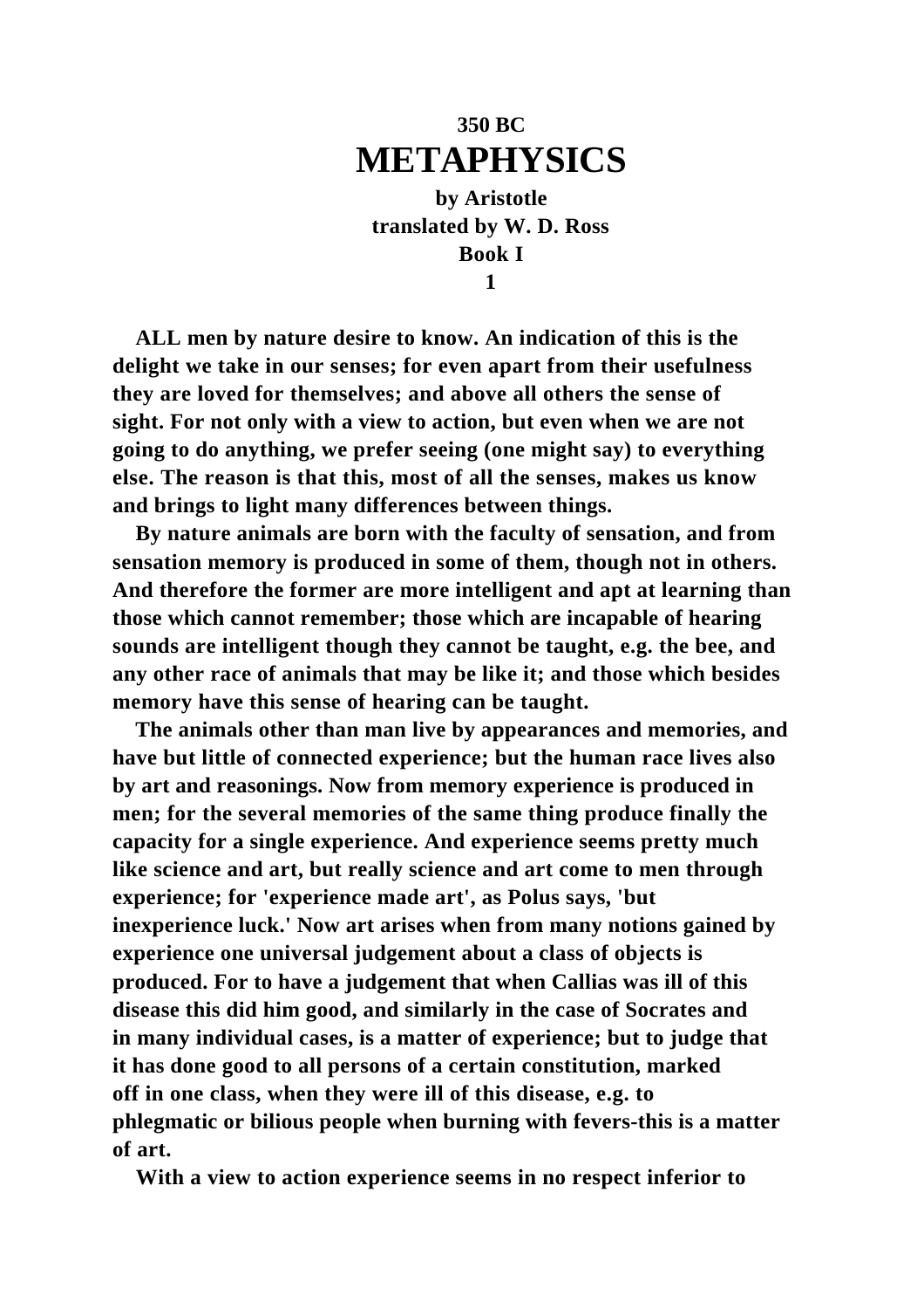**350 BC**

# METAPHYSICS

**by Aristotle**
**translated by W. D. Ross**

## Book I

### 1

ALL men by nature desire to know. An indication of this is the delight we take in our senses; for even apart from their usefulness they are loved for themselves; and above all others the sense of sight. For not only with a view to action, but even when we are not going to do anything, we prefer seeing (one might say) to everything else. The reason is that this, most of all the senses, makes us know and brings to light many differences between things.

By nature animals are born with the faculty of sensation, and from sensation memory is produced in some of them, though not in others. And therefore the former are more intelligent and apt at learning than those which cannot remember; those which are incapable of hearing sounds are intelligent though they cannot be taught, e.g. the bee, and any other race of animals that may be like it; and those which besides memory have this sense of hearing can be taught.

The animals other than man live by appearances and memories, and have but little of connected experience; but the human race lives also by art and reasonings. Now from memory experience is produced in men; for the several memories of the same thing produce finally the capacity for a single experience. And experience seems pretty much like science and art, but really science and art come to men through experience; for 'experience made art', as Polus says, 'but inexperience luck.' Now art arises when from many notions gained by experience one universal judgement about a class of objects is produced. For to have a judgement that when Callias was ill of this disease this did him good, and similarly in the case of Socrates and in many individual cases, is a matter of experience; but to judge that it has done good to all persons of a certain constitution, marked off in one class, when they were ill of this disease, e.g. to phlegmatic or bilious people when burning with fevers-this is a matter of art.

With a view to action experience seems in no respect inferior to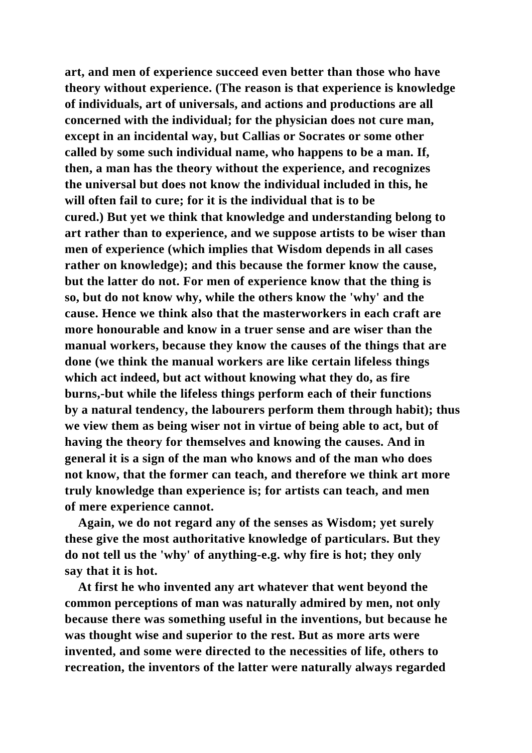art, and men of experience succeed even better than those who have theory without experience. (The reason is that experience is knowledge of individuals, art of universals, and actions and productions are all concerned with the individual; for the physician does not cure man, except in an incidental way, but Callias or Socrates or some other called by some such individual name, who happens to be a man. If, then, a man has the theory without the experience, and recognizes the universal but does not know the individual included in this, he will often fail to cure; for it is the individual that is to be cured.) But yet we think that knowledge and understanding belong to art rather than to experience, and we suppose artists to be wiser than men of experience (which implies that Wisdom depends in all cases rather on knowledge); and this because the former know the cause, but the latter do not. For men of experience know that the thing is so, but do not know why, while the others know the 'why' and the cause. Hence we think also that the masterworkers in each craft are more honourable and know in a truer sense and are wiser than the manual workers, because they know the causes of the things that are done (we think the manual workers are like certain lifeless things which act indeed, but act without knowing what they do, as fire burns,-but while the lifeless things perform each of their functions by a natural tendency, the labourers perform them through habit); thus we view them as being wiser not in virtue of being able to act, but of having the theory for themselves and knowing the causes. And in general it is a sign of the man who knows and of the man who does not know, that the former can teach, and therefore we think art more truly knowledge than experience is; for artists can teach, and men of mere experience cannot.

Again, we do not regard any of the senses as Wisdom; yet surely these give the most authoritative knowledge of particulars. But they do not tell us the 'why' of anything-e.g. why fire is hot; they only say that it is hot.

At first he who invented any art whatever that went beyond the common perceptions of man was naturally admired by men, not only because there was something useful in the inventions, but because he was thought wise and superior to the rest. But as more arts were invented, and some were directed to the necessities of life, others to recreation, the inventors of the latter were naturally always regarded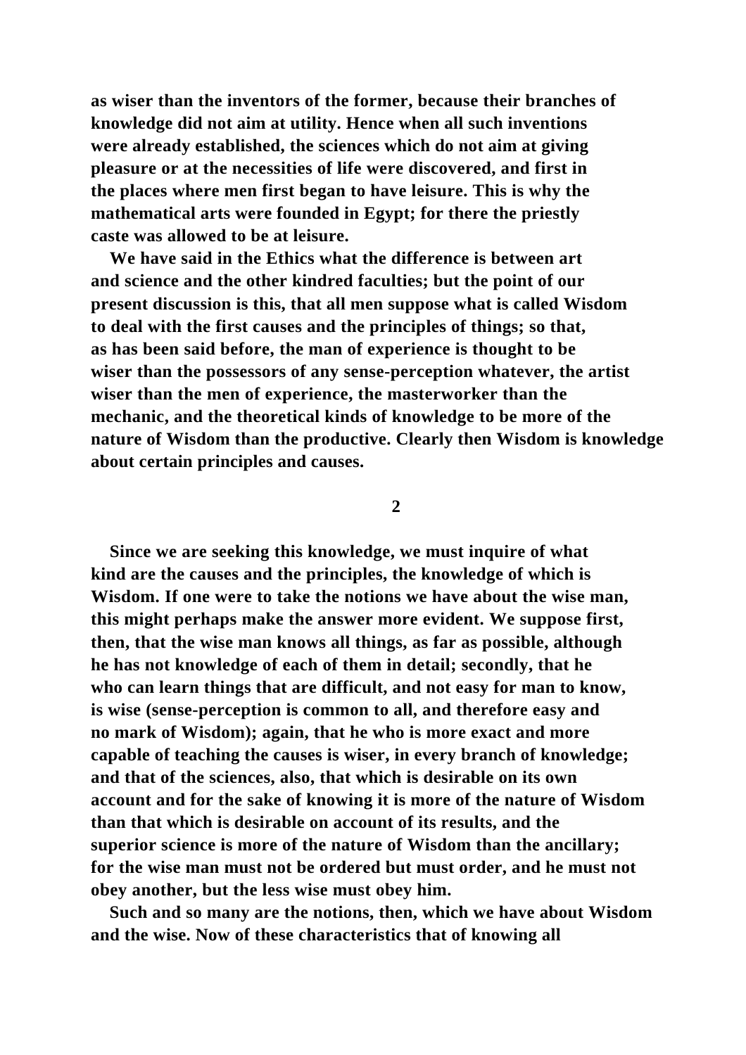as wiser than the inventors of the former, because their branches of knowledge did not aim at utility. Hence when all such inventions were already established, the sciences which do not aim at giving pleasure or at the necessities of life were discovered, and first in the places where men first began to have leisure. This is why the mathematical arts were founded in Egypt; for there the priestly caste was allowed to be at leisure.

We have said in the Ethics what the difference is between art and science and the other kindred faculties; but the point of our present discussion is this, that all men suppose what is called Wisdom to deal with the first causes and the principles of things; so that, as has been said before, the man of experience is thought to be wiser than the possessors of any sense-perception whatever, the artist wiser than the men of experience, the masterworker than the mechanic, and the theoretical kinds of knowledge to be more of the nature of Wisdom than the productive. Clearly then Wisdom is knowledge about certain principles and causes.

## 2

Since we are seeking this knowledge, we must inquire of what kind are the causes and the principles, the knowledge of which is Wisdom. If one were to take the notions we have about the wise man, this might perhaps make the answer more evident. We suppose first, then, that the wise man knows all things, as far as possible, although he has not knowledge of each of them in detail; secondly, that he who can learn things that are difficult, and not easy for man to know, is wise (sense-perception is common to all, and therefore easy and no mark of Wisdom); again, that he who is more exact and more capable of teaching the causes is wiser, in every branch of knowledge; and that of the sciences, also, that which is desirable on its own account and for the sake of knowing it is more of the nature of Wisdom than that which is desirable on account of its results, and the superior science is more of the nature of Wisdom than the ancillary; for the wise man must not be ordered but must order, and he must not obey another, but the less wise must obey him.

Such and so many are the notions, then, which we have about Wisdom and the wise. Now of these characteristics that of knowing all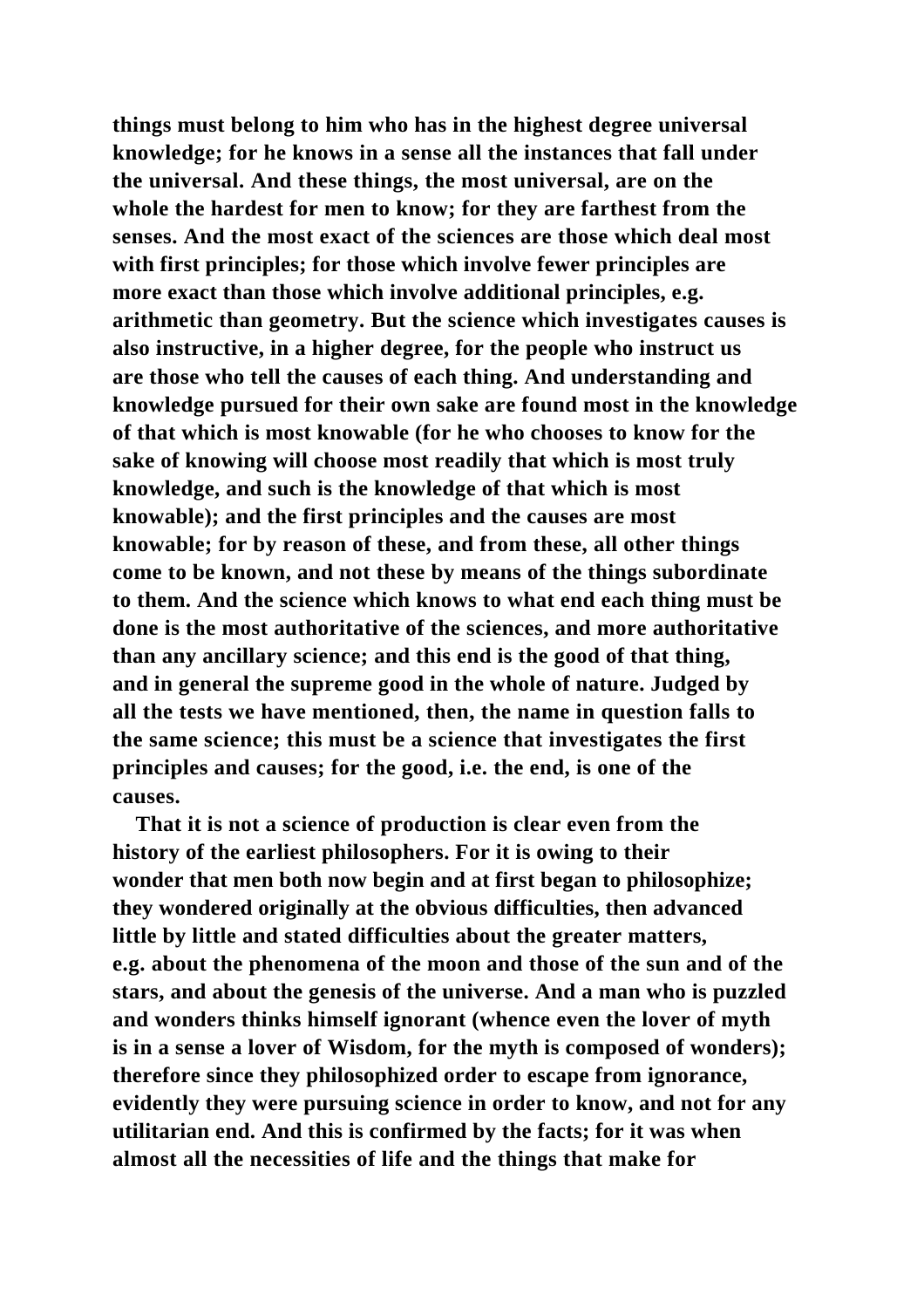things must belong to him who has in the highest degree universal knowledge; for he knows in a sense all the instances that fall under the universal. And these things, the most universal, are on the whole the hardest for men to know; for they are farthest from the senses. And the most exact of the sciences are those which deal most with first principles; for those which involve fewer principles are more exact than those which involve additional principles, e.g. arithmetic than geometry. But the science which investigates causes is also instructive, in a higher degree, for the people who instruct us are those who tell the causes of each thing. And understanding and knowledge pursued for their own sake are found most in the knowledge of that which is most knowable (for he who chooses to know for the sake of knowing will choose most readily that which is most truly knowledge, and such is the knowledge of that which is most knowable); and the first principles and the causes are most knowable; for by reason of these, and from these, all other things come to be known, and not these by means of the things subordinate to them. And the science which knows to what end each thing must be done is the most authoritative of the sciences, and more authoritative than any ancillary science; and this end is the good of that thing, and in general the supreme good in the whole of nature. Judged by all the tests we have mentioned, then, the name in question falls to the same science; this must be a science that investigates the first principles and causes; for the good, i.e. the end, is one of the causes.

That it is not a science of production is clear even from the history of the earliest philosophers. For it is owing to their wonder that men both now begin and at first began to philosophize; they wondered originally at the obvious difficulties, then advanced little by little and stated difficulties about the greater matters, e.g. about the phenomena of the moon and those of the sun and of the stars, and about the genesis of the universe. And a man who is puzzled and wonders thinks himself ignorant (whence even the lover of myth is in a sense a lover of Wisdom, for the myth is composed of wonders); therefore since they philosophized order to escape from ignorance, evidently they were pursuing science in order to know, and not for any utilitarian end. And this is confirmed by the facts; for it was when almost all the necessities of life and the things that make for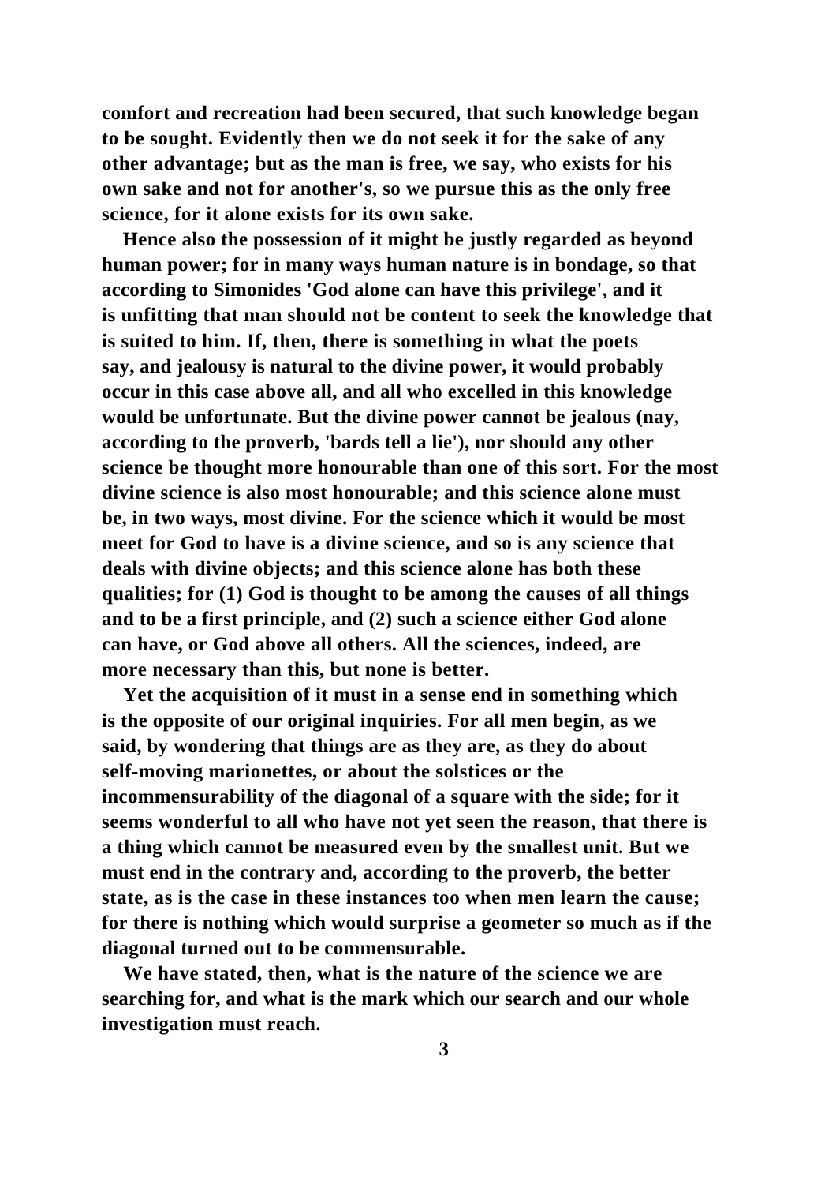comfort and recreation had been secured, that such knowledge began to be sought. Evidently then we do not seek it for the sake of any other advantage; but as the man is free, we say, who exists for his own sake and not for another's, so we pursue this as the only free science, for it alone exists for its own sake.

Hence also the possession of it might be justly regarded as beyond human power; for in many ways human nature is in bondage, so that according to Simonides 'God alone can have this privilege', and it is unfitting that man should not be content to seek the knowledge that is suited to him. If, then, there is something in what the poets say, and jealousy is natural to the divine power, it would probably occur in this case above all, and all who excelled in this knowledge would be unfortunate. But the divine power cannot be jealous (nay, according to the proverb, 'bards tell a lie'), nor should any other science be thought more honourable than one of this sort. For the most divine science is also most honourable; and this science alone must be, in two ways, most divine. For the science which it would be most meet for God to have is a divine science, and so is any science that deals with divine objects; and this science alone has both these qualities; for (1) God is thought to be among the causes of all things and to be a first principle, and (2) such a science either God alone can have, or God above all others. All the sciences, indeed, are more necessary than this, but none is better.

Yet the acquisition of it must in a sense end in something which is the opposite of our original inquiries. For all men begin, as we said, by wondering that things are as they are, as they do about self-moving marionettes, or about the solstices or the incommensurability of the diagonal of a square with the side; for it seems wonderful to all who have not yet seen the reason, that there is a thing which cannot be measured even by the smallest unit. But we must end in the contrary and, according to the proverb, the better state, as is the case in these instances too when men learn the cause; for there is nothing which would surprise a geometer so much as if the diagonal turned out to be commensurable.

We have stated, then, what is the nature of the science we are searching for, and what is the mark which our search and our whole investigation must reach.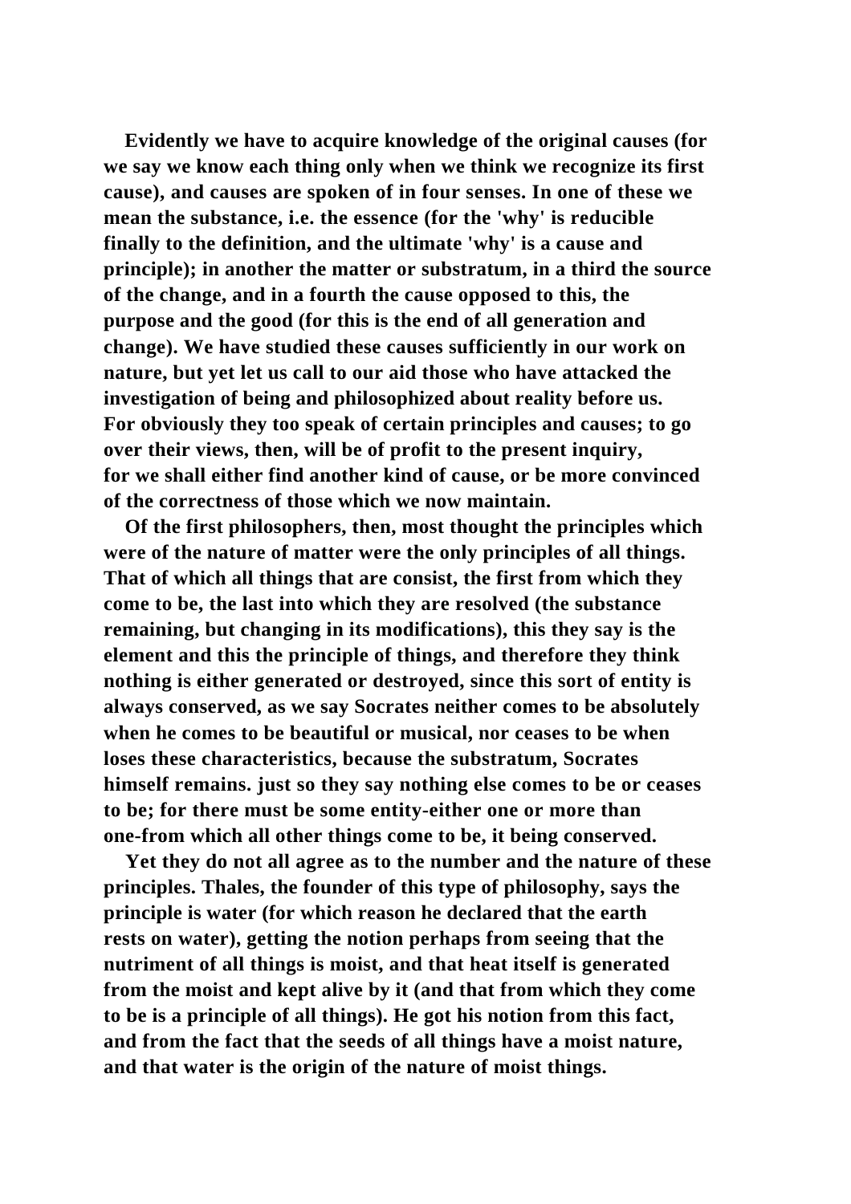Evidently we have to acquire knowledge of the original causes (for we say we know each thing only when we think we recognize its first cause), and causes are spoken of in four senses. In one of these we mean the substance, i.e. the essence (for the 'why' is reducible finally to the definition, and the ultimate 'why' is a cause and principle); in another the matter or substratum, in a third the source of the change, and in a fourth the cause opposed to this, the purpose and the good (for this is the end of all generation and change). We have studied these causes sufficiently in our work on nature, but yet let us call to our aid those who have attacked the investigation of being and philosophized about reality before us. For obviously they too speak of certain principles and causes; to go over their views, then, will be of profit to the present inquiry, for we shall either find another kind of cause, or be more convinced of the correctness of those which we now maintain.

Of the first philosophers, then, most thought the principles which were of the nature of matter were the only principles of all things. That of which all things that are consist, the first from which they come to be, the last into which they are resolved (the substance remaining, but changing in its modifications), this they say is the element and this the principle of things, and therefore they think nothing is either generated or destroyed, since this sort of entity is always conserved, as we say Socrates neither comes to be absolutely when he comes to be beautiful or musical, nor ceases to be when loses these characteristics, because the substratum, Socrates himself remains. just so they say nothing else comes to be or ceases to be; for there must be some entity-either one or more than one-from which all other things come to be, it being conserved.

Yet they do not all agree as to the number and the nature of these principles. Thales, the founder of this type of philosophy, says the principle is water (for which reason he declared that the earth rests on water), getting the notion perhaps from seeing that the nutriment of all things is moist, and that heat itself is generated from the moist and kept alive by it (and that from which they come to be is a principle of all things). He got his notion from this fact, and from the fact that the seeds of all things have a moist nature, and that water is the origin of the nature of moist things.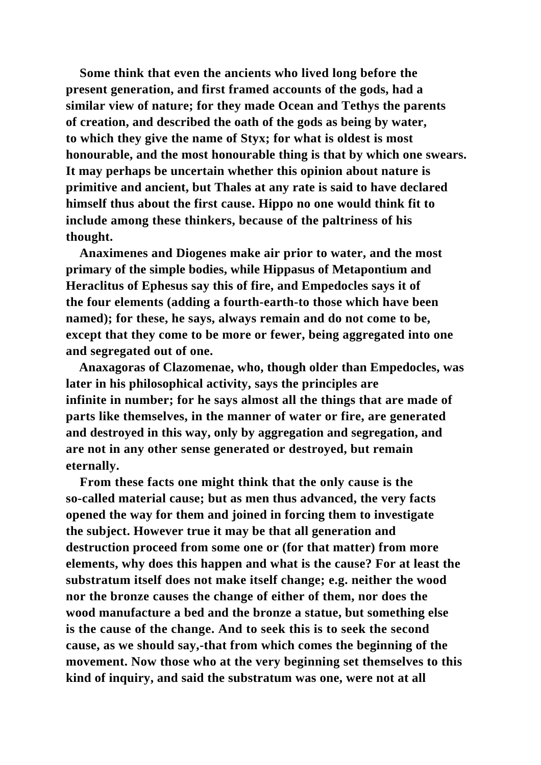Some think that even the ancients who lived long before the present generation, and first framed accounts of the gods, had a similar view of nature; for they made Ocean and Tethys the parents of creation, and described the oath of the gods as being by water, to which they give the name of Styx; for what is oldest is most honourable, and the most honourable thing is that by which one swears. It may perhaps be uncertain whether this opinion about nature is primitive and ancient, but Thales at any rate is said to have declared himself thus about the first cause. Hippo no one would think fit to include among these thinkers, because of the paltriness of his thought.

Anaximenes and Diogenes make air prior to water, and the most primary of the simple bodies, while Hippasus of Metapontium and Heraclitus of Ephesus say this of fire, and Empedocles says it of the four elements (adding a fourth-earth-to those which have been named); for these, he says, always remain and do not come to be, except that they come to be more or fewer, being aggregated into one and segregated out of one.

Anaxagoras of Clazomenae, who, though older than Empedocles, was later in his philosophical activity, says the principles are infinite in number; for he says almost all the things that are made of parts like themselves, in the manner of water or fire, are generated and destroyed in this way, only by aggregation and segregation, and are not in any other sense generated or destroyed, but remain eternally.

From these facts one might think that the only cause is the so-called material cause; but as men thus advanced, the very facts opened the way for them and joined in forcing them to investigate the subject. However true it may be that all generation and destruction proceed from some one or (for that matter) from more elements, why does this happen and what is the cause? For at least the substratum itself does not make itself change; e.g. neither the wood nor the bronze causes the change of either of them, nor does the wood manufacture a bed and the bronze a statue, but something else is the cause of the change. And to seek this is to seek the second cause, as we should say,-that from which comes the beginning of the movement. Now those who at the very beginning set themselves to this kind of inquiry, and said the substratum was one, were not at all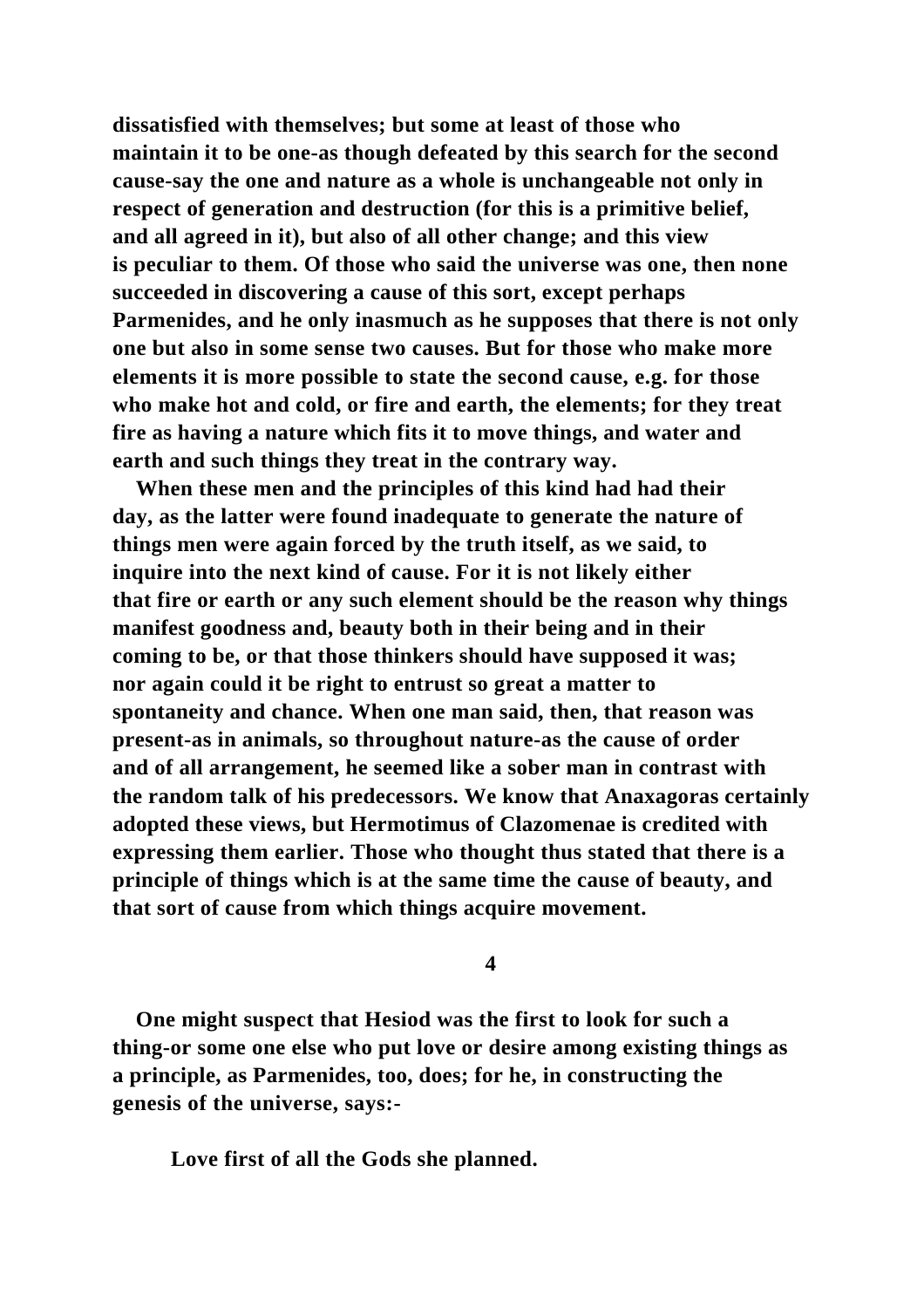dissatisfied with themselves; but some at least of those who maintain it to be one-as though defeated by this search for the second cause-say the one and nature as a whole is unchangeable not only in respect of generation and destruction (for this is a primitive belief, and all agreed in it), but also of all other change; and this view is peculiar to them. Of those who said the universe was one, then none succeeded in discovering a cause of this sort, except perhaps Parmenides, and he only inasmuch as he supposes that there is not only one but also in some sense two causes. But for those who make more elements it is more possible to state the second cause, e.g. for those who make hot and cold, or fire and earth, the elements; for they treat fire as having a nature which fits it to move things, and water and earth and such things they treat in the contrary way.

When these men and the principles of this kind had had their day, as the latter were found inadequate to generate the nature of things men were again forced by the truth itself, as we said, to inquire into the next kind of cause. For it is not likely either that fire or earth or any such element should be the reason why things manifest goodness and, beauty both in their being and in their coming to be, or that those thinkers should have supposed it was; nor again could it be right to entrust so great a matter to spontaneity and chance. When one man said, then, that reason was present-as in animals, so throughout nature-as the cause of order and of all arrangement, he seemed like a sober man in contrast with the random talk of his predecessors. We know that Anaxagoras certainly adopted these views, but Hermotimus of Clazomenae is credited with expressing them earlier. Those who thought thus stated that there is a principle of things which is at the same time the cause of beauty, and that sort of cause from which things acquire movement.

## 4

One might suspect that Hesiod was the first to look for such a thing-or some one else who put love or desire among existing things as a principle, as Parmenides, too, does; for he, in constructing the genesis of the universe, says:-

> Love first of all the Gods she planned.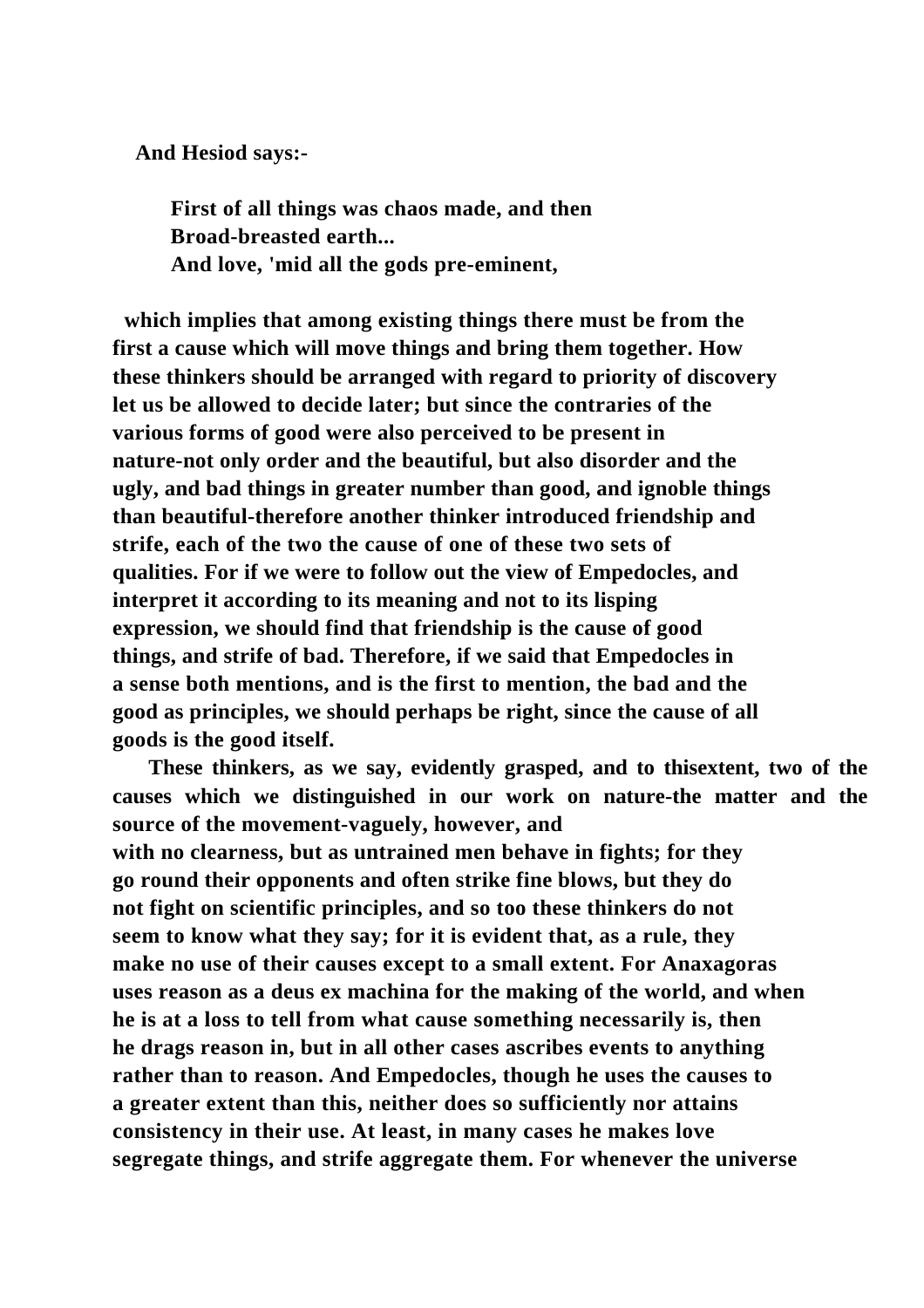And Hesiod says:-

> First of all things was chaos made, and then
> Broad-breasted earth...
> And love, 'mid all the gods pre-eminent,

which implies that among existing things there must be from the first a cause which will move things and bring them together. How these thinkers should be arranged with regard to priority of discovery let us be allowed to decide later; but since the contraries of the various forms of good were also perceived to be present in nature-not only order and the beautiful, but also disorder and the ugly, and bad things in greater number than good, and ignoble things than beautiful-therefore another thinker introduced friendship and strife, each of the two the cause of one of these two sets of qualities. For if we were to follow out the view of Empedocles, and interpret it according to its meaning and not to its lisping expression, we should find that friendship is the cause of good things, and strife of bad. Therefore, if we said that Empedocles in a sense both mentions, and is the first to mention, the bad and the good as principles, we should perhaps be right, since the cause of all goods is the good itself.

These thinkers, as we say, evidently grasped, and to thisextent, two of the causes which we distinguished in our work on nature-the matter and the source of the movement-vaguely, however, and with no clearness, but as untrained men behave in fights; for they go round their opponents and often strike fine blows, but they do not fight on scientific principles, and so too these thinkers do not seem to know what they say; for it is evident that, as a rule, they make no use of their causes except to a small extent. For Anaxagoras uses reason as a deus ex machina for the making of the world, and when he is at a loss to tell from what cause something necessarily is, then he drags reason in, but in all other cases ascribes events to anything rather than to reason. And Empedocles, though he uses the causes to a greater extent than this, neither does so sufficiently nor attains consistency in their use. At least, in many cases he makes love segregate things, and strife aggregate them. For whenever the universe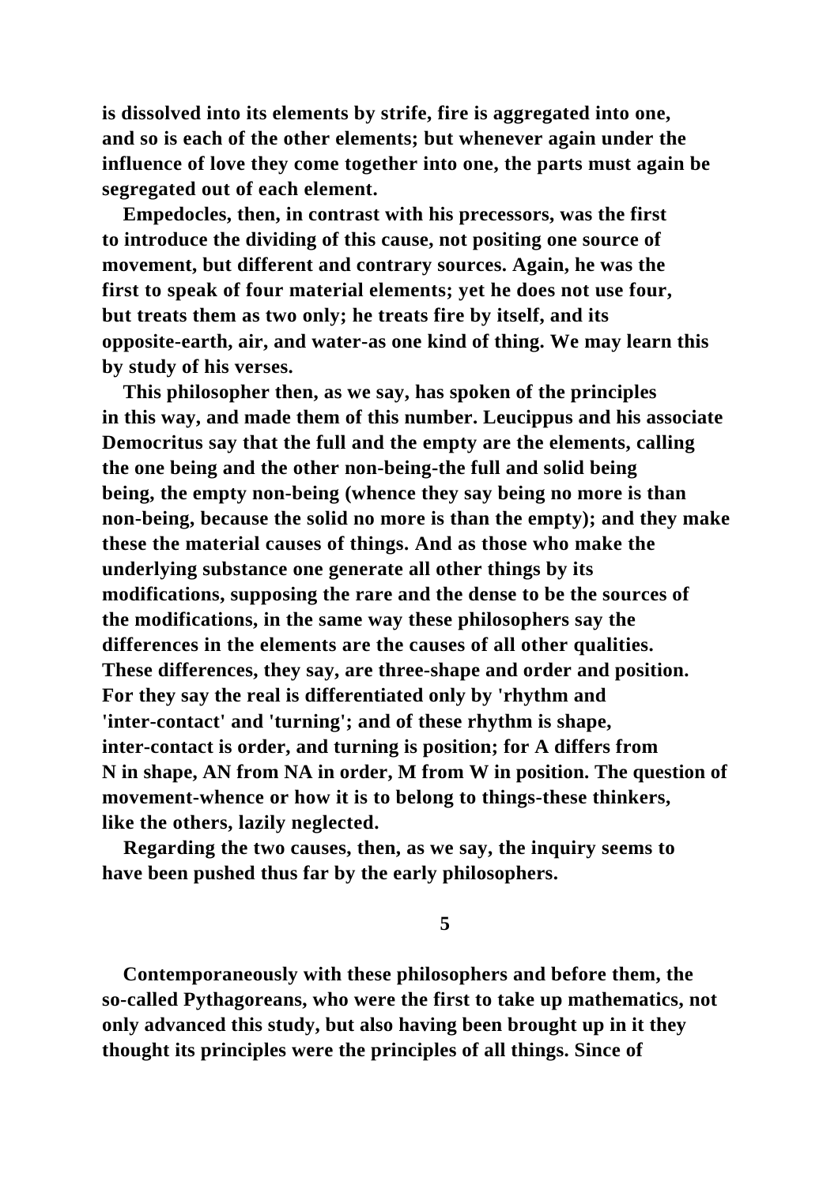is dissolved into its elements by strife, fire is aggregated into one, and so is each of the other elements; but whenever again under the influence of love they come together into one, the parts must again be segregated out of each element.

Empedocles, then, in contrast with his precessors, was the first to introduce the dividing of this cause, not positing one source of movement, but different and contrary sources. Again, he was the first to speak of four material elements; yet he does not use four, but treats them as two only; he treats fire by itself, and its opposite-earth, air, and water-as one kind of thing. We may learn this by study of his verses.

This philosopher then, as we say, has spoken of the principles in this way, and made them of this number. Leucippus and his associate Democritus say that the full and the empty are the elements, calling the one being and the other non-being-the full and solid being being, the empty non-being (whence they say being no more is than non-being, because the solid no more is than the empty); and they make these the material causes of things. And as those who make the underlying substance one generate all other things by its modifications, supposing the rare and the dense to be the sources of the modifications, in the same way these philosophers say the differences in the elements are the causes of all other qualities. These differences, they say, are three-shape and order and position. For they say the real is differentiated only by 'rhythm and 'inter-contact' and 'turning'; and of these rhythm is shape, inter-contact is order, and turning is position; for A differs from N in shape, AN from NA in order, M from W in position. The question of movement-whence or how it is to belong to things-these thinkers, like the others, lazily neglected.

Regarding the two causes, then, as we say, the inquiry seems to have been pushed thus far by the early philosophers.

## 5

Contemporaneously with these philosophers and before them, the so-called Pythagoreans, who were the first to take up mathematics, not only advanced this study, but also having been brought up in it they thought its principles were the principles of all things. Since of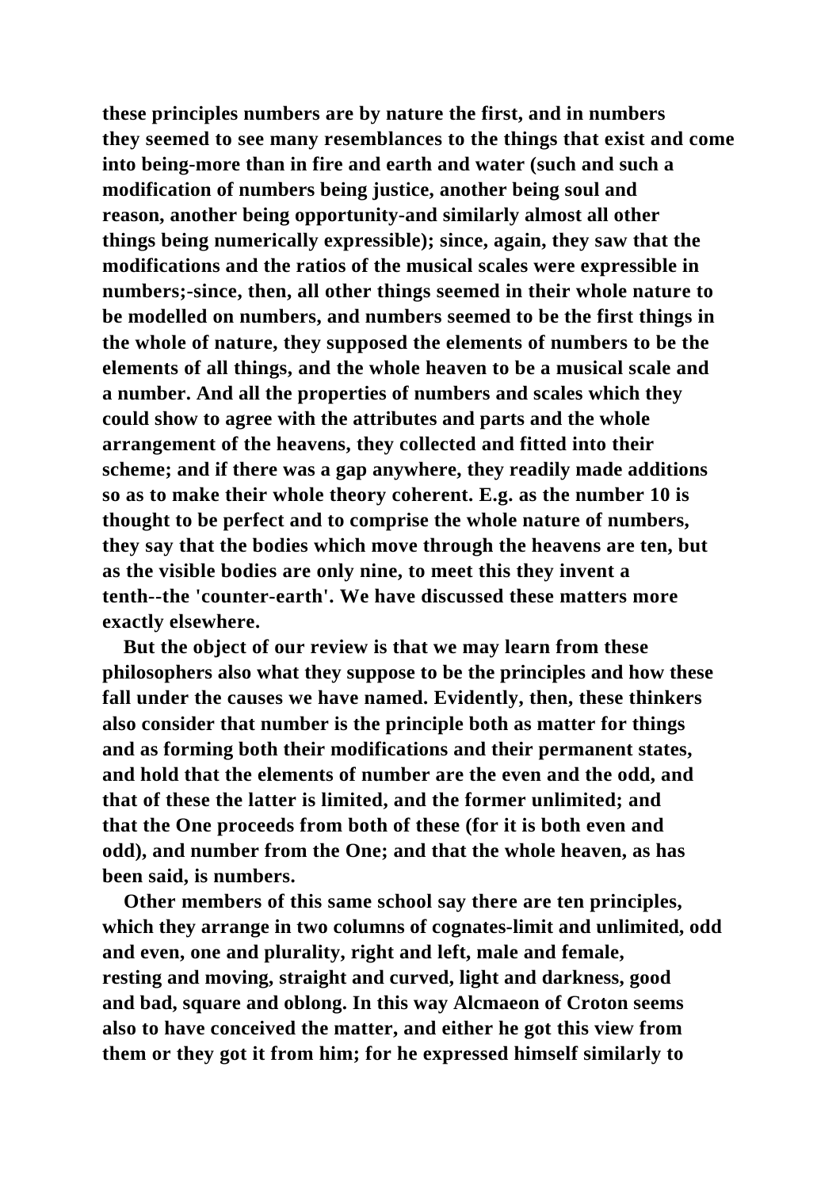these principles numbers are by nature the first, and in numbers they seemed to see many resemblances to the things that exist and come into being-more than in fire and earth and water (such and such a modification of numbers being justice, another being soul and reason, another being opportunity-and similarly almost all other things being numerically expressible); since, again, they saw that the modifications and the ratios of the musical scales were expressible in numbers;-since, then, all other things seemed in their whole nature to be modelled on numbers, and numbers seemed to be the first things in the whole of nature, they supposed the elements of numbers to be the elements of all things, and the whole heaven to be a musical scale and a number. And all the properties of numbers and scales which they could show to agree with the attributes and parts and the whole arrangement of the heavens, they collected and fitted into their scheme; and if there was a gap anywhere, they readily made additions so as to make their whole theory coherent. E.g. as the number 10 is thought to be perfect and to comprise the whole nature of numbers, they say that the bodies which move through the heavens are ten, but as the visible bodies are only nine, to meet this they invent a tenth--the 'counter-earth'. We have discussed these matters more exactly elsewhere.

But the object of our review is that we may learn from these philosophers also what they suppose to be the principles and how these fall under the causes we have named. Evidently, then, these thinkers also consider that number is the principle both as matter for things and as forming both their modifications and their permanent states, and hold that the elements of number are the even and the odd, and that of these the latter is limited, and the former unlimited; and that the One proceeds from both of these (for it is both even and odd), and number from the One; and that the whole heaven, as has been said, is numbers.

Other members of this same school say there are ten principles, which they arrange in two columns of cognates-limit and unlimited, odd and even, one and plurality, right and left, male and female, resting and moving, straight and curved, light and darkness, good and bad, square and oblong. In this way Alcmaeon of Croton seems also to have conceived the matter, and either he got this view from them or they got it from him; for he expressed himself similarly to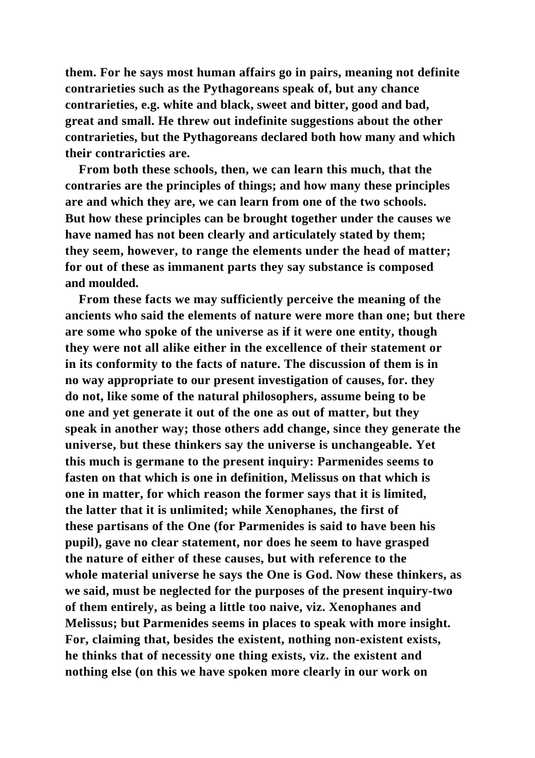them. For he says most human affairs go in pairs, meaning not definite contrarieties such as the Pythagoreans speak of, but any chance contrarieties, e.g. white and black, sweet and bitter, good and bad, great and small. He threw out indefinite suggestions about the other contrarieties, but the Pythagoreans declared both how many and which their contraricties are.

From both these schools, then, we can learn this much, that the contraries are the principles of things; and how many these principles are and which they are, we can learn from one of the two schools. But how these principles can be brought together under the causes we have named has not been clearly and articulately stated by them; they seem, however, to range the elements under the head of matter; for out of these as immanent parts they say substance is composed and moulded.

From these facts we may sufficiently perceive the meaning of the ancients who said the elements of nature were more than one; but there are some who spoke of the universe as if it were one entity, though they were not all alike either in the excellence of their statement or in its conformity to the facts of nature. The discussion of them is in no way appropriate to our present investigation of causes, for. they do not, like some of the natural philosophers, assume being to be one and yet generate it out of the one as out of matter, but they speak in another way; those others add change, since they generate the universe, but these thinkers say the universe is unchangeable. Yet this much is germane to the present inquiry: Parmenides seems to fasten on that which is one in definition, Melissus on that which is one in matter, for which reason the former says that it is limited, the latter that it is unlimited; while Xenophanes, the first of these partisans of the One (for Parmenides is said to have been his pupil), gave no clear statement, nor does he seem to have grasped the nature of either of these causes, but with reference to the whole material universe he says the One is God. Now these thinkers, as we said, must be neglected for the purposes of the present inquiry-two of them entirely, as being a little too naive, viz. Xenophanes and Melissus; but Parmenides seems in places to speak with more insight. For, claiming that, besides the existent, nothing non-existent exists, he thinks that of necessity one thing exists, viz. the existent and nothing else (on this we have spoken more clearly in our work on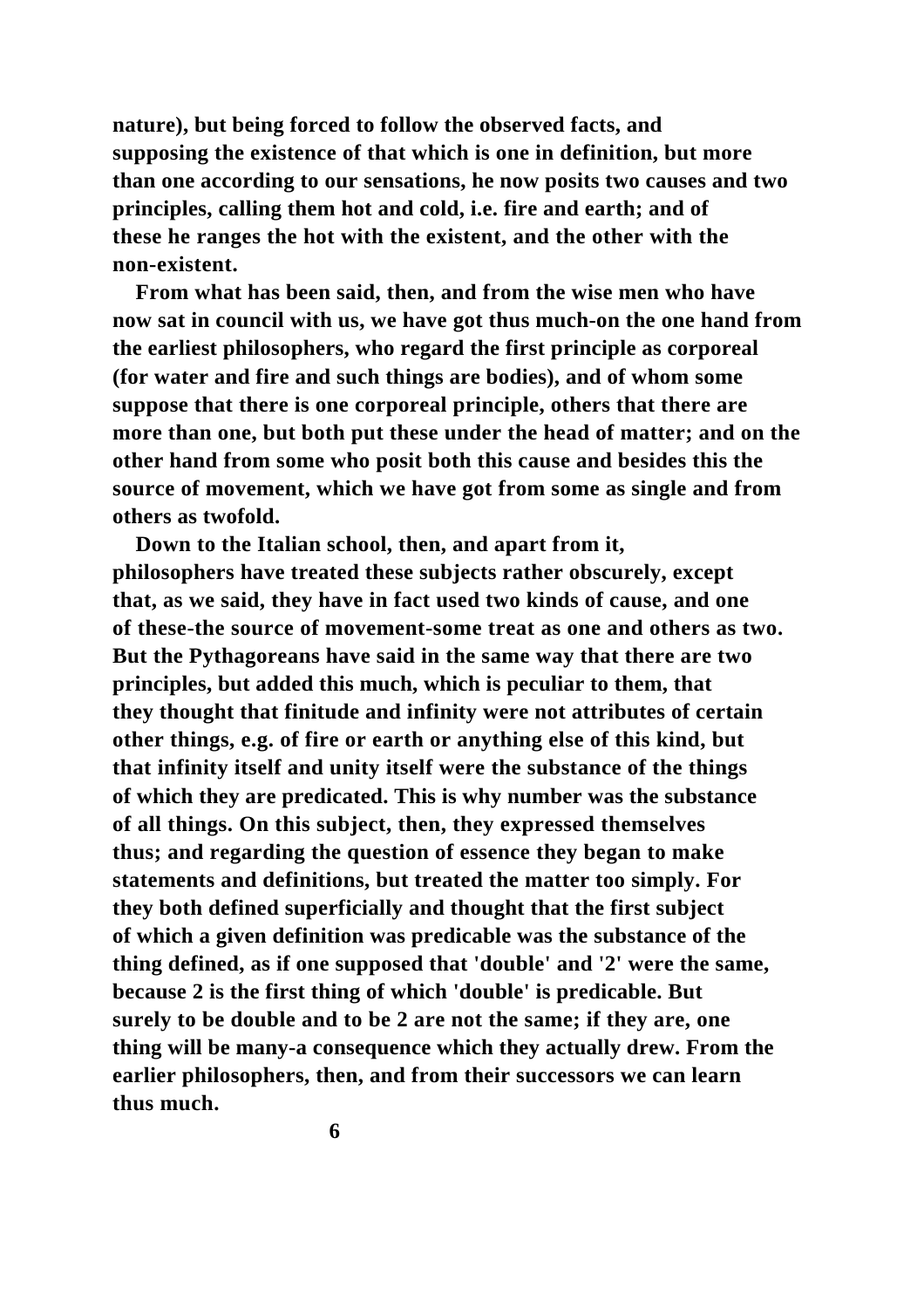nature), but being forced to follow the observed facts, and supposing the existence of that which is one in definition, but more than one according to our sensations, he now posits two causes and two principles, calling them hot and cold, i.e. fire and earth; and of these he ranges the hot with the existent, and the other with the non-existent.

From what has been said, then, and from the wise men who have now sat in council with us, we have got thus much-on the one hand from the earliest philosophers, who regard the first principle as corporeal (for water and fire and such things are bodies), and of whom some suppose that there is one corporeal principle, others that there are more than one, but both put these under the head of matter; and on the other hand from some who posit both this cause and besides this the source of movement, which we have got from some as single and from others as twofold.

Down to the Italian school, then, and apart from it, philosophers have treated these subjects rather obscurely, except that, as we said, they have in fact used two kinds of cause, and one of these-the source of movement-some treat as one and others as two. But the Pythagoreans have said in the same way that there are two principles, but added this much, which is peculiar to them, that they thought that finitude and infinity were not attributes of certain other things, e.g. of fire or earth or anything else of this kind, but that infinity itself and unity itself were the substance of the things of which they are predicated. This is why number was the substance of all things. On this subject, then, they expressed themselves thus; and regarding the question of essence they began to make statements and definitions, but treated the matter too simply. For they both defined superficially and thought that the first subject of which a given definition was predicable was the substance of the thing defined, as if one supposed that 'double' and '2' were the same, because 2 is the first thing of which 'double' is predicable. But surely to be double and to be 2 are not the same; if they are, one thing will be many-a consequence which they actually drew. From the earlier philosophers, then, and from their successors we can learn thus much.

## 6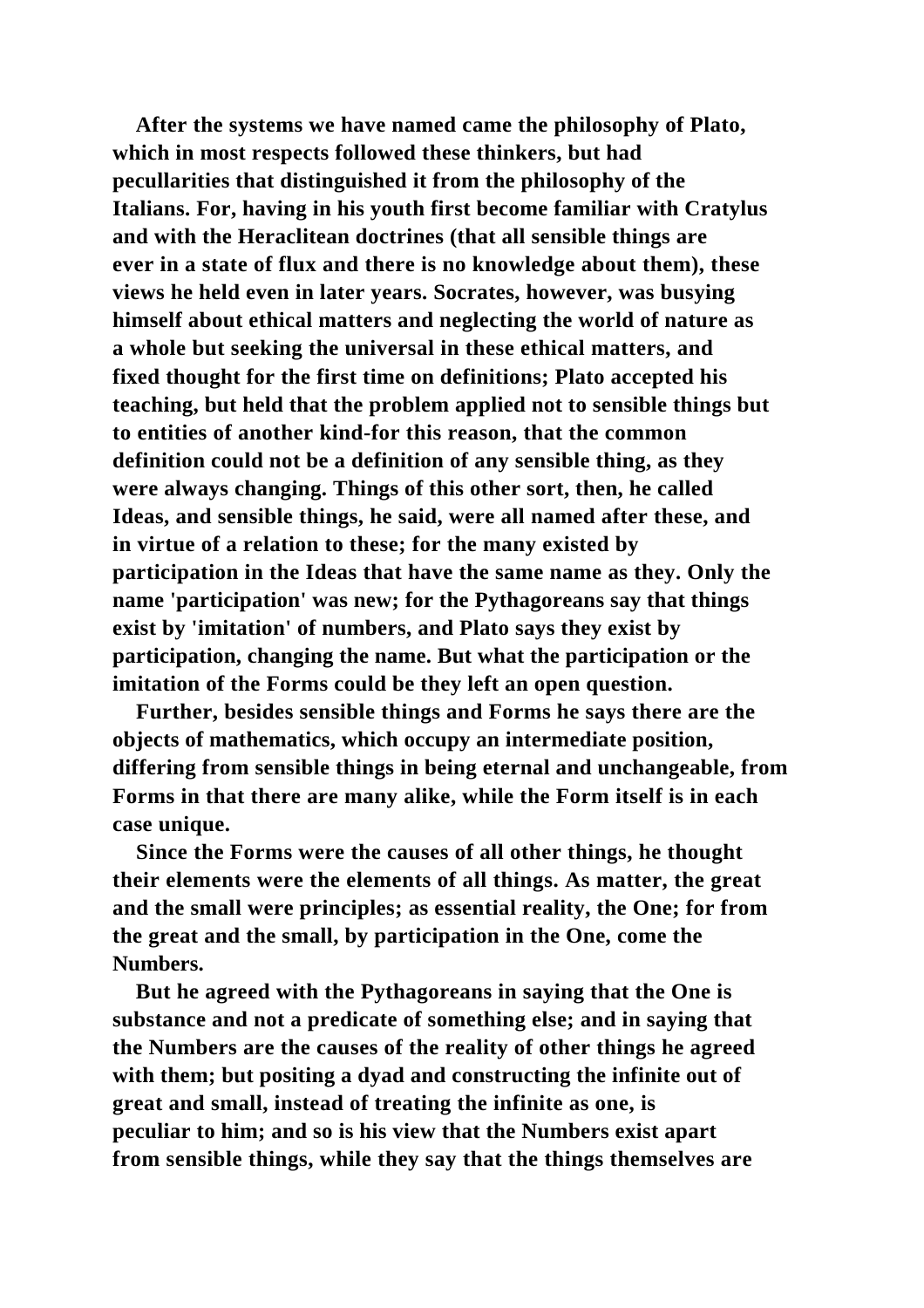After the systems we have named came the philosophy of Plato, which in most respects followed these thinkers, but had pecullarities that distinguished it from the philosophy of the Italians. For, having in his youth first become familiar with Cratylus and with the Heraclitean doctrines (that all sensible things are ever in a state of flux and there is no knowledge about them), these views he held even in later years. Socrates, however, was busying himself about ethical matters and neglecting the world of nature as a whole but seeking the universal in these ethical matters, and fixed thought for the first time on definitions; Plato accepted his teaching, but held that the problem applied not to sensible things but to entities of another kind-for this reason, that the common definition could not be a definition of any sensible thing, as they were always changing. Things of this other sort, then, he called Ideas, and sensible things, he said, were all named after these, and in virtue of a relation to these; for the many existed by participation in the Ideas that have the same name as they. Only the name 'participation' was new; for the Pythagoreans say that things exist by 'imitation' of numbers, and Plato says they exist by participation, changing the name. But what the participation or the imitation of the Forms could be they left an open question.

Further, besides sensible things and Forms he says there are the objects of mathematics, which occupy an intermediate position, differing from sensible things in being eternal and unchangeable, from Forms in that there are many alike, while the Form itself is in each case unique.

Since the Forms were the causes of all other things, he thought their elements were the elements of all things. As matter, the great and the small were principles; as essential reality, the One; for from the great and the small, by participation in the One, come the Numbers.

But he agreed with the Pythagoreans in saying that the One is substance and not a predicate of something else; and in saying that the Numbers are the causes of the reality of other things he agreed with them; but positing a dyad and constructing the infinite out of great and small, instead of treating the infinite as one, is peculiar to him; and so is his view that the Numbers exist apart from sensible things, while they say that the things themselves are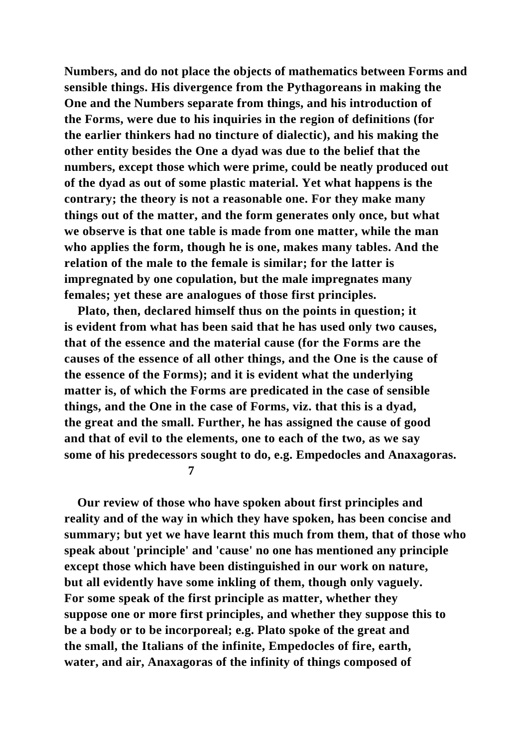Numbers, and do not place the objects of mathematics between Forms and sensible things. His divergence from the Pythagoreans in making the One and the Numbers separate from things, and his introduction of the Forms, were due to his inquiries in the region of definitions (for the earlier thinkers had no tincture of dialectic), and his making the other entity besides the One a dyad was due to the belief that the numbers, except those which were prime, could be neatly produced out of the dyad as out of some plastic material. Yet what happens is the contrary; the theory is not a reasonable one. For they make many things out of the matter, and the form generates only once, but what we observe is that one table is made from one matter, while the man who applies the form, though he is one, makes many tables. And the relation of the male to the female is similar; for the latter is impregnated by one copulation, but the male impregnates many females; yet these are analogues of those first principles.

Plato, then, declared himself thus on the points in question; it is evident from what has been said that he has used only two causes, that of the essence and the material cause (for the Forms are the causes of the essence of all other things, and the One is the cause of the essence of the Forms); and it is evident what the underlying matter is, of which the Forms are predicated in the case of sensible things, and the One in the case of Forms, viz. that this is a dyad, the great and the small. Further, he has assigned the cause of good and that of evil to the elements, one to each of the two, as we say some of his predecessors sought to do, e.g. Empedocles and Anaxagoras.

## 7

Our review of those who have spoken about first principles and reality and of the way in which they have spoken, has been concise and summary; but yet we have learnt this much from them, that of those who speak about 'principle' and 'cause' no one has mentioned any principle except those which have been distinguished in our work on nature, but all evidently have some inkling of them, though only vaguely. For some speak of the first principle as matter, whether they suppose one or more first principles, and whether they suppose this to be a body or to be incorporeal; e.g. Plato spoke of the great and the small, the Italians of the infinite, Empedocles of fire, earth, water, and air, Anaxagoras of the infinity of things composed of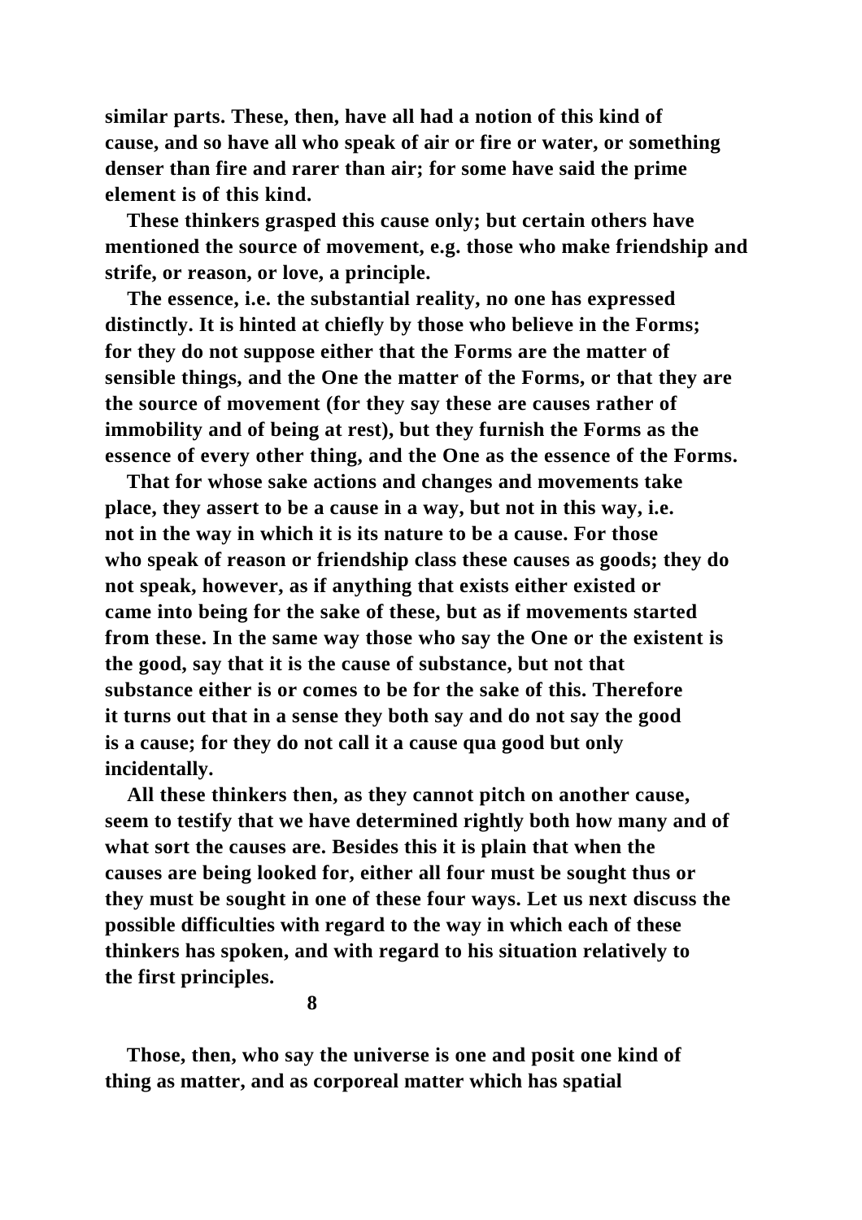similar parts. These, then, have all had a notion of this kind of cause, and so have all who speak of air or fire or water, or something denser than fire and rarer than air; for some have said the prime element is of this kind.

These thinkers grasped this cause only; but certain others have mentioned the source of movement, e.g. those who make friendship and strife, or reason, or love, a principle.

The essence, i.e. the substantial reality, no one has expressed distinctly. It is hinted at chiefly by those who believe in the Forms; for they do not suppose either that the Forms are the matter of sensible things, and the One the matter of the Forms, or that they are the source of movement (for they say these are causes rather of immobility and of being at rest), but they furnish the Forms as the essence of every other thing, and the One as the essence of the Forms.

That for whose sake actions and changes and movements take place, they assert to be a cause in a way, but not in this way, i.e. not in the way in which it is its nature to be a cause. For those who speak of reason or friendship class these causes as goods; they do not speak, however, as if anything that exists either existed or came into being for the sake of these, but as if movements started from these. In the same way those who say the One or the existent is the good, say that it is the cause of substance, but not that substance either is or comes to be for the sake of this. Therefore it turns out that in a sense they both say and do not say the good is a cause; for they do not call it a cause qua good but only incidentally.

All these thinkers then, as they cannot pitch on another cause, seem to testify that we have determined rightly both how many and of what sort the causes are. Besides this it is plain that when the causes are being looked for, either all four must be sought thus or they must be sought in one of these four ways. Let us next discuss the possible difficulties with regard to the way in which each of these thinkers has spoken, and with regard to his situation relatively to the first principles.

## 8

Those, then, who say the universe is one and posit one kind of thing as matter, and as corporeal matter which has spatial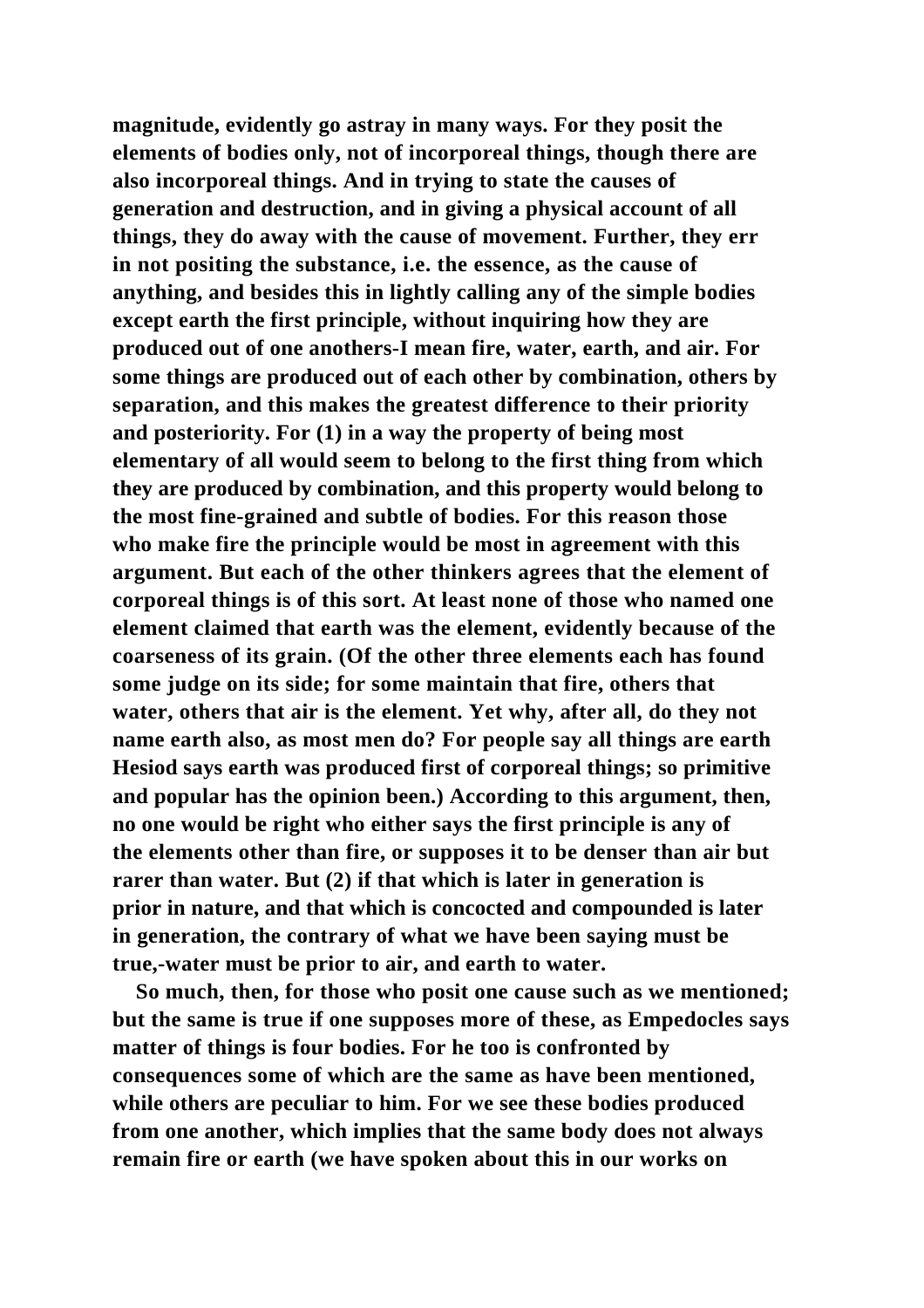magnitude, evidently go astray in many ways. For they posit the elements of bodies only, not of incorporeal things, though there are also incorporeal things. And in trying to state the causes of generation and destruction, and in giving a physical account of all things, they do away with the cause of movement. Further, they err in not positing the substance, i.e. the essence, as the cause of anything, and besides this in lightly calling any of the simple bodies except earth the first principle, without inquiring how they are produced out of one anothers-I mean fire, water, earth, and air. For some things are produced out of each other by combination, others by separation, and this makes the greatest difference to their priority and posteriority. For (1) in a way the property of being most elementary of all would seem to belong to the first thing from which they are produced by combination, and this property would belong to the most fine-grained and subtle of bodies. For this reason those who make fire the principle would be most in agreement with this argument. But each of the other thinkers agrees that the element of corporeal things is of this sort. At least none of those who named one element claimed that earth was the element, evidently because of the coarseness of its grain. (Of the other three elements each has found some judge on its side; for some maintain that fire, others that water, others that air is the element. Yet why, after all, do they not name earth also, as most men do? For people say all things are earth Hesiod says earth was produced first of corporeal things; so primitive and popular has the opinion been.) According to this argument, then, no one would be right who either says the first principle is any of the elements other than fire, or supposes it to be denser than air but rarer than water. But (2) if that which is later in generation is prior in nature, and that which is concocted and compounded is later in generation, the contrary of what we have been saying must be true,-water must be prior to air, and earth to water.

So much, then, for those who posit one cause such as we mentioned; but the same is true if one supposes more of these, as Empedocles says matter of things is four bodies. For he too is confronted by consequences some of which are the same as have been mentioned, while others are peculiar to him. For we see these bodies produced from one another, which implies that the same body does not always remain fire or earth (we have spoken about this in our works on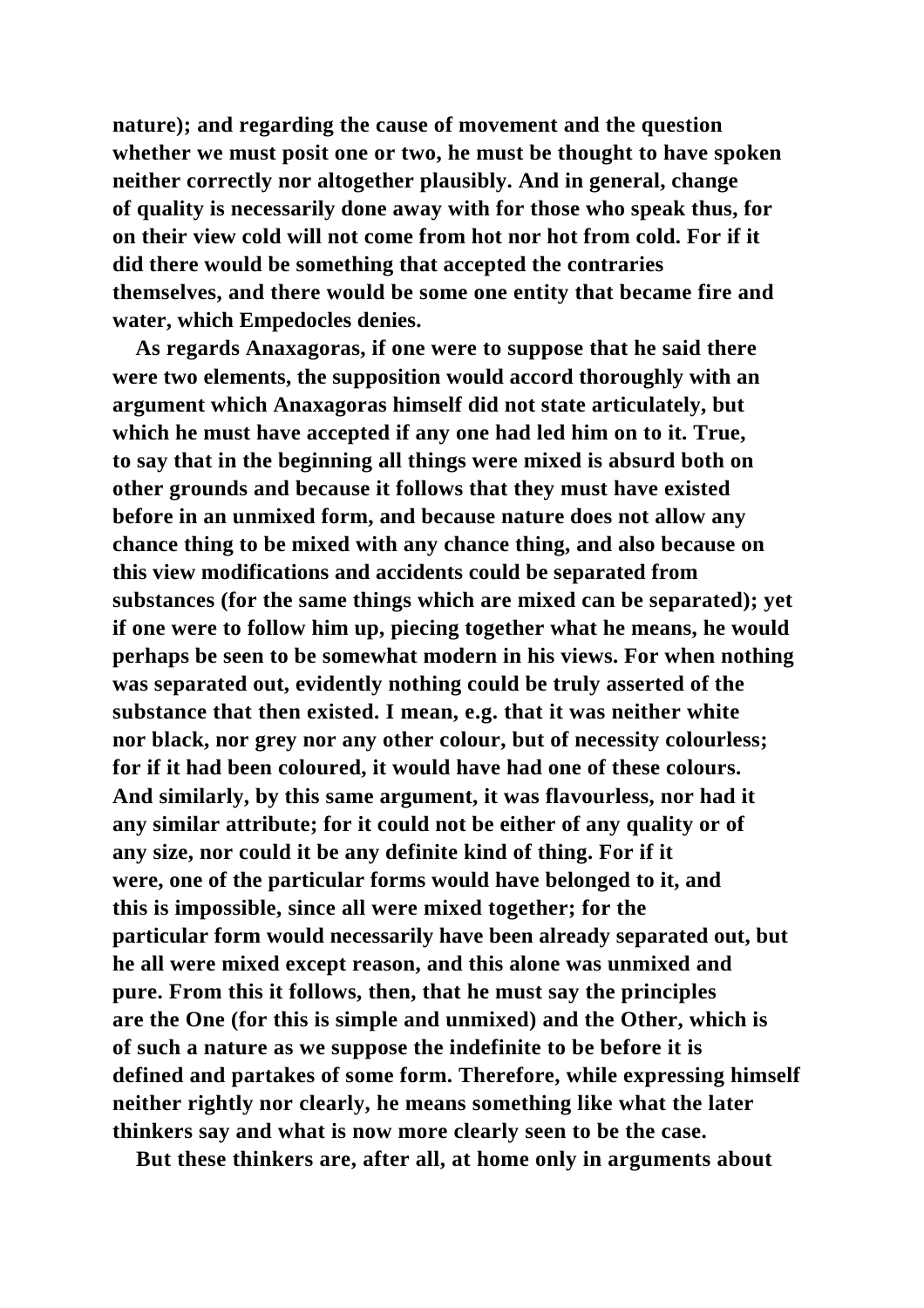nature); and regarding the cause of movement and the question whether we must posit one or two, he must be thought to have spoken neither correctly nor altogether plausibly. And in general, change of quality is necessarily done away with for those who speak thus, for on their view cold will not come from hot nor hot from cold. For if it did there would be something that accepted the contraries themselves, and there would be some one entity that became fire and water, which Empedocles denies.

As regards Anaxagoras, if one were to suppose that he said there were two elements, the supposition would accord thoroughly with an argument which Anaxagoras himself did not state articulately, but which he must have accepted if any one had led him on to it. True, to say that in the beginning all things were mixed is absurd both on other grounds and because it follows that they must have existed before in an unmixed form, and because nature does not allow any chance thing to be mixed with any chance thing, and also because on this view modifications and accidents could be separated from substances (for the same things which are mixed can be separated); yet if one were to follow him up, piecing together what he means, he would perhaps be seen to be somewhat modern in his views. For when nothing was separated out, evidently nothing could be truly asserted of the substance that then existed. I mean, e.g. that it was neither white nor black, nor grey nor any other colour, but of necessity colourless; for if it had been coloured, it would have had one of these colours. And similarly, by this same argument, it was flavourless, nor had it any similar attribute; for it could not be either of any quality or of any size, nor could it be any definite kind of thing. For if it were, one of the particular forms would have belonged to it, and this is impossible, since all were mixed together; for the particular form would necessarily have been already separated out, but he all were mixed except reason, and this alone was unmixed and pure. From this it follows, then, that he must say the principles are the One (for this is simple and unmixed) and the Other, which is of such a nature as we suppose the indefinite to be before it is defined and partakes of some form. Therefore, while expressing himself neither rightly nor clearly, he means something like what the later thinkers say and what is now more clearly seen to be the case.

But these thinkers are, after all, at home only in arguments about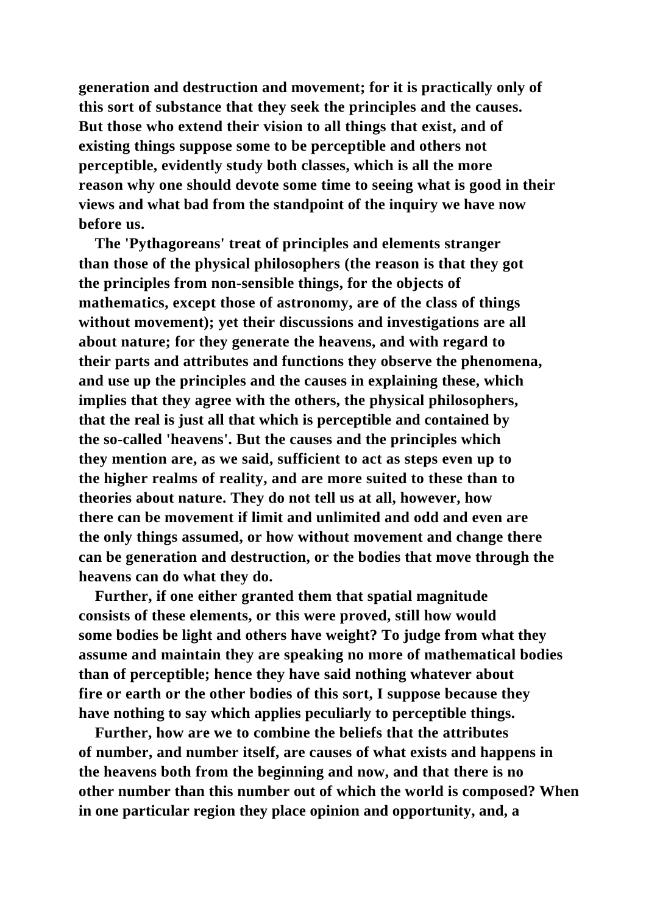generation and destruction and movement; for it is practically only of this sort of substance that they seek the principles and the causes. But those who extend their vision to all things that exist, and of existing things suppose some to be perceptible and others not perceptible, evidently study both classes, which is all the more reason why one should devote some time to seeing what is good in their views and what bad from the standpoint of the inquiry we have now before us.

The 'Pythagoreans' treat of principles and elements stranger than those of the physical philosophers (the reason is that they got the principles from non-sensible things, for the objects of mathematics, except those of astronomy, are of the class of things without movement); yet their discussions and investigations are all about nature; for they generate the heavens, and with regard to their parts and attributes and functions they observe the phenomena, and use up the principles and the causes in explaining these, which implies that they agree with the others, the physical philosophers, that the real is just all that which is perceptible and contained by the so-called 'heavens'. But the causes and the principles which they mention are, as we said, sufficient to act as steps even up to the higher realms of reality, and are more suited to these than to theories about nature. They do not tell us at all, however, how there can be movement if limit and unlimited and odd and even are the only things assumed, or how without movement and change there can be generation and destruction, or the bodies that move through the heavens can do what they do.

Further, if one either granted them that spatial magnitude consists of these elements, or this were proved, still how would some bodies be light and others have weight? To judge from what they assume and maintain they are speaking no more of mathematical bodies than of perceptible; hence they have said nothing whatever about fire or earth or the other bodies of this sort, I suppose because they have nothing to say which applies peculiarly to perceptible things.

Further, how are we to combine the beliefs that the attributes of number, and number itself, are causes of what exists and happens in the heavens both from the beginning and now, and that there is no other number than this number out of which the world is composed? When in one particular region they place opinion and opportunity, and, a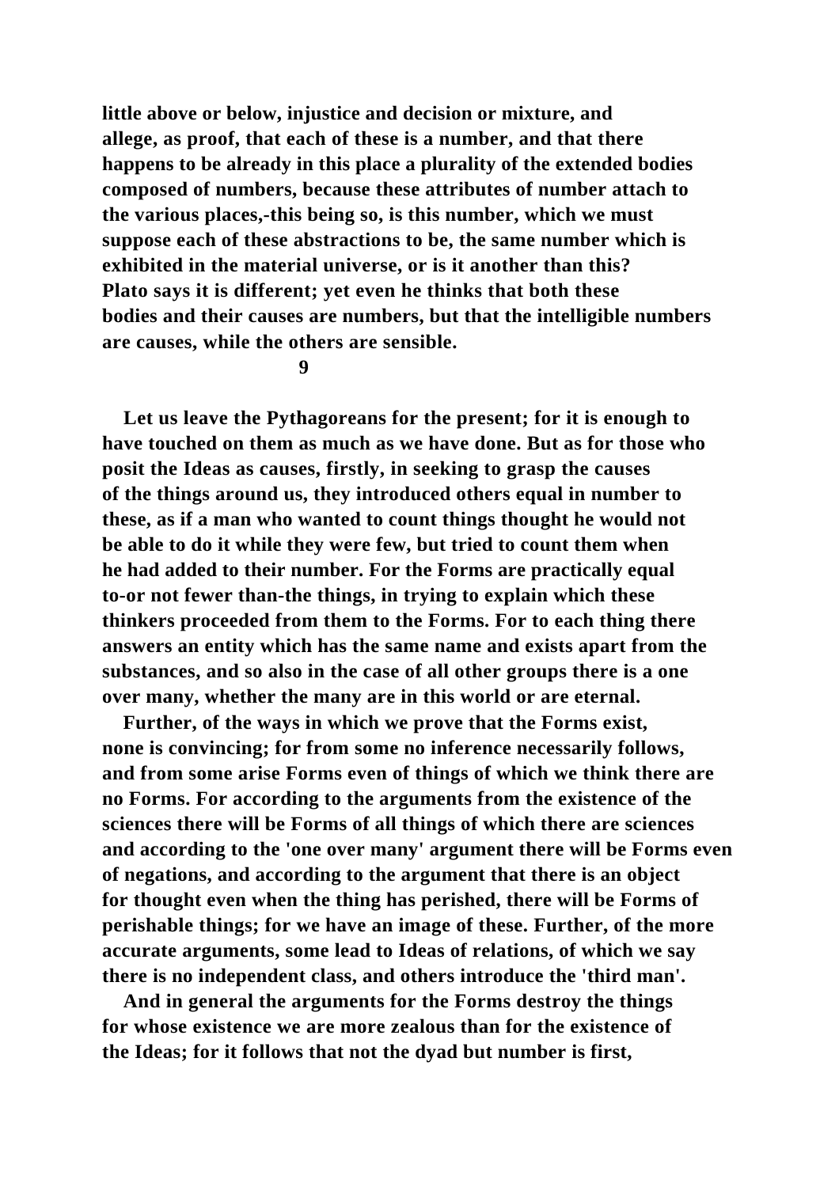little above or below, injustice and decision or mixture, and allege, as proof, that each of these is a number, and that there happens to be already in this place a plurality of the extended bodies composed of numbers, because these attributes of number attach to the various places,-this being so, is this number, which we must suppose each of these abstractions to be, the same number which is exhibited in the material universe, or is it another than this? Plato says it is different; yet even he thinks that both these bodies and their causes are numbers, but that the intelligible numbers are causes, while the others are sensible.

## 9

Let us leave the Pythagoreans for the present; for it is enough to have touched on them as much as we have done. But as for those who posit the Ideas as causes, firstly, in seeking to grasp the causes of the things around us, they introduced others equal in number to these, as if a man who wanted to count things thought he would not be able to do it while they were few, but tried to count them when he had added to their number. For the Forms are practically equal to-or not fewer than-the things, in trying to explain which these thinkers proceeded from them to the Forms. For to each thing there answers an entity which has the same name and exists apart from the substances, and so also in the case of all other groups there is a one over many, whether the many are in this world or are eternal.

Further, of the ways in which we prove that the Forms exist, none is convincing; for from some no inference necessarily follows, and from some arise Forms even of things of which we think there are no Forms. For according to the arguments from the existence of the sciences there will be Forms of all things of which there are sciences and according to the 'one over many' argument there will be Forms even of negations, and according to the argument that there is an object for thought even when the thing has perished, there will be Forms of perishable things; for we have an image of these. Further, of the more accurate arguments, some lead to Ideas of relations, of which we say there is no independent class, and others introduce the 'third man'.

And in general the arguments for the Forms destroy the things for whose existence we are more zealous than for the existence of the Ideas; for it follows that not the dyad but number is first,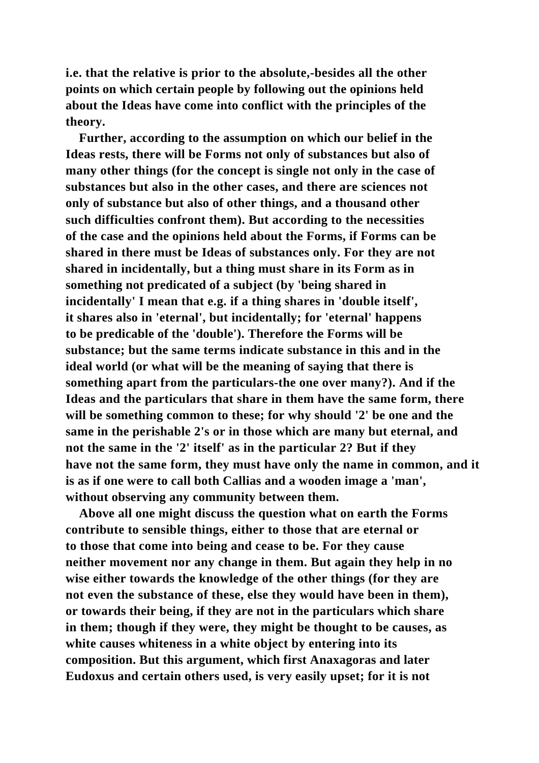i.e. that the relative is prior to the absolute,-besides all the other points on which certain people by following out the opinions held about the Ideas have come into conflict with the principles of the theory.

Further, according to the assumption on which our belief in the Ideas rests, there will be Forms not only of substances but also of many other things (for the concept is single not only in the case of substances but also in the other cases, and there are sciences not only of substance but also of other things, and a thousand other such difficulties confront them). But according to the necessities of the case and the opinions held about the Forms, if Forms can be shared in there must be Ideas of substances only. For they are not shared in incidentally, but a thing must share in its Form as in something not predicated of a subject (by 'being shared in incidentally' I mean that e.g. if a thing shares in 'double itself', it shares also in 'eternal', but incidentally; for 'eternal' happens to be predicable of the 'double'). Therefore the Forms will be substance; but the same terms indicate substance in this and in the ideal world (or what will be the meaning of saying that there is something apart from the particulars-the one over many?). And if the Ideas and the particulars that share in them have the same form, there will be something common to these; for why should '2' be one and the same in the perishable 2's or in those which are many but eternal, and not the same in the '2' itself' as in the particular 2? But if they have not the same form, they must have only the name in common, and it is as if one were to call both Callias and a wooden image a 'man', without observing any community between them.

Above all one might discuss the question what on earth the Forms contribute to sensible things, either to those that are eternal or to those that come into being and cease to be. For they cause neither movement nor any change in them. But again they help in no wise either towards the knowledge of the other things (for they are not even the substance of these, else they would have been in them), or towards their being, if they are not in the particulars which share in them; though if they were, they might be thought to be causes, as white causes whiteness in a white object by entering into its composition. But this argument, which first Anaxagoras and later Eudoxus and certain others used, is very easily upset; for it is not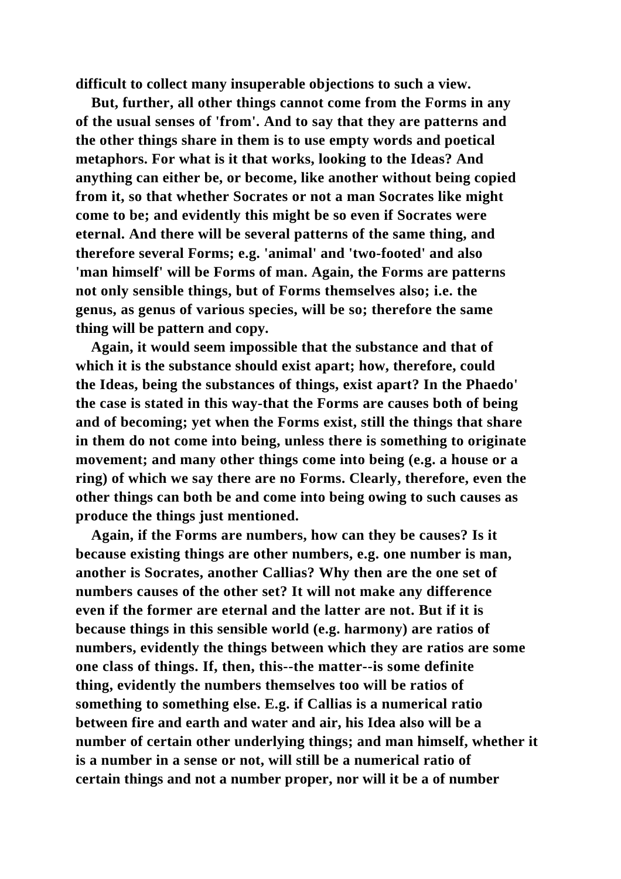difficult to collect many insuperable objections to such a view.

But, further, all other things cannot come from the Forms in any of the usual senses of 'from'. And to say that they are patterns and the other things share in them is to use empty words and poetical metaphors. For what is it that works, looking to the Ideas? And anything can either be, or become, like another without being copied from it, so that whether Socrates or not a man Socrates like might come to be; and evidently this might be so even if Socrates were eternal. And there will be several patterns of the same thing, and therefore several Forms; e.g. 'animal' and 'two-footed' and also 'man himself' will be Forms of man. Again, the Forms are patterns not only sensible things, but of Forms themselves also; i.e. the genus, as genus of various species, will be so; therefore the same thing will be pattern and copy.

Again, it would seem impossible that the substance and that of which it is the substance should exist apart; how, therefore, could the Ideas, being the substances of things, exist apart? In the Phaedo' the case is stated in this way-that the Forms are causes both of being and of becoming; yet when the Forms exist, still the things that share in them do not come into being, unless there is something to originate movement; and many other things come into being (e.g. a house or a ring) of which we say there are no Forms. Clearly, therefore, even the other things can both be and come into being owing to such causes as produce the things just mentioned.

Again, if the Forms are numbers, how can they be causes? Is it because existing things are other numbers, e.g. one number is man, another is Socrates, another Callias? Why then are the one set of numbers causes of the other set? It will not make any difference even if the former are eternal and the latter are not. But if it is because things in this sensible world (e.g. harmony) are ratios of numbers, evidently the things between which they are ratios are some one class of things. If, then, this--the matter--is some definite thing, evidently the numbers themselves too will be ratios of something to something else. E.g. if Callias is a numerical ratio between fire and earth and water and air, his Idea also will be a number of certain other underlying things; and man himself, whether it is a number in a sense or not, will still be a numerical ratio of certain things and not a number proper, nor will it be a of number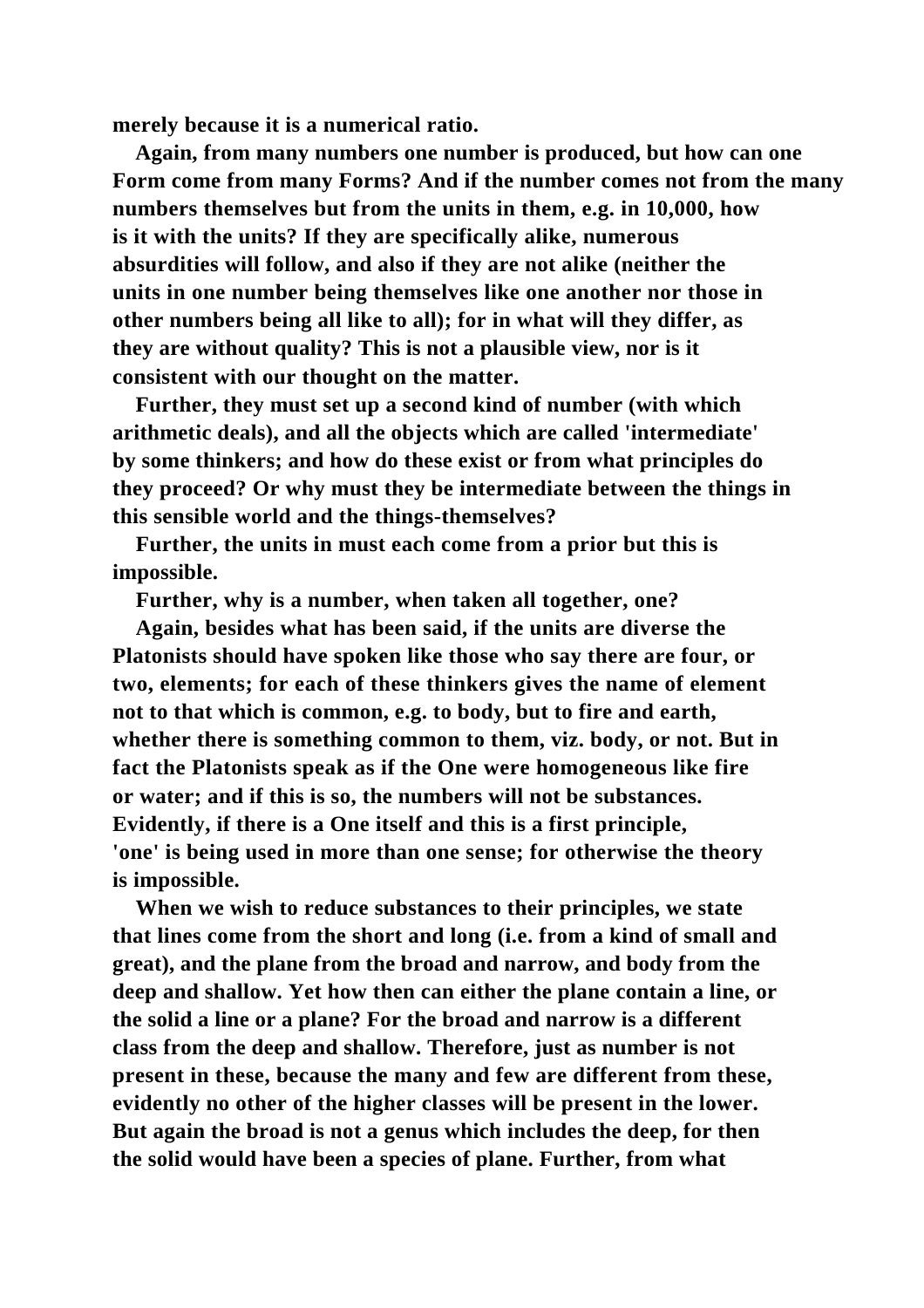merely because it is a numerical ratio.

Again, from many numbers one number is produced, but how can one Form come from many Forms? And if the number comes not from the many numbers themselves but from the units in them, e.g. in 10,000, how is it with the units? If they are specifically alike, numerous absurdities will follow, and also if they are not alike (neither the units in one number being themselves like one another nor those in other numbers being all like to all); for in what will they differ, as they are without quality? This is not a plausible view, nor is it consistent with our thought on the matter.

Further, they must set up a second kind of number (with which arithmetic deals), and all the objects which are called 'intermediate' by some thinkers; and how do these exist or from what principles do they proceed? Or why must they be intermediate between the things in this sensible world and the things-themselves?

Further, the units in must each come from a prior but this is impossible.

Further, why is a number, when taken all together, one?

Again, besides what has been said, if the units are diverse the Platonists should have spoken like those who say there are four, or two, elements; for each of these thinkers gives the name of element not to that which is common, e.g. to body, but to fire and earth, whether there is something common to them, viz. body, or not. But in fact the Platonists speak as if the One were homogeneous like fire or water; and if this is so, the numbers will not be substances. Evidently, if there is a One itself and this is a first principle, 'one' is being used in more than one sense; for otherwise the theory is impossible.

When we wish to reduce substances to their principles, we state that lines come from the short and long (i.e. from a kind of small and great), and the plane from the broad and narrow, and body from the deep and shallow. Yet how then can either the plane contain a line, or the solid a line or a plane? For the broad and narrow is a different class from the deep and shallow. Therefore, just as number is not present in these, because the many and few are different from these, evidently no other of the higher classes will be present in the lower. But again the broad is not a genus which includes the deep, for then the solid would have been a species of plane. Further, from what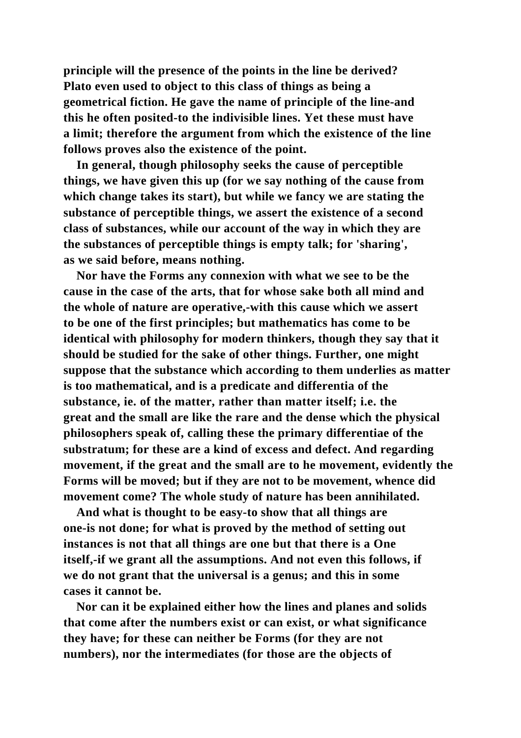principle will the presence of the points in the line be derived? Plato even used to object to this class of things as being a geometrical fiction. He gave the name of principle of the line-and this he often posited-to the indivisible lines. Yet these must have a limit; therefore the argument from which the existence of the line follows proves also the existence of the point.

In general, though philosophy seeks the cause of perceptible things, we have given this up (for we say nothing of the cause from which change takes its start), but while we fancy we are stating the substance of perceptible things, we assert the existence of a second class of substances, while our account of the way in which they are the substances of perceptible things is empty talk; for 'sharing', as we said before, means nothing.

Nor have the Forms any connexion with what we see to be the cause in the case of the arts, that for whose sake both all mind and the whole of nature are operative,-with this cause which we assert to be one of the first principles; but mathematics has come to be identical with philosophy for modern thinkers, though they say that it should be studied for the sake of other things. Further, one might suppose that the substance which according to them underlies as matter is too mathematical, and is a predicate and differentia of the substance, ie. of the matter, rather than matter itself; i.e. the great and the small are like the rare and the dense which the physical philosophers speak of, calling these the primary differentiae of the substratum; for these are a kind of excess and defect. And regarding movement, if the great and the small are to he movement, evidently the Forms will be moved; but if they are not to be movement, whence did movement come? The whole study of nature has been annihilated.

And what is thought to be easy-to show that all things are one-is not done; for what is proved by the method of setting out instances is not that all things are one but that there is a One itself,-if we grant all the assumptions. And not even this follows, if we do not grant that the universal is a genus; and this in some cases it cannot be.

Nor can it be explained either how the lines and planes and solids that come after the numbers exist or can exist, or what significance they have; for these can neither be Forms (for they are not numbers), nor the intermediates (for those are the objects of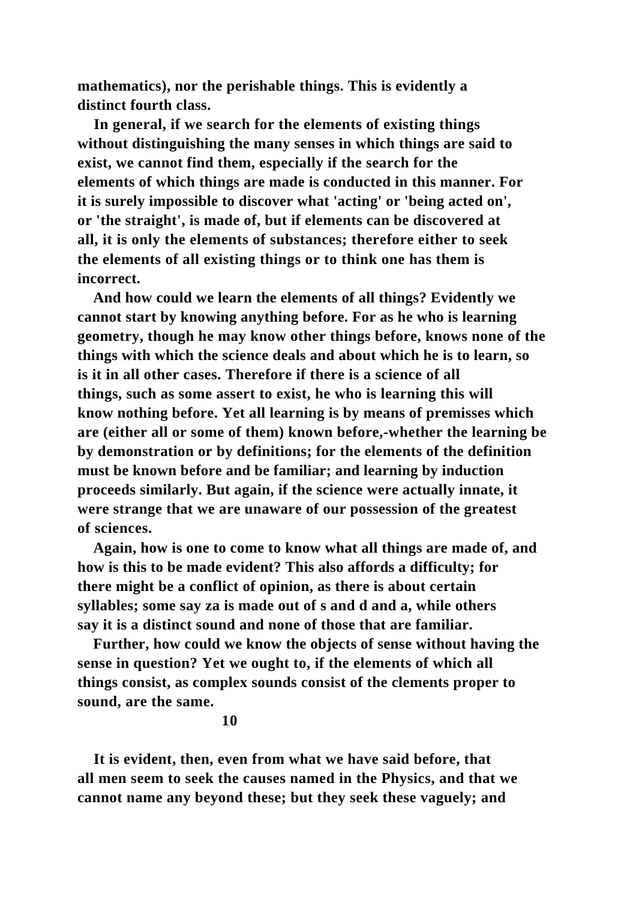mathematics), nor the perishable things. This is evidently a distinct fourth class.

In general, if we search for the elements of existing things without distinguishing the many senses in which things are said to exist, we cannot find them, especially if the search for the elements of which things are made is conducted in this manner. For it is surely impossible to discover what 'acting' or 'being acted on', or 'the straight', is made of, but if elements can be discovered at all, it is only the elements of substances; therefore either to seek the elements of all existing things or to think one has them is incorrect.

And how could we learn the elements of all things? Evidently we cannot start by knowing anything before. For as he who is learning geometry, though he may know other things before, knows none of the things with which the science deals and about which he is to learn, so is it in all other cases. Therefore if there is a science of all things, such as some assert to exist, he who is learning this will know nothing before. Yet all learning is by means of premisses which are (either all or some of them) known before,-whether the learning be by demonstration or by definitions; for the elements of the definition must be known before and be familiar; and learning by induction proceeds similarly. But again, if the science were actually innate, it were strange that we are unaware of our possession of the greatest of sciences.

Again, how is one to come to know what all things are made of, and how is this to be made evident? This also affords a difficulty; for there might be a conflict of opinion, as there is about certain syllables; some say za is made out of s and d and a, while others say it is a distinct sound and none of those that are familiar.

Further, how could we know the objects of sense without having the sense in question? Yet we ought to, if the elements of which all things consist, as complex sounds consist of the clements proper to sound, are the same.

## 10

It is evident, then, even from what we have said before, that all men seem to seek the causes named in the Physics, and that we cannot name any beyond these; but they seek these vaguely; and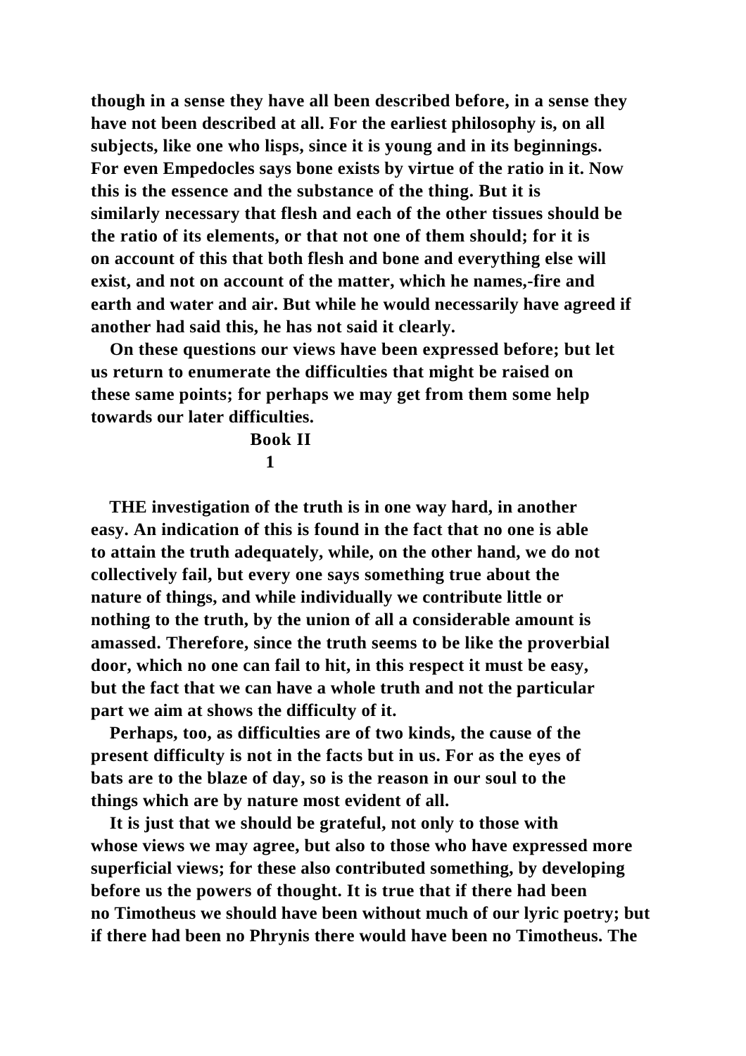though in a sense they have all been described before, in a sense they have not been described at all. For the earliest philosophy is, on all subjects, like one who lisps, since it is young and in its beginnings. For even Empedocles says bone exists by virtue of the ratio in it. Now this is the essence and the substance of the thing. But it is similarly necessary that flesh and each of the other tissues should be the ratio of its elements, or that not one of them should; for it is on account of this that both flesh and bone and everything else will exist, and not on account of the matter, which he names,-fire and earth and water and air. But while he would necessarily have agreed if another had said this, he has not said it clearly.

On these questions our views have been expressed before; but let us return to enumerate the difficulties that might be raised on these same points; for perhaps we may get from them some help towards our later difficulties.

## Book II

### 1

THE investigation of the truth is in one way hard, in another easy. An indication of this is found in the fact that no one is able to attain the truth adequately, while, on the other hand, we do not collectively fail, but every one says something true about the nature of things, and while individually we contribute little or nothing to the truth, by the union of all a considerable amount is amassed. Therefore, since the truth seems to be like the proverbial door, which no one can fail to hit, in this respect it must be easy, but the fact that we can have a whole truth and not the particular part we aim at shows the difficulty of it.

Perhaps, too, as difficulties are of two kinds, the cause of the present difficulty is not in the facts but in us. For as the eyes of bats are to the blaze of day, so is the reason in our soul to the things which are by nature most evident of all.

It is just that we should be grateful, not only to those with whose views we may agree, but also to those who have expressed more superficial views; for these also contributed something, by developing before us the powers of thought. It is true that if there had been no Timotheus we should have been without much of our lyric poetry; but if there had been no Phrynis there would have been no Timotheus. The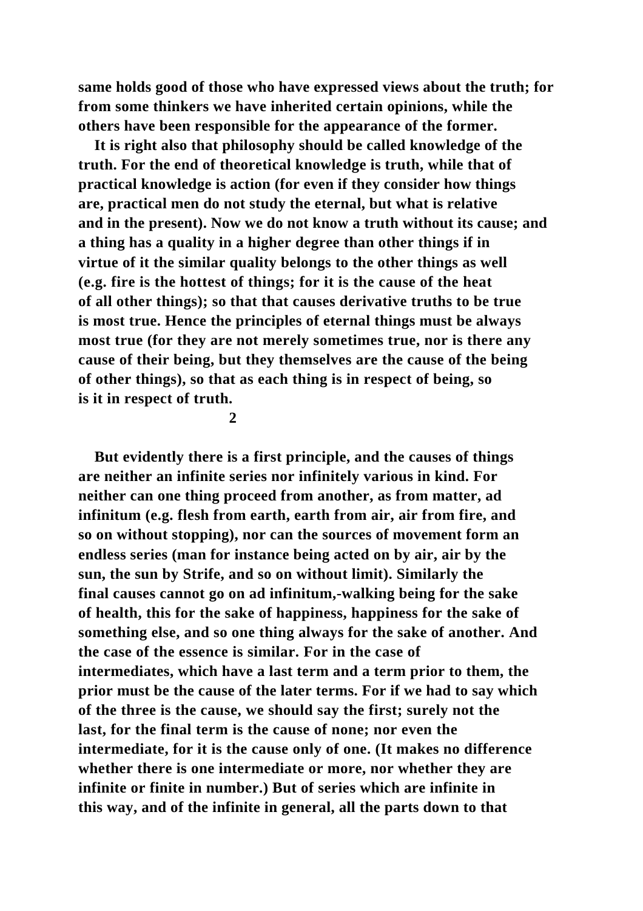same holds good of those who have expressed views about the truth; for from some thinkers we have inherited certain opinions, while the others have been responsible for the appearance of the former.

It is right also that philosophy should be called knowledge of the truth. For the end of theoretical knowledge is truth, while that of practical knowledge is action (for even if they consider how things are, practical men do not study the eternal, but what is relative and in the present). Now we do not know a truth without its cause; and a thing has a quality in a higher degree than other things if in virtue of it the similar quality belongs to the other things as well (e.g. fire is the hottest of things; for it is the cause of the heat of all other things); so that that causes derivative truths to be true is most true. Hence the principles of eternal things must be always most true (for they are not merely sometimes true, nor is there any cause of their being, but they themselves are the cause of the being of other things), so that as each thing is in respect of being, so is it in respect of truth.

## 2

But evidently there is a first principle, and the causes of things are neither an infinite series nor infinitely various in kind. For neither can one thing proceed from another, as from matter, ad infinitum (e.g. flesh from earth, earth from air, air from fire, and so on without stopping), nor can the sources of movement form an endless series (man for instance being acted on by air, air by the sun, the sun by Strife, and so on without limit). Similarly the final causes cannot go on ad infinitum,-walking being for the sake of health, this for the sake of happiness, happiness for the sake of something else, and so one thing always for the sake of another. And the case of the essence is similar. For in the case of intermediates, which have a last term and a term prior to them, the prior must be the cause of the later terms. For if we had to say which of the three is the cause, we should say the first; surely not the last, for the final term is the cause of none; nor even the intermediate, for it is the cause only of one. (It makes no difference whether there is one intermediate or more, nor whether they are infinite or finite in number.) But of series which are infinite in this way, and of the infinite in general, all the parts down to that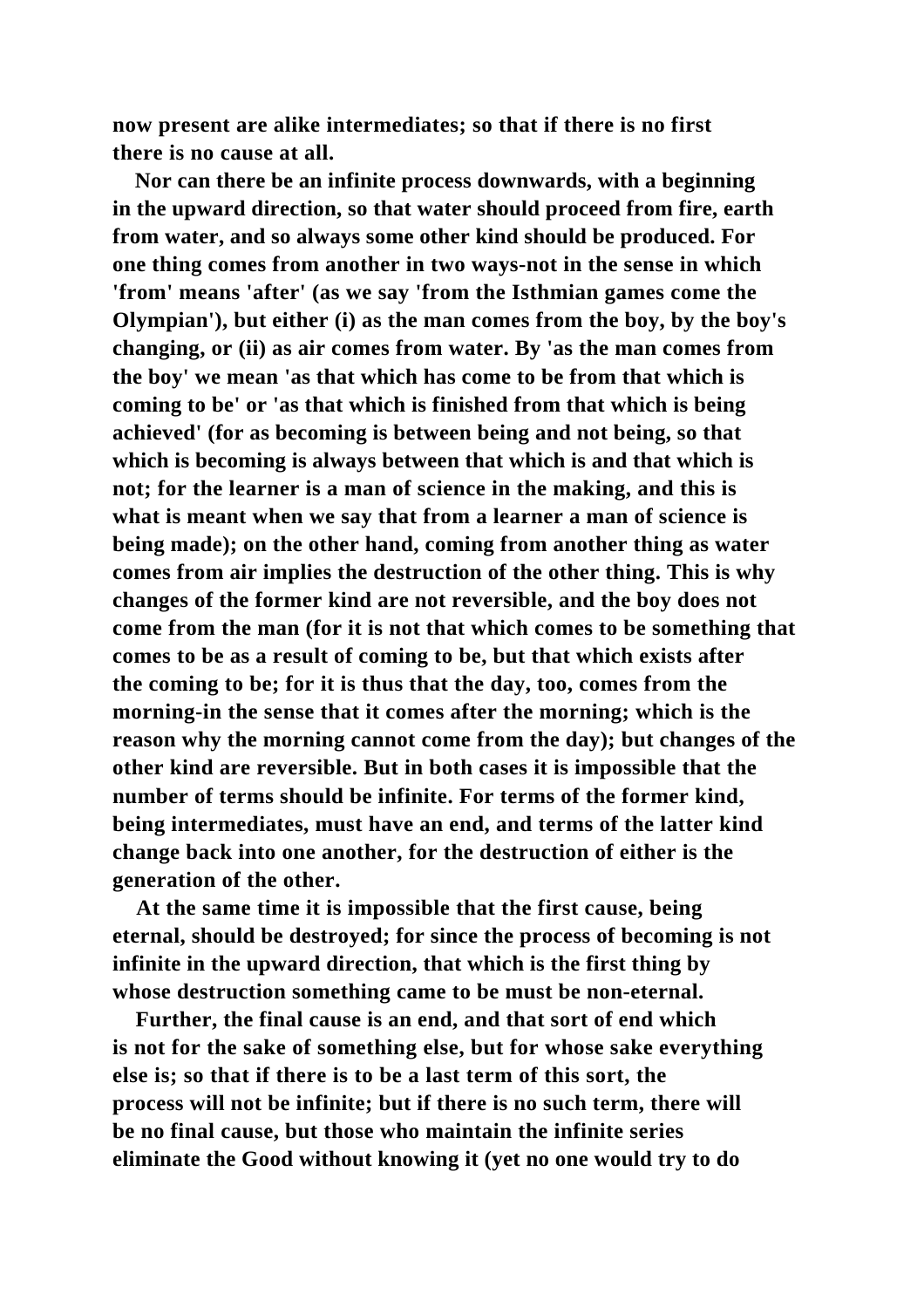now present are alike intermediates; so that if there is no first there is no cause at all.

Nor can there be an infinite process downwards, with a beginning in the upward direction, so that water should proceed from fire, earth from water, and so always some other kind should be produced. For one thing comes from another in two ways-not in the sense in which 'from' means 'after' (as we say 'from the Isthmian games come the Olympian'), but either (i) as the man comes from the boy, by the boy's changing, or (ii) as air comes from water. By 'as the man comes from the boy' we mean 'as that which has come to be from that which is coming to be' or 'as that which is finished from that which is being achieved' (for as becoming is between being and not being, so that which is becoming is always between that which is and that which is not; for the learner is a man of science in the making, and this is what is meant when we say that from a learner a man of science is being made); on the other hand, coming from another thing as water comes from air implies the destruction of the other thing. This is why changes of the former kind are not reversible, and the boy does not come from the man (for it is not that which comes to be something that comes to be as a result of coming to be, but that which exists after the coming to be; for it is thus that the day, too, comes from the morning-in the sense that it comes after the morning; which is the reason why the morning cannot come from the day); but changes of the other kind are reversible. But in both cases it is impossible that the number of terms should be infinite. For terms of the former kind, being intermediates, must have an end, and terms of the latter kind change back into one another, for the destruction of either is the generation of the other.

At the same time it is impossible that the first cause, being eternal, should be destroyed; for since the process of becoming is not infinite in the upward direction, that which is the first thing by whose destruction something came to be must be non-eternal.

Further, the final cause is an end, and that sort of end which is not for the sake of something else, but for whose sake everything else is; so that if there is to be a last term of this sort, the process will not be infinite; but if there is no such term, there will be no final cause, but those who maintain the infinite series eliminate the Good without knowing it (yet no one would try to do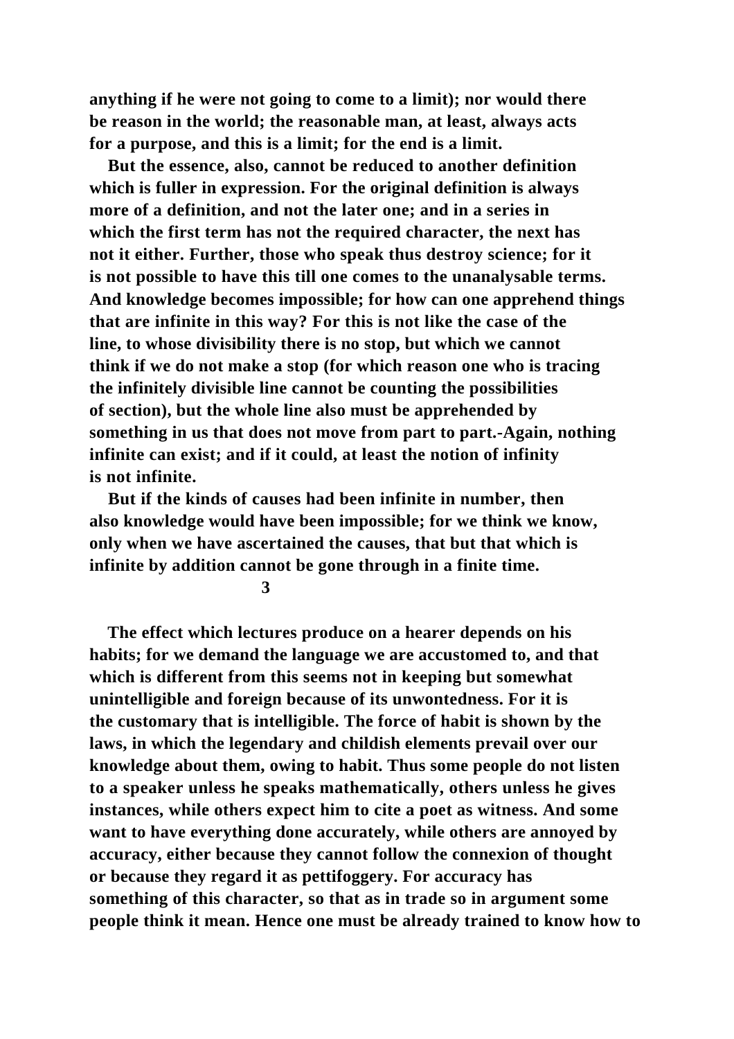anything if he were not going to come to a limit); nor would there be reason in the world; the reasonable man, at least, always acts for a purpose, and this is a limit; for the end is a limit.

But the essence, also, cannot be reduced to another definition which is fuller in expression. For the original definition is always more of a definition, and not the later one; and in a series in which the first term has not the required character, the next has not it either. Further, those who speak thus destroy science; for it is not possible to have this till one comes to the unanalysable terms. And knowledge becomes impossible; for how can one apprehend things that are infinite in this way? For this is not like the case of the line, to whose divisibility there is no stop, but which we cannot think if we do not make a stop (for which reason one who is tracing the infinitely divisible line cannot be counting the possibilities of section), but the whole line also must be apprehended by something in us that does not move from part to part.-Again, nothing infinite can exist; and if it could, at least the notion of infinity is not infinite.

But if the kinds of causes had been infinite in number, then also knowledge would have been impossible; for we think we know, only when we have ascertained the causes, that but that which is infinite by addition cannot be gone through in a finite time.

## 3

The effect which lectures produce on a hearer depends on his habits; for we demand the language we are accustomed to, and that which is different from this seems not in keeping but somewhat unintelligible and foreign because of its unwontedness. For it is the customary that is intelligible. The force of habit is shown by the laws, in which the legendary and childish elements prevail over our knowledge about them, owing to habit. Thus some people do not listen to a speaker unless he speaks mathematically, others unless he gives instances, while others expect him to cite a poet as witness. And some want to have everything done accurately, while others are annoyed by accuracy, either because they cannot follow the connexion of thought or because they regard it as pettifoggery. For accuracy has something of this character, so that as in trade so in argument some people think it mean. Hence one must be already trained to know how to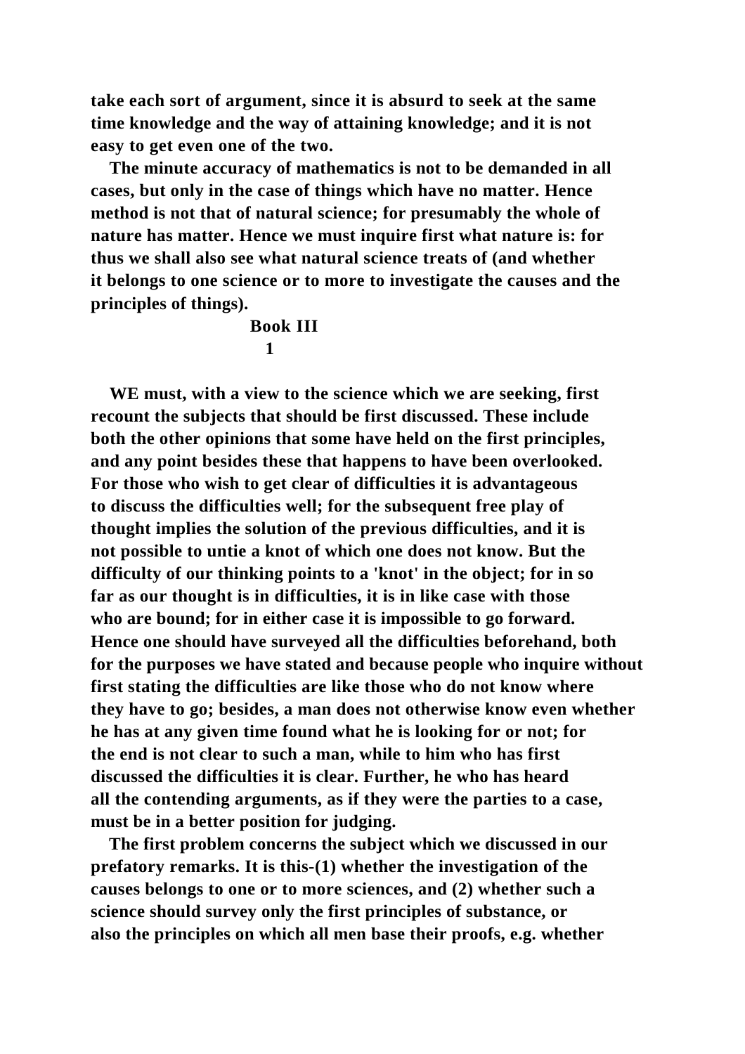take each sort of argument, since it is absurd to seek at the same time knowledge and the way of attaining knowledge; and it is not easy to get even one of the two.

The minute accuracy of mathematics is not to be demanded in all cases, but only in the case of things which have no matter. Hence method is not that of natural science; for presumably the whole of nature has matter. Hence we must inquire first what nature is: for thus we shall also see what natural science treats of (and whether it belongs to one science or to more to investigate the causes and the principles of things).

## Book III

### 1

WE must, with a view to the science which we are seeking, first recount the subjects that should be first discussed. These include both the other opinions that some have held on the first principles, and any point besides these that happens to have been overlooked. For those who wish to get clear of difficulties it is advantageous to discuss the difficulties well; for the subsequent free play of thought implies the solution of the previous difficulties, and it is not possible to untie a knot of which one does not know. But the difficulty of our thinking points to a 'knot' in the object; for in so far as our thought is in difficulties, it is in like case with those who are bound; for in either case it is impossible to go forward. Hence one should have surveyed all the difficulties beforehand, both for the purposes we have stated and because people who inquire without first stating the difficulties are like those who do not know where they have to go; besides, a man does not otherwise know even whether he has at any given time found what he is looking for or not; for the end is not clear to such a man, while to him who has first discussed the difficulties it is clear. Further, he who has heard all the contending arguments, as if they were the parties to a case, must be in a better position for judging.

The first problem concerns the subject which we discussed in our prefatory remarks. It is this-(1) whether the investigation of the causes belongs to one or to more sciences, and (2) whether such a science should survey only the first principles of substance, or also the principles on which all men base their proofs, e.g. whether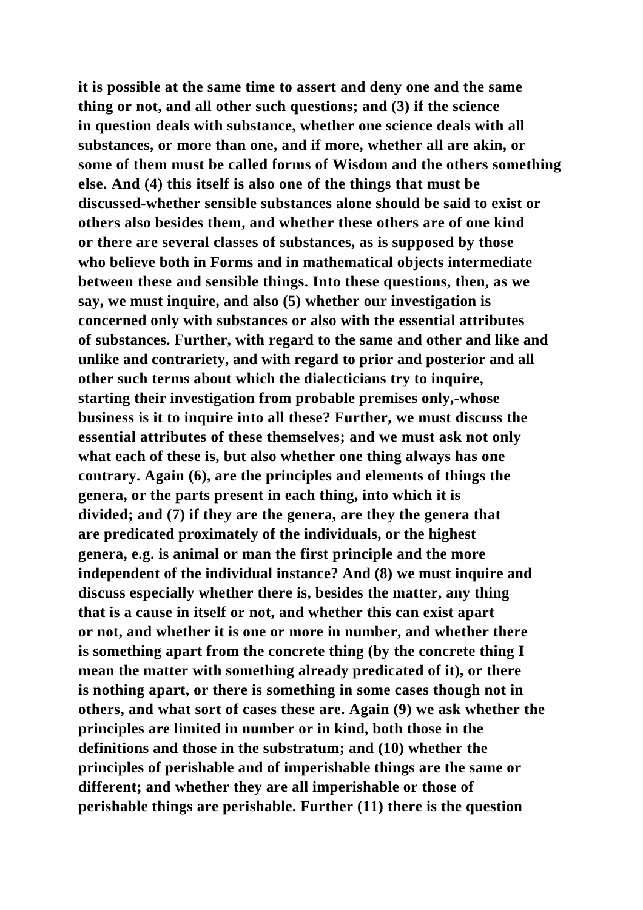it is possible at the same time to assert and deny one and the same thing or not, and all other such questions; and (3) if the science in question deals with substance, whether one science deals with all substances, or more than one, and if more, whether all are akin, or some of them must be called forms of Wisdom and the others something else. And (4) this itself is also one of the things that must be discussed-whether sensible substances alone should be said to exist or others also besides them, and whether these others are of one kind or there are several classes of substances, as is supposed by those who believe both in Forms and in mathematical objects intermediate between these and sensible things. Into these questions, then, as we say, we must inquire, and also (5) whether our investigation is concerned only with substances or also with the essential attributes of substances. Further, with regard to the same and other and like and unlike and contrariety, and with regard to prior and posterior and all other such terms about which the dialecticians try to inquire, starting their investigation from probable premises only,-whose business is it to inquire into all these? Further, we must discuss the essential attributes of these themselves; and we must ask not only what each of these is, but also whether one thing always has one contrary. Again (6), are the principles and elements of things the genera, or the parts present in each thing, into which it is divided; and (7) if they are the genera, are they the genera that are predicated proximately of the individuals, or the highest genera, e.g. is animal or man the first principle and the more independent of the individual instance? And (8) we must inquire and discuss especially whether there is, besides the matter, any thing that is a cause in itself or not, and whether this can exist apart or not, and whether it is one or more in number, and whether there is something apart from the concrete thing (by the concrete thing I mean the matter with something already predicated of it), or there is nothing apart, or there is something in some cases though not in others, and what sort of cases these are. Again (9) we ask whether the principles are limited in number or in kind, both those in the definitions and those in the substratum; and (10) whether the principles of perishable and of imperishable things are the same or different; and whether they are all imperishable or those of perishable things are perishable. Further (11) there is the question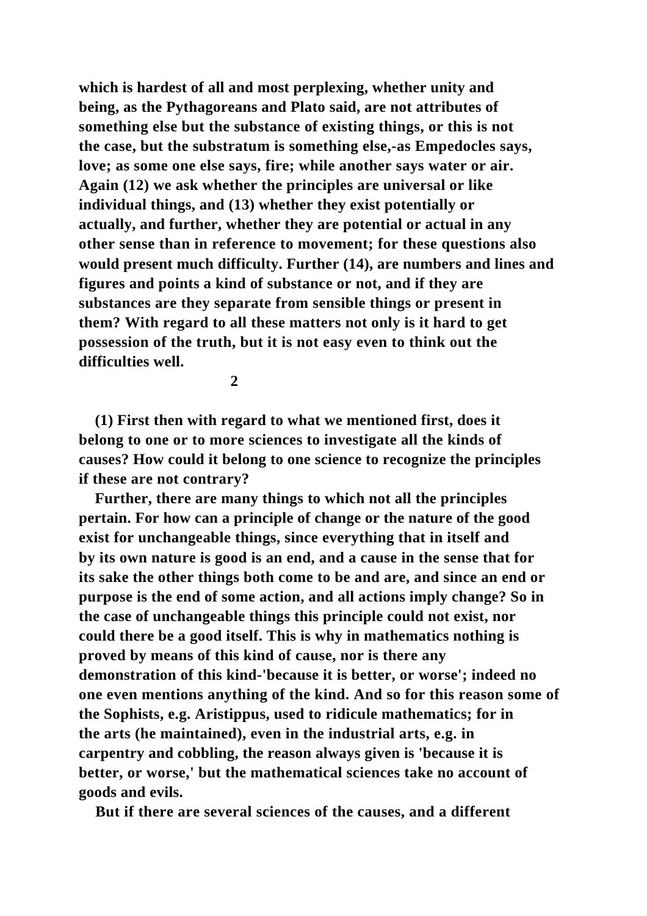which is hardest of all and most perplexing, whether unity and being, as the Pythagoreans and Plato said, are not attributes of something else but the substance of existing things, or this is not the case, but the substratum is something else,-as Empedocles says, love; as some one else says, fire; while another says water or air. Again (12) we ask whether the principles are universal or like individual things, and (13) whether they exist potentially or actually, and further, whether they are potential or actual in any other sense than in reference to movement; for these questions also would present much difficulty. Further (14), are numbers and lines and figures and points a kind of substance or not, and if they are substances are they separate from sensible things or present in them? With regard to all these matters not only is it hard to get possession of the truth, but it is not easy even to think out the difficulties well.

## 2

(1) First then with regard to what we mentioned first, does it belong to one or to more sciences to investigate all the kinds of causes? How could it belong to one science to recognize the principles if these are not contrary?

Further, there are many things to which not all the principles pertain. For how can a principle of change or the nature of the good exist for unchangeable things, since everything that in itself and by its own nature is good is an end, and a cause in the sense that for its sake the other things both come to be and are, and since an end or purpose is the end of some action, and all actions imply change? So in the case of unchangeable things this principle could not exist, nor could there be a good itself. This is why in mathematics nothing is proved by means of this kind of cause, nor is there any demonstration of this kind-'because it is better, or worse'; indeed no one even mentions anything of the kind. And so for this reason some of the Sophists, e.g. Aristippus, used to ridicule mathematics; for in the arts (he maintained), even in the industrial arts, e.g. in carpentry and cobbling, the reason always given is 'because it is better, or worse,' but the mathematical sciences take no account of goods and evils.

But if there are several sciences of the causes, and a different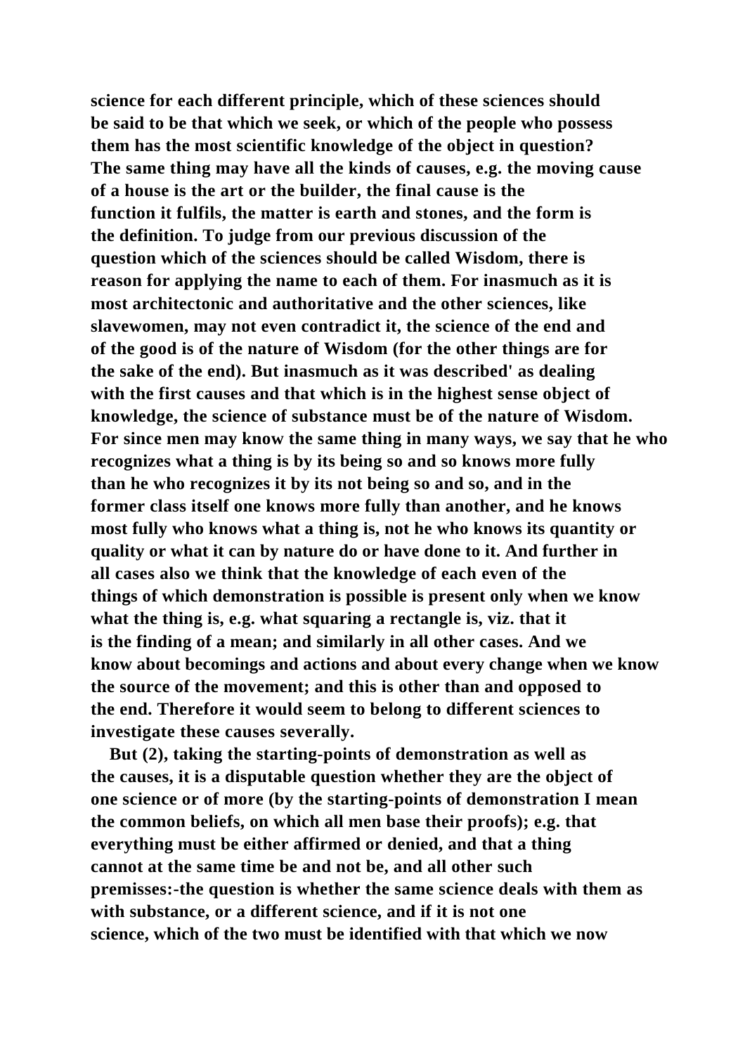science for each different principle, which of these sciences should be said to be that which we seek, or which of the people who possess them has the most scientific knowledge of the object in question? The same thing may have all the kinds of causes, e.g. the moving cause of a house is the art or the builder, the final cause is the function it fulfils, the matter is earth and stones, and the form is the definition. To judge from our previous discussion of the question which of the sciences should be called Wisdom, there is reason for applying the name to each of them. For inasmuch as it is most architectonic and authoritative and the other sciences, like slavewomen, may not even contradict it, the science of the end and of the good is of the nature of Wisdom (for the other things are for the sake of the end). But inasmuch as it was described' as dealing with the first causes and that which is in the highest sense object of knowledge, the science of substance must be of the nature of Wisdom. For since men may know the same thing in many ways, we say that he who recognizes what a thing is by its being so and so knows more fully than he who recognizes it by its not being so and so, and in the former class itself one knows more fully than another, and he knows most fully who knows what a thing is, not he who knows its quantity or quality or what it can by nature do or have done to it. And further in all cases also we think that the knowledge of each even of the things of which demonstration is possible is present only when we know what the thing is, e.g. what squaring a rectangle is, viz. that it is the finding of a mean; and similarly in all other cases. And we know about becomings and actions and about every change when we know the source of the movement; and this is other than and opposed to the end. Therefore it would seem to belong to different sciences to investigate these causes severally.

But (2), taking the starting-points of demonstration as well as the causes, it is a disputable question whether they are the object of one science or of more (by the starting-points of demonstration I mean the common beliefs, on which all men base their proofs); e.g. that everything must be either affirmed or denied, and that a thing cannot at the same time be and not be, and all other such premisses:-the question is whether the same science deals with them as with substance, or a different science, and if it is not one science, which of the two must be identified with that which we now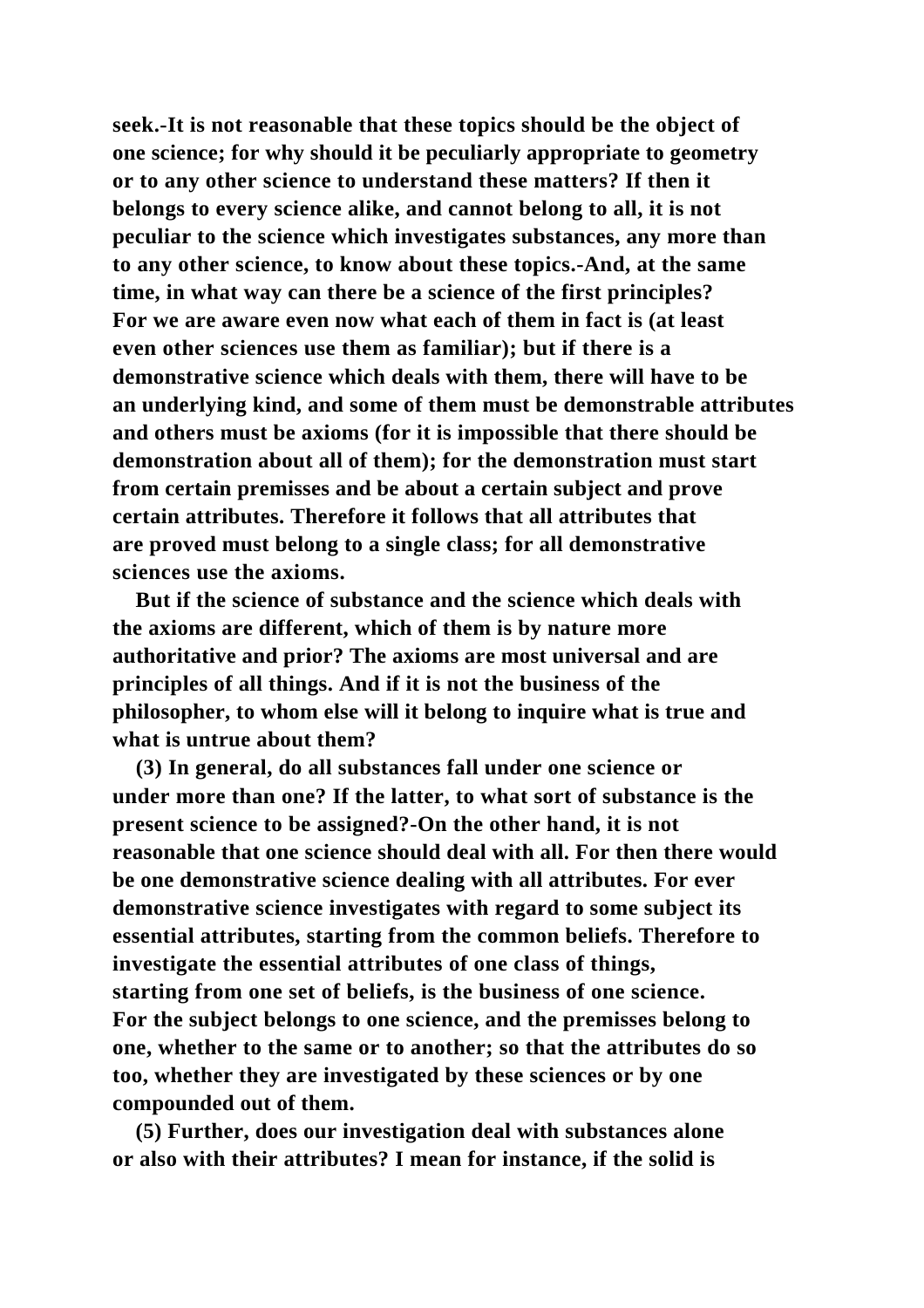seek.-It is not reasonable that these topics should be the object of one science; for why should it be peculiarly appropriate to geometry or to any other science to understand these matters? If then it belongs to every science alike, and cannot belong to all, it is not peculiar to the science which investigates substances, any more than to any other science, to know about these topics.-And, at the same time, in what way can there be a science of the first principles? For we are aware even now what each of them in fact is (at least even other sciences use them as familiar); but if there is a demonstrative science which deals with them, there will have to be an underlying kind, and some of them must be demonstrable attributes and others must be axioms (for it is impossible that there should be demonstration about all of them); for the demonstration must start from certain premisses and be about a certain subject and prove certain attributes. Therefore it follows that all attributes that are proved must belong to a single class; for all demonstrative sciences use the axioms.

But if the science of substance and the science which deals with the axioms are different, which of them is by nature more authoritative and prior? The axioms are most universal and are principles of all things. And if it is not the business of the philosopher, to whom else will it belong to inquire what is true and what is untrue about them?

(3) In general, do all substances fall under one science or under more than one? If the latter, to what sort of substance is the present science to be assigned?-On the other hand, it is not reasonable that one science should deal with all. For then there would be one demonstrative science dealing with all attributes. For ever demonstrative science investigates with regard to some subject its essential attributes, starting from the common beliefs. Therefore to investigate the essential attributes of one class of things, starting from one set of beliefs, is the business of one science. For the subject belongs to one science, and the premisses belong to one, whether to the same or to another; so that the attributes do so too, whether they are investigated by these sciences or by one compounded out of them.

(5) Further, does our investigation deal with substances alone or also with their attributes? I mean for instance, if the solid is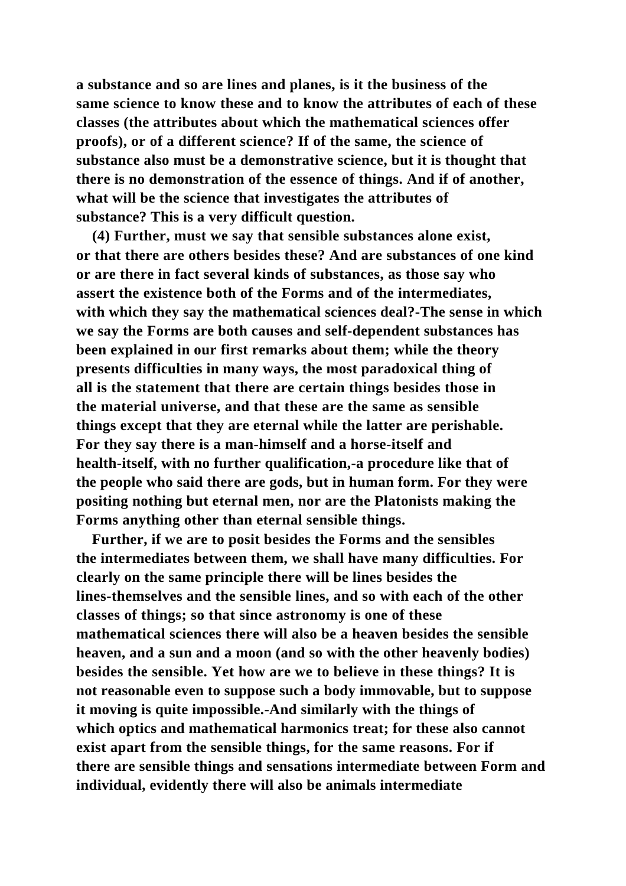a substance and so are lines and planes, is it the business of the same science to know these and to know the attributes of each of these classes (the attributes about which the mathematical sciences offer proofs), or of a different science? If of the same, the science of substance also must be a demonstrative science, but it is thought that there is no demonstration of the essence of things. And if of another, what will be the science that investigates the attributes of substance? This is a very difficult question.

(4) Further, must we say that sensible substances alone exist, or that there are others besides these? And are substances of one kind or are there in fact several kinds of substances, as those say who assert the existence both of the Forms and of the intermediates, with which they say the mathematical sciences deal?-The sense in which we say the Forms are both causes and self-dependent substances has been explained in our first remarks about them; while the theory presents difficulties in many ways, the most paradoxical thing of all is the statement that there are certain things besides those in the material universe, and that these are the same as sensible things except that they are eternal while the latter are perishable. For they say there is a man-himself and a horse-itself and health-itself, with no further qualification,-a procedure like that of the people who said there are gods, but in human form. For they were positing nothing but eternal men, nor are the Platonists making the Forms anything other than eternal sensible things.

Further, if we are to posit besides the Forms and the sensibles the intermediates between them, we shall have many difficulties. For clearly on the same principle there will be lines besides the lines-themselves and the sensible lines, and so with each of the other classes of things; so that since astronomy is one of these mathematical sciences there will also be a heaven besides the sensible heaven, and a sun and a moon (and so with the other heavenly bodies) besides the sensible. Yet how are we to believe in these things? It is not reasonable even to suppose such a body immovable, but to suppose it moving is quite impossible.-And similarly with the things of which optics and mathematical harmonics treat; for these also cannot exist apart from the sensible things, for the same reasons. For if there are sensible things and sensations intermediate between Form and individual, evidently there will also be animals intermediate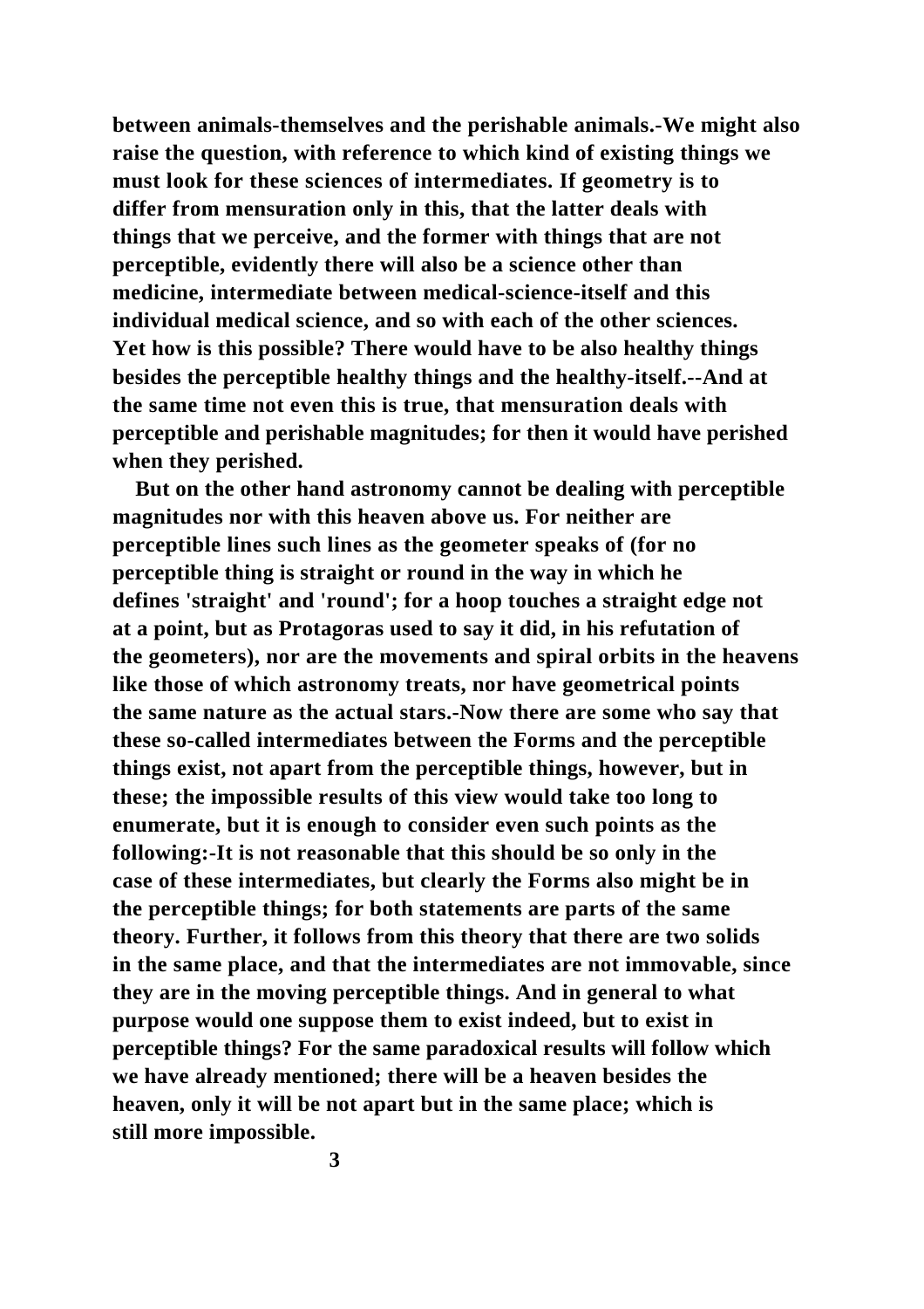between animals-themselves and the perishable animals.-We might also raise the question, with reference to which kind of existing things we must look for these sciences of intermediates. If geometry is to differ from mensuration only in this, that the latter deals with things that we perceive, and the former with things that are not perceptible, evidently there will also be a science other than medicine, intermediate between medical-science-itself and this individual medical science, and so with each of the other sciences. Yet how is this possible? There would have to be also healthy things besides the perceptible healthy things and the healthy-itself.--And at the same time not even this is true, that mensuration deals with perceptible and perishable magnitudes; for then it would have perished when they perished.

But on the other hand astronomy cannot be dealing with perceptible magnitudes nor with this heaven above us. For neither are perceptible lines such lines as the geometer speaks of (for no perceptible thing is straight or round in the way in which he defines 'straight' and 'round'; for a hoop touches a straight edge not at a point, but as Protagoras used to say it did, in his refutation of the geometers), nor are the movements and spiral orbits in the heavens like those of which astronomy treats, nor have geometrical points the same nature as the actual stars.-Now there are some who say that these so-called intermediates between the Forms and the perceptible things exist, not apart from the perceptible things, however, but in these; the impossible results of this view would take too long to enumerate, but it is enough to consider even such points as the following:-It is not reasonable that this should be so only in the case of these intermediates, but clearly the Forms also might be in the perceptible things; for both statements are parts of the same theory. Further, it follows from this theory that there are two solids in the same place, and that the intermediates are not immovable, since they are in the moving perceptible things. And in general to what purpose would one suppose them to exist indeed, but to exist in perceptible things? For the same paradoxical results will follow which we have already mentioned; there will be a heaven besides the heaven, only it will be not apart but in the same place; which is still more impossible.

3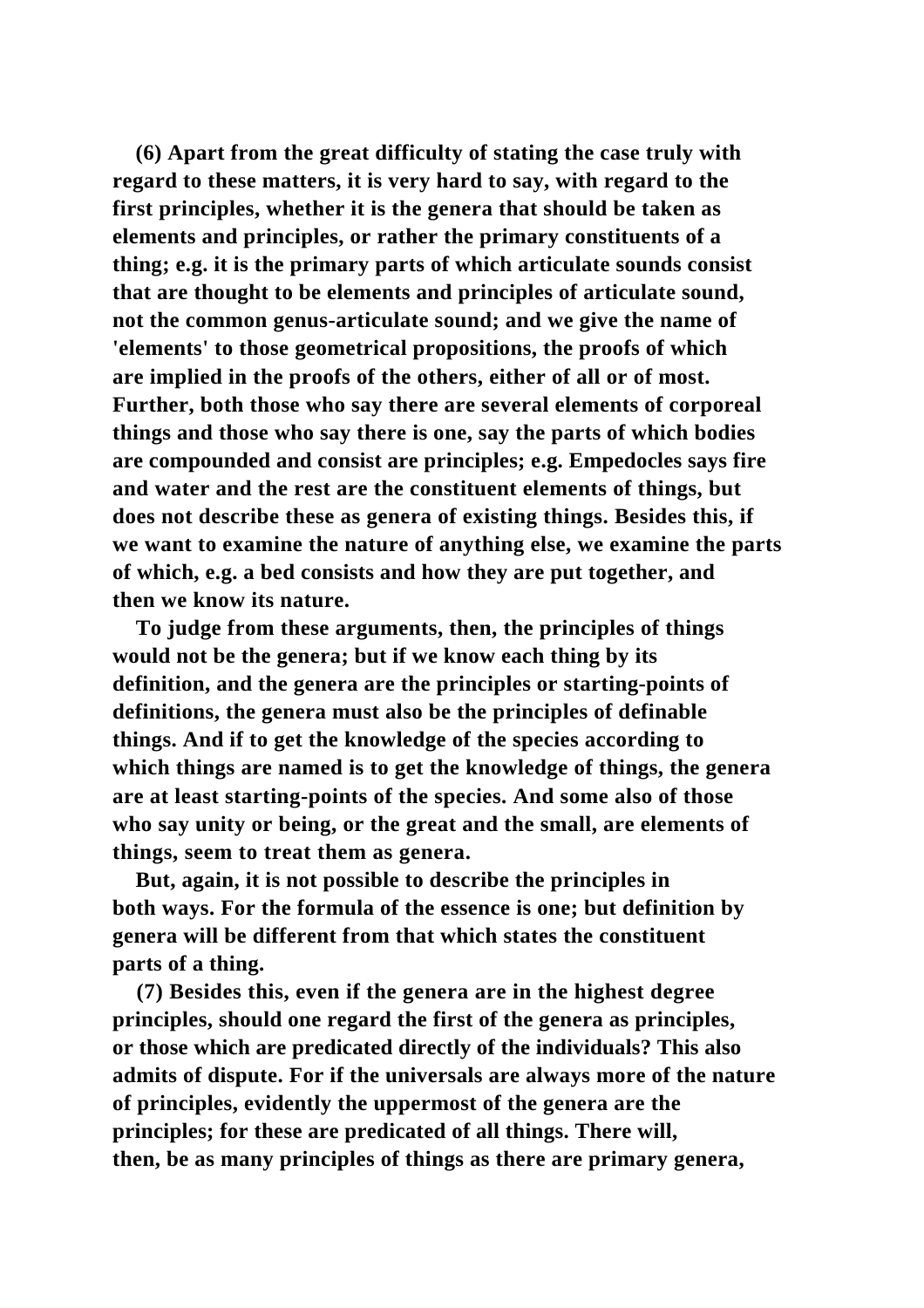(6) Apart from the great difficulty of stating the case truly with regard to these matters, it is very hard to say, with regard to the first principles, whether it is the genera that should be taken as elements and principles, or rather the primary constituents of a thing; e.g. it is the primary parts of which articulate sounds consist that are thought to be elements and principles of articulate sound, not the common genus-articulate sound; and we give the name of 'elements' to those geometrical propositions, the proofs of which are implied in the proofs of the others, either of all or of most. Further, both those who say there are several elements of corporeal things and those who say there is one, say the parts of which bodies are compounded and consist are principles; e.g. Empedocles says fire and water and the rest are the constituent elements of things, but does not describe these as genera of existing things. Besides this, if we want to examine the nature of anything else, we examine the parts of which, e.g. a bed consists and how they are put together, and then we know its nature.

To judge from these arguments, then, the principles of things would not be the genera; but if we know each thing by its definition, and the genera are the principles or starting-points of definitions, the genera must also be the principles of definable things. And if to get the knowledge of the species according to which things are named is to get the knowledge of things, the genera are at least starting-points of the species. And some also of those who say unity or being, or the great and the small, are elements of things, seem to treat them as genera.

But, again, it is not possible to describe the principles in both ways. For the formula of the essence is one; but definition by genera will be different from that which states the constituent parts of a thing.

(7) Besides this, even if the genera are in the highest degree principles, should one regard the first of the genera as principles, or those which are predicated directly of the individuals? This also admits of dispute. For if the universals are always more of the nature of principles, evidently the uppermost of the genera are the principles; for these are predicated of all things. There will, then, be as many principles of things as there are primary genera,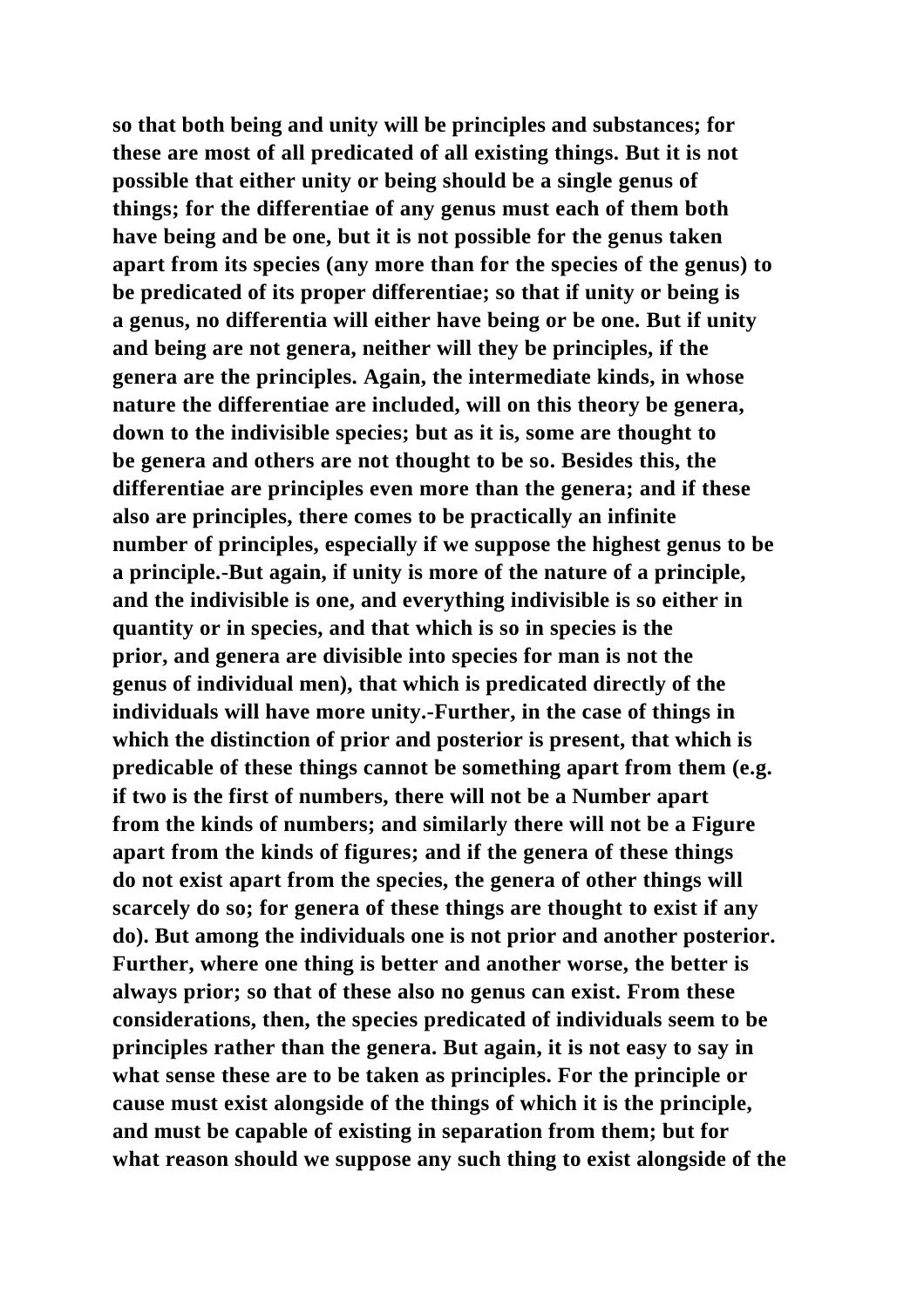so that both being and unity will be principles and substances; for these are most of all predicated of all existing things. But it is not possible that either unity or being should be a single genus of things; for the differentiae of any genus must each of them both have being and be one, but it is not possible for the genus taken apart from its species (any more than for the species of the genus) to be predicated of its proper differentiae; so that if unity or being is a genus, no differentia will either have being or be one. But if unity and being are not genera, neither will they be principles, if the genera are the principles. Again, the intermediate kinds, in whose nature the differentiae are included, will on this theory be genera, down to the indivisible species; but as it is, some are thought to be genera and others are not thought to be so. Besides this, the differentiae are principles even more than the genera; and if these also are principles, there comes to be practically an infinite number of principles, especially if we suppose the highest genus to be a principle.-But again, if unity is more of the nature of a principle, and the indivisible is one, and everything indivisible is so either in quantity or in species, and that which is so in species is the prior, and genera are divisible into species for man is not the genus of individual men), that which is predicated directly of the individuals will have more unity.-Further, in the case of things in which the distinction of prior and posterior is present, that which is predicable of these things cannot be something apart from them (e.g. if two is the first of numbers, there will not be a Number apart from the kinds of numbers; and similarly there will not be a Figure apart from the kinds of figures; and if the genera of these things do not exist apart from the species, the genera of other things will scarcely do so; for genera of these things are thought to exist if any do). But among the individuals one is not prior and another posterior. Further, where one thing is better and another worse, the better is always prior; so that of these also no genus can exist. From these considerations, then, the species predicated of individuals seem to be principles rather than the genera. But again, it is not easy to say in what sense these are to be taken as principles. For the principle or cause must exist alongside of the things of which it is the principle, and must be capable of existing in separation from them; but for what reason should we suppose any such thing to exist alongside of the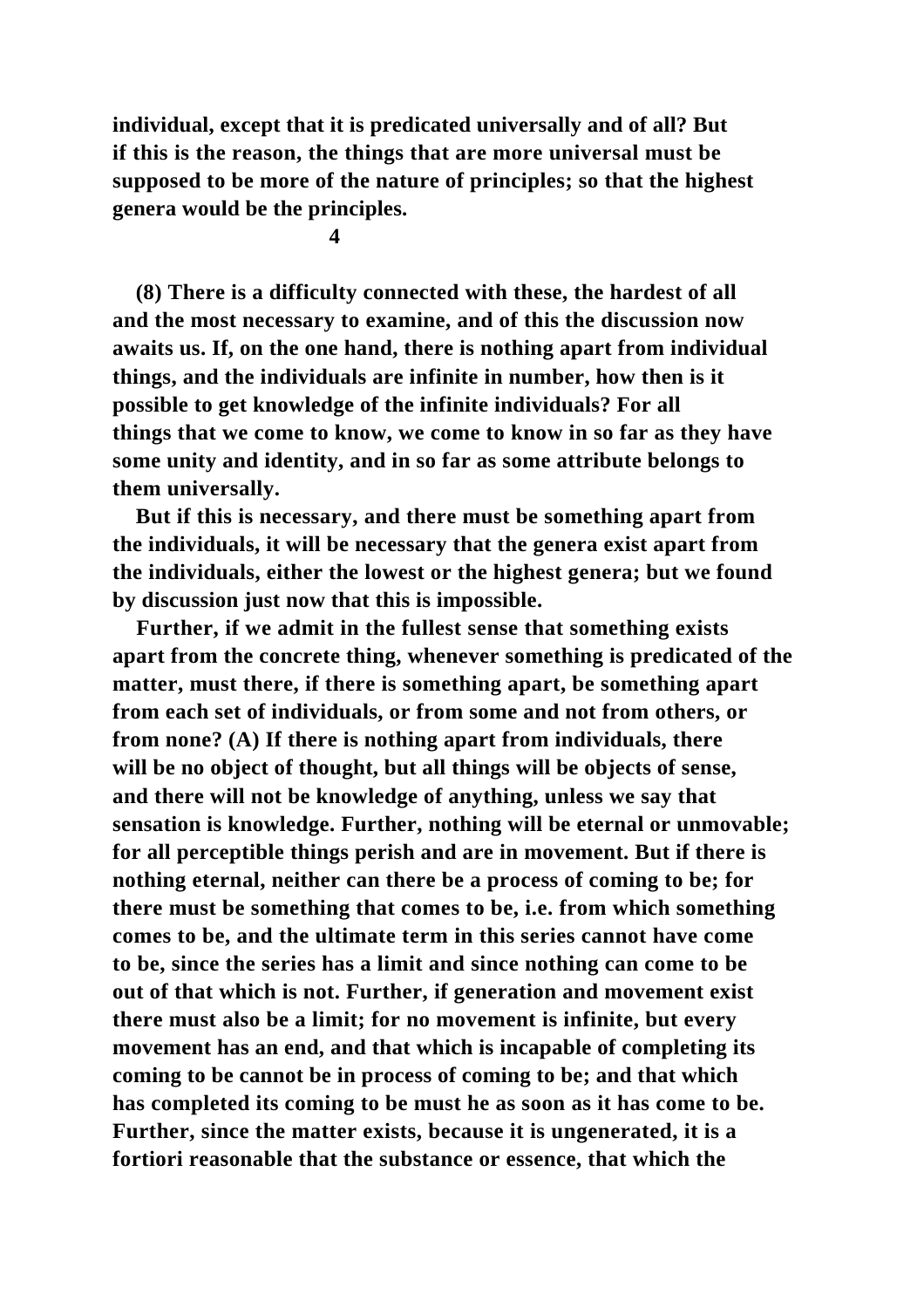individual, except that it is predicated universally and of all? But if this is the reason, the things that are more universal must be supposed to be more of the nature of principles; so that the highest genera would be the principles.

## 4

(8) There is a difficulty connected with these, the hardest of all and the most necessary to examine, and of this the discussion now awaits us. If, on the one hand, there is nothing apart from individual things, and the individuals are infinite in number, how then is it possible to get knowledge of the infinite individuals? For all things that we come to know, we come to know in so far as they have some unity and identity, and in so far as some attribute belongs to them universally.

But if this is necessary, and there must be something apart from the individuals, it will be necessary that the genera exist apart from the individuals, either the lowest or the highest genera; but we found by discussion just now that this is impossible.

Further, if we admit in the fullest sense that something exists apart from the concrete thing, whenever something is predicated of the matter, must there, if there is something apart, be something apart from each set of individuals, or from some and not from others, or from none? (A) If there is nothing apart from individuals, there will be no object of thought, but all things will be objects of sense, and there will not be knowledge of anything, unless we say that sensation is knowledge. Further, nothing will be eternal or unmovable; for all perceptible things perish and are in movement. But if there is nothing eternal, neither can there be a process of coming to be; for there must be something that comes to be, i.e. from which something comes to be, and the ultimate term in this series cannot have come to be, since the series has a limit and since nothing can come to be out of that which is not. Further, if generation and movement exist there must also be a limit; for no movement is infinite, but every movement has an end, and that which is incapable of completing its coming to be cannot be in process of coming to be; and that which has completed its coming to be must he as soon as it has come to be. Further, since the matter exists, because it is ungenerated, it is a fortiori reasonable that the substance or essence, that which the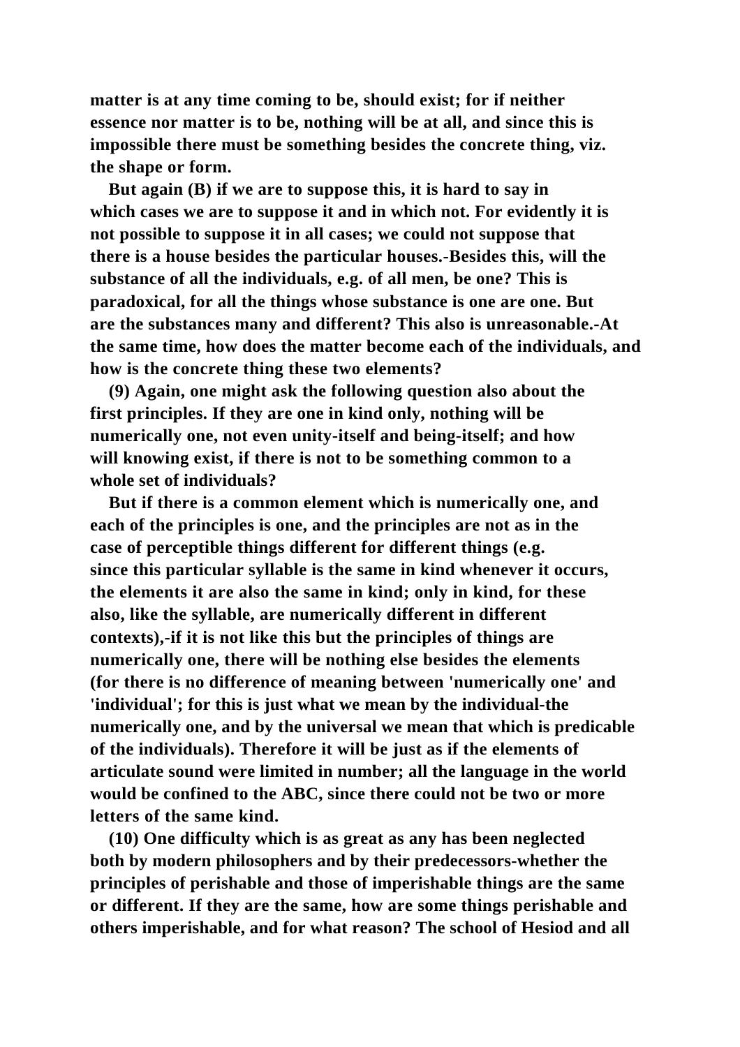**matter is at any time coming to be, should exist; for if neither essence nor matter is to be, nothing will be at all, and since this is impossible there must be something besides the concrete thing, viz. the shape or form.**

**But again (B) if we are to suppose this, it is hard to say in which cases we are to suppose it and in which not. For evidently it is not possible to suppose it in all cases; we could not suppose that there is a house besides the particular houses.-Besides this, will the substance of all the individuals, e.g. of all men, be one? This is paradoxical, for all the things whose substance is one are one. But are the substances many and different? This also is unreasonable.-At the same time, how does the matter become each of the individuals, and how is the concrete thing these two elements?**

**(9) Again, one might ask the following question also about the first principles. If they are one in kind only, nothing will be numerically one, not even unity-itself and being-itself; and how will knowing exist, if there is not to be something common to a whole set of individuals?**

**But if there is a common element which is numerically one, and each of the principles is one, and the principles are not as in the case of perceptible things different for different things (e.g. since this particular syllable is the same in kind whenever it occurs, the elements it are also the same in kind; only in kind, for these also, like the syllable, are numerically different in different contexts),-if it is not like this but the principles of things are numerically one, there will be nothing else besides the elements (for there is no difference of meaning between 'numerically one' and 'individual'; for this is just what we mean by the individual-the numerically one, and by the universal we mean that which is predicable of the individuals). Therefore it will be just as if the elements of articulate sound were limited in number; all the language in the world would be confined to the ABC, since there could not be two or more letters of the same kind.**

**(10) One difficulty which is as great as any has been neglected both by modern philosophers and by their predecessors-whether the principles of perishable and those of imperishable things are the same or different. If they are the same, how are some things perishable and others imperishable, and for what reason? The school of Hesiod and all**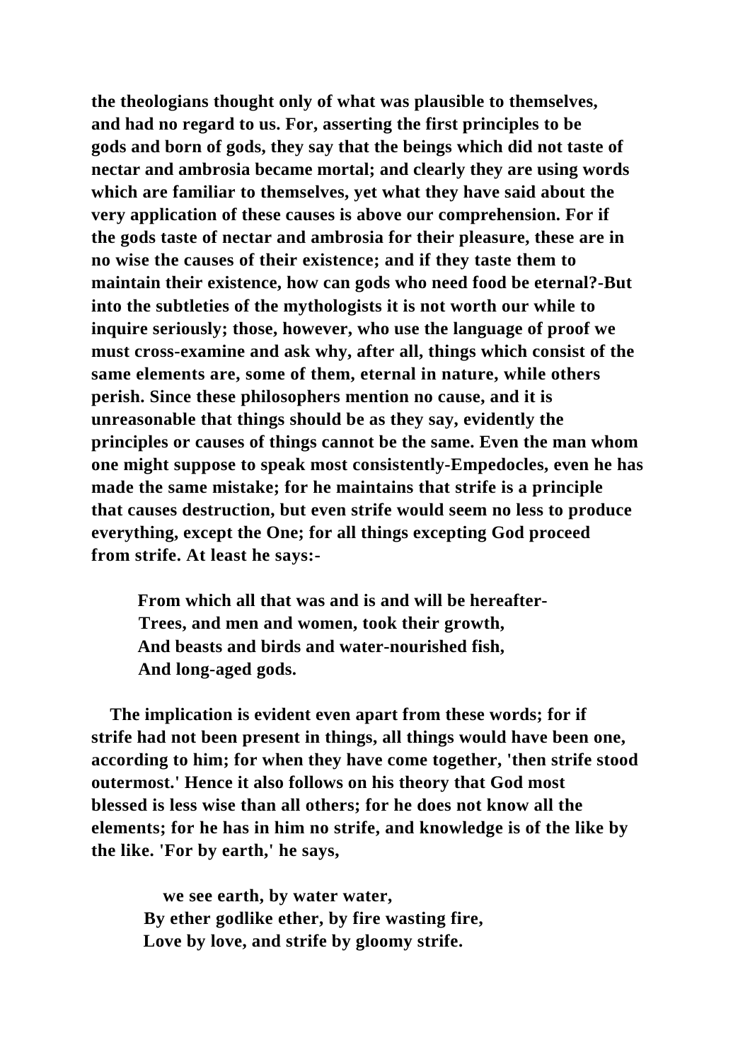the theologians thought only of what was plausible to themselves, and had no regard to us. For, asserting the first principles to be gods and born of gods, they say that the beings which did not taste of nectar and ambrosia became mortal; and clearly they are using words which are familiar to themselves, yet what they have said about the very application of these causes is above our comprehension. For if the gods taste of nectar and ambrosia for their pleasure, these are in no wise the causes of their existence; and if they taste them to maintain their existence, how can gods who need food be eternal?-But into the subtleties of the mythologists it is not worth our while to inquire seriously; those, however, who use the language of proof we must cross-examine and ask why, after all, things which consist of the same elements are, some of them, eternal in nature, while others perish. Since these philosophers mention no cause, and it is unreasonable that things should be as they say, evidently the principles or causes of things cannot be the same. Even the man whom one might suppose to speak most consistently-Empedocles, even he has made the same mistake; for he maintains that strife is a principle that causes destruction, but even strife would seem no less to produce everything, except the One; for all things excepting God proceed from strife. At least he says:-

> From which all that was and is and will be hereafter-
> Trees, and men and women, took their growth,
> And beasts and birds and water-nourished fish,
> And long-aged gods.

The implication is evident even apart from these words; for if strife had not been present in things, all things would have been one, according to him; for when they have come together, 'then strife stood outermost.' Hence it also follows on his theory that God most blessed is less wise than all others; for he does not know all the elements; for he has in him no strife, and knowledge is of the like by the like. 'For by earth,' he says,

> we see earth, by water water,
> By ether godlike ether, by fire wasting fire,
> Love by love, and strife by gloomy strife.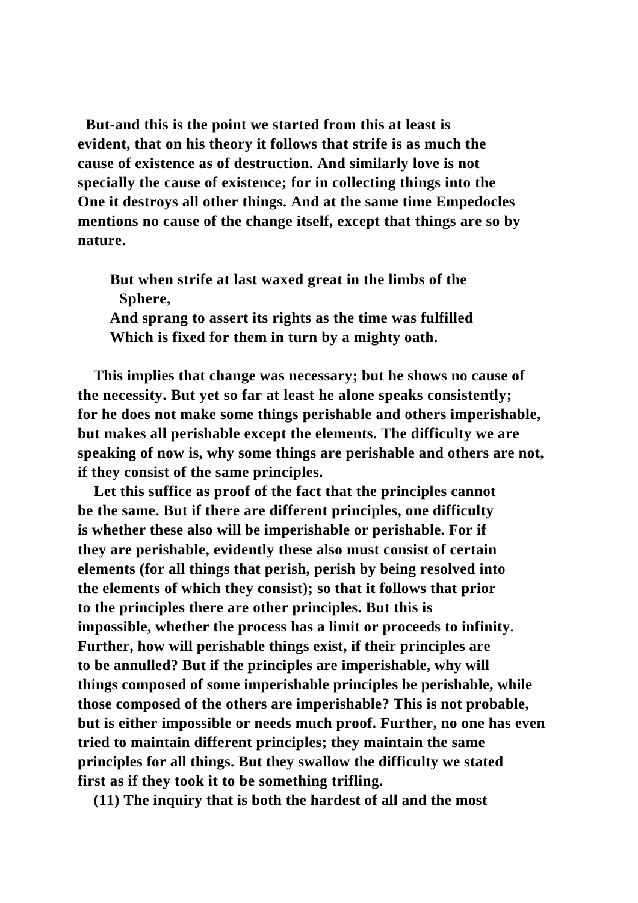But-and this is the point we started from this at least is evident, that on his theory it follows that strife is as much the cause of existence as of destruction. And similarly love is not specially the cause of existence; for in collecting things into the One it destroys all other things. And at the same time Empedocles mentions no cause of the change itself, except that things are so by nature.

> But when strife at last waxed great in the limbs of the Sphere,
> And sprang to assert its rights as the time was fulfilled
> Which is fixed for them in turn by a mighty oath.

This implies that change was necessary; but he shows no cause of the necessity. But yet so far at least he alone speaks consistently; for he does not make some things perishable and others imperishable, but makes all perishable except the elements. The difficulty we are speaking of now is, why some things are perishable and others are not, if they consist of the same principles.

Let this suffice as proof of the fact that the principles cannot be the same. But if there are different principles, one difficulty is whether these also will be imperishable or perishable. For if they are perishable, evidently these also must consist of certain elements (for all things that perish, perish by being resolved into the elements of which they consist); so that it follows that prior to the principles there are other principles. But this is impossible, whether the process has a limit or proceeds to infinity. Further, how will perishable things exist, if their principles are to be annulled? But if the principles are imperishable, why will things composed of some imperishable principles be perishable, while those composed of the others are imperishable? This is not probable, but is either impossible or needs much proof. Further, no one has even tried to maintain different principles; they maintain the same principles for all things. But they swallow the difficulty we stated first as if they took it to be something trifling.

(11) The inquiry that is both the hardest of all and the most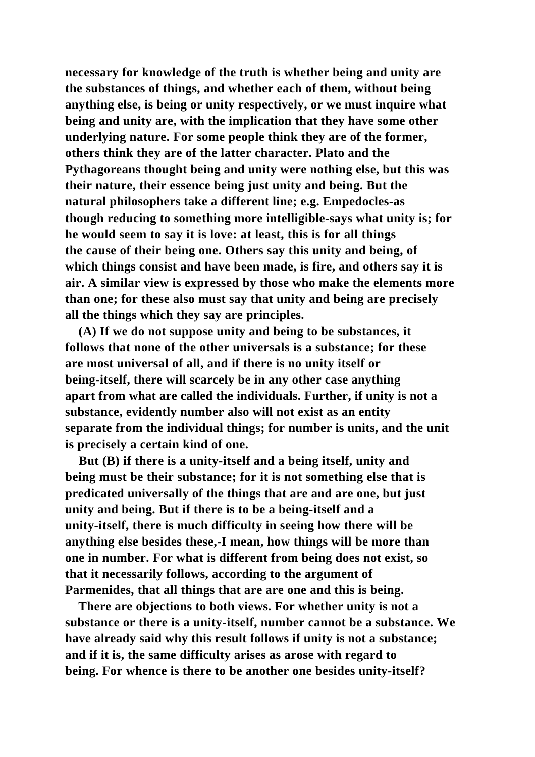necessary for knowledge of the truth is whether being and unity are the substances of things, and whether each of them, without being anything else, is being or unity respectively, or we must inquire what being and unity are, with the implication that they have some other underlying nature. For some people think they are of the former, others think they are of the latter character. Plato and the Pythagoreans thought being and unity were nothing else, but this was their nature, their essence being just unity and being. But the natural philosophers take a different line; e.g. Empedocles-as though reducing to something more intelligible-says what unity is; for he would seem to say it is love: at least, this is for all things the cause of their being one. Others say this unity and being, of which things consist and have been made, is fire, and others say it is air. A similar view is expressed by those who make the elements more than one; for these also must say that unity and being are precisely all the things which they say are principles.

(A) If we do not suppose unity and being to be substances, it follows that none of the other universals is a substance; for these are most universal of all, and if there is no unity itself or being-itself, there will scarcely be in any other case anything apart from what are called the individuals. Further, if unity is not a substance, evidently number also will not exist as an entity separate from the individual things; for number is units, and the unit is precisely a certain kind of one.

But (B) if there is a unity-itself and a being itself, unity and being must be their substance; for it is not something else that is predicated universally of the things that are and are one, but just unity and being. But if there is to be a being-itself and a unity-itself, there is much difficulty in seeing how there will be anything else besides these,-I mean, how things will be more than one in number. For what is different from being does not exist, so that it necessarily follows, according to the argument of Parmenides, that all things that are are one and this is being.

There are objections to both views. For whether unity is not a substance or there is a unity-itself, number cannot be a substance. We have already said why this result follows if unity is not a substance; and if it is, the same difficulty arises as arose with regard to being. For whence is there to be another one besides unity-itself?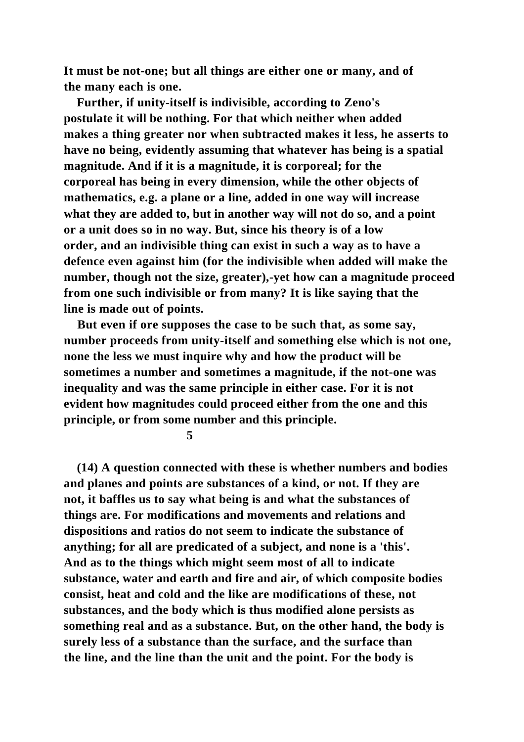It must be not-one; but all things are either one or many, and of the many each is one.

Further, if unity-itself is indivisible, according to Zeno's postulate it will be nothing. For that which neither when added makes a thing greater nor when subtracted makes it less, he asserts to have no being, evidently assuming that whatever has being is a spatial magnitude. And if it is a magnitude, it is corporeal; for the corporeal has being in every dimension, while the other objects of mathematics, e.g. a plane or a line, added in one way will increase what they are added to, but in another way will not do so, and a point or a unit does so in no way. But, since his theory is of a low order, and an indivisible thing can exist in such a way as to have a defence even against him (for the indivisible when added will make the number, though not the size, greater),-yet how can a magnitude proceed from one such indivisible or from many? It is like saying that the line is made out of points.

But even if ore supposes the case to be such that, as some say, number proceeds from unity-itself and something else which is not one, none the less we must inquire why and how the product will be sometimes a number and sometimes a magnitude, if the not-one was inequality and was the same principle in either case. For it is not evident how magnitudes could proceed either from the one and this principle, or from some number and this principle.

## 5

(14) A question connected with these is whether numbers and bodies and planes and points are substances of a kind, or not. If they are not, it baffles us to say what being is and what the substances of things are. For modifications and movements and relations and dispositions and ratios do not seem to indicate the substance of anything; for all are predicated of a subject, and none is a 'this'. And as to the things which might seem most of all to indicate substance, water and earth and fire and air, of which composite bodies consist, heat and cold and the like are modifications of these, not substances, and the body which is thus modified alone persists as something real and as a substance. But, on the other hand, the body is surely less of a substance than the surface, and the surface than the line, and the line than the unit and the point. For the body is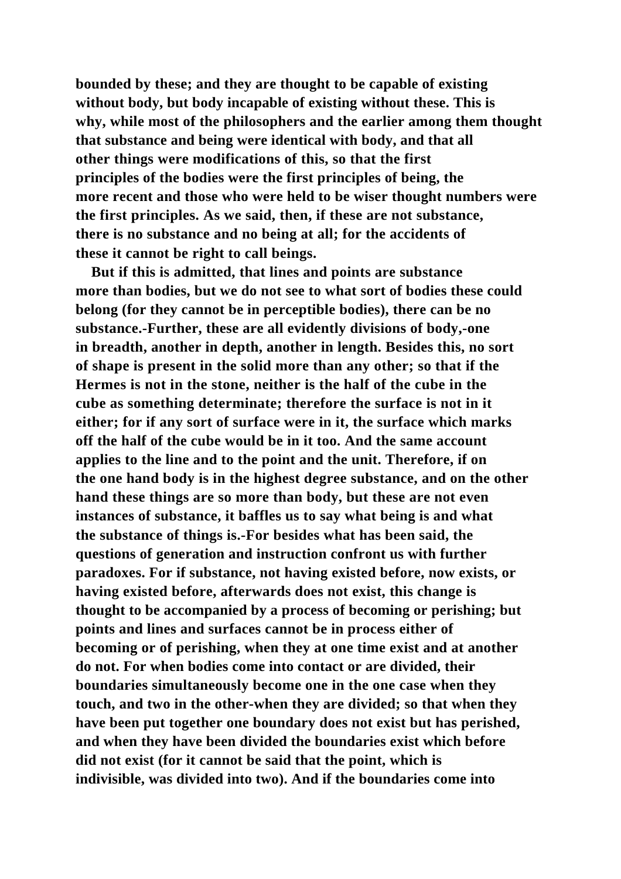bounded by these; and they are thought to be capable of existing without body, but body incapable of existing without these. This is why, while most of the philosophers and the earlier among them thought that substance and being were identical with body, and that all other things were modifications of this, so that the first principles of the bodies were the first principles of being, the more recent and those who were held to be wiser thought numbers were the first principles. As we said, then, if these are not substance, there is no substance and no being at all; for the accidents of these it cannot be right to call beings.

But if this is admitted, that lines and points are substance more than bodies, but we do not see to what sort of bodies these could belong (for they cannot be in perceptible bodies), there can be no substance.-Further, these are all evidently divisions of body,-one in breadth, another in depth, another in length. Besides this, no sort of shape is present in the solid more than any other; so that if the Hermes is not in the stone, neither is the half of the cube in the cube as something determinate; therefore the surface is not in it either; for if any sort of surface were in it, the surface which marks off the half of the cube would be in it too. And the same account applies to the line and to the point and the unit. Therefore, if on the one hand body is in the highest degree substance, and on the other hand these things are so more than body, but these are not even instances of substance, it baffles us to say what being is and what the substance of things is.-For besides what has been said, the questions of generation and instruction confront us with further paradoxes. For if substance, not having existed before, now exists, or having existed before, afterwards does not exist, this change is thought to be accompanied by a process of becoming or perishing; but points and lines and surfaces cannot be in process either of becoming or of perishing, when they at one time exist and at another do not. For when bodies come into contact or are divided, their boundaries simultaneously become one in the one case when they touch, and two in the other-when they are divided; so that when they have been put together one boundary does not exist but has perished, and when they have been divided the boundaries exist which before did not exist (for it cannot be said that the point, which is indivisible, was divided into two). And if the boundaries come into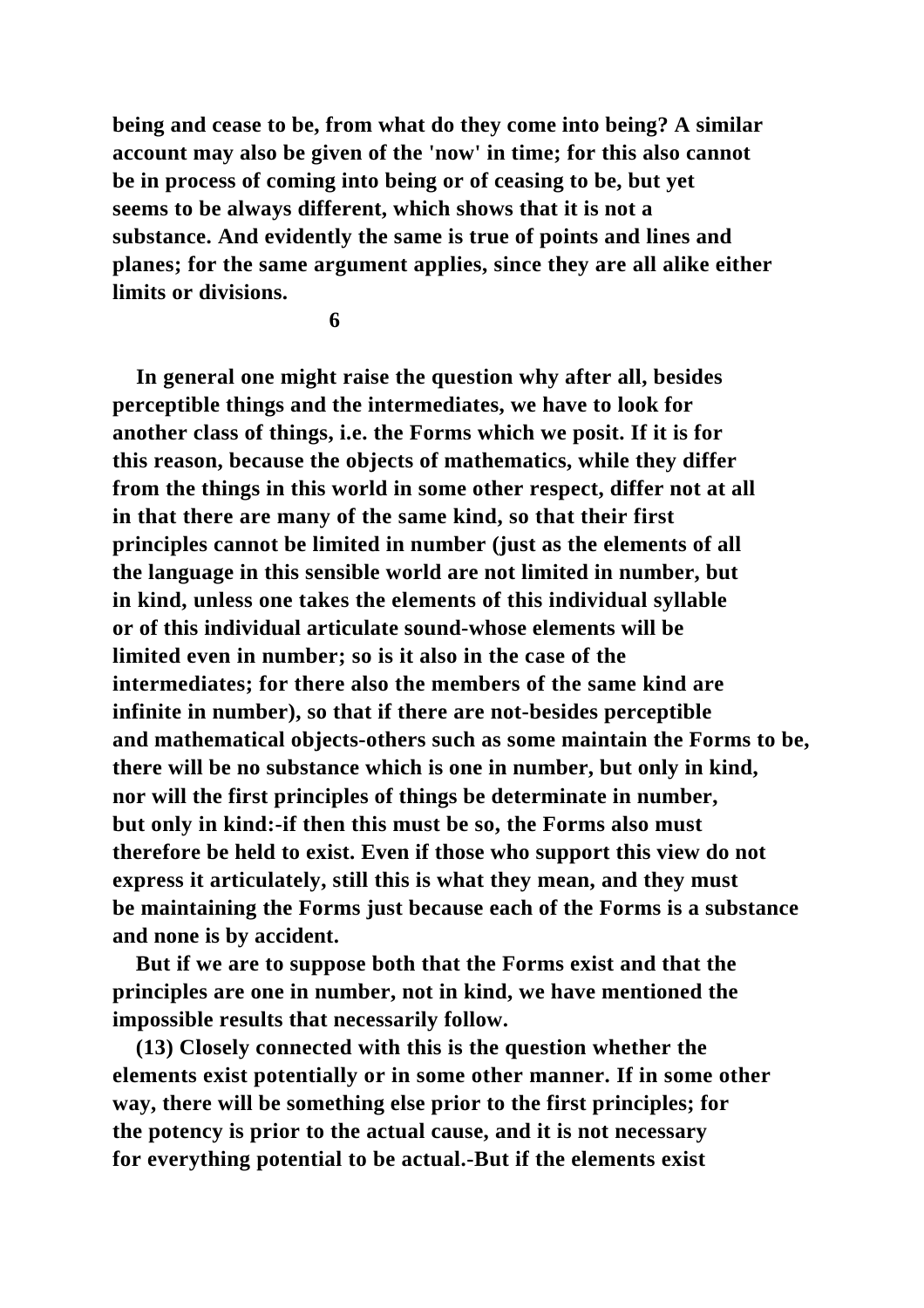being and cease to be, from what do they come into being? A similar account may also be given of the 'now' in time; for this also cannot be in process of coming into being or of ceasing to be, but yet seems to be always different, which shows that it is not a substance. And evidently the same is true of points and lines and planes; for the same argument applies, since they are all alike either limits or divisions.

## 6

In general one might raise the question why after all, besides perceptible things and the intermediates, we have to look for another class of things, i.e. the Forms which we posit. If it is for this reason, because the objects of mathematics, while they differ from the things in this world in some other respect, differ not at all in that there are many of the same kind, so that their first principles cannot be limited in number (just as the elements of all the language in this sensible world are not limited in number, but in kind, unless one takes the elements of this individual syllable or of this individual articulate sound-whose elements will be limited even in number; so is it also in the case of the intermediates; for there also the members of the same kind are infinite in number), so that if there are not-besides perceptible and mathematical objects-others such as some maintain the Forms to be, there will be no substance which is one in number, but only in kind, nor will the first principles of things be determinate in number, but only in kind:-if then this must be so, the Forms also must therefore be held to exist. Even if those who support this view do not express it articulately, still this is what they mean, and they must be maintaining the Forms just because each of the Forms is a substance and none is by accident.

But if we are to suppose both that the Forms exist and that the principles are one in number, not in kind, we have mentioned the impossible results that necessarily follow.

(13) Closely connected with this is the question whether the elements exist potentially or in some other manner. If in some other way, there will be something else prior to the first principles; for the potency is prior to the actual cause, and it is not necessary for everything potential to be actual.-But if the elements exist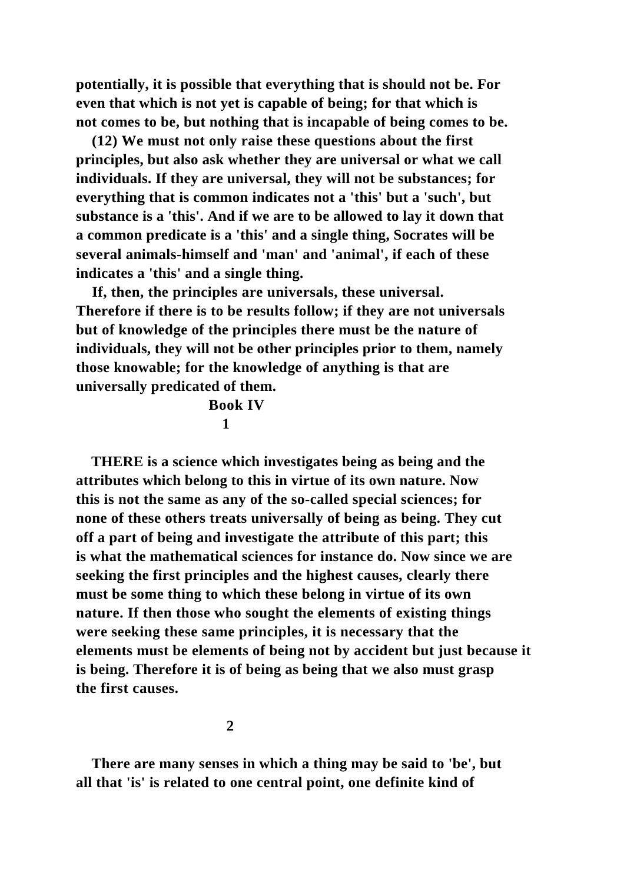**potentially, it is possible that everything that is should not be. For even that which is not yet is capable of being; for that which is not comes to be, but nothing that is incapable of being comes to be.**

**(12) We must not only raise these questions about the first principles, but also ask whether they are universal or what we call individuals. If they are universal, they will not be substances; for everything that is common indicates not a 'this' but a 'such', but substance is a 'this'. And if we are to be allowed to lay it down that a common predicate is a 'this' and a single thing, Socrates will be several animals-himself and 'man' and 'animal', if each of these indicates a 'this' and a single thing.**

**If, then, the principles are universals, these universal. Therefore if there is to be results follow; if they are not universals but of knowledge of the principles there must be the nature of individuals, they will not be other principles prior to them, namely those knowable; for the knowledge of anything is that are universally predicated of them.**

## Book IV

### 1

**THERE is a science which investigates being as being and the attributes which belong to this in virtue of its own nature. Now this is not the same as any of the so-called special sciences; for none of these others treats universally of being as being. They cut off a part of being and investigate the attribute of this part; this is what the mathematical sciences for instance do. Now since we are seeking the first principles and the highest causes, clearly there must be some thing to which these belong in virtue of its own nature. If then those who sought the elements of existing things were seeking these same principles, it is necessary that the elements must be elements of being not by accident but just because it is being. Therefore it is of being as being that we also must grasp the first causes.**

### 2

**There are many senses in which a thing may be said to 'be', but all that 'is' is related to one central point, one definite kind of**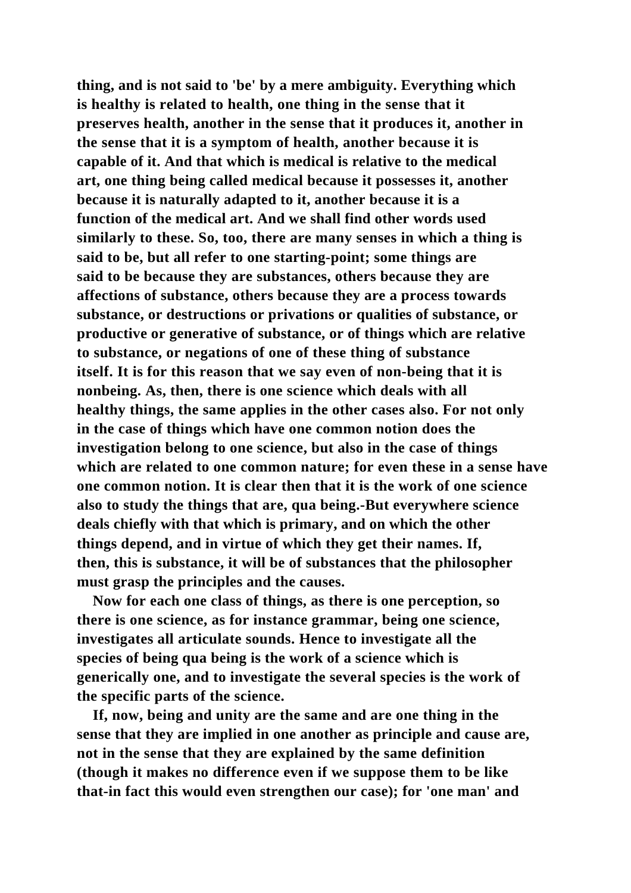thing, and is not said to 'be' by a mere ambiguity. Everything which is healthy is related to health, one thing in the sense that it preserves health, another in the sense that it produces it, another in the sense that it is a symptom of health, another because it is capable of it. And that which is medical is relative to the medical art, one thing being called medical because it possesses it, another because it is naturally adapted to it, another because it is a function of the medical art. And we shall find other words used similarly to these. So, too, there are many senses in which a thing is said to be, but all refer to one starting-point; some things are said to be because they are substances, others because they are affections of substance, others because they are a process towards substance, or destructions or privations or qualities of substance, or productive or generative of substance, or of things which are relative to substance, or negations of one of these thing of substance itself. It is for this reason that we say even of non-being that it is nonbeing. As, then, there is one science which deals with all healthy things, the same applies in the other cases also. For not only in the case of things which have one common notion does the investigation belong to one science, but also in the case of things which are related to one common nature; for even these in a sense have one common notion. It is clear then that it is the work of one science also to study the things that are, qua being.-But everywhere science deals chiefly with that which is primary, and on which the other things depend, and in virtue of which they get their names. If, then, this is substance, it will be of substances that the philosopher must grasp the principles and the causes.

Now for each one class of things, as there is one perception, so there is one science, as for instance grammar, being one science, investigates all articulate sounds. Hence to investigate all the species of being qua being is the work of a science which is generically one, and to investigate the several species is the work of the specific parts of the science.

If, now, being and unity are the same and are one thing in the sense that they are implied in one another as principle and cause are, not in the sense that they are explained by the same definition (though it makes no difference even if we suppose them to be like that-in fact this would even strengthen our case); for 'one man' and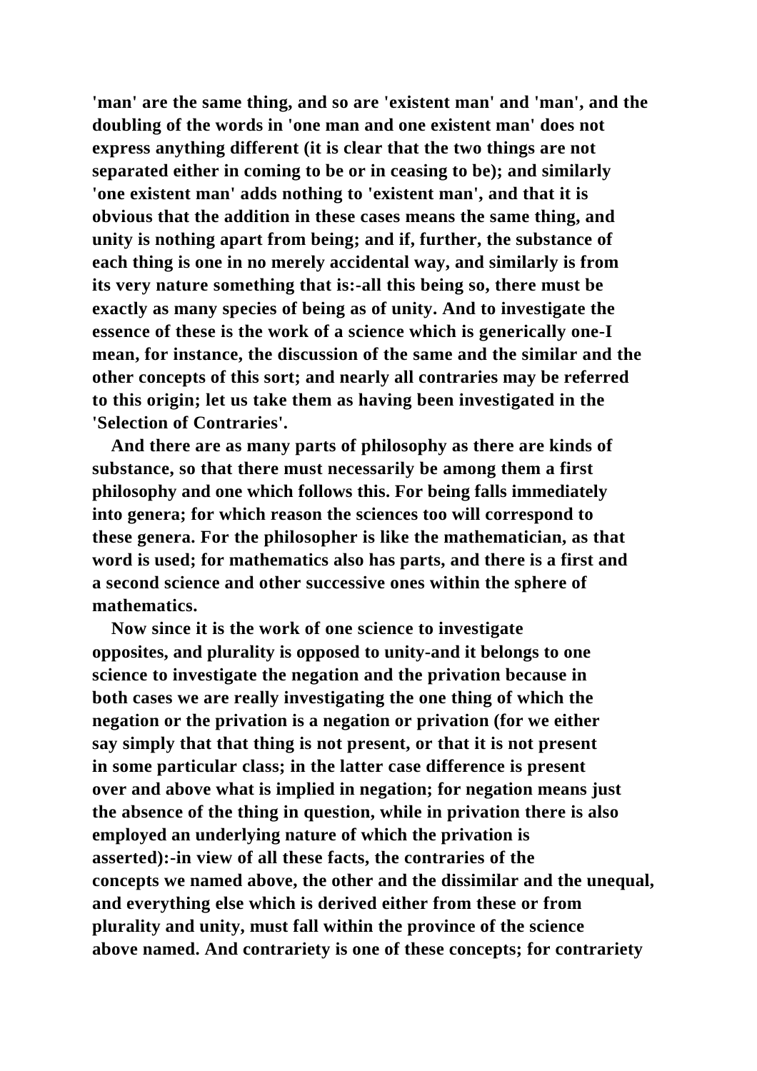'man' are the same thing, and so are 'existent man' and 'man', and the doubling of the words in 'one man and one existent man' does not express anything different (it is clear that the two things are not separated either in coming to be or in ceasing to be); and similarly 'one existent man' adds nothing to 'existent man', and that it is obvious that the addition in these cases means the same thing, and unity is nothing apart from being; and if, further, the substance of each thing is one in no merely accidental way, and similarly is from its very nature something that is:-all this being so, there must be exactly as many species of being as of unity. And to investigate the essence of these is the work of a science which is generically one-I mean, for instance, the discussion of the same and the similar and the other concepts of this sort; and nearly all contraries may be referred to this origin; let us take them as having been investigated in the 'Selection of Contraries'.

And there are as many parts of philosophy as there are kinds of substance, so that there must necessarily be among them a first philosophy and one which follows this. For being falls immediately into genera; for which reason the sciences too will correspond to these genera. For the philosopher is like the mathematician, as that word is used; for mathematics also has parts, and there is a first and a second science and other successive ones within the sphere of mathematics.

Now since it is the work of one science to investigate opposites, and plurality is opposed to unity-and it belongs to one science to investigate the negation and the privation because in both cases we are really investigating the one thing of which the negation or the privation is a negation or privation (for we either say simply that that thing is not present, or that it is not present in some particular class; in the latter case difference is present over and above what is implied in negation; for negation means just the absence of the thing in question, while in privation there is also employed an underlying nature of which the privation is asserted):-in view of all these facts, the contraries of the concepts we named above, the other and the dissimilar and the unequal, and everything else which is derived either from these or from plurality and unity, must fall within the province of the science above named. And contrariety is one of these concepts; for contrariety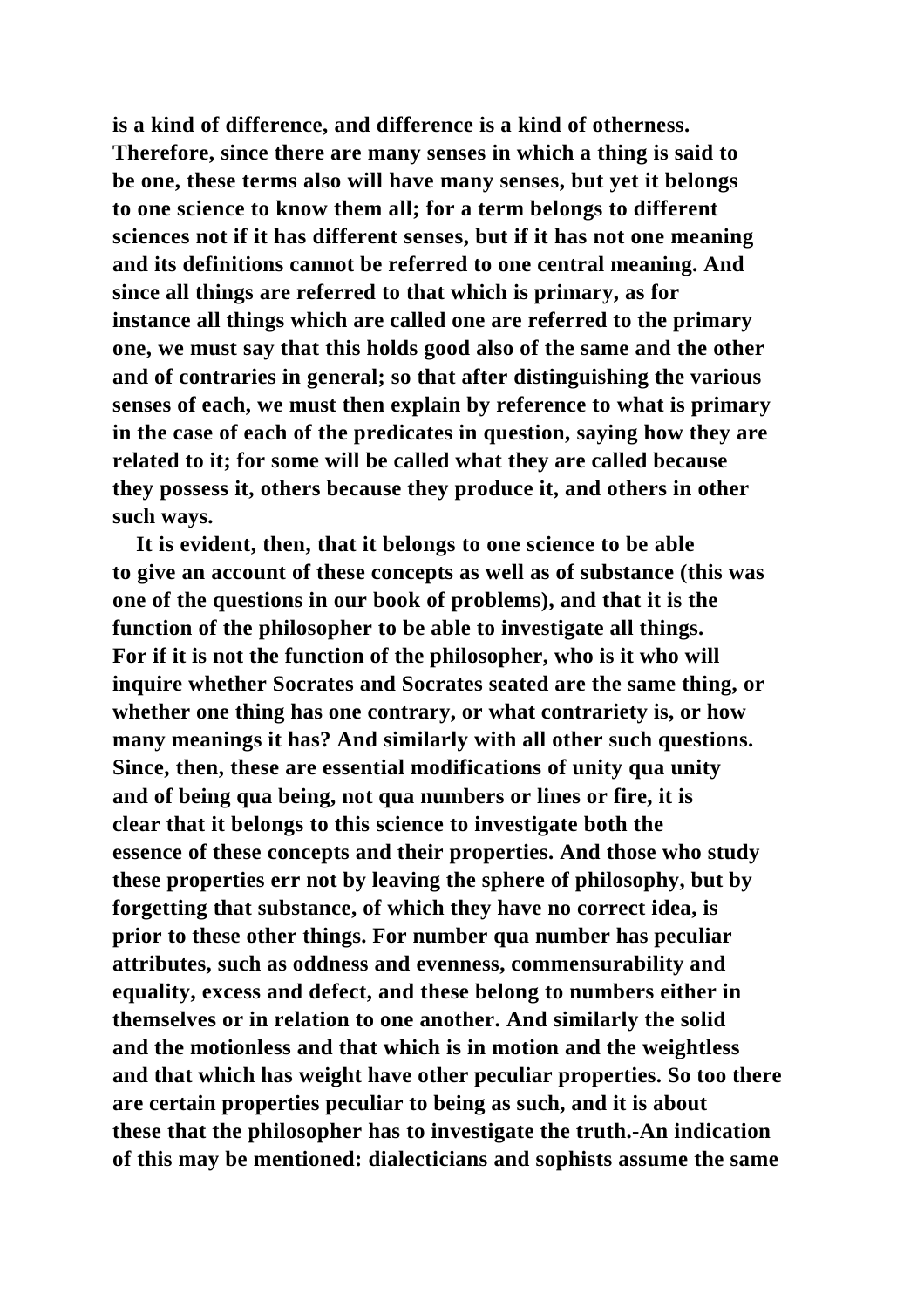is a kind of difference, and difference is a kind of otherness. Therefore, since there are many senses in which a thing is said to be one, these terms also will have many senses, but yet it belongs to one science to know them all; for a term belongs to different sciences not if it has different senses, but if it has not one meaning and its definitions cannot be referred to one central meaning. And since all things are referred to that which is primary, as for instance all things which are called one are referred to the primary one, we must say that this holds good also of the same and the other and of contraries in general; so that after distinguishing the various senses of each, we must then explain by reference to what is primary in the case of each of the predicates in question, saying how they are related to it; for some will be called what they are called because they possess it, others because they produce it, and others in other such ways.

It is evident, then, that it belongs to one science to be able to give an account of these concepts as well as of substance (this was one of the questions in our book of problems), and that it is the function of the philosopher to be able to investigate all things. For if it is not the function of the philosopher, who is it who will inquire whether Socrates and Socrates seated are the same thing, or whether one thing has one contrary, or what contrariety is, or how many meanings it has? And similarly with all other such questions. Since, then, these are essential modifications of unity qua unity and of being qua being, not qua numbers or lines or fire, it is clear that it belongs to this science to investigate both the essence of these concepts and their properties. And those who study these properties err not by leaving the sphere of philosophy, but by forgetting that substance, of which they have no correct idea, is prior to these other things. For number qua number has peculiar attributes, such as oddness and evenness, commensurability and equality, excess and defect, and these belong to numbers either in themselves or in relation to one another. And similarly the solid and the motionless and that which is in motion and the weightless and that which has weight have other peculiar properties. So too there are certain properties peculiar to being as such, and it is about these that the philosopher has to investigate the truth.-An indication of this may be mentioned: dialecticians and sophists assume the same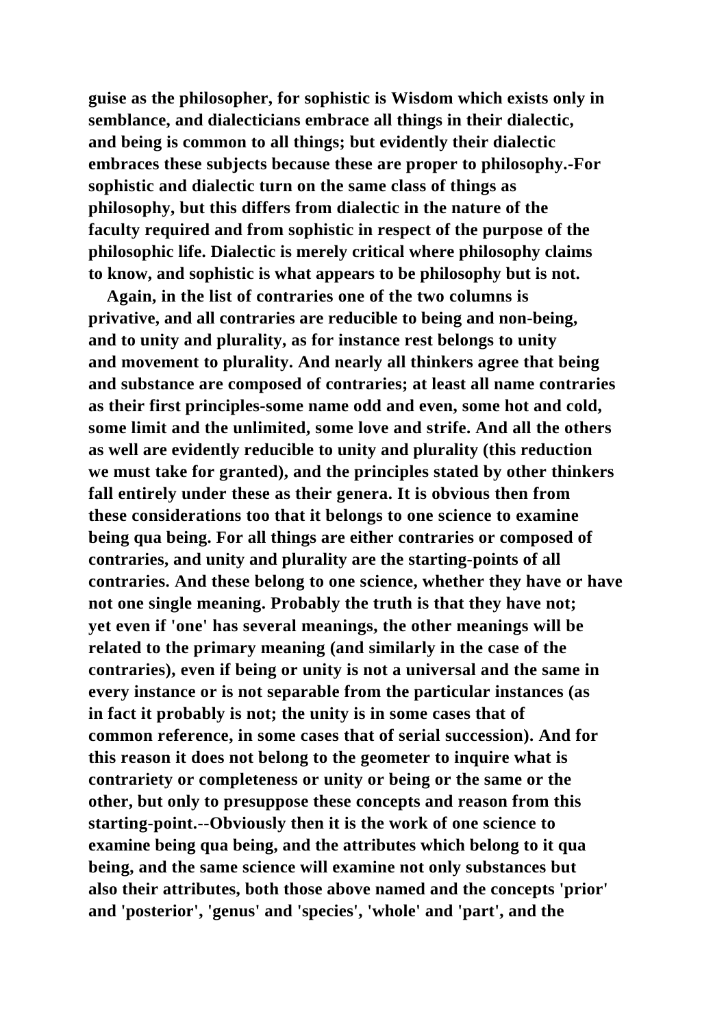guise as the philosopher, for sophistic is Wisdom which exists only in semblance, and dialecticians embrace all things in their dialectic, and being is common to all things; but evidently their dialectic embraces these subjects because these are proper to philosophy.-For sophistic and dialectic turn on the same class of things as philosophy, but this differs from dialectic in the nature of the faculty required and from sophistic in respect of the purpose of the philosophic life. Dialectic is merely critical where philosophy claims to know, and sophistic is what appears to be philosophy but is not.

Again, in the list of contraries one of the two columns is privative, and all contraries are reducible to being and non-being, and to unity and plurality, as for instance rest belongs to unity and movement to plurality. And nearly all thinkers agree that being and substance are composed of contraries; at least all name contraries as their first principles-some name odd and even, some hot and cold, some limit and the unlimited, some love and strife. And all the others as well are evidently reducible to unity and plurality (this reduction we must take for granted), and the principles stated by other thinkers fall entirely under these as their genera. It is obvious then from these considerations too that it belongs to one science to examine being qua being. For all things are either contraries or composed of contraries, and unity and plurality are the starting-points of all contraries. And these belong to one science, whether they have or have not one single meaning. Probably the truth is that they have not; yet even if 'one' has several meanings, the other meanings will be related to the primary meaning (and similarly in the case of the contraries), even if being or unity is not a universal and the same in every instance or is not separable from the particular instances (as in fact it probably is not; the unity is in some cases that of common reference, in some cases that of serial succession). And for this reason it does not belong to the geometer to inquire what is contrariety or completeness or unity or being or the same or the other, but only to presuppose these concepts and reason from this starting-point.--Obviously then it is the work of one science to examine being qua being, and the attributes which belong to it qua being, and the same science will examine not only substances but also their attributes, both those above named and the concepts 'prior' and 'posterior', 'genus' and 'species', 'whole' and 'part', and the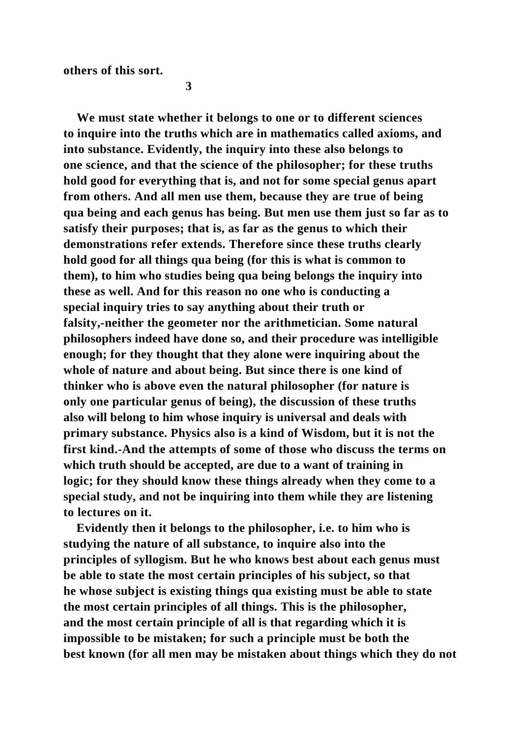others of this sort.

### 3

We must state whether it belongs to one or to different sciences to inquire into the truths which are in mathematics called axioms, and into substance. Evidently, the inquiry into these also belongs to one science, and that the science of the philosopher; for these truths hold good for everything that is, and not for some special genus apart from others. And all men use them, because they are true of being qua being and each genus has being. But men use them just so far as to satisfy their purposes; that is, as far as the genus to which their demonstrations refer extends. Therefore since these truths clearly hold good for all things qua being (for this is what is common to them), to him who studies being qua being belongs the inquiry into these as well. And for this reason no one who is conducting a special inquiry tries to say anything about their truth or falsity,-neither the geometer nor the arithmetician. Some natural philosophers indeed have done so, and their procedure was intelligible enough; for they thought that they alone were inquiring about the whole of nature and about being. But since there is one kind of thinker who is above even the natural philosopher (for nature is only one particular genus of being), the discussion of these truths also will belong to him whose inquiry is universal and deals with primary substance. Physics also is a kind of Wisdom, but it is not the first kind.-And the attempts of some of those who discuss the terms on which truth should be accepted, are due to a want of training in logic; for they should know these things already when they come to a special study, and not be inquiring into them while they are listening to lectures on it.

Evidently then it belongs to the philosopher, i.e. to him who is studying the nature of all substance, to inquire also into the principles of syllogism. But he who knows best about each genus must be able to state the most certain principles of his subject, so that he whose subject is existing things qua existing must be able to state the most certain principles of all things. This is the philosopher, and the most certain principle of all is that regarding which it is impossible to be mistaken; for such a principle must be both the best known (for all men may be mistaken about things which they do not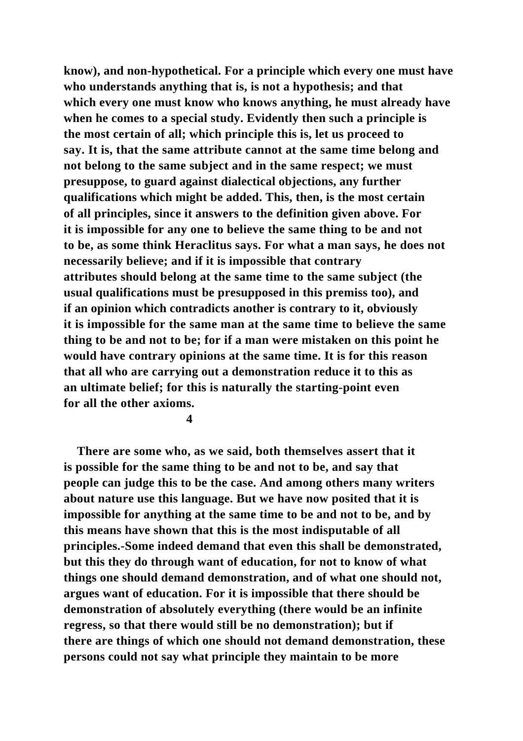know), and non-hypothetical. For a principle which every one must have who understands anything that is, is not a hypothesis; and that which every one must know who knows anything, he must already have when he comes to a special study. Evidently then such a principle is the most certain of all; which principle this is, let us proceed to say. It is, that the same attribute cannot at the same time belong and not belong to the same subject and in the same respect; we must presuppose, to guard against dialectical objections, any further qualifications which might be added. This, then, is the most certain of all principles, since it answers to the definition given above. For it is impossible for any one to believe the same thing to be and not to be, as some think Heraclitus says. For what a man says, he does not necessarily believe; and if it is impossible that contrary attributes should belong at the same time to the same subject (the usual qualifications must be presupposed in this premiss too), and if an opinion which contradicts another is contrary to it, obviously it is impossible for the same man at the same time to believe the same thing to be and not to be; for if a man were mistaken on this point he would have contrary opinions at the same time. It is for this reason that all who are carrying out a demonstration reduce it to this as an ultimate belief; for this is naturally the starting-point even for all the other axioms.

## 4

There are some who, as we said, both themselves assert that it is possible for the same thing to be and not to be, and say that people can judge this to be the case. And among others many writers about nature use this language. But we have now posited that it is impossible for anything at the same time to be and not to be, and by this means have shown that this is the most indisputable of all principles.-Some indeed demand that even this shall be demonstrated, but this they do through want of education, for not to know of what things one should demand demonstration, and of what one should not, argues want of education. For it is impossible that there should be demonstration of absolutely everything (there would be an infinite regress, so that there would still be no demonstration); but if there are things of which one should not demand demonstration, these persons could not say what principle they maintain to be more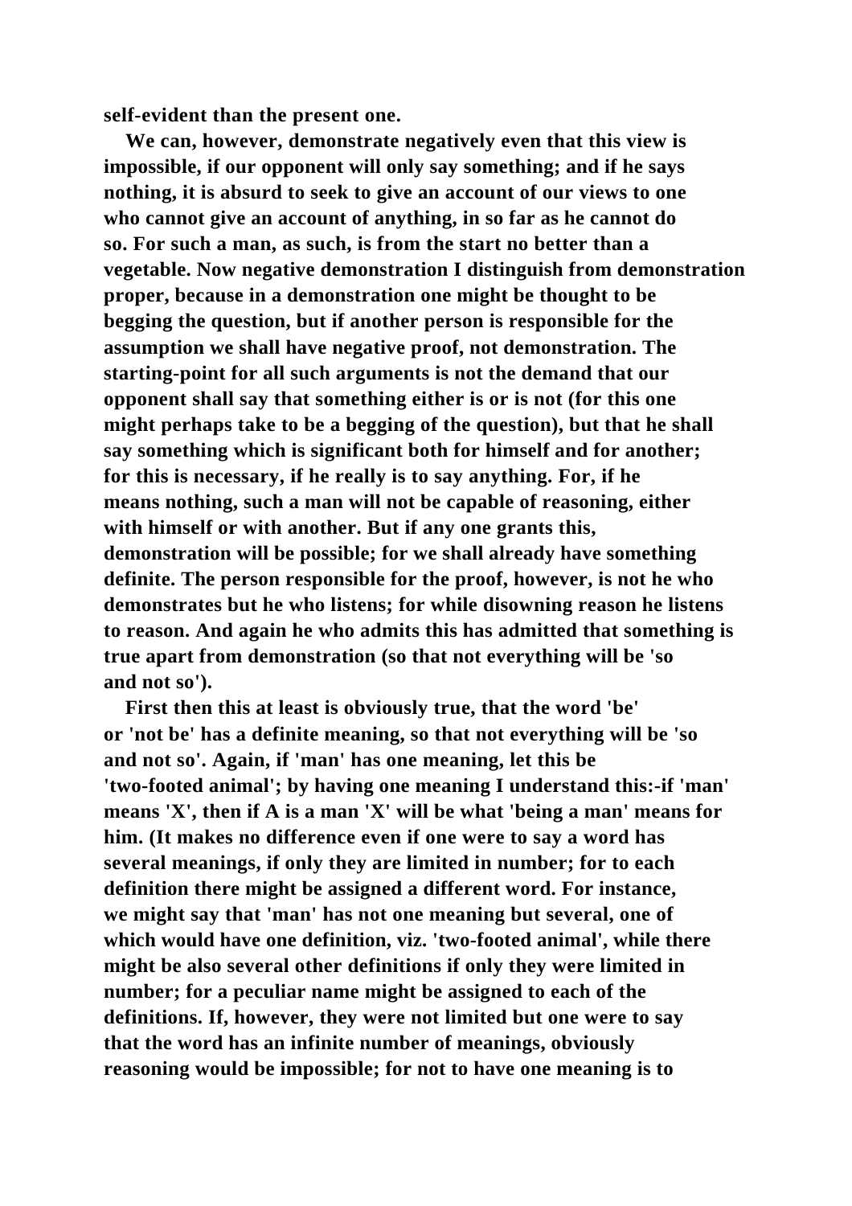self-evident than the present one.

We can, however, demonstrate negatively even that this view is impossible, if our opponent will only say something; and if he says nothing, it is absurd to seek to give an account of our views to one who cannot give an account of anything, in so far as he cannot do so. For such a man, as such, is from the start no better than a vegetable. Now negative demonstration I distinguish from demonstration proper, because in a demonstration one might be thought to be begging the question, but if another person is responsible for the assumption we shall have negative proof, not demonstration. The starting-point for all such arguments is not the demand that our opponent shall say that something either is or is not (for this one might perhaps take to be a begging of the question), but that he shall say something which is significant both for himself and for another; for this is necessary, if he really is to say anything. For, if he means nothing, such a man will not be capable of reasoning, either with himself or with another. But if any one grants this, demonstration will be possible; for we shall already have something definite. The person responsible for the proof, however, is not he who demonstrates but he who listens; for while disowning reason he listens to reason. And again he who admits this has admitted that something is true apart from demonstration (so that not everything will be 'so and not so').

First then this at least is obviously true, that the word 'be' or 'not be' has a definite meaning, so that not everything will be 'so and not so'. Again, if 'man' has one meaning, let this be 'two-footed animal'; by having one meaning I understand this:-if 'man' means 'X', then if A is a man 'X' will be what 'being a man' means for him. (It makes no difference even if one were to say a word has several meanings, if only they are limited in number; for to each definition there might be assigned a different word. For instance, we might say that 'man' has not one meaning but several, one of which would have one definition, viz. 'two-footed animal', while there might be also several other definitions if only they were limited in number; for a peculiar name might be assigned to each of the definitions. If, however, they were not limited but one were to say that the word has an infinite number of meanings, obviously reasoning would be impossible; for not to have one meaning is to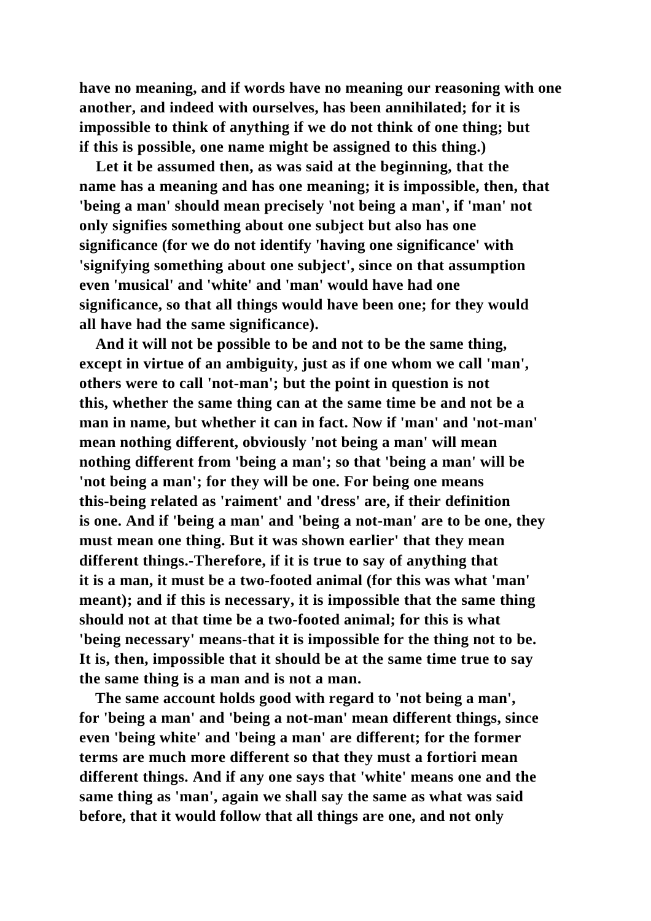have no meaning, and if words have no meaning our reasoning with one another, and indeed with ourselves, has been annihilated; for it is impossible to think of anything if we do not think of one thing; but if this is possible, one name might be assigned to this thing.)

Let it be assumed then, as was said at the beginning, that the name has a meaning and has one meaning; it is impossible, then, that 'being a man' should mean precisely 'not being a man', if 'man' not only signifies something about one subject but also has one significance (for we do not identify 'having one significance' with 'signifying something about one subject', since on that assumption even 'musical' and 'white' and 'man' would have had one significance, so that all things would have been one; for they would all have had the same significance).

And it will not be possible to be and not to be the same thing, except in virtue of an ambiguity, just as if one whom we call 'man', others were to call 'not-man'; but the point in question is not this, whether the same thing can at the same time be and not be a man in name, but whether it can in fact. Now if 'man' and 'not-man' mean nothing different, obviously 'not being a man' will mean nothing different from 'being a man'; so that 'being a man' will be 'not being a man'; for they will be one. For being one means this-being related as 'raiment' and 'dress' are, if their definition is one. And if 'being a man' and 'being a not-man' are to be one, they must mean one thing. But it was shown earlier' that they mean different things.-Therefore, if it is true to say of anything that it is a man, it must be a two-footed animal (for this was what 'man' meant); and if this is necessary, it is impossible that the same thing should not at that time be a two-footed animal; for this is what 'being necessary' means-that it is impossible for the thing not to be. It is, then, impossible that it should be at the same time true to say the same thing is a man and is not a man.

The same account holds good with regard to 'not being a man', for 'being a man' and 'being a not-man' mean different things, since even 'being white' and 'being a man' are different; for the former terms are much more different so that they must a fortiori mean different things. And if any one says that 'white' means one and the same thing as 'man', again we shall say the same as what was said before, that it would follow that all things are one, and not only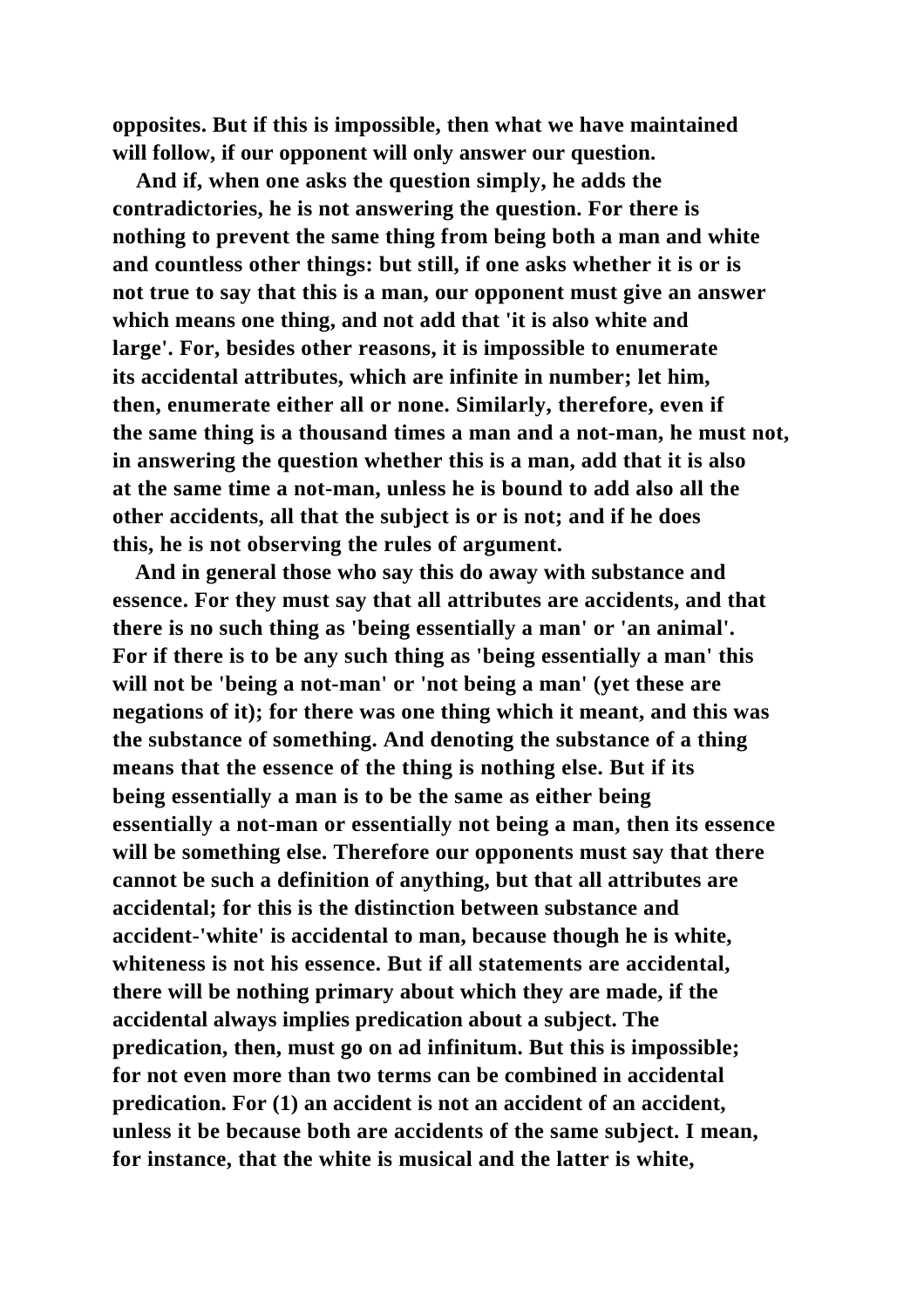opposites. But if this is impossible, then what we have maintained will follow, if our opponent will only answer our question.

And if, when one asks the question simply, he adds the contradictories, he is not answering the question. For there is nothing to prevent the same thing from being both a man and white and countless other things: but still, if one asks whether it is or is not true to say that this is a man, our opponent must give an answer which means one thing, and not add that 'it is also white and large'. For, besides other reasons, it is impossible to enumerate its accidental attributes, which are infinite in number; let him, then, enumerate either all or none. Similarly, therefore, even if the same thing is a thousand times a man and a not-man, he must not, in answering the question whether this is a man, add that it is also at the same time a not-man, unless he is bound to add also all the other accidents, all that the subject is or is not; and if he does this, he is not observing the rules of argument.

And in general those who say this do away with substance and essence. For they must say that all attributes are accidents, and that there is no such thing as 'being essentially a man' or 'an animal'. For if there is to be any such thing as 'being essentially a man' this will not be 'being a not-man' or 'not being a man' (yet these are negations of it); for there was one thing which it meant, and this was the substance of something. And denoting the substance of a thing means that the essence of the thing is nothing else. But if its being essentially a man is to be the same as either being essentially a not-man or essentially not being a man, then its essence will be something else. Therefore our opponents must say that there cannot be such a definition of anything, but that all attributes are accidental; for this is the distinction between substance and accident-'white' is accidental to man, because though he is white, whiteness is not his essence. But if all statements are accidental, there will be nothing primary about which they are made, if the accidental always implies predication about a subject. The predication, then, must go on ad infinitum. But this is impossible; for not even more than two terms can be combined in accidental predication. For (1) an accident is not an accident of an accident, unless it be because both are accidents of the same subject. I mean, for instance, that the white is musical and the latter is white,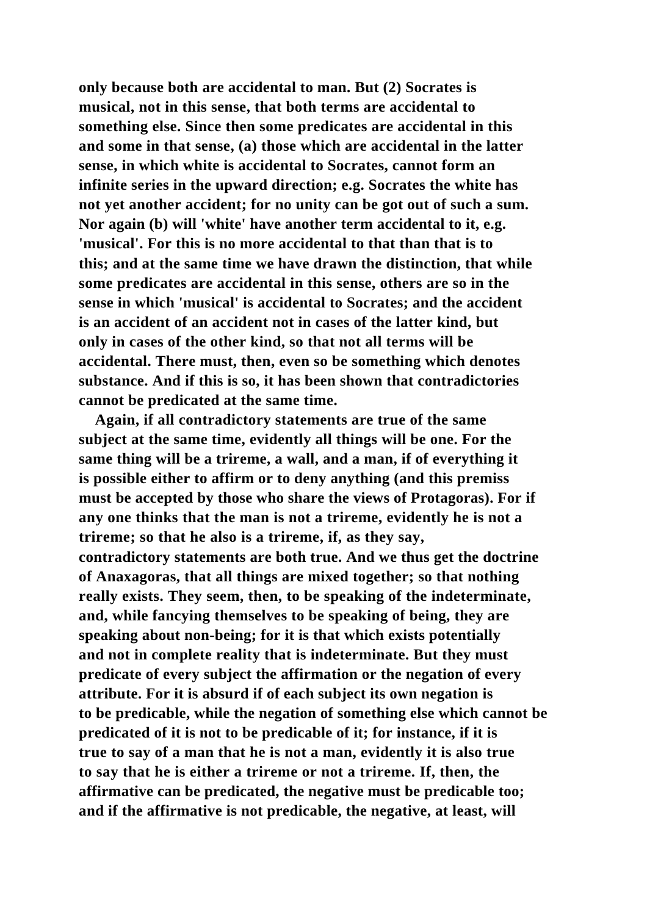only because both are accidental to man. But (2) Socrates is musical, not in this sense, that both terms are accidental to something else. Since then some predicates are accidental in this and some in that sense, (a) those which are accidental in the latter sense, in which white is accidental to Socrates, cannot form an infinite series in the upward direction; e.g. Socrates the white has not yet another accident; for no unity can be got out of such a sum. Nor again (b) will 'white' have another term accidental to it, e.g. 'musical'. For this is no more accidental to that than that is to this; and at the same time we have drawn the distinction, that while some predicates are accidental in this sense, others are so in the sense in which 'musical' is accidental to Socrates; and the accident is an accident of an accident not in cases of the latter kind, but only in cases of the other kind, so that not all terms will be accidental. There must, then, even so be something which denotes substance. And if this is so, it has been shown that contradictories cannot be predicated at the same time.

Again, if all contradictory statements are true of the same subject at the same time, evidently all things will be one. For the same thing will be a trireme, a wall, and a man, if of everything it is possible either to affirm or to deny anything (and this premiss must be accepted by those who share the views of Protagoras). For if any one thinks that the man is not a trireme, evidently he is not a trireme; so that he also is a trireme, if, as they say, contradictory statements are both true. And we thus get the doctrine of Anaxagoras, that all things are mixed together; so that nothing really exists. They seem, then, to be speaking of the indeterminate, and, while fancying themselves to be speaking of being, they are speaking about non-being; for it is that which exists potentially and not in complete reality that is indeterminate. But they must predicate of every subject the affirmation or the negation of every attribute. For it is absurd if of each subject its own negation is to be predicable, while the negation of something else which cannot be predicated of it is not to be predicable of it; for instance, if it is true to say of a man that he is not a man, evidently it is also true to say that he is either a trireme or not a trireme. If, then, the affirmative can be predicated, the negative must be predicable too; and if the affirmative is not predicable, the negative, at least, will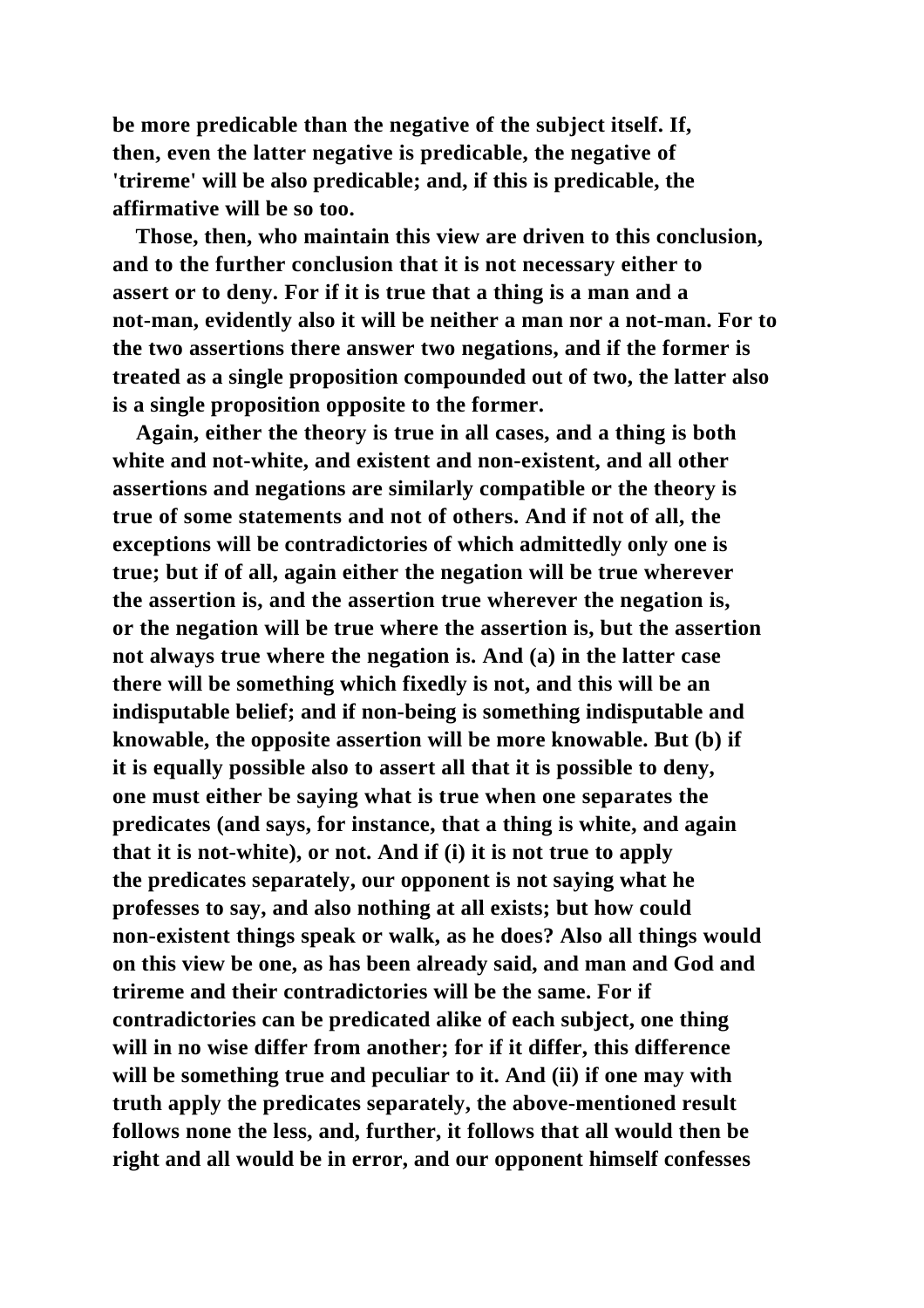be more predicable than the negative of the subject itself. If, then, even the latter negative is predicable, the negative of 'trireme' will be also predicable; and, if this is predicable, the affirmative will be so too.

Those, then, who maintain this view are driven to this conclusion, and to the further conclusion that it is not necessary either to assert or to deny. For if it is true that a thing is a man and a not-man, evidently also it will be neither a man nor a not-man. For to the two assertions there answer two negations, and if the former is treated as a single proposition compounded out of two, the latter also is a single proposition opposite to the former.

Again, either the theory is true in all cases, and a thing is both white and not-white, and existent and non-existent, and all other assertions and negations are similarly compatible or the theory is true of some statements and not of others. And if not of all, the exceptions will be contradictories of which admittedly only one is true; but if of all, again either the negation will be true wherever the assertion is, and the assertion true wherever the negation is, or the negation will be true where the assertion is, but the assertion not always true where the negation is. And (a) in the latter case there will be something which fixedly is not, and this will be an indisputable belief; and if non-being is something indisputable and knowable, the opposite assertion will be more knowable. But (b) if it is equally possible also to assert all that it is possible to deny, one must either be saying what is true when one separates the predicates (and says, for instance, that a thing is white, and again that it is not-white), or not. And if (i) it is not true to apply the predicates separately, our opponent is not saying what he professes to say, and also nothing at all exists; but how could non-existent things speak or walk, as he does? Also all things would on this view be one, as has been already said, and man and God and trireme and their contradictories will be the same. For if contradictories can be predicated alike of each subject, one thing will in no wise differ from another; for if it differ, this difference will be something true and peculiar to it. And (ii) if one may with truth apply the predicates separately, the above-mentioned result follows none the less, and, further, it follows that all would then be right and all would be in error, and our opponent himself confesses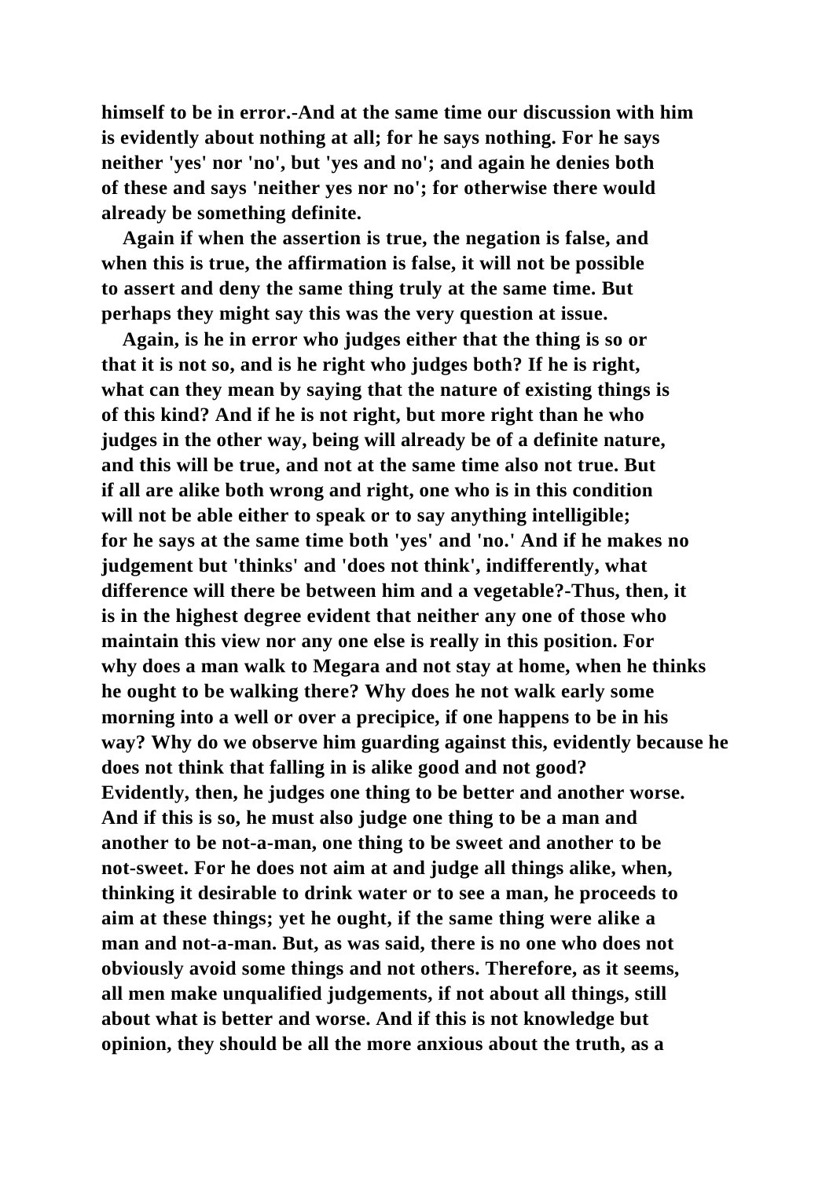himself to be in error.-And at the same time our discussion with him is evidently about nothing at all; for he says nothing. For he says neither 'yes' nor 'no', but 'yes and no'; and again he denies both of these and says 'neither yes nor no'; for otherwise there would already be something definite.

Again if when the assertion is true, the negation is false, and when this is true, the affirmation is false, it will not be possible to assert and deny the same thing truly at the same time. But perhaps they might say this was the very question at issue.

Again, is he in error who judges either that the thing is so or that it is not so, and is he right who judges both? If he is right, what can they mean by saying that the nature of existing things is of this kind? And if he is not right, but more right than he who judges in the other way, being will already be of a definite nature, and this will be true, and not at the same time also not true. But if all are alike both wrong and right, one who is in this condition will not be able either to speak or to say anything intelligible; for he says at the same time both 'yes' and 'no.' And if he makes no judgement but 'thinks' and 'does not think', indifferently, what difference will there be between him and a vegetable?-Thus, then, it is in the highest degree evident that neither any one of those who maintain this view nor any one else is really in this position. For why does a man walk to Megara and not stay at home, when he thinks he ought to be walking there? Why does he not walk early some morning into a well or over a precipice, if one happens to be in his way? Why do we observe him guarding against this, evidently because he does not think that falling in is alike good and not good? Evidently, then, he judges one thing to be better and another worse. And if this is so, he must also judge one thing to be a man and another to be not-a-man, one thing to be sweet and another to be not-sweet. For he does not aim at and judge all things alike, when, thinking it desirable to drink water or to see a man, he proceeds to aim at these things; yet he ought, if the same thing were alike a man and not-a-man. But, as was said, there is no one who does not obviously avoid some things and not others. Therefore, as it seems, all men make unqualified judgements, if not about all things, still about what is better and worse. And if this is not knowledge but opinion, they should be all the more anxious about the truth, as a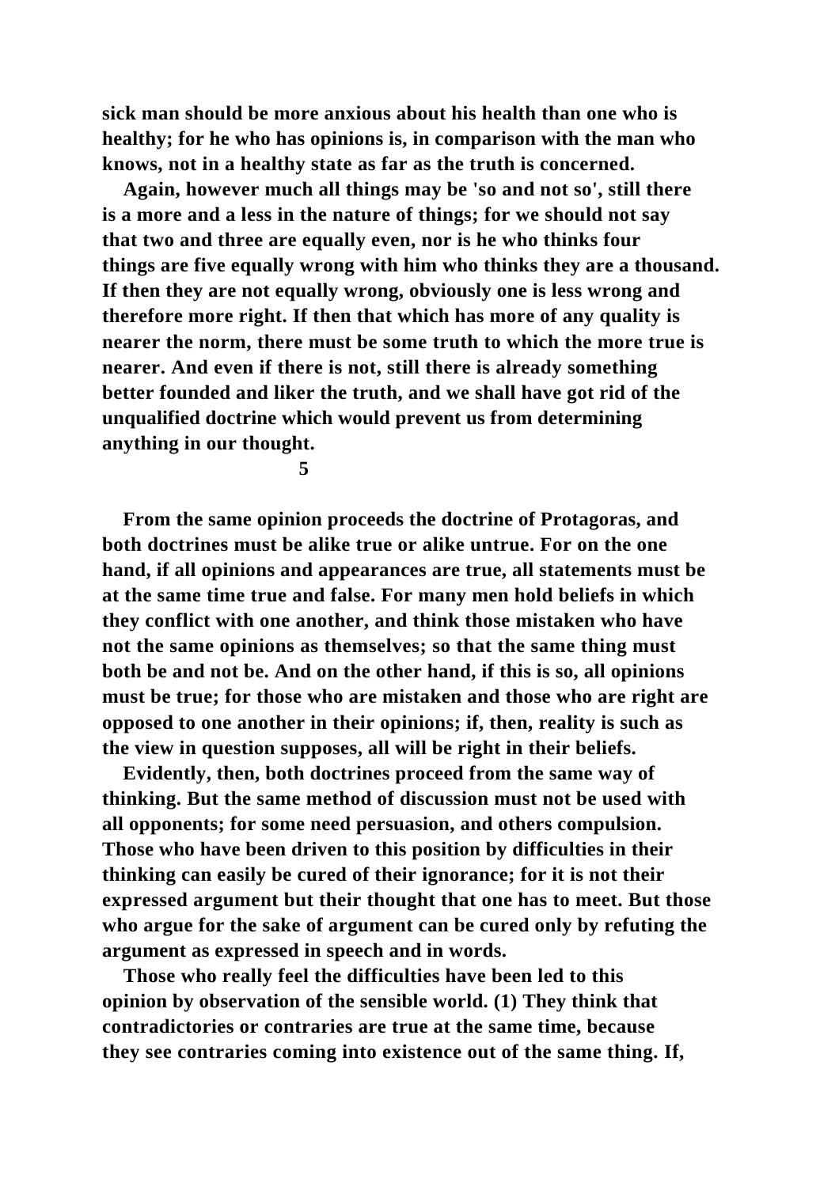sick man should be more anxious about his health than one who is healthy; for he who has opinions is, in comparison with the man who knows, not in a healthy state as far as the truth is concerned.

Again, however much all things may be 'so and not so', still there is a more and a less in the nature of things; for we should not say that two and three are equally even, nor is he who thinks four things are five equally wrong with him who thinks they are a thousand. If then they are not equally wrong, obviously one is less wrong and therefore more right. If then that which has more of any quality is nearer the norm, there must be some truth to which the more true is nearer. And even if there is not, still there is already something better founded and liker the truth, and we shall have got rid of the unqualified doctrine which would prevent us from determining anything in our thought.

## 5

From the same opinion proceeds the doctrine of Protagoras, and both doctrines must be alike true or alike untrue. For on the one hand, if all opinions and appearances are true, all statements must be at the same time true and false. For many men hold beliefs in which they conflict with one another, and think those mistaken who have not the same opinions as themselves; so that the same thing must both be and not be. And on the other hand, if this is so, all opinions must be true; for those who are mistaken and those who are right are opposed to one another in their opinions; if, then, reality is such as the view in question supposes, all will be right in their beliefs.

Evidently, then, both doctrines proceed from the same way of thinking. But the same method of discussion must not be used with all opponents; for some need persuasion, and others compulsion. Those who have been driven to this position by difficulties in their thinking can easily be cured of their ignorance; for it is not their expressed argument but their thought that one has to meet. But those who argue for the sake of argument can be cured only by refuting the argument as expressed in speech and in words.

Those who really feel the difficulties have been led to this opinion by observation of the sensible world. (1) They think that contradictories or contraries are true at the same time, because they see contraries coming into existence out of the same thing. If,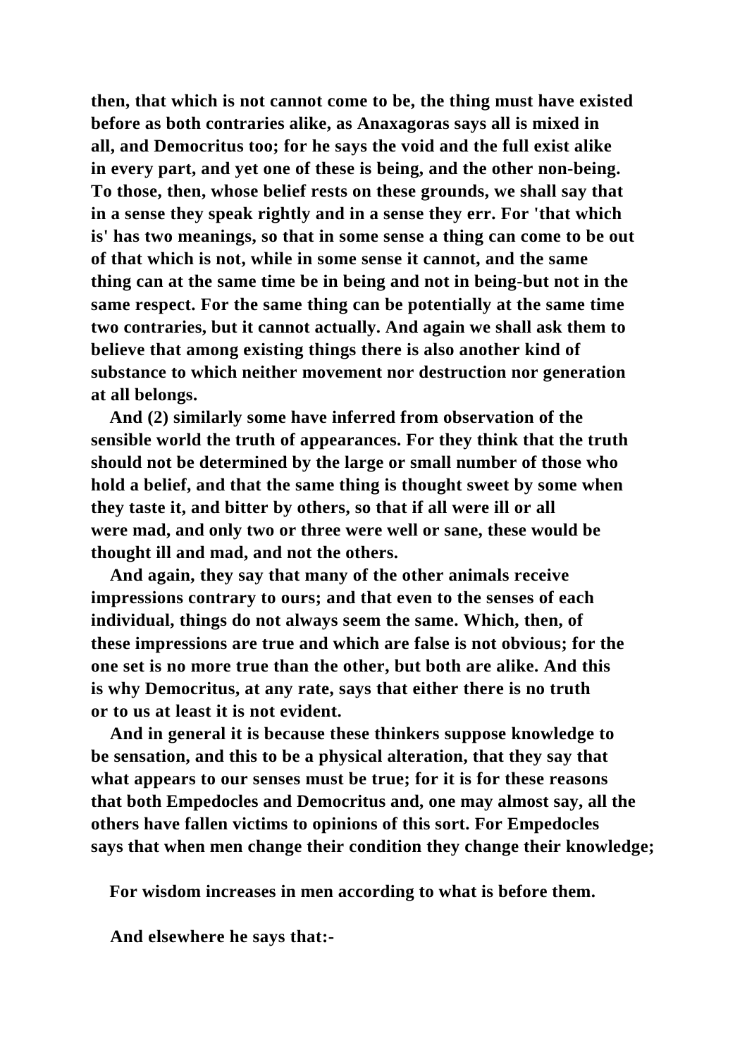then, that which is not cannot come to be, the thing must have existed before as both contraries alike, as Anaxagoras says all is mixed in all, and Democritus too; for he says the void and the full exist alike in every part, and yet one of these is being, and the other non-being. To those, then, whose belief rests on these grounds, we shall say that in a sense they speak rightly and in a sense they err. For 'that which is' has two meanings, so that in some sense a thing can come to be out of that which is not, while in some sense it cannot, and the same thing can at the same time be in being and not in being-but not in the same respect. For the same thing can be potentially at the same time two contraries, but it cannot actually. And again we shall ask them to believe that among existing things there is also another kind of substance to which neither movement nor destruction nor generation at all belongs.

And (2) similarly some have inferred from observation of the sensible world the truth of appearances. For they think that the truth should not be determined by the large or small number of those who hold a belief, and that the same thing is thought sweet by some when they taste it, and bitter by others, so that if all were ill or all were mad, and only two or three were well or sane, these would be thought ill and mad, and not the others.

And again, they say that many of the other animals receive impressions contrary to ours; and that even to the senses of each individual, things do not always seem the same. Which, then, of these impressions are true and which are false is not obvious; for the one set is no more true than the other, but both are alike. And this is why Democritus, at any rate, says that either there is no truth or to us at least it is not evident.

And in general it is because these thinkers suppose knowledge to be sensation, and this to be a physical alteration, that they say that what appears to our senses must be true; for it is for these reasons that both Empedocles and Democritus and, one may almost say, all the others have fallen victims to opinions of this sort. For Empedocles says that when men change their condition they change their knowledge;

For wisdom increases in men according to what is before them.

And elsewhere he says that:-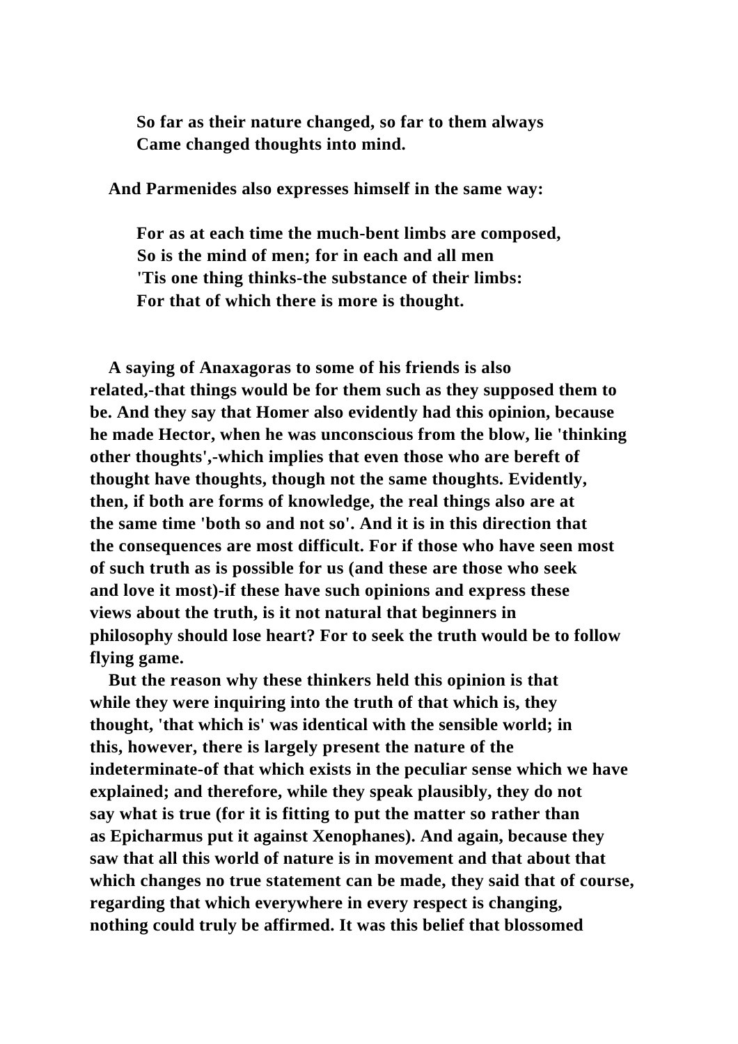> So far as their nature changed, so far to them always
> Came changed thoughts into mind.

And Parmenides also expresses himself in the same way:

> For as at each time the much-bent limbs are composed,
> So is the mind of men; for in each and all men
> 'Tis one thing thinks-the substance of their limbs:
> For that of which there is more is thought.

A saying of Anaxagoras to some of his friends is also related,-that things would be for them such as they supposed them to be. And they say that Homer also evidently had this opinion, because he made Hector, when he was unconscious from the blow, lie 'thinking other thoughts',-which implies that even those who are bereft of thought have thoughts, though not the same thoughts. Evidently, then, if both are forms of knowledge, the real things also are at the same time 'both so and not so'. And it is in this direction that the consequences are most difficult. For if those who have seen most of such truth as is possible for us (and these are those who seek and love it most)-if these have such opinions and express these views about the truth, is it not natural that beginners in philosophy should lose heart? For to seek the truth would be to follow flying game.

But the reason why these thinkers held this opinion is that while they were inquiring into the truth of that which is, they thought, 'that which is' was identical with the sensible world; in this, however, there is largely present the nature of the indeterminate-of that which exists in the peculiar sense which we have explained; and therefore, while they speak plausibly, they do not say what is true (for it is fitting to put the matter so rather than as Epicharmus put it against Xenophanes). And again, because they saw that all this world of nature is in movement and that about that which changes no true statement can be made, they said that of course, regarding that which everywhere in every respect is changing, nothing could truly be affirmed. It was this belief that blossomed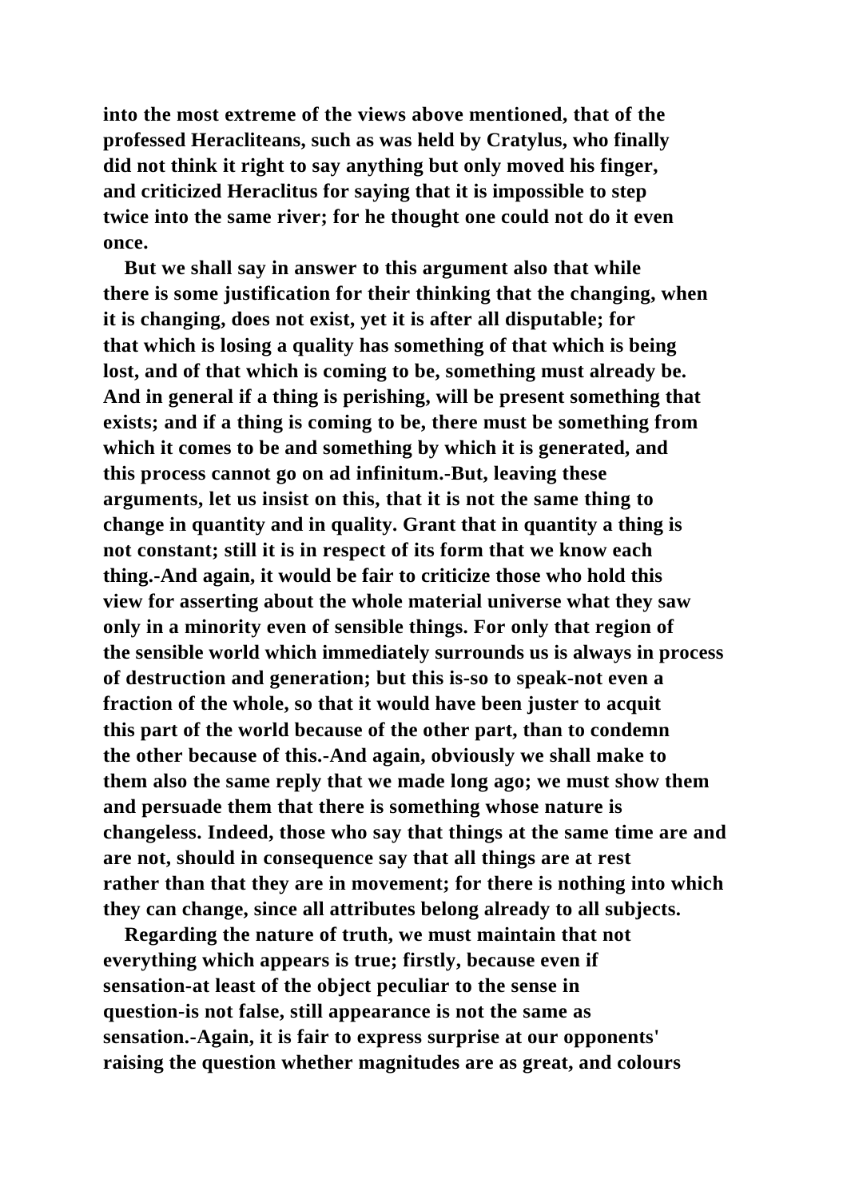into the most extreme of the views above mentioned, that of the professed Heracliteans, such as was held by Cratylus, who finally did not think it right to say anything but only moved his finger, and criticized Heraclitus for saying that it is impossible to step twice into the same river; for he thought one could not do it even once.

But we shall say in answer to this argument also that while there is some justification for their thinking that the changing, when it is changing, does not exist, yet it is after all disputable; for that which is losing a quality has something of that which is being lost, and of that which is coming to be, something must already be. And in general if a thing is perishing, will be present something that exists; and if a thing is coming to be, there must be something from which it comes to be and something by which it is generated, and this process cannot go on ad infinitum.-But, leaving these arguments, let us insist on this, that it is not the same thing to change in quantity and in quality. Grant that in quantity a thing is not constant; still it is in respect of its form that we know each thing.-And again, it would be fair to criticize those who hold this view for asserting about the whole material universe what they saw only in a minority even of sensible things. For only that region of the sensible world which immediately surrounds us is always in process of destruction and generation; but this is-so to speak-not even a fraction of the whole, so that it would have been juster to acquit this part of the world because of the other part, than to condemn the other because of this.-And again, obviously we shall make to them also the same reply that we made long ago; we must show them and persuade them that there is something whose nature is changeless. Indeed, those who say that things at the same time are and are not, should in consequence say that all things are at rest rather than that they are in movement; for there is nothing into which they can change, since all attributes belong already to all subjects.

Regarding the nature of truth, we must maintain that not everything which appears is true; firstly, because even if sensation-at least of the object peculiar to the sense in question-is not false, still appearance is not the same as sensation.-Again, it is fair to express surprise at our opponents' raising the question whether magnitudes are as great, and colours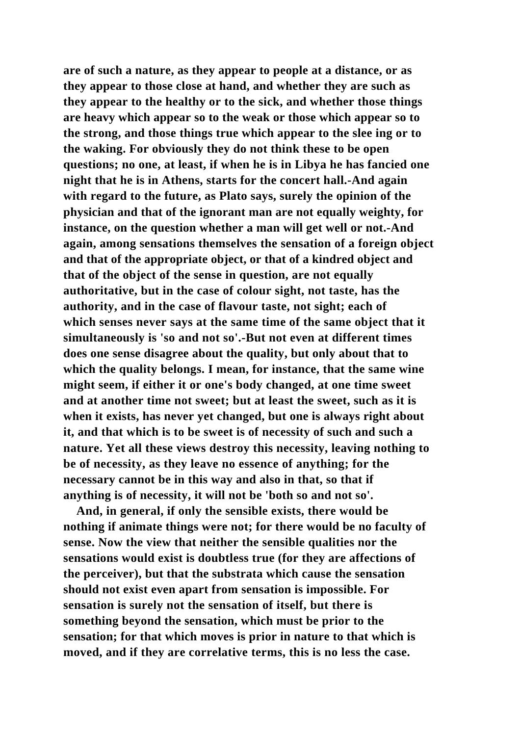are of such a nature, as they appear to people at a distance, or as they appear to those close at hand, and whether they are such as they appear to the healthy or to the sick, and whether those things are heavy which appear so to the weak or those which appear so to the strong, and those things true which appear to the slee ing or to the waking. For obviously they do not think these to be open questions; no one, at least, if when he is in Libya he has fancied one night that he is in Athens, starts for the concert hall.-And again with regard to the future, as Plato says, surely the opinion of the physician and that of the ignorant man are not equally weighty, for instance, on the question whether a man will get well or not.-And again, among sensations themselves the sensation of a foreign object and that of the appropriate object, or that of a kindred object and that of the object of the sense in question, are not equally authoritative, but in the case of colour sight, not taste, has the authority, and in the case of flavour taste, not sight; each of which senses never says at the same time of the same object that it simultaneously is 'so and not so'.-But not even at different times does one sense disagree about the quality, but only about that to which the quality belongs. I mean, for instance, that the same wine might seem, if either it or one's body changed, at one time sweet and at another time not sweet; but at least the sweet, such as it is when it exists, has never yet changed, but one is always right about it, and that which is to be sweet is of necessity of such and such a nature. Yet all these views destroy this necessity, leaving nothing to be of necessity, as they leave no essence of anything; for the necessary cannot be in this way and also in that, so that if anything is of necessity, it will not be 'both so and not so'.

And, in general, if only the sensible exists, there would be nothing if animate things were not; for there would be no faculty of sense. Now the view that neither the sensible qualities nor the sensations would exist is doubtless true (for they are affections of the perceiver), but that the substrata which cause the sensation should not exist even apart from sensation is impossible. For sensation is surely not the sensation of itself, but there is something beyond the sensation, which must be prior to the sensation; for that which moves is prior in nature to that which is moved, and if they are correlative terms, this is no less the case.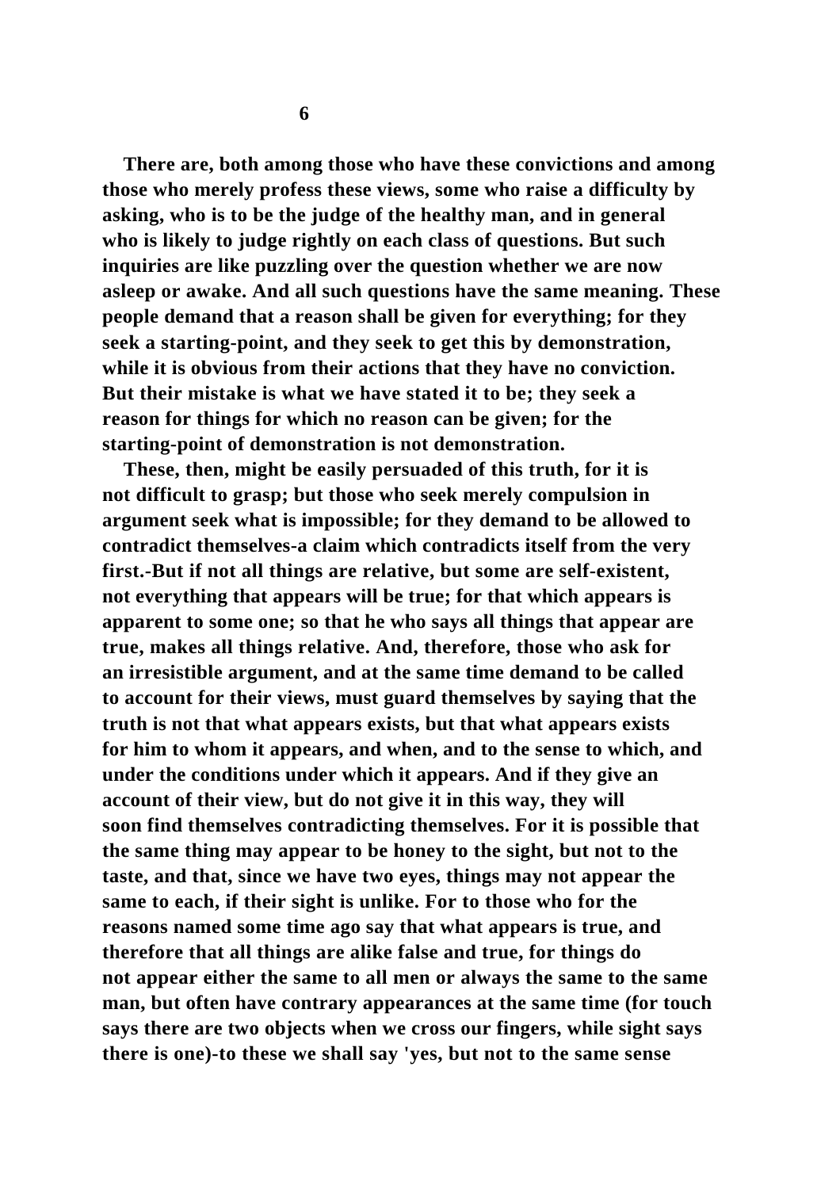## 6

There are, both among those who have these convictions and among those who merely profess these views, some who raise a difficulty by asking, who is to be the judge of the healthy man, and in general who is likely to judge rightly on each class of questions. But such inquiries are like puzzling over the question whether we are now asleep or awake. And all such questions have the same meaning. These people demand that a reason shall be given for everything; for they seek a starting-point, and they seek to get this by demonstration, while it is obvious from their actions that they have no conviction. But their mistake is what we have stated it to be; they seek a reason for things for which no reason can be given; for the starting-point of demonstration is not demonstration.

These, then, might be easily persuaded of this truth, for it is not difficult to grasp; but those who seek merely compulsion in argument seek what is impossible; for they demand to be allowed to contradict themselves-a claim which contradicts itself from the very first.-But if not all things are relative, but some are self-existent, not everything that appears will be true; for that which appears is apparent to some one; so that he who says all things that appear are true, makes all things relative. And, therefore, those who ask for an irresistible argument, and at the same time demand to be called to account for their views, must guard themselves by saying that the truth is not that what appears exists, but that what appears exists for him to whom it appears, and when, and to the sense to which, and under the conditions under which it appears. And if they give an account of their view, but do not give it in this way, they will soon find themselves contradicting themselves. For it is possible that the same thing may appear to be honey to the sight, but not to the taste, and that, since we have two eyes, things may not appear the same to each, if their sight is unlike. For to those who for the reasons named some time ago say that what appears is true, and therefore that all things are alike false and true, for things do not appear either the same to all men or always the same to the same man, but often have contrary appearances at the same time (for touch says there are two objects when we cross our fingers, while sight says there is one)-to these we shall say 'yes, but not to the same sense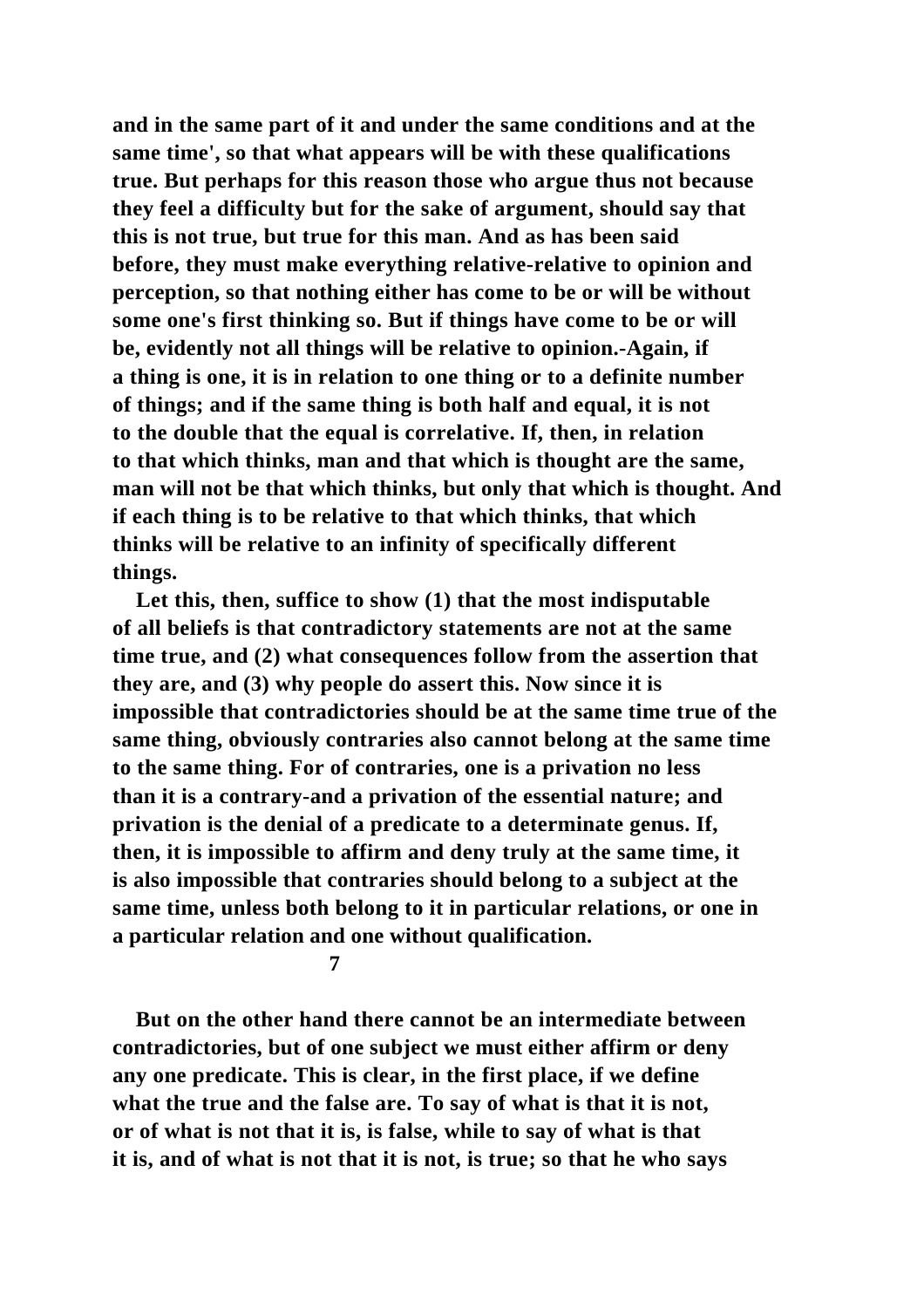and in the same part of it and under the same conditions and at the same time', so that what appears will be with these qualifications true. But perhaps for this reason those who argue thus not because they feel a difficulty but for the sake of argument, should say that this is not true, but true for this man. And as has been said before, they must make everything relative-relative to opinion and perception, so that nothing either has come to be or will be without some one's first thinking so. But if things have come to be or will be, evidently not all things will be relative to opinion.-Again, if a thing is one, it is in relation to one thing or to a definite number of things; and if the same thing is both half and equal, it is not to the double that the equal is correlative. If, then, in relation to that which thinks, man and that which is thought are the same, man will not be that which thinks, but only that which is thought. And if each thing is to be relative to that which thinks, that which thinks will be relative to an infinity of specifically different things.

Let this, then, suffice to show (1) that the most indisputable of all beliefs is that contradictory statements are not at the same time true, and (2) what consequences follow from the assertion that they are, and (3) why people do assert this. Now since it is impossible that contradictories should be at the same time true of the same thing, obviously contraries also cannot belong at the same time to the same thing. For of contraries, one is a privation no less than it is a contrary-and a privation of the essential nature; and privation is the denial of a predicate to a determinate genus. If, then, it is impossible to affirm and deny truly at the same time, it is also impossible that contraries should belong to a subject at the same time, unless both belong to it in particular relations, or one in a particular relation and one without qualification.

## 7

But on the other hand there cannot be an intermediate between contradictories, but of one subject we must either affirm or deny any one predicate. This is clear, in the first place, if we define what the true and the false are. To say of what is that it is not, or of what is not that it is, is false, while to say of what is that it is, and of what is not that it is not, is true; so that he who says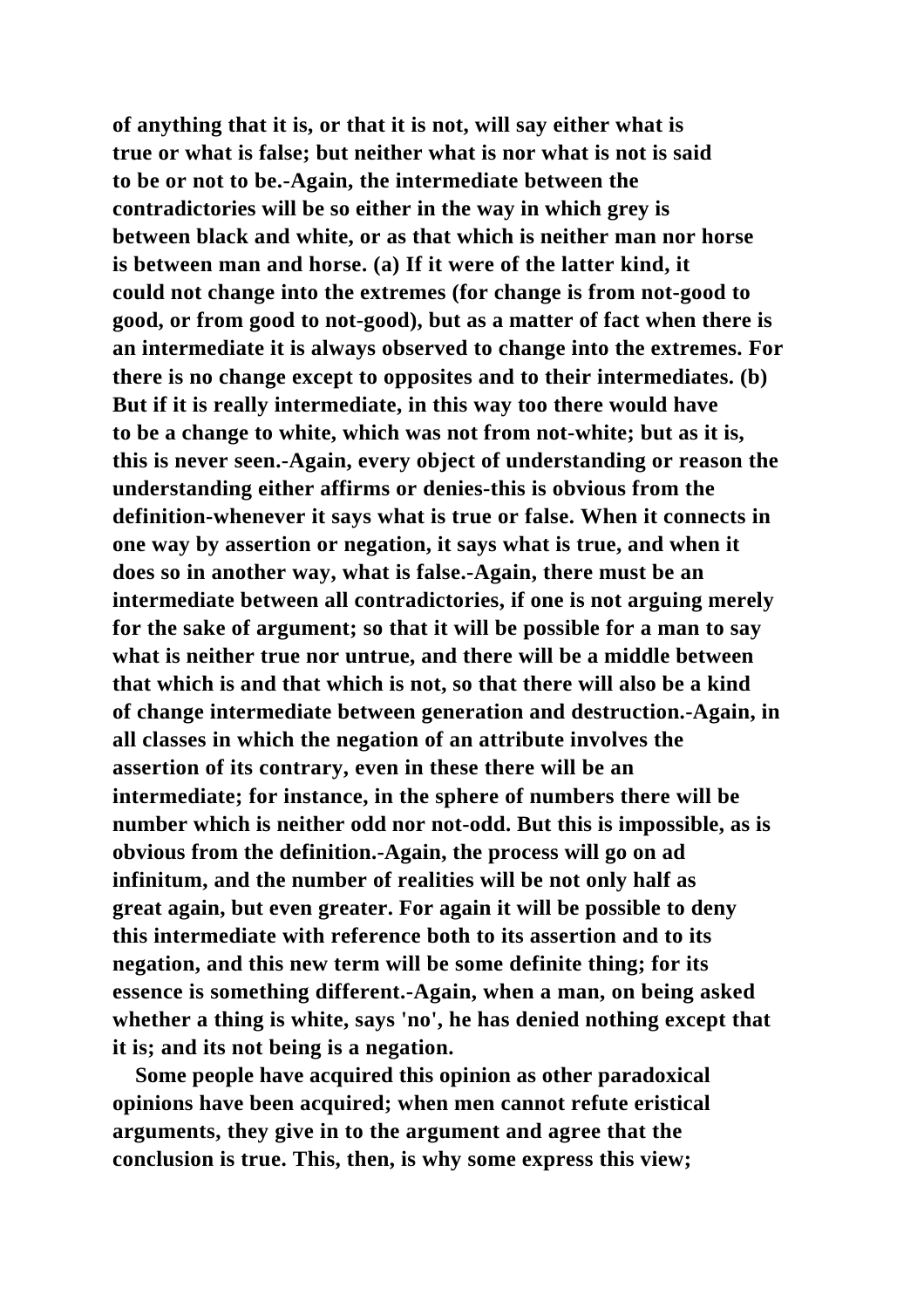of anything that it is, or that it is not, will say either what is true or what is false; but neither what is nor what is not is said to be or not to be.-Again, the intermediate between the contradictories will be so either in the way in which grey is between black and white, or as that which is neither man nor horse is between man and horse. (a) If it were of the latter kind, it could not change into the extremes (for change is from not-good to good, or from good to not-good), but as a matter of fact when there is an intermediate it is always observed to change into the extremes. For there is no change except to opposites and to their intermediates. (b) But if it is really intermediate, in this way too there would have to be a change to white, which was not from not-white; but as it is, this is never seen.-Again, every object of understanding or reason the understanding either affirms or denies-this is obvious from the definition-whenever it says what is true or false. When it connects in one way by assertion or negation, it says what is true, and when it does so in another way, what is false.-Again, there must be an intermediate between all contradictories, if one is not arguing merely for the sake of argument; so that it will be possible for a man to say what is neither true nor untrue, and there will be a middle between that which is and that which is not, so that there will also be a kind of change intermediate between generation and destruction.-Again, in all classes in which the negation of an attribute involves the assertion of its contrary, even in these there will be an intermediate; for instance, in the sphere of numbers there will be number which is neither odd nor not-odd. But this is impossible, as is obvious from the definition.-Again, the process will go on ad infinitum, and the number of realities will be not only half as great again, but even greater. For again it will be possible to deny this intermediate with reference both to its assertion and to its negation, and this new term will be some definite thing; for its essence is something different.-Again, when a man, on being asked whether a thing is white, says 'no', he has denied nothing except that it is; and its not being is a negation.

Some people have acquired this opinion as other paradoxical opinions have been acquired; when men cannot refute eristical arguments, they give in to the argument and agree that the conclusion is true. This, then, is why some express this view;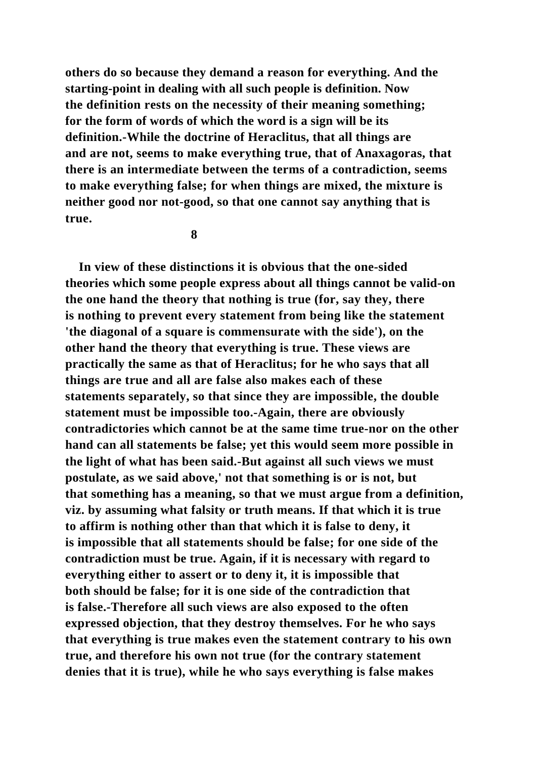others do so because they demand a reason for everything. And the starting-point in dealing with all such people is definition. Now the definition rests on the necessity of their meaning something; for the form of words of which the word is a sign will be its definition.-While the doctrine of Heraclitus, that all things are and are not, seems to make everything true, that of Anaxagoras, that there is an intermediate between the terms of a contradiction, seems to make everything false; for when things are mixed, the mixture is neither good nor not-good, so that one cannot say anything that is true.

## 8

In view of these distinctions it is obvious that the one-sided theories which some people express about all things cannot be valid-on the one hand the theory that nothing is true (for, say they, there is nothing to prevent every statement from being like the statement 'the diagonal of a square is commensurate with the side'), on the other hand the theory that everything is true. These views are practically the same as that of Heraclitus; for he who says that all things are true and all are false also makes each of these statements separately, so that since they are impossible, the double statement must be impossible too.-Again, there are obviously contradictories which cannot be at the same time true-nor on the other hand can all statements be false; yet this would seem more possible in the light of what has been said.-But against all such views we must postulate, as we said above,' not that something is or is not, but that something has a meaning, so that we must argue from a definition, viz. by assuming what falsity or truth means. If that which it is true to affirm is nothing other than that which it is false to deny, it is impossible that all statements should be false; for one side of the contradiction must be true. Again, if it is necessary with regard to everything either to assert or to deny it, it is impossible that both should be false; for it is one side of the contradiction that is false.-Therefore all such views are also exposed to the often expressed objection, that they destroy themselves. For he who says that everything is true makes even the statement contrary to his own true, and therefore his own not true (for the contrary statement denies that it is true), while he who says everything is false makes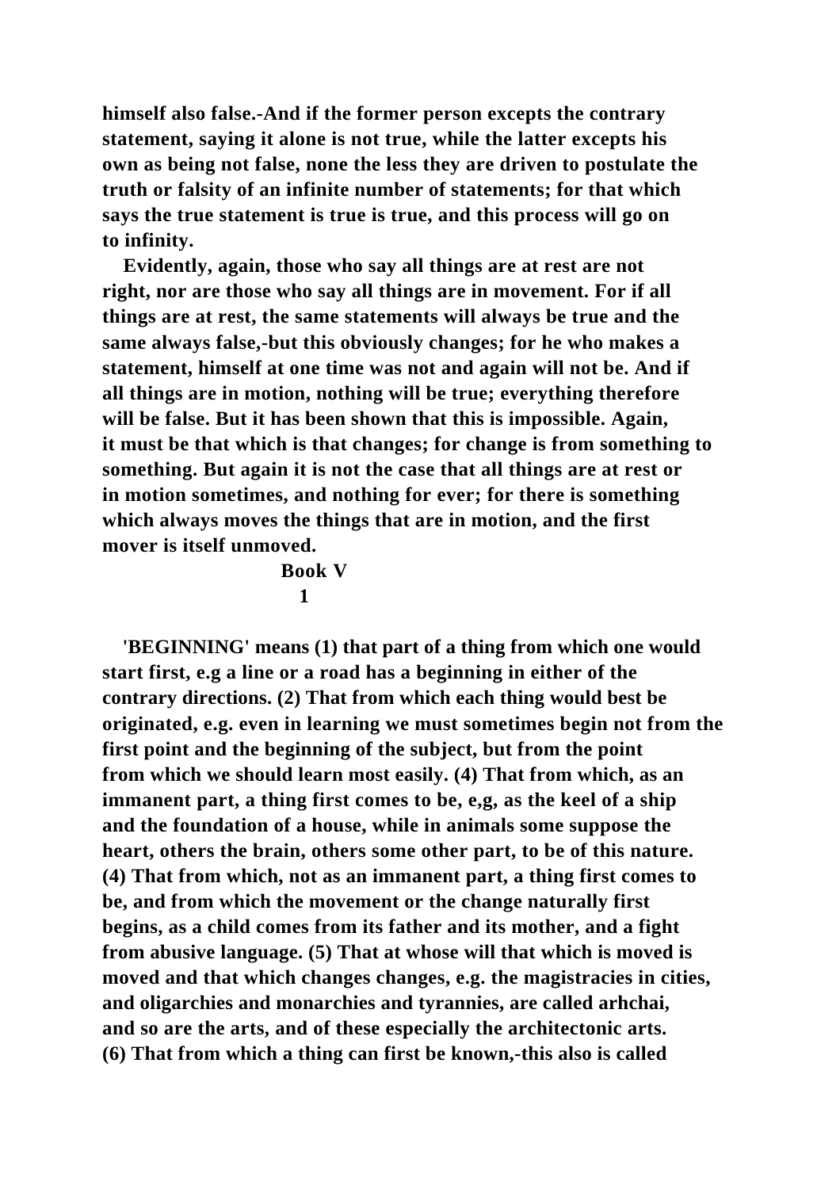himself also false.-And if the former person excepts the contrary statement, saying it alone is not true, while the latter excepts his own as being not false, none the less they are driven to postulate the truth or falsity of an infinite number of statements; for that which says the true statement is true is true, and this process will go on to infinity.

Evidently, again, those who say all things are at rest are not right, nor are those who say all things are in movement. For if all things are at rest, the same statements will always be true and the same always false,-but this obviously changes; for he who makes a statement, himself at one time was not and again will not be. And if all things are in motion, nothing will be true; everything therefore will be false. But it has been shown that this is impossible. Again, it must be that which is that changes; for change is from something to something. But again it is not the case that all things are at rest or in motion sometimes, and nothing for ever; for there is something which always moves the things that are in motion, and the first mover is itself unmoved.

## Book V

### 1

'BEGINNING' means (1) that part of a thing from which one would start first, e.g a line or a road has a beginning in either of the contrary directions. (2) That from which each thing would best be originated, e.g. even in learning we must sometimes begin not from the first point and the beginning of the subject, but from the point from which we should learn most easily. (4) That from which, as an immanent part, a thing first comes to be, e,g, as the keel of a ship and the foundation of a house, while in animals some suppose the heart, others the brain, others some other part, to be of this nature. (4) That from which, not as an immanent part, a thing first comes to be, and from which the movement or the change naturally first begins, as a child comes from its father and its mother, and a fight from abusive language. (5) That at whose will that which is moved is moved and that which changes changes, e.g. the magistracies in cities, and oligarchies and monarchies and tyrannies, are called arhchai, and so are the arts, and of these especially the architectonic arts. (6) That from which a thing can first be known,-this also is called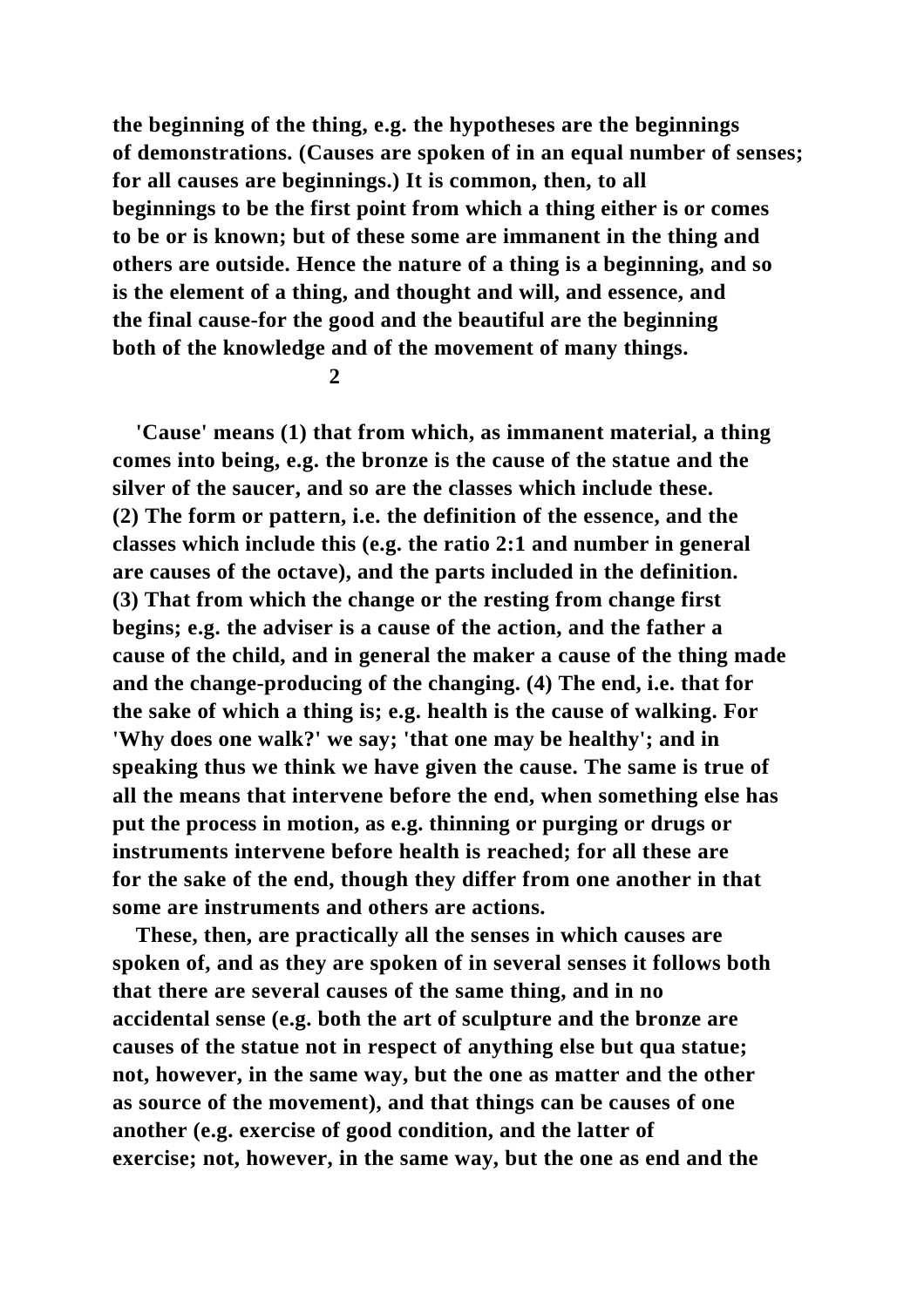the beginning of the thing, e.g. the hypotheses are the beginnings of demonstrations. (Causes are spoken of in an equal number of senses; for all causes are beginnings.) It is common, then, to all beginnings to be the first point from which a thing either is or comes to be or is known; but of these some are immanent in the thing and others are outside. Hence the nature of a thing is a beginning, and so is the element of a thing, and thought and will, and essence, and the final cause-for the good and the beautiful are the beginning both of the knowledge and of the movement of many things.

## 2

'Cause' means (1) that from which, as immanent material, a thing comes into being, e.g. the bronze is the cause of the statue and the silver of the saucer, and so are the classes which include these. (2) The form or pattern, i.e. the definition of the essence, and the classes which include this (e.g. the ratio 2:1 and number in general are causes of the octave), and the parts included in the definition. (3) That from which the change or the resting from change first begins; e.g. the adviser is a cause of the action, and the father a cause of the child, and in general the maker a cause of the thing made and the change-producing of the changing. (4) The end, i.e. that for the sake of which a thing is; e.g. health is the cause of walking. For 'Why does one walk?' we say; 'that one may be healthy'; and in speaking thus we think we have given the cause. The same is true of all the means that intervene before the end, when something else has put the process in motion, as e.g. thinning or purging or drugs or instruments intervene before health is reached; for all these are for the sake of the end, though they differ from one another in that some are instruments and others are actions.

These, then, are practically all the senses in which causes are spoken of, and as they are spoken of in several senses it follows both that there are several causes of the same thing, and in no accidental sense (e.g. both the art of sculpture and the bronze are causes of the statue not in respect of anything else but qua statue; not, however, in the same way, but the one as matter and the other as source of the movement), and that things can be causes of one another (e.g. exercise of good condition, and the latter of exercise; not, however, in the same way, but the one as end and the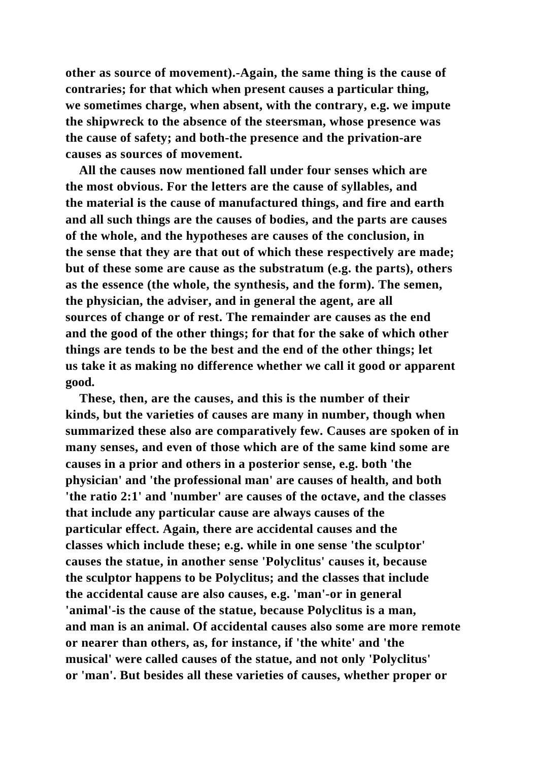other as source of movement).-Again, the same thing is the cause of contraries; for that which when present causes a particular thing, we sometimes charge, when absent, with the contrary, e.g. we impute the shipwreck to the absence of the steersman, whose presence was the cause of safety; and both-the presence and the privation-are causes as sources of movement.

All the causes now mentioned fall under four senses which are the most obvious. For the letters are the cause of syllables, and the material is the cause of manufactured things, and fire and earth and all such things are the causes of bodies, and the parts are causes of the whole, and the hypotheses are causes of the conclusion, in the sense that they are that out of which these respectively are made; but of these some are cause as the substratum (e.g. the parts), others as the essence (the whole, the synthesis, and the form). The semen, the physician, the adviser, and in general the agent, are all sources of change or of rest. The remainder are causes as the end and the good of the other things; for that for the sake of which other things are tends to be the best and the end of the other things; let us take it as making no difference whether we call it good or apparent good.

These, then, are the causes, and this is the number of their kinds, but the varieties of causes are many in number, though when summarized these also are comparatively few. Causes are spoken of in many senses, and even of those which are of the same kind some are causes in a prior and others in a posterior sense, e.g. both 'the physician' and 'the professional man' are causes of health, and both 'the ratio 2:1' and 'number' are causes of the octave, and the classes that include any particular cause are always causes of the particular effect. Again, there are accidental causes and the classes which include these; e.g. while in one sense 'the sculptor' causes the statue, in another sense 'Polyclitus' causes it, because the sculptor happens to be Polyclitus; and the classes that include the accidental cause are also causes, e.g. 'man'-or in general 'animal'-is the cause of the statue, because Polyclitus is a man, and man is an animal. Of accidental causes also some are more remote or nearer than others, as, for instance, if 'the white' and 'the musical' were called causes of the statue, and not only 'Polyclitus' or 'man'. But besides all these varieties of causes, whether proper or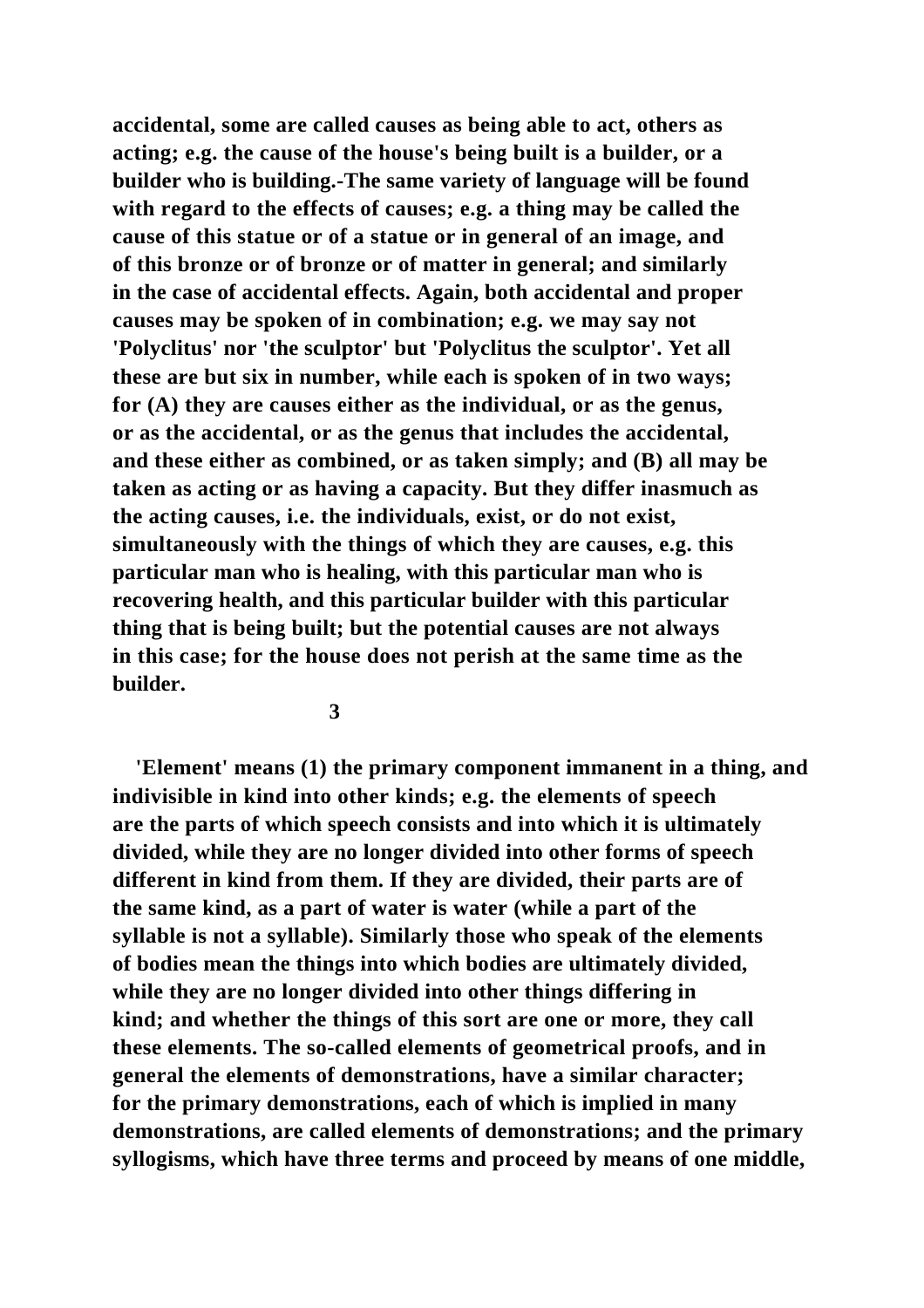accidental, some are called causes as being able to act, others as acting; e.g. the cause of the house's being built is a builder, or a builder who is building.-The same variety of language will be found with regard to the effects of causes; e.g. a thing may be called the cause of this statue or of a statue or in general of an image, and of this bronze or of bronze or of matter in general; and similarly in the case of accidental effects. Again, both accidental and proper causes may be spoken of in combination; e.g. we may say not 'Polyclitus' nor 'the sculptor' but 'Polyclitus the sculptor'. Yet all these are but six in number, while each is spoken of in two ways; for (A) they are causes either as the individual, or as the genus, or as the accidental, or as the genus that includes the accidental, and these either as combined, or as taken simply; and (B) all may be taken as acting or as having a capacity. But they differ inasmuch as the acting causes, i.e. the individuals, exist, or do not exist, simultaneously with the things of which they are causes, e.g. this particular man who is healing, with this particular man who is recovering health, and this particular builder with this particular thing that is being built; but the potential causes are not always in this case; for the house does not perish at the same time as the builder.

## 3

'Element' means (1) the primary component immanent in a thing, and indivisible in kind into other kinds; e.g. the elements of speech are the parts of which speech consists and into which it is ultimately divided, while they are no longer divided into other forms of speech different in kind from them. If they are divided, their parts are of the same kind, as a part of water is water (while a part of the syllable is not a syllable). Similarly those who speak of the elements of bodies mean the things into which bodies are ultimately divided, while they are no longer divided into other things differing in kind; and whether the things of this sort are one or more, they call these elements. The so-called elements of geometrical proofs, and in general the elements of demonstrations, have a similar character; for the primary demonstrations, each of which is implied in many demonstrations, are called elements of demonstrations; and the primary syllogisms, which have three terms and proceed by means of one middle,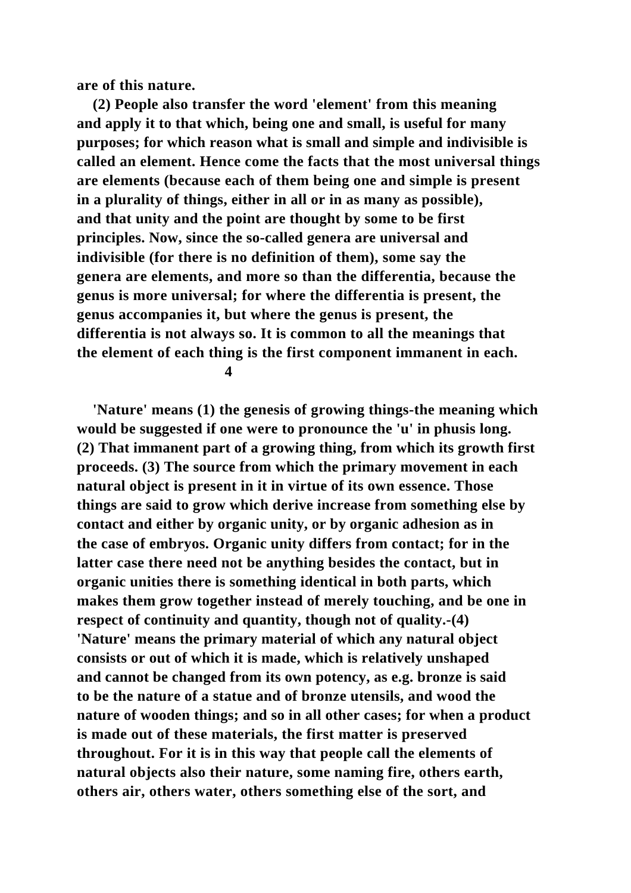are of this nature.

(2) People also transfer the word 'element' from this meaning and apply it to that which, being one and small, is useful for many purposes; for which reason what is small and simple and indivisible is called an element. Hence come the facts that the most universal things are elements (because each of them being one and simple is present in a plurality of things, either in all or in as many as possible), and that unity and the point are thought by some to be first principles. Now, since the so-called genera are universal and indivisible (for there is no definition of them), some say the genera are elements, and more so than the differentia, because the genus is more universal; for where the differentia is present, the genus accompanies it, but where the genus is present, the differentia is not always so. It is common to all the meanings that the element of each thing is the first component immanent in each.

## 4

'Nature' means (1) the genesis of growing things-the meaning which would be suggested if one were to pronounce the 'u' in phusis long. (2) That immanent part of a growing thing, from which its growth first proceeds. (3) The source from which the primary movement in each natural object is present in it in virtue of its own essence. Those things are said to grow which derive increase from something else by contact and either by organic unity, or by organic adhesion as in the case of embryos. Organic unity differs from contact; for in the latter case there need not be anything besides the contact, but in organic unities there is something identical in both parts, which makes them grow together instead of merely touching, and be one in respect of continuity and quantity, though not of quality.-(4) 'Nature' means the primary material of which any natural object consists or out of which it is made, which is relatively unshaped and cannot be changed from its own potency, as e.g. bronze is said to be the nature of a statue and of bronze utensils, and wood the nature of wooden things; and so in all other cases; for when a product is made out of these materials, the first matter is preserved throughout. For it is in this way that people call the elements of natural objects also their nature, some naming fire, others earth, others air, others water, others something else of the sort, and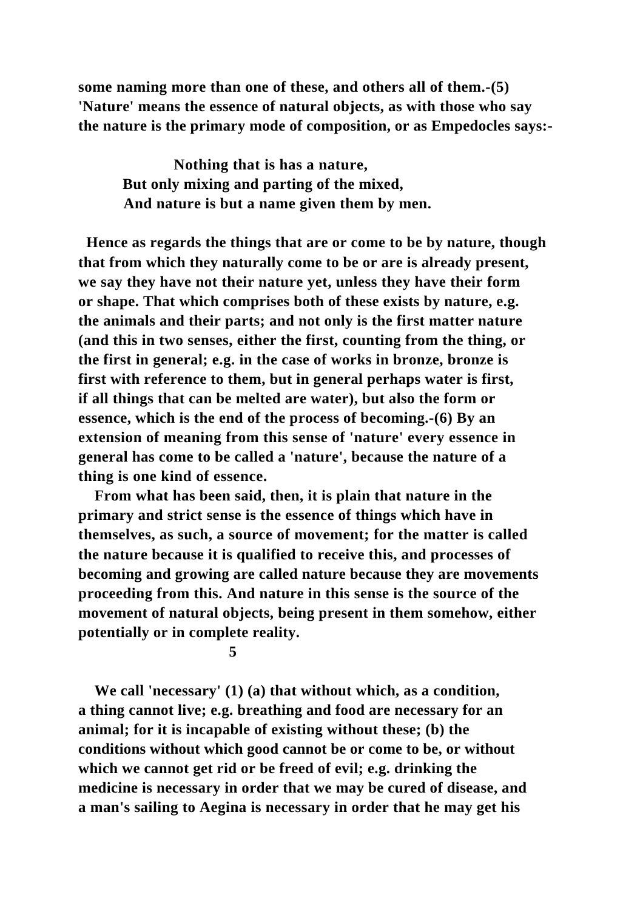some naming more than one of these, and others all of them.-(5) 'Nature' means the essence of natural objects, as with those who say the nature is the primary mode of composition, or as Empedocles says:-

> Nothing that is has a nature,
> But only mixing and parting of the mixed,
> And nature is but a name given them by men.

Hence as regards the things that are or come to be by nature, though that from which they naturally come to be or are is already present, we say they have not their nature yet, unless they have their form or shape. That which comprises both of these exists by nature, e.g. the animals and their parts; and not only is the first matter nature (and this in two senses, either the first, counting from the thing, or the first in general; e.g. in the case of works in bronze, bronze is first with reference to them, but in general perhaps water is first, if all things that can be melted are water), but also the form or essence, which is the end of the process of becoming.-(6) By an extension of meaning from this sense of 'nature' every essence in general has come to be called a 'nature', because the nature of a thing is one kind of essence.

From what has been said, then, it is plain that nature in the primary and strict sense is the essence of things which have in themselves, as such, a source of movement; for the matter is called the nature because it is qualified to receive this, and processes of becoming and growing are called nature because they are movements proceeding from this. And nature in this sense is the source of the movement of natural objects, being present in them somehow, either potentially or in complete reality.

## 5

We call 'necessary' (1) (a) that without which, as a condition, a thing cannot live; e.g. breathing and food are necessary for an animal; for it is incapable of existing without these; (b) the conditions without which good cannot be or come to be, or without which we cannot get rid or be freed of evil; e.g. drinking the medicine is necessary in order that we may be cured of disease, and a man's sailing to Aegina is necessary in order that he may get his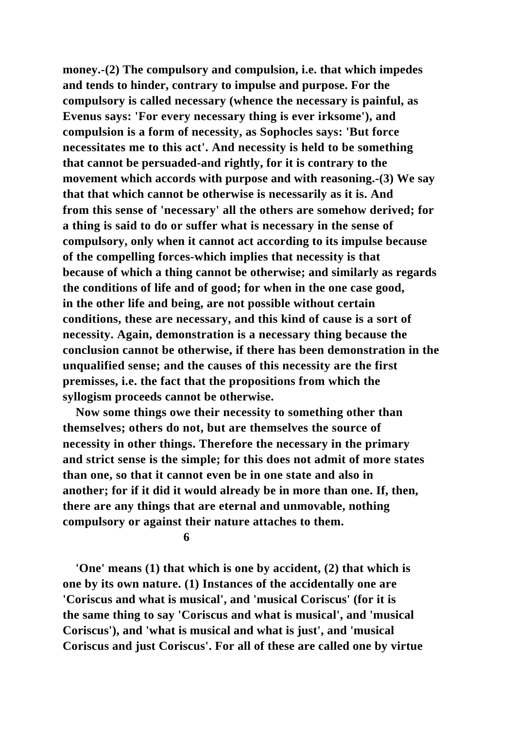money.-(2) The compulsory and compulsion, i.e. that which impedes and tends to hinder, contrary to impulse and purpose. For the compulsory is called necessary (whence the necessary is painful, as Evenus says: 'For every necessary thing is ever irksome'), and compulsion is a form of necessity, as Sophocles says: 'But force necessitates me to this act'. And necessity is held to be something that cannot be persuaded-and rightly, for it is contrary to the movement which accords with purpose and with reasoning.-(3) We say that that which cannot be otherwise is necessarily as it is. And from this sense of 'necessary' all the others are somehow derived; for a thing is said to do or suffer what is necessary in the sense of compulsory, only when it cannot act according to its impulse because of the compelling forces-which implies that necessity is that because of which a thing cannot be otherwise; and similarly as regards the conditions of life and of good; for when in the one case good, in the other life and being, are not possible without certain conditions, these are necessary, and this kind of cause is a sort of necessity. Again, demonstration is a necessary thing because the conclusion cannot be otherwise, if there has been demonstration in the unqualified sense; and the causes of this necessity are the first premisses, i.e. the fact that the propositions from which the syllogism proceeds cannot be otherwise.

Now some things owe their necessity to something other than themselves; others do not, but are themselves the source of necessity in other things. Therefore the necessary in the primary and strict sense is the simple; for this does not admit of more states than one, so that it cannot even be in one state and also in another; for if it did it would already be in more than one. If, then, there are any things that are eternal and unmovable, nothing compulsory or against their nature attaches to them.

## 6

'One' means (1) that which is one by accident, (2) that which is one by its own nature. (1) Instances of the accidentally one are 'Coriscus and what is musical', and 'musical Coriscus' (for it is the same thing to say 'Coriscus and what is musical', and 'musical Coriscus'), and 'what is musical and what is just', and 'musical Coriscus and just Coriscus'. For all of these are called one by virtue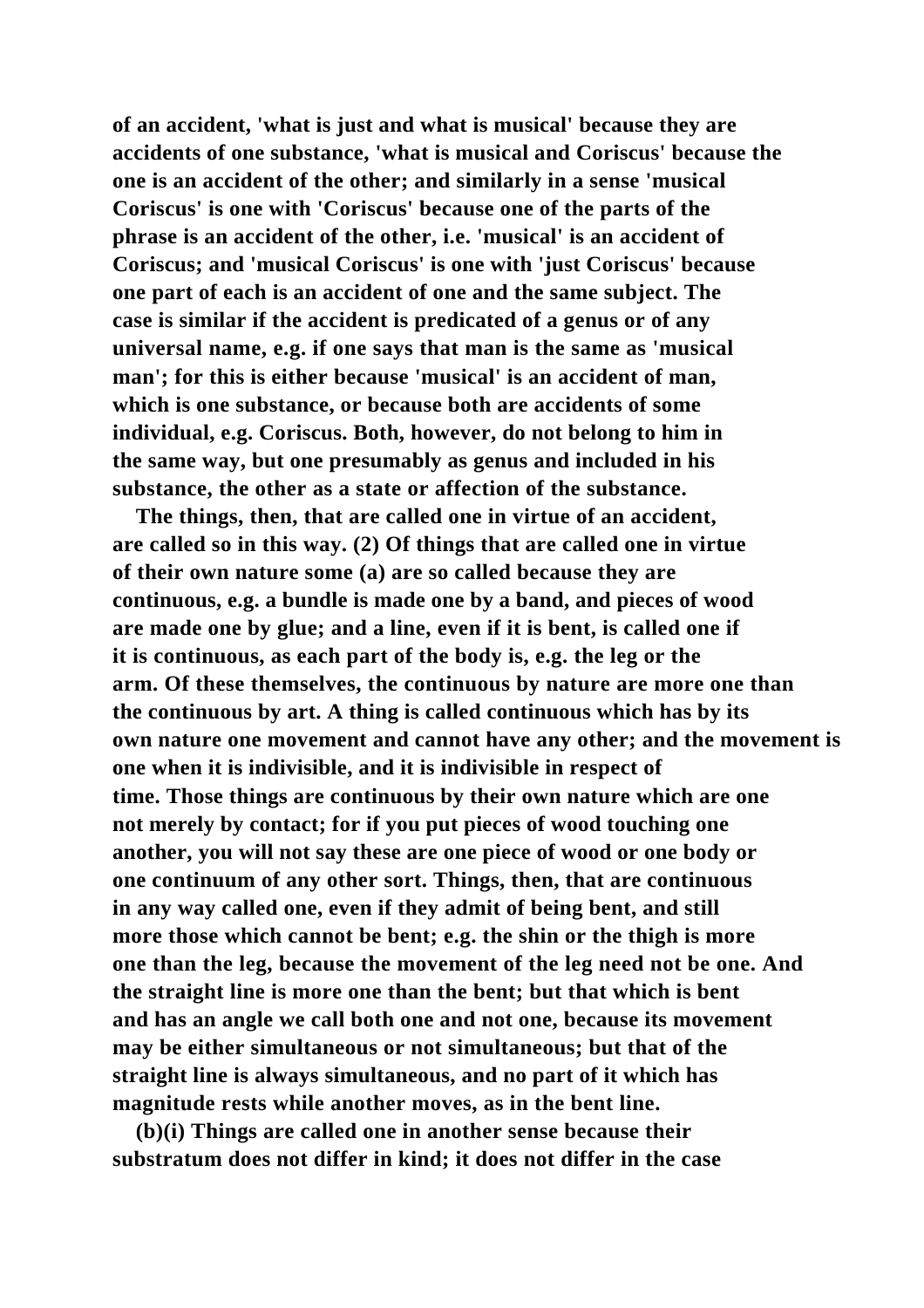of an accident, 'what is just and what is musical' because they are accidents of one substance, 'what is musical and Coriscus' because the one is an accident of the other; and similarly in a sense 'musical Coriscus' is one with 'Coriscus' because one of the parts of the phrase is an accident of the other, i.e. 'musical' is an accident of Coriscus; and 'musical Coriscus' is one with 'just Coriscus' because one part of each is an accident of one and the same subject. The case is similar if the accident is predicated of a genus or of any universal name, e.g. if one says that man is the same as 'musical man'; for this is either because 'musical' is an accident of man, which is one substance, or because both are accidents of some individual, e.g. Coriscus. Both, however, do not belong to him in the same way, but one presumably as genus and included in his substance, the other as a state or affection of the substance.

The things, then, that are called one in virtue of an accident, are called so in this way. (2) Of things that are called one in virtue of their own nature some (a) are so called because they are continuous, e.g. a bundle is made one by a band, and pieces of wood are made one by glue; and a line, even if it is bent, is called one if it is continuous, as each part of the body is, e.g. the leg or the arm. Of these themselves, the continuous by nature are more one than the continuous by art. A thing is called continuous which has by its own nature one movement and cannot have any other; and the movement is one when it is indivisible, and it is indivisible in respect of time. Those things are continuous by their own nature which are one not merely by contact; for if you put pieces of wood touching one another, you will not say these are one piece of wood or one body or one continuum of any other sort. Things, then, that are continuous in any way called one, even if they admit of being bent, and still more those which cannot be bent; e.g. the shin or the thigh is more one than the leg, because the movement of the leg need not be one. And the straight line is more one than the bent; but that which is bent and has an angle we call both one and not one, because its movement may be either simultaneous or not simultaneous; but that of the straight line is always simultaneous, and no part of it which has magnitude rests while another moves, as in the bent line.

(b)(i) Things are called one in another sense because their substratum does not differ in kind; it does not differ in the case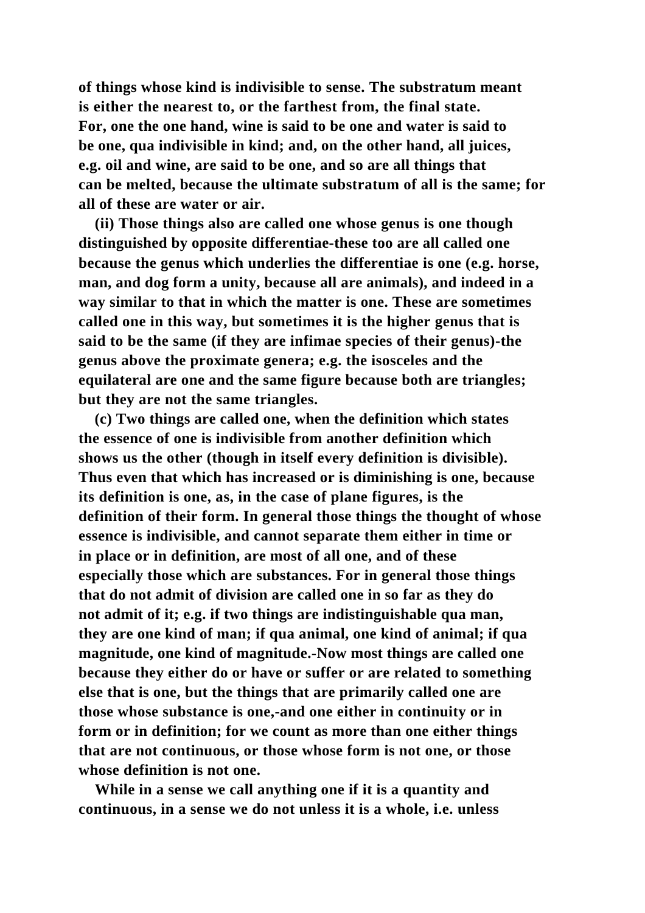of things whose kind is indivisible to sense. The substratum meant is either the nearest to, or the farthest from, the final state. For, one the one hand, wine is said to be one and water is said to be one, qua indivisible in kind; and, on the other hand, all juices, e.g. oil and wine, are said to be one, and so are all things that can be melted, because the ultimate substratum of all is the same; for all of these are water or air.

(ii) Those things also are called one whose genus is one though distinguished by opposite differentiae-these too are all called one because the genus which underlies the differentiae is one (e.g. horse, man, and dog form a unity, because all are animals), and indeed in a way similar to that in which the matter is one. These are sometimes called one in this way, but sometimes it is the higher genus that is said to be the same (if they are infimae species of their genus)-the genus above the proximate genera; e.g. the isosceles and the equilateral are one and the same figure because both are triangles; but they are not the same triangles.

(c) Two things are called one, when the definition which states the essence of one is indivisible from another definition which shows us the other (though in itself every definition is divisible). Thus even that which has increased or is diminishing is one, because its definition is one, as, in the case of plane figures, is the definition of their form. In general those things the thought of whose essence is indivisible, and cannot separate them either in time or in place or in definition, are most of all one, and of these especially those which are substances. For in general those things that do not admit of division are called one in so far as they do not admit of it; e.g. if two things are indistinguishable qua man, they are one kind of man; if qua animal, one kind of animal; if qua magnitude, one kind of magnitude.-Now most things are called one because they either do or have or suffer or are related to something else that is one, but the things that are primarily called one are those whose substance is one,-and one either in continuity or in form or in definition; for we count as more than one either things that are not continuous, or those whose form is not one, or those whose definition is not one.

While in a sense we call anything one if it is a quantity and continuous, in a sense we do not unless it is a whole, i.e. unless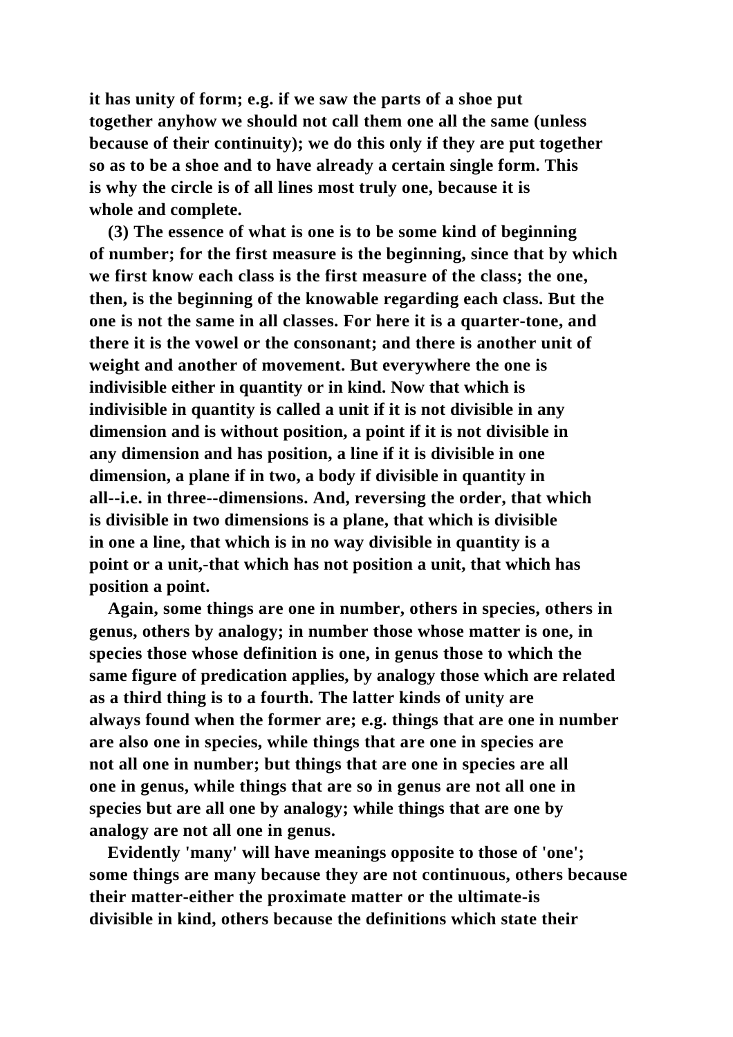it has unity of form; e.g. if we saw the parts of a shoe put together anyhow we should not call them one all the same (unless because of their continuity); we do this only if they are put together so as to be a shoe and to have already a certain single form. This is why the circle is of all lines most truly one, because it is whole and complete.

(3) The essence of what is one is to be some kind of beginning of number; for the first measure is the beginning, since that by which we first know each class is the first measure of the class; the one, then, is the beginning of the knowable regarding each class. But the one is not the same in all classes. For here it is a quarter-tone, and there it is the vowel or the consonant; and there is another unit of weight and another of movement. But everywhere the one is indivisible either in quantity or in kind. Now that which is indivisible in quantity is called a unit if it is not divisible in any dimension and is without position, a point if it is not divisible in any dimension and has position, a line if it is divisible in one dimension, a plane if in two, a body if divisible in quantity in all--i.e. in three--dimensions. And, reversing the order, that which is divisible in two dimensions is a plane, that which is divisible in one a line, that which is in no way divisible in quantity is a point or a unit,-that which has not position a unit, that which has position a point.

Again, some things are one in number, others in species, others in genus, others by analogy; in number those whose matter is one, in species those whose definition is one, in genus those to which the same figure of predication applies, by analogy those which are related as a third thing is to a fourth. The latter kinds of unity are always found when the former are; e.g. things that are one in number are also one in species, while things that are one in species are not all one in number; but things that are one in species are all one in genus, while things that are so in genus are not all one in species but are all one by analogy; while things that are one by analogy are not all one in genus.

Evidently 'many' will have meanings opposite to those of 'one'; some things are many because they are not continuous, others because their matter-either the proximate matter or the ultimate-is divisible in kind, others because the definitions which state their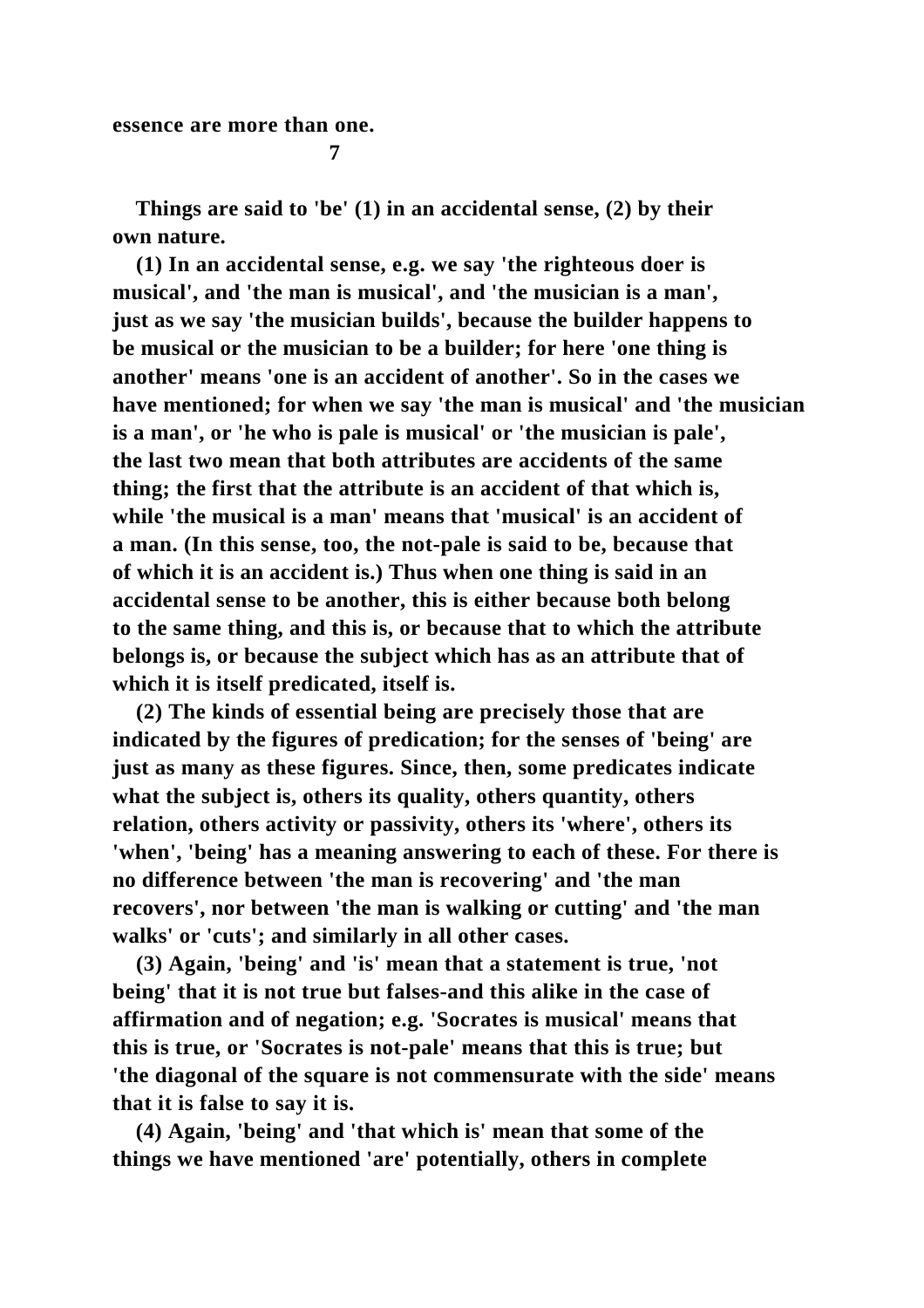essence are more than one.

7

Things are said to 'be' (1) in an accidental sense, (2) by their own nature.

(1) In an accidental sense, e.g. we say 'the righteous doer is musical', and 'the man is musical', and 'the musician is a man', just as we say 'the musician builds', because the builder happens to be musical or the musician to be a builder; for here 'one thing is another' means 'one is an accident of another'. So in the cases we have mentioned; for when we say 'the man is musical' and 'the musician is a man', or 'he who is pale is musical' or 'the musician is pale', the last two mean that both attributes are accidents of the same thing; the first that the attribute is an accident of that which is, while 'the musical is a man' means that 'musical' is an accident of a man. (In this sense, too, the not-pale is said to be, because that of which it is an accident is.) Thus when one thing is said in an accidental sense to be another, this is either because both belong to the same thing, and this is, or because that to which the attribute belongs is, or because the subject which has as an attribute that of which it is itself predicated, itself is.

(2) The kinds of essential being are precisely those that are indicated by the figures of predication; for the senses of 'being' are just as many as these figures. Since, then, some predicates indicate what the subject is, others its quality, others quantity, others relation, others activity or passivity, others its 'where', others its 'when', 'being' has a meaning answering to each of these. For there is no difference between 'the man is recovering' and 'the man recovers', nor between 'the man is walking or cutting' and 'the man walks' or 'cuts'; and similarly in all other cases.

(3) Again, 'being' and 'is' mean that a statement is true, 'not being' that it is not true but falses-and this alike in the case of affirmation and of negation; e.g. 'Socrates is musical' means that this is true, or 'Socrates is not-pale' means that this is true; but 'the diagonal of the square is not commensurate with the side' means that it is false to say it is.

(4) Again, 'being' and 'that which is' mean that some of the things we have mentioned 'are' potentially, others in complete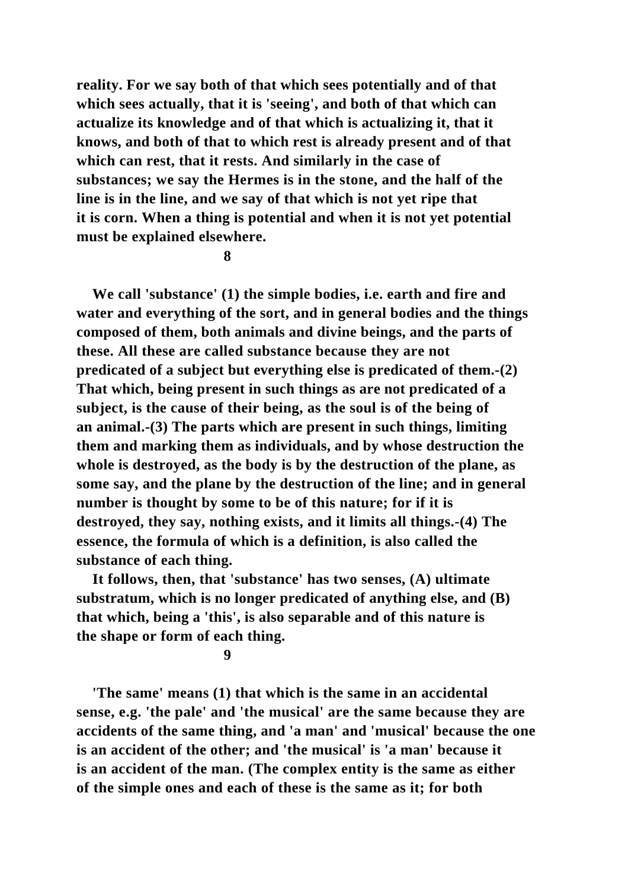reality. For we say both of that which sees potentially and of that which sees actually, that it is 'seeing', and both of that which can actualize its knowledge and of that which is actualizing it, that it knows, and both of that to which rest is already present and of that which can rest, that it rests. And similarly in the case of substances; we say the Hermes is in the stone, and the half of the line is in the line, and we say of that which is not yet ripe that it is corn. When a thing is potential and when it is not yet potential must be explained elsewhere.

## 8

We call 'substance' (1) the simple bodies, i.e. earth and fire and water and everything of the sort, and in general bodies and the things composed of them, both animals and divine beings, and the parts of these. All these are called substance because they are not predicated of a subject but everything else is predicated of them.-(2) That which, being present in such things as are not predicated of a subject, is the cause of their being, as the soul is of the being of an animal.-(3) The parts which are present in such things, limiting them and marking them as individuals, and by whose destruction the whole is destroyed, as the body is by the destruction of the plane, as some say, and the plane by the destruction of the line; and in general number is thought by some to be of this nature; for if it is destroyed, they say, nothing exists, and it limits all things.-(4) The essence, the formula of which is a definition, is also called the substance of each thing.

It follows, then, that 'substance' has two senses, (A) ultimate substratum, which is no longer predicated of anything else, and (B) that which, being a 'this', is also separable and of this nature is the shape or form of each thing.

## 9

'The same' means (1) that which is the same in an accidental sense, e.g. 'the pale' and 'the musical' are the same because they are accidents of the same thing, and 'a man' and 'musical' because the one is an accident of the other; and 'the musical' is 'a man' because it is an accident of the man. (The complex entity is the same as either of the simple ones and each of these is the same as it; for both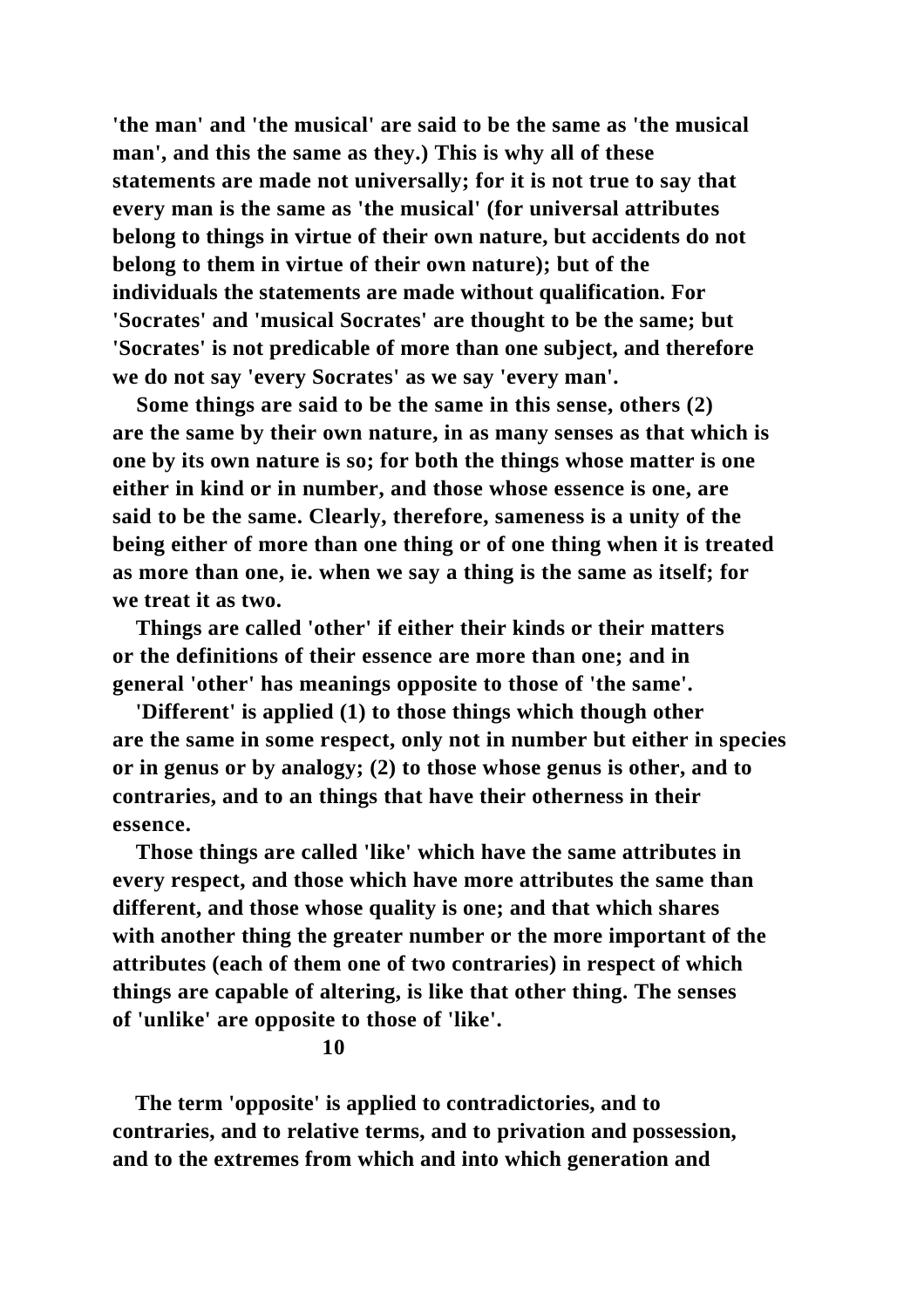'the man' and 'the musical' are said to be the same as 'the musical man', and this the same as they.) This is why all of these statements are made not universally; for it is not true to say that every man is the same as 'the musical' (for universal attributes belong to things in virtue of their own nature, but accidents do not belong to them in virtue of their own nature); but of the individuals the statements are made without qualification. For 'Socrates' and 'musical Socrates' are thought to be the same; but 'Socrates' is not predicable of more than one subject, and therefore we do not say 'every Socrates' as we say 'every man'.

Some things are said to be the same in this sense, others (2) are the same by their own nature, in as many senses as that which is one by its own nature is so; for both the things whose matter is one either in kind or in number, and those whose essence is one, are said to be the same. Clearly, therefore, sameness is a unity of the being either of more than one thing or of one thing when it is treated as more than one, ie. when we say a thing is the same as itself; for we treat it as two.

Things are called 'other' if either their kinds or their matters or the definitions of their essence are more than one; and in general 'other' has meanings opposite to those of 'the same'.

'Different' is applied (1) to those things which though other are the same in some respect, only not in number but either in species or in genus or by analogy; (2) to those whose genus is other, and to contraries, and to an things that have their otherness in their essence.

Those things are called 'like' which have the same attributes in every respect, and those which have more attributes the same than different, and those whose quality is one; and that which shares with another thing the greater number or the more important of the attributes (each of them one of two contraries) in respect of which things are capable of altering, is like that other thing. The senses of 'unlike' are opposite to those of 'like'.

## 10

The term 'opposite' is applied to contradictories, and to contraries, and to relative terms, and to privation and possession, and to the extremes from which and into which generation and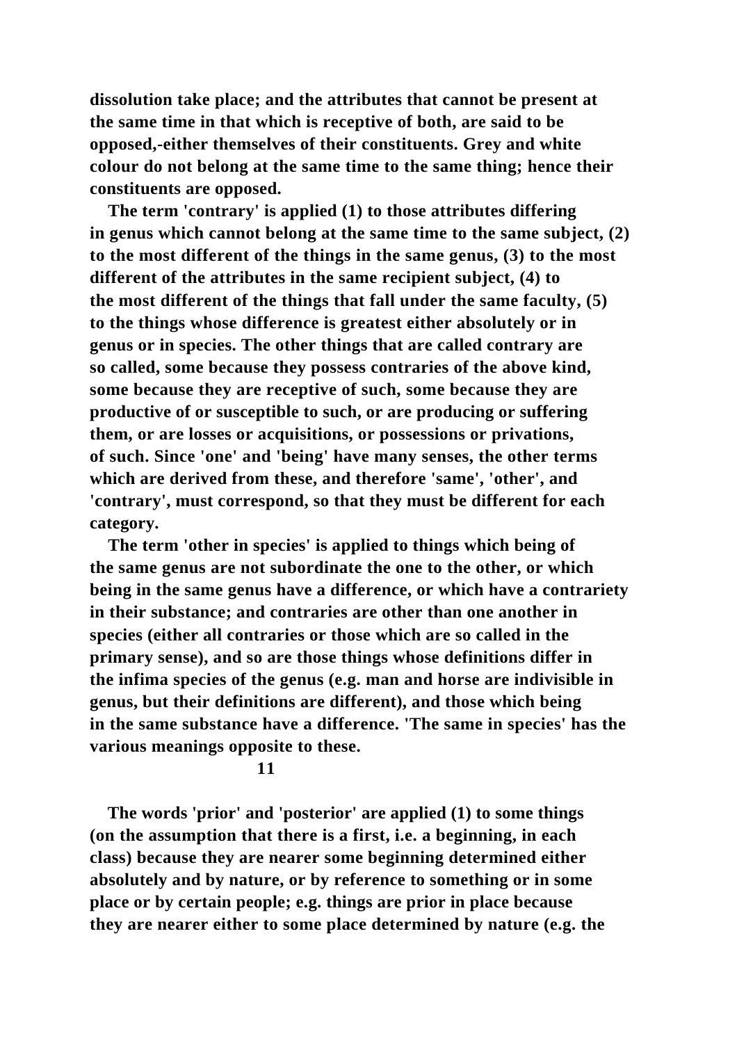dissolution take place; and the attributes that cannot be present at the same time in that which is receptive of both, are said to be opposed,-either themselves of their constituents. Grey and white colour do not belong at the same time to the same thing; hence their constituents are opposed.

The term 'contrary' is applied (1) to those attributes differing in genus which cannot belong at the same time to the same subject, (2) to the most different of the things in the same genus, (3) to the most different of the attributes in the same recipient subject, (4) to the most different of the things that fall under the same faculty, (5) to the things whose difference is greatest either absolutely or in genus or in species. The other things that are called contrary are so called, some because they possess contraries of the above kind, some because they are receptive of such, some because they are productive of or susceptible to such, or are producing or suffering them, or are losses or acquisitions, or possessions or privations, of such. Since 'one' and 'being' have many senses, the other terms which are derived from these, and therefore 'same', 'other', and 'contrary', must correspond, so that they must be different for each category.

The term 'other in species' is applied to things which being of the same genus are not subordinate the one to the other, or which being in the same genus have a difference, or which have a contrariety in their substance; and contraries are other than one another in species (either all contraries or those which are so called in the primary sense), and so are those things whose definitions differ in the infima species of the genus (e.g. man and horse are indivisible in genus, but their definitions are different), and those which being in the same substance have a difference. 'The same in species' has the various meanings opposite to these.

## 11

The words 'prior' and 'posterior' are applied (1) to some things (on the assumption that there is a first, i.e. a beginning, in each class) because they are nearer some beginning determined either absolutely and by nature, or by reference to something or in some place or by certain people; e.g. things are prior in place because they are nearer either to some place determined by nature (e.g. the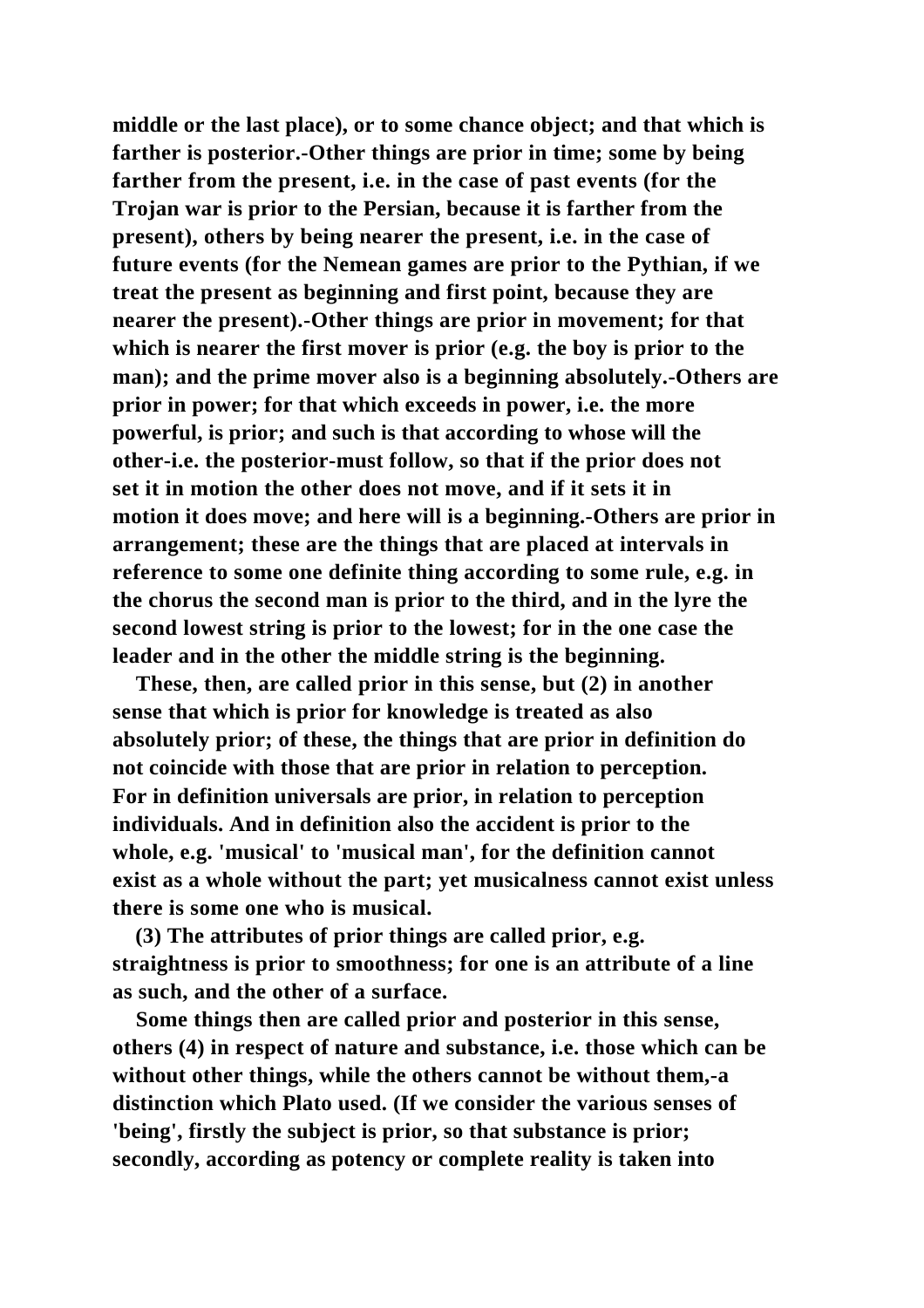middle or the last place), or to some chance object; and that which is farther is posterior.-Other things are prior in time; some by being farther from the present, i.e. in the case of past events (for the Trojan war is prior to the Persian, because it is farther from the present), others by being nearer the present, i.e. in the case of future events (for the Nemean games are prior to the Pythian, if we treat the present as beginning and first point, because they are nearer the present).-Other things are prior in movement; for that which is nearer the first mover is prior (e.g. the boy is prior to the man); and the prime mover also is a beginning absolutely.-Others are prior in power; for that which exceeds in power, i.e. the more powerful, is prior; and such is that according to whose will the other-i.e. the posterior-must follow, so that if the prior does not set it in motion the other does not move, and if it sets it in motion it does move; and here will is a beginning.-Others are prior in arrangement; these are the things that are placed at intervals in reference to some one definite thing according to some rule, e.g. in the chorus the second man is prior to the third, and in the lyre the second lowest string is prior to the lowest; for in the one case the leader and in the other the middle string is the beginning.

These, then, are called prior in this sense, but (2) in another sense that which is prior for knowledge is treated as also absolutely prior; of these, the things that are prior in definition do not coincide with those that are prior in relation to perception. For in definition universals are prior, in relation to perception individuals. And in definition also the accident is prior to the whole, e.g. 'musical' to 'musical man', for the definition cannot exist as a whole without the part; yet musicalness cannot exist unless there is some one who is musical.

(3) The attributes of prior things are called prior, e.g. straightness is prior to smoothness; for one is an attribute of a line as such, and the other of a surface.

Some things then are called prior and posterior in this sense, others (4) in respect of nature and substance, i.e. those which can be without other things, while the others cannot be without them,-a distinction which Plato used. (If we consider the various senses of 'being', firstly the subject is prior, so that substance is prior; secondly, according as potency or complete reality is taken into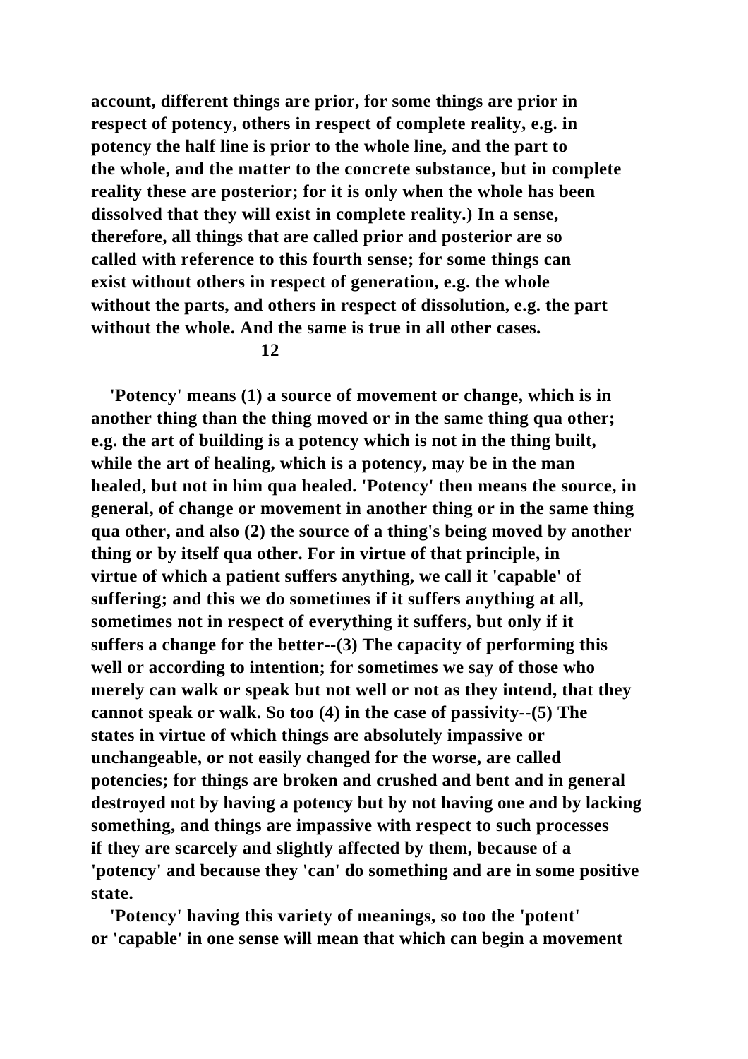account, different things are prior, for some things are prior in respect of potency, others in respect of complete reality, e.g. in potency the half line is prior to the whole line, and the part to the whole, and the matter to the concrete substance, but in complete reality these are posterior; for it is only when the whole has been dissolved that they will exist in complete reality.) In a sense, therefore, all things that are called prior and posterior are so called with reference to this fourth sense; for some things can exist without others in respect of generation, e.g. the whole without the parts, and others in respect of dissolution, e.g. the part without the whole. And the same is true in all other cases.

## 12

'Potency' means (1) a source of movement or change, which is in another thing than the thing moved or in the same thing qua other; e.g. the art of building is a potency which is not in the thing built, while the art of healing, which is a potency, may be in the man healed, but not in him qua healed. 'Potency' then means the source, in general, of change or movement in another thing or in the same thing qua other, and also (2) the source of a thing's being moved by another thing or by itself qua other. For in virtue of that principle, in virtue of which a patient suffers anything, we call it 'capable' of suffering; and this we do sometimes if it suffers anything at all, sometimes not in respect of everything it suffers, but only if it suffers a change for the better--(3) The capacity of performing this well or according to intention; for sometimes we say of those who merely can walk or speak but not well or not as they intend, that they cannot speak or walk. So too (4) in the case of passivity--(5) The states in virtue of which things are absolutely impassive or unchangeable, or not easily changed for the worse, are called potencies; for things are broken and crushed and bent and in general destroyed not by having a potency but by not having one and by lacking something, and things are impassive with respect to such processes if they are scarcely and slightly affected by them, because of a 'potency' and because they 'can' do something and are in some positive state.

'Potency' having this variety of meanings, so too the 'potent' or 'capable' in one sense will mean that which can begin a movement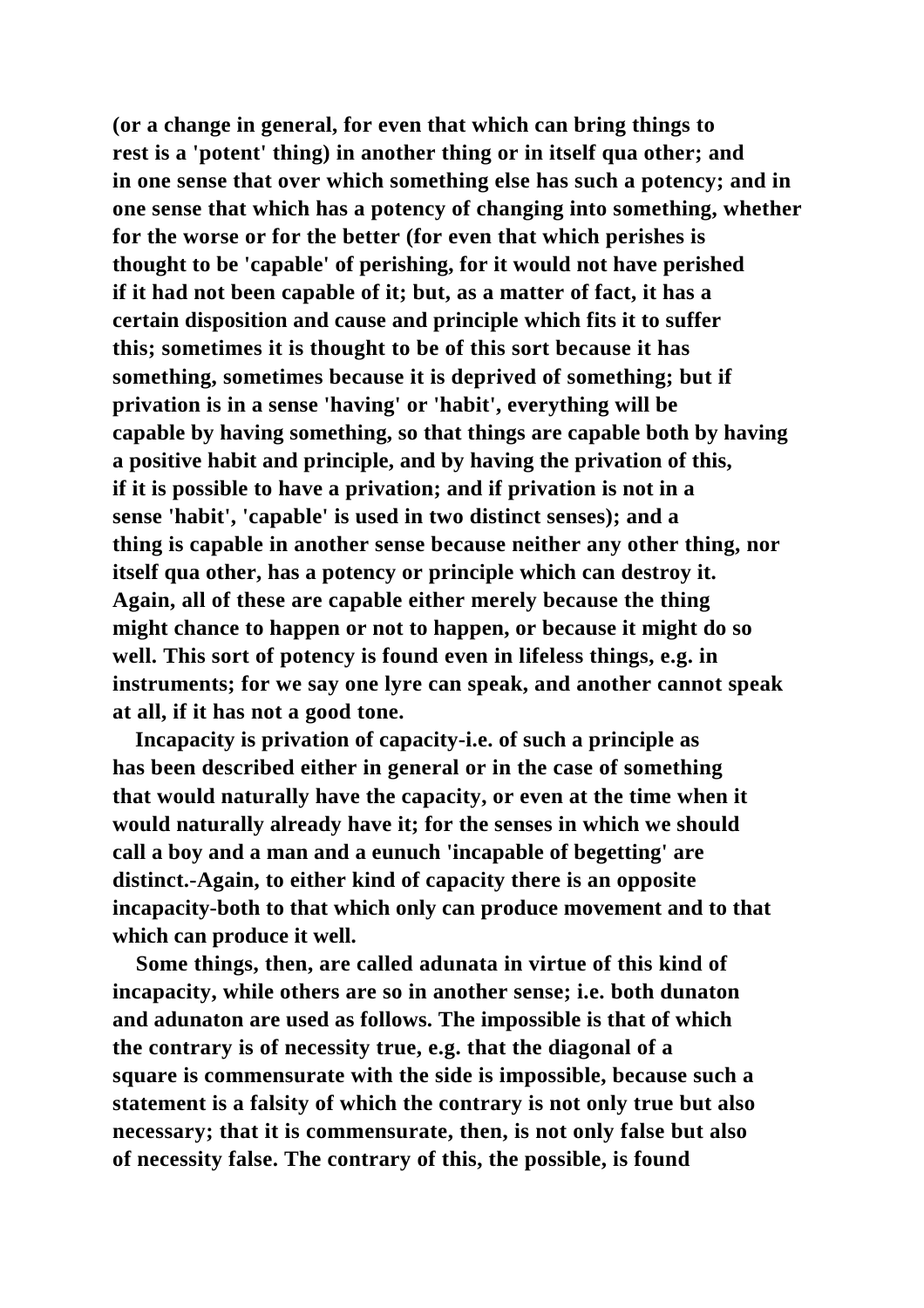(or a change in general, for even that which can bring things to rest is a 'potent' thing) in another thing or in itself qua other; and in one sense that over which something else has such a potency; and in one sense that which has a potency of changing into something, whether for the worse or for the better (for even that which perishes is thought to be 'capable' of perishing, for it would not have perished if it had not been capable of it; but, as a matter of fact, it has a certain disposition and cause and principle which fits it to suffer this; sometimes it is thought to be of this sort because it has something, sometimes because it is deprived of something; but if privation is in a sense 'having' or 'habit', everything will be capable by having something, so that things are capable both by having a positive habit and principle, and by having the privation of this, if it is possible to have a privation; and if privation is not in a sense 'habit', 'capable' is used in two distinct senses); and a thing is capable in another sense because neither any other thing, nor itself qua other, has a potency or principle which can destroy it. Again, all of these are capable either merely because the thing might chance to happen or not to happen, or because it might do so well. This sort of potency is found even in lifeless things, e.g. in instruments; for we say one lyre can speak, and another cannot speak at all, if it has not a good tone.

Incapacity is privation of capacity-i.e. of such a principle as has been described either in general or in the case of something that would naturally have the capacity, or even at the time when it would naturally already have it; for the senses in which we should call a boy and a man and a eunuch 'incapable of begetting' are distinct.-Again, to either kind of capacity there is an opposite incapacity-both to that which only can produce movement and to that which can produce it well.

Some things, then, are called adunata in virtue of this kind of incapacity, while others are so in another sense; i.e. both dunaton and adunaton are used as follows. The impossible is that of which the contrary is of necessity true, e.g. that the diagonal of a square is commensurate with the side is impossible, because such a statement is a falsity of which the contrary is not only true but also necessary; that it is commensurate, then, is not only false but also of necessity false. The contrary of this, the possible, is found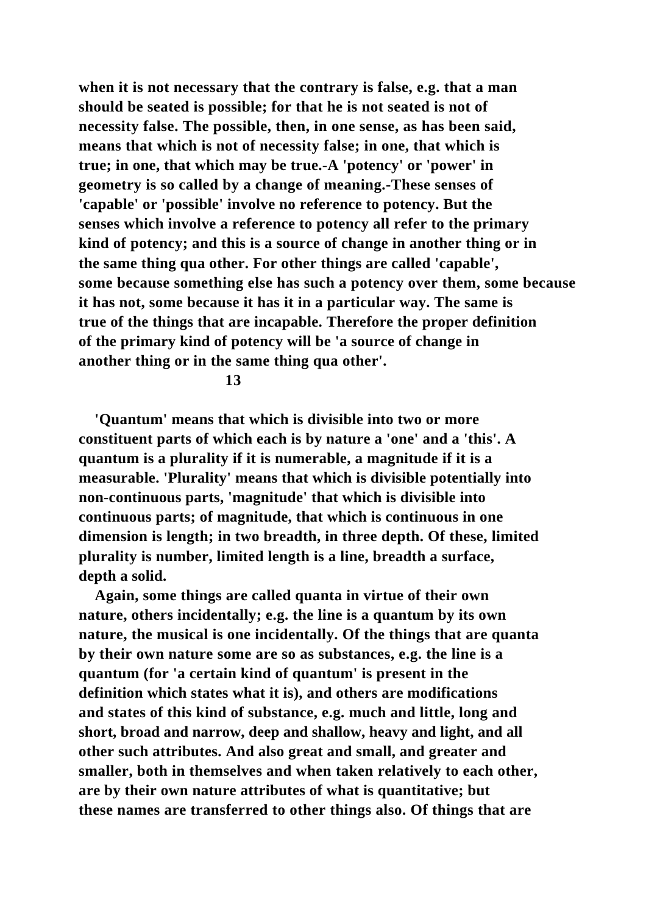when it is not necessary that the contrary is false, e.g. that a man should be seated is possible; for that he is not seated is not of necessity false. The possible, then, in one sense, as has been said, means that which is not of necessity false; in one, that which is true; in one, that which may be true.-A 'potency' or 'power' in geometry is so called by a change of meaning.-These senses of 'capable' or 'possible' involve no reference to potency. But the senses which involve a reference to potency all refer to the primary kind of potency; and this is a source of change in another thing or in the same thing qua other. For other things are called 'capable', some because something else has such a potency over them, some because it has not, some because it has it in a particular way. The same is true of the things that are incapable. Therefore the proper definition of the primary kind of potency will be 'a source of change in another thing or in the same thing qua other'.

## 13

'Quantum' means that which is divisible into two or more constituent parts of which each is by nature a 'one' and a 'this'. A quantum is a plurality if it is numerable, a magnitude if it is a measurable. 'Plurality' means that which is divisible potentially into non-continuous parts, 'magnitude' that which is divisible into continuous parts; of magnitude, that which is continuous in one dimension is length; in two breadth, in three depth. Of these, limited plurality is number, limited length is a line, breadth a surface, depth a solid.

Again, some things are called quanta in virtue of their own nature, others incidentally; e.g. the line is a quantum by its own nature, the musical is one incidentally. Of the things that are quanta by their own nature some are so as substances, e.g. the line is a quantum (for 'a certain kind of quantum' is present in the definition which states what it is), and others are modifications and states of this kind of substance, e.g. much and little, long and short, broad and narrow, deep and shallow, heavy and light, and all other such attributes. And also great and small, and greater and smaller, both in themselves and when taken relatively to each other, are by their own nature attributes of what is quantitative; but these names are transferred to other things also. Of things that are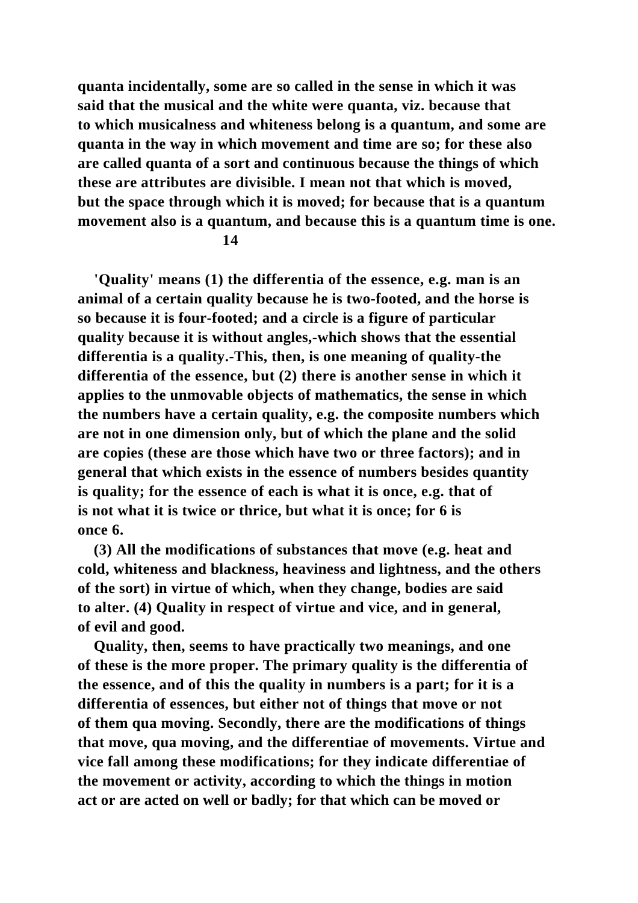quanta incidentally, some are so called in the sense in which it was said that the musical and the white were quanta, viz. because that to which musicalness and whiteness belong is a quantum, and some are quanta in the way in which movement and time are so; for these also are called quanta of a sort and continuous because the things of which these are attributes are divisible. I mean not that which is moved, but the space through which it is moved; for because that is a quantum movement also is a quantum, and because this is a quantum time is one.

## 14

'Quality' means (1) the differentia of the essence, e.g. man is an animal of a certain quality because he is two-footed, and the horse is so because it is four-footed; and a circle is a figure of particular quality because it is without angles,-which shows that the essential differentia is a quality.-This, then, is one meaning of quality-the differentia of the essence, but (2) there is another sense in which it applies to the unmovable objects of mathematics, the sense in which the numbers have a certain quality, e.g. the composite numbers which are not in one dimension only, but of which the plane and the solid are copies (these are those which have two or three factors); and in general that which exists in the essence of numbers besides quantity is quality; for the essence of each is what it is once, e.g. that of is not what it is twice or thrice, but what it is once; for 6 is once 6.

(3) All the modifications of substances that move (e.g. heat and cold, whiteness and blackness, heaviness and lightness, and the others of the sort) in virtue of which, when they change, bodies are said to alter. (4) Quality in respect of virtue and vice, and in general, of evil and good.

Quality, then, seems to have practically two meanings, and one of these is the more proper. The primary quality is the differentia of the essence, and of this the quality in numbers is a part; for it is a differentia of essences, but either not of things that move or not of them qua moving. Secondly, there are the modifications of things that move, qua moving, and the differentiae of movements. Virtue and vice fall among these modifications; for they indicate differentiae of the movement or activity, according to which the things in motion act or are acted on well or badly; for that which can be moved or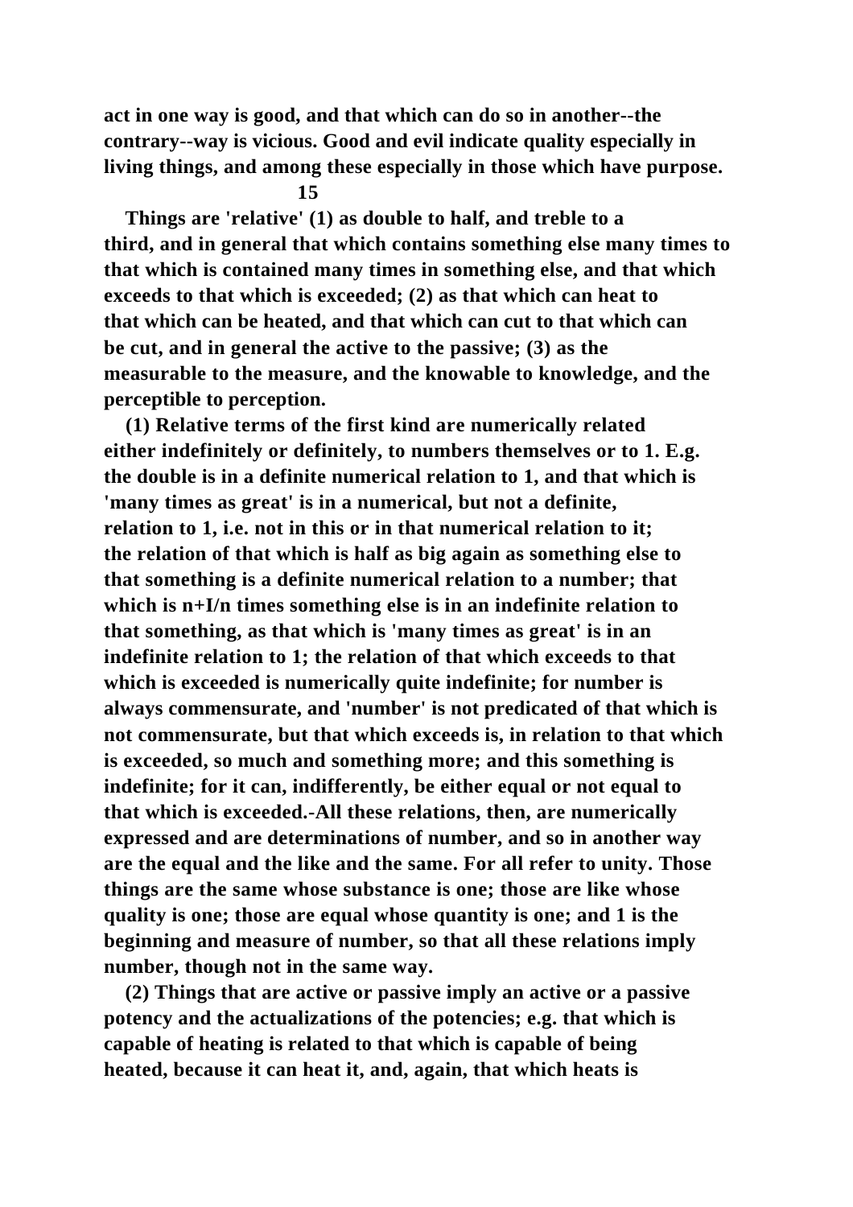act in one way is good, and that which can do so in another--the contrary--way is vicious. Good and evil indicate quality especially in living things, and among these especially in those which have purpose.

## 15

Things are 'relative' (1) as double to half, and treble to a third, and in general that which contains something else many times to that which is contained many times in something else, and that which exceeds to that which is exceeded; (2) as that which can heat to that which can be heated, and that which can cut to that which can be cut, and in general the active to the passive; (3) as the measurable to the measure, and the knowable to knowledge, and the perceptible to perception.

(1) Relative terms of the first kind are numerically related either indefinitely or definitely, to numbers themselves or to 1. E.g. the double is in a definite numerical relation to 1, and that which is 'many times as great' is in a numerical, but not a definite, relation to 1, i.e. not in this or in that numerical relation to it; the relation of that which is half as big again as something else to that something is a definite numerical relation to a number; that which is n+I/n times something else is in an indefinite relation to that something, as that which is 'many times as great' is in an indefinite relation to 1; the relation of that which exceeds to that which is exceeded is numerically quite indefinite; for number is always commensurate, and 'number' is not predicated of that which is not commensurate, but that which exceeds is, in relation to that which is exceeded, so much and something more; and this something is indefinite; for it can, indifferently, be either equal or not equal to that which is exceeded.-All these relations, then, are numerically expressed and are determinations of number, and so in another way are the equal and the like and the same. For all refer to unity. Those things are the same whose substance is one; those are like whose quality is one; those are equal whose quantity is one; and 1 is the beginning and measure of number, so that all these relations imply number, though not in the same way.

(2) Things that are active or passive imply an active or a passive potency and the actualizations of the potencies; e.g. that which is capable of heating is related to that which is capable of being heated, because it can heat it, and, again, that which heats is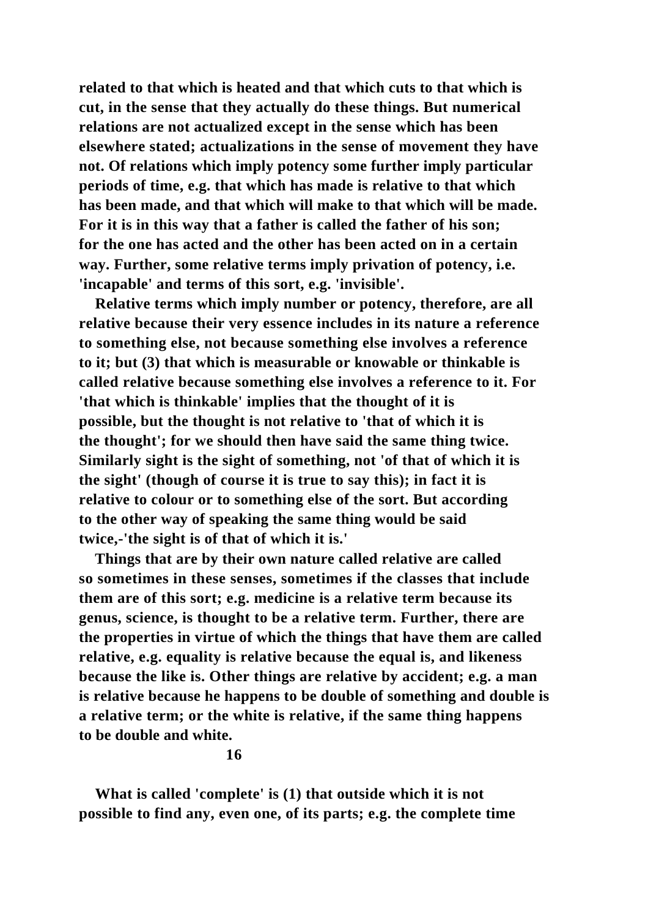related to that which is heated and that which cuts to that which is cut, in the sense that they actually do these things. But numerical relations are not actualized except in the sense which has been elsewhere stated; actualizations in the sense of movement they have not. Of relations which imply potency some further imply particular periods of time, e.g. that which has made is relative to that which has been made, and that which will make to that which will be made. For it is in this way that a father is called the father of his son; for the one has acted and the other has been acted on in a certain way. Further, some relative terms imply privation of potency, i.e. 'incapable' and terms of this sort, e.g. 'invisible'.

Relative terms which imply number or potency, therefore, are all relative because their very essence includes in its nature a reference to something else, not because something else involves a reference to it; but (3) that which is measurable or knowable or thinkable is called relative because something else involves a reference to it. For 'that which is thinkable' implies that the thought of it is possible, but the thought is not relative to 'that of which it is the thought'; for we should then have said the same thing twice. Similarly sight is the sight of something, not 'of that of which it is the sight' (though of course it is true to say this); in fact it is relative to colour or to something else of the sort. But according to the other way of speaking the same thing would be said twice,-'the sight is of that of which it is.'

Things that are by their own nature called relative are called so sometimes in these senses, sometimes if the classes that include them are of this sort; e.g. medicine is a relative term because its genus, science, is thought to be a relative term. Further, there are the properties in virtue of which the things that have them are called relative, e.g. equality is relative because the equal is, and likeness because the like is. Other things are relative by accident; e.g. a man is relative because he happens to be double of something and double is a relative term; or the white is relative, if the same thing happens to be double and white.

## 16

What is called 'complete' is (1) that outside which it is not possible to find any, even one, of its parts; e.g. the complete time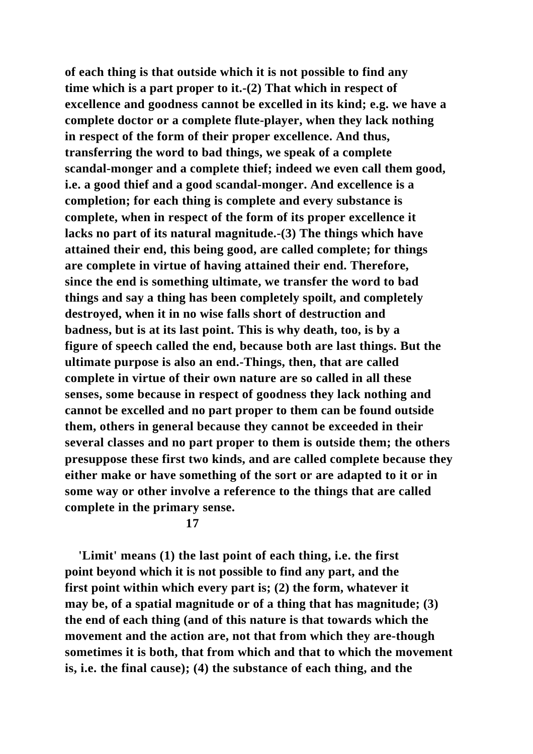of each thing is that outside which it is not possible to find any time which is a part proper to it.-(2) That which in respect of excellence and goodness cannot be excelled in its kind; e.g. we have a complete doctor or a complete flute-player, when they lack nothing in respect of the form of their proper excellence. And thus, transferring the word to bad things, we speak of a complete scandal-monger and a complete thief; indeed we even call them good, i.e. a good thief and a good scandal-monger. And excellence is a completion; for each thing is complete and every substance is complete, when in respect of the form of its proper excellence it lacks no part of its natural magnitude.-(3) The things which have attained their end, this being good, are called complete; for things are complete in virtue of having attained their end. Therefore, since the end is something ultimate, we transfer the word to bad things and say a thing has been completely spoilt, and completely destroyed, when it in no wise falls short of destruction and badness, but is at its last point. This is why death, too, is by a figure of speech called the end, because both are last things. But the ultimate purpose is also an end.-Things, then, that are called complete in virtue of their own nature are so called in all these senses, some because in respect of goodness they lack nothing and cannot be excelled and no part proper to them can be found outside them, others in general because they cannot be exceeded in their several classes and no part proper to them is outside them; the others presuppose these first two kinds, and are called complete because they either make or have something of the sort or are adapted to it or in some way or other involve a reference to the things that are called complete in the primary sense.

## 17

'Limit' means (1) the last point of each thing, i.e. the first point beyond which it is not possible to find any part, and the first point within which every part is; (2) the form, whatever it may be, of a spatial magnitude or of a thing that has magnitude; (3) the end of each thing (and of this nature is that towards which the movement and the action are, not that from which they are-though sometimes it is both, that from which and that to which the movement is, i.e. the final cause); (4) the substance of each thing, and the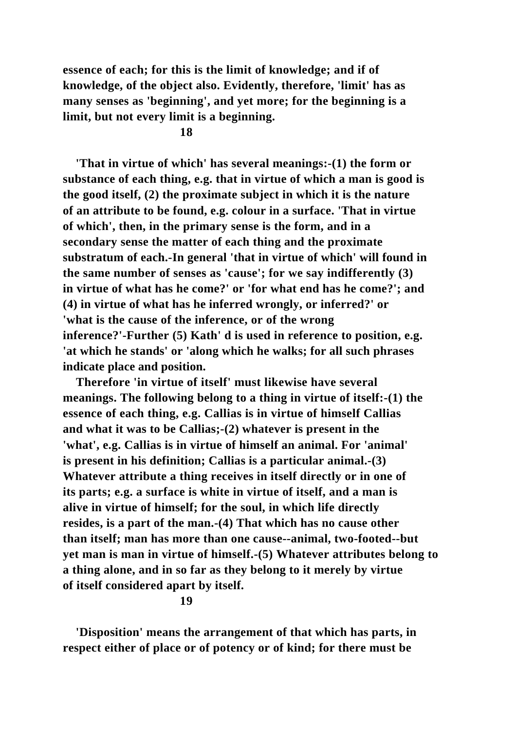essence of each; for this is the limit of knowledge; and if of knowledge, of the object also. Evidently, therefore, 'limit' has as many senses as 'beginning', and yet more; for the beginning is a limit, but not every limit is a beginning.

## 18

'That in virtue of which' has several meanings:-(1) the form or substance of each thing, e.g. that in virtue of which a man is good is the good itself, (2) the proximate subject in which it is the nature of an attribute to be found, e.g. colour in a surface. 'That in virtue of which', then, in the primary sense is the form, and in a secondary sense the matter of each thing and the proximate substratum of each.-In general 'that in virtue of which' will found in the same number of senses as 'cause'; for we say indifferently (3) in virtue of what has he come?' or 'for what end has he come?'; and (4) in virtue of what has he inferred wrongly, or inferred?' or 'what is the cause of the inference, or of the wrong inference?'-Further (5) Kath' d is used in reference to position, e.g. 'at which he stands' or 'along which he walks; for all such phrases indicate place and position.

Therefore 'in virtue of itself' must likewise have several meanings. The following belong to a thing in virtue of itself:-(1) the essence of each thing, e.g. Callias is in virtue of himself Callias and what it was to be Callias;-(2) whatever is present in the 'what', e.g. Callias is in virtue of himself an animal. For 'animal' is present in his definition; Callias is a particular animal.-(3) Whatever attribute a thing receives in itself directly or in one of its parts; e.g. a surface is white in virtue of itself, and a man is alive in virtue of himself; for the soul, in which life directly resides, is a part of the man.-(4) That which has no cause other than itself; man has more than one cause--animal, two-footed--but yet man is man in virtue of himself.-(5) Whatever attributes belong to a thing alone, and in so far as they belong to it merely by virtue of itself considered apart by itself.

## 19

'Disposition' means the arrangement of that which has parts, in respect either of place or of potency or of kind; for there must be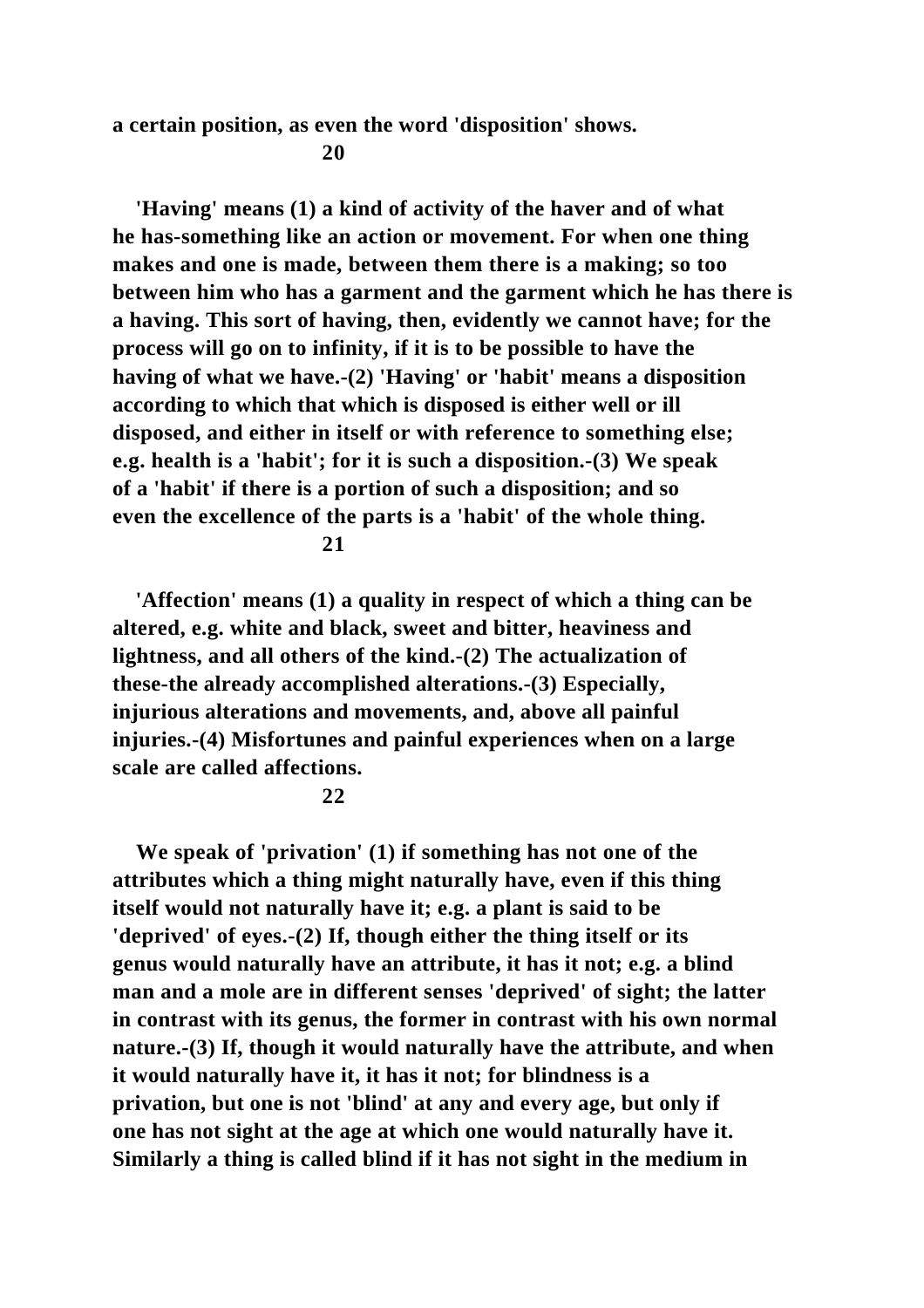a certain position, as even the word 'disposition' shows.

## 20

'Having' means (1) a kind of activity of the haver and of what he has-something like an action or movement. For when one thing makes and one is made, between them there is a making; so too between him who has a garment and the garment which he has there is a having. This sort of having, then, evidently we cannot have; for the process will go on to infinity, if it is to be possible to have the having of what we have.-(2) 'Having' or 'habit' means a disposition according to which that which is disposed is either well or ill disposed, and either in itself or with reference to something else; e.g. health is a 'habit'; for it is such a disposition.-(3) We speak of a 'habit' if there is a portion of such a disposition; and so even the excellence of the parts is a 'habit' of the whole thing.

## 21

'Affection' means (1) a quality in respect of which a thing can be altered, e.g. white and black, sweet and bitter, heaviness and lightness, and all others of the kind.-(2) The actualization of these-the already accomplished alterations.-(3) Especially, injurious alterations and movements, and, above all painful injuries.-(4) Misfortunes and painful experiences when on a large scale are called affections.

## 22

We speak of 'privation' (1) if something has not one of the attributes which a thing might naturally have, even if this thing itself would not naturally have it; e.g. a plant is said to be 'deprived' of eyes.-(2) If, though either the thing itself or its genus would naturally have an attribute, it has it not; e.g. a blind man and a mole are in different senses 'deprived' of sight; the latter in contrast with its genus, the former in contrast with his own normal nature.-(3) If, though it would naturally have the attribute, and when it would naturally have it, it has it not; for blindness is a privation, but one is not 'blind' at any and every age, but only if one has not sight at the age at which one would naturally have it. Similarly a thing is called blind if it has not sight in the medium in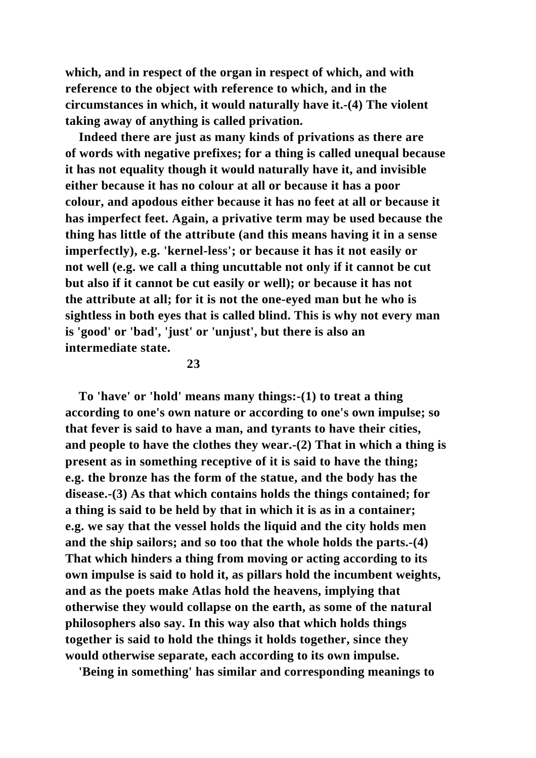which, and in respect of the organ in respect of which, and with reference to the object with reference to which, and in the circumstances in which, it would naturally have it.-(4) The violent taking away of anything is called privation.

Indeed there are just as many kinds of privations as there are of words with negative prefixes; for a thing is called unequal because it has not equality though it would naturally have it, and invisible either because it has no colour at all or because it has a poor colour, and apodous either because it has no feet at all or because it has imperfect feet. Again, a privative term may be used because the thing has little of the attribute (and this means having it in a sense imperfectly), e.g. 'kernel-less'; or because it has it not easily or not well (e.g. we call a thing uncuttable not only if it cannot be cut but also if it cannot be cut easily or well); or because it has not the attribute at all; for it is not the one-eyed man but he who is sightless in both eyes that is called blind. This is why not every man is 'good' or 'bad', 'just' or 'unjust', but there is also an intermediate state.

## 23

To 'have' or 'hold' means many things:-(1) to treat a thing according to one's own nature or according to one's own impulse; so that fever is said to have a man, and tyrants to have their cities, and people to have the clothes they wear.-(2) That in which a thing is present as in something receptive of it is said to have the thing; e.g. the bronze has the form of the statue, and the body has the disease.-(3) As that which contains holds the things contained; for a thing is said to be held by that in which it is as in a container; e.g. we say that the vessel holds the liquid and the city holds men and the ship sailors; and so too that the whole holds the parts.-(4) That which hinders a thing from moving or acting according to its own impulse is said to hold it, as pillars hold the incumbent weights, and as the poets make Atlas hold the heavens, implying that otherwise they would collapse on the earth, as some of the natural philosophers also say. In this way also that which holds things together is said to hold the things it holds together, since they would otherwise separate, each according to its own impulse.

'Being in something' has similar and corresponding meanings to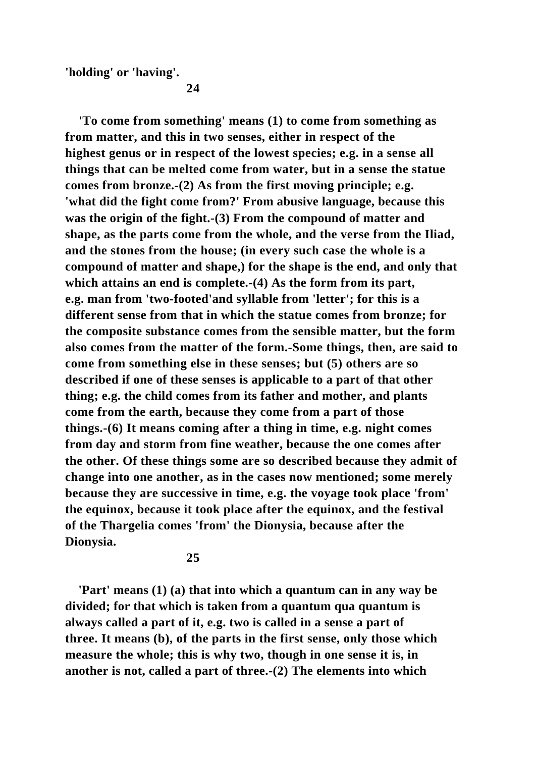'holding' or 'having'.

## 24

'To come from something' means (1) to come from something as from matter, and this in two senses, either in respect of the highest genus or in respect of the lowest species; e.g. in a sense all things that can be melted come from water, but in a sense the statue comes from bronze.-(2) As from the first moving principle; e.g. 'what did the fight come from?' From abusive language, because this was the origin of the fight.-(3) From the compound of matter and shape, as the parts come from the whole, and the verse from the Iliad, and the stones from the house; (in every such case the whole is a compound of matter and shape,) for the shape is the end, and only that which attains an end is complete.-(4) As the form from its part, e.g. man from 'two-footed'and syllable from 'letter'; for this is a different sense from that in which the statue comes from bronze; for the composite substance comes from the sensible matter, but the form also comes from the matter of the form.-Some things, then, are said to come from something else in these senses; but (5) others are so described if one of these senses is applicable to a part of that other thing; e.g. the child comes from its father and mother, and plants come from the earth, because they come from a part of those things.-(6) It means coming after a thing in time, e.g. night comes from day and storm from fine weather, because the one comes after the other. Of these things some are so described because they admit of change into one another, as in the cases now mentioned; some merely because they are successive in time, e.g. the voyage took place 'from' the equinox, because it took place after the equinox, and the festival of the Thargelia comes 'from' the Dionysia, because after the Dionysia.

## 25

'Part' means (1) (a) that into which a quantum can in any way be divided; for that which is taken from a quantum qua quantum is always called a part of it, e.g. two is called in a sense a part of three. It means (b), of the parts in the first sense, only those which measure the whole; this is why two, though in one sense it is, in another is not, called a part of three.-(2) The elements into which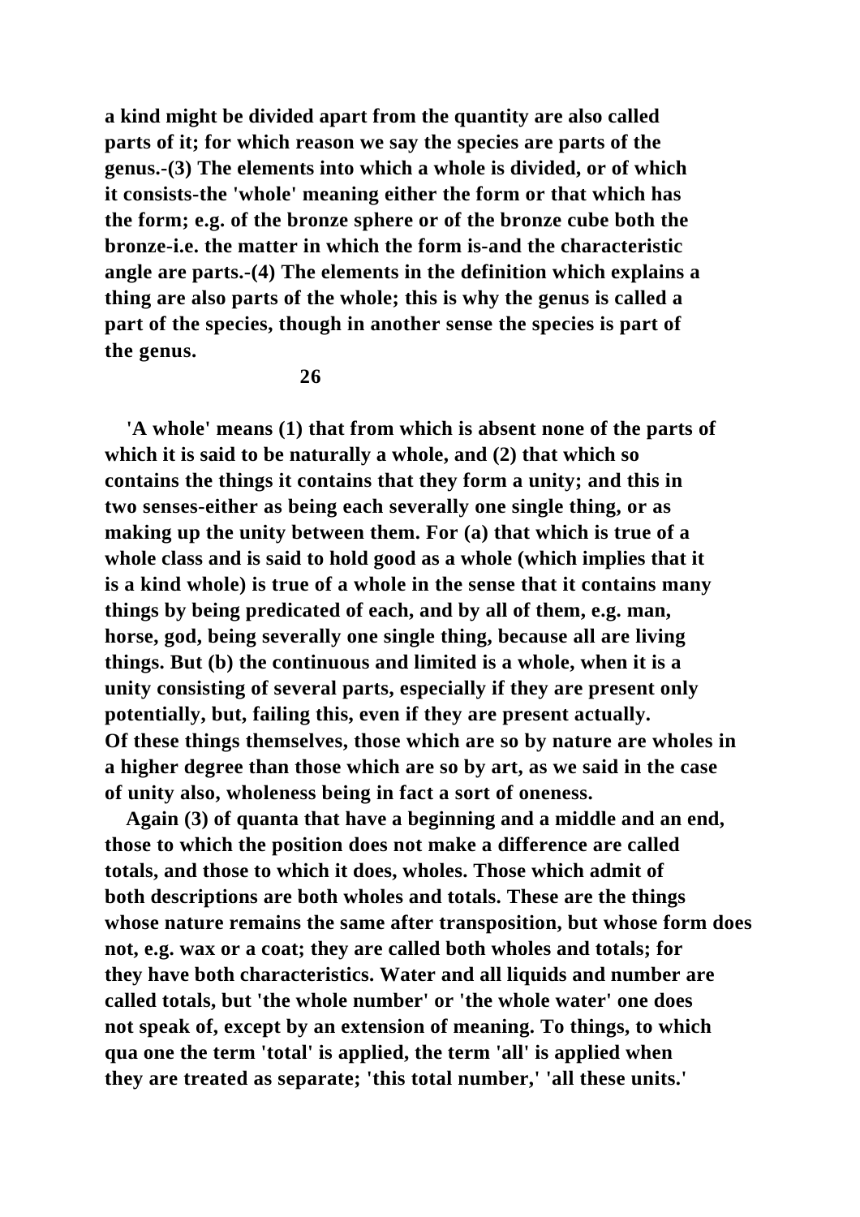a kind might be divided apart from the quantity are also called parts of it; for which reason we say the species are parts of the genus.-(3) The elements into which a whole is divided, or of which it consists-the 'whole' meaning either the form or that which has the form; e.g. of the bronze sphere or of the bronze cube both the bronze-i.e. the matter in which the form is-and the characteristic angle are parts.-(4) The elements in the definition which explains a thing are also parts of the whole; this is why the genus is called a part of the species, though in another sense the species is part of the genus.

## 26

'A whole' means (1) that from which is absent none of the parts of which it is said to be naturally a whole, and (2) that which so contains the things it contains that they form a unity; and this in two senses-either as being each severally one single thing, or as making up the unity between them. For (a) that which is true of a whole class and is said to hold good as a whole (which implies that it is a kind whole) is true of a whole in the sense that it contains many things by being predicated of each, and by all of them, e.g. man, horse, god, being severally one single thing, because all are living things. But (b) the continuous and limited is a whole, when it is a unity consisting of several parts, especially if they are present only potentially, but, failing this, even if they are present actually. Of these things themselves, those which are so by nature are wholes in a higher degree than those which are so by art, as we said in the case of unity also, wholeness being in fact a sort of oneness.

Again (3) of quanta that have a beginning and a middle and an end, those to which the position does not make a difference are called totals, and those to which it does, wholes. Those which admit of both descriptions are both wholes and totals. These are the things whose nature remains the same after transposition, but whose form does not, e.g. wax or a coat; they are called both wholes and totals; for they have both characteristics. Water and all liquids and number are called totals, but 'the whole number' or 'the whole water' one does not speak of, except by an extension of meaning. To things, to which qua one the term 'total' is applied, the term 'all' is applied when they are treated as separate; 'this total number,' 'all these units.'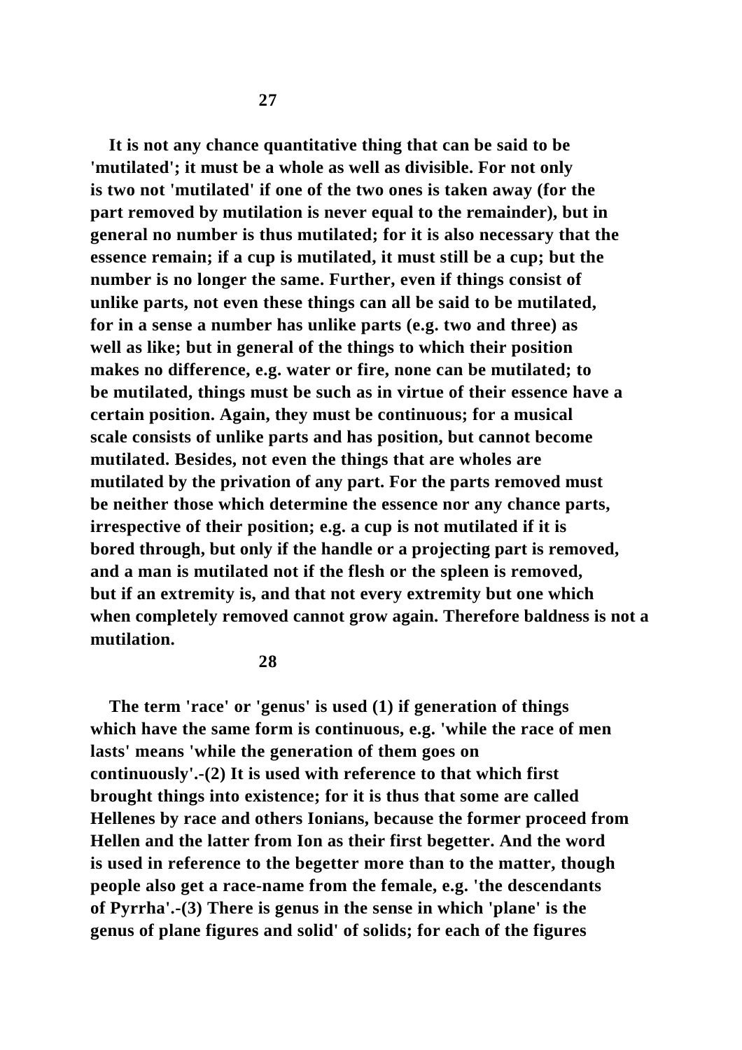## 27

It is not any chance quantitative thing that can be said to be 'mutilated'; it must be a whole as well as divisible. For not only is two not 'mutilated' if one of the two ones is taken away (for the part removed by mutilation is never equal to the remainder), but in general no number is thus mutilated; for it is also necessary that the essence remain; if a cup is mutilated, it must still be a cup; but the number is no longer the same. Further, even if things consist of unlike parts, not even these things can all be said to be mutilated, for in a sense a number has unlike parts (e.g. two and three) as well as like; but in general of the things to which their position makes no difference, e.g. water or fire, none can be mutilated; to be mutilated, things must be such as in virtue of their essence have a certain position. Again, they must be continuous; for a musical scale consists of unlike parts and has position, but cannot become mutilated. Besides, not even the things that are wholes are mutilated by the privation of any part. For the parts removed must be neither those which determine the essence nor any chance parts, irrespective of their position; e.g. a cup is not mutilated if it is bored through, but only if the handle or a projecting part is removed, and a man is mutilated not if the flesh or the spleen is removed, but if an extremity is, and that not every extremity but one which when completely removed cannot grow again. Therefore baldness is not a mutilation.

## 28

The term 'race' or 'genus' is used (1) if generation of things which have the same form is continuous, e.g. 'while the race of men lasts' means 'while the generation of them goes on continuously'.-(2) It is used with reference to that which first brought things into existence; for it is thus that some are called Hellenes by race and others Ionians, because the former proceed from Hellen and the latter from Ion as their first begetter. And the word is used in reference to the begetter more than to the matter, though people also get a race-name from the female, e.g. 'the descendants of Pyrrha'.-(3) There is genus in the sense in which 'plane' is the genus of plane figures and solid' of solids; for each of the figures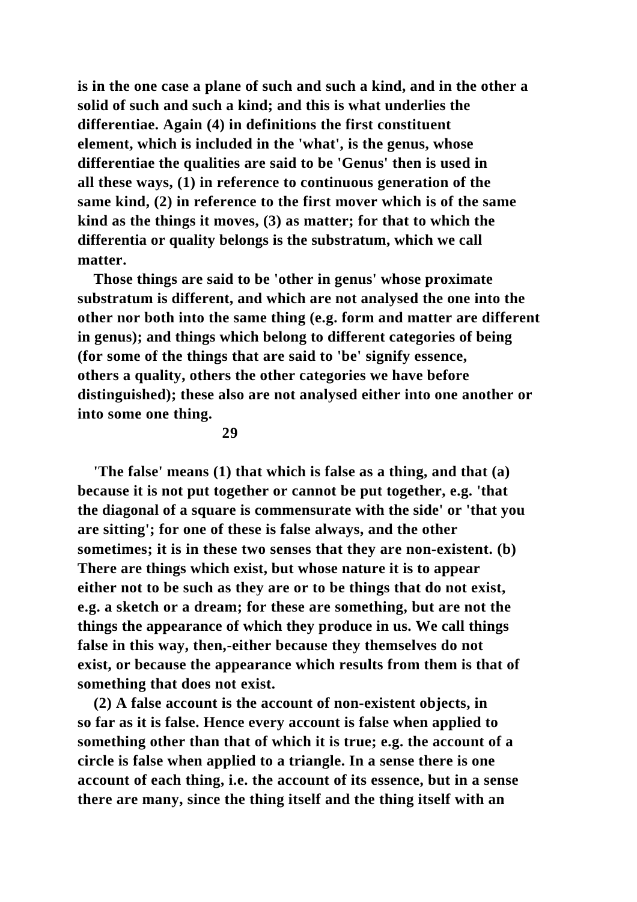is in the one case a plane of such and such a kind, and in the other a solid of such and such a kind; and this is what underlies the differentiae. Again (4) in definitions the first constituent element, which is included in the 'what', is the genus, whose differentiae the qualities are said to be 'Genus' then is used in all these ways, (1) in reference to continuous generation of the same kind, (2) in reference to the first mover which is of the same kind as the things it moves, (3) as matter; for that to which the differentia or quality belongs is the substratum, which we call matter.

Those things are said to be 'other in genus' whose proximate substratum is different, and which are not analysed the one into the other nor both into the same thing (e.g. form and matter are different in genus); and things which belong to different categories of being (for some of the things that are said to 'be' signify essence, others a quality, others the other categories we have before distinguished); these also are not analysed either into one another or into some one thing.

## 29

'The false' means (1) that which is false as a thing, and that (a) because it is not put together or cannot be put together, e.g. 'that the diagonal of a square is commensurate with the side' or 'that you are sitting'; for one of these is false always, and the other sometimes; it is in these two senses that they are non-existent. (b) There are things which exist, but whose nature it is to appear either not to be such as they are or to be things that do not exist, e.g. a sketch or a dream; for these are something, but are not the things the appearance of which they produce in us. We call things false in this way, then,-either because they themselves do not exist, or because the appearance which results from them is that of something that does not exist.

(2) A false account is the account of non-existent objects, in so far as it is false. Hence every account is false when applied to something other than that of which it is true; e.g. the account of a circle is false when applied to a triangle. In a sense there is one account of each thing, i.e. the account of its essence, but in a sense there are many, since the thing itself and the thing itself with an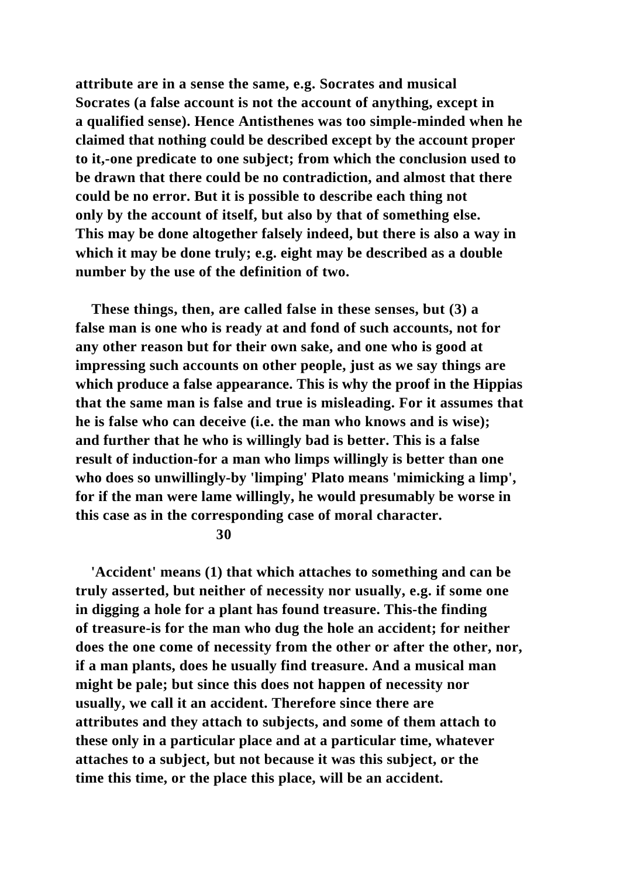attribute are in a sense the same, e.g. Socrates and musical Socrates (a false account is not the account of anything, except in a qualified sense). Hence Antisthenes was too simple-minded when he claimed that nothing could be described except by the account proper to it,-one predicate to one subject; from which the conclusion used to be drawn that there could be no contradiction, and almost that there could be no error. But it is possible to describe each thing not only by the account of itself, but also by that of something else. This may be done altogether falsely indeed, but there is also a way in which it may be done truly; e.g. eight may be described as a double number by the use of the definition of two.

These things, then, are called false in these senses, but (3) a false man is one who is ready at and fond of such accounts, not for any other reason but for their own sake, and one who is good at impressing such accounts on other people, just as we say things are which produce a false appearance. This is why the proof in the Hippias that the same man is false and true is misleading. For it assumes that he is false who can deceive (i.e. the man who knows and is wise); and further that he who is willingly bad is better. This is a false result of induction-for a man who limps willingly is better than one who does so unwillingly-by 'limping' Plato means 'mimicking a limp', for if the man were lame willingly, he would presumably be worse in this case as in the corresponding case of moral character.

## 30

'Accident' means (1) that which attaches to something and can be truly asserted, but neither of necessity nor usually, e.g. if some one in digging a hole for a plant has found treasure. This-the finding of treasure-is for the man who dug the hole an accident; for neither does the one come of necessity from the other or after the other, nor, if a man plants, does he usually find treasure. And a musical man might be pale; but since this does not happen of necessity nor usually, we call it an accident. Therefore since there are attributes and they attach to subjects, and some of them attach to these only in a particular place and at a particular time, whatever attaches to a subject, but not because it was this subject, or the time this time, or the place this place, will be an accident.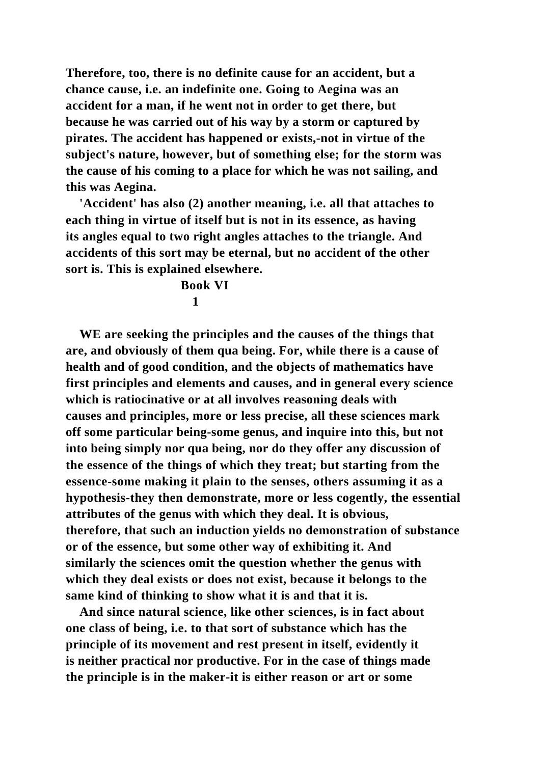Therefore, too, there is no definite cause for an accident, but a chance cause, i.e. an indefinite one. Going to Aegina was an accident for a man, if he went not in order to get there, but because he was carried out of his way by a storm or captured by pirates. The accident has happened or exists,-not in virtue of the subject's nature, however, but of something else; for the storm was the cause of his coming to a place for which he was not sailing, and this was Aegina.

'Accident' has also (2) another meaning, i.e. all that attaches to each thing in virtue of itself but is not in its essence, as having its angles equal to two right angles attaches to the triangle. And accidents of this sort may be eternal, but no accident of the other sort is. This is explained elsewhere.

## Book VI

### 1

WE are seeking the principles and the causes of the things that are, and obviously of them qua being. For, while there is a cause of health and of good condition, and the objects of mathematics have first principles and elements and causes, and in general every science which is ratiocinative or at all involves reasoning deals with causes and principles, more or less precise, all these sciences mark off some particular being-some genus, and inquire into this, but not into being simply nor qua being, nor do they offer any discussion of the essence of the things of which they treat; but starting from the essence-some making it plain to the senses, others assuming it as a hypothesis-they then demonstrate, more or less cogently, the essential attributes of the genus with which they deal. It is obvious, therefore, that such an induction yields no demonstration of substance or of the essence, but some other way of exhibiting it. And similarly the sciences omit the question whether the genus with which they deal exists or does not exist, because it belongs to the same kind of thinking to show what it is and that it is.

And since natural science, like other sciences, is in fact about one class of being, i.e. to that sort of substance which has the principle of its movement and rest present in itself, evidently it is neither practical nor productive. For in the case of things made the principle is in the maker-it is either reason or art or some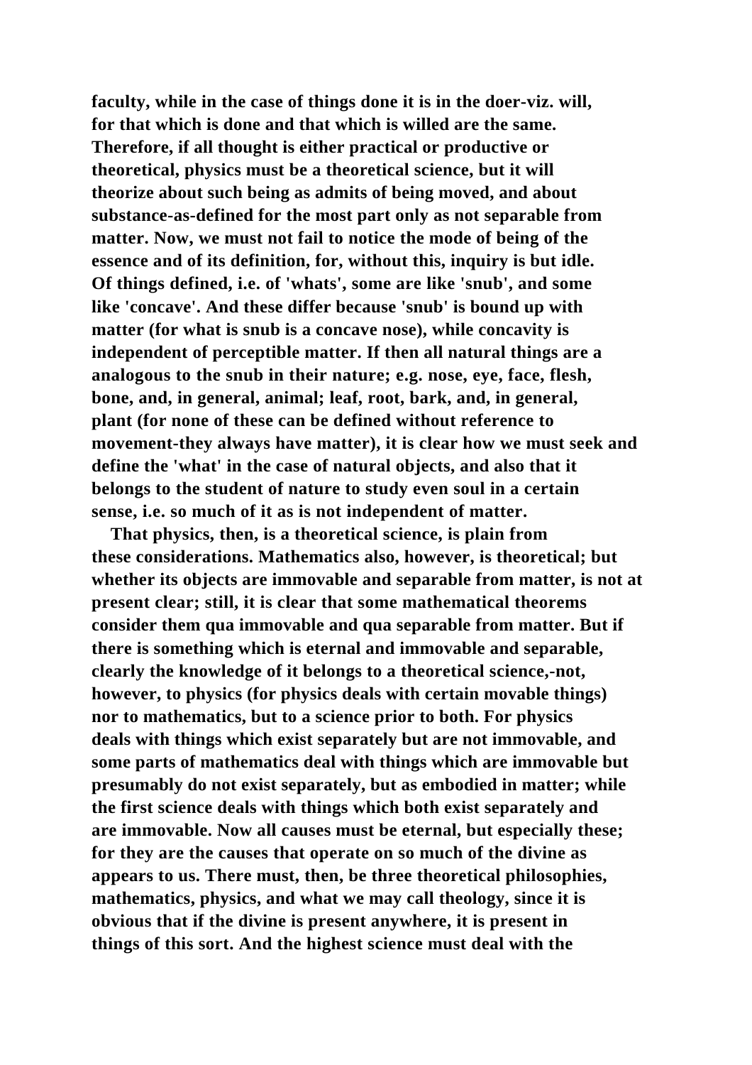faculty, while in the case of things done it is in the doer-viz. will, for that which is done and that which is willed are the same. Therefore, if all thought is either practical or productive or theoretical, physics must be a theoretical science, but it will theorize about such being as admits of being moved, and about substance-as-defined for the most part only as not separable from matter. Now, we must not fail to notice the mode of being of the essence and of its definition, for, without this, inquiry is but idle. Of things defined, i.e. of 'whats', some are like 'snub', and some like 'concave'. And these differ because 'snub' is bound up with matter (for what is snub is a concave nose), while concavity is independent of perceptible matter. If then all natural things are a analogous to the snub in their nature; e.g. nose, eye, face, flesh, bone, and, in general, animal; leaf, root, bark, and, in general, plant (for none of these can be defined without reference to movement-they always have matter), it is clear how we must seek and define the 'what' in the case of natural objects, and also that it belongs to the student of nature to study even soul in a certain sense, i.e. so much of it as is not independent of matter.

That physics, then, is a theoretical science, is plain from these considerations. Mathematics also, however, is theoretical; but whether its objects are immovable and separable from matter, is not at present clear; still, it is clear that some mathematical theorems consider them qua immovable and qua separable from matter. But if there is something which is eternal and immovable and separable, clearly the knowledge of it belongs to a theoretical science,-not, however, to physics (for physics deals with certain movable things) nor to mathematics, but to a science prior to both. For physics deals with things which exist separately but are not immovable, and some parts of mathematics deal with things which are immovable but presumably do not exist separately, but as embodied in matter; while the first science deals with things which both exist separately and are immovable. Now all causes must be eternal, but especially these; for they are the causes that operate on so much of the divine as appears to us. There must, then, be three theoretical philosophies, mathematics, physics, and what we may call theology, since it is obvious that if the divine is present anywhere, it is present in things of this sort. And the highest science must deal with the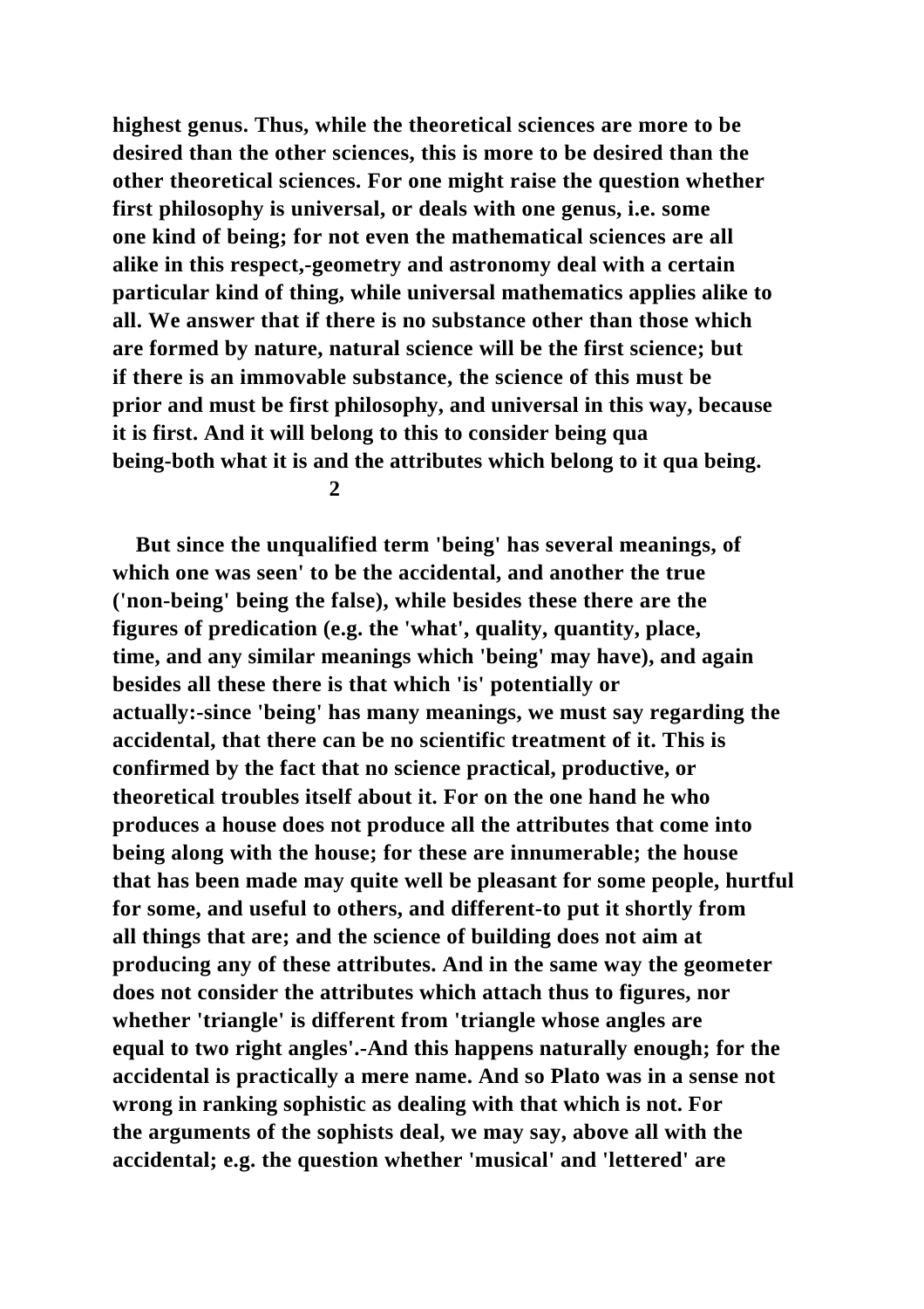highest genus. Thus, while the theoretical sciences are more to be desired than the other sciences, this is more to be desired than the other theoretical sciences. For one might raise the question whether first philosophy is universal, or deals with one genus, i.e. some one kind of being; for not even the mathematical sciences are all alike in this respect,-geometry and astronomy deal with a certain particular kind of thing, while universal mathematics applies alike to all. We answer that if there is no substance other than those which are formed by nature, natural science will be the first science; but if there is an immovable substance, the science of this must be prior and must be first philosophy, and universal in this way, because it is first. And it will belong to this to consider being qua being-both what it is and the attributes which belong to it qua being.

## 2

But since the unqualified term 'being' has several meanings, of which one was seen' to be the accidental, and another the true ('non-being' being the false), while besides these there are the figures of predication (e.g. the 'what', quality, quantity, place, time, and any similar meanings which 'being' may have), and again besides all these there is that which 'is' potentially or actually:-since 'being' has many meanings, we must say regarding the accidental, that there can be no scientific treatment of it. This is confirmed by the fact that no science practical, productive, or theoretical troubles itself about it. For on the one hand he who produces a house does not produce all the attributes that come into being along with the house; for these are innumerable; the house that has been made may quite well be pleasant for some people, hurtful for some, and useful to others, and different-to put it shortly from all things that are; and the science of building does not aim at producing any of these attributes. And in the same way the geometer does not consider the attributes which attach thus to figures, nor whether 'triangle' is different from 'triangle whose angles are equal to two right angles'.-And this happens naturally enough; for the accidental is practically a mere name. And so Plato was in a sense not wrong in ranking sophistic as dealing with that which is not. For the arguments of the sophists deal, we may say, above all with the accidental; e.g. the question whether 'musical' and 'lettered' are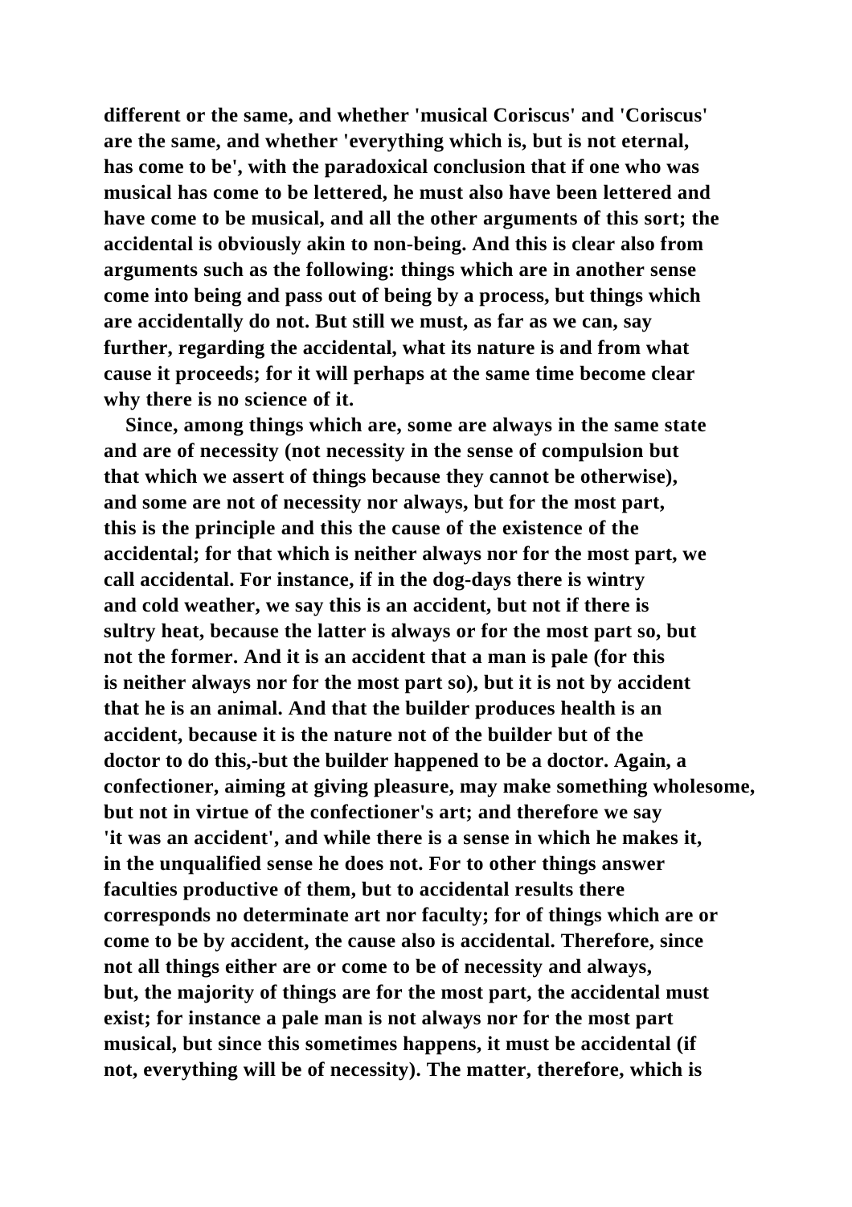different or the same, and whether 'musical Coriscus' and 'Coriscus' are the same, and whether 'everything which is, but is not eternal, has come to be', with the paradoxical conclusion that if one who was musical has come to be lettered, he must also have been lettered and have come to be musical, and all the other arguments of this sort; the accidental is obviously akin to non-being. And this is clear also from arguments such as the following: things which are in another sense come into being and pass out of being by a process, but things which are accidentally do not. But still we must, as far as we can, say further, regarding the accidental, what its nature is and from what cause it proceeds; for it will perhaps at the same time become clear why there is no science of it.

Since, among things which are, some are always in the same state and are of necessity (not necessity in the sense of compulsion but that which we assert of things because they cannot be otherwise), and some are not of necessity nor always, but for the most part, this is the principle and this the cause of the existence of the accidental; for that which is neither always nor for the most part, we call accidental. For instance, if in the dog-days there is wintry and cold weather, we say this is an accident, but not if there is sultry heat, because the latter is always or for the most part so, but not the former. And it is an accident that a man is pale (for this is neither always nor for the most part so), but it is not by accident that he is an animal. And that the builder produces health is an accident, because it is the nature not of the builder but of the doctor to do this,-but the builder happened to be a doctor. Again, a confectioner, aiming at giving pleasure, may make something wholesome, but not in virtue of the confectioner's art; and therefore we say 'it was an accident', and while there is a sense in which he makes it, in the unqualified sense he does not. For to other things answer faculties productive of them, but to accidental results there corresponds no determinate art nor faculty; for of things which are or come to be by accident, the cause also is accidental. Therefore, since not all things either are or come to be of necessity and always, but, the majority of things are for the most part, the accidental must exist; for instance a pale man is not always nor for the most part musical, but since this sometimes happens, it must be accidental (if not, everything will be of necessity). The matter, therefore, which is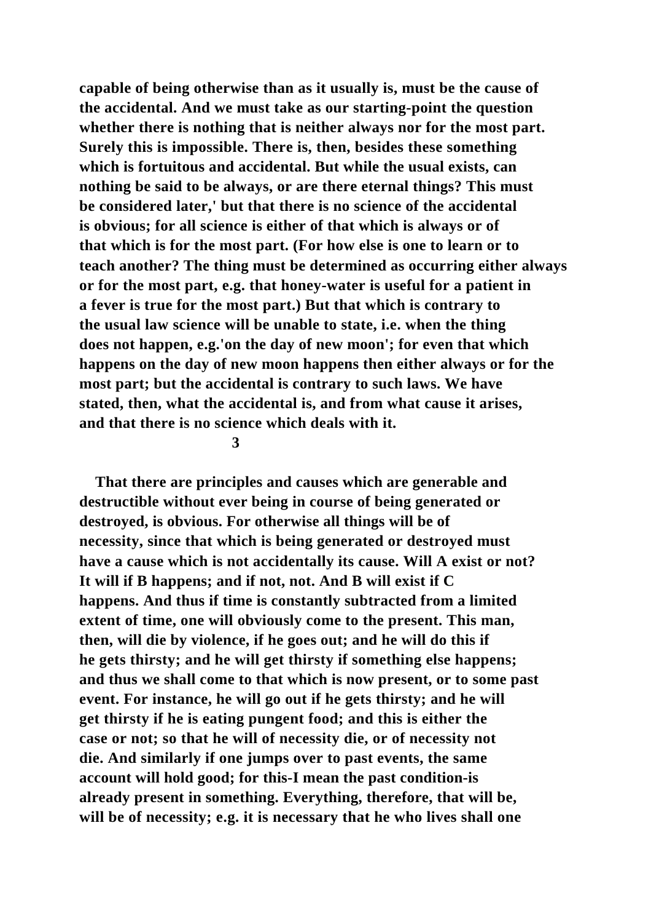capable of being otherwise than as it usually is, must be the cause of the accidental. And we must take as our starting-point the question whether there is nothing that is neither always nor for the most part. Surely this is impossible. There is, then, besides these something which is fortuitous and accidental. But while the usual exists, can nothing be said to be always, or are there eternal things? This must be considered later,' but that there is no science of the accidental is obvious; for all science is either of that which is always or of that which is for the most part. (For how else is one to learn or to teach another? The thing must be determined as occurring either always or for the most part, e.g. that honey-water is useful for a patient in a fever is true for the most part.) But that which is contrary to the usual law science will be unable to state, i.e. when the thing does not happen, e.g.'on the day of new moon'; for even that which happens on the day of new moon happens then either always or for the most part; but the accidental is contrary to such laws. We have stated, then, what the accidental is, and from what cause it arises, and that there is no science which deals with it.

## 3

That there are principles and causes which are generable and destructible without ever being in course of being generated or destroyed, is obvious. For otherwise all things will be of necessity, since that which is being generated or destroyed must have a cause which is not accidentally its cause. Will A exist or not? It will if B happens; and if not, not. And B will exist if C happens. And thus if time is constantly subtracted from a limited extent of time, one will obviously come to the present. This man, then, will die by violence, if he goes out; and he will do this if he gets thirsty; and he will get thirsty if something else happens; and thus we shall come to that which is now present, or to some past event. For instance, he will go out if he gets thirsty; and he will get thirsty if he is eating pungent food; and this is either the case or not; so that he will of necessity die, or of necessity not die. And similarly if one jumps over to past events, the same account will hold good; for this-I mean the past condition-is already present in something. Everything, therefore, that will be, will be of necessity; e.g. it is necessary that he who lives shall one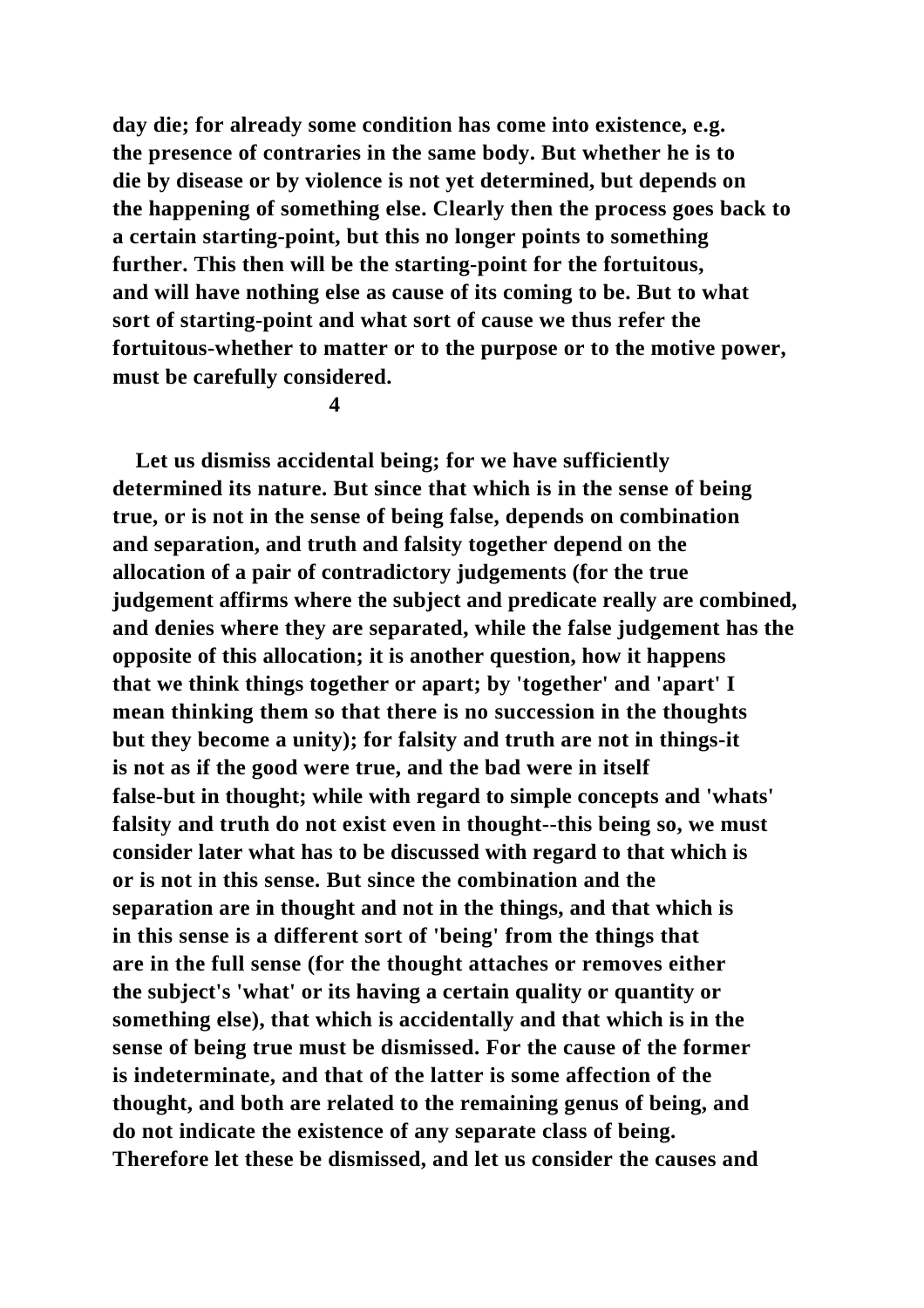day die; for already some condition has come into existence, e.g. the presence of contraries in the same body. But whether he is to die by disease or by violence is not yet determined, but depends on the happening of something else. Clearly then the process goes back to a certain starting-point, but this no longer points to something further. This then will be the starting-point for the fortuitous, and will have nothing else as cause of its coming to be. But to what sort of starting-point and what sort of cause we thus refer the fortuitous-whether to matter or to the purpose or to the motive power, must be carefully considered.

## 4

Let us dismiss accidental being; for we have sufficiently determined its nature. But since that which is in the sense of being true, or is not in the sense of being false, depends on combination and separation, and truth and falsity together depend on the allocation of a pair of contradictory judgements (for the true judgement affirms where the subject and predicate really are combined, and denies where they are separated, while the false judgement has the opposite of this allocation; it is another question, how it happens that we think things together or apart; by 'together' and 'apart' I mean thinking them so that there is no succession in the thoughts but they become a unity); for falsity and truth are not in things-it is not as if the good were true, and the bad were in itself false-but in thought; while with regard to simple concepts and 'whats' falsity and truth do not exist even in thought--this being so, we must consider later what has to be discussed with regard to that which is or is not in this sense. But since the combination and the separation are in thought and not in the things, and that which is in this sense is a different sort of 'being' from the things that are in the full sense (for the thought attaches or removes either the subject's 'what' or its having a certain quality or quantity or something else), that which is accidentally and that which is in the sense of being true must be dismissed. For the cause of the former is indeterminate, and that of the latter is some affection of the thought, and both are related to the remaining genus of being, and do not indicate the existence of any separate class of being. Therefore let these be dismissed, and let us consider the causes and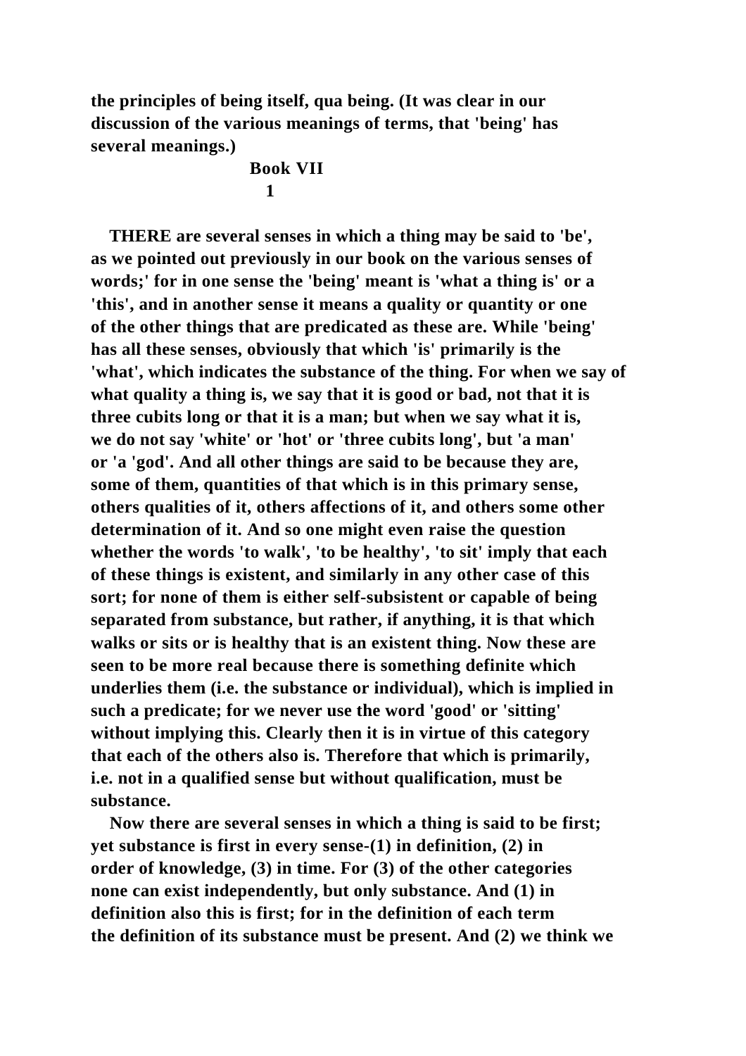the principles of being itself, qua being. (It was clear in our discussion of the various meanings of terms, that 'being' has several meanings.)

## Book VII

### 1

THERE are several senses in which a thing may be said to 'be', as we pointed out previously in our book on the various senses of words;' for in one sense the 'being' meant is 'what a thing is' or a 'this', and in another sense it means a quality or quantity or one of the other things that are predicated as these are. While 'being' has all these senses, obviously that which 'is' primarily is the 'what', which indicates the substance of the thing. For when we say of what quality a thing is, we say that it is good or bad, not that it is three cubits long or that it is a man; but when we say what it is, we do not say 'white' or 'hot' or 'three cubits long', but 'a man' or 'a 'god'. And all other things are said to be because they are, some of them, quantities of that which is in this primary sense, others qualities of it, others affections of it, and others some other determination of it. And so one might even raise the question whether the words 'to walk', 'to be healthy', 'to sit' imply that each of these things is existent, and similarly in any other case of this sort; for none of them is either self-subsistent or capable of being separated from substance, but rather, if anything, it is that which walks or sits or is healthy that is an existent thing. Now these are seen to be more real because there is something definite which underlies them (i.e. the substance or individual), which is implied in such a predicate; for we never use the word 'good' or 'sitting' without implying this. Clearly then it is in virtue of this category that each of the others also is. Therefore that which is primarily, i.e. not in a qualified sense but without qualification, must be substance.

Now there are several senses in which a thing is said to be first; yet substance is first in every sense-(1) in definition, (2) in order of knowledge, (3) in time. For (3) of the other categories none can exist independently, but only substance. And (1) in definition also this is first; for in the definition of each term the definition of its substance must be present. And (2) we think we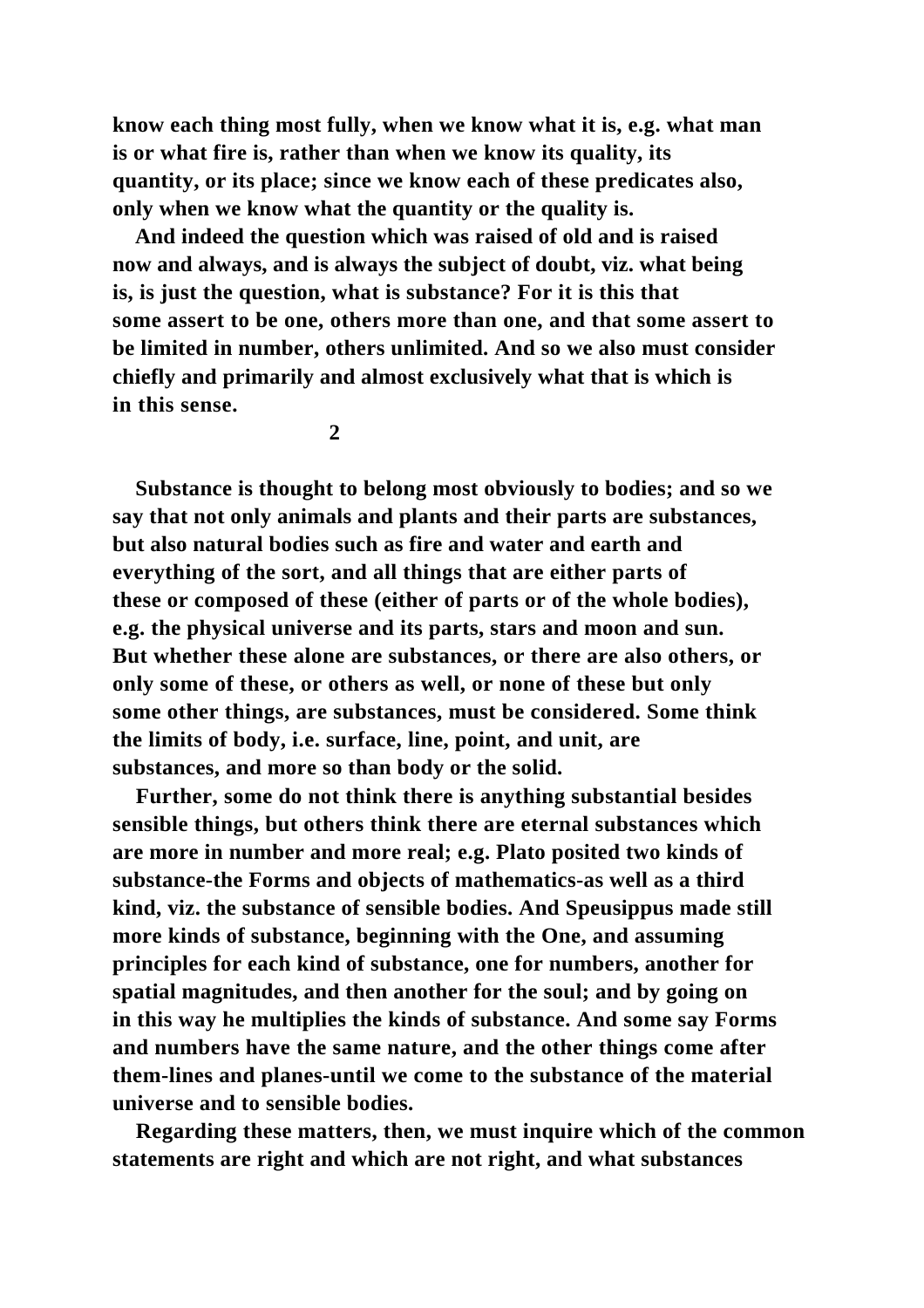know each thing most fully, when we know what it is, e.g. what man is or what fire is, rather than when we know its quality, its quantity, or its place; since we know each of these predicates also, only when we know what the quantity or the quality is.

And indeed the question which was raised of old and is raised now and always, and is always the subject of doubt, viz. what being is, is just the question, what is substance? For it is this that some assert to be one, others more than one, and that some assert to be limited in number, others unlimited. And so we also must consider chiefly and primarily and almost exclusively what that is which is in this sense.

## 2

Substance is thought to belong most obviously to bodies; and so we say that not only animals and plants and their parts are substances, but also natural bodies such as fire and water and earth and everything of the sort, and all things that are either parts of these or composed of these (either of parts or of the whole bodies), e.g. the physical universe and its parts, stars and moon and sun. But whether these alone are substances, or there are also others, or only some of these, or others as well, or none of these but only some other things, are substances, must be considered. Some think the limits of body, i.e. surface, line, point, and unit, are substances, and more so than body or the solid.

Further, some do not think there is anything substantial besides sensible things, but others think there are eternal substances which are more in number and more real; e.g. Plato posited two kinds of substance-the Forms and objects of mathematics-as well as a third kind, viz. the substance of sensible bodies. And Speusippus made still more kinds of substance, beginning with the One, and assuming principles for each kind of substance, one for numbers, another for spatial magnitudes, and then another for the soul; and by going on in this way he multiplies the kinds of substance. And some say Forms and numbers have the same nature, and the other things come after them-lines and planes-until we come to the substance of the material universe and to sensible bodies.

Regarding these matters, then, we must inquire which of the common statements are right and which are not right, and what substances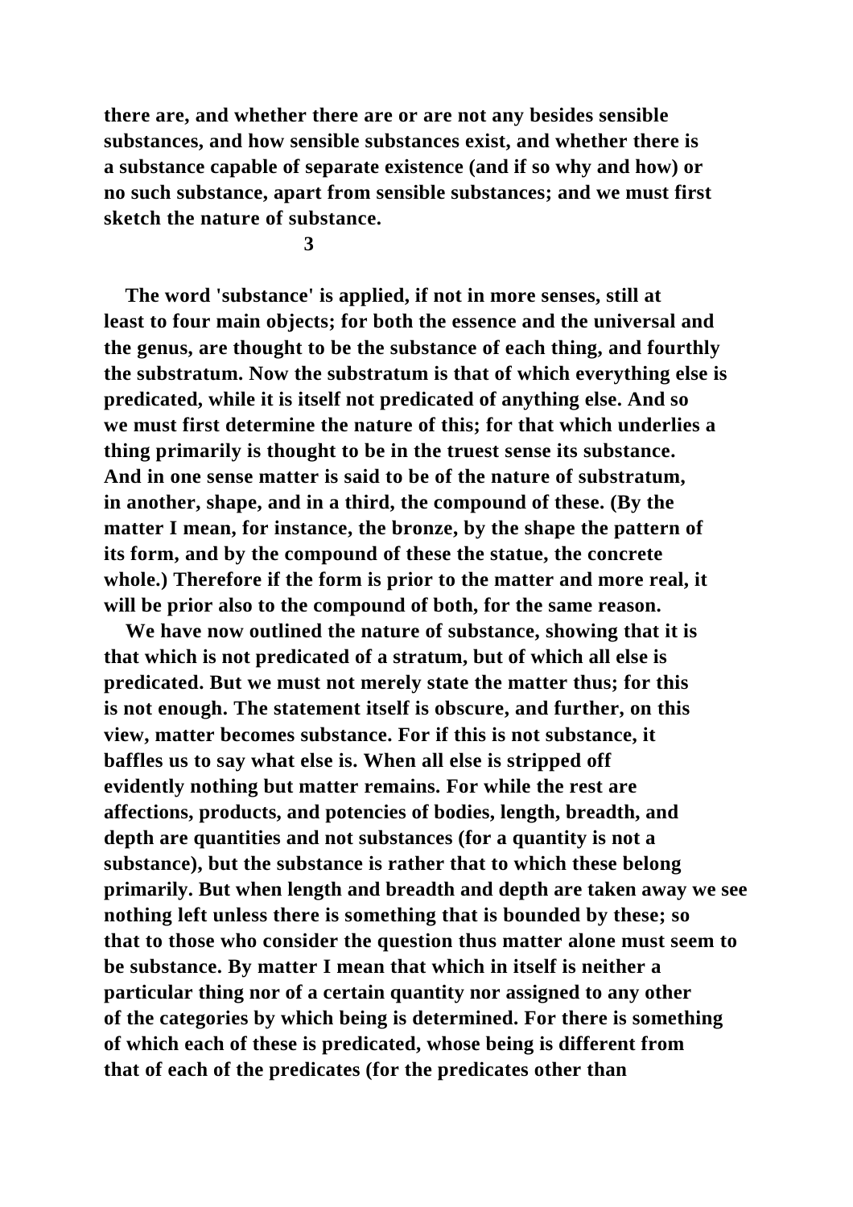there are, and whether there are or are not any besides sensible substances, and how sensible substances exist, and whether there is a substance capable of separate existence (and if so why and how) or no such substance, apart from sensible substances; and we must first sketch the nature of substance.

### 3

The word 'substance' is applied, if not in more senses, still at least to four main objects; for both the essence and the universal and the genus, are thought to be the substance of each thing, and fourthly the substratum. Now the substratum is that of which everything else is predicated, while it is itself not predicated of anything else. And so we must first determine the nature of this; for that which underlies a thing primarily is thought to be in the truest sense its substance. And in one sense matter is said to be of the nature of substratum, in another, shape, and in a third, the compound of these. (By the matter I mean, for instance, the bronze, by the shape the pattern of its form, and by the compound of these the statue, the concrete whole.) Therefore if the form is prior to the matter and more real, it will be prior also to the compound of both, for the same reason.

We have now outlined the nature of substance, showing that it is that which is not predicated of a stratum, but of which all else is predicated. But we must not merely state the matter thus; for this is not enough. The statement itself is obscure, and further, on this view, matter becomes substance. For if this is not substance, it baffles us to say what else is. When all else is stripped off evidently nothing but matter remains. For while the rest are affections, products, and potencies of bodies, length, breadth, and depth are quantities and not substances (for a quantity is not a substance), but the substance is rather that to which these belong primarily. But when length and breadth and depth are taken away we see nothing left unless there is something that is bounded by these; so that to those who consider the question thus matter alone must seem to be substance. By matter I mean that which in itself is neither a particular thing nor of a certain quantity nor assigned to any other of the categories by which being is determined. For there is something of which each of these is predicated, whose being is different from that of each of the predicates (for the predicates other than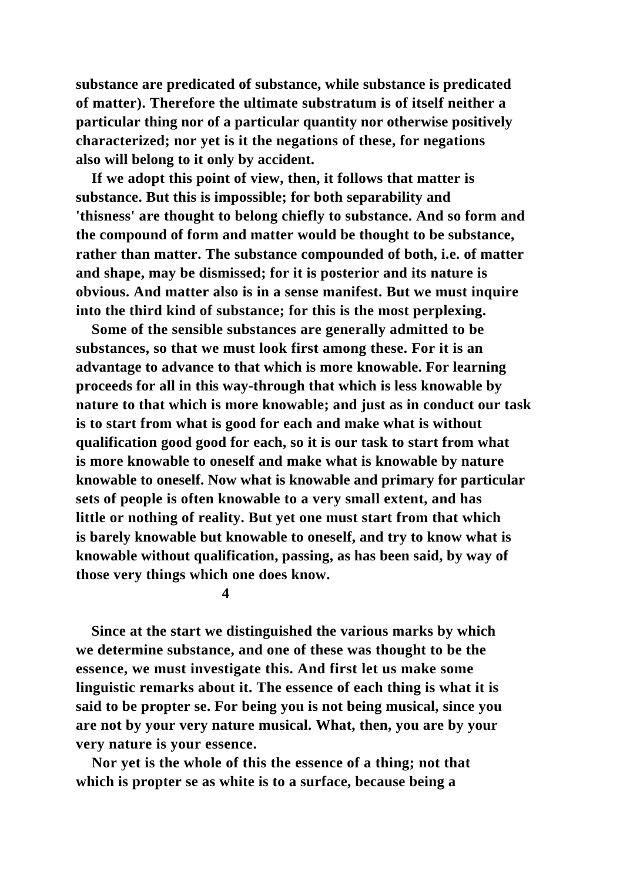substance are predicated of substance, while substance is predicated of matter). Therefore the ultimate substratum is of itself neither a particular thing nor of a particular quantity nor otherwise positively characterized; nor yet is it the negations of these, for negations also will belong to it only by accident.

If we adopt this point of view, then, it follows that matter is substance. But this is impossible; for both separability and 'thisness' are thought to belong chiefly to substance. And so form and the compound of form and matter would be thought to be substance, rather than matter. The substance compounded of both, i.e. of matter and shape, may be dismissed; for it is posterior and its nature is obvious. And matter also is in a sense manifest. But we must inquire into the third kind of substance; for this is the most perplexing.

Some of the sensible substances are generally admitted to be substances, so that we must look first among these. For it is an advantage to advance to that which is more knowable. For learning proceeds for all in this way-through that which is less knowable by nature to that which is more knowable; and just as in conduct our task is to start from what is good for each and make what is without qualification good good for each, so it is our task to start from what is more knowable to oneself and make what is knowable by nature knowable to oneself. Now what is knowable and primary for particular sets of people is often knowable to a very small extent, and has little or nothing of reality. But yet one must start from that which is barely knowable but knowable to oneself, and try to know what is knowable without qualification, passing, as has been said, by way of those very things which one does know.

## 4

Since at the start we distinguished the various marks by which we determine substance, and one of these was thought to be the essence, we must investigate this. And first let us make some linguistic remarks about it. The essence of each thing is what it is said to be propter se. For being you is not being musical, since you are not by your very nature musical. What, then, you are by your very nature is your essence.

Nor yet is the whole of this the essence of a thing; not that which is propter se as white is to a surface, because being a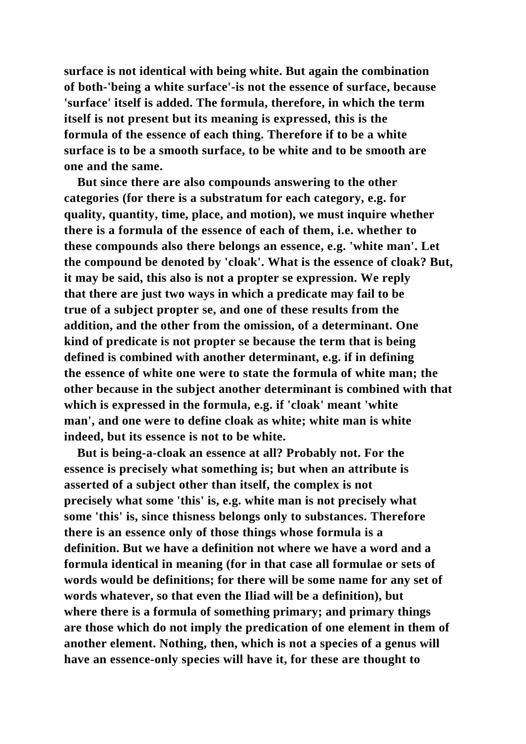surface is not identical with being white. But again the combination of both-'being a white surface'-is not the essence of surface, because 'surface' itself is added. The formula, therefore, in which the term itself is not present but its meaning is expressed, this is the formula of the essence of each thing. Therefore if to be a white surface is to be a smooth surface, to be white and to be smooth are one and the same.

But since there are also compounds answering to the other categories (for there is a substratum for each category, e.g. for quality, quantity, time, place, and motion), we must inquire whether there is a formula of the essence of each of them, i.e. whether to these compounds also there belongs an essence, e.g. 'white man'. Let the compound be denoted by 'cloak'. What is the essence of cloak? But, it may be said, this also is not a propter se expression. We reply that there are just two ways in which a predicate may fail to be true of a subject propter se, and one of these results from the addition, and the other from the omission, of a determinant. One kind of predicate is not propter se because the term that is being defined is combined with another determinant, e.g. if in defining the essence of white one were to state the formula of white man; the other because in the subject another determinant is combined with that which is expressed in the formula, e.g. if 'cloak' meant 'white man', and one were to define cloak as white; white man is white indeed, but its essence is not to be white.

But is being-a-cloak an essence at all? Probably not. For the essence is precisely what something is; but when an attribute is asserted of a subject other than itself, the complex is not precisely what some 'this' is, e.g. white man is not precisely what some 'this' is, since thisness belongs only to substances. Therefore there is an essence only of those things whose formula is a definition. But we have a definition not where we have a word and a formula identical in meaning (for in that case all formulae or sets of words would be definitions; for there will be some name for any set of words whatever, so that even the Iliad will be a definition), but where there is a formula of something primary; and primary things are those which do not imply the predication of one element in them of another element. Nothing, then, which is not a species of a genus will have an essence-only species will have it, for these are thought to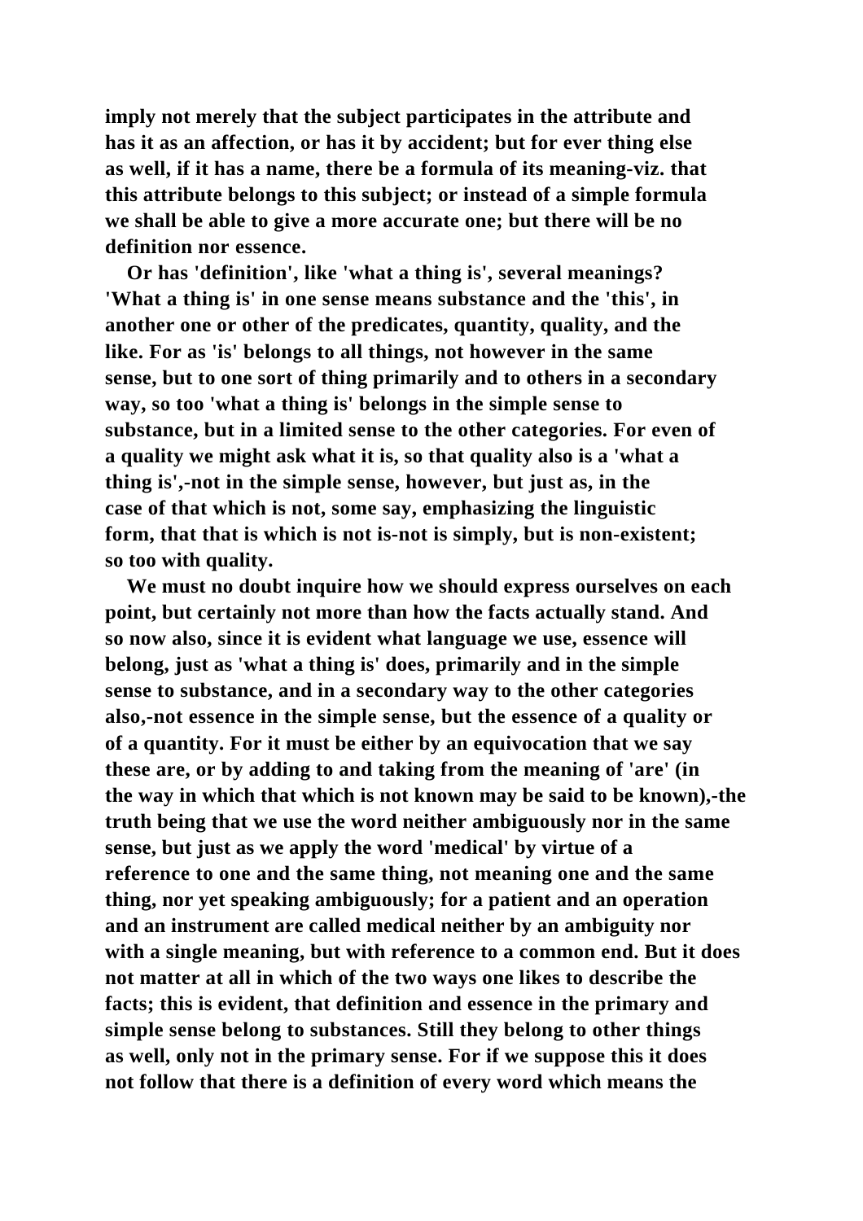imply not merely that the subject participates in the attribute and has it as an affection, or has it by accident; but for ever thing else as well, if it has a name, there be a formula of its meaning-viz. that this attribute belongs to this subject; or instead of a simple formula we shall be able to give a more accurate one; but there will be no definition nor essence.

Or has 'definition', like 'what a thing is', several meanings? 'What a thing is' in one sense means substance and the 'this', in another one or other of the predicates, quantity, quality, and the like. For as 'is' belongs to all things, not however in the same sense, but to one sort of thing primarily and to others in a secondary way, so too 'what a thing is' belongs in the simple sense to substance, but in a limited sense to the other categories. For even of a quality we might ask what it is, so that quality also is a 'what a thing is',-not in the simple sense, however, but just as, in the case of that which is not, some say, emphasizing the linguistic form, that that is which is not is-not is simply, but is non-existent; so too with quality.

We must no doubt inquire how we should express ourselves on each point, but certainly not more than how the facts actually stand. And so now also, since it is evident what language we use, essence will belong, just as 'what a thing is' does, primarily and in the simple sense to substance, and in a secondary way to the other categories also,-not essence in the simple sense, but the essence of a quality or of a quantity. For it must be either by an equivocation that we say these are, or by adding to and taking from the meaning of 'are' (in the way in which that which is not known may be said to be known),-the truth being that we use the word neither ambiguously nor in the same sense, but just as we apply the word 'medical' by virtue of a reference to one and the same thing, not meaning one and the same thing, nor yet speaking ambiguously; for a patient and an operation and an instrument are called medical neither by an ambiguity nor with a single meaning, but with reference to a common end. But it does not matter at all in which of the two ways one likes to describe the facts; this is evident, that definition and essence in the primary and simple sense belong to substances. Still they belong to other things as well, only not in the primary sense. For if we suppose this it does not follow that there is a definition of every word which means the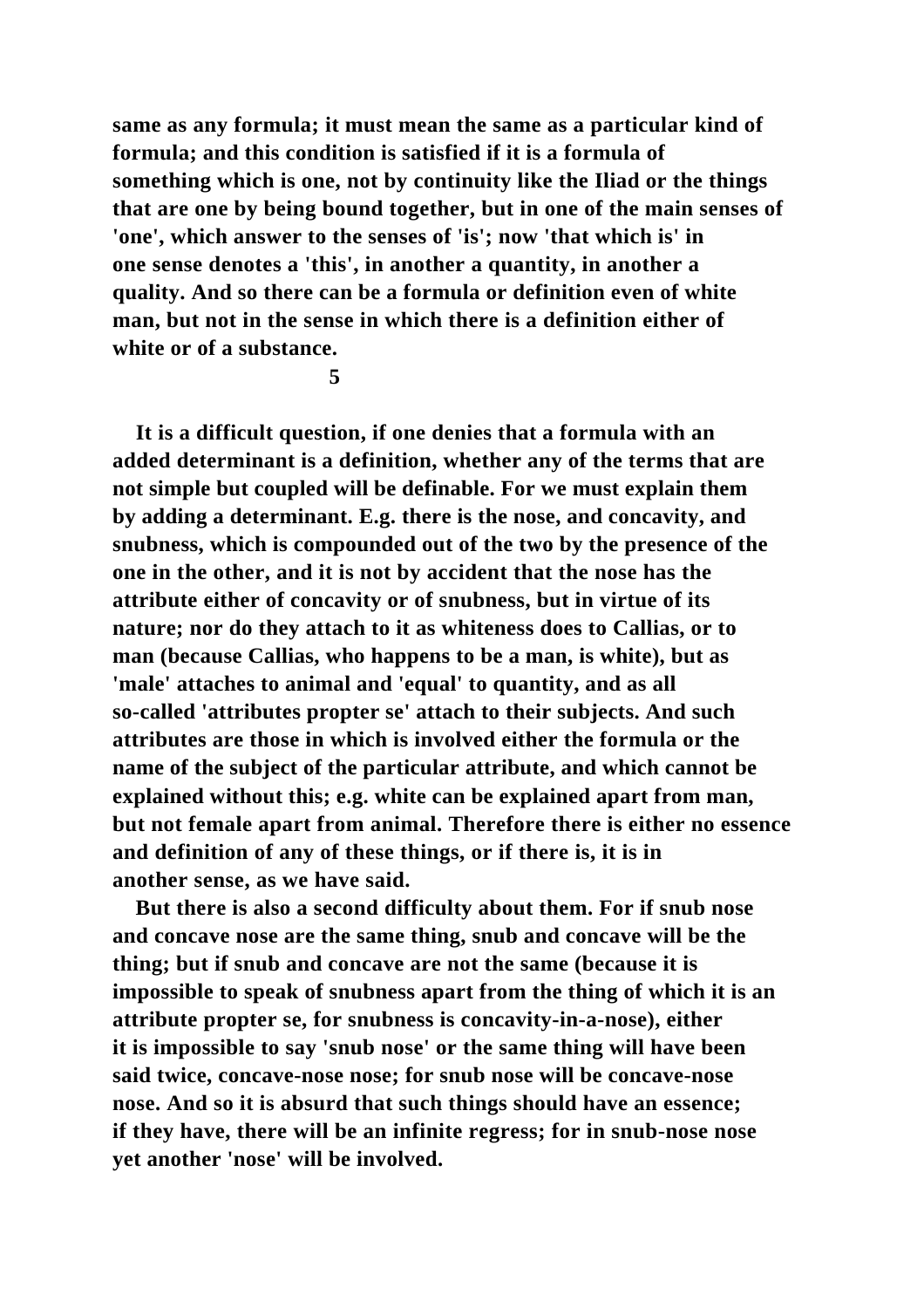same as any formula; it must mean the same as a particular kind of formula; and this condition is satisfied if it is a formula of something which is one, not by continuity like the Iliad or the things that are one by being bound together, but in one of the main senses of 'one', which answer to the senses of 'is'; now 'that which is' in one sense denotes a 'this', in another a quantity, in another a quality. And so there can be a formula or definition even of white man, but not in the sense in which there is a definition either of white or of a substance.

## 5

It is a difficult question, if one denies that a formula with an added determinant is a definition, whether any of the terms that are not simple but coupled will be definable. For we must explain them by adding a determinant. E.g. there is the nose, and concavity, and snubness, which is compounded out of the two by the presence of the one in the other, and it is not by accident that the nose has the attribute either of concavity or of snubness, but in virtue of its nature; nor do they attach to it as whiteness does to Callias, or to man (because Callias, who happens to be a man, is white), but as 'male' attaches to animal and 'equal' to quantity, and as all so-called 'attributes propter se' attach to their subjects. And such attributes are those in which is involved either the formula or the name of the subject of the particular attribute, and which cannot be explained without this; e.g. white can be explained apart from man, but not female apart from animal. Therefore there is either no essence and definition of any of these things, or if there is, it is in another sense, as we have said.

But there is also a second difficulty about them. For if snub nose and concave nose are the same thing, snub and concave will be the thing; but if snub and concave are not the same (because it is impossible to speak of snubness apart from the thing of which it is an attribute propter se, for snubness is concavity-in-a-nose), either it is impossible to say 'snub nose' or the same thing will have been said twice, concave-nose nose; for snub nose will be concave-nose nose. And so it is absurd that such things should have an essence; if they have, there will be an infinite regress; for in snub-nose nose yet another 'nose' will be involved.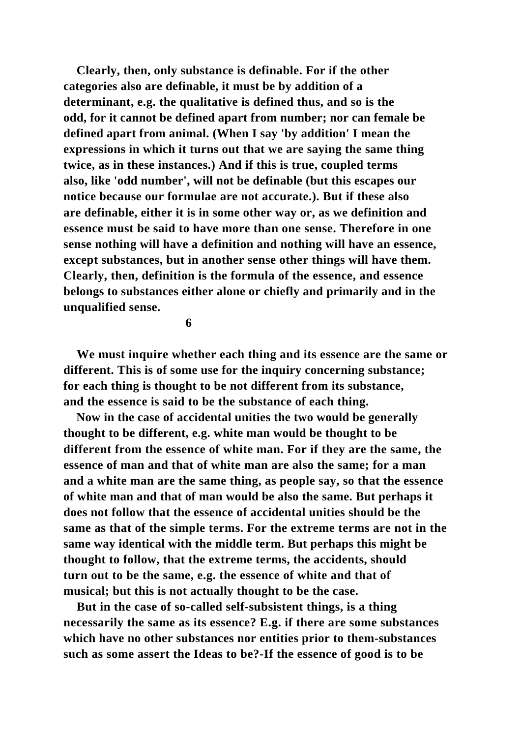Clearly, then, only substance is definable. For if the other categories also are definable, it must be by addition of a determinant, e.g. the qualitative is defined thus, and so is the odd, for it cannot be defined apart from number; nor can female be defined apart from animal. (When I say 'by addition' I mean the expressions in which it turns out that we are saying the same thing twice, as in these instances.) And if this is true, coupled terms also, like 'odd number', will not be definable (but this escapes our notice because our formulae are not accurate.). But if these also are definable, either it is in some other way or, as we definition and essence must be said to have more than one sense. Therefore in one sense nothing will have a definition and nothing will have an essence, except substances, but in another sense other things will have them. Clearly, then, definition is the formula of the essence, and essence belongs to substances either alone or chiefly and primarily and in the unqualified sense.

## 6

We must inquire whether each thing and its essence are the same or different. This is of some use for the inquiry concerning substance; for each thing is thought to be not different from its substance, and the essence is said to be the substance of each thing.

Now in the case of accidental unities the two would be generally thought to be different, e.g. white man would be thought to be different from the essence of white man. For if they are the same, the essence of man and that of white man are also the same; for a man and a white man are the same thing, as people say, so that the essence of white man and that of man would be also the same. But perhaps it does not follow that the essence of accidental unities should be the same as that of the simple terms. For the extreme terms are not in the same way identical with the middle term. But perhaps this might be thought to follow, that the extreme terms, the accidents, should turn out to be the same, e.g. the essence of white and that of musical; but this is not actually thought to be the case.

But in the case of so-called self-subsistent things, is a thing necessarily the same as its essence? E.g. if there are some substances which have no other substances nor entities prior to them-substances such as some assert the Ideas to be?-If the essence of good is to be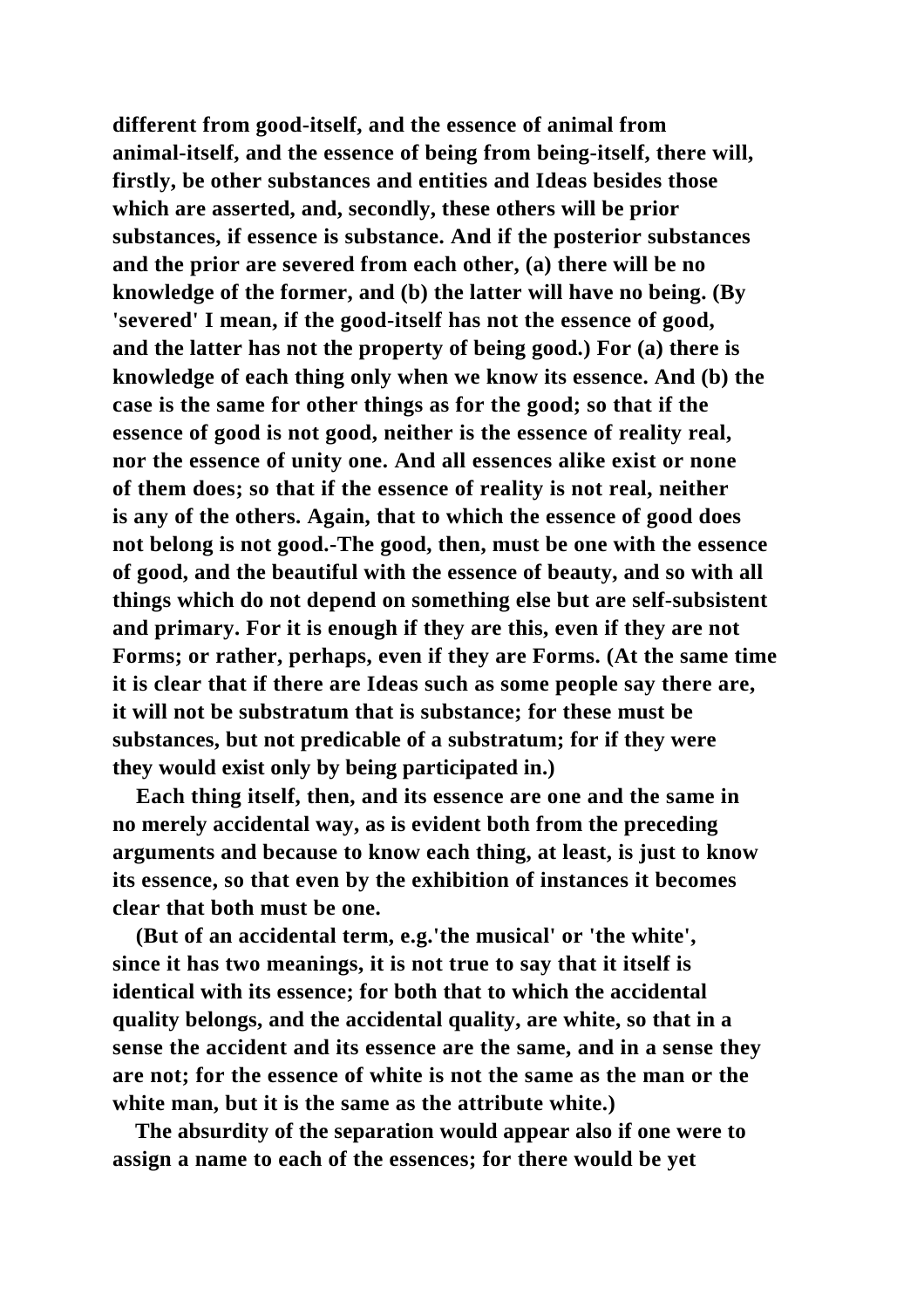different from good-itself, and the essence of animal from animal-itself, and the essence of being from being-itself, there will, firstly, be other substances and entities and Ideas besides those which are asserted, and, secondly, these others will be prior substances, if essence is substance. And if the posterior substances and the prior are severed from each other, (a) there will be no knowledge of the former, and (b) the latter will have no being. (By 'severed' I mean, if the good-itself has not the essence of good, and the latter has not the property of being good.) For (a) there is knowledge of each thing only when we know its essence. And (b) the case is the same for other things as for the good; so that if the essence of good is not good, neither is the essence of reality real, nor the essence of unity one. And all essences alike exist or none of them does; so that if the essence of reality is not real, neither is any of the others. Again, that to which the essence of good does not belong is not good.-The good, then, must be one with the essence of good, and the beautiful with the essence of beauty, and so with all things which do not depend on something else but are self-subsistent and primary. For it is enough if they are this, even if they are not Forms; or rather, perhaps, even if they are Forms. (At the same time it is clear that if there are Ideas such as some people say there are, it will not be substratum that is substance; for these must be substances, but not predicable of a substratum; for if they were they would exist only by being participated in.)

Each thing itself, then, and its essence are one and the same in no merely accidental way, as is evident both from the preceding arguments and because to know each thing, at least, is just to know its essence, so that even by the exhibition of instances it becomes clear that both must be one.

(But of an accidental term, e.g.'the musical' or 'the white', since it has two meanings, it is not true to say that it itself is identical with its essence; for both that to which the accidental quality belongs, and the accidental quality, are white, so that in a sense the accident and its essence are the same, and in a sense they are not; for the essence of white is not the same as the man or the white man, but it is the same as the attribute white.)

The absurdity of the separation would appear also if one were to assign a name to each of the essences; for there would be yet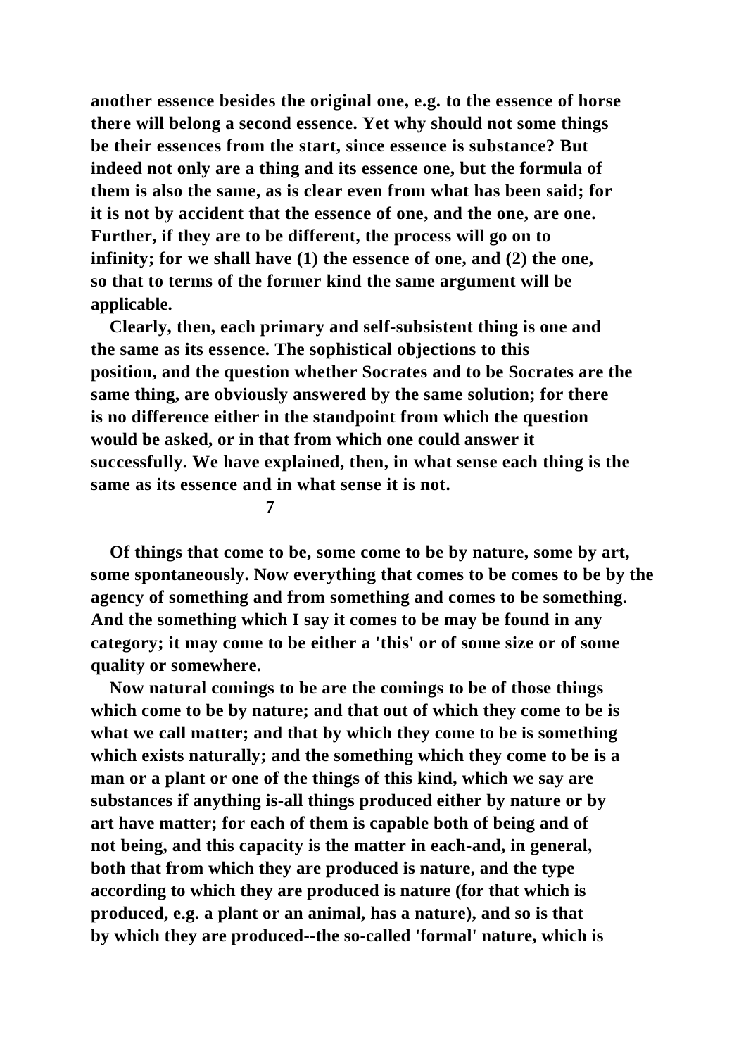another essence besides the original one, e.g. to the essence of horse there will belong a second essence. Yet why should not some things be their essences from the start, since essence is substance? But indeed not only are a thing and its essence one, but the formula of them is also the same, as is clear even from what has been said; for it is not by accident that the essence of one, and the one, are one. Further, if they are to be different, the process will go on to infinity; for we shall have (1) the essence of one, and (2) the one, so that to terms of the former kind the same argument will be applicable.

Clearly, then, each primary and self-subsistent thing is one and the same as its essence. The sophistical objections to this position, and the question whether Socrates and to be Socrates are the same thing, are obviously answered by the same solution; for there is no difference either in the standpoint from which the question would be asked, or in that from which one could answer it successfully. We have explained, then, in what sense each thing is the same as its essence and in what sense it is not.

## 7

Of things that come to be, some come to be by nature, some by art, some spontaneously. Now everything that comes to be comes to be by the agency of something and from something and comes to be something. And the something which I say it comes to be may be found in any category; it may come to be either a 'this' or of some size or of some quality or somewhere.

Now natural comings to be are the comings to be of those things which come to be by nature; and that out of which they come to be is what we call matter; and that by which they come to be is something which exists naturally; and the something which they come to be is a man or a plant or one of the things of this kind, which we say are substances if anything is-all things produced either by nature or by art have matter; for each of them is capable both of being and of not being, and this capacity is the matter in each-and, in general, both that from which they are produced is nature, and the type according to which they are produced is nature (for that which is produced, e.g. a plant or an animal, has a nature), and so is that by which they are produced--the so-called 'formal' nature, which is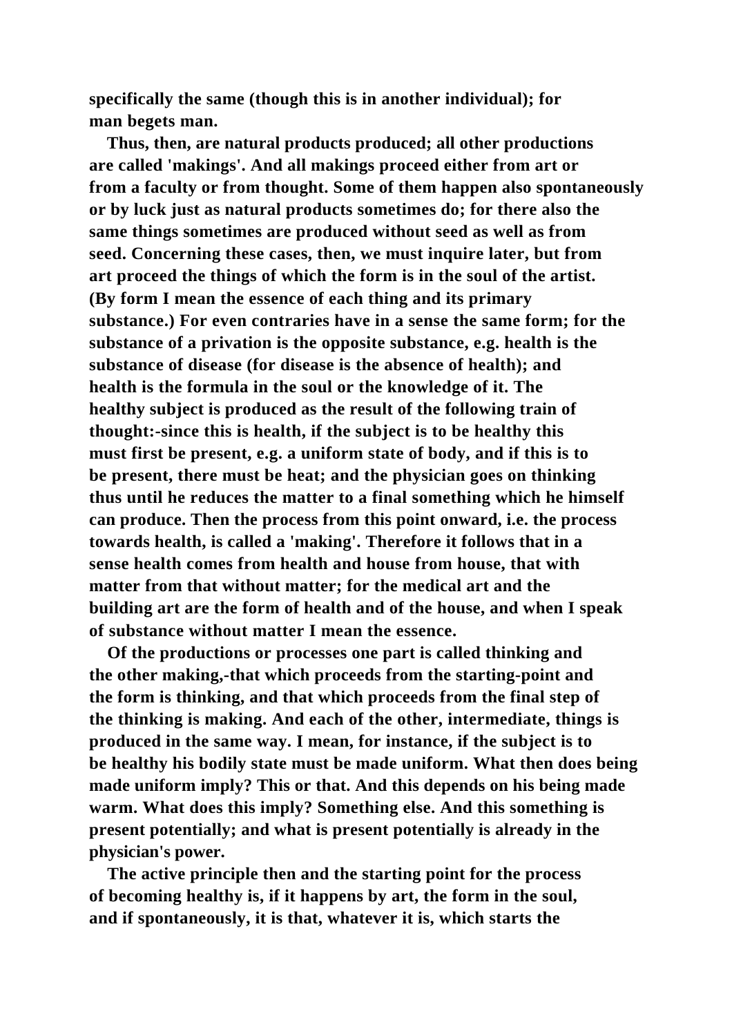specifically the same (though this is in another individual); for man begets man.

Thus, then, are natural products produced; all other productions are called 'makings'. And all makings proceed either from art or from a faculty or from thought. Some of them happen also spontaneously or by luck just as natural products sometimes do; for there also the same things sometimes are produced without seed as well as from seed. Concerning these cases, then, we must inquire later, but from art proceed the things of which the form is in the soul of the artist. (By form I mean the essence of each thing and its primary substance.) For even contraries have in a sense the same form; for the substance of a privation is the opposite substance, e.g. health is the substance of disease (for disease is the absence of health); and health is the formula in the soul or the knowledge of it. The healthy subject is produced as the result of the following train of thought:-since this is health, if the subject is to be healthy this must first be present, e.g. a uniform state of body, and if this is to be present, there must be heat; and the physician goes on thinking thus until he reduces the matter to a final something which he himself can produce. Then the process from this point onward, i.e. the process towards health, is called a 'making'. Therefore it follows that in a sense health comes from health and house from house, that with matter from that without matter; for the medical art and the building art are the form of health and of the house, and when I speak of substance without matter I mean the essence.

Of the productions or processes one part is called thinking and the other making,-that which proceeds from the starting-point and the form is thinking, and that which proceeds from the final step of the thinking is making. And each of the other, intermediate, things is produced in the same way. I mean, for instance, if the subject is to be healthy his bodily state must be made uniform. What then does being made uniform imply? This or that. And this depends on his being made warm. What does this imply? Something else. And this something is present potentially; and what is present potentially is already in the physician's power.

The active principle then and the starting point for the process of becoming healthy is, if it happens by art, the form in the soul, and if spontaneously, it is that, whatever it is, which starts the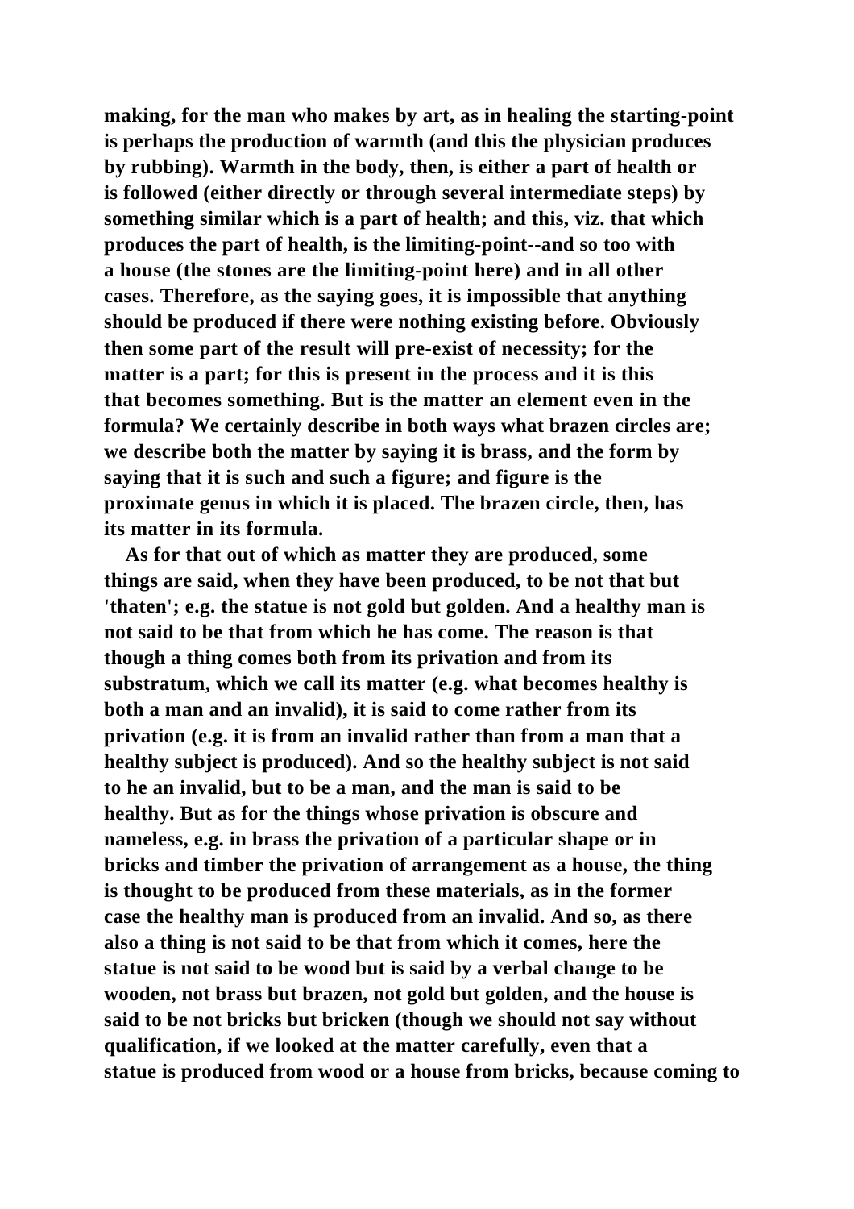making, for the man who makes by art, as in healing the starting-point is perhaps the production of warmth (and this the physician produces by rubbing). Warmth in the body, then, is either a part of health or is followed (either directly or through several intermediate steps) by something similar which is a part of health; and this, viz. that which produces the part of health, is the limiting-point--and so too with a house (the stones are the limiting-point here) and in all other cases. Therefore, as the saying goes, it is impossible that anything should be produced if there were nothing existing before. Obviously then some part of the result will pre-exist of necessity; for the matter is a part; for this is present in the process and it is this that becomes something. But is the matter an element even in the formula? We certainly describe in both ways what brazen circles are; we describe both the matter by saying it is brass, and the form by saying that it is such and such a figure; and figure is the proximate genus in which it is placed. The brazen circle, then, has its matter in its formula.

As for that out of which as matter they are produced, some things are said, when they have been produced, to be not that but 'thaten'; e.g. the statue is not gold but golden. And a healthy man is not said to be that from which he has come. The reason is that though a thing comes both from its privation and from its substratum, which we call its matter (e.g. what becomes healthy is both a man and an invalid), it is said to come rather from its privation (e.g. it is from an invalid rather than from a man that a healthy subject is produced). And so the healthy subject is not said to he an invalid, but to be a man, and the man is said to be healthy. But as for the things whose privation is obscure and nameless, e.g. in brass the privation of a particular shape or in bricks and timber the privation of arrangement as a house, the thing is thought to be produced from these materials, as in the former case the healthy man is produced from an invalid. And so, as there also a thing is not said to be that from which it comes, here the statue is not said to be wood but is said by a verbal change to be wooden, not brass but brazen, not gold but golden, and the house is said to be not bricks but bricken (though we should not say without qualification, if we looked at the matter carefully, even that a statue is produced from wood or a house from bricks, because coming to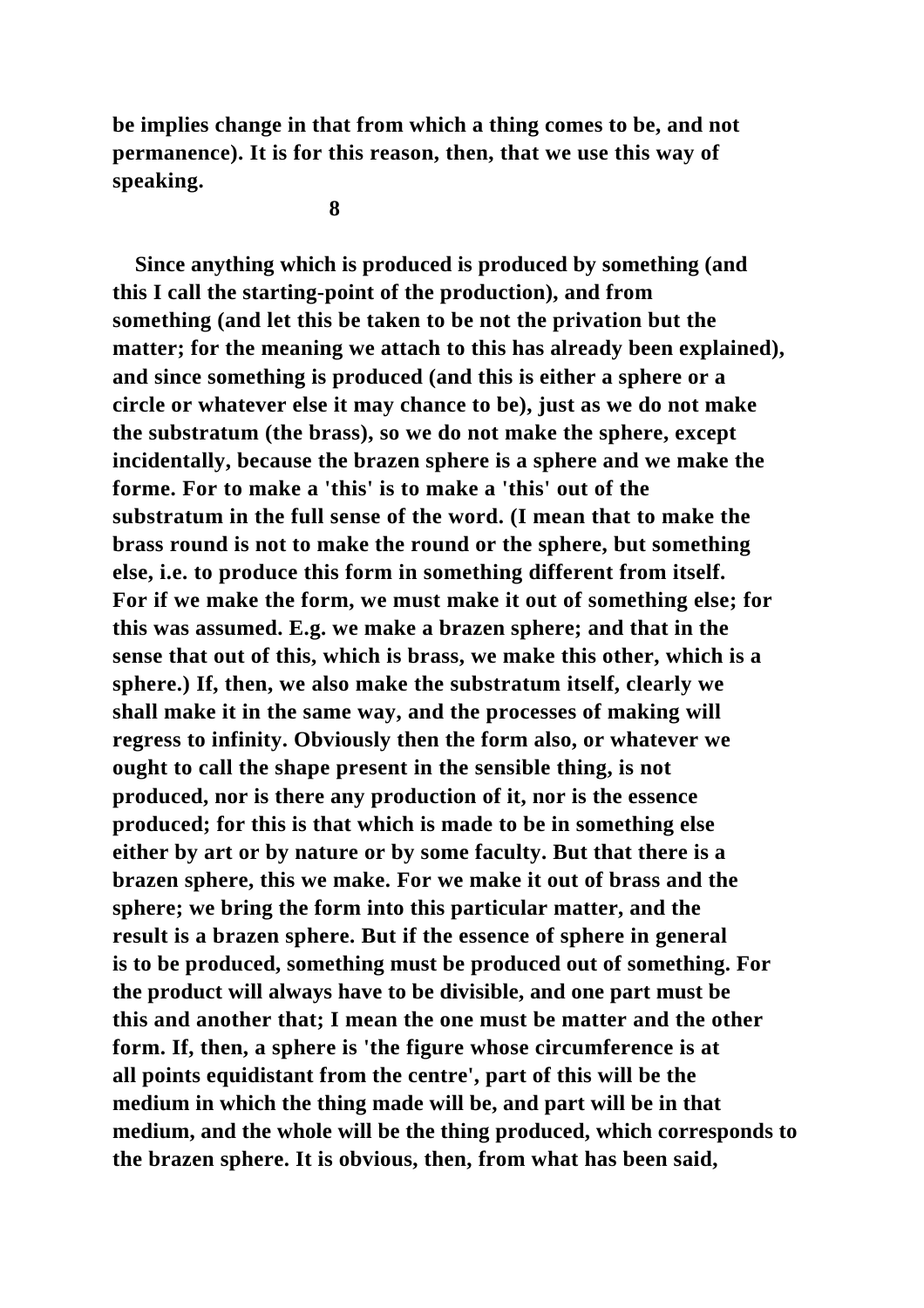be implies change in that from which a thing comes to be, and not permanence). It is for this reason, then, that we use this way of speaking.

## 8

Since anything which is produced is produced by something (and this I call the starting-point of the production), and from something (and let this be taken to be not the privation but the matter; for the meaning we attach to this has already been explained), and since something is produced (and this is either a sphere or a circle or whatever else it may chance to be), just as we do not make the substratum (the brass), so we do not make the sphere, except incidentally, because the brazen sphere is a sphere and we make the forme. For to make a 'this' is to make a 'this' out of the substratum in the full sense of the word. (I mean that to make the brass round is not to make the round or the sphere, but something else, i.e. to produce this form in something different from itself. For if we make the form, we must make it out of something else; for this was assumed. E.g. we make a brazen sphere; and that in the sense that out of this, which is brass, we make this other, which is a sphere.) If, then, we also make the substratum itself, clearly we shall make it in the same way, and the processes of making will regress to infinity. Obviously then the form also, or whatever we ought to call the shape present in the sensible thing, is not produced, nor is there any production of it, nor is the essence produced; for this is that which is made to be in something else either by art or by nature or by some faculty. But that there is a brazen sphere, this we make. For we make it out of brass and the sphere; we bring the form into this particular matter, and the result is a brazen sphere. But if the essence of sphere in general is to be produced, something must be produced out of something. For the product will always have to be divisible, and one part must be this and another that; I mean the one must be matter and the other form. If, then, a sphere is 'the figure whose circumference is at all points equidistant from the centre', part of this will be the medium in which the thing made will be, and part will be in that medium, and the whole will be the thing produced, which corresponds to the brazen sphere. It is obvious, then, from what has been said,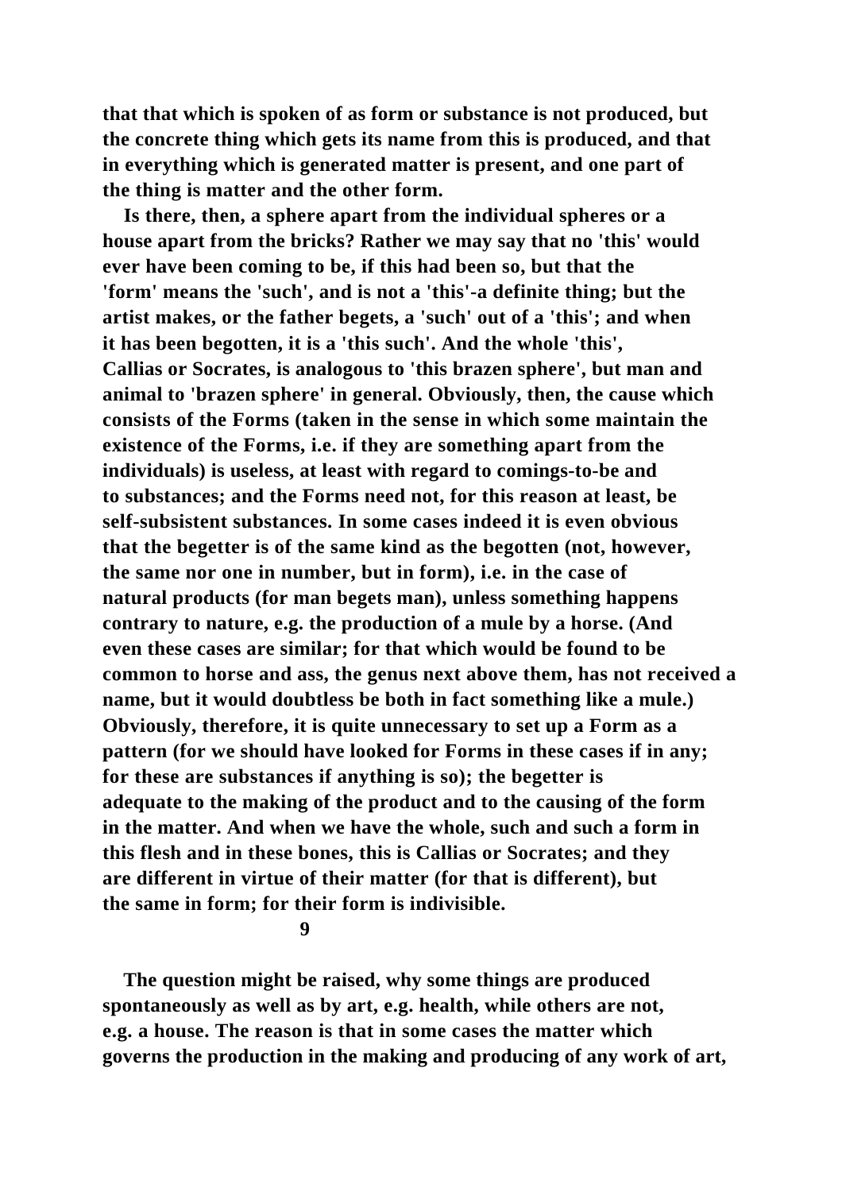that that which is spoken of as form or substance is not produced, but the concrete thing which gets its name from this is produced, and that in everything which is generated matter is present, and one part of the thing is matter and the other form.

Is there, then, a sphere apart from the individual spheres or a house apart from the bricks? Rather we may say that no 'this' would ever have been coming to be, if this had been so, but that the 'form' means the 'such', and is not a 'this'-a definite thing; but the artist makes, or the father begets, a 'such' out of a 'this'; and when it has been begotten, it is a 'this such'. And the whole 'this', Callias or Socrates, is analogous to 'this brazen sphere', but man and animal to 'brazen sphere' in general. Obviously, then, the cause which consists of the Forms (taken in the sense in which some maintain the existence of the Forms, i.e. if they are something apart from the individuals) is useless, at least with regard to comings-to-be and to substances; and the Forms need not, for this reason at least, be self-subsistent substances. In some cases indeed it is even obvious that the begetter is of the same kind as the begotten (not, however, the same nor one in number, but in form), i.e. in the case of natural products (for man begets man), unless something happens contrary to nature, e.g. the production of a mule by a horse. (And even these cases are similar; for that which would be found to be common to horse and ass, the genus next above them, has not received a name, but it would doubtless be both in fact something like a mule.) Obviously, therefore, it is quite unnecessary to set up a Form as a pattern (for we should have looked for Forms in these cases if in any; for these are substances if anything is so); the begetter is adequate to the making of the product and to the causing of the form in the matter. And when we have the whole, such and such a form in this flesh and in these bones, this is Callias or Socrates; and they are different in virtue of their matter (for that is different), but the same in form; for their form is indivisible.

## 9

The question might be raised, why some things are produced spontaneously as well as by art, e.g. health, while others are not, e.g. a house. The reason is that in some cases the matter which governs the production in the making and producing of any work of art,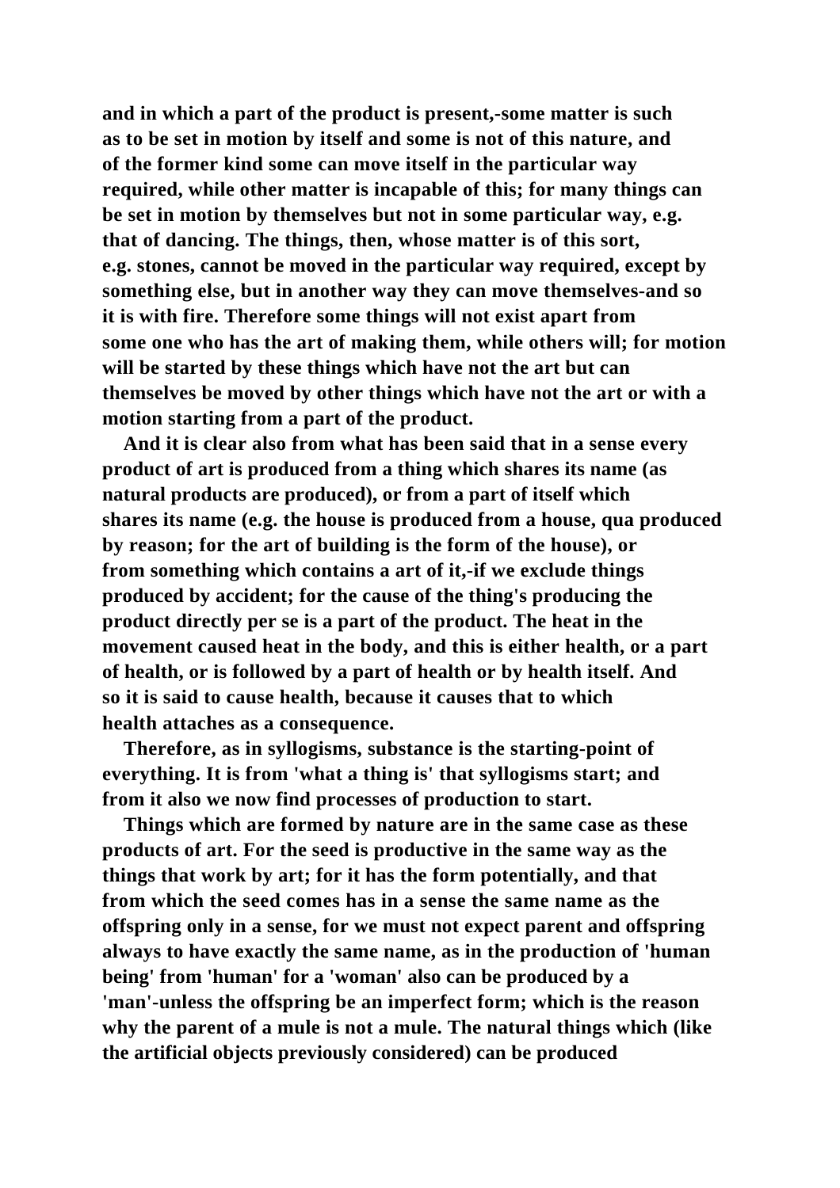and in which a part of the product is present,-some matter is such as to be set in motion by itself and some is not of this nature, and of the former kind some can move itself in the particular way required, while other matter is incapable of this; for many things can be set in motion by themselves but not in some particular way, e.g. that of dancing. The things, then, whose matter is of this sort, e.g. stones, cannot be moved in the particular way required, except by something else, but in another way they can move themselves-and so it is with fire. Therefore some things will not exist apart from some one who has the art of making them, while others will; for motion will be started by these things which have not the art but can themselves be moved by other things which have not the art or with a motion starting from a part of the product.

And it is clear also from what has been said that in a sense every product of art is produced from a thing which shares its name (as natural products are produced), or from a part of itself which shares its name (e.g. the house is produced from a house, qua produced by reason; for the art of building is the form of the house), or from something which contains a art of it,-if we exclude things produced by accident; for the cause of the thing's producing the product directly per se is a part of the product. The heat in the movement caused heat in the body, and this is either health, or a part of health, or is followed by a part of health or by health itself. And so it is said to cause health, because it causes that to which health attaches as a consequence.

Therefore, as in syllogisms, substance is the starting-point of everything. It is from 'what a thing is' that syllogisms start; and from it also we now find processes of production to start.

Things which are formed by nature are in the same case as these products of art. For the seed is productive in the same way as the things that work by art; for it has the form potentially, and that from which the seed comes has in a sense the same name as the offspring only in a sense, for we must not expect parent and offspring always to have exactly the same name, as in the production of 'human being' from 'human' for a 'woman' also can be produced by a 'man'-unless the offspring be an imperfect form; which is the reason why the parent of a mule is not a mule. The natural things which (like the artificial objects previously considered) can be produced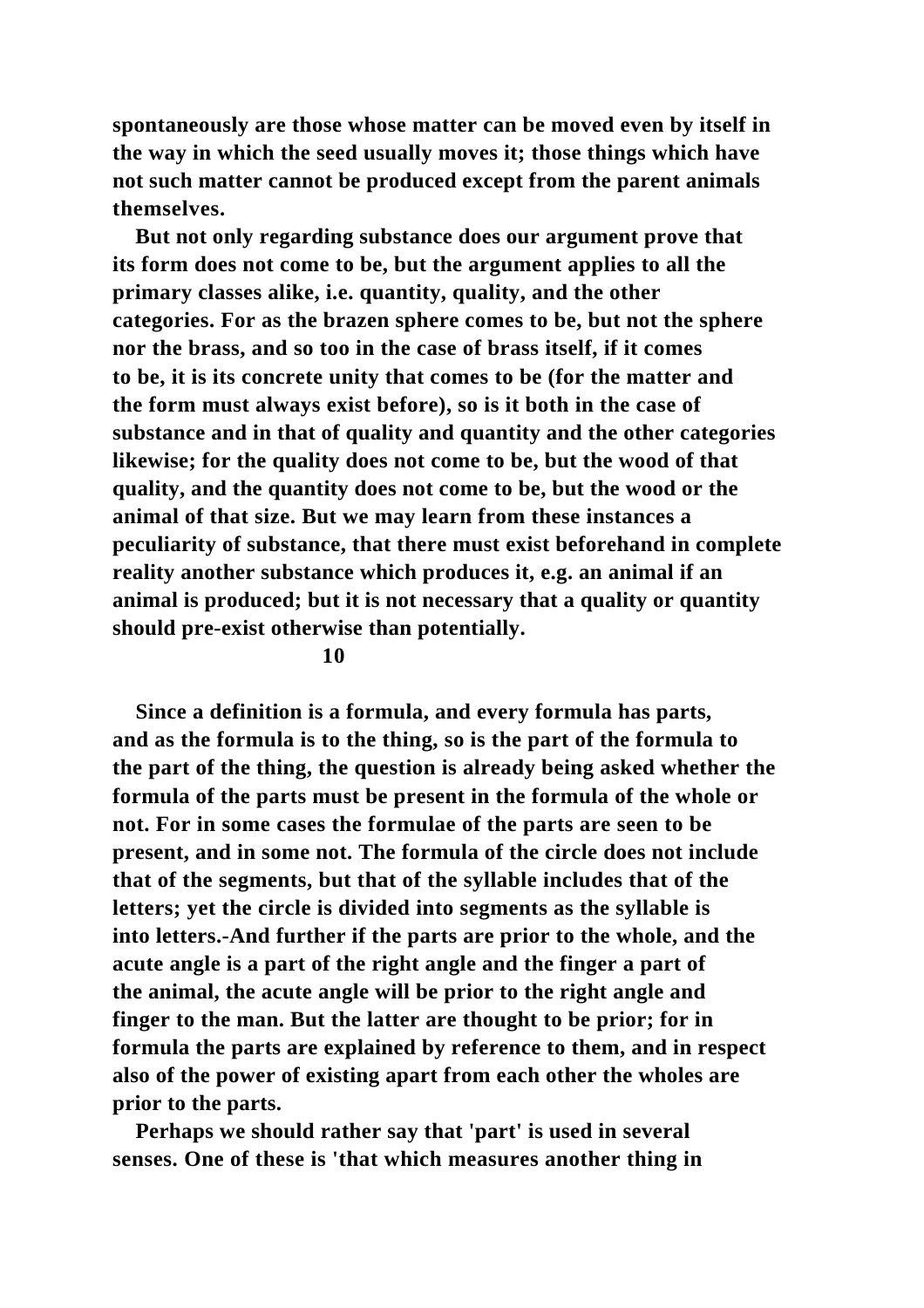spontaneously are those whose matter can be moved even by itself in the way in which the seed usually moves it; those things which have not such matter cannot be produced except from the parent animals themselves.

But not only regarding substance does our argument prove that its form does not come to be, but the argument applies to all the primary classes alike, i.e. quantity, quality, and the other categories. For as the brazen sphere comes to be, but not the sphere nor the brass, and so too in the case of brass itself, if it comes to be, it is its concrete unity that comes to be (for the matter and the form must always exist before), so is it both in the case of substance and in that of quality and quantity and the other categories likewise; for the quality does not come to be, but the wood of that quality, and the quantity does not come to be, but the wood or the animal of that size. But we may learn from these instances a peculiarity of substance, that there must exist beforehand in complete reality another substance which produces it, e.g. an animal if an animal is produced; but it is not necessary that a quality or quantity should pre-exist otherwise than potentially.

## 10

Since a definition is a formula, and every formula has parts, and as the formula is to the thing, so is the part of the formula to the part of the thing, the question is already being asked whether the formula of the parts must be present in the formula of the whole or not. For in some cases the formulae of the parts are seen to be present, and in some not. The formula of the circle does not include that of the segments, but that of the syllable includes that of the letters; yet the circle is divided into segments as the syllable is into letters.-And further if the parts are prior to the whole, and the acute angle is a part of the right angle and the finger a part of the animal, the acute angle will be prior to the right angle and finger to the man. But the latter are thought to be prior; for in formula the parts are explained by reference to them, and in respect also of the power of existing apart from each other the wholes are prior to the parts.

Perhaps we should rather say that 'part' is used in several senses. One of these is 'that which measures another thing in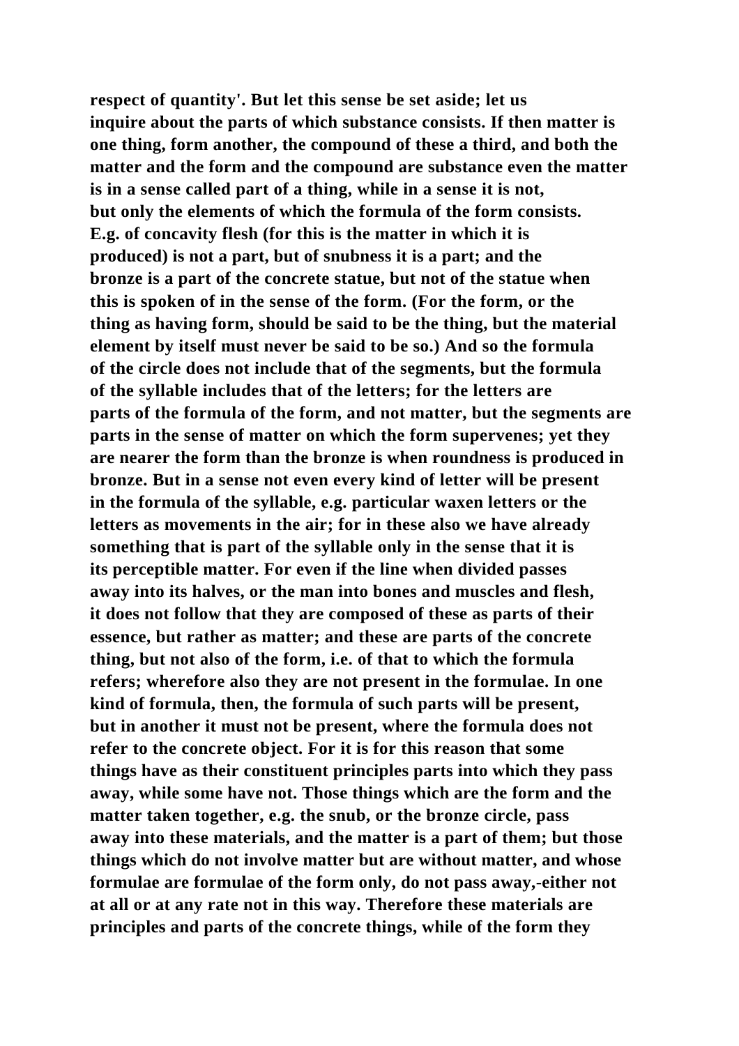respect of quantity'. But let this sense be set aside; let us inquire about the parts of which substance consists. If then matter is one thing, form another, the compound of these a third, and both the matter and the form and the compound are substance even the matter is in a sense called part of a thing, while in a sense it is not, but only the elements of which the formula of the form consists. E.g. of concavity flesh (for this is the matter in which it is produced) is not a part, but of snubness it is a part; and the bronze is a part of the concrete statue, but not of the statue when this is spoken of in the sense of the form. (For the form, or the thing as having form, should be said to be the thing, but the material element by itself must never be said to be so.) And so the formula of the circle does not include that of the segments, but the formula of the syllable includes that of the letters; for the letters are parts of the formula of the form, and not matter, but the segments are parts in the sense of matter on which the form supervenes; yet they are nearer the form than the bronze is when roundness is produced in bronze. But in a sense not even every kind of letter will be present in the formula of the syllable, e.g. particular waxen letters or the letters as movements in the air; for in these also we have already something that is part of the syllable only in the sense that it is its perceptible matter. For even if the line when divided passes away into its halves, or the man into bones and muscles and flesh, it does not follow that they are composed of these as parts of their essence, but rather as matter; and these are parts of the concrete thing, but not also of the form, i.e. of that to which the formula refers; wherefore also they are not present in the formulae. In one kind of formula, then, the formula of such parts will be present, but in another it must not be present, where the formula does not refer to the concrete object. For it is for this reason that some things have as their constituent principles parts into which they pass away, while some have not. Those things which are the form and the matter taken together, e.g. the snub, or the bronze circle, pass away into these materials, and the matter is a part of them; but those things which do not involve matter but are without matter, and whose formulae are formulae of the form only, do not pass away,-either not at all or at any rate not in this way. Therefore these materials are principles and parts of the concrete things, while of the form they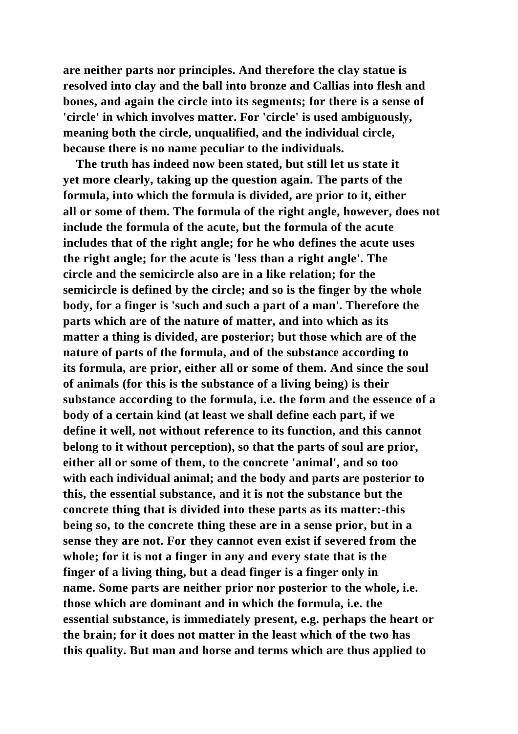are neither parts nor principles. And therefore the clay statue is resolved into clay and the ball into bronze and Callias into flesh and bones, and again the circle into its segments; for there is a sense of 'circle' in which involves matter. For 'circle' is used ambiguously, meaning both the circle, unqualified, and the individual circle, because there is no name peculiar to the individuals.

The truth has indeed now been stated, but still let us state it yet more clearly, taking up the question again. The parts of the formula, into which the formula is divided, are prior to it, either all or some of them. The formula of the right angle, however, does not include the formula of the acute, but the formula of the acute includes that of the right angle; for he who defines the acute uses the right angle; for the acute is 'less than a right angle'. The circle and the semicircle also are in a like relation; for the semicircle is defined by the circle; and so is the finger by the whole body, for a finger is 'such and such a part of a man'. Therefore the parts which are of the nature of matter, and into which as its matter a thing is divided, are posterior; but those which are of the nature of parts of the formula, and of the substance according to its formula, are prior, either all or some of them. And since the soul of animals (for this is the substance of a living being) is their substance according to the formula, i.e. the form and the essence of a body of a certain kind (at least we shall define each part, if we define it well, not without reference to its function, and this cannot belong to it without perception), so that the parts of soul are prior, either all or some of them, to the concrete 'animal', and so too with each individual animal; and the body and parts are posterior to this, the essential substance, and it is not the substance but the concrete thing that is divided into these parts as its matter:-this being so, to the concrete thing these are in a sense prior, but in a sense they are not. For they cannot even exist if severed from the whole; for it is not a finger in any and every state that is the finger of a living thing, but a dead finger is a finger only in name. Some parts are neither prior nor posterior to the whole, i.e. those which are dominant and in which the formula, i.e. the essential substance, is immediately present, e.g. perhaps the heart or the brain; for it does not matter in the least which of the two has this quality. But man and horse and terms which are thus applied to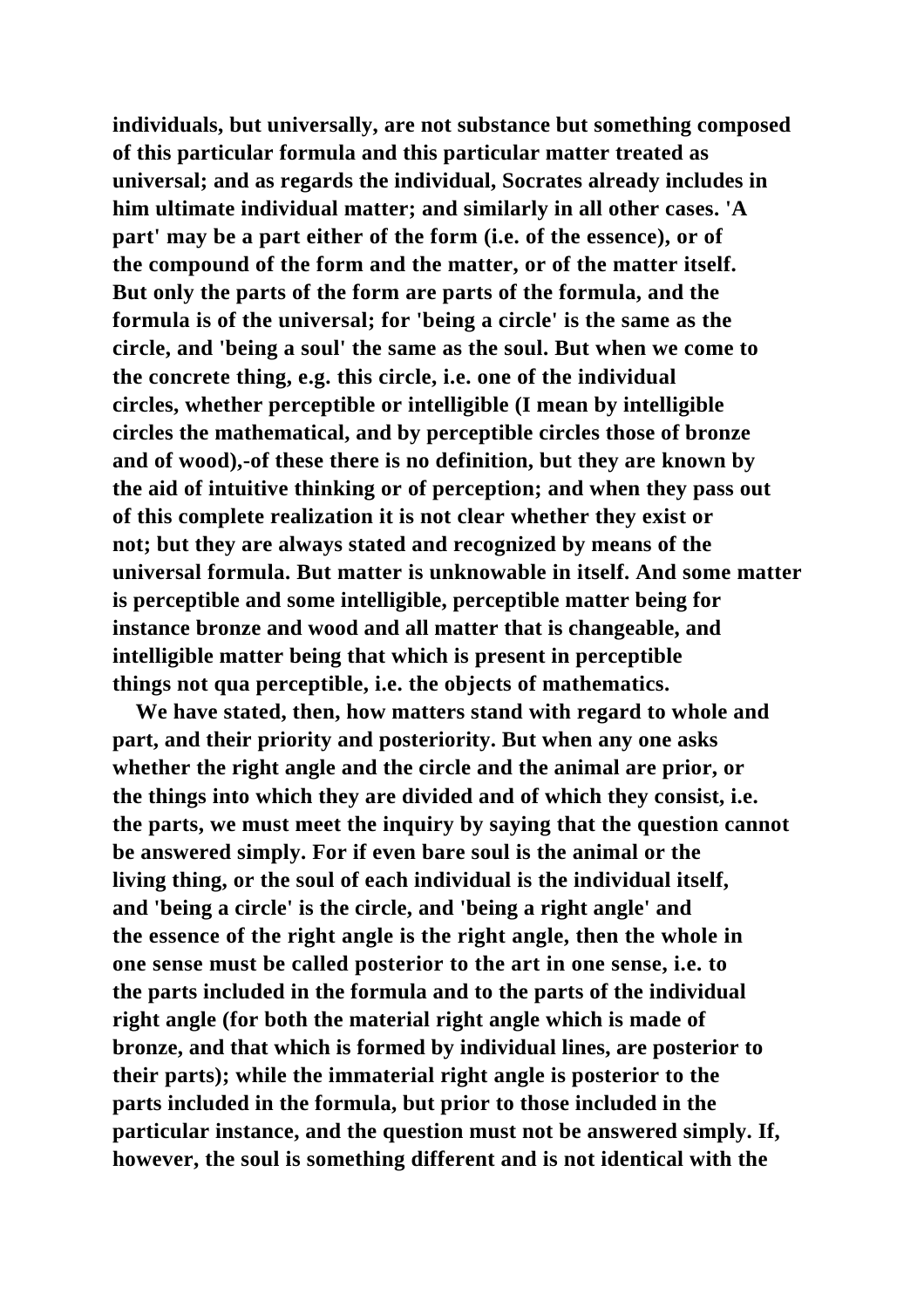individuals, but universally, are not substance but something composed of this particular formula and this particular matter treated as universal; and as regards the individual, Socrates already includes in him ultimate individual matter; and similarly in all other cases. 'A part' may be a part either of the form (i.e. of the essence), or of the compound of the form and the matter, or of the matter itself. But only the parts of the form are parts of the formula, and the formula is of the universal; for 'being a circle' is the same as the circle, and 'being a soul' the same as the soul. But when we come to the concrete thing, e.g. this circle, i.e. one of the individual circles, whether perceptible or intelligible (I mean by intelligible circles the mathematical, and by perceptible circles those of bronze and of wood),-of these there is no definition, but they are known by the aid of intuitive thinking or of perception; and when they pass out of this complete realization it is not clear whether they exist or not; but they are always stated and recognized by means of the universal formula. But matter is unknowable in itself. And some matter is perceptible and some intelligible, perceptible matter being for instance bronze and wood and all matter that is changeable, and intelligible matter being that which is present in perceptible things not qua perceptible, i.e. the objects of mathematics.

We have stated, then, how matters stand with regard to whole and part, and their priority and posteriority. But when any one asks whether the right angle and the circle and the animal are prior, or the things into which they are divided and of which they consist, i.e. the parts, we must meet the inquiry by saying that the question cannot be answered simply. For if even bare soul is the animal or the living thing, or the soul of each individual is the individual itself, and 'being a circle' is the circle, and 'being a right angle' and the essence of the right angle is the right angle, then the whole in one sense must be called posterior to the art in one sense, i.e. to the parts included in the formula and to the parts of the individual right angle (for both the material right angle which is made of bronze, and that which is formed by individual lines, are posterior to their parts); while the immaterial right angle is posterior to the parts included in the formula, but prior to those included in the particular instance, and the question must not be answered simply. If, however, the soul is something different and is not identical with the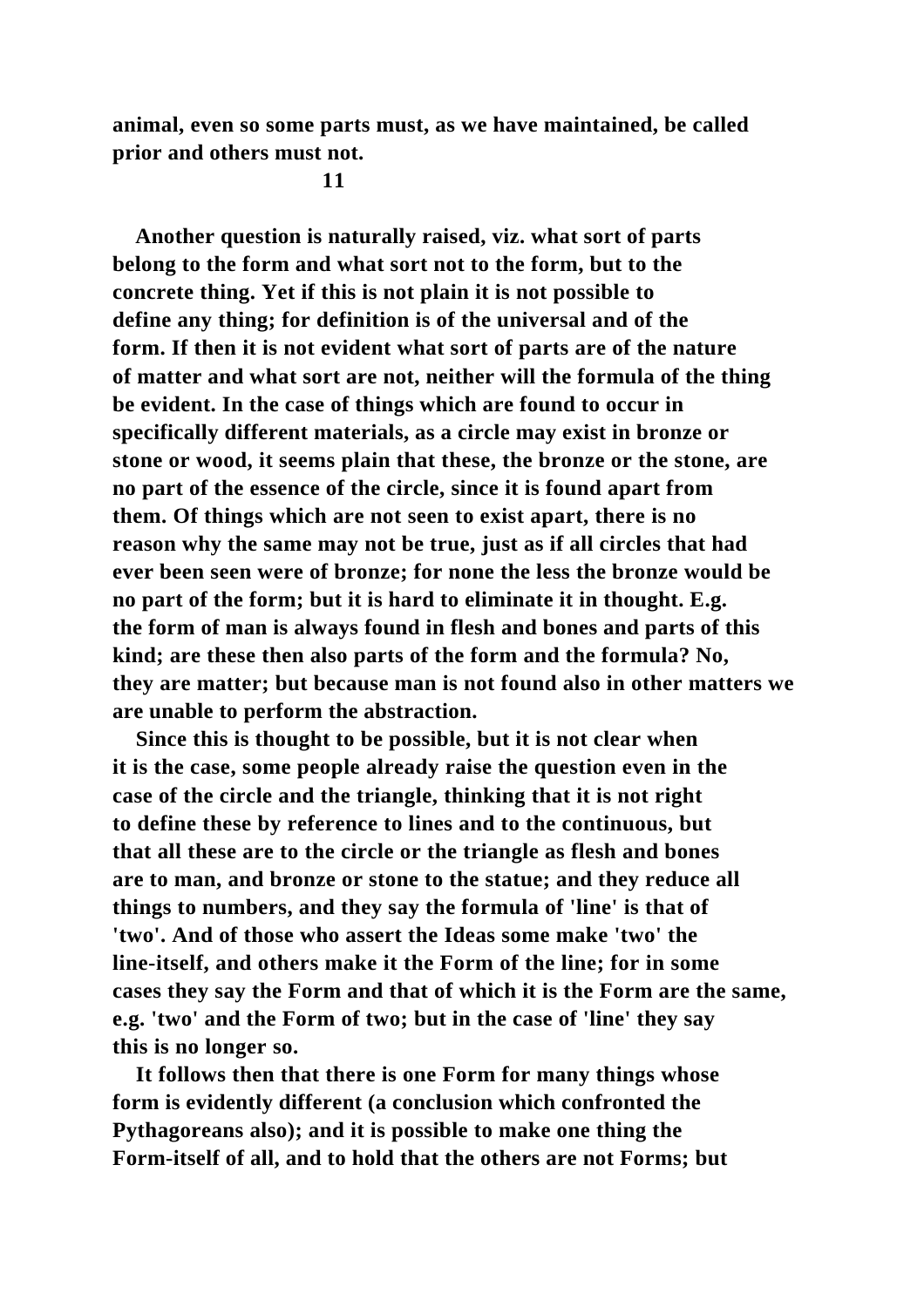animal, even so some parts must, as we have maintained, be called prior and others must not.

## 11

Another question is naturally raised, viz. what sort of parts belong to the form and what sort not to the form, but to the concrete thing. Yet if this is not plain it is not possible to define any thing; for definition is of the universal and of the form. If then it is not evident what sort of parts are of the nature of matter and what sort are not, neither will the formula of the thing be evident. In the case of things which are found to occur in specifically different materials, as a circle may exist in bronze or stone or wood, it seems plain that these, the bronze or the stone, are no part of the essence of the circle, since it is found apart from them. Of things which are not seen to exist apart, there is no reason why the same may not be true, just as if all circles that had ever been seen were of bronze; for none the less the bronze would be no part of the form; but it is hard to eliminate it in thought. E.g. the form of man is always found in flesh and bones and parts of this kind; are these then also parts of the form and the formula? No, they are matter; but because man is not found also in other matters we are unable to perform the abstraction.

Since this is thought to be possible, but it is not clear when it is the case, some people already raise the question even in the case of the circle and the triangle, thinking that it is not right to define these by reference to lines and to the continuous, but that all these are to the circle or the triangle as flesh and bones are to man, and bronze or stone to the statue; and they reduce all things to numbers, and they say the formula of 'line' is that of 'two'. And of those who assert the Ideas some make 'two' the line-itself, and others make it the Form of the line; for in some cases they say the Form and that of which it is the Form are the same, e.g. 'two' and the Form of two; but in the case of 'line' they say this is no longer so.

It follows then that there is one Form for many things whose form is evidently different (a conclusion which confronted the Pythagoreans also); and it is possible to make one thing the Form-itself of all, and to hold that the others are not Forms; but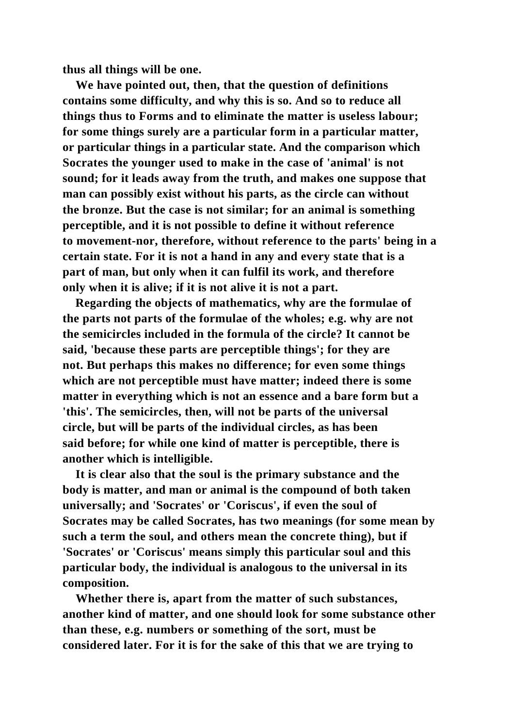thus all things will be one.

We have pointed out, then, that the question of definitions contains some difficulty, and why this is so. And so to reduce all things thus to Forms and to eliminate the matter is useless labour; for some things surely are a particular form in a particular matter, or particular things in a particular state. And the comparison which Socrates the younger used to make in the case of 'animal' is not sound; for it leads away from the truth, and makes one suppose that man can possibly exist without his parts, as the circle can without the bronze. But the case is not similar; for an animal is something perceptible, and it is not possible to define it without reference to movement-nor, therefore, without reference to the parts' being in a certain state. For it is not a hand in any and every state that is a part of man, but only when it can fulfil its work, and therefore only when it is alive; if it is not alive it is not a part.

Regarding the objects of mathematics, why are the formulae of the parts not parts of the formulae of the wholes; e.g. why are not the semicircles included in the formula of the circle? It cannot be said, 'because these parts are perceptible things'; for they are not. But perhaps this makes no difference; for even some things which are not perceptible must have matter; indeed there is some matter in everything which is not an essence and a bare form but a 'this'. The semicircles, then, will not be parts of the universal circle, but will be parts of the individual circles, as has been said before; for while one kind of matter is perceptible, there is another which is intelligible.

It is clear also that the soul is the primary substance and the body is matter, and man or animal is the compound of both taken universally; and 'Socrates' or 'Coriscus', if even the soul of Socrates may be called Socrates, has two meanings (for some mean by such a term the soul, and others mean the concrete thing), but if 'Socrates' or 'Coriscus' means simply this particular soul and this particular body, the individual is analogous to the universal in its composition.

Whether there is, apart from the matter of such substances, another kind of matter, and one should look for some substance other than these, e.g. numbers or something of the sort, must be considered later. For it is for the sake of this that we are trying to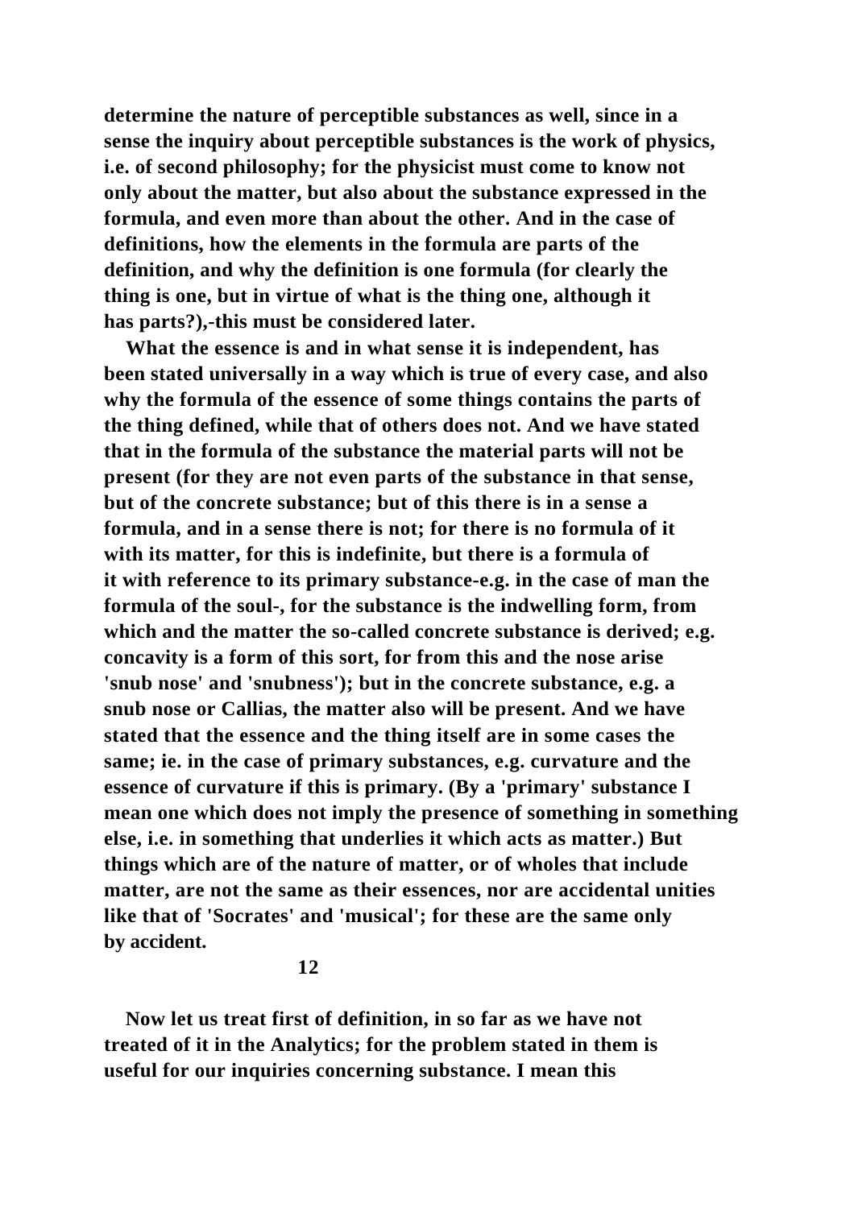determine the nature of perceptible substances as well, since in a sense the inquiry about perceptible substances is the work of physics, i.e. of second philosophy; for the physicist must come to know not only about the matter, but also about the substance expressed in the formula, and even more than about the other. And in the case of definitions, how the elements in the formula are parts of the definition, and why the definition is one formula (for clearly the thing is one, but in virtue of what is the thing one, although it has parts?),-this must be considered later.

What the essence is and in what sense it is independent, has been stated universally in a way which is true of every case, and also why the formula of the essence of some things contains the parts of the thing defined, while that of others does not. And we have stated that in the formula of the substance the material parts will not be present (for they are not even parts of the substance in that sense, but of the concrete substance; but of this there is in a sense a formula, and in a sense there is not; for there is no formula of it with its matter, for this is indefinite, but there is a formula of it with reference to its primary substance-e.g. in the case of man the formula of the soul-, for the substance is the indwelling form, from which and the matter the so-called concrete substance is derived; e.g. concavity is a form of this sort, for from this and the nose arise 'snub nose' and 'snubness'); but in the concrete substance, e.g. a snub nose or Callias, the matter also will be present. And we have stated that the essence and the thing itself are in some cases the same; ie. in the case of primary substances, e.g. curvature and the essence of curvature if this is primary. (By a 'primary' substance I mean one which does not imply the presence of something in something else, i.e. in something that underlies it which acts as matter.) But things which are of the nature of matter, or of wholes that include matter, are not the same as their essences, nor are accidental unities like that of 'Socrates' and 'musical'; for these are the same only by accident.

## 12

Now let us treat first of definition, in so far as we have not treated of it in the Analytics; for the problem stated in them is useful for our inquiries concerning substance. I mean this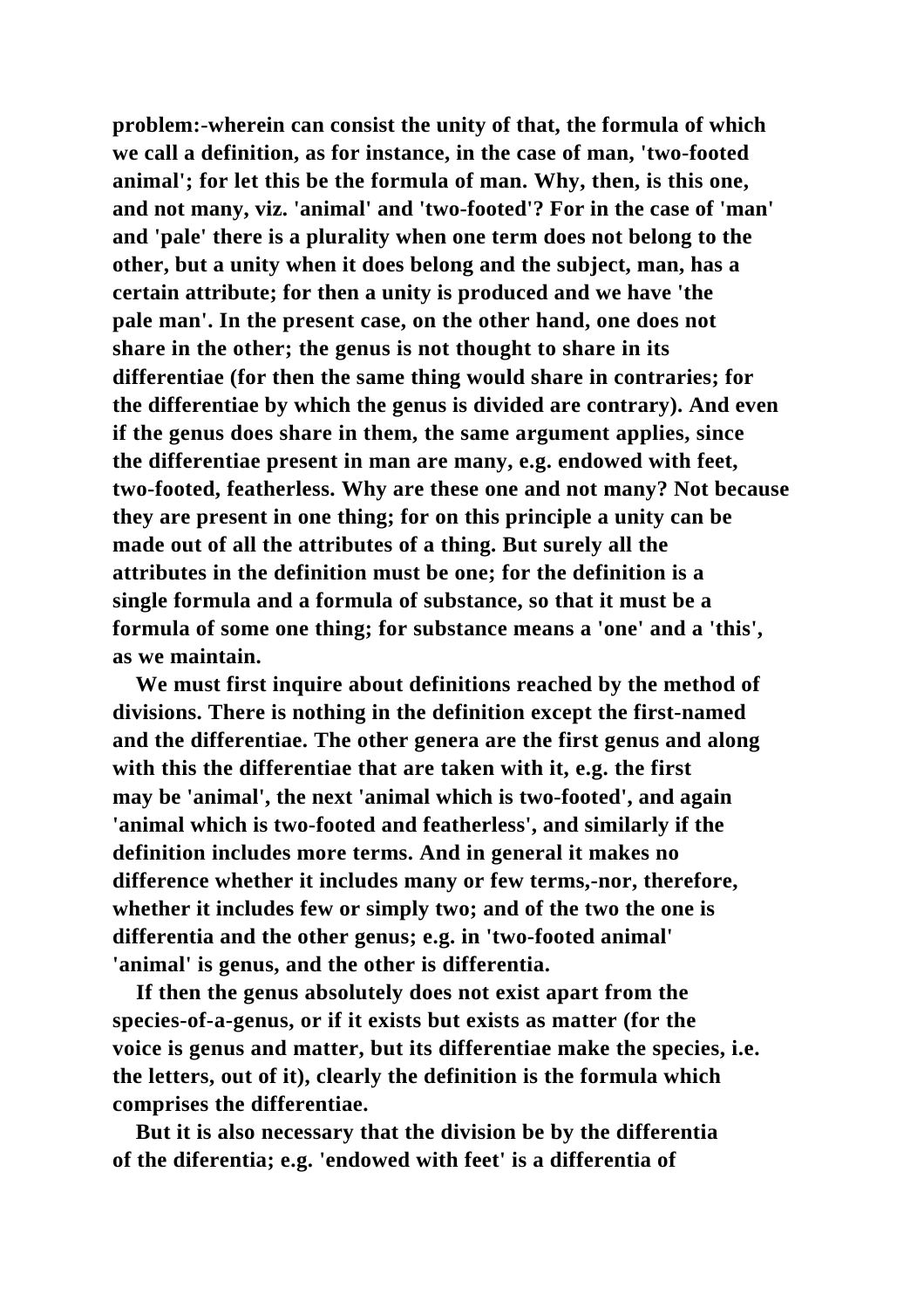problem:-wherein can consist the unity of that, the formula of which we call a definition, as for instance, in the case of man, 'two-footed animal'; for let this be the formula of man. Why, then, is this one, and not many, viz. 'animal' and 'two-footed'? For in the case of 'man' and 'pale' there is a plurality when one term does not belong to the other, but a unity when it does belong and the subject, man, has a certain attribute; for then a unity is produced and we have 'the pale man'. In the present case, on the other hand, one does not share in the other; the genus is not thought to share in its differentiae (for then the same thing would share in contraries; for the differentiae by which the genus is divided are contrary). And even if the genus does share in them, the same argument applies, since the differentiae present in man are many, e.g. endowed with feet, two-footed, featherless. Why are these one and not many? Not because they are present in one thing; for on this principle a unity can be made out of all the attributes of a thing. But surely all the attributes in the definition must be one; for the definition is a single formula and a formula of substance, so that it must be a formula of some one thing; for substance means a 'one' and a 'this', as we maintain.

We must first inquire about definitions reached by the method of divisions. There is nothing in the definition except the first-named and the differentiae. The other genera are the first genus and along with this the differentiae that are taken with it, e.g. the first may be 'animal', the next 'animal which is two-footed', and again 'animal which is two-footed and featherless', and similarly if the definition includes more terms. And in general it makes no difference whether it includes many or few terms,-nor, therefore, whether it includes few or simply two; and of the two the one is differentia and the other genus; e.g. in 'two-footed animal' 'animal' is genus, and the other is differentia.

If then the genus absolutely does not exist apart from the species-of-a-genus, or if it exists but exists as matter (for the voice is genus and matter, but its differentiae make the species, i.e. the letters, out of it), clearly the definition is the formula which comprises the differentiae.

But it is also necessary that the division be by the differentia of the diferentia; e.g. 'endowed with feet' is a differentia of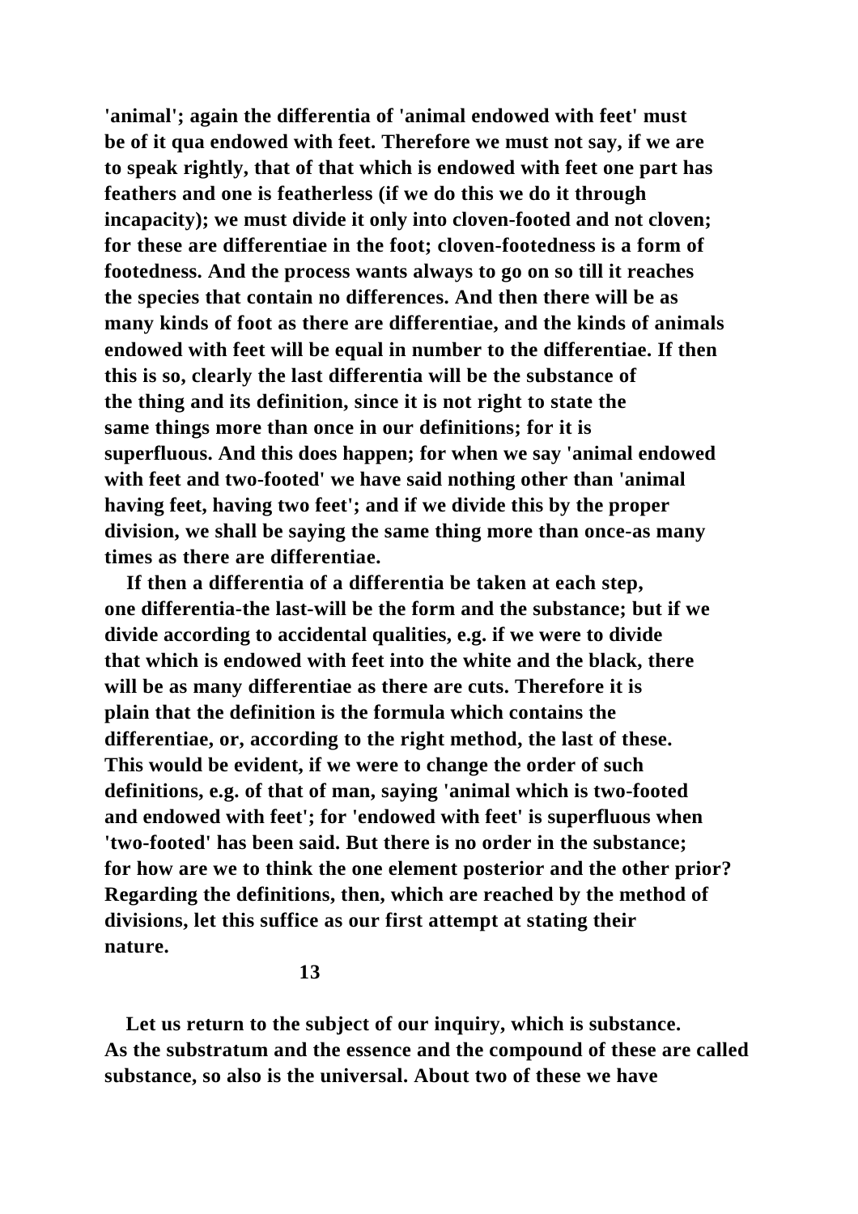'animal'; again the differentia of 'animal endowed with feet' must be of it qua endowed with feet. Therefore we must not say, if we are to speak rightly, that of that which is endowed with feet one part has feathers and one is featherless (if we do this we do it through incapacity); we must divide it only into cloven-footed and not cloven; for these are differentiae in the foot; cloven-footedness is a form of footedness. And the process wants always to go on so till it reaches the species that contain no differences. And then there will be as many kinds of foot as there are differentiae, and the kinds of animals endowed with feet will be equal in number to the differentiae. If then this is so, clearly the last differentia will be the substance of the thing and its definition, since it is not right to state the same things more than once in our definitions; for it is superfluous. And this does happen; for when we say 'animal endowed with feet and two-footed' we have said nothing other than 'animal having feet, having two feet'; and if we divide this by the proper division, we shall be saying the same thing more than once-as many times as there are differentiae.

If then a differentia of a differentia be taken at each step, one differentia-the last-will be the form and the substance; but if we divide according to accidental qualities, e.g. if we were to divide that which is endowed with feet into the white and the black, there will be as many differentiae as there are cuts. Therefore it is plain that the definition is the formula which contains the differentiae, or, according to the right method, the last of these. This would be evident, if we were to change the order of such definitions, e.g. of that of man, saying 'animal which is two-footed and endowed with feet'; for 'endowed with feet' is superfluous when 'two-footed' has been said. But there is no order in the substance; for how are we to think the one element posterior and the other prior? Regarding the definitions, then, which are reached by the method of divisions, let this suffice as our first attempt at stating their nature.

## 13

Let us return to the subject of our inquiry, which is substance. As the substratum and the essence and the compound of these are called substance, so also is the universal. About two of these we have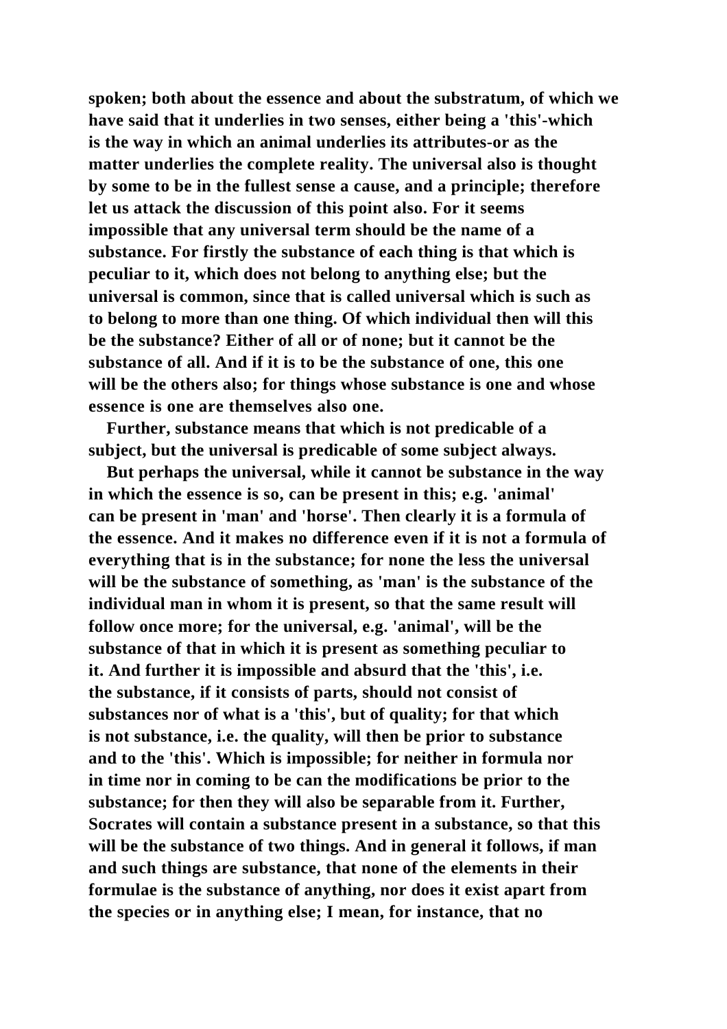spoken; both about the essence and about the substratum, of which we have said that it underlies in two senses, either being a 'this'-which is the way in which an animal underlies its attributes-or as the matter underlies the complete reality. The universal also is thought by some to be in the fullest sense a cause, and a principle; therefore let us attack the discussion of this point also. For it seems impossible that any universal term should be the name of a substance. For firstly the substance of each thing is that which is peculiar to it, which does not belong to anything else; but the universal is common, since that is called universal which is such as to belong to more than one thing. Of which individual then will this be the substance? Either of all or of none; but it cannot be the substance of all. And if it is to be the substance of one, this one will be the others also; for things whose substance is one and whose essence is one are themselves also one.

Further, substance means that which is not predicable of a subject, but the universal is predicable of some subject always.

But perhaps the universal, while it cannot be substance in the way in which the essence is so, can be present in this; e.g. 'animal' can be present in 'man' and 'horse'. Then clearly it is a formula of the essence. And it makes no difference even if it is not a formula of everything that is in the substance; for none the less the universal will be the substance of something, as 'man' is the substance of the individual man in whom it is present, so that the same result will follow once more; for the universal, e.g. 'animal', will be the substance of that in which it is present as something peculiar to it. And further it is impossible and absurd that the 'this', i.e. the substance, if it consists of parts, should not consist of substances nor of what is a 'this', but of quality; for that which is not substance, i.e. the quality, will then be prior to substance and to the 'this'. Which is impossible; for neither in formula nor in time nor in coming to be can the modifications be prior to the substance; for then they will also be separable from it. Further, Socrates will contain a substance present in a substance, so that this will be the substance of two things. And in general it follows, if man and such things are substance, that none of the elements in their formulae is the substance of anything, nor does it exist apart from the species or in anything else; I mean, for instance, that no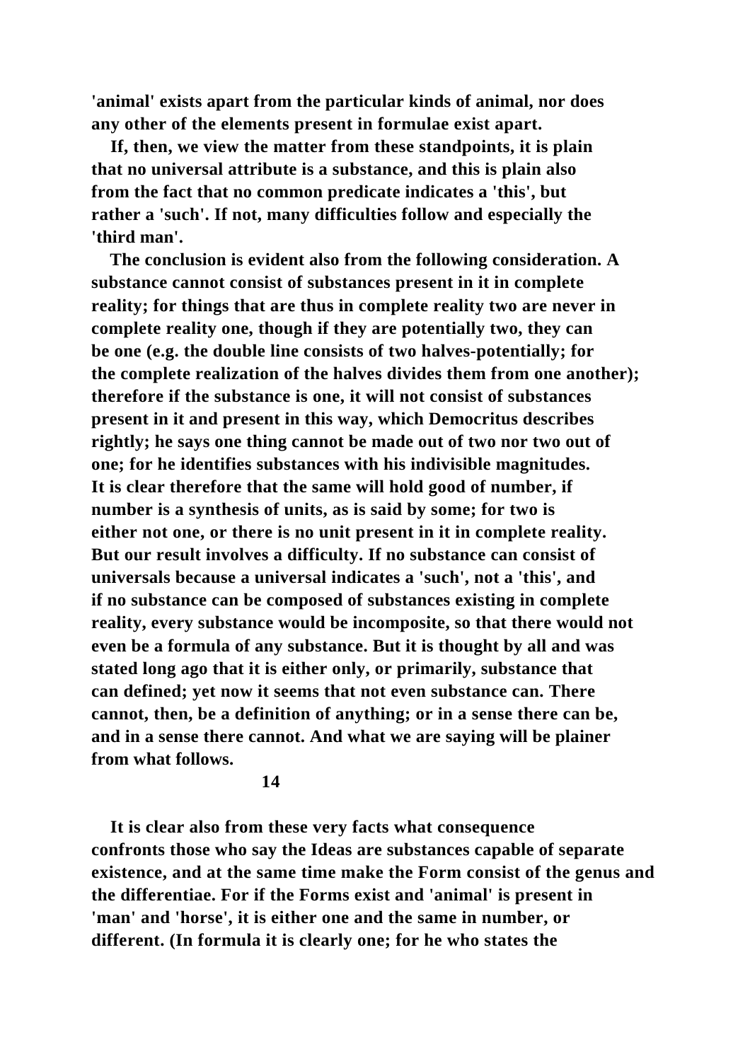'animal' exists apart from the particular kinds of animal, nor does any other of the elements present in formulae exist apart.

If, then, we view the matter from these standpoints, it is plain that no universal attribute is a substance, and this is plain also from the fact that no common predicate indicates a 'this', but rather a 'such'. If not, many difficulties follow and especially the 'third man'.

The conclusion is evident also from the following consideration. A substance cannot consist of substances present in it in complete reality; for things that are thus in complete reality two are never in complete reality one, though if they are potentially two, they can be one (e.g. the double line consists of two halves-potentially; for the complete realization of the halves divides them from one another); therefore if the substance is one, it will not consist of substances present in it and present in this way, which Democritus describes rightly; he says one thing cannot be made out of two nor two out of one; for he identifies substances with his indivisible magnitudes. It is clear therefore that the same will hold good of number, if number is a synthesis of units, as is said by some; for two is either not one, or there is no unit present in it in complete reality. But our result involves a difficulty. If no substance can consist of universals because a universal indicates a 'such', not a 'this', and if no substance can be composed of substances existing in complete reality, every substance would be incomposite, so that there would not even be a formula of any substance. But it is thought by all and was stated long ago that it is either only, or primarily, substance that can defined; yet now it seems that not even substance can. There cannot, then, be a definition of anything; or in a sense there can be, and in a sense there cannot. And what we are saying will be plainer from what follows.

## 14

It is clear also from these very facts what consequence confronts those who say the Ideas are substances capable of separate existence, and at the same time make the Form consist of the genus and the differentiae. For if the Forms exist and 'animal' is present in 'man' and 'horse', it is either one and the same in number, or different. (In formula it is clearly one; for he who states the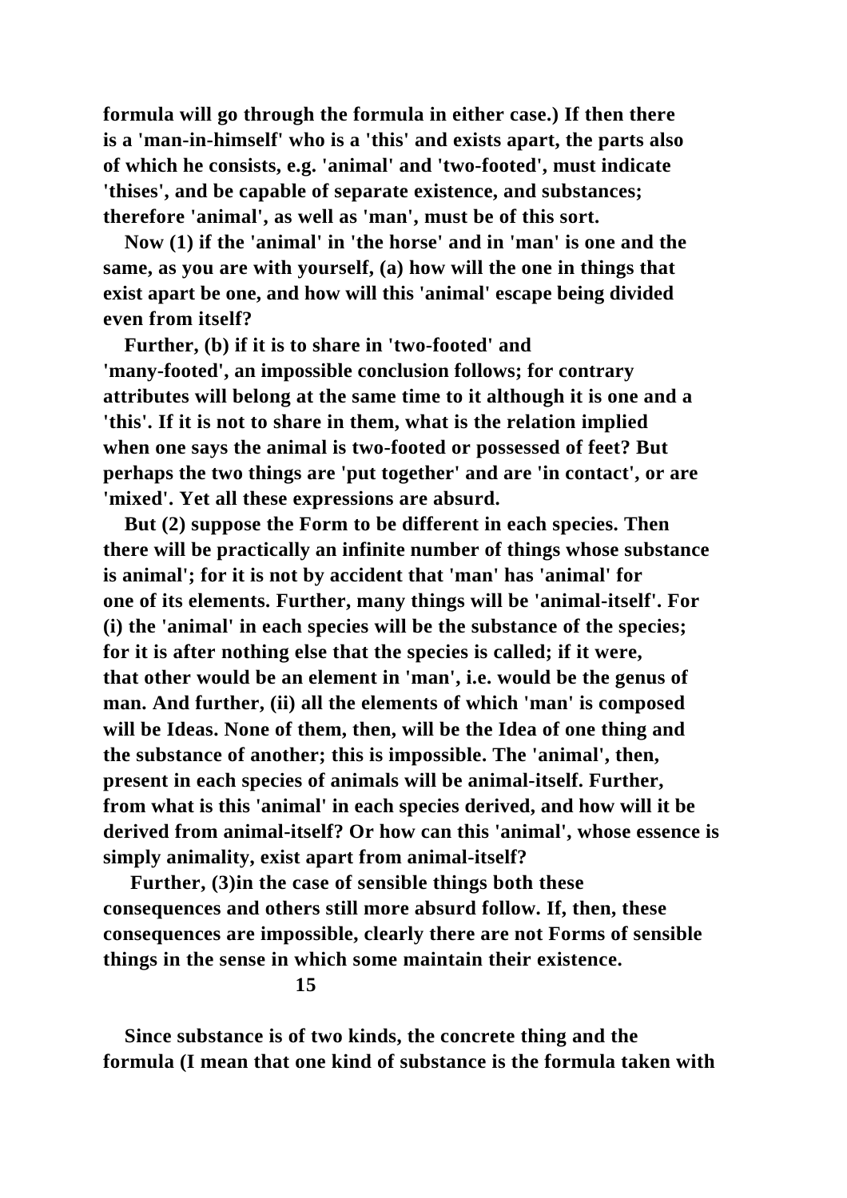formula will go through the formula in either case.) If then there is a 'man-in-himself' who is a 'this' and exists apart, the parts also of which he consists, e.g. 'animal' and 'two-footed', must indicate 'thises', and be capable of separate existence, and substances; therefore 'animal', as well as 'man', must be of this sort.

Now (1) if the 'animal' in 'the horse' and in 'man' is one and the same, as you are with yourself, (a) how will the one in things that exist apart be one, and how will this 'animal' escape being divided even from itself?

Further, (b) if it is to share in 'two-footed' and 'many-footed', an impossible conclusion follows; for contrary attributes will belong at the same time to it although it is one and a 'this'. If it is not to share in them, what is the relation implied when one says the animal is two-footed or possessed of feet? But perhaps the two things are 'put together' and are 'in contact', or are 'mixed'. Yet all these expressions are absurd.

But (2) suppose the Form to be different in each species. Then there will be practically an infinite number of things whose substance is animal'; for it is not by accident that 'man' has 'animal' for one of its elements. Further, many things will be 'animal-itself'. For (i) the 'animal' in each species will be the substance of the species; for it is after nothing else that the species is called; if it were, that other would be an element in 'man', i.e. would be the genus of man. And further, (ii) all the elements of which 'man' is composed will be Ideas. None of them, then, will be the Idea of one thing and the substance of another; this is impossible. The 'animal', then, present in each species of animals will be animal-itself. Further, from what is this 'animal' in each species derived, and how will it be derived from animal-itself? Or how can this 'animal', whose essence is simply animality, exist apart from animal-itself?

Further, (3)in the case of sensible things both these consequences and others still more absurd follow. If, then, these consequences are impossible, clearly there are not Forms of sensible things in the sense in which some maintain their existence.

## 15

Since substance is of two kinds, the concrete thing and the formula (I mean that one kind of substance is the formula taken with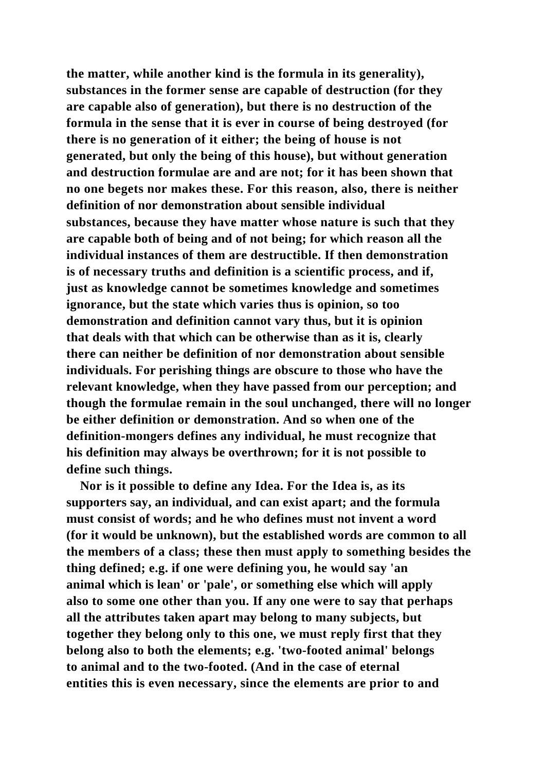the matter, while another kind is the formula in its generality), substances in the former sense are capable of destruction (for they are capable also of generation), but there is no destruction of the formula in the sense that it is ever in course of being destroyed (for there is no generation of it either; the being of house is not generated, but only the being of this house), but without generation and destruction formulae are and are not; for it has been shown that no one begets nor makes these. For this reason, also, there is neither definition of nor demonstration about sensible individual substances, because they have matter whose nature is such that they are capable both of being and of not being; for which reason all the individual instances of them are destructible. If then demonstration is of necessary truths and definition is a scientific process, and if, just as knowledge cannot be sometimes knowledge and sometimes ignorance, but the state which varies thus is opinion, so too demonstration and definition cannot vary thus, but it is opinion that deals with that which can be otherwise than as it is, clearly there can neither be definition of nor demonstration about sensible individuals. For perishing things are obscure to those who have the relevant knowledge, when they have passed from our perception; and though the formulae remain in the soul unchanged, there will no longer be either definition or demonstration. And so when one of the definition-mongers defines any individual, he must recognize that his definition may always be overthrown; for it is not possible to define such things.

Nor is it possible to define any Idea. For the Idea is, as its supporters say, an individual, and can exist apart; and the formula must consist of words; and he who defines must not invent a word (for it would be unknown), but the established words are common to all the members of a class; these then must apply to something besides the thing defined; e.g. if one were defining you, he would say 'an animal which is lean' or 'pale', or something else which will apply also to some one other than you. If any one were to say that perhaps all the attributes taken apart may belong to many subjects, but together they belong only to this one, we must reply first that they belong also to both the elements; e.g. 'two-footed animal' belongs to animal and to the two-footed. (And in the case of eternal entities this is even necessary, since the elements are prior to and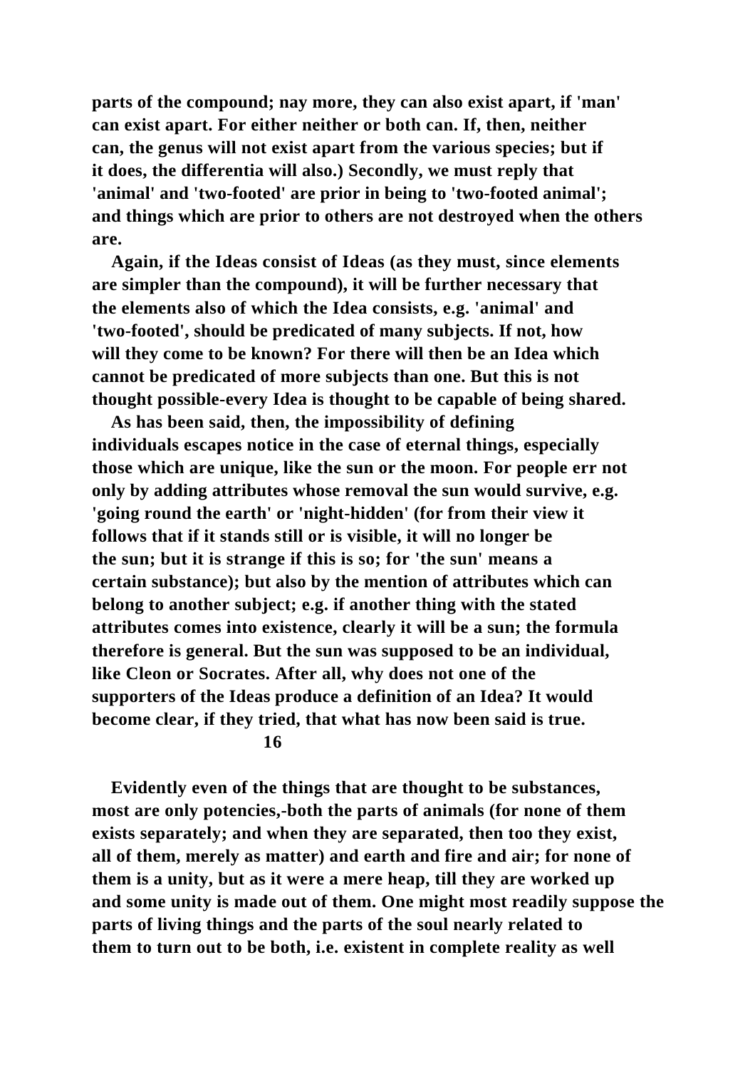parts of the compound; nay more, they can also exist apart, if 'man' can exist apart. For either neither or both can. If, then, neither can, the genus will not exist apart from the various species; but if it does, the differentia will also.) Secondly, we must reply that 'animal' and 'two-footed' are prior in being to 'two-footed animal'; and things which are prior to others are not destroyed when the others are.

Again, if the Ideas consist of Ideas (as they must, since elements are simpler than the compound), it will be further necessary that the elements also of which the Idea consists, e.g. 'animal' and 'two-footed', should be predicated of many subjects. If not, how will they come to be known? For there will then be an Idea which cannot be predicated of more subjects than one. But this is not thought possible-every Idea is thought to be capable of being shared.

As has been said, then, the impossibility of defining individuals escapes notice in the case of eternal things, especially those which are unique, like the sun or the moon. For people err not only by adding attributes whose removal the sun would survive, e.g. 'going round the earth' or 'night-hidden' (for from their view it follows that if it stands still or is visible, it will no longer be the sun; but it is strange if this is so; for 'the sun' means a certain substance); but also by the mention of attributes which can belong to another subject; e.g. if another thing with the stated attributes comes into existence, clearly it will be a sun; the formula therefore is general. But the sun was supposed to be an individual, like Cleon or Socrates. After all, why does not one of the supporters of the Ideas produce a definition of an Idea? It would become clear, if they tried, that what has now been said is true.

## 16

Evidently even of the things that are thought to be substances, most are only potencies,-both the parts of animals (for none of them exists separately; and when they are separated, then too they exist, all of them, merely as matter) and earth and fire and air; for none of them is a unity, but as it were a mere heap, till they are worked up and some unity is made out of them. One might most readily suppose the parts of living things and the parts of the soul nearly related to them to turn out to be both, i.e. existent in complete reality as well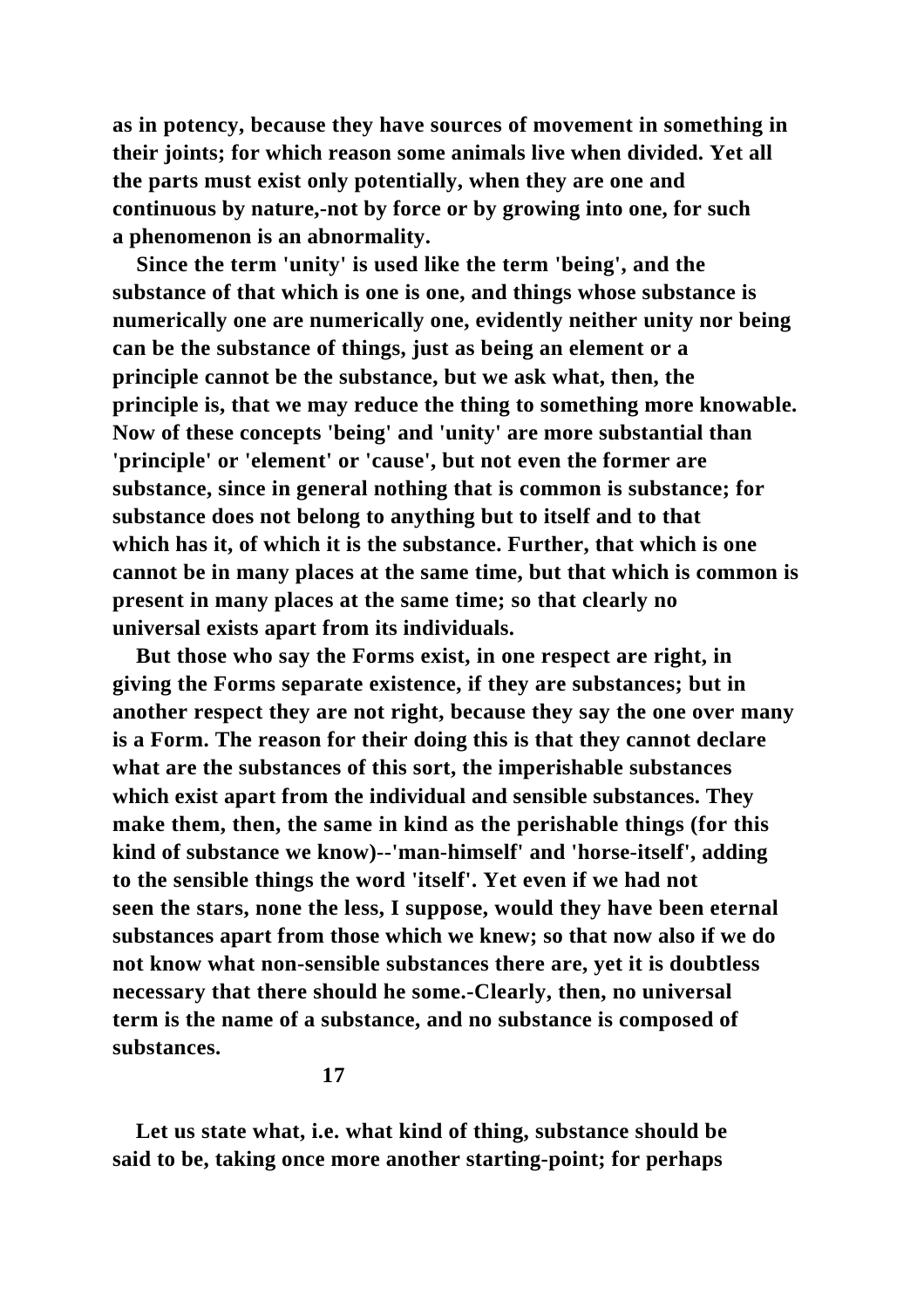as in potency, because they have sources of movement in something in their joints; for which reason some animals live when divided. Yet all the parts must exist only potentially, when they are one and continuous by nature,-not by force or by growing into one, for such a phenomenon is an abnormality.

Since the term 'unity' is used like the term 'being', and the substance of that which is one is one, and things whose substance is numerically one are numerically one, evidently neither unity nor being can be the substance of things, just as being an element or a principle cannot be the substance, but we ask what, then, the principle is, that we may reduce the thing to something more knowable. Now of these concepts 'being' and 'unity' are more substantial than 'principle' or 'element' or 'cause', but not even the former are substance, since in general nothing that is common is substance; for substance does not belong to anything but to itself and to that which has it, of which it is the substance. Further, that which is one cannot be in many places at the same time, but that which is common is present in many places at the same time; so that clearly no universal exists apart from its individuals.

But those who say the Forms exist, in one respect are right, in giving the Forms separate existence, if they are substances; but in another respect they are not right, because they say the one over many is a Form. The reason for their doing this is that they cannot declare what are the substances of this sort, the imperishable substances which exist apart from the individual and sensible substances. They make them, then, the same in kind as the perishable things (for this kind of substance we know)--'man-himself' and 'horse-itself', adding to the sensible things the word 'itself'. Yet even if we had not seen the stars, none the less, I suppose, would they have been eternal substances apart from those which we knew; so that now also if we do not know what non-sensible substances there are, yet it is doubtless necessary that there should he some.-Clearly, then, no universal term is the name of a substance, and no substance is composed of substances.

## 17

Let us state what, i.e. what kind of thing, substance should be said to be, taking once more another starting-point; for perhaps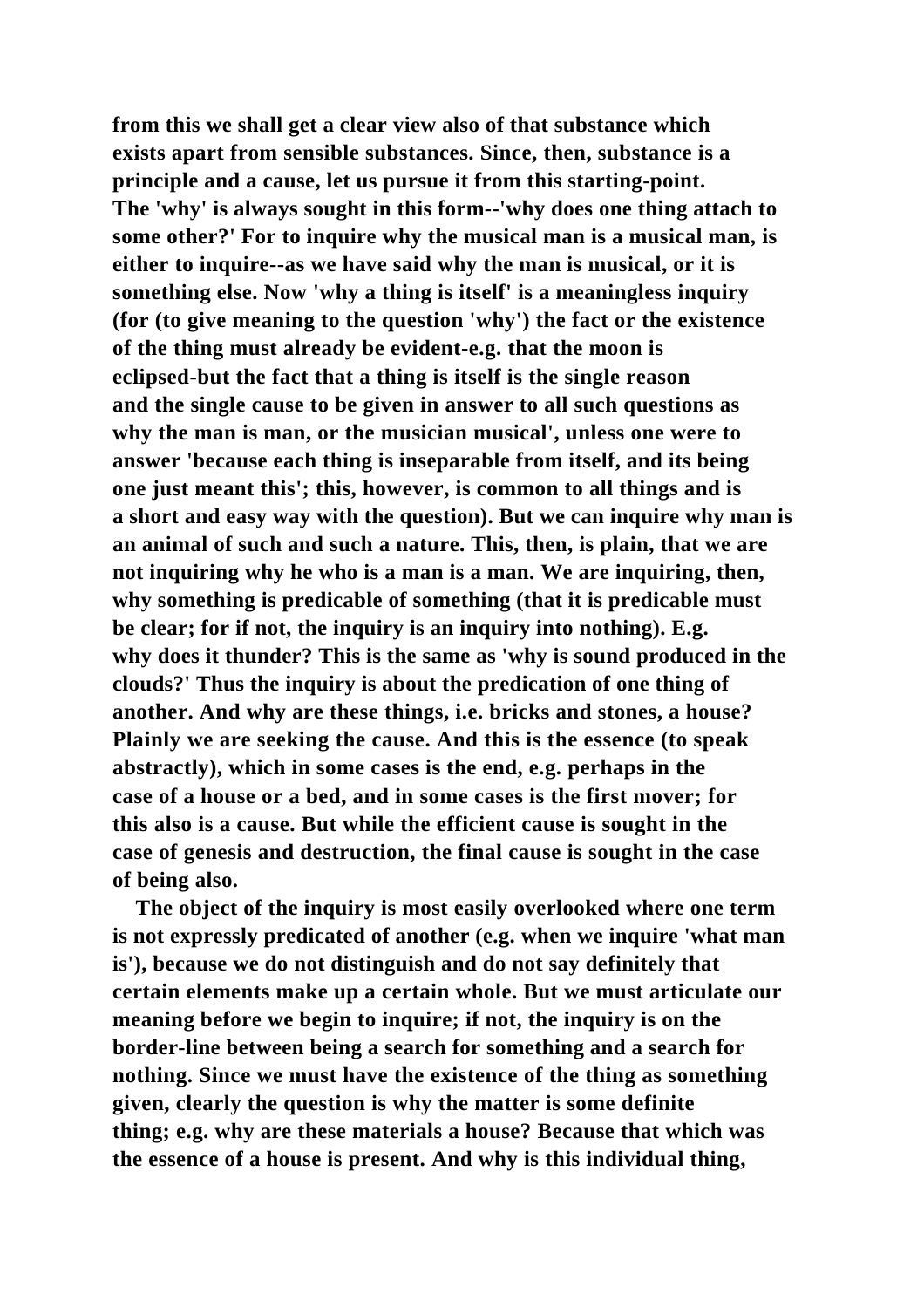from this we shall get a clear view also of that substance which exists apart from sensible substances. Since, then, substance is a principle and a cause, let us pursue it from this starting-point. The 'why' is always sought in this form--'why does one thing attach to some other?' For to inquire why the musical man is a musical man, is either to inquire--as we have said why the man is musical, or it is something else. Now 'why a thing is itself' is a meaningless inquiry (for (to give meaning to the question 'why') the fact or the existence of the thing must already be evident-e.g. that the moon is eclipsed-but the fact that a thing is itself is the single reason and the single cause to be given in answer to all such questions as why the man is man, or the musician musical', unless one were to answer 'because each thing is inseparable from itself, and its being one just meant this'; this, however, is common to all things and is a short and easy way with the question). But we can inquire why man is an animal of such and such a nature. This, then, is plain, that we are not inquiring why he who is a man is a man. We are inquiring, then, why something is predicable of something (that it is predicable must be clear; for if not, the inquiry is an inquiry into nothing). E.g. why does it thunder? This is the same as 'why is sound produced in the clouds?' Thus the inquiry is about the predication of one thing of another. And why are these things, i.e. bricks and stones, a house? Plainly we are seeking the cause. And this is the essence (to speak abstractly), which in some cases is the end, e.g. perhaps in the case of a house or a bed, and in some cases is the first mover; for this also is a cause. But while the efficient cause is sought in the case of genesis and destruction, the final cause is sought in the case of being also.

The object of the inquiry is most easily overlooked where one term is not expressly predicated of another (e.g. when we inquire 'what man is'), because we do not distinguish and do not say definitely that certain elements make up a certain whole. But we must articulate our meaning before we begin to inquire; if not, the inquiry is on the border-line between being a search for something and a search for nothing. Since we must have the existence of the thing as something given, clearly the question is why the matter is some definite thing; e.g. why are these materials a house? Because that which was the essence of a house is present. And why is this individual thing,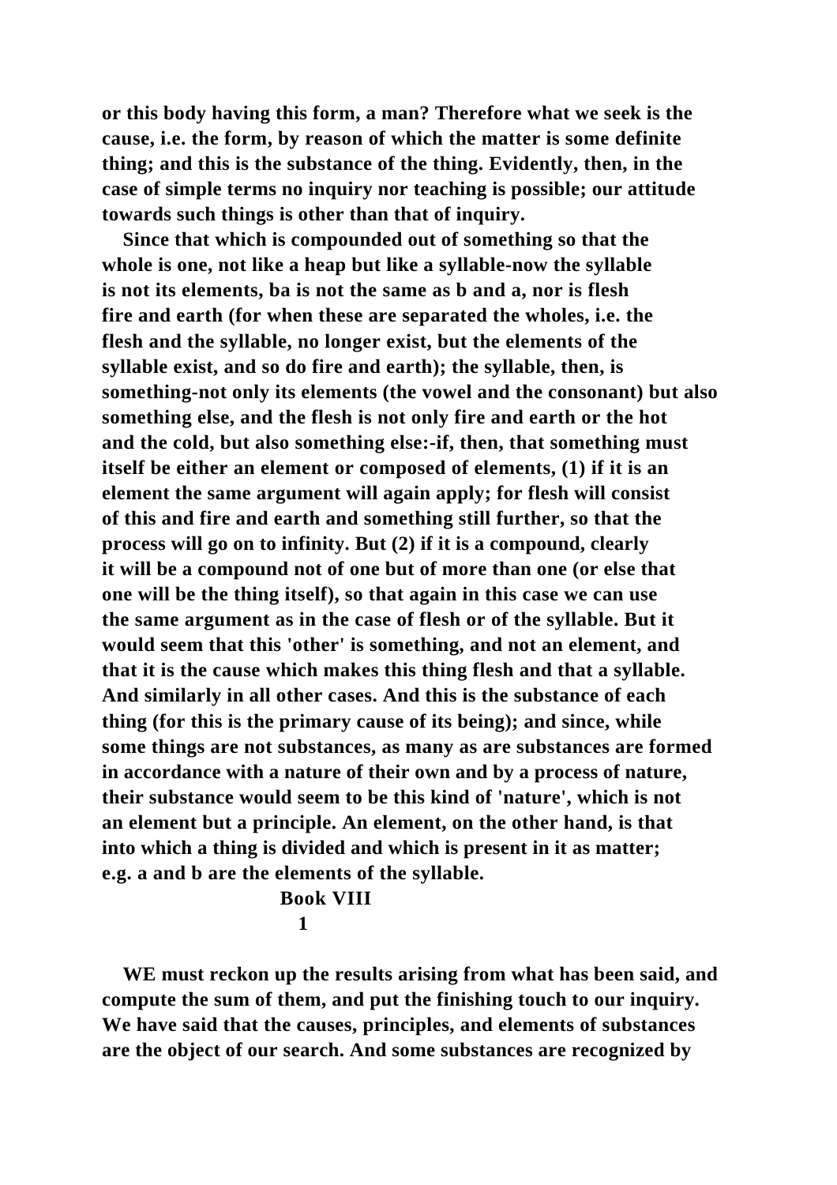or this body having this form, a man? Therefore what we seek is the cause, i.e. the form, by reason of which the matter is some definite thing; and this is the substance of the thing. Evidently, then, in the case of simple terms no inquiry nor teaching is possible; our attitude towards such things is other than that of inquiry.

Since that which is compounded out of something so that the whole is one, not like a heap but like a syllable-now the syllable is not its elements, ba is not the same as b and a, nor is flesh fire and earth (for when these are separated the wholes, i.e. the flesh and the syllable, no longer exist, but the elements of the syllable exist, and so do fire and earth); the syllable, then, is something-not only its elements (the vowel and the consonant) but also something else, and the flesh is not only fire and earth or the hot and the cold, but also something else:-if, then, that something must itself be either an element or composed of elements, (1) if it is an element the same argument will again apply; for flesh will consist of this and fire and earth and something still further, so that the process will go on to infinity. But (2) if it is a compound, clearly it will be a compound not of one but of more than one (or else that one will be the thing itself), so that again in this case we can use the same argument as in the case of flesh or of the syllable. But it would seem that this 'other' is something, and not an element, and that it is the cause which makes this thing flesh and that a syllable. And similarly in all other cases. And this is the substance of each thing (for this is the primary cause of its being); and since, while some things are not substances, as many as are substances are formed in accordance with a nature of their own and by a process of nature, their substance would seem to be this kind of 'nature', which is not an element but a principle. An element, on the other hand, is that into which a thing is divided and which is present in it as matter; e.g. a and b are the elements of the syllable.

## Book VIII

### 1

WE must reckon up the results arising from what has been said, and compute the sum of them, and put the finishing touch to our inquiry. We have said that the causes, principles, and elements of substances are the object of our search. And some substances are recognized by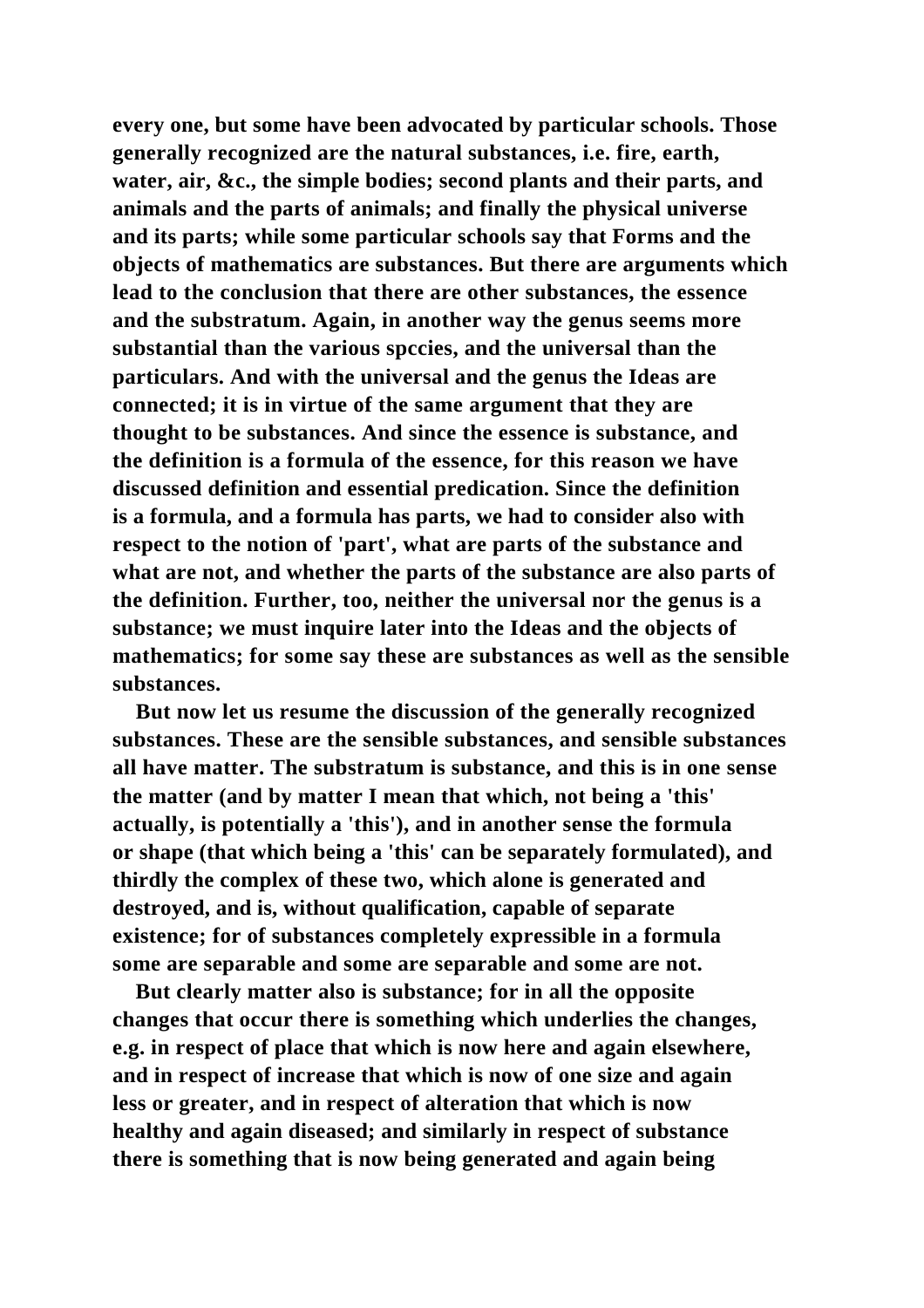every one, but some have been advocated by particular schools. Those generally recognized are the natural substances, i.e. fire, earth, water, air, &c., the simple bodies; second plants and their parts, and animals and the parts of animals; and finally the physical universe and its parts; while some particular schools say that Forms and the objects of mathematics are substances. But there are arguments which lead to the conclusion that there are other substances, the essence and the substratum. Again, in another way the genus seems more substantial than the various spccies, and the universal than the particulars. And with the universal and the genus the Ideas are connected; it is in virtue of the same argument that they are thought to be substances. And since the essence is substance, and the definition is a formula of the essence, for this reason we have discussed definition and essential predication. Since the definition is a formula, and a formula has parts, we had to consider also with respect to the notion of 'part', what are parts of the substance and what are not, and whether the parts of the substance are also parts of the definition. Further, too, neither the universal nor the genus is a substance; we must inquire later into the Ideas and the objects of mathematics; for some say these are substances as well as the sensible substances.

But now let us resume the discussion of the generally recognized substances. These are the sensible substances, and sensible substances all have matter. The substratum is substance, and this is in one sense the matter (and by matter I mean that which, not being a 'this' actually, is potentially a 'this'), and in another sense the formula or shape (that which being a 'this' can be separately formulated), and thirdly the complex of these two, which alone is generated and destroyed, and is, without qualification, capable of separate existence; for of substances completely expressible in a formula some are separable and some are separable and some are not.

But clearly matter also is substance; for in all the opposite changes that occur there is something which underlies the changes, e.g. in respect of place that which is now here and again elsewhere, and in respect of increase that which is now of one size and again less or greater, and in respect of alteration that which is now healthy and again diseased; and similarly in respect of substance there is something that is now being generated and again being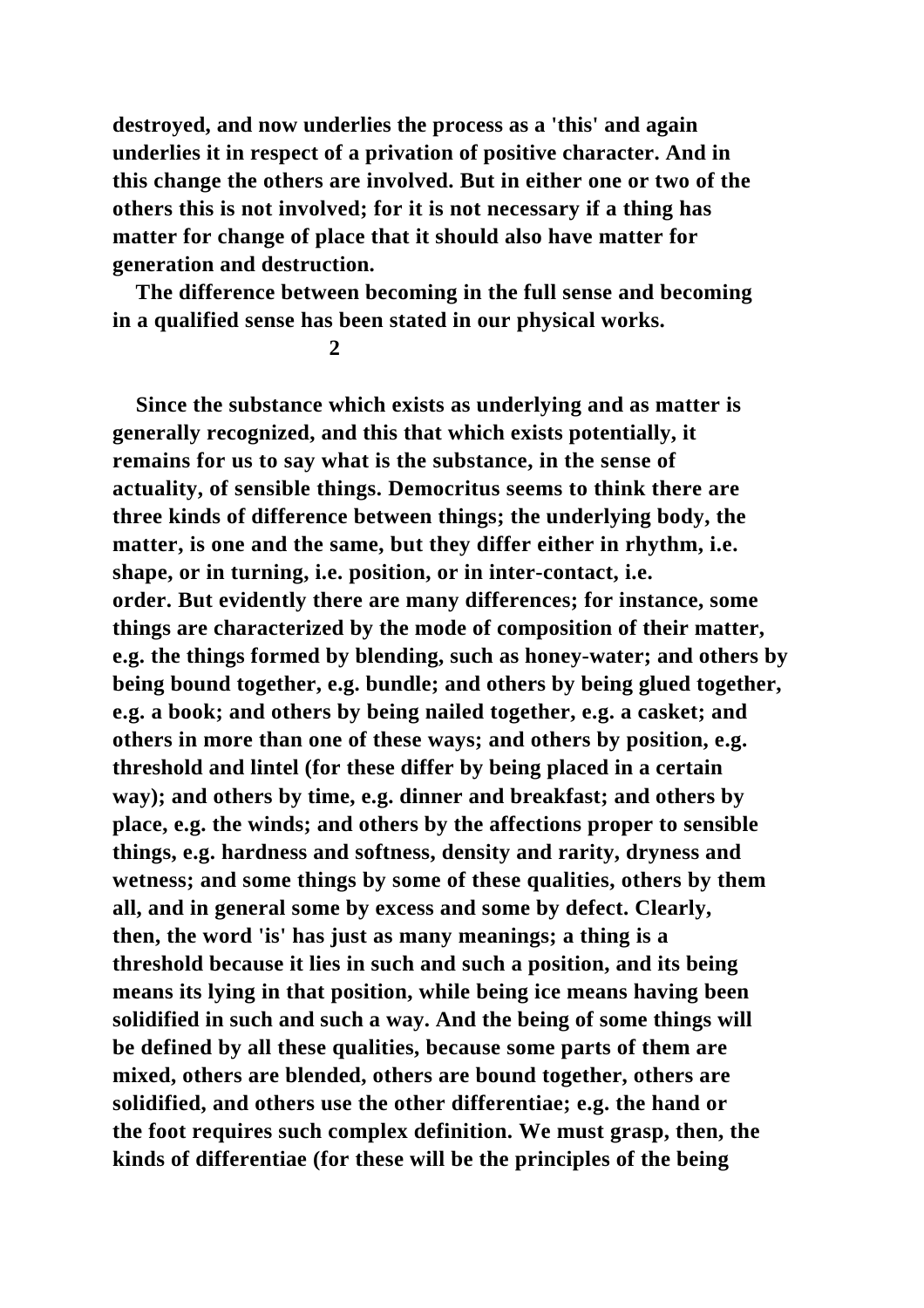destroyed, and now underlies the process as a 'this' and again underlies it in respect of a privation of positive character. And in this change the others are involved. But in either one or two of the others this is not involved; for it is not necessary if a thing has matter for change of place that it should also have matter for generation and destruction.

The difference between becoming in the full sense and becoming in a qualified sense has been stated in our physical works.

## 2

Since the substance which exists as underlying and as matter is generally recognized, and this that which exists potentially, it remains for us to say what is the substance, in the sense of actuality, of sensible things. Democritus seems to think there are three kinds of difference between things; the underlying body, the matter, is one and the same, but they differ either in rhythm, i.e. shape, or in turning, i.e. position, or in inter-contact, i.e. order. But evidently there are many differences; for instance, some things are characterized by the mode of composition of their matter, e.g. the things formed by blending, such as honey-water; and others by being bound together, e.g. bundle; and others by being glued together, e.g. a book; and others by being nailed together, e.g. a casket; and others in more than one of these ways; and others by position, e.g. threshold and lintel (for these differ by being placed in a certain way); and others by time, e.g. dinner and breakfast; and others by place, e.g. the winds; and others by the affections proper to sensible things, e.g. hardness and softness, density and rarity, dryness and wetness; and some things by some of these qualities, others by them all, and in general some by excess and some by defect. Clearly, then, the word 'is' has just as many meanings; a thing is a threshold because it lies in such and such a position, and its being means its lying in that position, while being ice means having been solidified in such and such a way. And the being of some things will be defined by all these qualities, because some parts of them are mixed, others are blended, others are bound together, others are solidified, and others use the other differentiae; e.g. the hand or the foot requires such complex definition. We must grasp, then, the kinds of differentiae (for these will be the principles of the being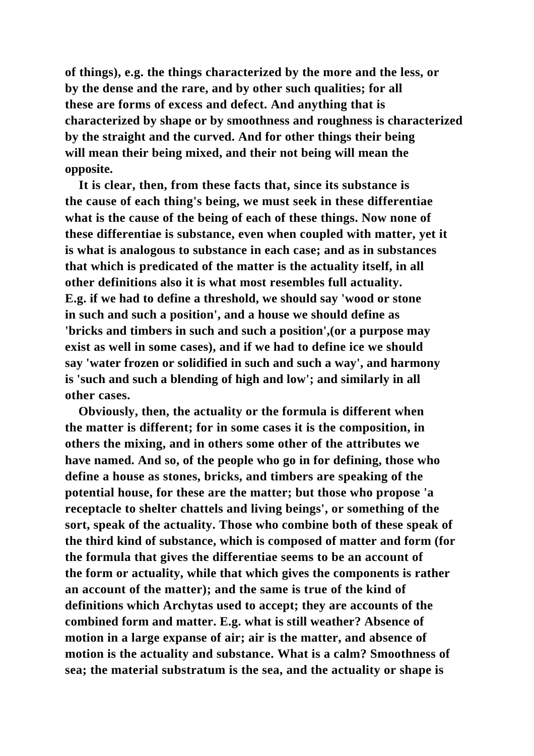of things), e.g. the things characterized by the more and the less, or by the dense and the rare, and by other such qualities; for all these are forms of excess and defect. And anything that is characterized by shape or by smoothness and roughness is characterized by the straight and the curved. And for other things their being will mean their being mixed, and their not being will mean the opposite.

It is clear, then, from these facts that, since its substance is the cause of each thing's being, we must seek in these differentiae what is the cause of the being of each of these things. Now none of these differentiae is substance, even when coupled with matter, yet it is what is analogous to substance in each case; and as in substances that which is predicated of the matter is the actuality itself, in all other definitions also it is what most resembles full actuality. E.g. if we had to define a threshold, we should say 'wood or stone in such and such a position', and a house we should define as 'bricks and timbers in such and such a position',(or a purpose may exist as well in some cases), and if we had to define ice we should say 'water frozen or solidified in such and such a way', and harmony is 'such and such a blending of high and low'; and similarly in all other cases.

Obviously, then, the actuality or the formula is different when the matter is different; for in some cases it is the composition, in others the mixing, and in others some other of the attributes we have named. And so, of the people who go in for defining, those who define a house as stones, bricks, and timbers are speaking of the potential house, for these are the matter; but those who propose 'a receptacle to shelter chattels and living beings', or something of the sort, speak of the actuality. Those who combine both of these speak of the third kind of substance, which is composed of matter and form (for the formula that gives the differentiae seems to be an account of the form or actuality, while that which gives the components is rather an account of the matter); and the same is true of the kind of definitions which Archytas used to accept; they are accounts of the combined form and matter. E.g. what is still weather? Absence of motion in a large expanse of air; air is the matter, and absence of motion is the actuality and substance. What is a calm? Smoothness of sea; the material substratum is the sea, and the actuality or shape is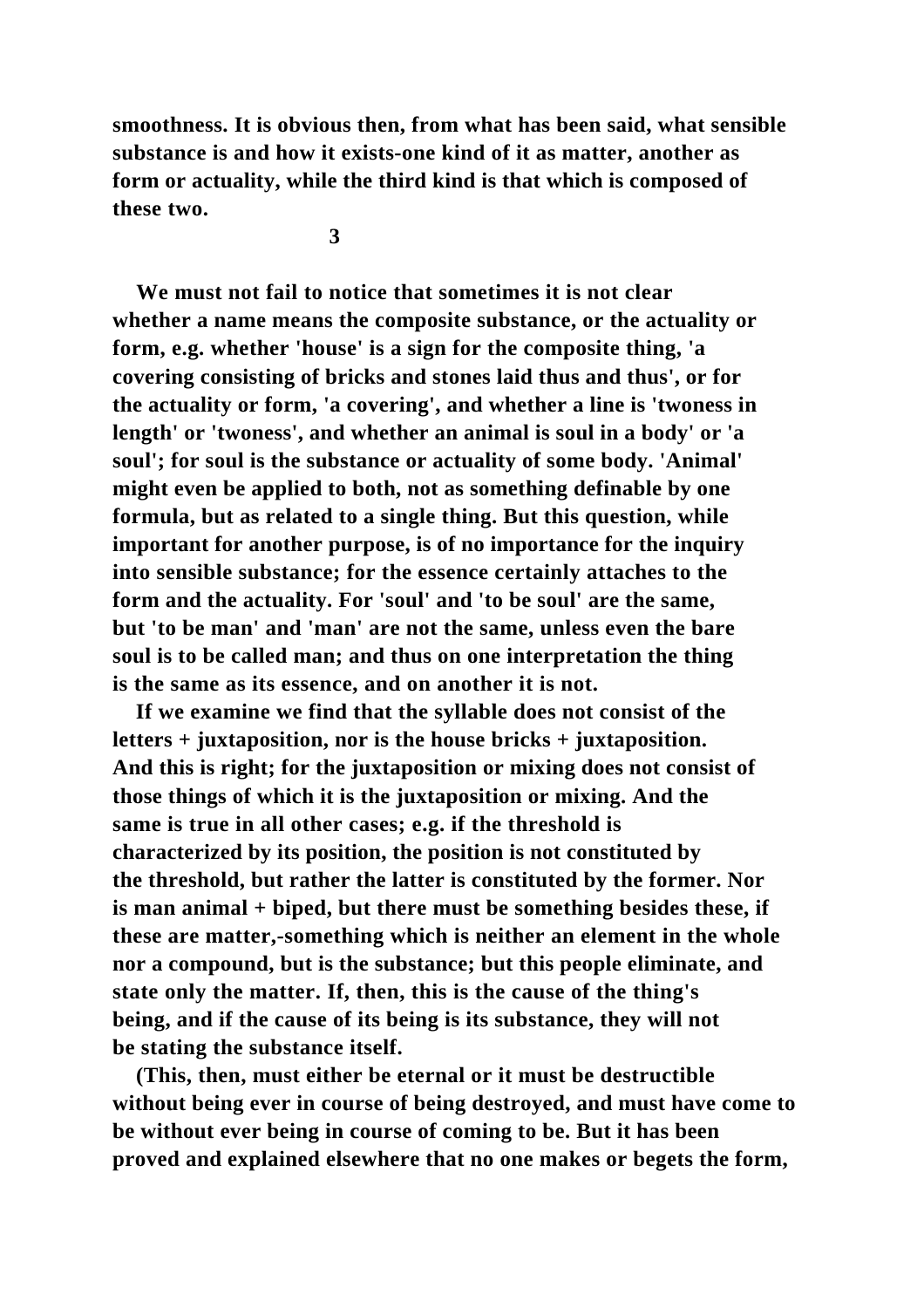smoothness. It is obvious then, from what has been said, what sensible substance is and how it exists-one kind of it as matter, another as form or actuality, while the third kind is that which is composed of these two.

## 3

We must not fail to notice that sometimes it is not clear whether a name means the composite substance, or the actuality or form, e.g. whether 'house' is a sign for the composite thing, 'a covering consisting of bricks and stones laid thus and thus', or for the actuality or form, 'a covering', and whether a line is 'twoness in length' or 'twoness', and whether an animal is soul in a body' or 'a soul'; for soul is the substance or actuality of some body. 'Animal' might even be applied to both, not as something definable by one formula, but as related to a single thing. But this question, while important for another purpose, is of no importance for the inquiry into sensible substance; for the essence certainly attaches to the form and the actuality. For 'soul' and 'to be soul' are the same, but 'to be man' and 'man' are not the same, unless even the bare soul is to be called man; and thus on one interpretation the thing is the same as its essence, and on another it is not.

If we examine we find that the syllable does not consist of the letters + juxtaposition, nor is the house bricks + juxtaposition. And this is right; for the juxtaposition or mixing does not consist of those things of which it is the juxtaposition or mixing. And the same is true in all other cases; e.g. if the threshold is characterized by its position, the position is not constituted by the threshold, but rather the latter is constituted by the former. Nor is man animal + biped, but there must be something besides these, if these are matter,-something which is neither an element in the whole nor a compound, but is the substance; but this people eliminate, and state only the matter. If, then, this is the cause of the thing's being, and if the cause of its being is its substance, they will not be stating the substance itself.

(This, then, must either be eternal or it must be destructible without being ever in course of being destroyed, and must have come to be without ever being in course of coming to be. But it has been proved and explained elsewhere that no one makes or begets the form,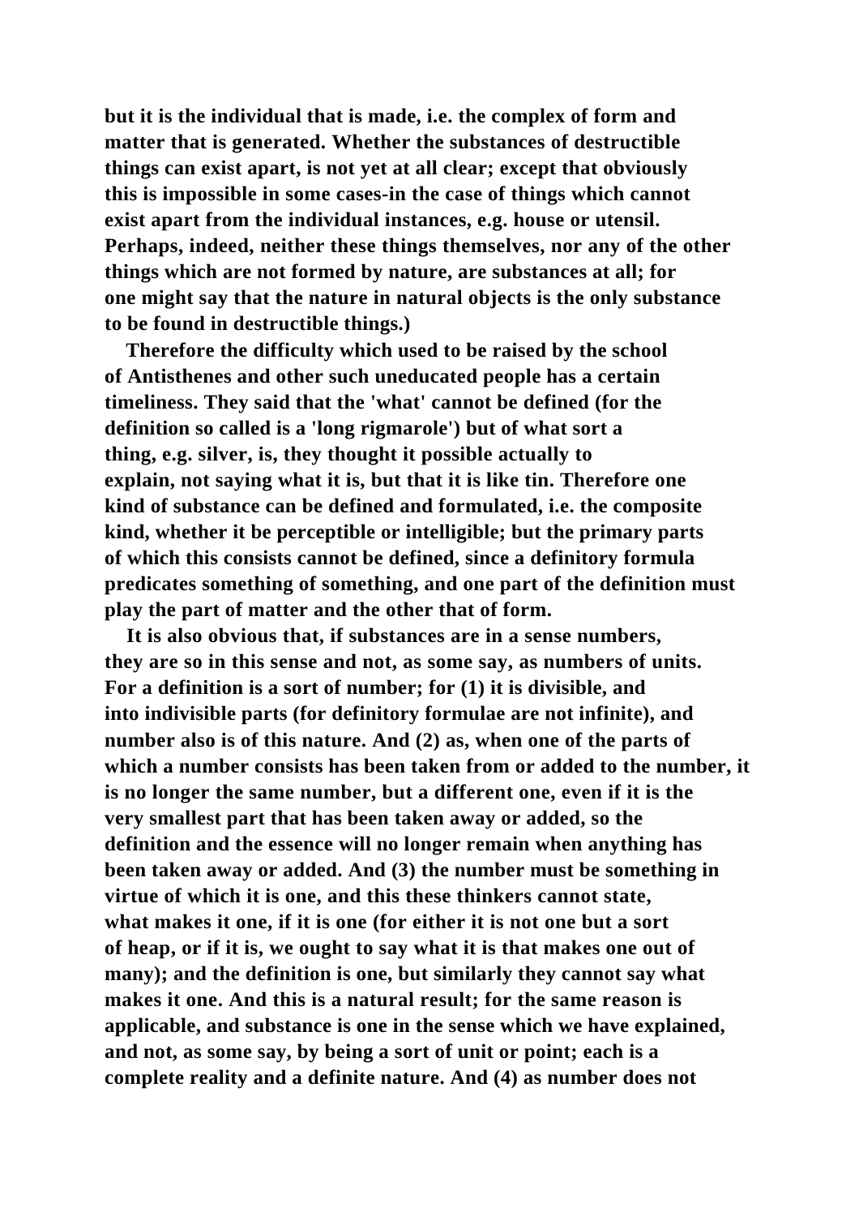but it is the individual that is made, i.e. the complex of form and matter that is generated. Whether the substances of destructible things can exist apart, is not yet at all clear; except that obviously this is impossible in some cases-in the case of things which cannot exist apart from the individual instances, e.g. house or utensil. Perhaps, indeed, neither these things themselves, nor any of the other things which are not formed by nature, are substances at all; for one might say that the nature in natural objects is the only substance to be found in destructible things.)

Therefore the difficulty which used to be raised by the school of Antisthenes and other such uneducated people has a certain timeliness. They said that the 'what' cannot be defined (for the definition so called is a 'long rigmarole') but of what sort a thing, e.g. silver, is, they thought it possible actually to explain, not saying what it is, but that it is like tin. Therefore one kind of substance can be defined and formulated, i.e. the composite kind, whether it be perceptible or intelligible; but the primary parts of which this consists cannot be defined, since a definitory formula predicates something of something, and one part of the definition must play the part of matter and the other that of form.

It is also obvious that, if substances are in a sense numbers, they are so in this sense and not, as some say, as numbers of units. For a definition is a sort of number; for (1) it is divisible, and into indivisible parts (for definitory formulae are not infinite), and number also is of this nature. And (2) as, when one of the parts of which a number consists has been taken from or added to the number, it is no longer the same number, but a different one, even if it is the very smallest part that has been taken away or added, so the definition and the essence will no longer remain when anything has been taken away or added. And (3) the number must be something in virtue of which it is one, and this these thinkers cannot state, what makes it one, if it is one (for either it is not one but a sort of heap, or if it is, we ought to say what it is that makes one out of many); and the definition is one, but similarly they cannot say what makes it one. And this is a natural result; for the same reason is applicable, and substance is one in the sense which we have explained, and not, as some say, by being a sort of unit or point; each is a complete reality and a definite nature. And (4) as number does not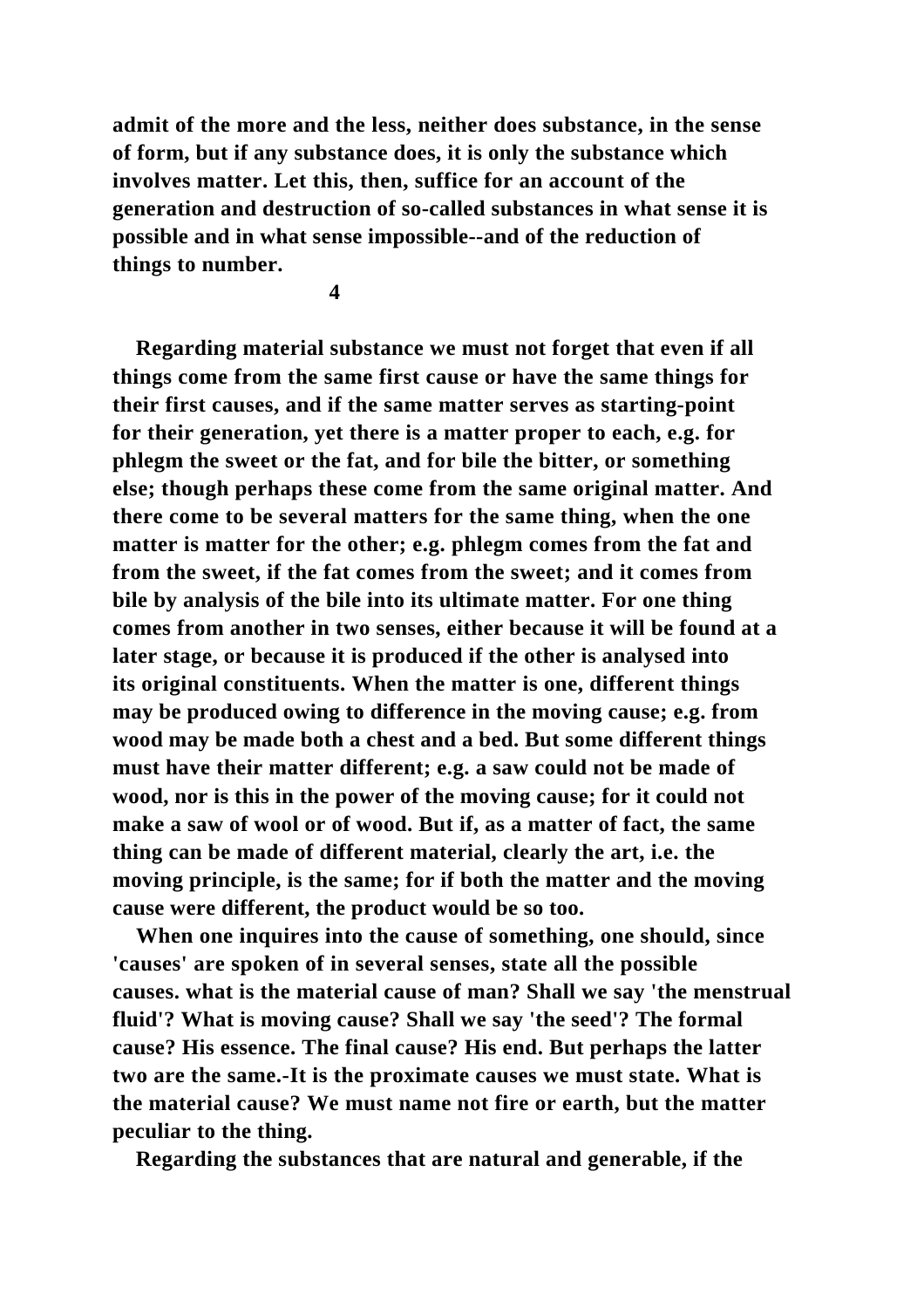admit of the more and the less, neither does substance, in the sense of form, but if any substance does, it is only the substance which involves matter. Let this, then, suffice for an account of the generation and destruction of so-called substances in what sense it is possible and in what sense impossible--and of the reduction of things to number.

## 4

Regarding material substance we must not forget that even if all things come from the same first cause or have the same things for their first causes, and if the same matter serves as starting-point for their generation, yet there is a matter proper to each, e.g. for phlegm the sweet or the fat, and for bile the bitter, or something else; though perhaps these come from the same original matter. And there come to be several matters for the same thing, when the one matter is matter for the other; e.g. phlegm comes from the fat and from the sweet, if the fat comes from the sweet; and it comes from bile by analysis of the bile into its ultimate matter. For one thing comes from another in two senses, either because it will be found at a later stage, or because it is produced if the other is analysed into its original constituents. When the matter is one, different things may be produced owing to difference in the moving cause; e.g. from wood may be made both a chest and a bed. But some different things must have their matter different; e.g. a saw could not be made of wood, nor is this in the power of the moving cause; for it could not make a saw of wool or of wood. But if, as a matter of fact, the same thing can be made of different material, clearly the art, i.e. the moving principle, is the same; for if both the matter and the moving cause were different, the product would be so too.

When one inquires into the cause of something, one should, since 'causes' are spoken of in several senses, state all the possible causes. what is the material cause of man? Shall we say 'the menstrual fluid'? What is moving cause? Shall we say 'the seed'? The formal cause? His essence. The final cause? His end. But perhaps the latter two are the same.-It is the proximate causes we must state. What is the material cause? We must name not fire or earth, but the matter peculiar to the thing.

Regarding the substances that are natural and generable, if the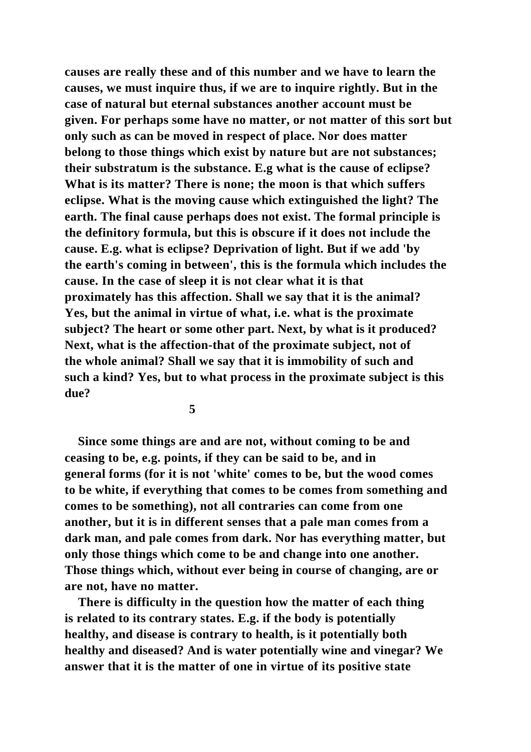causes are really these and of this number and we have to learn the causes, we must inquire thus, if we are to inquire rightly. But in the case of natural but eternal substances another account must be given. For perhaps some have no matter, or not matter of this sort but only such as can be moved in respect of place. Nor does matter belong to those things which exist by nature but are not substances; their substratum is the substance. E.g what is the cause of eclipse? What is its matter? There is none; the moon is that which suffers eclipse. What is the moving cause which extinguished the light? The earth. The final cause perhaps does not exist. The formal principle is the definitory formula, but this is obscure if it does not include the cause. E.g. what is eclipse? Deprivation of light. But if we add 'by the earth's coming in between', this is the formula which includes the cause. In the case of sleep it is not clear what it is that proximately has this affection. Shall we say that it is the animal? Yes, but the animal in virtue of what, i.e. what is the proximate subject? The heart or some other part. Next, by what is it produced? Next, what is the affection-that of the proximate subject, not of the whole animal? Shall we say that it is immobility of such and such a kind? Yes, but to what process in the proximate subject is this due?

## 5

Since some things are and are not, without coming to be and ceasing to be, e.g. points, if they can be said to be, and in general forms (for it is not 'white' comes to be, but the wood comes to be white, if everything that comes to be comes from something and comes to be something), not all contraries can come from one another, but it is in different senses that a pale man comes from a dark man, and pale comes from dark. Nor has everything matter, but only those things which come to be and change into one another. Those things which, without ever being in course of changing, are or are not, have no matter.

There is difficulty in the question how the matter of each thing is related to its contrary states. E.g. if the body is potentially healthy, and disease is contrary to health, is it potentially both healthy and diseased? And is water potentially wine and vinegar? We answer that it is the matter of one in virtue of its positive state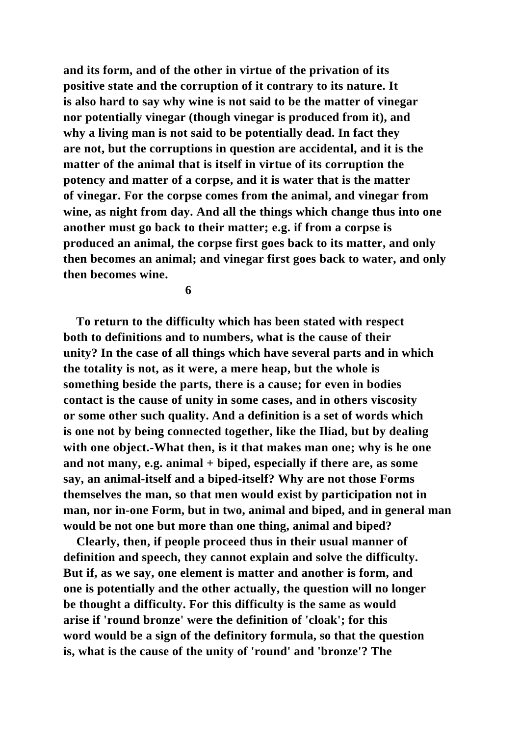and its form, and of the other in virtue of the privation of its positive state and the corruption of it contrary to its nature. It is also hard to say why wine is not said to be the matter of vinegar nor potentially vinegar (though vinegar is produced from it), and why a living man is not said to be potentially dead. In fact they are not, but the corruptions in question are accidental, and it is the matter of the animal that is itself in virtue of its corruption the potency and matter of a corpse, and it is water that is the matter of vinegar. For the corpse comes from the animal, and vinegar from wine, as night from day. And all the things which change thus into one another must go back to their matter; e.g. if from a corpse is produced an animal, the corpse first goes back to its matter, and only then becomes an animal; and vinegar first goes back to water, and only then becomes wine.

## 6

To return to the difficulty which has been stated with respect both to definitions and to numbers, what is the cause of their unity? In the case of all things which have several parts and in which the totality is not, as it were, a mere heap, but the whole is something beside the parts, there is a cause; for even in bodies contact is the cause of unity in some cases, and in others viscosity or some other such quality. And a definition is a set of words which is one not by being connected together, like the Iliad, but by dealing with one object.-What then, is it that makes man one; why is he one and not many, e.g. animal + biped, especially if there are, as some say, an animal-itself and a biped-itself? Why are not those Forms themselves the man, so that men would exist by participation not in man, nor in-one Form, but in two, animal and biped, and in general man would be not one but more than one thing, animal and biped?

Clearly, then, if people proceed thus in their usual manner of definition and speech, they cannot explain and solve the difficulty. But if, as we say, one element is matter and another is form, and one is potentially and the other actually, the question will no longer be thought a difficulty. For this difficulty is the same as would arise if 'round bronze' were the definition of 'cloak'; for this word would be a sign of the definitory formula, so that the question is, what is the cause of the unity of 'round' and 'bronze'? The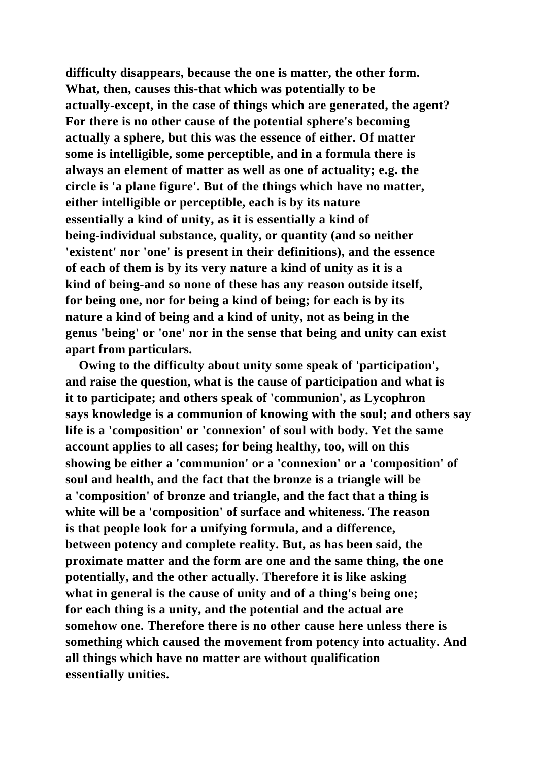difficulty disappears, because the one is matter, the other form. What, then, causes this-that which was potentially to be actually-except, in the case of things which are generated, the agent? For there is no other cause of the potential sphere's becoming actually a sphere, but this was the essence of either. Of matter some is intelligible, some perceptible, and in a formula there is always an element of matter as well as one of actuality; e.g. the circle is 'a plane figure'. But of the things which have no matter, either intelligible or perceptible, each is by its nature essentially a kind of unity, as it is essentially a kind of being-individual substance, quality, or quantity (and so neither 'existent' nor 'one' is present in their definitions), and the essence of each of them is by its very nature a kind of unity as it is a kind of being-and so none of these has any reason outside itself, for being one, nor for being a kind of being; for each is by its nature a kind of being and a kind of unity, not as being in the genus 'being' or 'one' nor in the sense that being and unity can exist apart from particulars.

Owing to the difficulty about unity some speak of 'participation', and raise the question, what is the cause of participation and what is it to participate; and others speak of 'communion', as Lycophron says knowledge is a communion of knowing with the soul; and others say life is a 'composition' or 'connexion' of soul with body. Yet the same account applies to all cases; for being healthy, too, will on this showing be either a 'communion' or a 'connexion' or a 'composition' of soul and health, and the fact that the bronze is a triangle will be a 'composition' of bronze and triangle, and the fact that a thing is white will be a 'composition' of surface and whiteness. The reason is that people look for a unifying formula, and a difference, between potency and complete reality. But, as has been said, the proximate matter and the form are one and the same thing, the one potentially, and the other actually. Therefore it is like asking what in general is the cause of unity and of a thing's being one; for each thing is a unity, and the potential and the actual are somehow one. Therefore there is no other cause here unless there is something which caused the movement from potency into actuality. And all things which have no matter are without qualification essentially unities.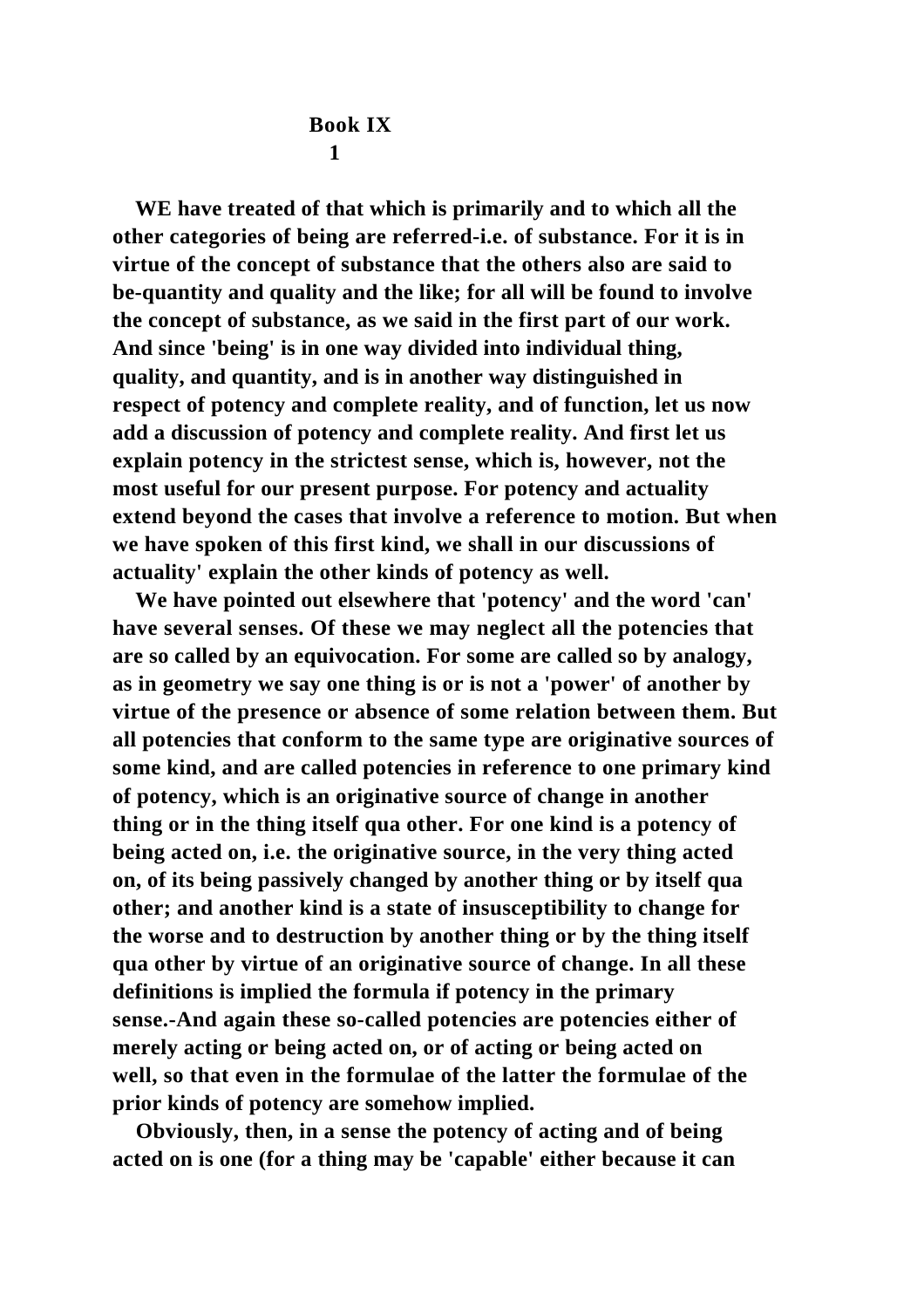## Book IX

### 1

WE have treated of that which is primarily and to which all the other categories of being are referred-i.e. of substance. For it is in virtue of the concept of substance that the others also are said to be-quantity and quality and the like; for all will be found to involve the concept of substance, as we said in the first part of our work. And since 'being' is in one way divided into individual thing, quality, and quantity, and is in another way distinguished in respect of potency and complete reality, and of function, let us now add a discussion of potency and complete reality. And first let us explain potency in the strictest sense, which is, however, not the most useful for our present purpose. For potency and actuality extend beyond the cases that involve a reference to motion. But when we have spoken of this first kind, we shall in our discussions of actuality' explain the other kinds of potency as well.

We have pointed out elsewhere that 'potency' and the word 'can' have several senses. Of these we may neglect all the potencies that are so called by an equivocation. For some are called so by analogy, as in geometry we say one thing is or is not a 'power' of another by virtue of the presence or absence of some relation between them. But all potencies that conform to the same type are originative sources of some kind, and are called potencies in reference to one primary kind of potency, which is an originative source of change in another thing or in the thing itself qua other. For one kind is a potency of being acted on, i.e. the originative source, in the very thing acted on, of its being passively changed by another thing or by itself qua other; and another kind is a state of insusceptibility to change for the worse and to destruction by another thing or by the thing itself qua other by virtue of an originative source of change. In all these definitions is implied the formula if potency in the primary sense.-And again these so-called potencies are potencies either of merely acting or being acted on, or of acting or being acted on well, so that even in the formulae of the latter the formulae of the prior kinds of potency are somehow implied.

Obviously, then, in a sense the potency of acting and of being acted on is one (for a thing may be 'capable' either because it can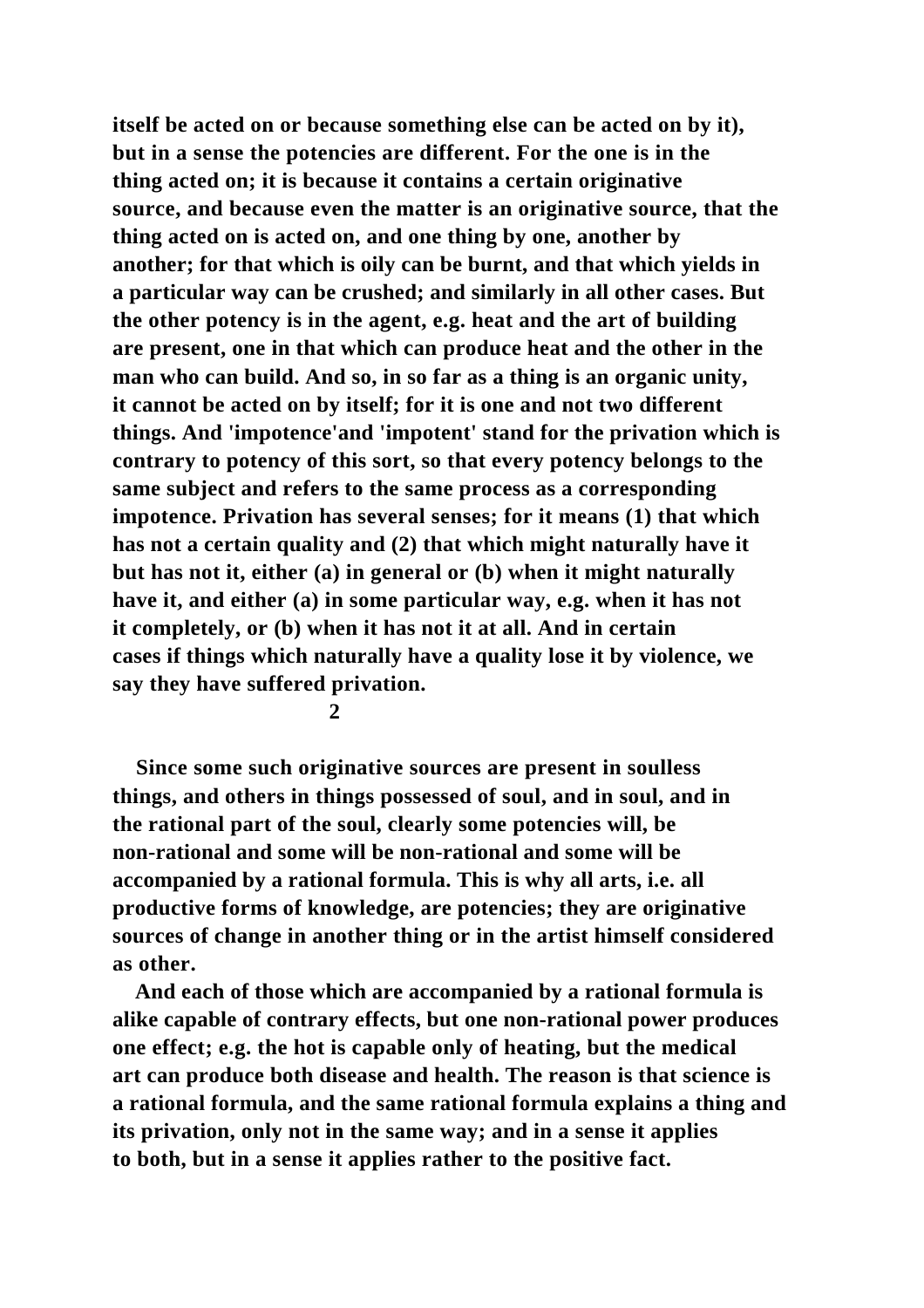itself be acted on or because something else can be acted on by it), but in a sense the potencies are different. For the one is in the thing acted on; it is because it contains a certain originative source, and because even the matter is an originative source, that the thing acted on is acted on, and one thing by one, another by another; for that which is oily can be burnt, and that which yields in a particular way can be crushed; and similarly in all other cases. But the other potency is in the agent, e.g. heat and the art of building are present, one in that which can produce heat and the other in the man who can build. And so, in so far as a thing is an organic unity, it cannot be acted on by itself; for it is one and not two different things. And 'impotence'and 'impotent' stand for the privation which is contrary to potency of this sort, so that every potency belongs to the same subject and refers to the same process as a corresponding impotence. Privation has several senses; for it means (1) that which has not a certain quality and (2) that which might naturally have it but has not it, either (a) in general or (b) when it might naturally have it, and either (a) in some particular way, e.g. when it has not it completely, or (b) when it has not it at all. And in certain cases if things which naturally have a quality lose it by violence, we say they have suffered privation.

## 2

Since some such originative sources are present in soulless things, and others in things possessed of soul, and in soul, and in the rational part of the soul, clearly some potencies will, be non-rational and some will be non-rational and some will be accompanied by a rational formula. This is why all arts, i.e. all productive forms of knowledge, are potencies; they are originative sources of change in another thing or in the artist himself considered as other.

And each of those which are accompanied by a rational formula is alike capable of contrary effects, but one non-rational power produces one effect; e.g. the hot is capable only of heating, but the medical art can produce both disease and health. The reason is that science is a rational formula, and the same rational formula explains a thing and its privation, only not in the same way; and in a sense it applies to both, but in a sense it applies rather to the positive fact.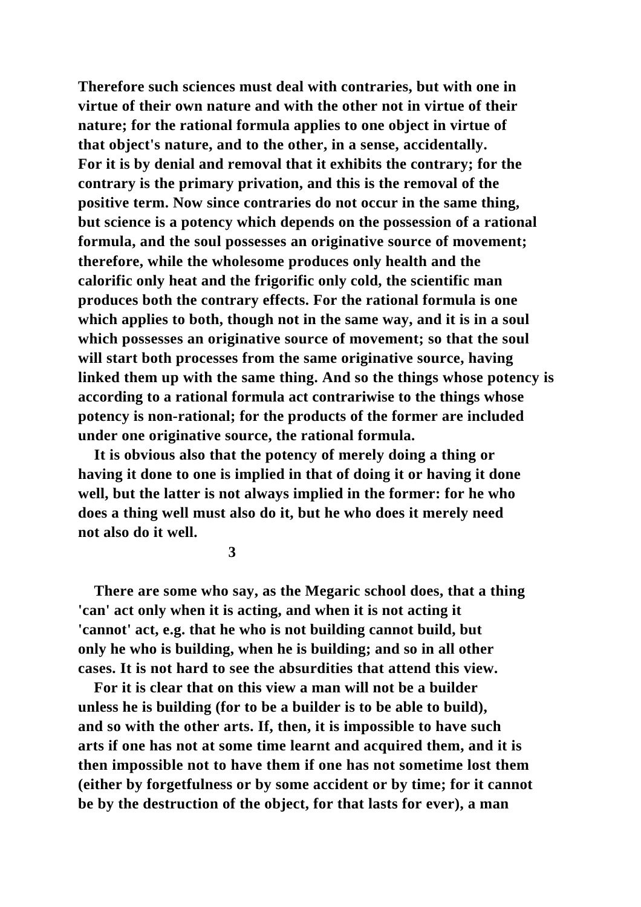Therefore such sciences must deal with contraries, but with one in virtue of their own nature and with the other not in virtue of their nature; for the rational formula applies to one object in virtue of that object's nature, and to the other, in a sense, accidentally. For it is by denial and removal that it exhibits the contrary; for the contrary is the primary privation, and this is the removal of the positive term. Now since contraries do not occur in the same thing, but science is a potency which depends on the possession of a rational formula, and the soul possesses an originative source of movement; therefore, while the wholesome produces only health and the calorific only heat and the frigorific only cold, the scientific man produces both the contrary effects. For the rational formula is one which applies to both, though not in the same way, and it is in a soul which possesses an originative source of movement; so that the soul will start both processes from the same originative source, having linked them up with the same thing. And so the things whose potency is according to a rational formula act contrariwise to the things whose potency is non-rational; for the products of the former are included under one originative source, the rational formula.

It is obvious also that the potency of merely doing a thing or having it done to one is implied in that of doing it or having it done well, but the latter is not always implied in the former: for he who does a thing well must also do it, but he who does it merely need not also do it well.

## 3

There are some who say, as the Megaric school does, that a thing 'can' act only when it is acting, and when it is not acting it 'cannot' act, e.g. that he who is not building cannot build, but only he who is building, when he is building; and so in all other cases. It is not hard to see the absurdities that attend this view.

For it is clear that on this view a man will not be a builder unless he is building (for to be a builder is to be able to build), and so with the other arts. If, then, it is impossible to have such arts if one has not at some time learnt and acquired them, and it is then impossible not to have them if one has not sometime lost them (either by forgetfulness or by some accident or by time; for it cannot be by the destruction of the object, for that lasts for ever), a man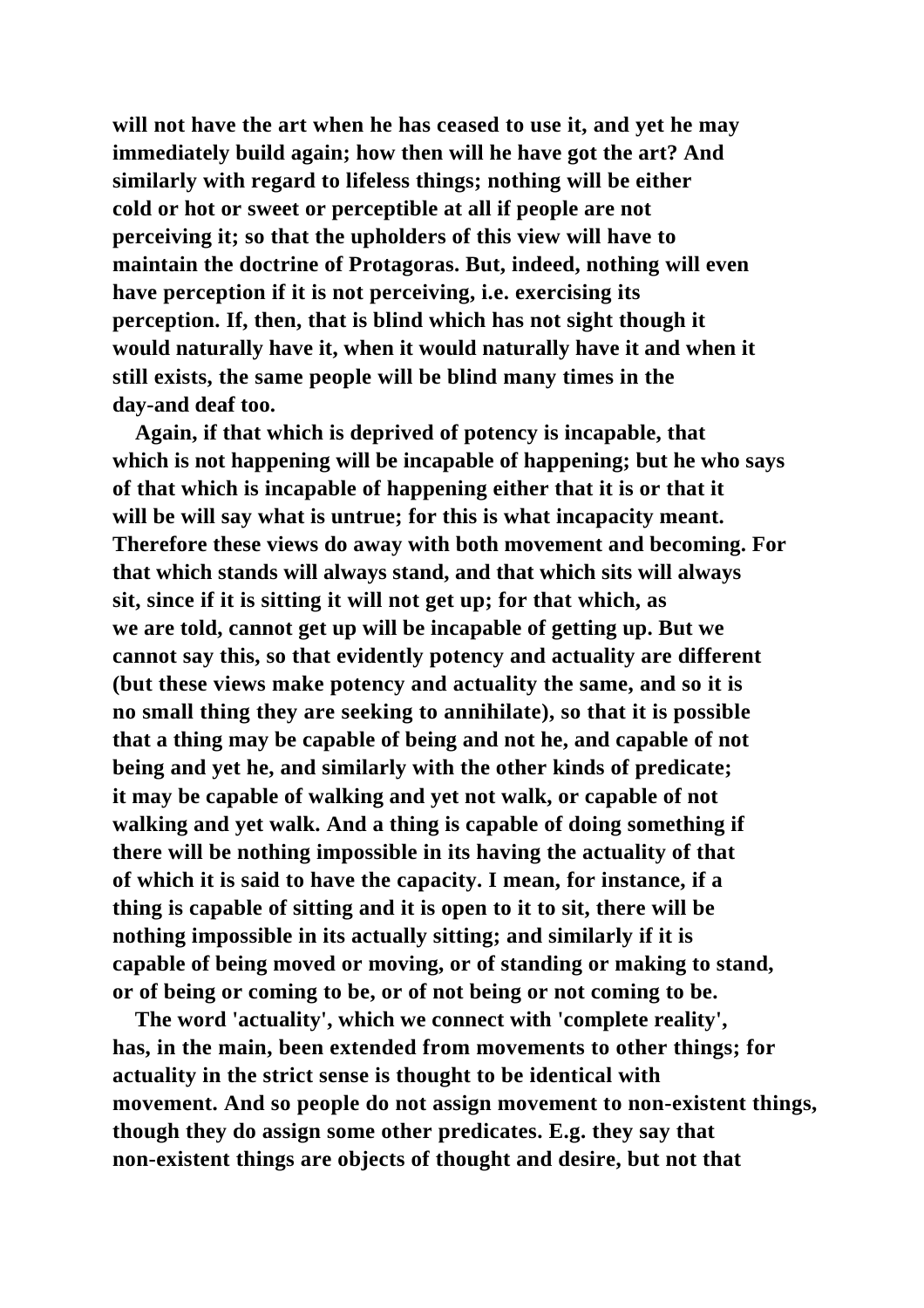will not have the art when he has ceased to use it, and yet he may immediately build again; how then will he have got the art? And similarly with regard to lifeless things; nothing will be either cold or hot or sweet or perceptible at all if people are not perceiving it; so that the upholders of this view will have to maintain the doctrine of Protagoras. But, indeed, nothing will even have perception if it is not perceiving, i.e. exercising its perception. If, then, that is blind which has not sight though it would naturally have it, when it would naturally have it and when it still exists, the same people will be blind many times in the day-and deaf too.

Again, if that which is deprived of potency is incapable, that which is not happening will be incapable of happening; but he who says of that which is incapable of happening either that it is or that it will be will say what is untrue; for this is what incapacity meant. Therefore these views do away with both movement and becoming. For that which stands will always stand, and that which sits will always sit, since if it is sitting it will not get up; for that which, as we are told, cannot get up will be incapable of getting up. But we cannot say this, so that evidently potency and actuality are different (but these views make potency and actuality the same, and so it is no small thing they are seeking to annihilate), so that it is possible that a thing may be capable of being and not he, and capable of not being and yet he, and similarly with the other kinds of predicate; it may be capable of walking and yet not walk, or capable of not walking and yet walk. And a thing is capable of doing something if there will be nothing impossible in its having the actuality of that of which it is said to have the capacity. I mean, for instance, if a thing is capable of sitting and it is open to it to sit, there will be nothing impossible in its actually sitting; and similarly if it is capable of being moved or moving, or of standing or making to stand, or of being or coming to be, or of not being or not coming to be.

The word 'actuality', which we connect with 'complete reality', has, in the main, been extended from movements to other things; for actuality in the strict sense is thought to be identical with movement. And so people do not assign movement to non-existent things, though they do assign some other predicates. E.g. they say that non-existent things are objects of thought and desire, but not that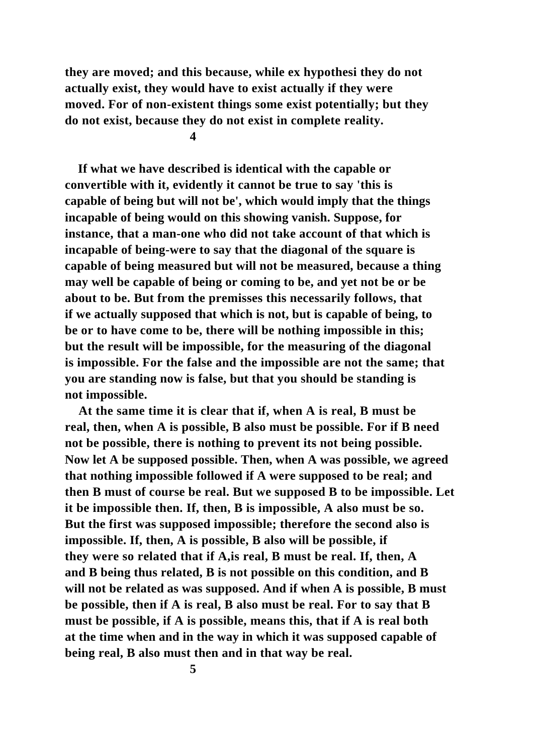they are moved; and this because, while ex hypothesi they do not actually exist, they would have to exist actually if they were moved. For of non-existent things some exist potentially; but they do not exist, because they do not exist in complete reality.

## 4

If what we have described is identical with the capable or convertible with it, evidently it cannot be true to say 'this is capable of being but will not be', which would imply that the things incapable of being would on this showing vanish. Suppose, for instance, that a man-one who did not take account of that which is incapable of being-were to say that the diagonal of the square is capable of being measured but will not be measured, because a thing may well be capable of being or coming to be, and yet not be or be about to be. But from the premisses this necessarily follows, that if we actually supposed that which is not, but is capable of being, to be or to have come to be, there will be nothing impossible in this; but the result will be impossible, for the measuring of the diagonal is impossible. For the false and the impossible are not the same; that you are standing now is false, but that you should be standing is not impossible.

At the same time it is clear that if, when A is real, B must be real, then, when A is possible, B also must be possible. For if B need not be possible, there is nothing to prevent its not being possible. Now let A be supposed possible. Then, when A was possible, we agreed that nothing impossible followed if A were supposed to be real; and then B must of course be real. But we supposed B to be impossible. Let it be impossible then. If, then, B is impossible, A also must be so. But the first was supposed impossible; therefore the second also is impossible. If, then, A is possible, B also will be possible, if they were so related that if A,is real, B must be real. If, then, A and B being thus related, B is not possible on this condition, and B will not be related as was supposed. And if when A is possible, B must be possible, then if A is real, B also must be real. For to say that B must be possible, if A is possible, means this, that if A is real both at the time when and in the way in which it was supposed capable of being real, B also must then and in that way be real.

## 5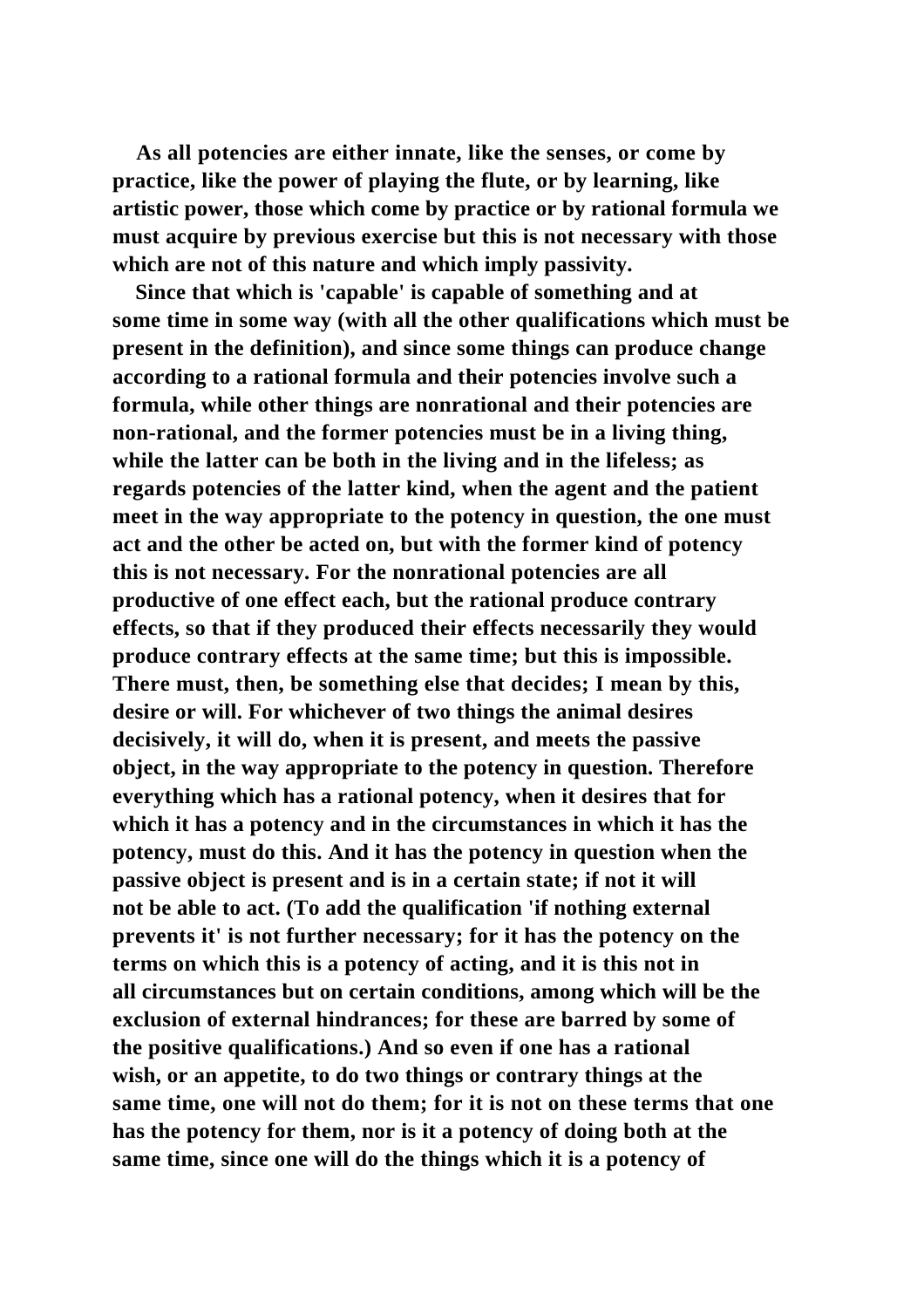As all potencies are either innate, like the senses, or come by practice, like the power of playing the flute, or by learning, like artistic power, those which come by practice or by rational formula we must acquire by previous exercise but this is not necessary with those which are not of this nature and which imply passivity.

Since that which is 'capable' is capable of something and at some time in some way (with all the other qualifications which must be present in the definition), and since some things can produce change according to a rational formula and their potencies involve such a formula, while other things are nonrational and their potencies are non-rational, and the former potencies must be in a living thing, while the latter can be both in the living and in the lifeless; as regards potencies of the latter kind, when the agent and the patient meet in the way appropriate to the potency in question, the one must act and the other be acted on, but with the former kind of potency this is not necessary. For the nonrational potencies are all productive of one effect each, but the rational produce contrary effects, so that if they produced their effects necessarily they would produce contrary effects at the same time; but this is impossible. There must, then, be something else that decides; I mean by this, desire or will. For whichever of two things the animal desires decisively, it will do, when it is present, and meets the passive object, in the way appropriate to the potency in question. Therefore everything which has a rational potency, when it desires that for which it has a potency and in the circumstances in which it has the potency, must do this. And it has the potency in question when the passive object is present and is in a certain state; if not it will not be able to act. (To add the qualification 'if nothing external prevents it' is not further necessary; for it has the potency on the terms on which this is a potency of acting, and it is this not in all circumstances but on certain conditions, among which will be the exclusion of external hindrances; for these are barred by some of the positive qualifications.) And so even if one has a rational wish, or an appetite, to do two things or contrary things at the same time, one will not do them; for it is not on these terms that one has the potency for them, nor is it a potency of doing both at the same time, since one will do the things which it is a potency of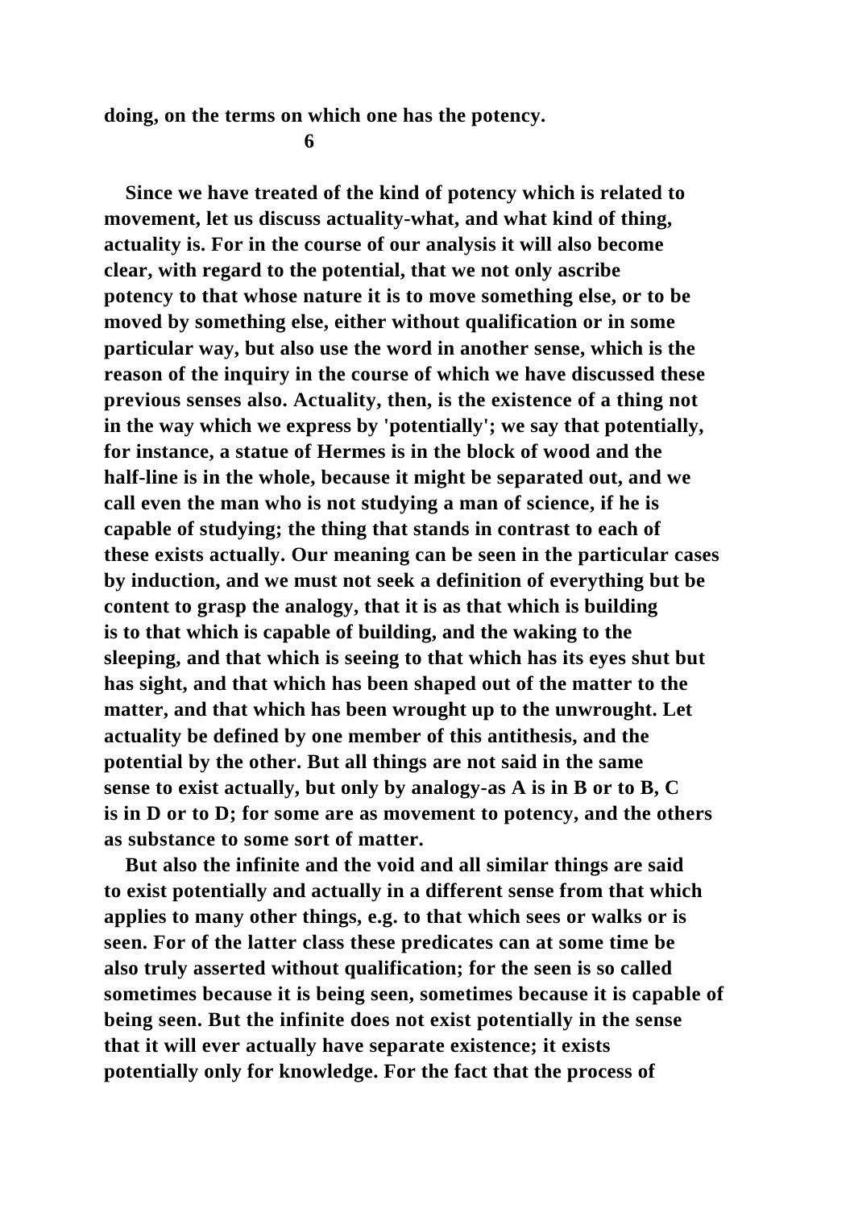doing, on the terms on which one has the potency.

## 6

Since we have treated of the kind of potency which is related to movement, let us discuss actuality-what, and what kind of thing, actuality is. For in the course of our analysis it will also become clear, with regard to the potential, that we not only ascribe potency to that whose nature it is to move something else, or to be moved by something else, either without qualification or in some particular way, but also use the word in another sense, which is the reason of the inquiry in the course of which we have discussed these previous senses also. Actuality, then, is the existence of a thing not in the way which we express by 'potentially'; we say that potentially, for instance, a statue of Hermes is in the block of wood and the half-line is in the whole, because it might be separated out, and we call even the man who is not studying a man of science, if he is capable of studying; the thing that stands in contrast to each of these exists actually. Our meaning can be seen in the particular cases by induction, and we must not seek a definition of everything but be content to grasp the analogy, that it is as that which is building is to that which is capable of building, and the waking to the sleeping, and that which is seeing to that which has its eyes shut but has sight, and that which has been shaped out of the matter to the matter, and that which has been wrought up to the unwrought. Let actuality be defined by one member of this antithesis, and the potential by the other. But all things are not said in the same sense to exist actually, but only by analogy-as A is in B or to B, C is in D or to D; for some are as movement to potency, and the others as substance to some sort of matter.

But also the infinite and the void and all similar things are said to exist potentially and actually in a different sense from that which applies to many other things, e.g. to that which sees or walks or is seen. For of the latter class these predicates can at some time be also truly asserted without qualification; for the seen is so called sometimes because it is being seen, sometimes because it is capable of being seen. But the infinite does not exist potentially in the sense that it will ever actually have separate existence; it exists potentially only for knowledge. For the fact that the process of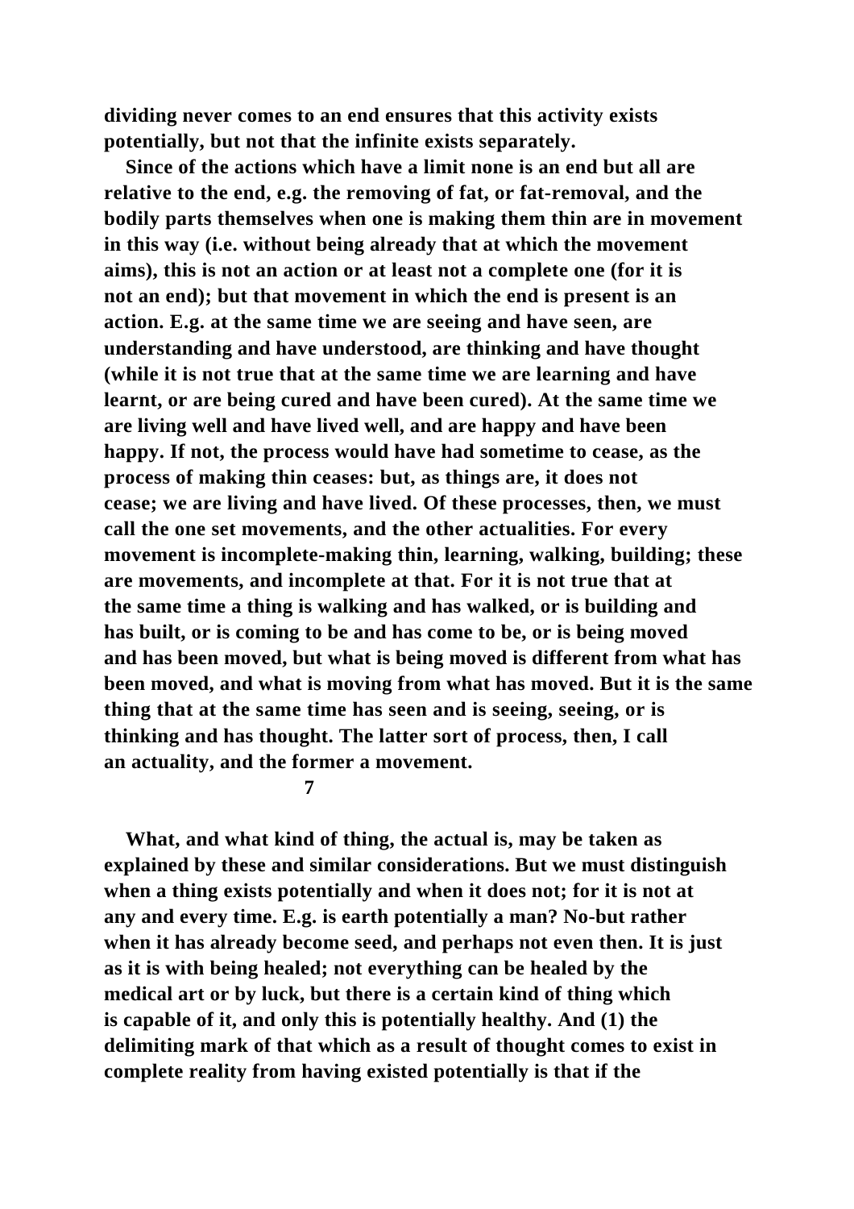dividing never comes to an end ensures that this activity exists potentially, but not that the infinite exists separately.

Since of the actions which have a limit none is an end but all are relative to the end, e.g. the removing of fat, or fat-removal, and the bodily parts themselves when one is making them thin are in movement in this way (i.e. without being already that at which the movement aims), this is not an action or at least not a complete one (for it is not an end); but that movement in which the end is present is an action. E.g. at the same time we are seeing and have seen, are understanding and have understood, are thinking and have thought (while it is not true that at the same time we are learning and have learnt, or are being cured and have been cured). At the same time we are living well and have lived well, and are happy and have been happy. If not, the process would have had sometime to cease, as the process of making thin ceases: but, as things are, it does not cease; we are living and have lived. Of these processes, then, we must call the one set movements, and the other actualities. For every movement is incomplete-making thin, learning, walking, building; these are movements, and incomplete at that. For it is not true that at the same time a thing is walking and has walked, or is building and has built, or is coming to be and has come to be, or is being moved and has been moved, but what is being moved is different from what has been moved, and what is moving from what has moved. But it is the same thing that at the same time has seen and is seeing, seeing, or is thinking and has thought. The latter sort of process, then, I call an actuality, and the former a movement.

## 7

What, and what kind of thing, the actual is, may be taken as explained by these and similar considerations. But we must distinguish when a thing exists potentially and when it does not; for it is not at any and every time. E.g. is earth potentially a man? No-but rather when it has already become seed, and perhaps not even then. It is just as it is with being healed; not everything can be healed by the medical art or by luck, but there is a certain kind of thing which is capable of it, and only this is potentially healthy. And (1) the delimiting mark of that which as a result of thought comes to exist in complete reality from having existed potentially is that if the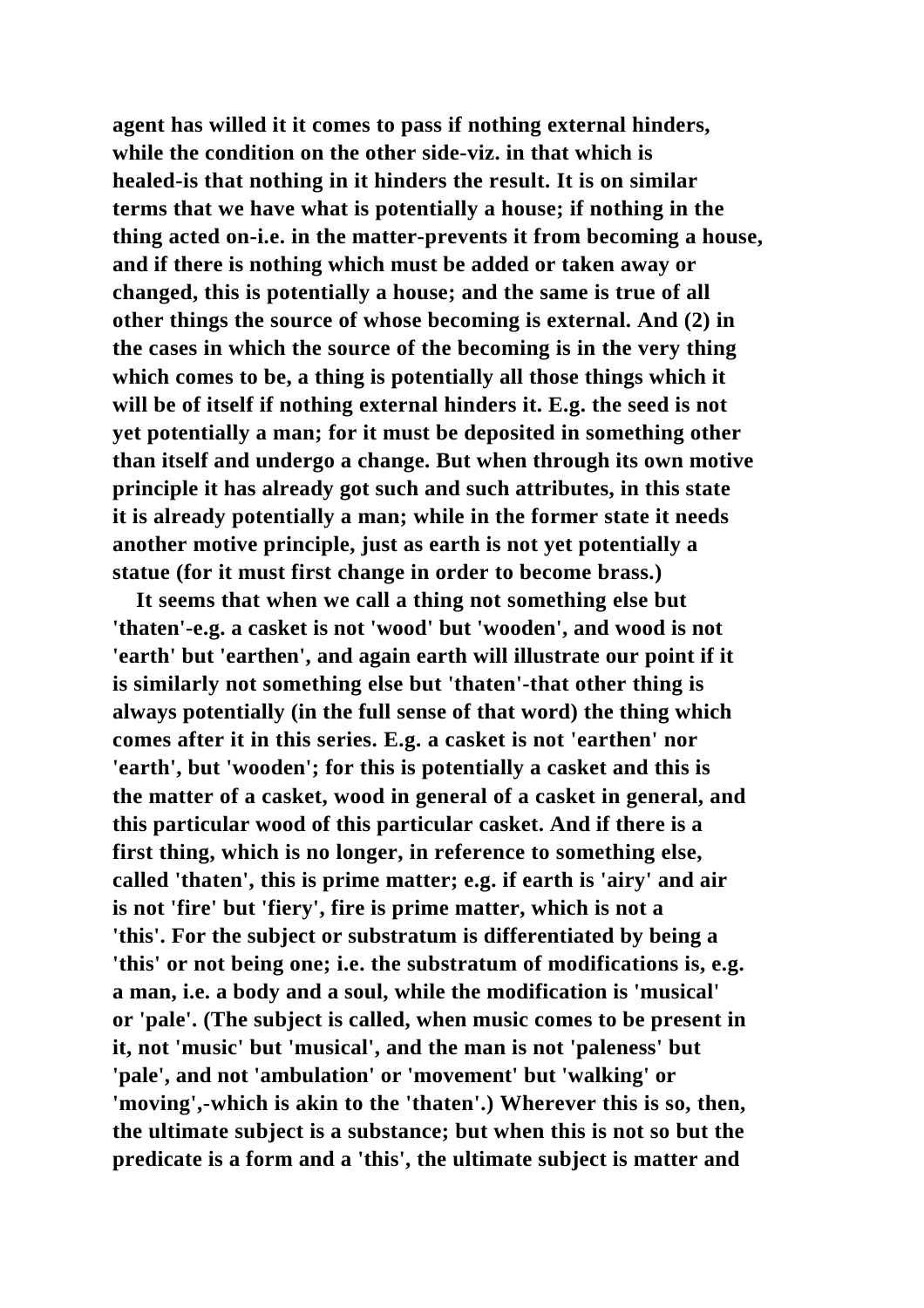agent has willed it it comes to pass if nothing external hinders, while the condition on the other side-viz. in that which is healed-is that nothing in it hinders the result. It is on similar terms that we have what is potentially a house; if nothing in the thing acted on-i.e. in the matter-prevents it from becoming a house, and if there is nothing which must be added or taken away or changed, this is potentially a house; and the same is true of all other things the source of whose becoming is external. And (2) in the cases in which the source of the becoming is in the very thing which comes to be, a thing is potentially all those things which it will be of itself if nothing external hinders it. E.g. the seed is not yet potentially a man; for it must be deposited in something other than itself and undergo a change. But when through its own motive principle it has already got such and such attributes, in this state it is already potentially a man; while in the former state it needs another motive principle, just as earth is not yet potentially a statue (for it must first change in order to become brass.)

It seems that when we call a thing not something else but 'thaten'-e.g. a casket is not 'wood' but 'wooden', and wood is not 'earth' but 'earthen', and again earth will illustrate our point if it is similarly not something else but 'thaten'-that other thing is always potentially (in the full sense of that word) the thing which comes after it in this series. E.g. a casket is not 'earthen' nor 'earth', but 'wooden'; for this is potentially a casket and this is the matter of a casket, wood in general of a casket in general, and this particular wood of this particular casket. And if there is a first thing, which is no longer, in reference to something else, called 'thaten', this is prime matter; e.g. if earth is 'airy' and air is not 'fire' but 'fiery', fire is prime matter, which is not a 'this'. For the subject or substratum is differentiated by being a 'this' or not being one; i.e. the substratum of modifications is, e.g. a man, i.e. a body and a soul, while the modification is 'musical' or 'pale'. (The subject is called, when music comes to be present in it, not 'music' but 'musical', and the man is not 'paleness' but 'pale', and not 'ambulation' or 'movement' but 'walking' or 'moving',-which is akin to the 'thaten'.) Wherever this is so, then, the ultimate subject is a substance; but when this is not so but the predicate is a form and a 'this', the ultimate subject is matter and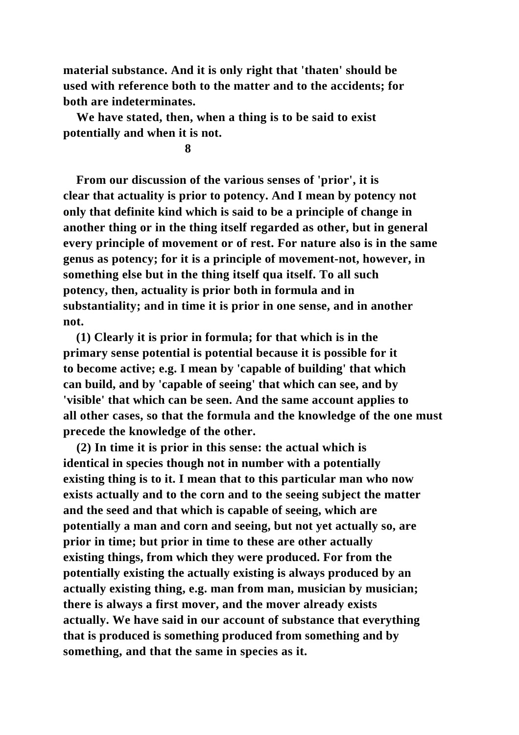material substance. And it is only right that 'thaten' should be used with reference both to the matter and to the accidents; for both are indeterminates.

We have stated, then, when a thing is to be said to exist potentially and when it is not.

## 8

From our discussion of the various senses of 'prior', it is clear that actuality is prior to potency. And I mean by potency not only that definite kind which is said to be a principle of change in another thing or in the thing itself regarded as other, but in general every principle of movement or of rest. For nature also is in the same genus as potency; for it is a principle of movement-not, however, in something else but in the thing itself qua itself. To all such potency, then, actuality is prior both in formula and in substantiality; and in time it is prior in one sense, and in another not.

(1) Clearly it is prior in formula; for that which is in the primary sense potential is potential because it is possible for it to become active; e.g. I mean by 'capable of building' that which can build, and by 'capable of seeing' that which can see, and by 'visible' that which can be seen. And the same account applies to all other cases, so that the formula and the knowledge of the one must precede the knowledge of the other.

(2) In time it is prior in this sense: the actual which is identical in species though not in number with a potentially existing thing is to it. I mean that to this particular man who now exists actually and to the corn and to the seeing subject the matter and the seed and that which is capable of seeing, which are potentially a man and corn and seeing, but not yet actually so, are prior in time; but prior in time to these are other actually existing things, from which they were produced. For from the potentially existing the actually existing is always produced by an actually existing thing, e.g. man from man, musician by musician; there is always a first mover, and the mover already exists actually. We have said in our account of substance that everything that is produced is something produced from something and by something, and that the same in species as it.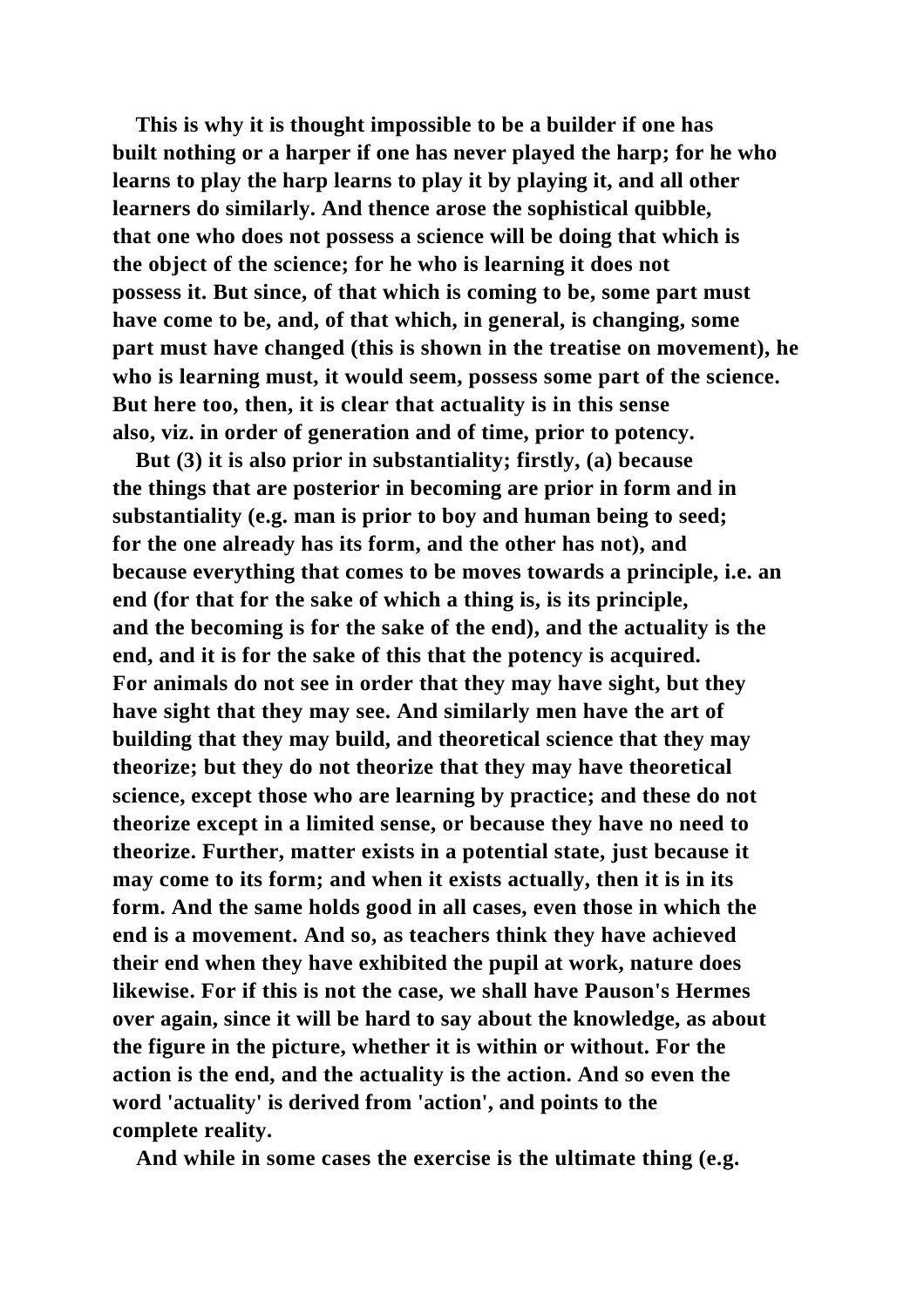This is why it is thought impossible to be a builder if one has built nothing or a harper if one has never played the harp; for he who learns to play the harp learns to play it by playing it, and all other learners do similarly. And thence arose the sophistical quibble, that one who does not possess a science will be doing that which is the object of the science; for he who is learning it does not possess it. But since, of that which is coming to be, some part must have come to be, and, of that which, in general, is changing, some part must have changed (this is shown in the treatise on movement), he who is learning must, it would seem, possess some part of the science. But here too, then, it is clear that actuality is in this sense also, viz. in order of generation and of time, prior to potency.

But (3) it is also prior in substantiality; firstly, (a) because the things that are posterior in becoming are prior in form and in substantiality (e.g. man is prior to boy and human being to seed; for the one already has its form, and the other has not), and because everything that comes to be moves towards a principle, i.e. an end (for that for the sake of which a thing is, is its principle, and the becoming is for the sake of the end), and the actuality is the end, and it is for the sake of this that the potency is acquired. For animals do not see in order that they may have sight, but they have sight that they may see. And similarly men have the art of building that they may build, and theoretical science that they may theorize; but they do not theorize that they may have theoretical science, except those who are learning by practice; and these do not theorize except in a limited sense, or because they have no need to theorize. Further, matter exists in a potential state, just because it may come to its form; and when it exists actually, then it is in its form. And the same holds good in all cases, even those in which the end is a movement. And so, as teachers think they have achieved their end when they have exhibited the pupil at work, nature does likewise. For if this is not the case, we shall have Pauson's Hermes over again, since it will be hard to say about the knowledge, as about the figure in the picture, whether it is within or without. For the action is the end, and the actuality is the action. And so even the word 'actuality' is derived from 'action', and points to the complete reality.

And while in some cases the exercise is the ultimate thing (e.g.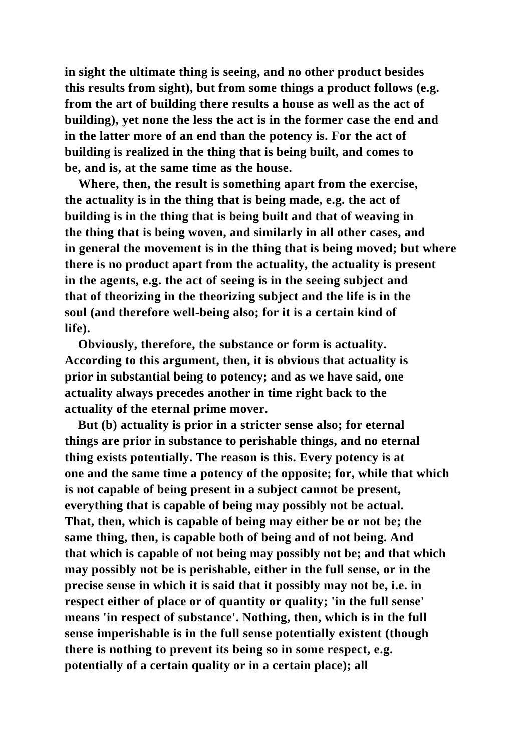in sight the ultimate thing is seeing, and no other product besides this results from sight), but from some things a product follows (e.g. from the art of building there results a house as well as the act of building), yet none the less the act is in the former case the end and in the latter more of an end than the potency is. For the act of building is realized in the thing that is being built, and comes to be, and is, at the same time as the house.

Where, then, the result is something apart from the exercise, the actuality is in the thing that is being made, e.g. the act of building is in the thing that is being built and that of weaving in the thing that is being woven, and similarly in all other cases, and in general the movement is in the thing that is being moved; but where there is no product apart from the actuality, the actuality is present in the agents, e.g. the act of seeing is in the seeing subject and that of theorizing in the theorizing subject and the life is in the soul (and therefore well-being also; for it is a certain kind of life).

Obviously, therefore, the substance or form is actuality. According to this argument, then, it is obvious that actuality is prior in substantial being to potency; and as we have said, one actuality always precedes another in time right back to the actuality of the eternal prime mover.

But (b) actuality is prior in a stricter sense also; for eternal things are prior in substance to perishable things, and no eternal thing exists potentially. The reason is this. Every potency is at one and the same time a potency of the opposite; for, while that which is not capable of being present in a subject cannot be present, everything that is capable of being may possibly not be actual. That, then, which is capable of being may either be or not be; the same thing, then, is capable both of being and of not being. And that which is capable of not being may possibly not be; and that which may possibly not be is perishable, either in the full sense, or in the precise sense in which it is said that it possibly may not be, i.e. in respect either of place or of quantity or quality; 'in the full sense' means 'in respect of substance'. Nothing, then, which is in the full sense imperishable is in the full sense potentially existent (though there is nothing to prevent its being so in some respect, e.g. potentially of a certain quality or in a certain place); all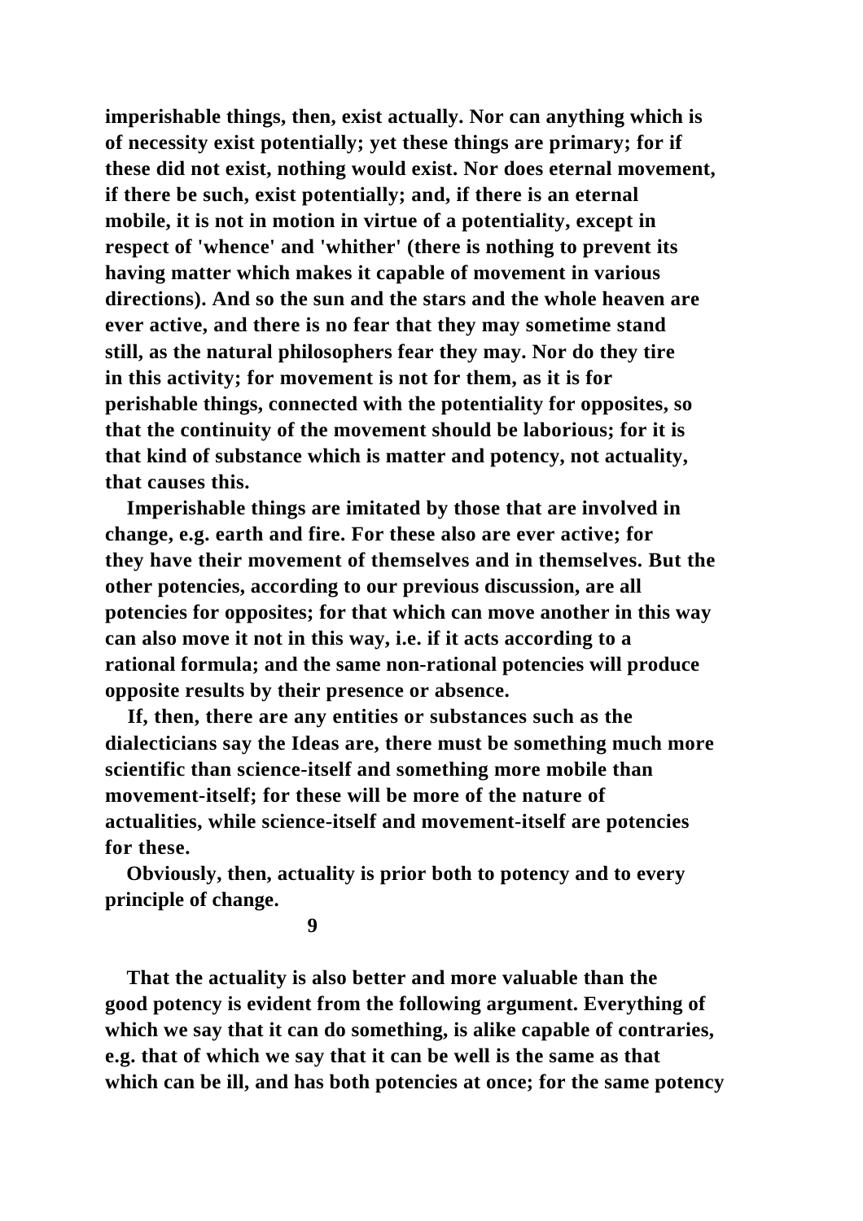imperishable things, then, exist actually. Nor can anything which is of necessity exist potentially; yet these things are primary; for if these did not exist, nothing would exist. Nor does eternal movement, if there be such, exist potentially; and, if there is an eternal mobile, it is not in motion in virtue of a potentiality, except in respect of 'whence' and 'whither' (there is nothing to prevent its having matter which makes it capable of movement in various directions). And so the sun and the stars and the whole heaven are ever active, and there is no fear that they may sometime stand still, as the natural philosophers fear they may. Nor do they tire in this activity; for movement is not for them, as it is for perishable things, connected with the potentiality for opposites, so that the continuity of the movement should be laborious; for it is that kind of substance which is matter and potency, not actuality, that causes this.

Imperishable things are imitated by those that are involved in change, e.g. earth and fire. For these also are ever active; for they have their movement of themselves and in themselves. But the other potencies, according to our previous discussion, are all potencies for opposites; for that which can move another in this way can also move it not in this way, i.e. if it acts according to a rational formula; and the same non-rational potencies will produce opposite results by their presence or absence.

If, then, there are any entities or substances such as the dialecticians say the Ideas are, there must be something much more scientific than science-itself and something more mobile than movement-itself; for these will be more of the nature of actualities, while science-itself and movement-itself are potencies for these.

Obviously, then, actuality is prior both to potency and to every principle of change.

## 9

That the actuality is also better and more valuable than the good potency is evident from the following argument. Everything of which we say that it can do something, is alike capable of contraries, e.g. that of which we say that it can be well is the same as that which can be ill, and has both potencies at once; for the same potency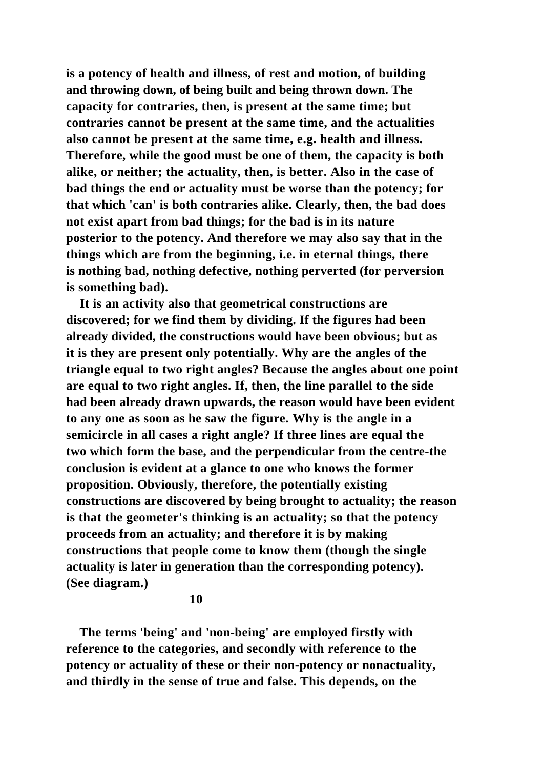is a potency of health and illness, of rest and motion, of building and throwing down, of being built and being thrown down. The capacity for contraries, then, is present at the same time; but contraries cannot be present at the same time, and the actualities also cannot be present at the same time, e.g. health and illness. Therefore, while the good must be one of them, the capacity is both alike, or neither; the actuality, then, is better. Also in the case of bad things the end or actuality must be worse than the potency; for that which 'can' is both contraries alike. Clearly, then, the bad does not exist apart from bad things; for the bad is in its nature posterior to the potency. And therefore we may also say that in the things which are from the beginning, i.e. in eternal things, there is nothing bad, nothing defective, nothing perverted (for perversion is something bad).

It is an activity also that geometrical constructions are discovered; for we find them by dividing. If the figures had been already divided, the constructions would have been obvious; but as it is they are present only potentially. Why are the angles of the triangle equal to two right angles? Because the angles about one point are equal to two right angles. If, then, the line parallel to the side had been already drawn upwards, the reason would have been evident to any one as soon as he saw the figure. Why is the angle in a semicircle in all cases a right angle? If three lines are equal the two which form the base, and the perpendicular from the centre-the conclusion is evident at a glance to one who knows the former proposition. Obviously, therefore, the potentially existing constructions are discovered by being brought to actuality; the reason is that the geometer's thinking is an actuality; so that the potency proceeds from an actuality; and therefore it is by making constructions that people come to know them (though the single actuality is later in generation than the corresponding potency). (See diagram.)

## 10

The terms 'being' and 'non-being' are employed firstly with reference to the categories, and secondly with reference to the potency or actuality of these or their non-potency or nonactuality, and thirdly in the sense of true and false. This depends, on the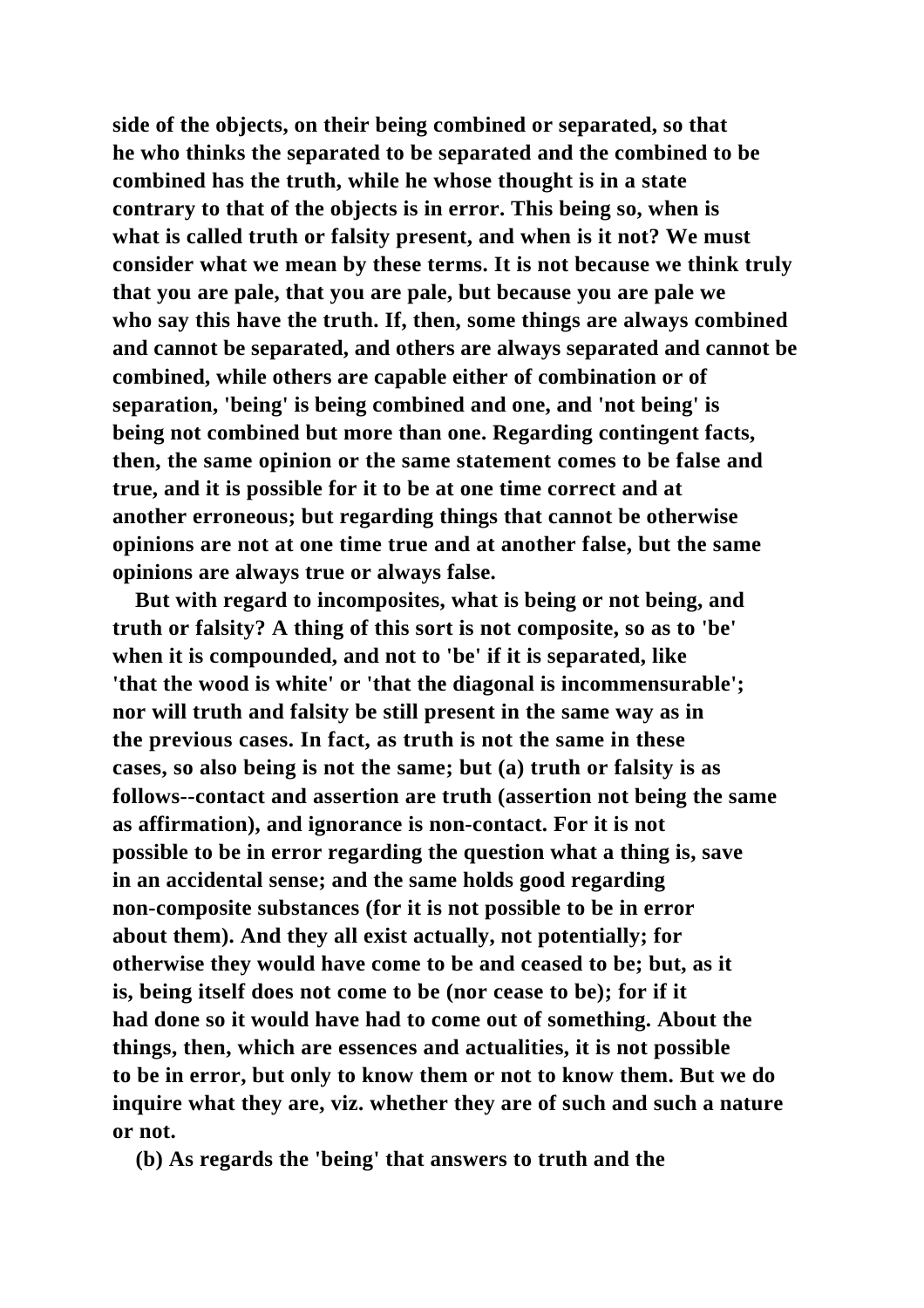side of the objects, on their being combined or separated, so that he who thinks the separated to be separated and the combined to be combined has the truth, while he whose thought is in a state contrary to that of the objects is in error. This being so, when is what is called truth or falsity present, and when is it not? We must consider what we mean by these terms. It is not because we think truly that you are pale, that you are pale, but because you are pale we who say this have the truth. If, then, some things are always combined and cannot be separated, and others are always separated and cannot be combined, while others are capable either of combination or of separation, 'being' is being combined and one, and 'not being' is being not combined but more than one. Regarding contingent facts, then, the same opinion or the same statement comes to be false and true, and it is possible for it to be at one time correct and at another erroneous; but regarding things that cannot be otherwise opinions are not at one time true and at another false, but the same opinions are always true or always false.

But with regard to incomposites, what is being or not being, and truth or falsity? A thing of this sort is not composite, so as to 'be' when it is compounded, and not to 'be' if it is separated, like 'that the wood is white' or 'that the diagonal is incommensurable'; nor will truth and falsity be still present in the same way as in the previous cases. In fact, as truth is not the same in these cases, so also being is not the same; but (a) truth or falsity is as follows--contact and assertion are truth (assertion not being the same as affirmation), and ignorance is non-contact. For it is not possible to be in error regarding the question what a thing is, save in an accidental sense; and the same holds good regarding non-composite substances (for it is not possible to be in error about them). And they all exist actually, not potentially; for otherwise they would have come to be and ceased to be; but, as it is, being itself does not come to be (nor cease to be); for if it had done so it would have had to come out of something. About the things, then, which are essences and actualities, it is not possible to be in error, but only to know them or not to know them. But we do inquire what they are, viz. whether they are of such and such a nature or not.

(b) As regards the 'being' that answers to truth and the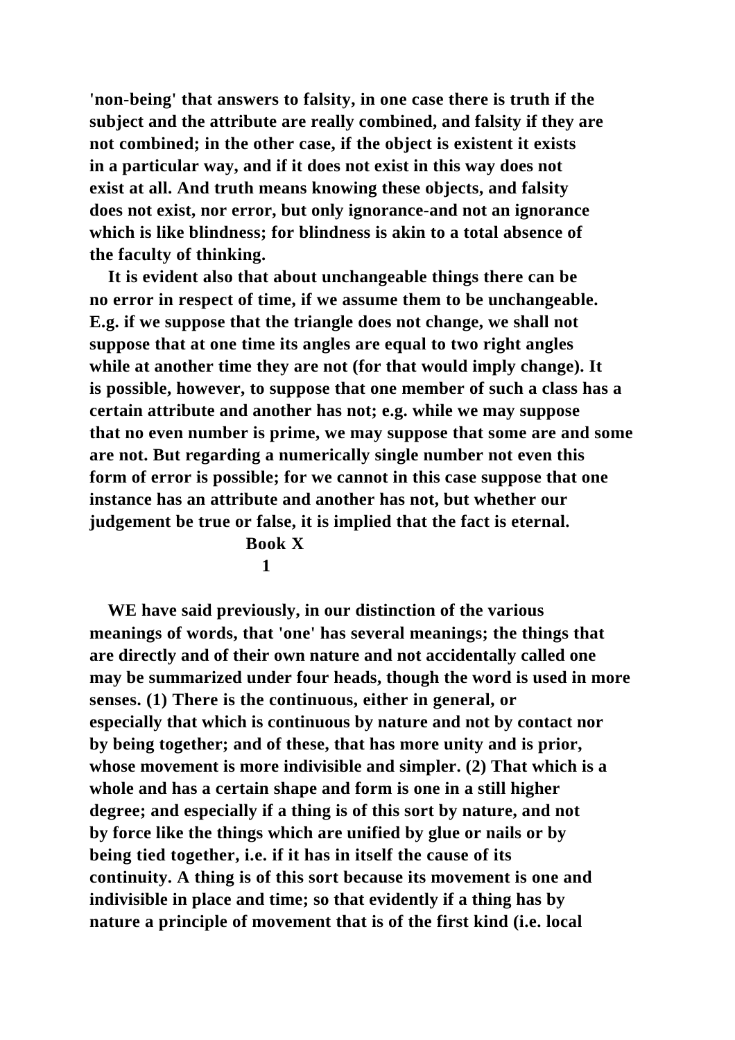'non-being' that answers to falsity, in one case there is truth if the subject and the attribute are really combined, and falsity if they are not combined; in the other case, if the object is existent it exists in a particular way, and if it does not exist in this way does not exist at all. And truth means knowing these objects, and falsity does not exist, nor error, but only ignorance-and not an ignorance which is like blindness; for blindness is akin to a total absence of the faculty of thinking.

It is evident also that about unchangeable things there can be no error in respect of time, if we assume them to be unchangeable. E.g. if we suppose that the triangle does not change, we shall not suppose that at one time its angles are equal to two right angles while at another time they are not (for that would imply change). It is possible, however, to suppose that one member of such a class has a certain attribute and another has not; e.g. while we may suppose that no even number is prime, we may suppose that some are and some are not. But regarding a numerically single number not even this form of error is possible; for we cannot in this case suppose that one instance has an attribute and another has not, but whether our judgement be true or false, it is implied that the fact is eternal.

# Book X

## 1

WE have said previously, in our distinction of the various meanings of words, that 'one' has several meanings; the things that are directly and of their own nature and not accidentally called one may be summarized under four heads, though the word is used in more senses. (1) There is the continuous, either in general, or especially that which is continuous by nature and not by contact nor by being together; and of these, that has more unity and is prior, whose movement is more indivisible and simpler. (2) That which is a whole and has a certain shape and form is one in a still higher degree; and especially if a thing is of this sort by nature, and not by force like the things which are unified by glue or nails or by being tied together, i.e. if it has in itself the cause of its continuity. A thing is of this sort because its movement is one and indivisible in place and time; so that evidently if a thing has by nature a principle of movement that is of the first kind (i.e. local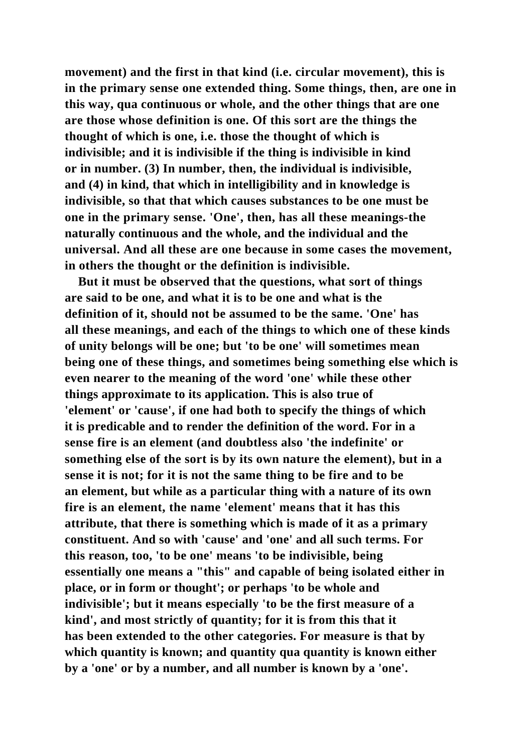movement) and the first in that kind (i.e. circular movement), this is in the primary sense one extended thing. Some things, then, are one in this way, qua continuous or whole, and the other things that are one are those whose definition is one. Of this sort are the things the thought of which is one, i.e. those the thought of which is indivisible; and it is indivisible if the thing is indivisible in kind or in number. (3) In number, then, the individual is indivisible, and (4) in kind, that which in intelligibility and in knowledge is indivisible, so that that which causes substances to be one must be one in the primary sense. 'One', then, has all these meanings-the naturally continuous and the whole, and the individual and the universal. And all these are one because in some cases the movement, in others the thought or the definition is indivisible.

But it must be observed that the questions, what sort of things are said to be one, and what it is to be one and what is the definition of it, should not be assumed to be the same. 'One' has all these meanings, and each of the things to which one of these kinds of unity belongs will be one; but 'to be one' will sometimes mean being one of these things, and sometimes being something else which is even nearer to the meaning of the word 'one' while these other things approximate to its application. This is also true of 'element' or 'cause', if one had both to specify the things of which it is predicable and to render the definition of the word. For in a sense fire is an element (and doubtless also 'the indefinite' or something else of the sort is by its own nature the element), but in a sense it is not; for it is not the same thing to be fire and to be an element, but while as a particular thing with a nature of its own fire is an element, the name 'element' means that it has this attribute, that there is something which is made of it as a primary constituent. And so with 'cause' and 'one' and all such terms. For this reason, too, 'to be one' means 'to be indivisible, being essentially one means a "this" and capable of being isolated either in place, or in form or thought'; or perhaps 'to be whole and indivisible'; but it means especially 'to be the first measure of a kind', and most strictly of quantity; for it is from this that it has been extended to the other categories. For measure is that by which quantity is known; and quantity qua quantity is known either by a 'one' or by a number, and all number is known by a 'one'.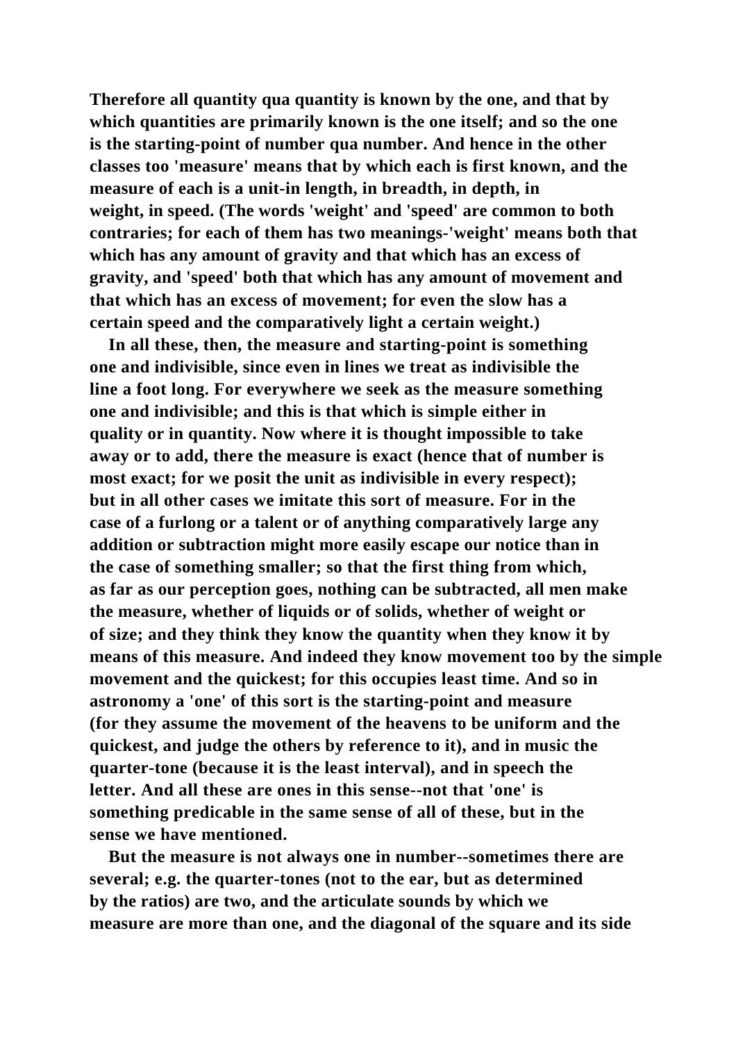Therefore all quantity qua quantity is known by the one, and that by which quantities are primarily known is the one itself; and so the one is the starting-point of number qua number. And hence in the other classes too 'measure' means that by which each is first known, and the measure of each is a unit-in length, in breadth, in depth, in weight, in speed. (The words 'weight' and 'speed' are common to both contraries; for each of them has two meanings-'weight' means both that which has any amount of gravity and that which has an excess of gravity, and 'speed' both that which has any amount of movement and that which has an excess of movement; for even the slow has a certain speed and the comparatively light a certain weight.)

In all these, then, the measure and starting-point is something one and indivisible, since even in lines we treat as indivisible the line a foot long. For everywhere we seek as the measure something one and indivisible; and this is that which is simple either in quality or in quantity. Now where it is thought impossible to take away or to add, there the measure is exact (hence that of number is most exact; for we posit the unit as indivisible in every respect); but in all other cases we imitate this sort of measure. For in the case of a furlong or a talent or of anything comparatively large any addition or subtraction might more easily escape our notice than in the case of something smaller; so that the first thing from which, as far as our perception goes, nothing can be subtracted, all men make the measure, whether of liquids or of solids, whether of weight or of size; and they think they know the quantity when they know it by means of this measure. And indeed they know movement too by the simple movement and the quickest; for this occupies least time. And so in astronomy a 'one' of this sort is the starting-point and measure (for they assume the movement of the heavens to be uniform and the quickest, and judge the others by reference to it), and in music the quarter-tone (because it is the least interval), and in speech the letter. And all these are ones in this sense--not that 'one' is something predicable in the same sense of all of these, but in the sense we have mentioned.

But the measure is not always one in number--sometimes there are several; e.g. the quarter-tones (not to the ear, but as determined by the ratios) are two, and the articulate sounds by which we measure are more than one, and the diagonal of the square and its side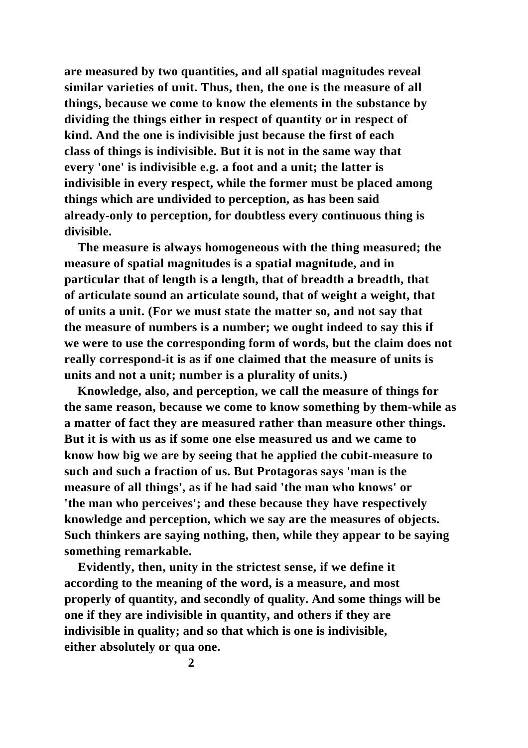are measured by two quantities, and all spatial magnitudes reveal similar varieties of unit. Thus, then, the one is the measure of all things, because we come to know the elements in the substance by dividing the things either in respect of quantity or in respect of kind. And the one is indivisible just because the first of each class of things is indivisible. But it is not in the same way that every 'one' is indivisible e.g. a foot and a unit; the latter is indivisible in every respect, while the former must be placed among things which are undivided to perception, as has been said already-only to perception, for doubtless every continuous thing is divisible.

The measure is always homogeneous with the thing measured; the measure of spatial magnitudes is a spatial magnitude, and in particular that of length is a length, that of breadth a breadth, that of articulate sound an articulate sound, that of weight a weight, that of units a unit. (For we must state the matter so, and not say that the measure of numbers is a number; we ought indeed to say this if we were to use the corresponding form of words, but the claim does not really correspond-it is as if one claimed that the measure of units is units and not a unit; number is a plurality of units.)

Knowledge, also, and perception, we call the measure of things for the same reason, because we come to know something by them-while as a matter of fact they are measured rather than measure other things. But it is with us as if some one else measured us and we came to know how big we are by seeing that he applied the cubit-measure to such and such a fraction of us. But Protagoras says 'man is the measure of all things', as if he had said 'the man who knows' or 'the man who perceives'; and these because they have respectively knowledge and perception, which we say are the measures of objects. Such thinkers are saying nothing, then, while they appear to be saying something remarkable.

Evidently, then, unity in the strictest sense, if we define it according to the meaning of the word, is a measure, and most properly of quantity, and secondly of quality. And some things will be one if they are indivisible in quantity, and others if they are indivisible in quality; and so that which is one is indivisible, either absolutely or qua one.

## 2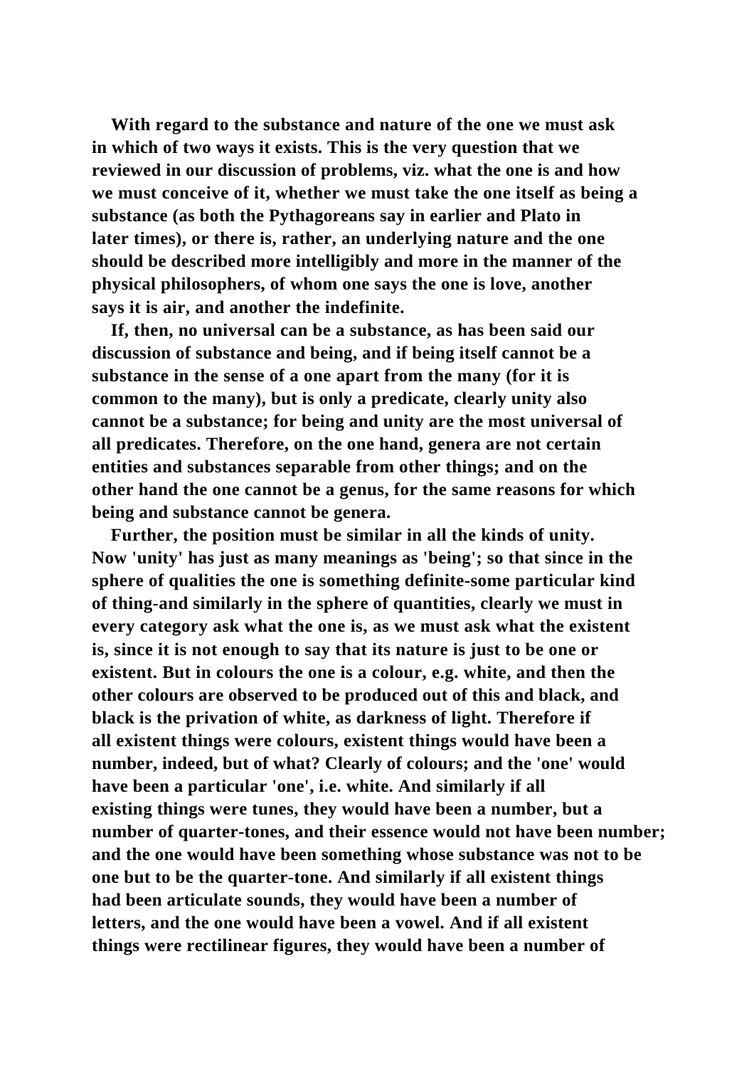With regard to the substance and nature of the one we must ask in which of two ways it exists. This is the very question that we reviewed in our discussion of problems, viz. what the one is and how we must conceive of it, whether we must take the one itself as being a substance (as both the Pythagoreans say in earlier and Plato in later times), or there is, rather, an underlying nature and the one should be described more intelligibly and more in the manner of the physical philosophers, of whom one says the one is love, another says it is air, and another the indefinite.

If, then, no universal can be a substance, as has been said our discussion of substance and being, and if being itself cannot be a substance in the sense of a one apart from the many (for it is common to the many), but is only a predicate, clearly unity also cannot be a substance; for being and unity are the most universal of all predicates. Therefore, on the one hand, genera are not certain entities and substances separable from other things; and on the other hand the one cannot be a genus, for the same reasons for which being and substance cannot be genera.

Further, the position must be similar in all the kinds of unity. Now 'unity' has just as many meanings as 'being'; so that since in the sphere of qualities the one is something definite-some particular kind of thing-and similarly in the sphere of quantities, clearly we must in every category ask what the one is, as we must ask what the existent is, since it is not enough to say that its nature is just to be one or existent. But in colours the one is a colour, e.g. white, and then the other colours are observed to be produced out of this and black, and black is the privation of white, as darkness of light. Therefore if all existent things were colours, existent things would have been a number, indeed, but of what? Clearly of colours; and the 'one' would have been a particular 'one', i.e. white. And similarly if all existing things were tunes, they would have been a number, but a number of quarter-tones, and their essence would not have been number; and the one would have been something whose substance was not to be one but to be the quarter-tone. And similarly if all existent things had been articulate sounds, they would have been a number of letters, and the one would have been a vowel. And if all existent things were rectilinear figures, they would have been a number of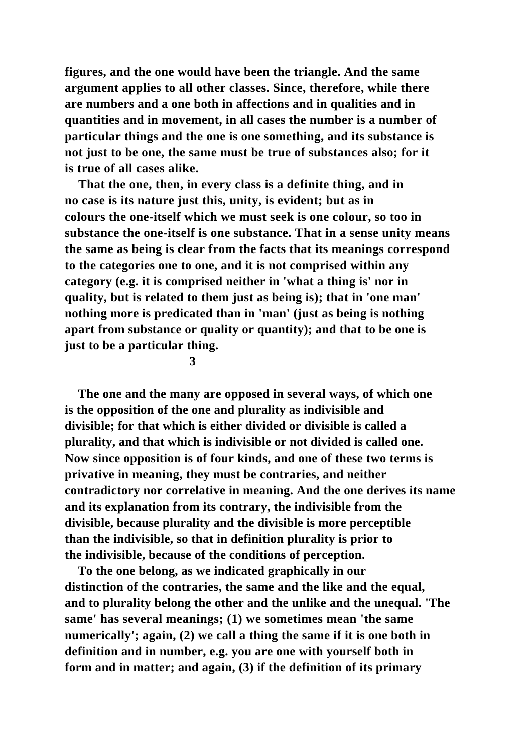figures, and the one would have been the triangle. And the same argument applies to all other classes. Since, therefore, while there are numbers and a one both in affections and in qualities and in quantities and in movement, in all cases the number is a number of particular things and the one is one something, and its substance is not just to be one, the same must be true of substances also; for it is true of all cases alike.

That the one, then, in every class is a definite thing, and in no case is its nature just this, unity, is evident; but as in colours the one-itself which we must seek is one colour, so too in substance the one-itself is one substance. That in a sense unity means the same as being is clear from the facts that its meanings correspond to the categories one to one, and it is not comprised within any category (e.g. it is comprised neither in 'what a thing is' nor in quality, but is related to them just as being is); that in 'one man' nothing more is predicated than in 'man' (just as being is nothing apart from substance or quality or quantity); and that to be one is just to be a particular thing.

## 3

The one and the many are opposed in several ways, of which one is the opposition of the one and plurality as indivisible and divisible; for that which is either divided or divisible is called a plurality, and that which is indivisible or not divided is called one. Now since opposition is of four kinds, and one of these two terms is privative in meaning, they must be contraries, and neither contradictory nor correlative in meaning. And the one derives its name and its explanation from its contrary, the indivisible from the divisible, because plurality and the divisible is more perceptible than the indivisible, so that in definition plurality is prior to the indivisible, because of the conditions of perception.

To the one belong, as we indicated graphically in our distinction of the contraries, the same and the like and the equal, and to plurality belong the other and the unlike and the unequal. 'The same' has several meanings; (1) we sometimes mean 'the same numerically'; again, (2) we call a thing the same if it is one both in definition and in number, e.g. you are one with yourself both in form and in matter; and again, (3) if the definition of its primary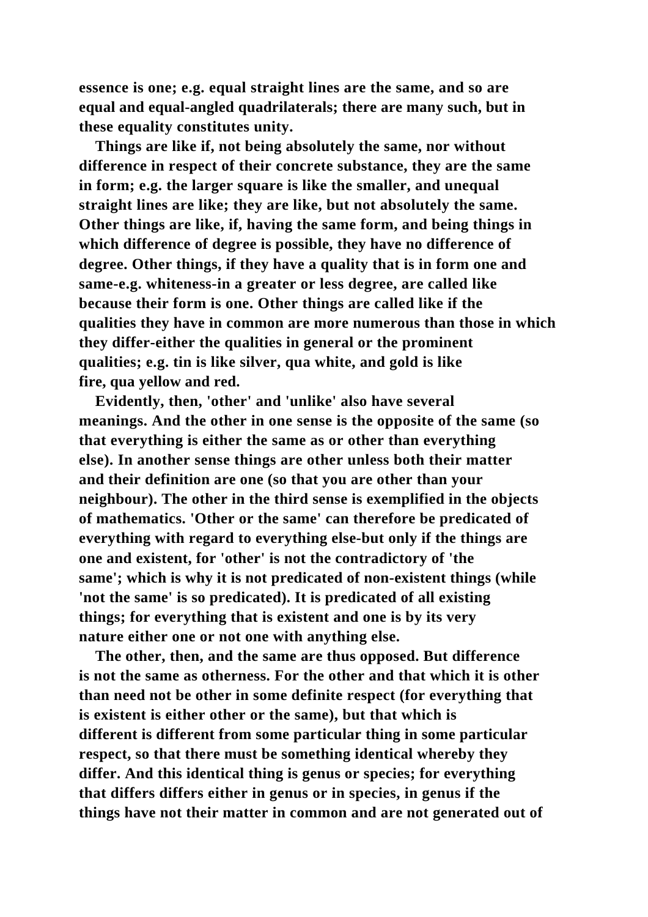essence is one; e.g. equal straight lines are the same, and so are equal and equal-angled quadrilaterals; there are many such, but in these equality constitutes unity.

Things are like if, not being absolutely the same, nor without difference in respect of their concrete substance, they are the same in form; e.g. the larger square is like the smaller, and unequal straight lines are like; they are like, but not absolutely the same. Other things are like, if, having the same form, and being things in which difference of degree is possible, they have no difference of degree. Other things, if they have a quality that is in form one and same-e.g. whiteness-in a greater or less degree, are called like because their form is one. Other things are called like if the qualities they have in common are more numerous than those in which they differ-either the qualities in general or the prominent qualities; e.g. tin is like silver, qua white, and gold is like fire, qua yellow and red.

Evidently, then, 'other' and 'unlike' also have several meanings. And the other in one sense is the opposite of the same (so that everything is either the same as or other than everything else). In another sense things are other unless both their matter and their definition are one (so that you are other than your neighbour). The other in the third sense is exemplified in the objects of mathematics. 'Other or the same' can therefore be predicated of everything with regard to everything else-but only if the things are one and existent, for 'other' is not the contradictory of 'the same'; which is why it is not predicated of non-existent things (while 'not the same' is so predicated). It is predicated of all existing things; for everything that is existent and one is by its very nature either one or not one with anything else.

The other, then, and the same are thus opposed. But difference is not the same as otherness. For the other and that which it is other than need not be other in some definite respect (for everything that is existent is either other or the same), but that which is different is different from some particular thing in some particular respect, so that there must be something identical whereby they differ. And this identical thing is genus or species; for everything that differs differs either in genus or in species, in genus if the things have not their matter in common and are not generated out of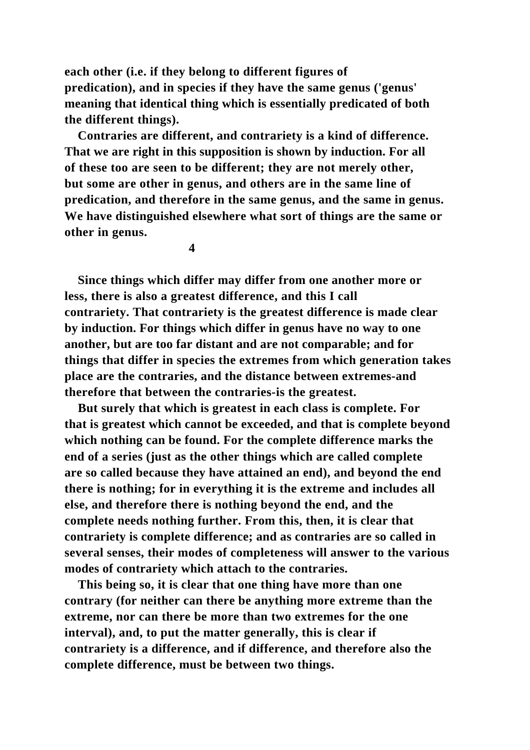each other (i.e. if they belong to different figures of predication), and in species if they have the same genus ('genus' meaning that identical thing which is essentially predicated of both the different things).

Contraries are different, and contrariety is a kind of difference. That we are right in this supposition is shown by induction. For all of these too are seen to be different; they are not merely other, but some are other in genus, and others are in the same line of predication, and therefore in the same genus, and the same in genus. We have distinguished elsewhere what sort of things are the same or other in genus.

## 4

Since things which differ may differ from one another more or less, there is also a greatest difference, and this I call contrariety. That contrariety is the greatest difference is made clear by induction. For things which differ in genus have no way to one another, but are too far distant and are not comparable; and for things that differ in species the extremes from which generation takes place are the contraries, and the distance between extremes-and therefore that between the contraries-is the greatest.

But surely that which is greatest in each class is complete. For that is greatest which cannot be exceeded, and that is complete beyond which nothing can be found. For the complete difference marks the end of a series (just as the other things which are called complete are so called because they have attained an end), and beyond the end there is nothing; for in everything it is the extreme and includes all else, and therefore there is nothing beyond the end, and the complete needs nothing further. From this, then, it is clear that contrariety is complete difference; and as contraries are so called in several senses, their modes of completeness will answer to the various modes of contrariety which attach to the contraries.

This being so, it is clear that one thing have more than one contrary (for neither can there be anything more extreme than the extreme, nor can there be more than two extremes for the one interval), and, to put the matter generally, this is clear if contrariety is a difference, and if difference, and therefore also the complete difference, must be between two things.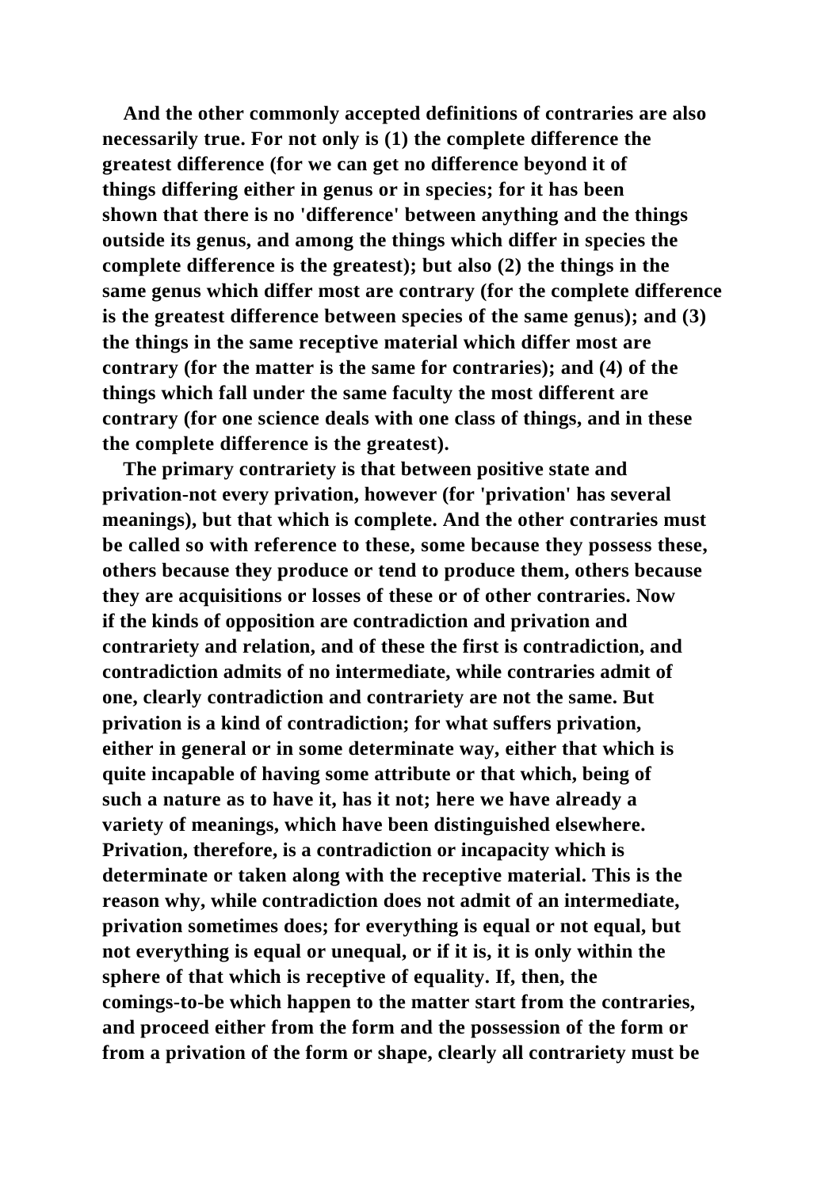And the other commonly accepted definitions of contraries are also necessarily true. For not only is (1) the complete difference the greatest difference (for we can get no difference beyond it of things differing either in genus or in species; for it has been shown that there is no 'difference' between anything and the things outside its genus, and among the things which differ in species the complete difference is the greatest); but also (2) the things in the same genus which differ most are contrary (for the complete difference is the greatest difference between species of the same genus); and (3) the things in the same receptive material which differ most are contrary (for the matter is the same for contraries); and (4) of the things which fall under the same faculty the most different are contrary (for one science deals with one class of things, and in these the complete difference is the greatest).

The primary contrariety is that between positive state and privation-not every privation, however (for 'privation' has several meanings), but that which is complete. And the other contraries must be called so with reference to these, some because they possess these, others because they produce or tend to produce them, others because they are acquisitions or losses of these or of other contraries. Now if the kinds of opposition are contradiction and privation and contrariety and relation, and of these the first is contradiction, and contradiction admits of no intermediate, while contraries admit of one, clearly contradiction and contrariety are not the same. But privation is a kind of contradiction; for what suffers privation, either in general or in some determinate way, either that which is quite incapable of having some attribute or that which, being of such a nature as to have it, has it not; here we have already a variety of meanings, which have been distinguished elsewhere. Privation, therefore, is a contradiction or incapacity which is determinate or taken along with the receptive material. This is the reason why, while contradiction does not admit of an intermediate, privation sometimes does; for everything is equal or not equal, but not everything is equal or unequal, or if it is, it is only within the sphere of that which is receptive of equality. If, then, the comings-to-be which happen to the matter start from the contraries, and proceed either from the form and the possession of the form or from a privation of the form or shape, clearly all contrariety must be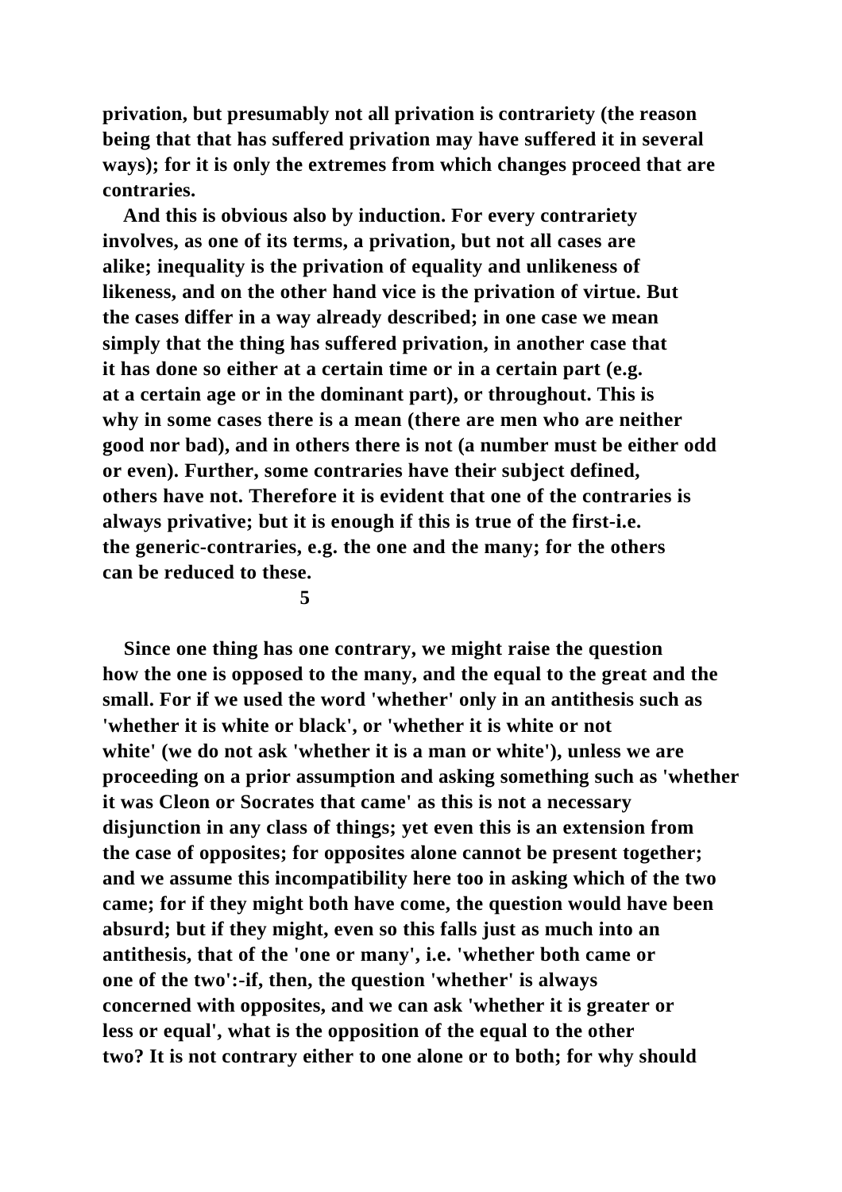privation, but presumably not all privation is contrariety (the reason being that that has suffered privation may have suffered it in several ways); for it is only the extremes from which changes proceed that are contraries.

And this is obvious also by induction. For every contrariety involves, as one of its terms, a privation, but not all cases are alike; inequality is the privation of equality and unlikeness of likeness, and on the other hand vice is the privation of virtue. But the cases differ in a way already described; in one case we mean simply that the thing has suffered privation, in another case that it has done so either at a certain time or in a certain part (e.g. at a certain age or in the dominant part), or throughout. This is why in some cases there is a mean (there are men who are neither good nor bad), and in others there is not (a number must be either odd or even). Further, some contraries have their subject defined, others have not. Therefore it is evident that one of the contraries is always privative; but it is enough if this is true of the first-i.e. the generic-contraries, e.g. the one and the many; for the others can be reduced to these.

## 5

Since one thing has one contrary, we might raise the question how the one is opposed to the many, and the equal to the great and the small. For if we used the word 'whether' only in an antithesis such as 'whether it is white or black', or 'whether it is white or not white' (we do not ask 'whether it is a man or white'), unless we are proceeding on a prior assumption and asking something such as 'whether it was Cleon or Socrates that came' as this is not a necessary disjunction in any class of things; yet even this is an extension from the case of opposites; for opposites alone cannot be present together; and we assume this incompatibility here too in asking which of the two came; for if they might both have come, the question would have been absurd; but if they might, even so this falls just as much into an antithesis, that of the 'one or many', i.e. 'whether both came or one of the two':-if, then, the question 'whether' is always concerned with opposites, and we can ask 'whether it is greater or less or equal', what is the opposition of the equal to the other two? It is not contrary either to one alone or to both; for why should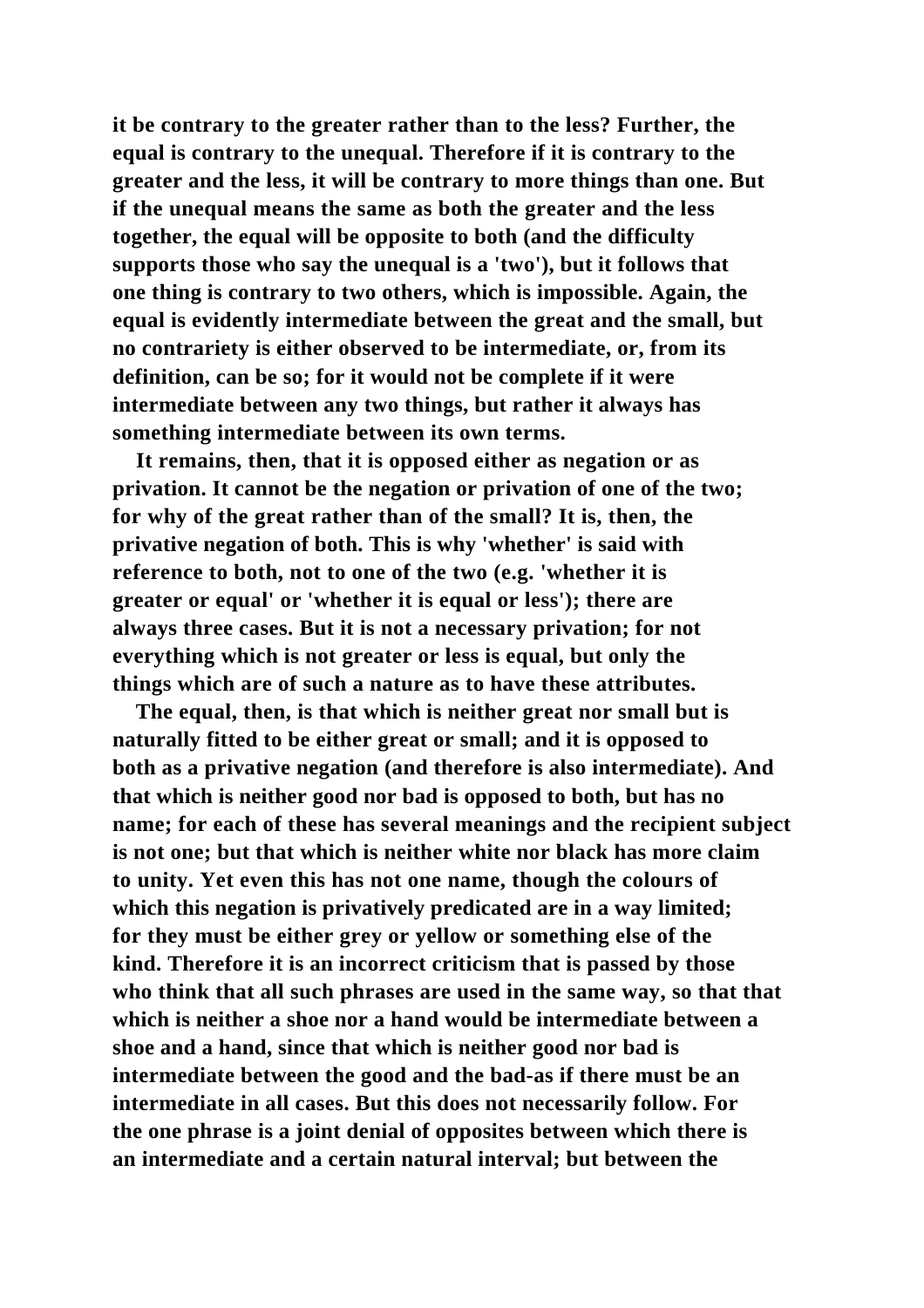it be contrary to the greater rather than to the less? Further, the equal is contrary to the unequal. Therefore if it is contrary to the greater and the less, it will be contrary to more things than one. But if the unequal means the same as both the greater and the less together, the equal will be opposite to both (and the difficulty supports those who say the unequal is a 'two'), but it follows that one thing is contrary to two others, which is impossible. Again, the equal is evidently intermediate between the great and the small, but no contrariety is either observed to be intermediate, or, from its definition, can be so; for it would not be complete if it were intermediate between any two things, but rather it always has something intermediate between its own terms.

It remains, then, that it is opposed either as negation or as privation. It cannot be the negation or privation of one of the two; for why of the great rather than of the small? It is, then, the privative negation of both. This is why 'whether' is said with reference to both, not to one of the two (e.g. 'whether it is greater or equal' or 'whether it is equal or less'); there are always three cases. But it is not a necessary privation; for not everything which is not greater or less is equal, but only the things which are of such a nature as to have these attributes.

The equal, then, is that which is neither great nor small but is naturally fitted to be either great or small; and it is opposed to both as a privative negation (and therefore is also intermediate). And that which is neither good nor bad is opposed to both, but has no name; for each of these has several meanings and the recipient subject is not one; but that which is neither white nor black has more claim to unity. Yet even this has not one name, though the colours of which this negation is privatively predicated are in a way limited; for they must be either grey or yellow or something else of the kind. Therefore it is an incorrect criticism that is passed by those who think that all such phrases are used in the same way, so that that which is neither a shoe nor a hand would be intermediate between a shoe and a hand, since that which is neither good nor bad is intermediate between the good and the bad-as if there must be an intermediate in all cases. But this does not necessarily follow. For the one phrase is a joint denial of opposites between which there is an intermediate and a certain natural interval; but between the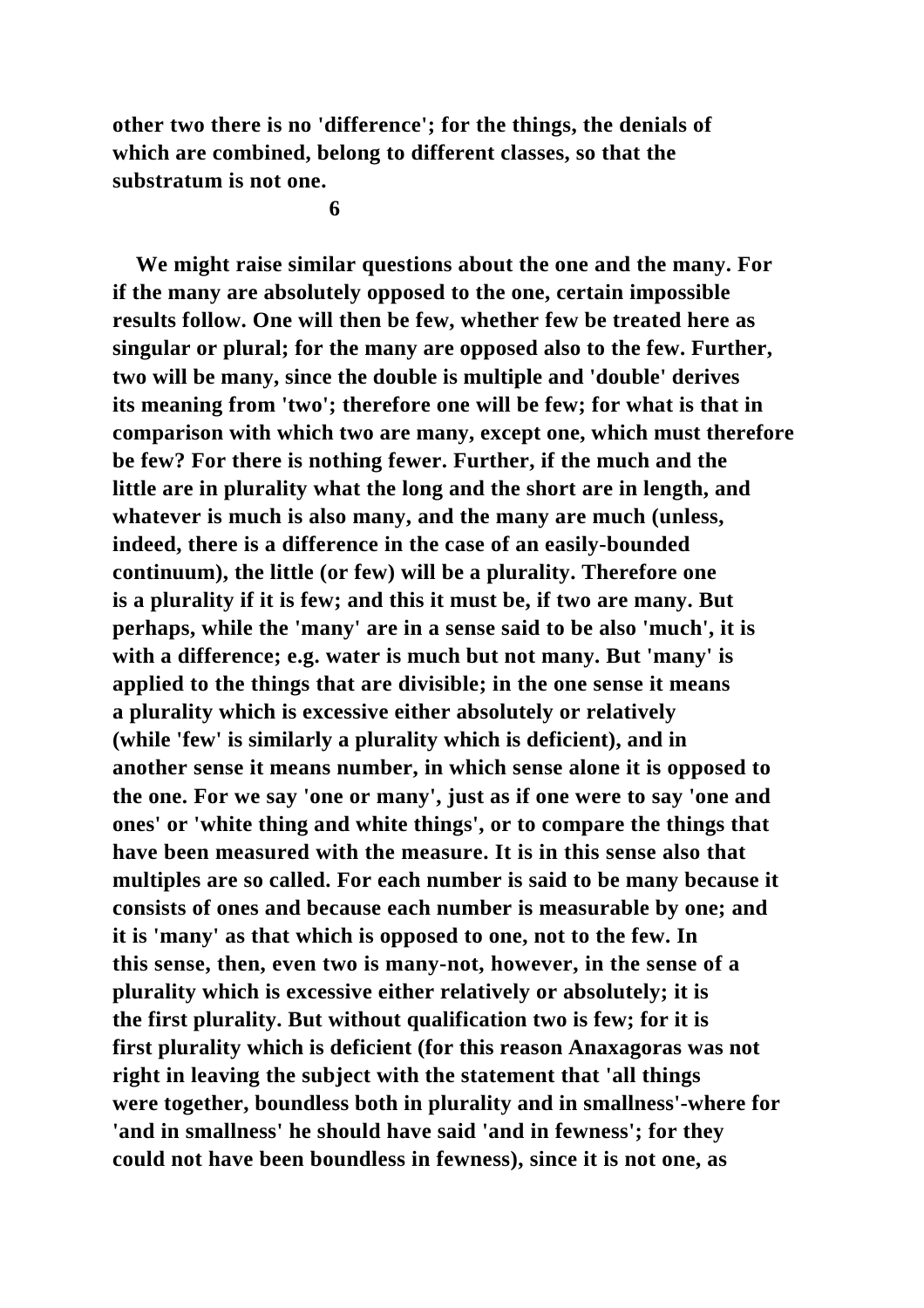other two there is no 'difference'; for the things, the denials of which are combined, belong to different classes, so that the substratum is not one.

## 6

We might raise similar questions about the one and the many. For if the many are absolutely opposed to the one, certain impossible results follow. One will then be few, whether few be treated here as singular or plural; for the many are opposed also to the few. Further, two will be many, since the double is multiple and 'double' derives its meaning from 'two'; therefore one will be few; for what is that in comparison with which two are many, except one, which must therefore be few? For there is nothing fewer. Further, if the much and the little are in plurality what the long and the short are in length, and whatever is much is also many, and the many are much (unless, indeed, there is a difference in the case of an easily-bounded continuum), the little (or few) will be a plurality. Therefore one is a plurality if it is few; and this it must be, if two are many. But perhaps, while the 'many' are in a sense said to be also 'much', it is with a difference; e.g. water is much but not many. But 'many' is applied to the things that are divisible; in the one sense it means a plurality which is excessive either absolutely or relatively (while 'few' is similarly a plurality which is deficient), and in another sense it means number, in which sense alone it is opposed to the one. For we say 'one or many', just as if one were to say 'one and ones' or 'white thing and white things', or to compare the things that have been measured with the measure. It is in this sense also that multiples are so called. For each number is said to be many because it consists of ones and because each number is measurable by one; and it is 'many' as that which is opposed to one, not to the few. In this sense, then, even two is many-not, however, in the sense of a plurality which is excessive either relatively or absolutely; it is the first plurality. But without qualification two is few; for it is first plurality which is deficient (for this reason Anaxagoras was not right in leaving the subject with the statement that 'all things were together, boundless both in plurality and in smallness'-where for 'and in smallness' he should have said 'and in fewness'; for they could not have been boundless in fewness), since it is not one, as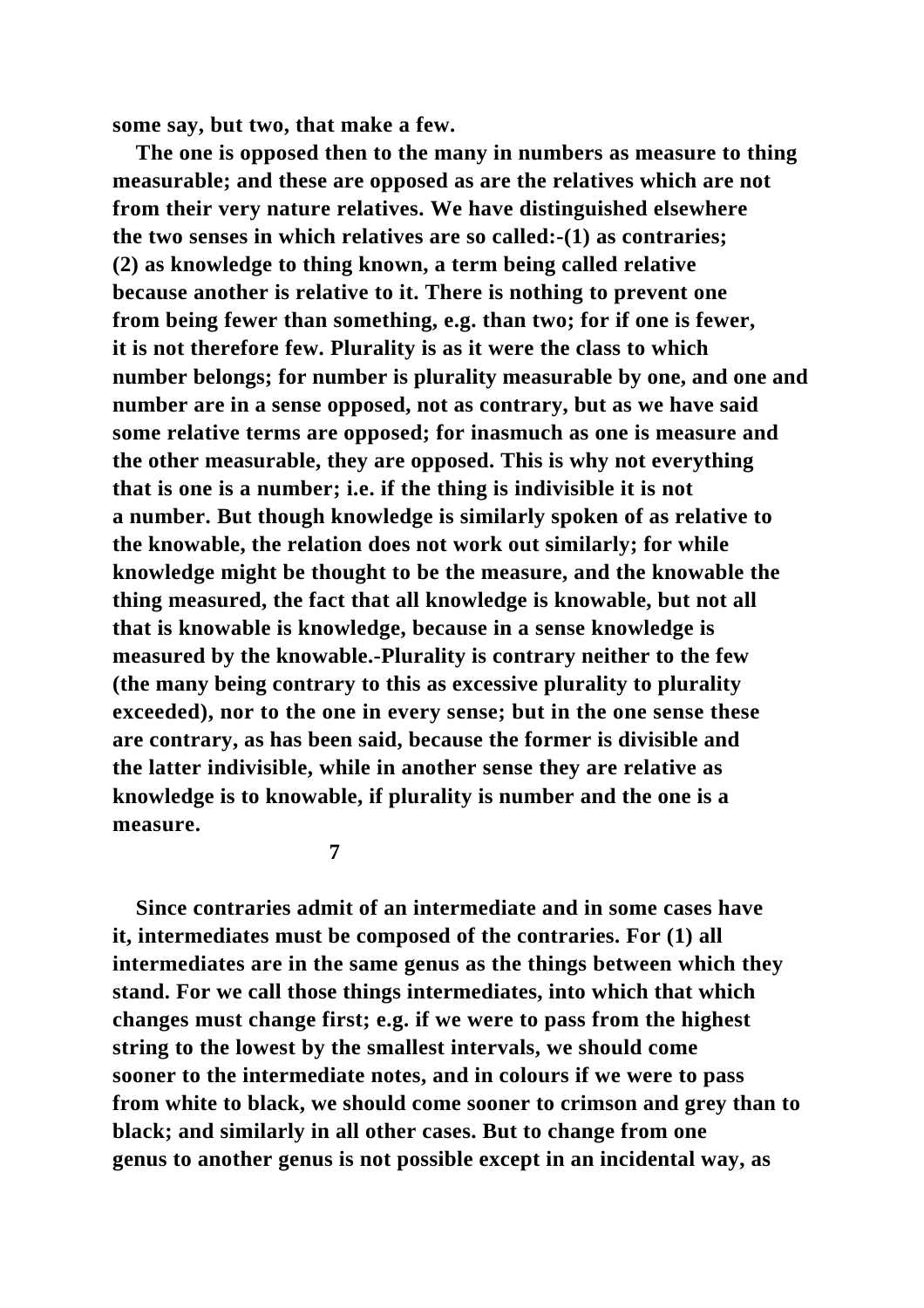some say, but two, that make a few.

The one is opposed then to the many in numbers as measure to thing measurable; and these are opposed as are the relatives which are not from their very nature relatives. We have distinguished elsewhere the two senses in which relatives are so called:-(1) as contraries; (2) as knowledge to thing known, a term being called relative because another is relative to it. There is nothing to prevent one from being fewer than something, e.g. than two; for if one is fewer, it is not therefore few. Plurality is as it were the class to which number belongs; for number is plurality measurable by one, and one and number are in a sense opposed, not as contrary, but as we have said some relative terms are opposed; for inasmuch as one is measure and the other measurable, they are opposed. This is why not everything that is one is a number; i.e. if the thing is indivisible it is not a number. But though knowledge is similarly spoken of as relative to the knowable, the relation does not work out similarly; for while knowledge might be thought to be the measure, and the knowable the thing measured, the fact that all knowledge is knowable, but not all that is knowable is knowledge, because in a sense knowledge is measured by the knowable.-Plurality is contrary neither to the few (the many being contrary to this as excessive plurality to plurality exceeded), nor to the one in every sense; but in the one sense these are contrary, as has been said, because the former is divisible and the latter indivisible, while in another sense they are relative as knowledge is to knowable, if plurality is number and the one is a measure.

## 7

Since contraries admit of an intermediate and in some cases have it, intermediates must be composed of the contraries. For (1) all intermediates are in the same genus as the things between which they stand. For we call those things intermediates, into which that which changes must change first; e.g. if we were to pass from the highest string to the lowest by the smallest intervals, we should come sooner to the intermediate notes, and in colours if we were to pass from white to black, we should come sooner to crimson and grey than to black; and similarly in all other cases. But to change from one genus to another genus is not possible except in an incidental way, as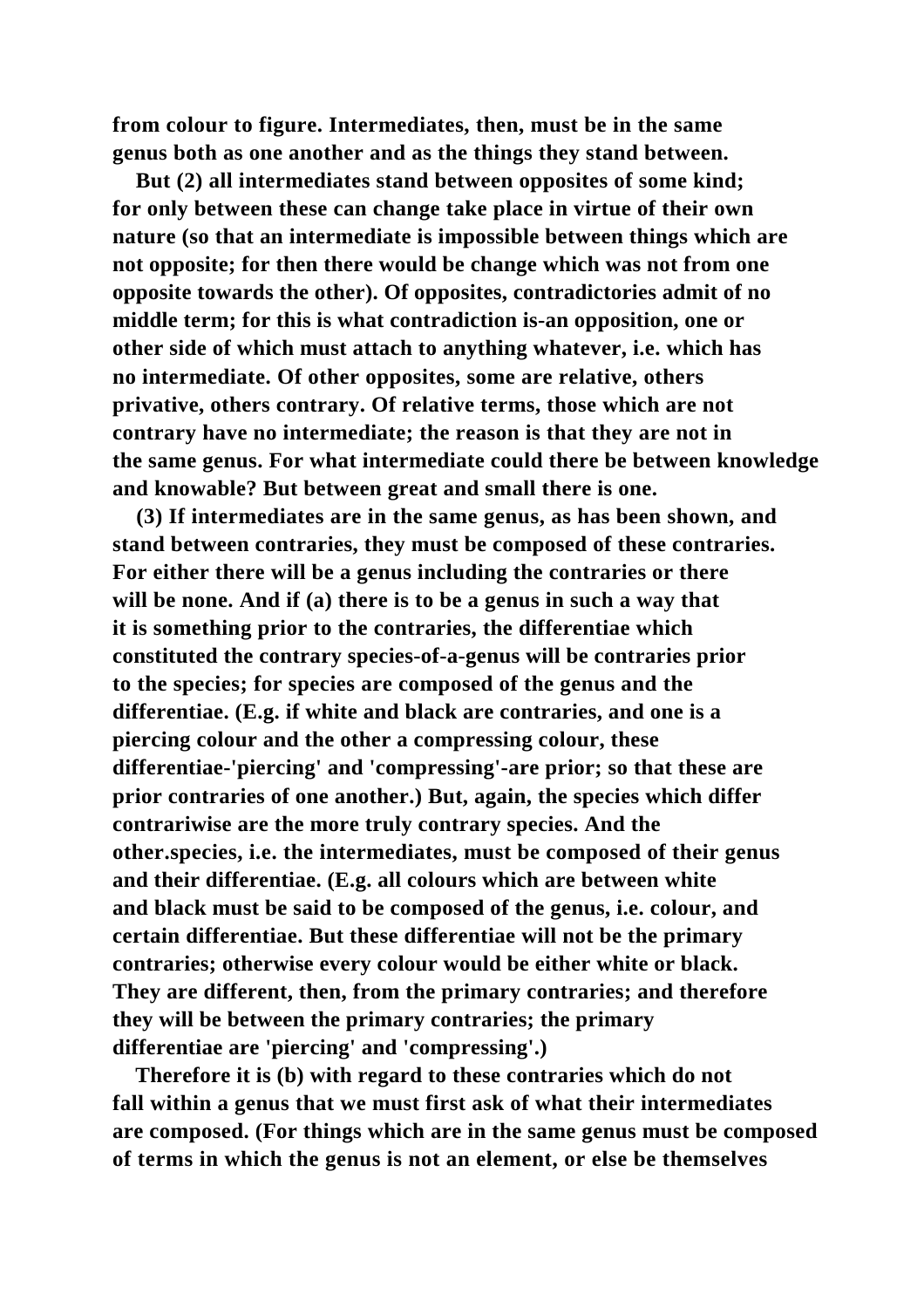from colour to figure. Intermediates, then, must be in the same genus both as one another and as the things they stand between.

But (2) all intermediates stand between opposites of some kind; for only between these can change take place in virtue of their own nature (so that an intermediate is impossible between things which are not opposite; for then there would be change which was not from one opposite towards the other). Of opposites, contradictories admit of no middle term; for this is what contradiction is-an opposition, one or other side of which must attach to anything whatever, i.e. which has no intermediate. Of other opposites, some are relative, others privative, others contrary. Of relative terms, those which are not contrary have no intermediate; the reason is that they are not in the same genus. For what intermediate could there be between knowledge and knowable? But between great and small there is one.

(3) If intermediates are in the same genus, as has been shown, and stand between contraries, they must be composed of these contraries. For either there will be a genus including the contraries or there will be none. And if (a) there is to be a genus in such a way that it is something prior to the contraries, the differentiae which constituted the contrary species-of-a-genus will be contraries prior to the species; for species are composed of the genus and the differentiae. (E.g. if white and black are contraries, and one is a piercing colour and the other a compressing colour, these differentiae-'piercing' and 'compressing'-are prior; so that these are prior contraries of one another.) But, again, the species which differ contrariwise are the more truly contrary species. And the other.species, i.e. the intermediates, must be composed of their genus and their differentiae. (E.g. all colours which are between white and black must be said to be composed of the genus, i.e. colour, and certain differentiae. But these differentiae will not be the primary contraries; otherwise every colour would be either white or black. They are different, then, from the primary contraries; and therefore they will be between the primary contraries; the primary differentiae are 'piercing' and 'compressing'.)

Therefore it is (b) with regard to these contraries which do not fall within a genus that we must first ask of what their intermediates are composed. (For things which are in the same genus must be composed of terms in which the genus is not an element, or else be themselves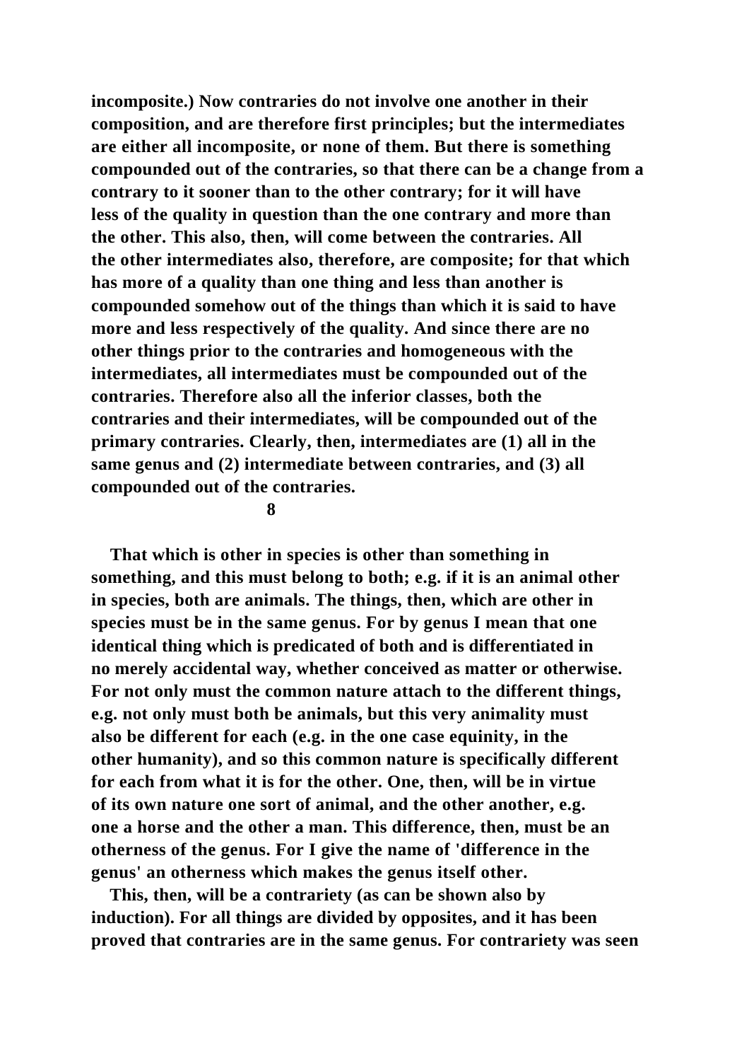incomposite.) Now contraries do not involve one another in their composition, and are therefore first principles; but the intermediates are either all incomposite, or none of them. But there is something compounded out of the contraries, so that there can be a change from a contrary to it sooner than to the other contrary; for it will have less of the quality in question than the one contrary and more than the other. This also, then, will come between the contraries. All the other intermediates also, therefore, are composite; for that which has more of a quality than one thing and less than another is compounded somehow out of the things than which it is said to have more and less respectively of the quality. And since there are no other things prior to the contraries and homogeneous with the intermediates, all intermediates must be compounded out of the contraries. Therefore also all the inferior classes, both the contraries and their intermediates, will be compounded out of the primary contraries. Clearly, then, intermediates are (1) all in the same genus and (2) intermediate between contraries, and (3) all compounded out of the contraries.

## 8

That which is other in species is other than something in something, and this must belong to both; e.g. if it is an animal other in species, both are animals. The things, then, which are other in species must be in the same genus. For by genus I mean that one identical thing which is predicated of both and is differentiated in no merely accidental way, whether conceived as matter or otherwise. For not only must the common nature attach to the different things, e.g. not only must both be animals, but this very animality must also be different for each (e.g. in the one case equinity, in the other humanity), and so this common nature is specifically different for each from what it is for the other. One, then, will be in virtue of its own nature one sort of animal, and the other another, e.g. one a horse and the other a man. This difference, then, must be an otherness of the genus. For I give the name of 'difference in the genus' an otherness which makes the genus itself other.

This, then, will be a contrariety (as can be shown also by induction). For all things are divided by opposites, and it has been proved that contraries are in the same genus. For contrariety was seen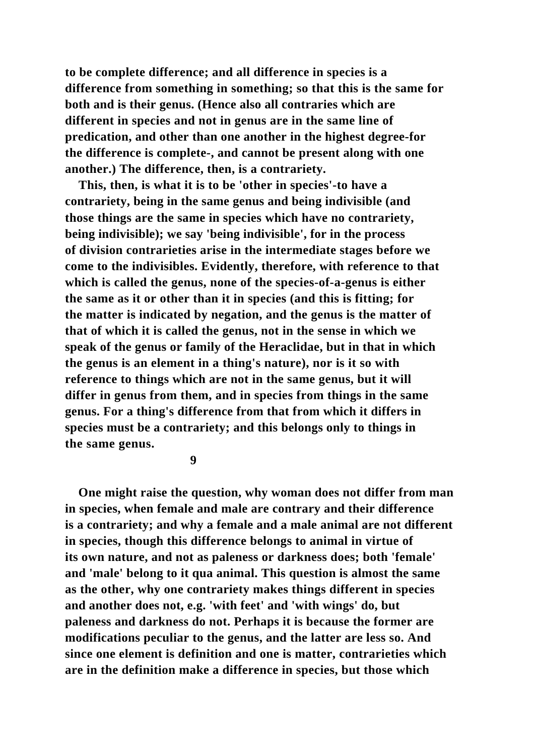to be complete difference; and all difference in species is a difference from something in something; so that this is the same for both and is their genus. (Hence also all contraries which are different in species and not in genus are in the same line of predication, and other than one another in the highest degree-for the difference is complete-, and cannot be present along with one another.) The difference, then, is a contrariety.

This, then, is what it is to be 'other in species'-to have a contrariety, being in the same genus and being indivisible (and those things are the same in species which have no contrariety, being indivisible); we say 'being indivisible', for in the process of division contrarieties arise in the intermediate stages before we come to the indivisibles. Evidently, therefore, with reference to that which is called the genus, none of the species-of-a-genus is either the same as it or other than it in species (and this is fitting; for the matter is indicated by negation, and the genus is the matter of that of which it is called the genus, not in the sense in which we speak of the genus or family of the Heraclidae, but in that in which the genus is an element in a thing's nature), nor is it so with reference to things which are not in the same genus, but it will differ in genus from them, and in species from things in the same genus. For a thing's difference from that from which it differs in species must be a contrariety; and this belongs only to things in the same genus.

## 9

One might raise the question, why woman does not differ from man in species, when female and male are contrary and their difference is a contrariety; and why a female and a male animal are not different in species, though this difference belongs to animal in virtue of its own nature, and not as paleness or darkness does; both 'female' and 'male' belong to it qua animal. This question is almost the same as the other, why one contrariety makes things different in species and another does not, e.g. 'with feet' and 'with wings' do, but paleness and darkness do not. Perhaps it is because the former are modifications peculiar to the genus, and the latter are less so. And since one element is definition and one is matter, contrarieties which are in the definition make a difference in species, but those which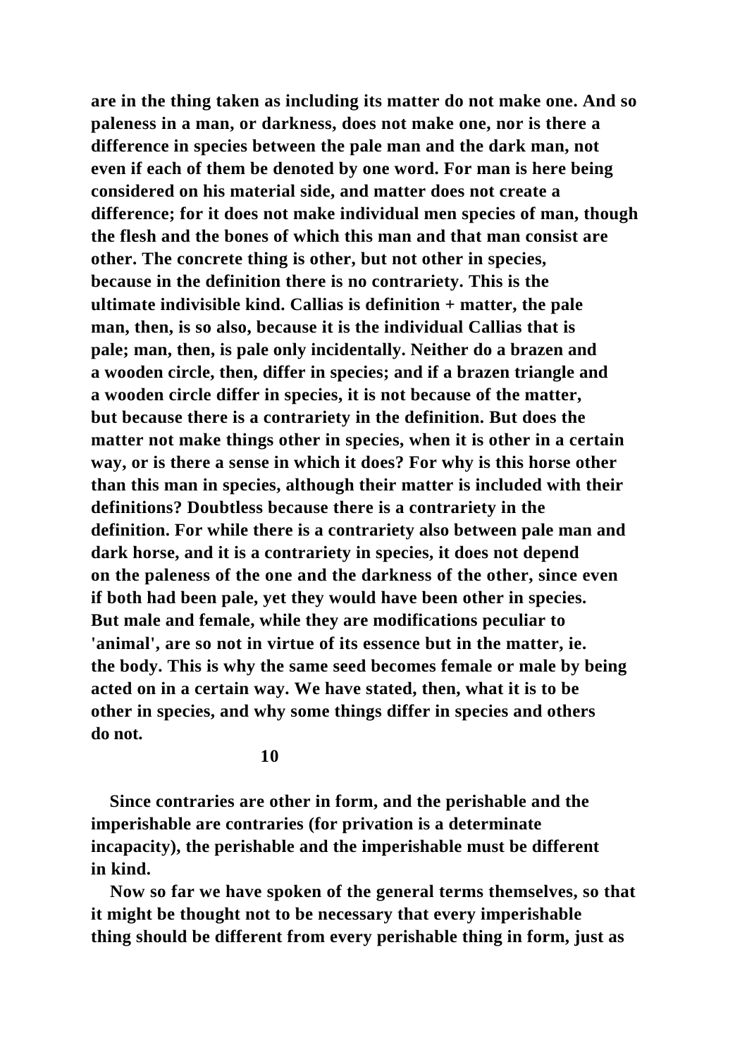are in the thing taken as including its matter do not make one. And so paleness in a man, or darkness, does not make one, nor is there a difference in species between the pale man and the dark man, not even if each of them be denoted by one word. For man is here being considered on his material side, and matter does not create a difference; for it does not make individual men species of man, though the flesh and the bones of which this man and that man consist are other. The concrete thing is other, but not other in species, because in the definition there is no contrariety. This is the ultimate indivisible kind. Callias is definition + matter, the pale man, then, is so also, because it is the individual Callias that is pale; man, then, is pale only incidentally. Neither do a brazen and a wooden circle, then, differ in species; and if a brazen triangle and a wooden circle differ in species, it is not because of the matter, but because there is a contrariety in the definition. But does the matter not make things other in species, when it is other in a certain way, or is there a sense in which it does? For why is this horse other than this man in species, although their matter is included with their definitions? Doubtless because there is a contrariety in the definition. For while there is a contrariety also between pale man and dark horse, and it is a contrariety in species, it does not depend on the paleness of the one and the darkness of the other, since even if both had been pale, yet they would have been other in species. But male and female, while they are modifications peculiar to 'animal', are so not in virtue of its essence but in the matter, ie. the body. This is why the same seed becomes female or male by being acted on in a certain way. We have stated, then, what it is to be other in species, and why some things differ in species and others do not.

## 10

Since contraries are other in form, and the perishable and the imperishable are contraries (for privation is a determinate incapacity), the perishable and the imperishable must be different in kind.

Now so far we have spoken of the general terms themselves, so that it might be thought not to be necessary that every imperishable thing should be different from every perishable thing in form, just as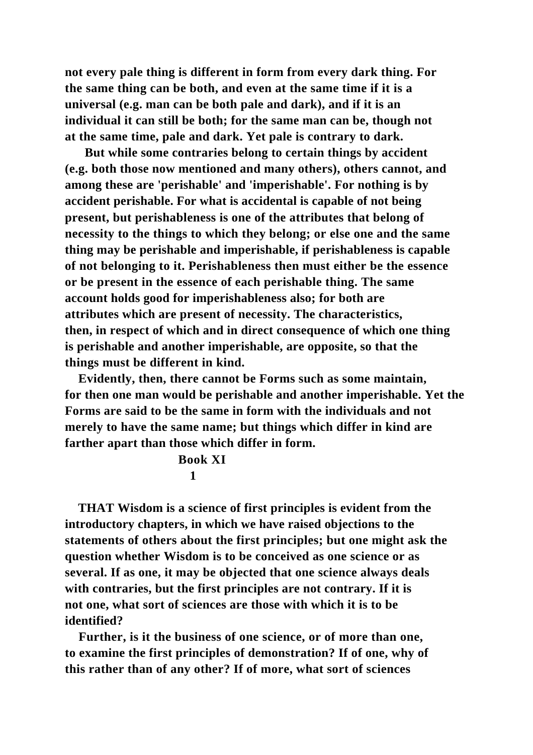not every pale thing is different in form from every dark thing. For the same thing can be both, and even at the same time if it is a universal (e.g. man can be both pale and dark), and if it is an individual it can still be both; for the same man can be, though not at the same time, pale and dark. Yet pale is contrary to dark.

But while some contraries belong to certain things by accident (e.g. both those now mentioned and many others), others cannot, and among these are 'perishable' and 'imperishable'. For nothing is by accident perishable. For what is accidental is capable of not being present, but perishableness is one of the attributes that belong of necessity to the things to which they belong; or else one and the same thing may be perishable and imperishable, if perishableness is capable of not belonging to it. Perishableness then must either be the essence or be present in the essence of each perishable thing. The same account holds good for imperishableness also; for both are attributes which are present of necessity. The characteristics, then, in respect of which and in direct consequence of which one thing is perishable and another imperishable, are opposite, so that the things must be different in kind.

Evidently, then, there cannot be Forms such as some maintain, for then one man would be perishable and another imperishable. Yet the Forms are said to be the same in form with the individuals and not merely to have the same name; but things which differ in kind are farther apart than those which differ in form.

## Book XI

### 1

THAT Wisdom is a science of first principles is evident from the introductory chapters, in which we have raised objections to the statements of others about the first principles; but one might ask the question whether Wisdom is to be conceived as one science or as several. If as one, it may be objected that one science always deals with contraries, but the first principles are not contrary. If it is not one, what sort of sciences are those with which it is to be identified?

Further, is it the business of one science, or of more than one, to examine the first principles of demonstration? If of one, why of this rather than of any other? If of more, what sort of sciences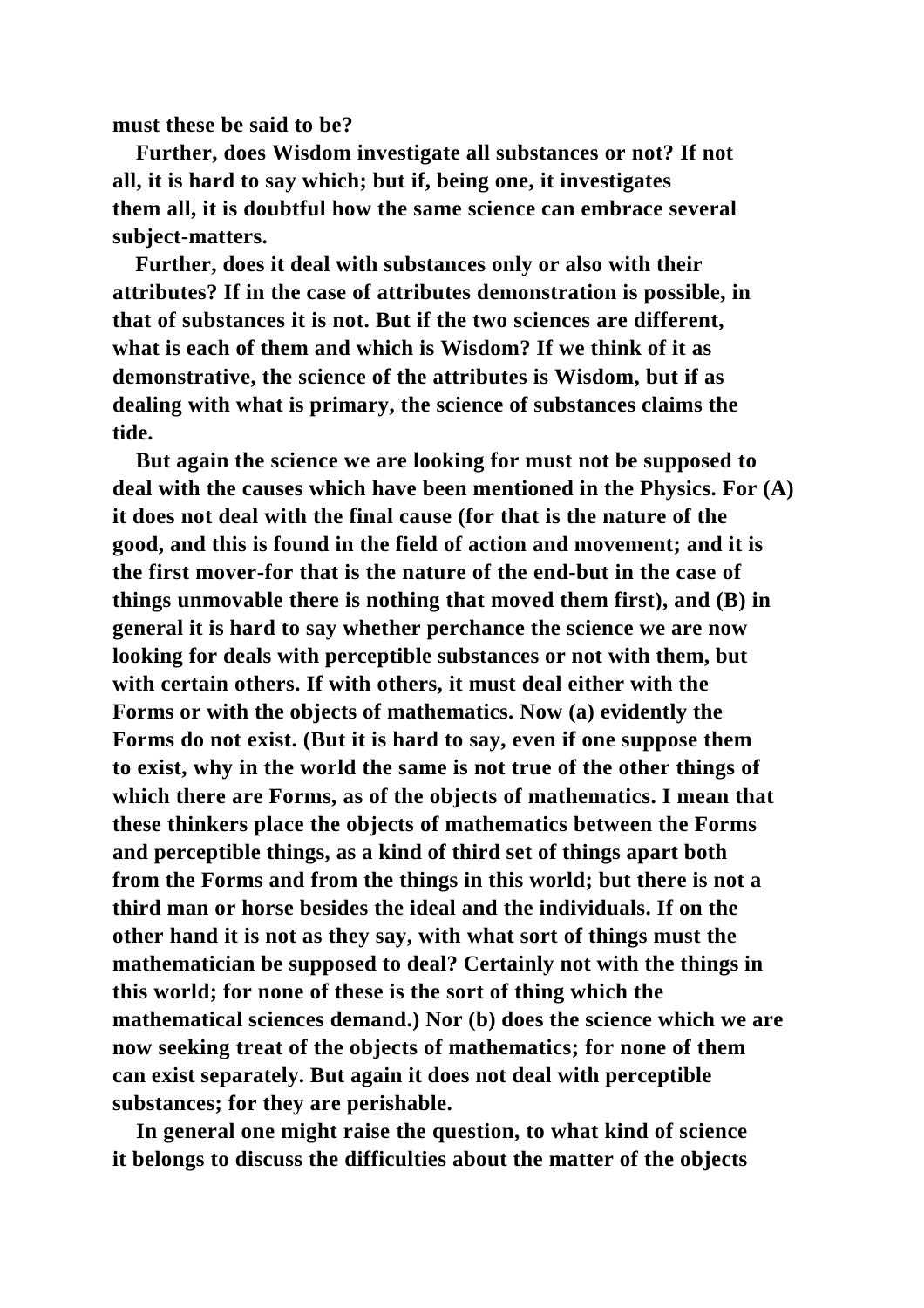must these be said to be?

Further, does Wisdom investigate all substances or not? If not all, it is hard to say which; but if, being one, it investigates them all, it is doubtful how the same science can embrace several subject-matters.

Further, does it deal with substances only or also with their attributes? If in the case of attributes demonstration is possible, in that of substances it is not. But if the two sciences are different, what is each of them and which is Wisdom? If we think of it as demonstrative, the science of the attributes is Wisdom, but if as dealing with what is primary, the science of substances claims the tide.

But again the science we are looking for must not be supposed to deal with the causes which have been mentioned in the Physics. For (A) it does not deal with the final cause (for that is the nature of the good, and this is found in the field of action and movement; and it is the first mover-for that is the nature of the end-but in the case of things unmovable there is nothing that moved them first), and (B) in general it is hard to say whether perchance the science we are now looking for deals with perceptible substances or not with them, but with certain others. If with others, it must deal either with the Forms or with the objects of mathematics. Now (a) evidently the Forms do not exist. (But it is hard to say, even if one suppose them to exist, why in the world the same is not true of the other things of which there are Forms, as of the objects of mathematics. I mean that these thinkers place the objects of mathematics between the Forms and perceptible things, as a kind of third set of things apart both from the Forms and from the things in this world; but there is not a third man or horse besides the ideal and the individuals. If on the other hand it is not as they say, with what sort of things must the mathematician be supposed to deal? Certainly not with the things in this world; for none of these is the sort of thing which the mathematical sciences demand.) Nor (b) does the science which we are now seeking treat of the objects of mathematics; for none of them can exist separately. But again it does not deal with perceptible substances; for they are perishable.

In general one might raise the question, to what kind of science it belongs to discuss the difficulties about the matter of the objects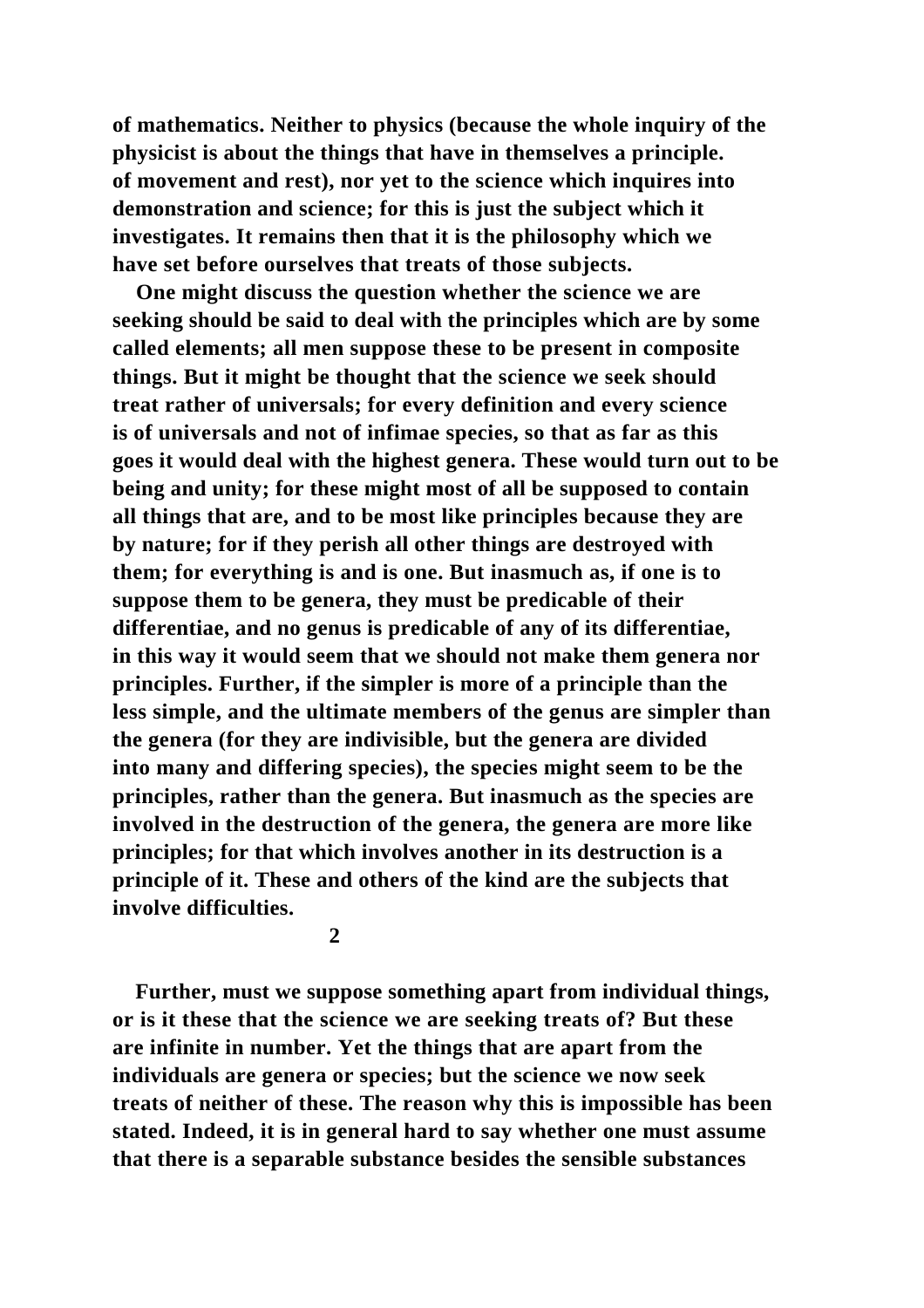of mathematics. Neither to physics (because the whole inquiry of the physicist is about the things that have in themselves a principle. of movement and rest), nor yet to the science which inquires into demonstration and science; for this is just the subject which it investigates. It remains then that it is the philosophy which we have set before ourselves that treats of those subjects.

One might discuss the question whether the science we are seeking should be said to deal with the principles which are by some called elements; all men suppose these to be present in composite things. But it might be thought that the science we seek should treat rather of universals; for every definition and every science is of universals and not of infimae species, so that as far as this goes it would deal with the highest genera. These would turn out to be being and unity; for these might most of all be supposed to contain all things that are, and to be most like principles because they are by nature; for if they perish all other things are destroyed with them; for everything is and is one. But inasmuch as, if one is to suppose them to be genera, they must be predicable of their differentiae, and no genus is predicable of any of its differentiae, in this way it would seem that we should not make them genera nor principles. Further, if the simpler is more of a principle than the less simple, and the ultimate members of the genus are simpler than the genera (for they are indivisible, but the genera are divided into many and differing species), the species might seem to be the principles, rather than the genera. But inasmuch as the species are involved in the destruction of the genera, the genera are more like principles; for that which involves another in its destruction is a principle of it. These and others of the kind are the subjects that involve difficulties.

## 2

Further, must we suppose something apart from individual things, or is it these that the science we are seeking treats of? But these are infinite in number. Yet the things that are apart from the individuals are genera or species; but the science we now seek treats of neither of these. The reason why this is impossible has been stated. Indeed, it is in general hard to say whether one must assume that there is a separable substance besides the sensible substances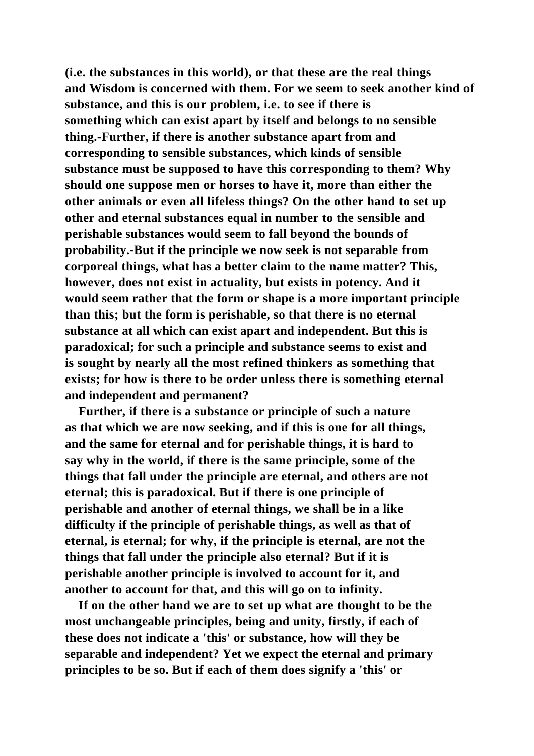**(i.e. the substances in this world), or that these are the real things and Wisdom is concerned with them. For we seem to seek another kind of substance, and this is our problem, i.e. to see if there is something which can exist apart by itself and belongs to no sensible thing.-Further, if there is another substance apart from and corresponding to sensible substances, which kinds of sensible substance must be supposed to have this corresponding to them? Why should one suppose men or horses to have it, more than either the other animals or even all lifeless things? On the other hand to set up other and eternal substances equal in number to the sensible and perishable substances would seem to fall beyond the bounds of probability.-But if the principle we now seek is not separable from corporeal things, what has a better claim to the name matter? This, however, does not exist in actuality, but exists in potency. And it would seem rather that the form or shape is a more important principle than this; but the form is perishable, so that there is no eternal substance at all which can exist apart and independent. But this is paradoxical; for such a principle and substance seems to exist and is sought by nearly all the most refined thinkers as something that exists; for how is there to be order unless there is something eternal and independent and permanent?**

**Further, if there is a substance or principle of such a nature as that which we are now seeking, and if this is one for all things, and the same for eternal and for perishable things, it is hard to say why in the world, if there is the same principle, some of the things that fall under the principle are eternal, and others are not eternal; this is paradoxical. But if there is one principle of perishable and another of eternal things, we shall be in a like difficulty if the principle of perishable things, as well as that of eternal, is eternal; for why, if the principle is eternal, are not the things that fall under the principle also eternal? But if it is perishable another principle is involved to account for it, and another to account for that, and this will go on to infinity.**

**If on the other hand we are to set up what are thought to be the most unchangeable principles, being and unity, firstly, if each of these does not indicate a 'this' or substance, how will they be separable and independent? Yet we expect the eternal and primary principles to be so. But if each of them does signify a 'this' or**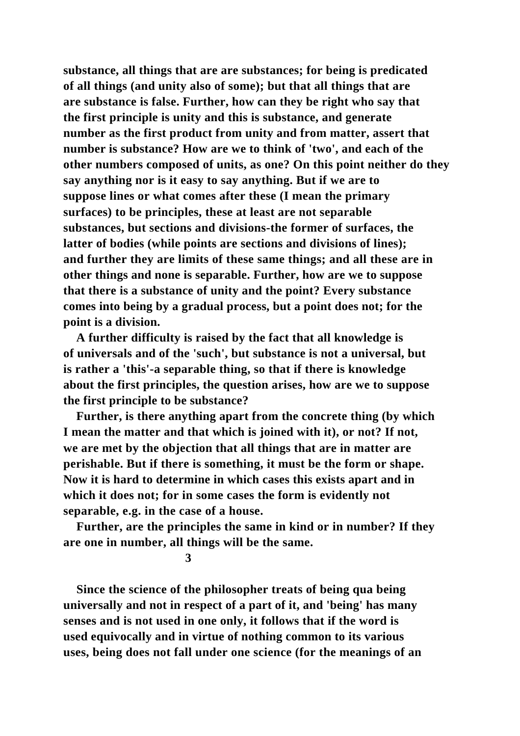substance, all things that are are substances; for being is predicated of all things (and unity also of some); but that all things that are are substance is false. Further, how can they be right who say that the first principle is unity and this is substance, and generate number as the first product from unity and from matter, assert that number is substance? How are we to think of 'two', and each of the other numbers composed of units, as one? On this point neither do they say anything nor is it easy to say anything. But if we are to suppose lines or what comes after these (I mean the primary surfaces) to be principles, these at least are not separable substances, but sections and divisions-the former of surfaces, the latter of bodies (while points are sections and divisions of lines); and further they are limits of these same things; and all these are in other things and none is separable. Further, how are we to suppose that there is a substance of unity and the point? Every substance comes into being by a gradual process, but a point does not; for the point is a division.

A further difficulty is raised by the fact that all knowledge is of universals and of the 'such', but substance is not a universal, but is rather a 'this'-a separable thing, so that if there is knowledge about the first principles, the question arises, how are we to suppose the first principle to be substance?

Further, is there anything apart from the concrete thing (by which I mean the matter and that which is joined with it), or not? If not, we are met by the objection that all things that are in matter are perishable. But if there is something, it must be the form or shape. Now it is hard to determine in which cases this exists apart and in which it does not; for in some cases the form is evidently not separable, e.g. in the case of a house.

Further, are the principles the same in kind or in number? If they are one in number, all things will be the same.

## 3

Since the science of the philosopher treats of being qua being universally and not in respect of a part of it, and 'being' has many senses and is not used in one only, it follows that if the word is used equivocally and in virtue of nothing common to its various uses, being does not fall under one science (for the meanings of an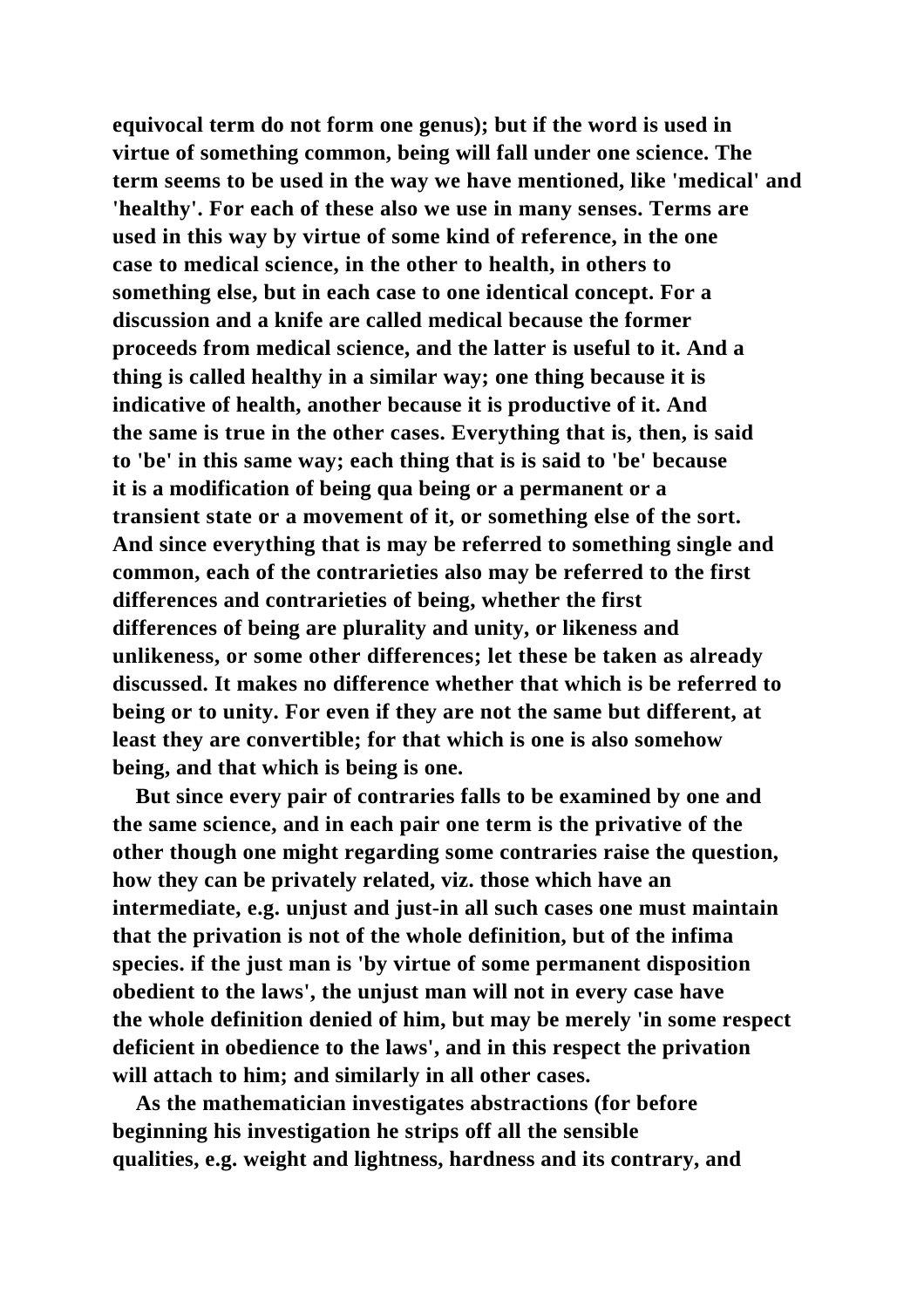equivocal term do not form one genus); but if the word is used in virtue of something common, being will fall under one science. The term seems to be used in the way we have mentioned, like 'medical' and 'healthy'. For each of these also we use in many senses. Terms are used in this way by virtue of some kind of reference, in the one case to medical science, in the other to health, in others to something else, but in each case to one identical concept. For a discussion and a knife are called medical because the former proceeds from medical science, and the latter is useful to it. And a thing is called healthy in a similar way; one thing because it is indicative of health, another because it is productive of it. And the same is true in the other cases. Everything that is, then, is said to 'be' in this same way; each thing that is is said to 'be' because it is a modification of being qua being or a permanent or a transient state or a movement of it, or something else of the sort. And since everything that is may be referred to something single and common, each of the contrarieties also may be referred to the first differences and contrarieties of being, whether the first differences of being are plurality and unity, or likeness and unlikeness, or some other differences; let these be taken as already discussed. It makes no difference whether that which is be referred to being or to unity. For even if they are not the same but different, at least they are convertible; for that which is one is also somehow being, and that which is being is one.

But since every pair of contraries falls to be examined by one and the same science, and in each pair one term is the privative of the other though one might regarding some contraries raise the question, how they can be privately related, viz. those which have an intermediate, e.g. unjust and just-in all such cases one must maintain that the privation is not of the whole definition, but of the infima species. if the just man is 'by virtue of some permanent disposition obedient to the laws', the unjust man will not in every case have the whole definition denied of him, but may be merely 'in some respect deficient in obedience to the laws', and in this respect the privation will attach to him; and similarly in all other cases.

As the mathematician investigates abstractions (for before beginning his investigation he strips off all the sensible qualities, e.g. weight and lightness, hardness and its contrary, and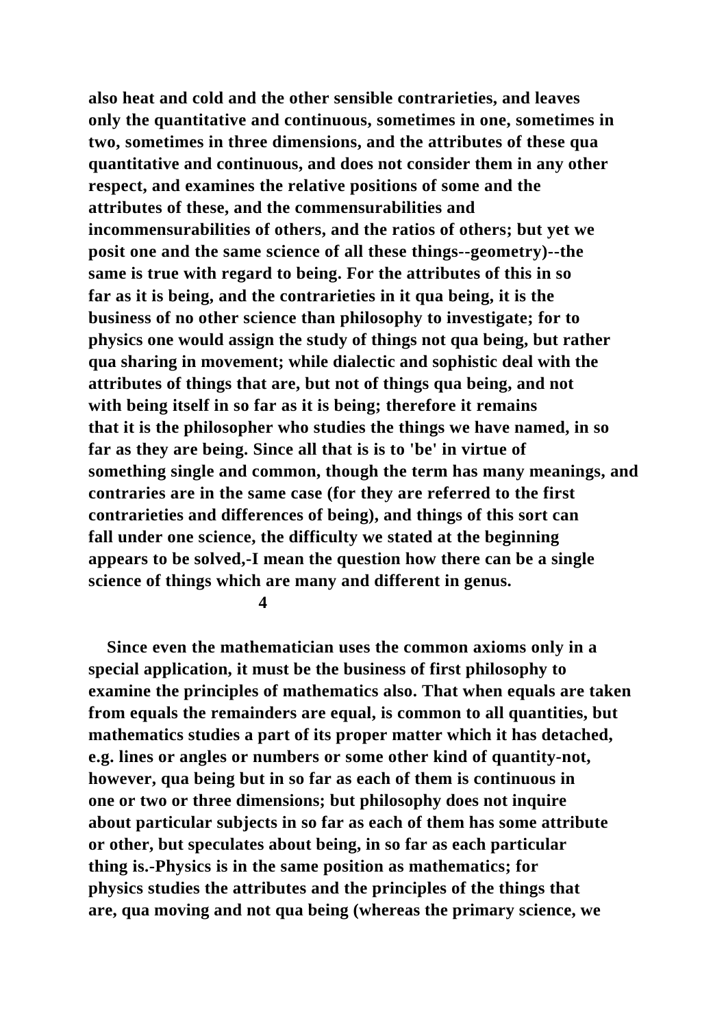also heat and cold and the other sensible contrarieties, and leaves only the quantitative and continuous, sometimes in one, sometimes in two, sometimes in three dimensions, and the attributes of these qua quantitative and continuous, and does not consider them in any other respect, and examines the relative positions of some and the attributes of these, and the commensurabilities and incommensurabilities of others, and the ratios of others; but yet we posit one and the same science of all these things--geometry)--the same is true with regard to being. For the attributes of this in so far as it is being, and the contrarieties in it qua being, it is the business of no other science than philosophy to investigate; for to physics one would assign the study of things not qua being, but rather qua sharing in movement; while dialectic and sophistic deal with the attributes of things that are, but not of things qua being, and not with being itself in so far as it is being; therefore it remains that it is the philosopher who studies the things we have named, in so far as they are being. Since all that is is to 'be' in virtue of something single and common, though the term has many meanings, and contraries are in the same case (for they are referred to the first contrarieties and differences of being), and things of this sort can fall under one science, the difficulty we stated at the beginning appears to be solved,-I mean the question how there can be a single science of things which are many and different in genus.

## 4

Since even the mathematician uses the common axioms only in a special application, it must be the business of first philosophy to examine the principles of mathematics also. That when equals are taken from equals the remainders are equal, is common to all quantities, but mathematics studies a part of its proper matter which it has detached, e.g. lines or angles or numbers or some other kind of quantity-not, however, qua being but in so far as each of them is continuous in one or two or three dimensions; but philosophy does not inquire about particular subjects in so far as each of them has some attribute or other, but speculates about being, in so far as each particular thing is.-Physics is in the same position as mathematics; for physics studies the attributes and the principles of the things that are, qua moving and not qua being (whereas the primary science, we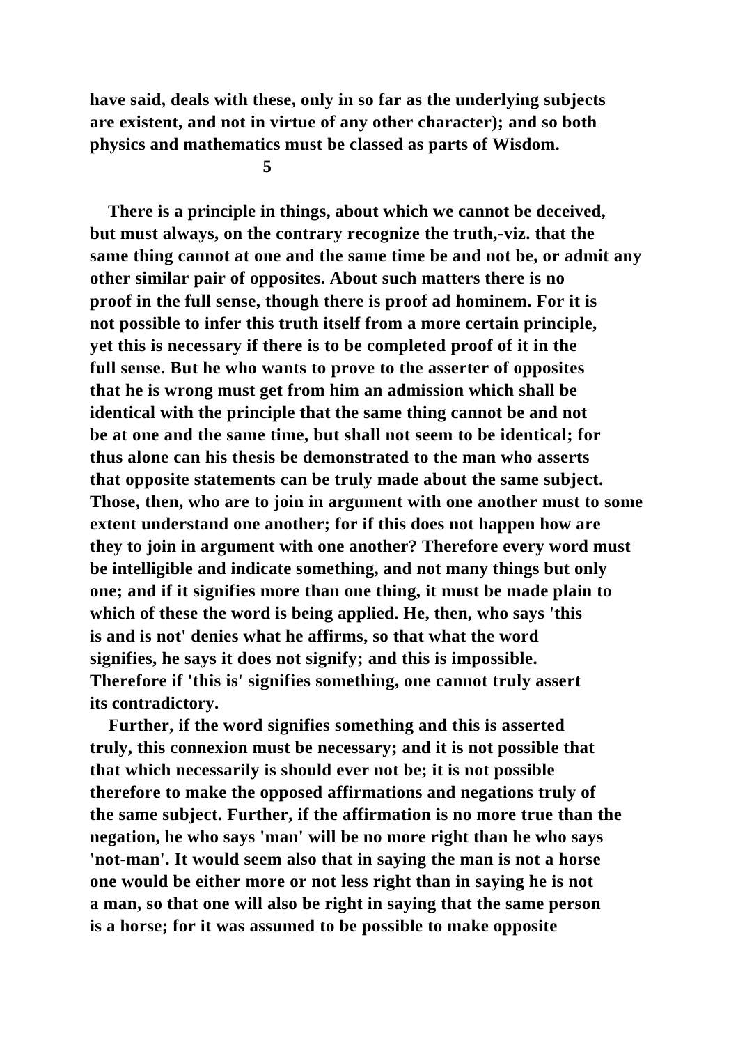have said, deals with these, only in so far as the underlying subjects are existent, and not in virtue of any other character); and so both physics and mathematics must be classed as parts of Wisdom.

## 5

There is a principle in things, about which we cannot be deceived, but must always, on the contrary recognize the truth,-viz. that the same thing cannot at one and the same time be and not be, or admit any other similar pair of opposites. About such matters there is no proof in the full sense, though there is proof ad hominem. For it is not possible to infer this truth itself from a more certain principle, yet this is necessary if there is to be completed proof of it in the full sense. But he who wants to prove to the asserter of opposites that he is wrong must get from him an admission which shall be identical with the principle that the same thing cannot be and not be at one and the same time, but shall not seem to be identical; for thus alone can his thesis be demonstrated to the man who asserts that opposite statements can be truly made about the same subject. Those, then, who are to join in argument with one another must to some extent understand one another; for if this does not happen how are they to join in argument with one another? Therefore every word must be intelligible and indicate something, and not many things but only one; and if it signifies more than one thing, it must be made plain to which of these the word is being applied. He, then, who says 'this is and is not' denies what he affirms, so that what the word signifies, he says it does not signify; and this is impossible. Therefore if 'this is' signifies something, one cannot truly assert its contradictory.

Further, if the word signifies something and this is asserted truly, this connexion must be necessary; and it is not possible that that which necessarily is should ever not be; it is not possible therefore to make the opposed affirmations and negations truly of the same subject. Further, if the affirmation is no more true than the negation, he who says 'man' will be no more right than he who says 'not-man'. It would seem also that in saying the man is not a horse one would be either more or not less right than in saying he is not a man, so that one will also be right in saying that the same person is a horse; for it was assumed to be possible to make opposite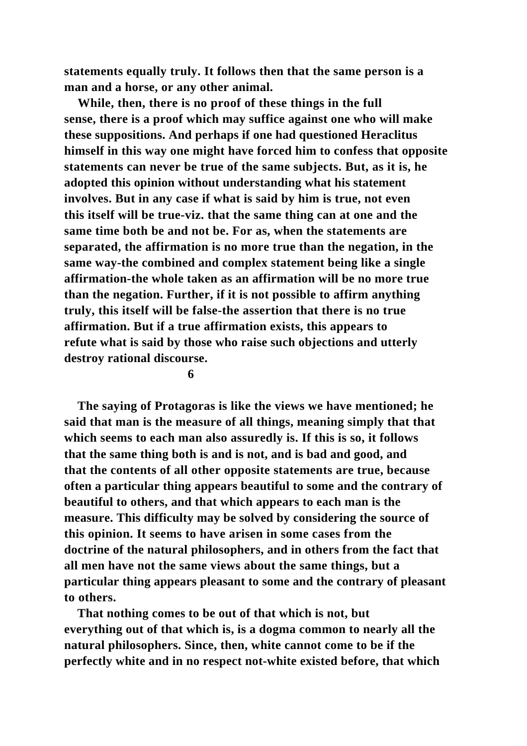statements equally truly. It follows then that the same person is a man and a horse, or any other animal.

While, then, there is no proof of these things in the full sense, there is a proof which may suffice against one who will make these suppositions. And perhaps if one had questioned Heraclitus himself in this way one might have forced him to confess that opposite statements can never be true of the same subjects. But, as it is, he adopted this opinion without understanding what his statement involves. But in any case if what is said by him is true, not even this itself will be true-viz. that the same thing can at one and the same time both be and not be. For as, when the statements are separated, the affirmation is no more true than the negation, in the same way-the combined and complex statement being like a single affirmation-the whole taken as an affirmation will be no more true than the negation. Further, if it is not possible to affirm anything truly, this itself will be false-the assertion that there is no true affirmation. But if a true affirmation exists, this appears to refute what is said by those who raise such objections and utterly destroy rational discourse.

## 6

The saying of Protagoras is like the views we have mentioned; he said that man is the measure of all things, meaning simply that that which seems to each man also assuredly is. If this is so, it follows that the same thing both is and is not, and is bad and good, and that the contents of all other opposite statements are true, because often a particular thing appears beautiful to some and the contrary of beautiful to others, and that which appears to each man is the measure. This difficulty may be solved by considering the source of this opinion. It seems to have arisen in some cases from the doctrine of the natural philosophers, and in others from the fact that all men have not the same views about the same things, but a particular thing appears pleasant to some and the contrary of pleasant to others.

That nothing comes to be out of that which is not, but everything out of that which is, is a dogma common to nearly all the natural philosophers. Since, then, white cannot come to be if the perfectly white and in no respect not-white existed before, that which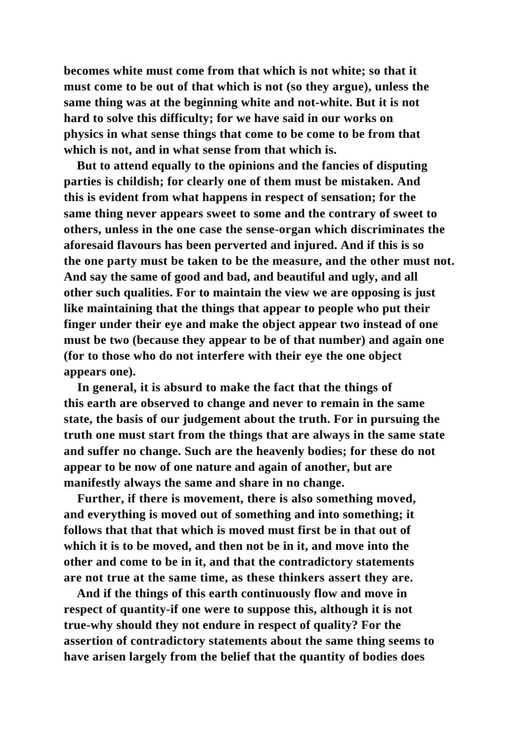becomes white must come from that which is not white; so that it must come to be out of that which is not (so they argue), unless the same thing was at the beginning white and not-white. But it is not hard to solve this difficulty; for we have said in our works on physics in what sense things that come to be come to be from that which is not, and in what sense from that which is.

But to attend equally to the opinions and the fancies of disputing parties is childish; for clearly one of them must be mistaken. And this is evident from what happens in respect of sensation; for the same thing never appears sweet to some and the contrary of sweet to others, unless in the one case the sense-organ which discriminates the aforesaid flavours has been perverted and injured. And if this is so the one party must be taken to be the measure, and the other must not. And say the same of good and bad, and beautiful and ugly, and all other such qualities. For to maintain the view we are opposing is just like maintaining that the things that appear to people who put their finger under their eye and make the object appear two instead of one must be two (because they appear to be of that number) and again one (for to those who do not interfere with their eye the one object appears one).

In general, it is absurd to make the fact that the things of this earth are observed to change and never to remain in the same state, the basis of our judgement about the truth. For in pursuing the truth one must start from the things that are always in the same state and suffer no change. Such are the heavenly bodies; for these do not appear to be now of one nature and again of another, but are manifestly always the same and share in no change.

Further, if there is movement, there is also something moved, and everything is moved out of something and into something; it follows that that that which is moved must first be in that out of which it is to be moved, and then not be in it, and move into the other and come to be in it, and that the contradictory statements are not true at the same time, as these thinkers assert they are.

And if the things of this earth continuously flow and move in respect of quantity-if one were to suppose this, although it is not true-why should they not endure in respect of quality? For the assertion of contradictory statements about the same thing seems to have arisen largely from the belief that the quantity of bodies does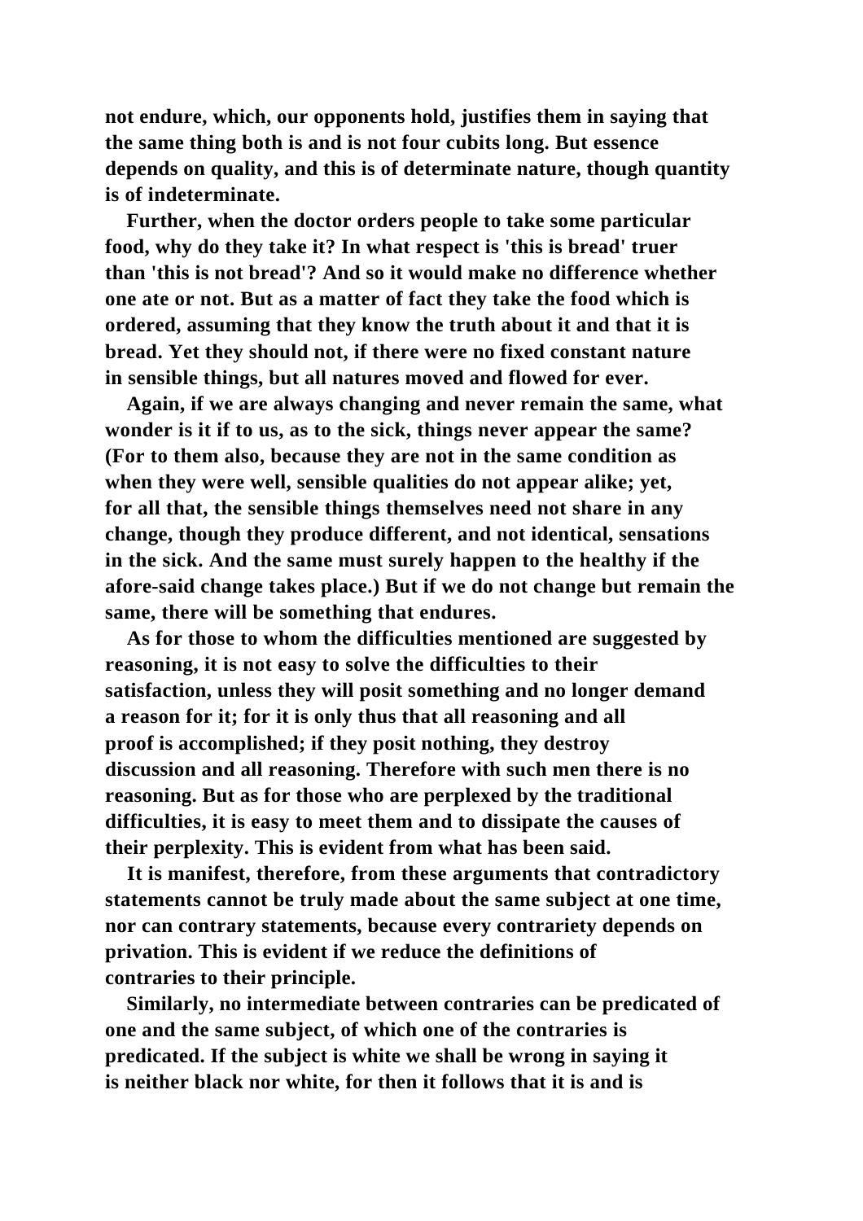not endure, which, our opponents hold, justifies them in saying that the same thing both is and is not four cubits long. But essence depends on quality, and this is of determinate nature, though quantity is of indeterminate.

Further, when the doctor orders people to take some particular food, why do they take it? In what respect is 'this is bread' truer than 'this is not bread'? And so it would make no difference whether one ate or not. But as a matter of fact they take the food which is ordered, assuming that they know the truth about it and that it is bread. Yet they should not, if there were no fixed constant nature in sensible things, but all natures moved and flowed for ever.

Again, if we are always changing and never remain the same, what wonder is it if to us, as to the sick, things never appear the same? (For to them also, because they are not in the same condition as when they were well, sensible qualities do not appear alike; yet, for all that, the sensible things themselves need not share in any change, though they produce different, and not identical, sensations in the sick. And the same must surely happen to the healthy if the afore-said change takes place.) But if we do not change but remain the same, there will be something that endures.

As for those to whom the difficulties mentioned are suggested by reasoning, it is not easy to solve the difficulties to their satisfaction, unless they will posit something and no longer demand a reason for it; for it is only thus that all reasoning and all proof is accomplished; if they posit nothing, they destroy discussion and all reasoning. Therefore with such men there is no reasoning. But as for those who are perplexed by the traditional difficulties, it is easy to meet them and to dissipate the causes of their perplexity. This is evident from what has been said.

It is manifest, therefore, from these arguments that contradictory statements cannot be truly made about the same subject at one time, nor can contrary statements, because every contrariety depends on privation. This is evident if we reduce the definitions of contraries to their principle.

Similarly, no intermediate between contraries can be predicated of one and the same subject, of which one of the contraries is predicated. If the subject is white we shall be wrong in saying it is neither black nor white, for then it follows that it is and is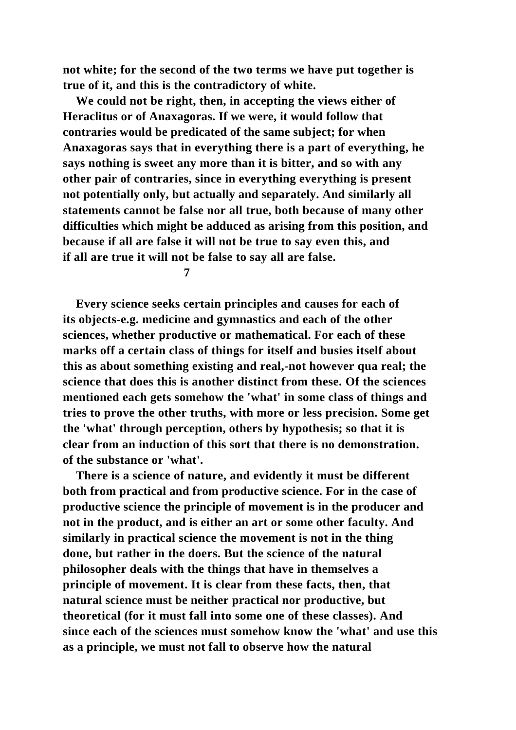not white; for the second of the two terms we have put together is true of it, and this is the contradictory of white.

We could not be right, then, in accepting the views either of Heraclitus or of Anaxagoras. If we were, it would follow that contraries would be predicated of the same subject; for when Anaxagoras says that in everything there is a part of everything, he says nothing is sweet any more than it is bitter, and so with any other pair of contraries, since in everything everything is present not potentially only, but actually and separately. And similarly all statements cannot be false nor all true, both because of many other difficulties which might be adduced as arising from this position, and because if all are false it will not be true to say even this, and if all are true it will not be false to say all are false.

## 7

Every science seeks certain principles and causes for each of its objects-e.g. medicine and gymnastics and each of the other sciences, whether productive or mathematical. For each of these marks off a certain class of things for itself and busies itself about this as about something existing and real,-not however qua real; the science that does this is another distinct from these. Of the sciences mentioned each gets somehow the 'what' in some class of things and tries to prove the other truths, with more or less precision. Some get the 'what' through perception, others by hypothesis; so that it is clear from an induction of this sort that there is no demonstration. of the substance or 'what'.

There is a science of nature, and evidently it must be different both from practical and from productive science. For in the case of productive science the principle of movement is in the producer and not in the product, and is either an art or some other faculty. And similarly in practical science the movement is not in the thing done, but rather in the doers. But the science of the natural philosopher deals with the things that have in themselves a principle of movement. It is clear from these facts, then, that natural science must be neither practical nor productive, but theoretical (for it must fall into some one of these classes). And since each of the sciences must somehow know the 'what' and use this as a principle, we must not fall to observe how the natural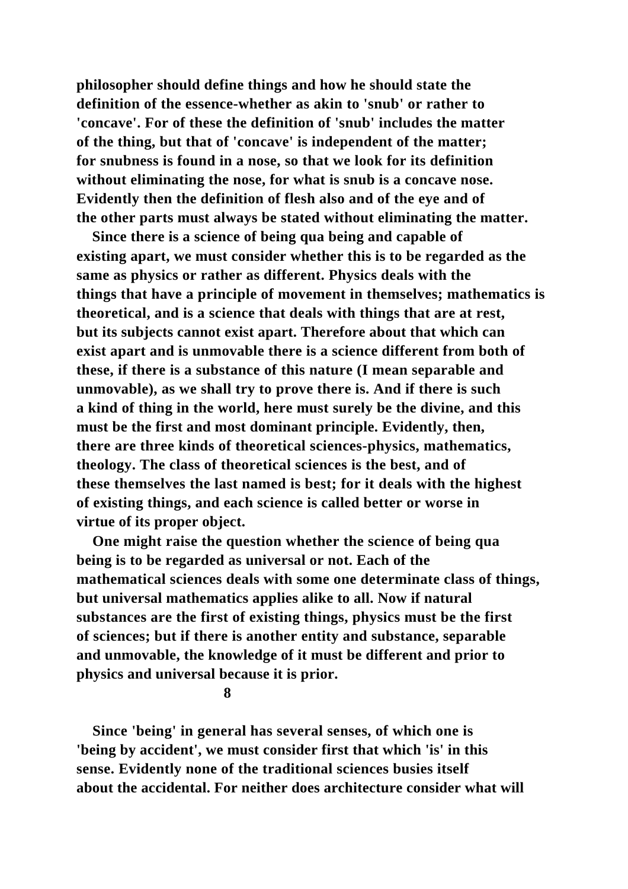philosopher should define things and how he should state the definition of the essence-whether as akin to 'snub' or rather to 'concave'. For of these the definition of 'snub' includes the matter of the thing, but that of 'concave' is independent of the matter; for snubness is found in a nose, so that we look for its definition without eliminating the nose, for what is snub is a concave nose. Evidently then the definition of flesh also and of the eye and of the other parts must always be stated without eliminating the matter.

Since there is a science of being qua being and capable of existing apart, we must consider whether this is to be regarded as the same as physics or rather as different. Physics deals with the things that have a principle of movement in themselves; mathematics is theoretical, and is a science that deals with things that are at rest, but its subjects cannot exist apart. Therefore about that which can exist apart and is unmovable there is a science different from both of these, if there is a substance of this nature (I mean separable and unmovable), as we shall try to prove there is. And if there is such a kind of thing in the world, here must surely be the divine, and this must be the first and most dominant principle. Evidently, then, there are three kinds of theoretical sciences-physics, mathematics, theology. The class of theoretical sciences is the best, and of these themselves the last named is best; for it deals with the highest of existing things, and each science is called better or worse in virtue of its proper object.

One might raise the question whether the science of being qua being is to be regarded as universal or not. Each of the mathematical sciences deals with some one determinate class of things, but universal mathematics applies alike to all. Now if natural substances are the first of existing things, physics must be the first of sciences; but if there is another entity and substance, separable and unmovable, the knowledge of it must be different and prior to physics and universal because it is prior.

## 8

Since 'being' in general has several senses, of which one is 'being by accident', we must consider first that which 'is' in this sense. Evidently none of the traditional sciences busies itself about the accidental. For neither does architecture consider what will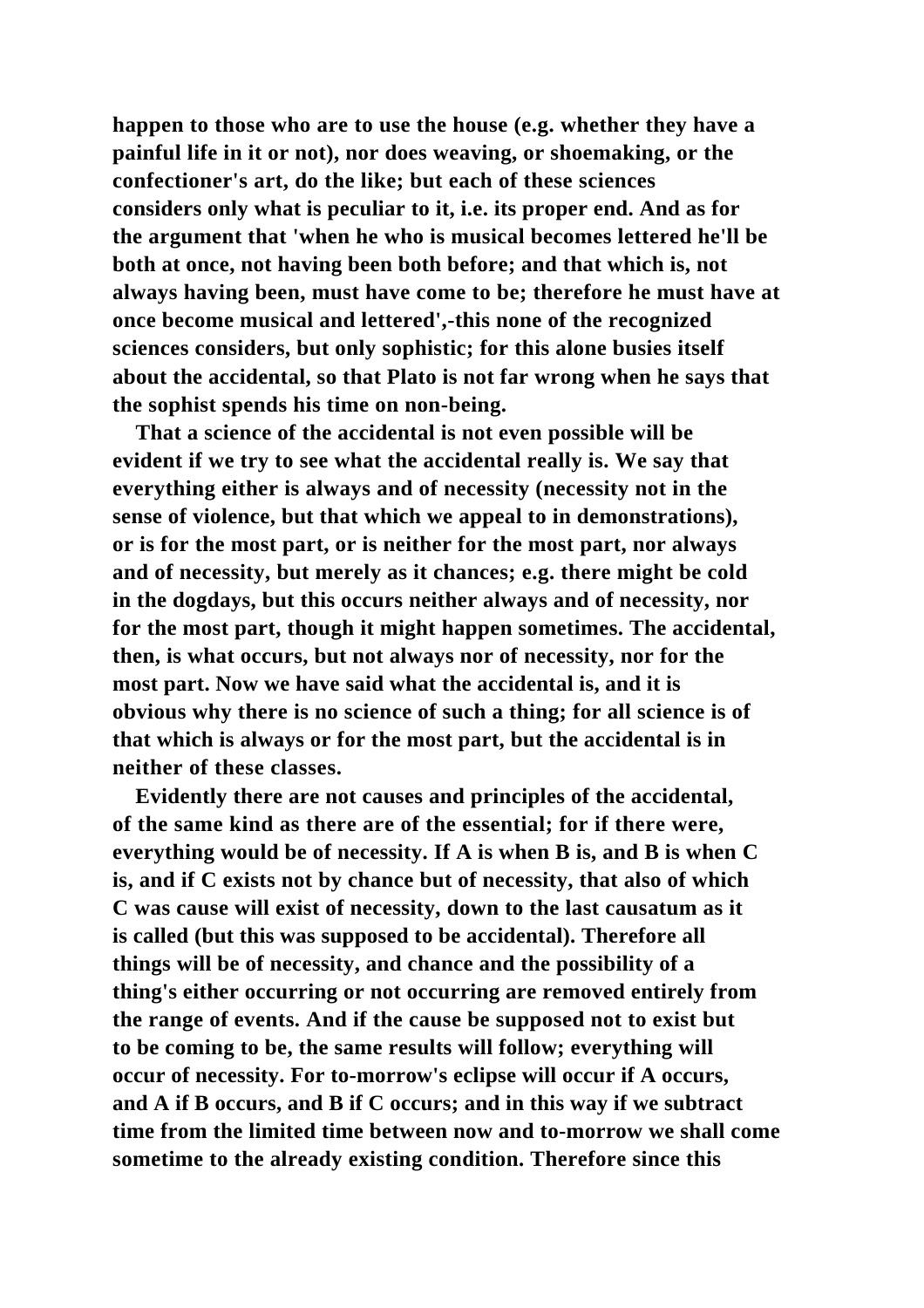happen to those who are to use the house (e.g. whether they have a painful life in it or not), nor does weaving, or shoemaking, or the confectioner's art, do the like; but each of these sciences considers only what is peculiar to it, i.e. its proper end. And as for the argument that 'when he who is musical becomes lettered he'll be both at once, not having been both before; and that which is, not always having been, must have come to be; therefore he must have at once become musical and lettered',-this none of the recognized sciences considers, but only sophistic; for this alone busies itself about the accidental, so that Plato is not far wrong when he says that the sophist spends his time on non-being.

That a science of the accidental is not even possible will be evident if we try to see what the accidental really is. We say that everything either is always and of necessity (necessity not in the sense of violence, but that which we appeal to in demonstrations), or is for the most part, or is neither for the most part, nor always and of necessity, but merely as it chances; e.g. there might be cold in the dogdays, but this occurs neither always and of necessity, nor for the most part, though it might happen sometimes. The accidental, then, is what occurs, but not always nor of necessity, nor for the most part. Now we have said what the accidental is, and it is obvious why there is no science of such a thing; for all science is of that which is always or for the most part, but the accidental is in neither of these classes.

Evidently there are not causes and principles of the accidental, of the same kind as there are of the essential; for if there were, everything would be of necessity. If A is when B is, and B is when C is, and if C exists not by chance but of necessity, that also of which C was cause will exist of necessity, down to the last causatum as it is called (but this was supposed to be accidental). Therefore all things will be of necessity, and chance and the possibility of a thing's either occurring or not occurring are removed entirely from the range of events. And if the cause be supposed not to exist but to be coming to be, the same results will follow; everything will occur of necessity. For to-morrow's eclipse will occur if A occurs, and A if B occurs, and B if C occurs; and in this way if we subtract time from the limited time between now and to-morrow we shall come sometime to the already existing condition. Therefore since this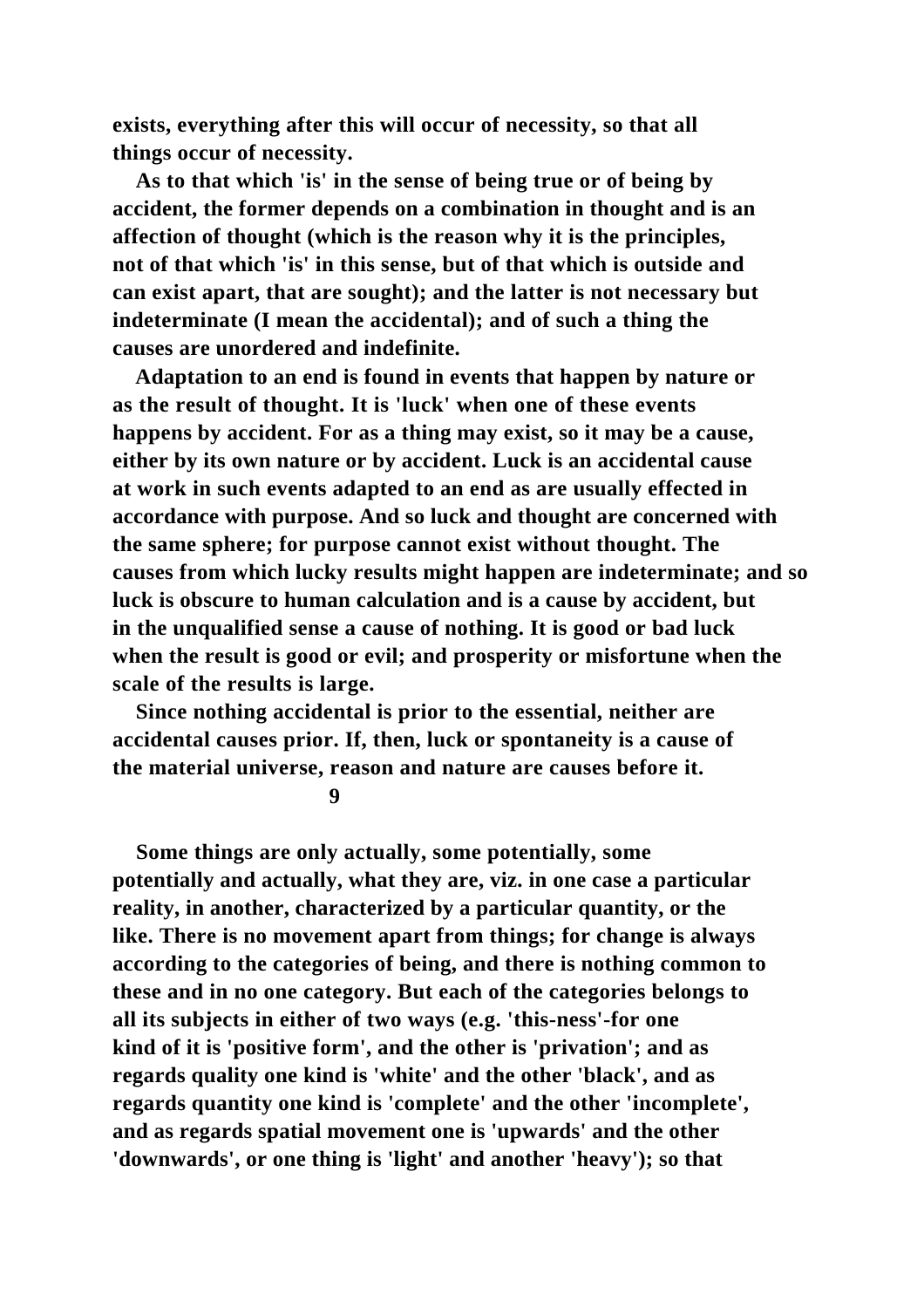exists, everything after this will occur of necessity, so that all things occur of necessity.

As to that which 'is' in the sense of being true or of being by accident, the former depends on a combination in thought and is an affection of thought (which is the reason why it is the principles, not of that which 'is' in this sense, but of that which is outside and can exist apart, that are sought); and the latter is not necessary but indeterminate (I mean the accidental); and of such a thing the causes are unordered and indefinite.

Adaptation to an end is found in events that happen by nature or as the result of thought. It is 'luck' when one of these events happens by accident. For as a thing may exist, so it may be a cause, either by its own nature or by accident. Luck is an accidental cause at work in such events adapted to an end as are usually effected in accordance with purpose. And so luck and thought are concerned with the same sphere; for purpose cannot exist without thought. The causes from which lucky results might happen are indeterminate; and so luck is obscure to human calculation and is a cause by accident, but in the unqualified sense a cause of nothing. It is good or bad luck when the result is good or evil; and prosperity or misfortune when the scale of the results is large.

Since nothing accidental is prior to the essential, neither are accidental causes prior. If, then, luck or spontaneity is a cause of the material universe, reason and nature are causes before it.

## 9

Some things are only actually, some potentially, some potentially and actually, what they are, viz. in one case a particular reality, in another, characterized by a particular quantity, or the like. There is no movement apart from things; for change is always according to the categories of being, and there is nothing common to these and in no one category. But each of the categories belongs to all its subjects in either of two ways (e.g. 'this-ness'-for one kind of it is 'positive form', and the other is 'privation'; and as regards quality one kind is 'white' and the other 'black', and as regards quantity one kind is 'complete' and the other 'incomplete', and as regards spatial movement one is 'upwards' and the other 'downwards', or one thing is 'light' and another 'heavy'); so that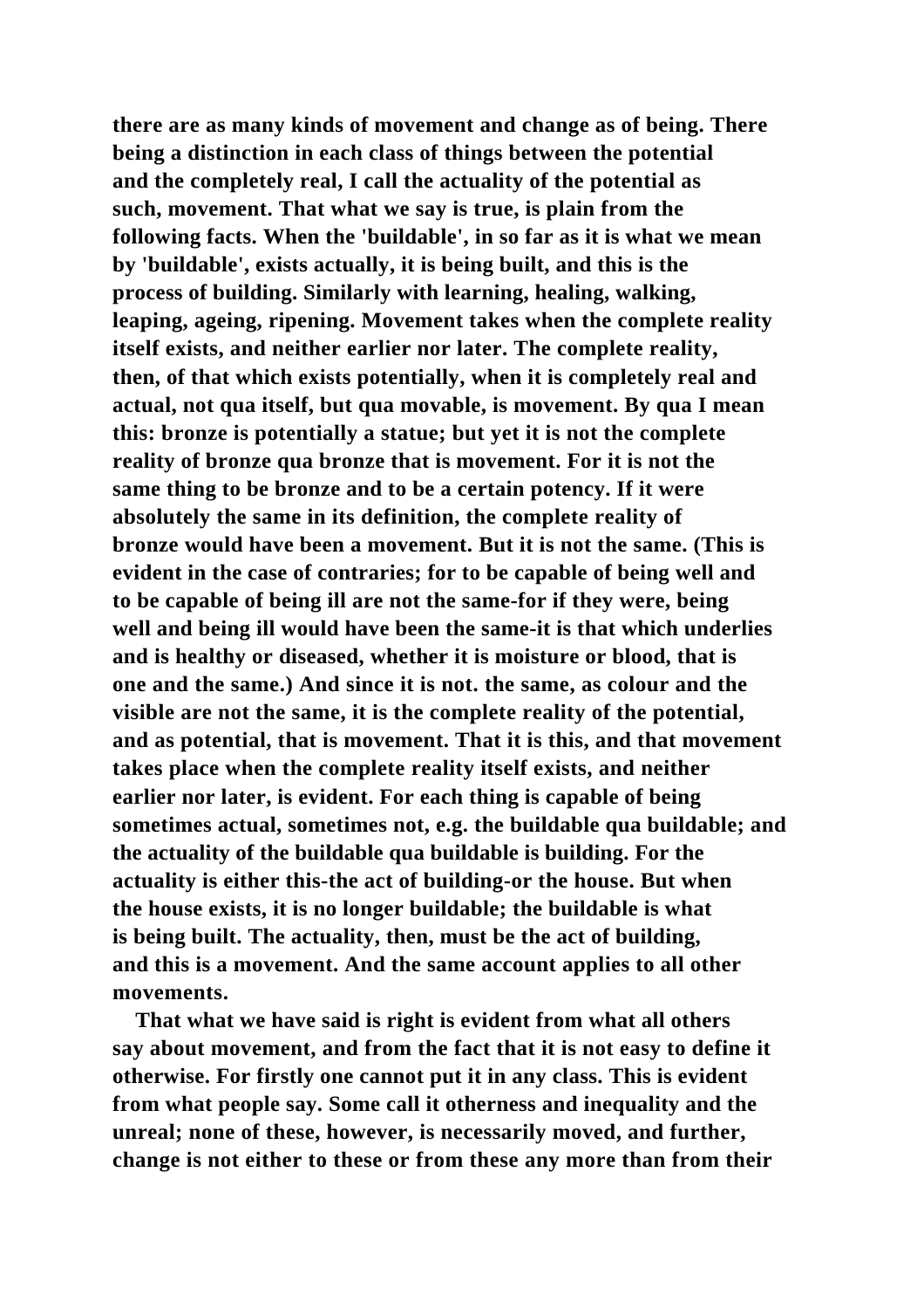there are as many kinds of movement and change as of being. There being a distinction in each class of things between the potential and the completely real, I call the actuality of the potential as such, movement. That what we say is true, is plain from the following facts. When the 'buildable', in so far as it is what we mean by 'buildable', exists actually, it is being built, and this is the process of building. Similarly with learning, healing, walking, leaping, ageing, ripening. Movement takes when the complete reality itself exists, and neither earlier nor later. The complete reality, then, of that which exists potentially, when it is completely real and actual, not qua itself, but qua movable, is movement. By qua I mean this: bronze is potentially a statue; but yet it is not the complete reality of bronze qua bronze that is movement. For it is not the same thing to be bronze and to be a certain potency. If it were absolutely the same in its definition, the complete reality of bronze would have been a movement. But it is not the same. (This is evident in the case of contraries; for to be capable of being well and to be capable of being ill are not the same-for if they were, being well and being ill would have been the same-it is that which underlies and is healthy or diseased, whether it is moisture or blood, that is one and the same.) And since it is not. the same, as colour and the visible are not the same, it is the complete reality of the potential, and as potential, that is movement. That it is this, and that movement takes place when the complete reality itself exists, and neither earlier nor later, is evident. For each thing is capable of being sometimes actual, sometimes not, e.g. the buildable qua buildable; and the actuality of the buildable qua buildable is building. For the actuality is either this-the act of building-or the house. But when the house exists, it is no longer buildable; the buildable is what is being built. The actuality, then, must be the act of building, and this is a movement. And the same account applies to all other movements.

That what we have said is right is evident from what all others say about movement, and from the fact that it is not easy to define it otherwise. For firstly one cannot put it in any class. This is evident from what people say. Some call it otherness and inequality and the unreal; none of these, however, is necessarily moved, and further, change is not either to these or from these any more than from their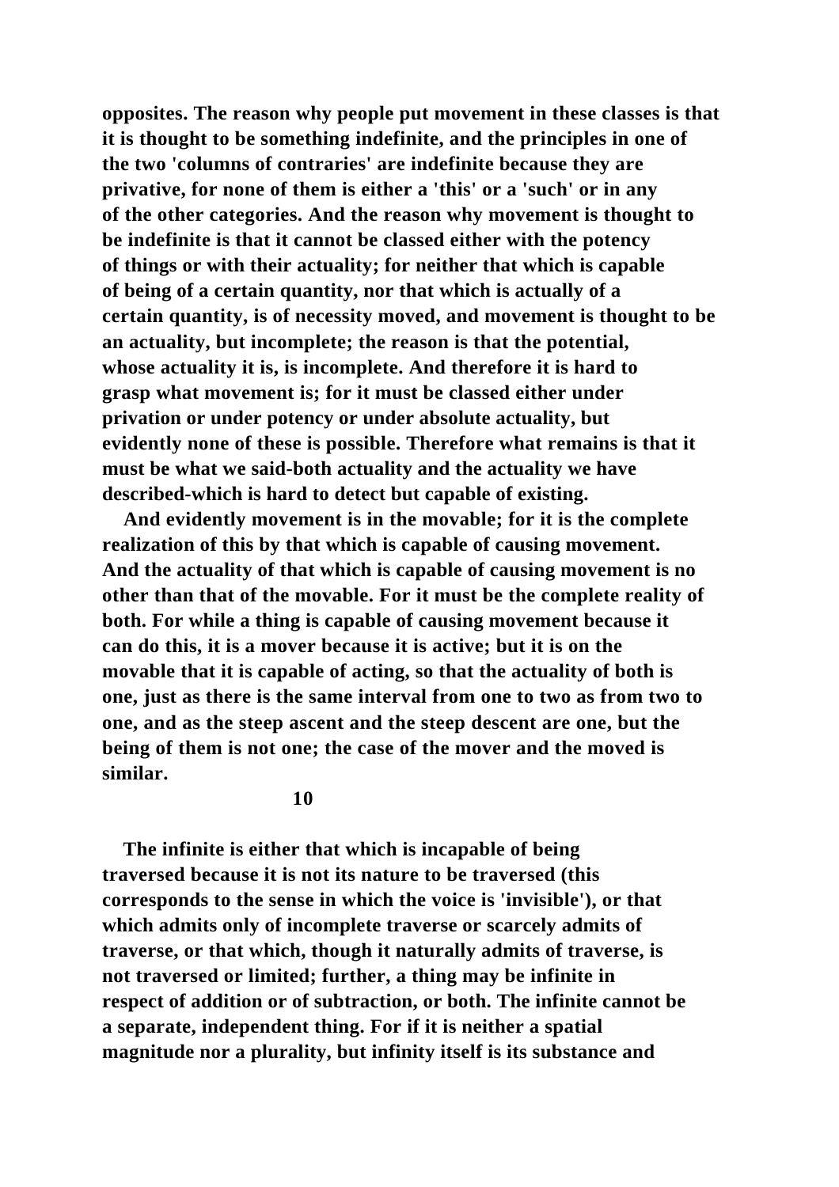opposites. The reason why people put movement in these classes is that it is thought to be something indefinite, and the principles in one of the two 'columns of contraries' are indefinite because they are privative, for none of them is either a 'this' or a 'such' or in any of the other categories. And the reason why movement is thought to be indefinite is that it cannot be classed either with the potency of things or with their actuality; for neither that which is capable of being of a certain quantity, nor that which is actually of a certain quantity, is of necessity moved, and movement is thought to be an actuality, but incomplete; the reason is that the potential, whose actuality it is, is incomplete. And therefore it is hard to grasp what movement is; for it must be classed either under privation or under potency or under absolute actuality, but evidently none of these is possible. Therefore what remains is that it must be what we said-both actuality and the actuality we have described-which is hard to detect but capable of existing.

And evidently movement is in the movable; for it is the complete realization of this by that which is capable of causing movement. And the actuality of that which is capable of causing movement is no other than that of the movable. For it must be the complete reality of both. For while a thing is capable of causing movement because it can do this, it is a mover because it is active; but it is on the movable that it is capable of acting, so that the actuality of both is one, just as there is the same interval from one to two as from two to one, and as the steep ascent and the steep descent are one, but the being of them is not one; the case of the mover and the moved is similar.

## 10

The infinite is either that which is incapable of being traversed because it is not its nature to be traversed (this corresponds to the sense in which the voice is 'invisible'), or that which admits only of incomplete traverse or scarcely admits of traverse, or that which, though it naturally admits of traverse, is not traversed or limited; further, a thing may be infinite in respect of addition or of subtraction, or both. The infinite cannot be a separate, independent thing. For if it is neither a spatial magnitude nor a plurality, but infinity itself is its substance and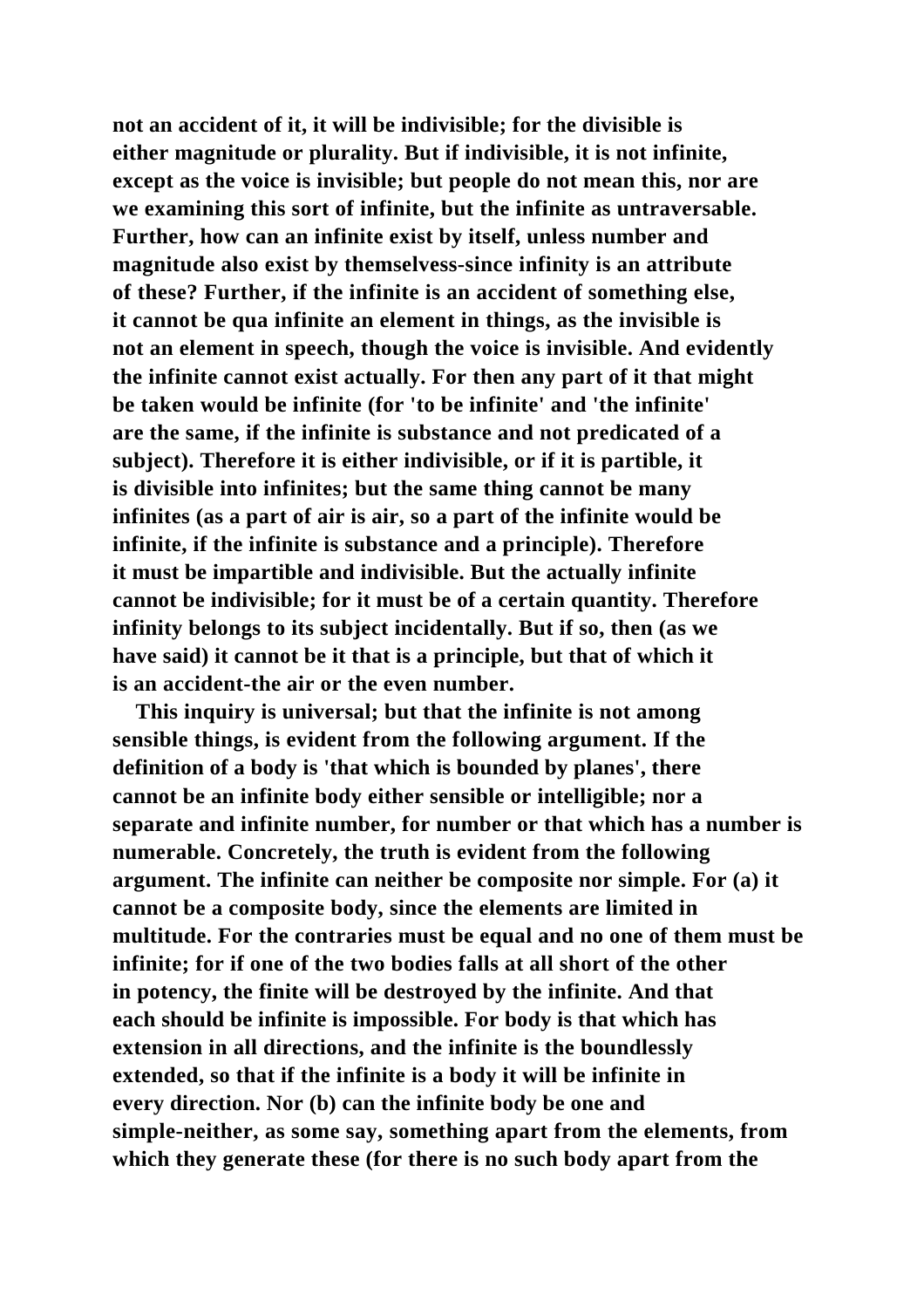not an accident of it, it will be indivisible; for the divisible is either magnitude or plurality. But if indivisible, it is not infinite, except as the voice is invisible; but people do not mean this, nor are we examining this sort of infinite, but the infinite as untraversable. Further, how can an infinite exist by itself, unless number and magnitude also exist by themselvess-since infinity is an attribute of these? Further, if the infinite is an accident of something else, it cannot be qua infinite an element in things, as the invisible is not an element in speech, though the voice is invisible. And evidently the infinite cannot exist actually. For then any part of it that might be taken would be infinite (for 'to be infinite' and 'the infinite' are the same, if the infinite is substance and not predicated of a subject). Therefore it is either indivisible, or if it is partible, it is divisible into infinites; but the same thing cannot be many infinites (as a part of air is air, so a part of the infinite would be infinite, if the infinite is substance and a principle). Therefore it must be impartible and indivisible. But the actually infinite cannot be indivisible; for it must be of a certain quantity. Therefore infinity belongs to its subject incidentally. But if so, then (as we have said) it cannot be it that is a principle, but that of which it is an accident-the air or the even number.

This inquiry is universal; but that the infinite is not among sensible things, is evident from the following argument. If the definition of a body is 'that which is bounded by planes', there cannot be an infinite body either sensible or intelligible; nor a separate and infinite number, for number or that which has a number is numerable. Concretely, the truth is evident from the following argument. The infinite can neither be composite nor simple. For (a) it cannot be a composite body, since the elements are limited in multitude. For the contraries must be equal and no one of them must be infinite; for if one of the two bodies falls at all short of the other in potency, the finite will be destroyed by the infinite. And that each should be infinite is impossible. For body is that which has extension in all directions, and the infinite is the boundlessly extended, so that if the infinite is a body it will be infinite in every direction. Nor (b) can the infinite body be one and simple-neither, as some say, something apart from the elements, from which they generate these (for there is no such body apart from the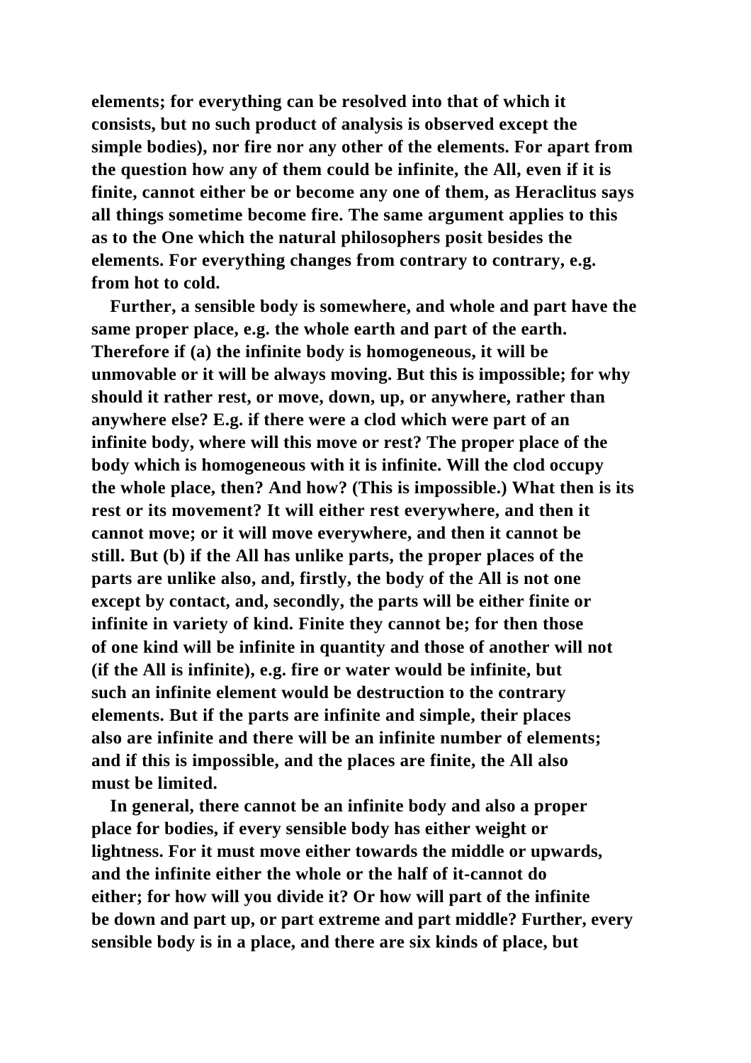elements; for everything can be resolved into that of which it consists, but no such product of analysis is observed except the simple bodies), nor fire nor any other of the elements. For apart from the question how any of them could be infinite, the All, even if it is finite, cannot either be or become any one of them, as Heraclitus says all things sometime become fire. The same argument applies to this as to the One which the natural philosophers posit besides the elements. For everything changes from contrary to contrary, e.g. from hot to cold.

Further, a sensible body is somewhere, and whole and part have the same proper place, e.g. the whole earth and part of the earth. Therefore if (a) the infinite body is homogeneous, it will be unmovable or it will be always moving. But this is impossible; for why should it rather rest, or move, down, up, or anywhere, rather than anywhere else? E.g. if there were a clod which were part of an infinite body, where will this move or rest? The proper place of the body which is homogeneous with it is infinite. Will the clod occupy the whole place, then? And how? (This is impossible.) What then is its rest or its movement? It will either rest everywhere, and then it cannot move; or it will move everywhere, and then it cannot be still. But (b) if the All has unlike parts, the proper places of the parts are unlike also, and, firstly, the body of the All is not one except by contact, and, secondly, the parts will be either finite or infinite in variety of kind. Finite they cannot be; for then those of one kind will be infinite in quantity and those of another will not (if the All is infinite), e.g. fire or water would be infinite, but such an infinite element would be destruction to the contrary elements. But if the parts are infinite and simple, their places also are infinite and there will be an infinite number of elements; and if this is impossible, and the places are finite, the All also must be limited.

In general, there cannot be an infinite body and also a proper place for bodies, if every sensible body has either weight or lightness. For it must move either towards the middle or upwards, and the infinite either the whole or the half of it-cannot do either; for how will you divide it? Or how will part of the infinite be down and part up, or part extreme and part middle? Further, every sensible body is in a place, and there are six kinds of place, but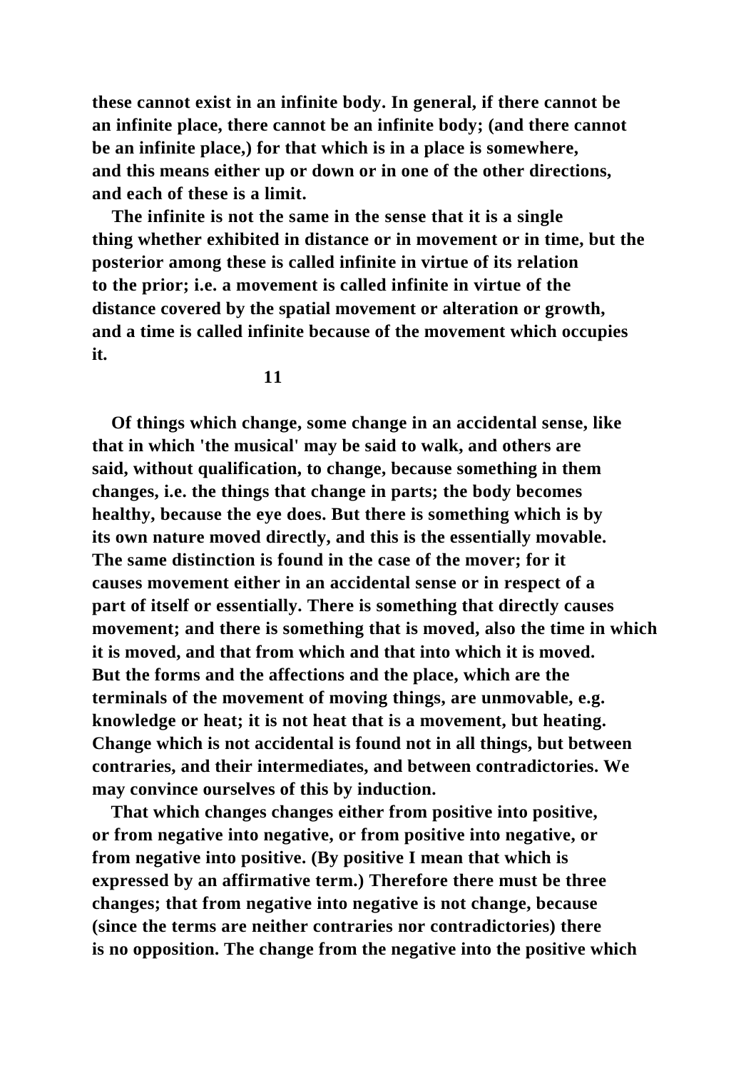these cannot exist in an infinite body. In general, if there cannot be an infinite place, there cannot be an infinite body; (and there cannot be an infinite place,) for that which is in a place is somewhere, and this means either up or down or in one of the other directions, and each of these is a limit.

The infinite is not the same in the sense that it is a single thing whether exhibited in distance or in movement or in time, but the posterior among these is called infinite in virtue of its relation to the prior; i.e. a movement is called infinite in virtue of the distance covered by the spatial movement or alteration or growth, and a time is called infinite because of the movement which occupies it.

## 11

Of things which change, some change in an accidental sense, like that in which 'the musical' may be said to walk, and others are said, without qualification, to change, because something in them changes, i.e. the things that change in parts; the body becomes healthy, because the eye does. But there is something which is by its own nature moved directly, and this is the essentially movable. The same distinction is found in the case of the mover; for it causes movement either in an accidental sense or in respect of a part of itself or essentially. There is something that directly causes movement; and there is something that is moved, also the time in which it is moved, and that from which and that into which it is moved. But the forms and the affections and the place, which are the terminals of the movement of moving things, are unmovable, e.g. knowledge or heat; it is not heat that is a movement, but heating. Change which is not accidental is found not in all things, but between contraries, and their intermediates, and between contradictories. We may convince ourselves of this by induction.

That which changes changes either from positive into positive, or from negative into negative, or from positive into negative, or from negative into positive. (By positive I mean that which is expressed by an affirmative term.) Therefore there must be three changes; that from negative into negative is not change, because (since the terms are neither contraries nor contradictories) there is no opposition. The change from the negative into the positive which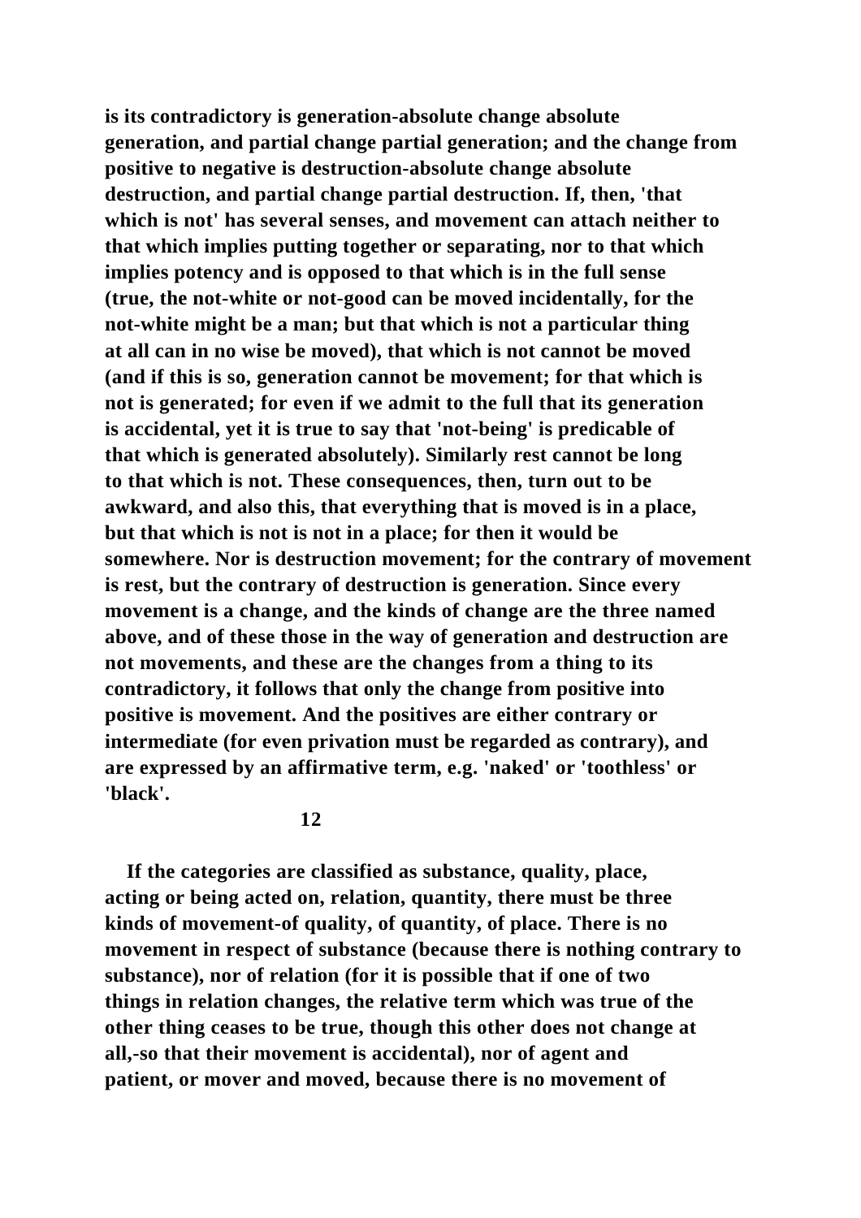is its contradictory is generation-absolute change absolute generation, and partial change partial generation; and the change from positive to negative is destruction-absolute change absolute destruction, and partial change partial destruction. If, then, 'that which is not' has several senses, and movement can attach neither to that which implies putting together or separating, nor to that which implies potency and is opposed to that which is in the full sense (true, the not-white or not-good can be moved incidentally, for the not-white might be a man; but that which is not a particular thing at all can in no wise be moved), that which is not cannot be moved (and if this is so, generation cannot be movement; for that which is not is generated; for even if we admit to the full that its generation is accidental, yet it is true to say that 'not-being' is predicable of that which is generated absolutely). Similarly rest cannot be long to that which is not. These consequences, then, turn out to be awkward, and also this, that everything that is moved is in a place, but that which is not is not in a place; for then it would be somewhere. Nor is destruction movement; for the contrary of movement is rest, but the contrary of destruction is generation. Since every movement is a change, and the kinds of change are the three named above, and of these those in the way of generation and destruction are not movements, and these are the changes from a thing to its contradictory, it follows that only the change from positive into positive is movement. And the positives are either contrary or intermediate (for even privation must be regarded as contrary), and are expressed by an affirmative term, e.g. 'naked' or 'toothless' or 'black'.

## 12

If the categories are classified as substance, quality, place, acting or being acted on, relation, quantity, there must be three kinds of movement-of quality, of quantity, of place. There is no movement in respect of substance (because there is nothing contrary to substance), nor of relation (for it is possible that if one of two things in relation changes, the relative term which was true of the other thing ceases to be true, though this other does not change at all,-so that their movement is accidental), nor of agent and patient, or mover and moved, because there is no movement of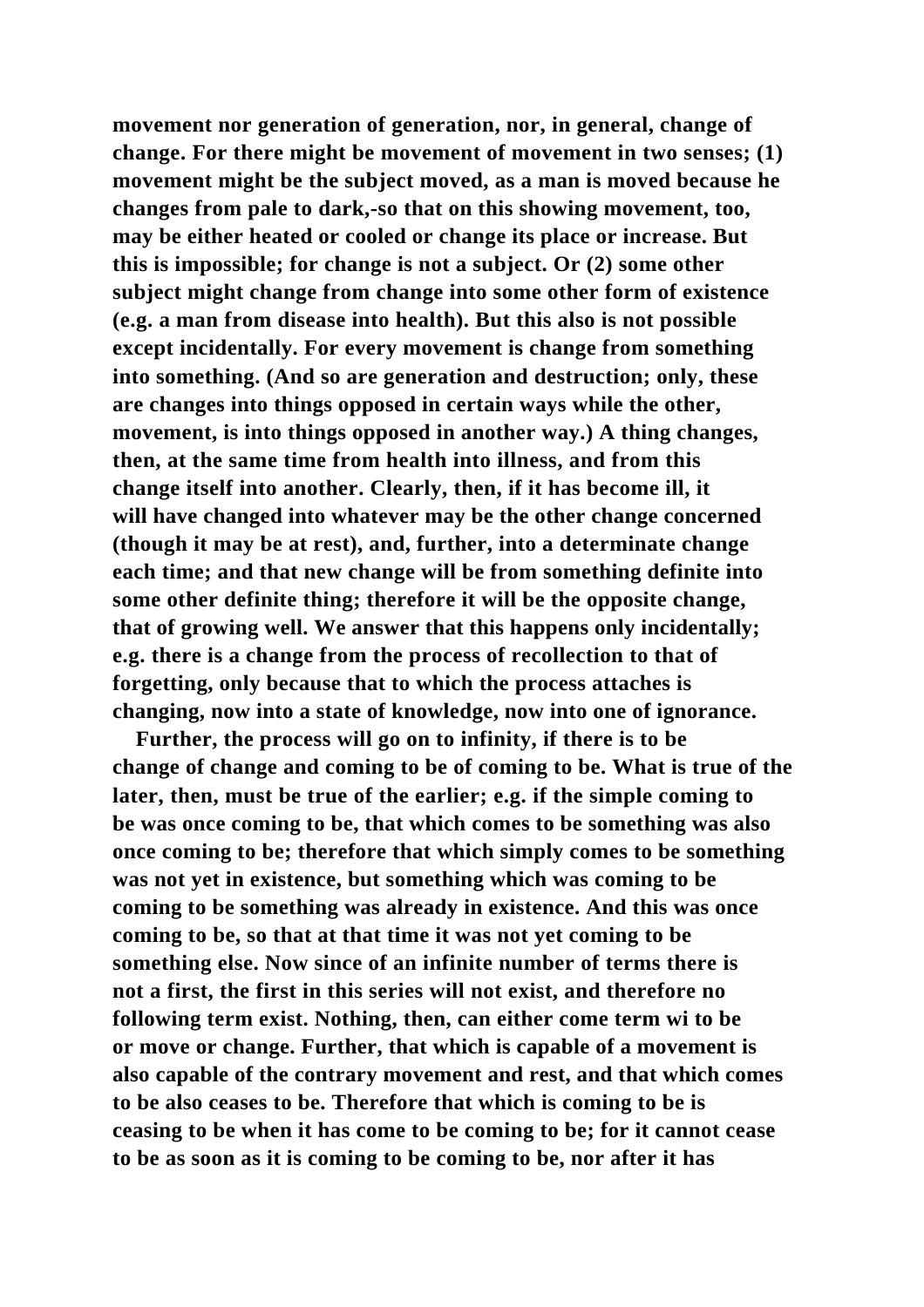movement nor generation of generation, nor, in general, change of change. For there might be movement of movement in two senses; (1) movement might be the subject moved, as a man is moved because he changes from pale to dark,-so that on this showing movement, too, may be either heated or cooled or change its place or increase. But this is impossible; for change is not a subject. Or (2) some other subject might change from change into some other form of existence (e.g. a man from disease into health). But this also is not possible except incidentally. For every movement is change from something into something. (And so are generation and destruction; only, these are changes into things opposed in certain ways while the other, movement, is into things opposed in another way.) A thing changes, then, at the same time from health into illness, and from this change itself into another. Clearly, then, if it has become ill, it will have changed into whatever may be the other change concerned (though it may be at rest), and, further, into a determinate change each time; and that new change will be from something definite into some other definite thing; therefore it will be the opposite change, that of growing well. We answer that this happens only incidentally; e.g. there is a change from the process of recollection to that of forgetting, only because that to which the process attaches is changing, now into a state of knowledge, now into one of ignorance.

Further, the process will go on to infinity, if there is to be change of change and coming to be of coming to be. What is true of the later, then, must be true of the earlier; e.g. if the simple coming to be was once coming to be, that which comes to be something was also once coming to be; therefore that which simply comes to be something was not yet in existence, but something which was coming to be coming to be something was already in existence. And this was once coming to be, so that at that time it was not yet coming to be something else. Now since of an infinite number of terms there is not a first, the first in this series will not exist, and therefore no following term exist. Nothing, then, can either come term wi to be or move or change. Further, that which is capable of a movement is also capable of the contrary movement and rest, and that which comes to be also ceases to be. Therefore that which is coming to be is ceasing to be when it has come to be coming to be; for it cannot cease to be as soon as it is coming to be coming to be, nor after it has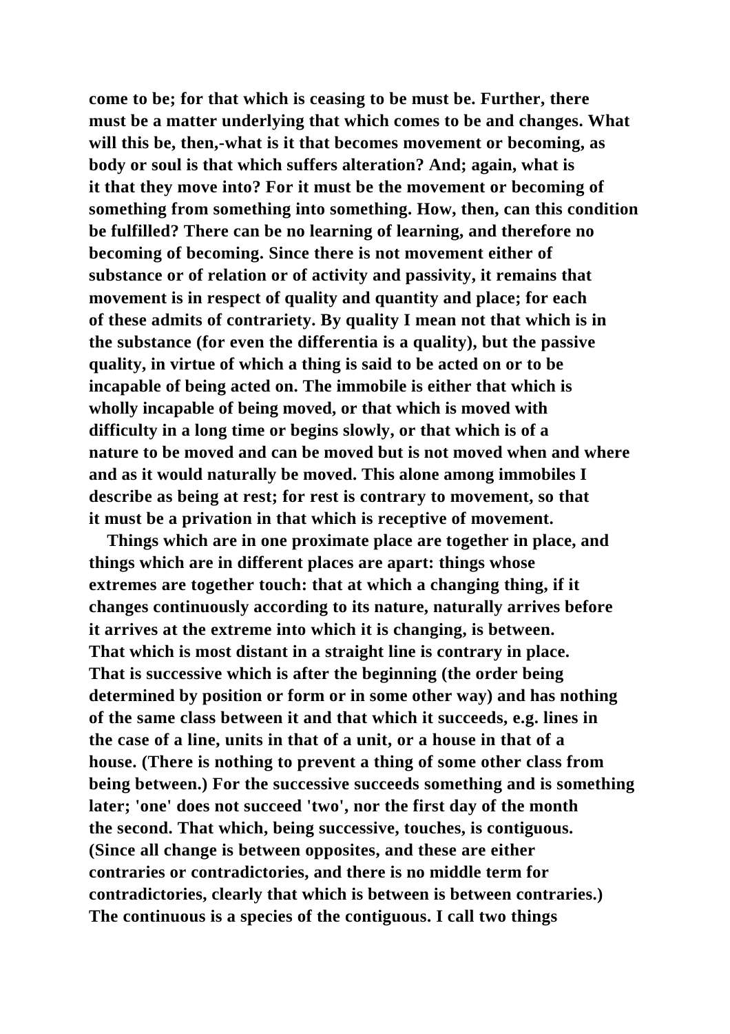come to be; for that which is ceasing to be must be. Further, there must be a matter underlying that which comes to be and changes. What will this be, then,-what is it that becomes movement or becoming, as body or soul is that which suffers alteration? And; again, what is it that they move into? For it must be the movement or becoming of something from something into something. How, then, can this condition be fulfilled? There can be no learning of learning, and therefore no becoming of becoming. Since there is not movement either of substance or of relation or of activity and passivity, it remains that movement is in respect of quality and quantity and place; for each of these admits of contrariety. By quality I mean not that which is in the substance (for even the differentia is a quality), but the passive quality, in virtue of which a thing is said to be acted on or to be incapable of being acted on. The immobile is either that which is wholly incapable of being moved, or that which is moved with difficulty in a long time or begins slowly, or that which is of a nature to be moved and can be moved but is not moved when and where and as it would naturally be moved. This alone among immobiles I describe as being at rest; for rest is contrary to movement, so that it must be a privation in that which is receptive of movement.

Things which are in one proximate place are together in place, and things which are in different places are apart: things whose extremes are together touch: that at which a changing thing, if it changes continuously according to its nature, naturally arrives before it arrives at the extreme into which it is changing, is between. That which is most distant in a straight line is contrary in place. That is successive which is after the beginning (the order being determined by position or form or in some other way) and has nothing of the same class between it and that which it succeeds, e.g. lines in the case of a line, units in that of a unit, or a house in that of a house. (There is nothing to prevent a thing of some other class from being between.) For the successive succeeds something and is something later; 'one' does not succeed 'two', nor the first day of the month the second. That which, being successive, touches, is contiguous. (Since all change is between opposites, and these are either contraries or contradictories, and there is no middle term for contradictories, clearly that which is between is between contraries.) The continuous is a species of the contiguous. I call two things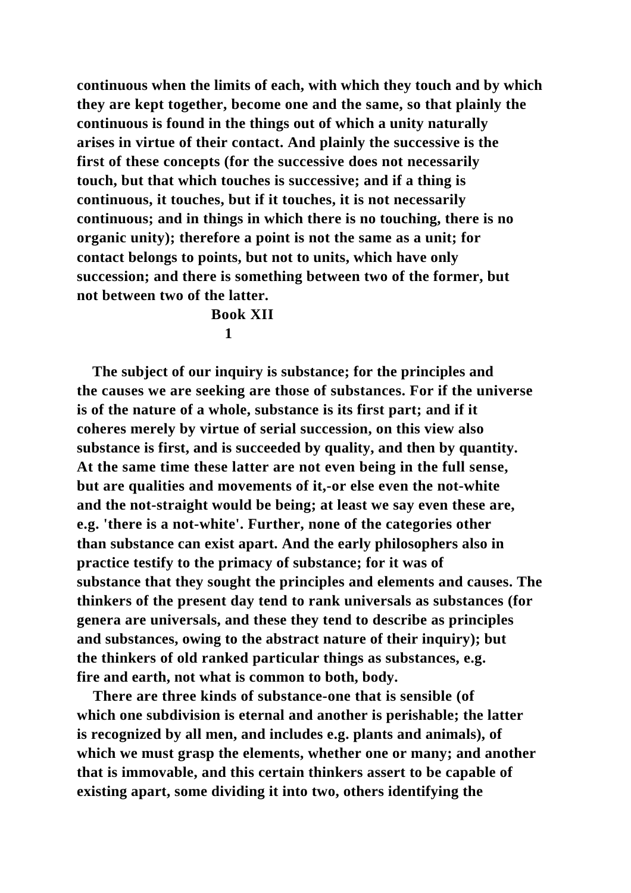continuous when the limits of each, with which they touch and by which they are kept together, become one and the same, so that plainly the continuous is found in the things out of which a unity naturally arises in virtue of their contact. And plainly the successive is the first of these concepts (for the successive does not necessarily touch, but that which touches is successive; and if a thing is continuous, it touches, but if it touches, it is not necessarily continuous; and in things in which there is no touching, there is no organic unity); therefore a point is not the same as a unit; for contact belongs to points, but not to units, which have only succession; and there is something between two of the former, but not between two of the latter.

# Book XII

## 1

The subject of our inquiry is substance; for the principles and the causes we are seeking are those of substances. For if the universe is of the nature of a whole, substance is its first part; and if it coheres merely by virtue of serial succession, on this view also substance is first, and is succeeded by quality, and then by quantity. At the same time these latter are not even being in the full sense, but are qualities and movements of it,-or else even the not-white and the not-straight would be being; at least we say even these are, e.g. 'there is a not-white'. Further, none of the categories other than substance can exist apart. And the early philosophers also in practice testify to the primacy of substance; for it was of substance that they sought the principles and elements and causes. The thinkers of the present day tend to rank universals as substances (for genera are universals, and these they tend to describe as principles and substances, owing to the abstract nature of their inquiry); but the thinkers of old ranked particular things as substances, e.g. fire and earth, not what is common to both, body.

There are three kinds of substance-one that is sensible (of which one subdivision is eternal and another is perishable; the latter is recognized by all men, and includes e.g. plants and animals), of which we must grasp the elements, whether one or many; and another that is immovable, and this certain thinkers assert to be capable of existing apart, some dividing it into two, others identifying the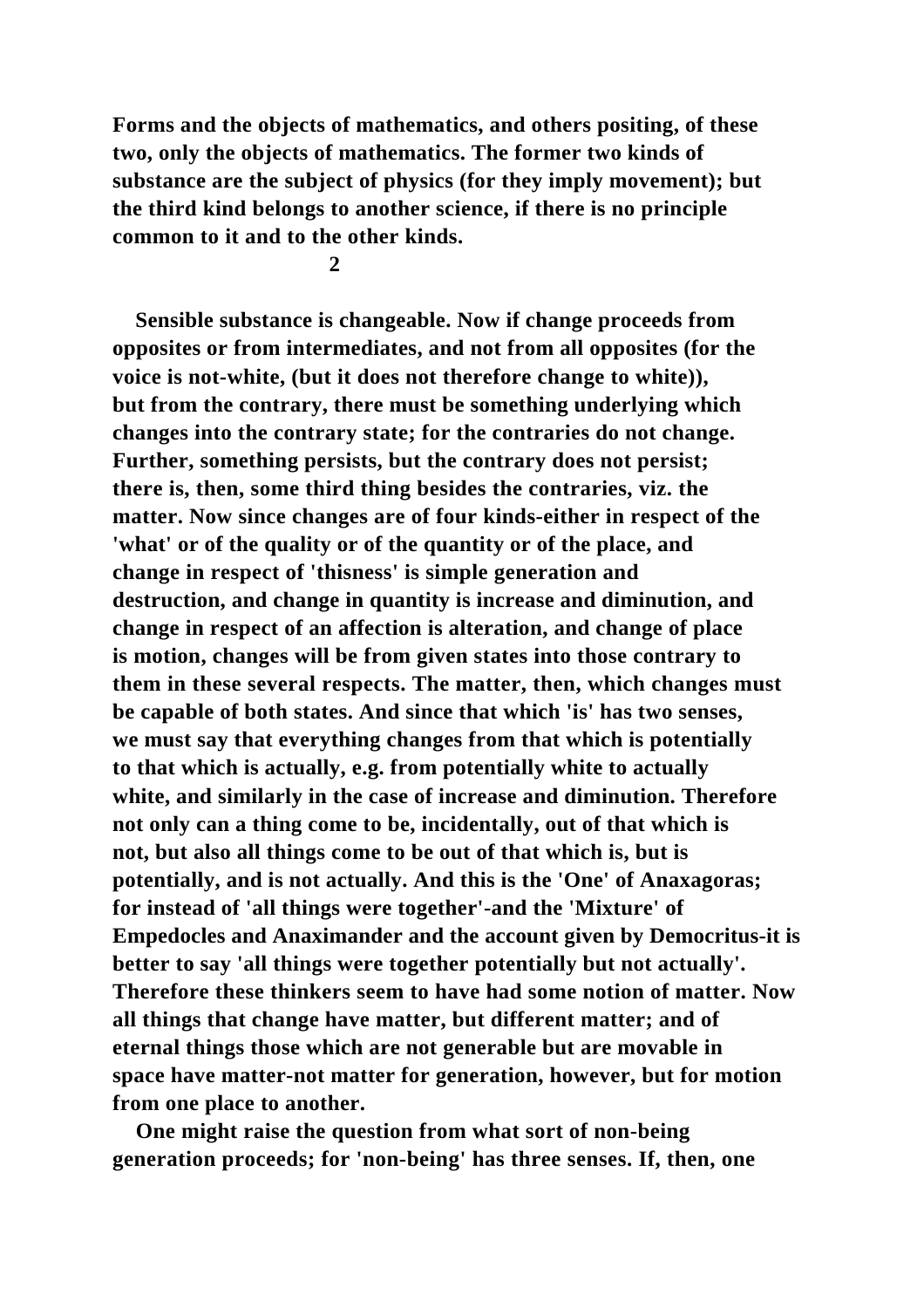Forms and the objects of mathematics, and others positing, of these two, only the objects of mathematics. The former two kinds of substance are the subject of physics (for they imply movement); but the third kind belongs to another science, if there is no principle common to it and to the other kinds.

## 2

Sensible substance is changeable. Now if change proceeds from opposites or from intermediates, and not from all opposites (for the voice is not-white, (but it does not therefore change to white)), but from the contrary, there must be something underlying which changes into the contrary state; for the contraries do not change. Further, something persists, but the contrary does not persist; there is, then, some third thing besides the contraries, viz. the matter. Now since changes are of four kinds-either in respect of the 'what' or of the quality or of the quantity or of the place, and change in respect of 'thisness' is simple generation and destruction, and change in quantity is increase and diminution, and change in respect of an affection is alteration, and change of place is motion, changes will be from given states into those contrary to them in these several respects. The matter, then, which changes must be capable of both states. And since that which 'is' has two senses, we must say that everything changes from that which is potentially to that which is actually, e.g. from potentially white to actually white, and similarly in the case of increase and diminution. Therefore not only can a thing come to be, incidentally, out of that which is not, but also all things come to be out of that which is, but is potentially, and is not actually. And this is the 'One' of Anaxagoras; for instead of 'all things were together'-and the 'Mixture' of Empedocles and Anaximander and the account given by Democritus-it is better to say 'all things were together potentially but not actually'. Therefore these thinkers seem to have had some notion of matter. Now all things that change have matter, but different matter; and of eternal things those which are not generable but are movable in space have matter-not matter for generation, however, but for motion from one place to another.

One might raise the question from what sort of non-being generation proceeds; for 'non-being' has three senses. If, then, one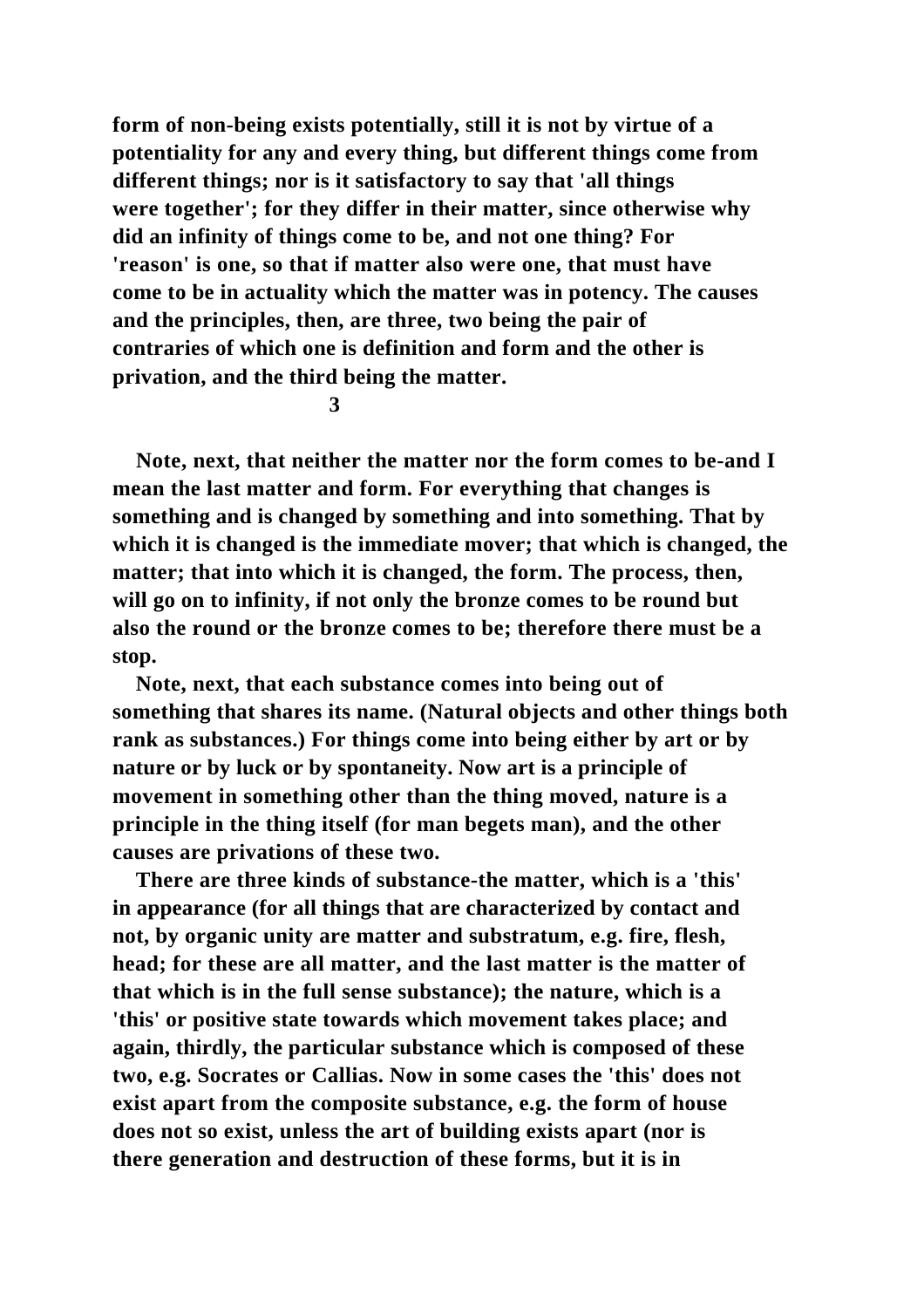form of non-being exists potentially, still it is not by virtue of a potentiality for any and every thing, but different things come from different things; nor is it satisfactory to say that 'all things were together'; for they differ in their matter, since otherwise why did an infinity of things come to be, and not one thing? For 'reason' is one, so that if matter also were one, that must have come to be in actuality which the matter was in potency. The causes and the principles, then, are three, two being the pair of contraries of which one is definition and form and the other is privation, and the third being the matter.

## 3

Note, next, that neither the matter nor the form comes to be-and I mean the last matter and form. For everything that changes is something and is changed by something and into something. That by which it is changed is the immediate mover; that which is changed, the matter; that into which it is changed, the form. The process, then, will go on to infinity, if not only the bronze comes to be round but also the round or the bronze comes to be; therefore there must be a stop.

Note, next, that each substance comes into being out of something that shares its name. (Natural objects and other things both rank as substances.) For things come into being either by art or by nature or by luck or by spontaneity. Now art is a principle of movement in something other than the thing moved, nature is a principle in the thing itself (for man begets man), and the other causes are privations of these two.

There are three kinds of substance-the matter, which is a 'this' in appearance (for all things that are characterized by contact and not, by organic unity are matter and substratum, e.g. fire, flesh, head; for these are all matter, and the last matter is the matter of that which is in the full sense substance); the nature, which is a 'this' or positive state towards which movement takes place; and again, thirdly, the particular substance which is composed of these two, e.g. Socrates or Callias. Now in some cases the 'this' does not exist apart from the composite substance, e.g. the form of house does not so exist, unless the art of building exists apart (nor is there generation and destruction of these forms, but it is in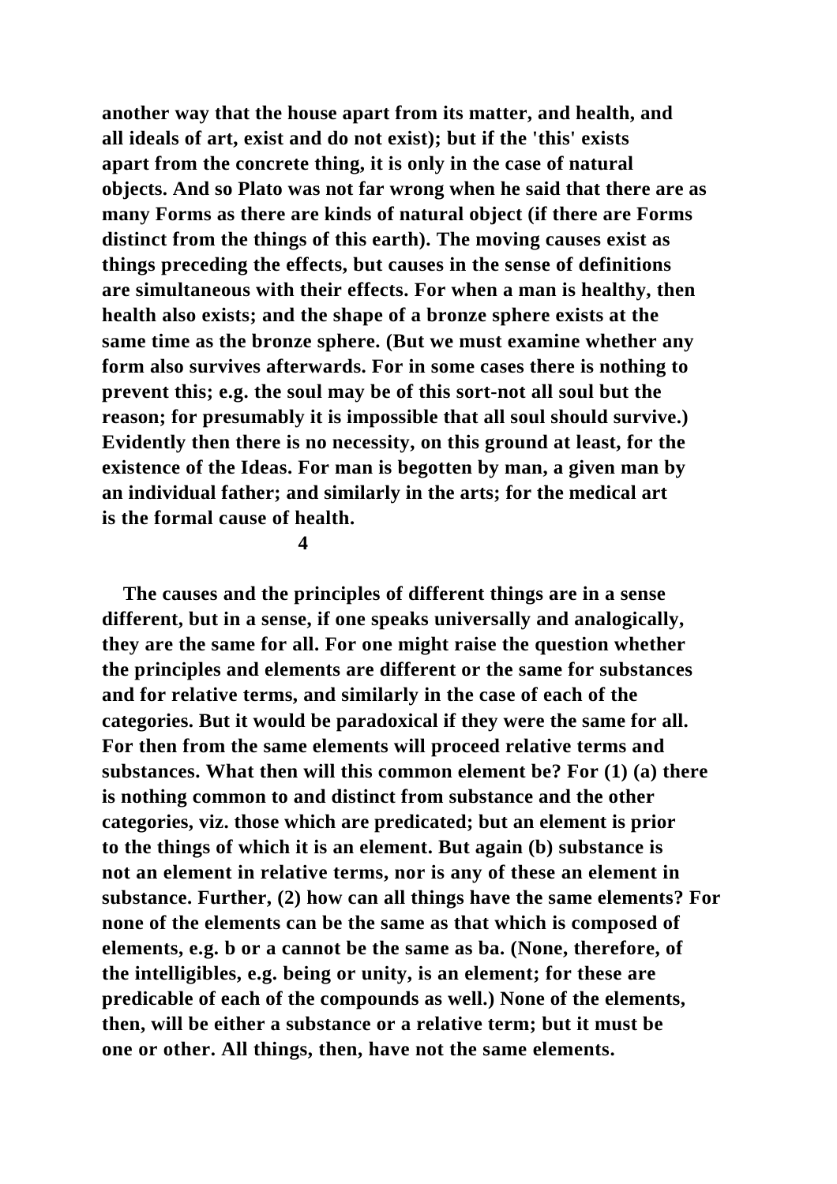another way that the house apart from its matter, and health, and all ideals of art, exist and do not exist); but if the 'this' exists apart from the concrete thing, it is only in the case of natural objects. And so Plato was not far wrong when he said that there are as many Forms as there are kinds of natural object (if there are Forms distinct from the things of this earth). The moving causes exist as things preceding the effects, but causes in the sense of definitions are simultaneous with their effects. For when a man is healthy, then health also exists; and the shape of a bronze sphere exists at the same time as the bronze sphere. (But we must examine whether any form also survives afterwards. For in some cases there is nothing to prevent this; e.g. the soul may be of this sort-not all soul but the reason; for presumably it is impossible that all soul should survive.) Evidently then there is no necessity, on this ground at least, for the existence of the Ideas. For man is begotten by man, a given man by an individual father; and similarly in the arts; for the medical art is the formal cause of health.

## 4

The causes and the principles of different things are in a sense different, but in a sense, if one speaks universally and analogically, they are the same for all. For one might raise the question whether the principles and elements are different or the same for substances and for relative terms, and similarly in the case of each of the categories. But it would be paradoxical if they were the same for all. For then from the same elements will proceed relative terms and substances. What then will this common element be? For (1) (a) there is nothing common to and distinct from substance and the other categories, viz. those which are predicated; but an element is prior to the things of which it is an element. But again (b) substance is not an element in relative terms, nor is any of these an element in substance. Further, (2) how can all things have the same elements? For none of the elements can be the same as that which is composed of elements, e.g. b or a cannot be the same as ba. (None, therefore, of the intelligibles, e.g. being or unity, is an element; for these are predicable of each of the compounds as well.) None of the elements, then, will be either a substance or a relative term; but it must be one or other. All things, then, have not the same elements.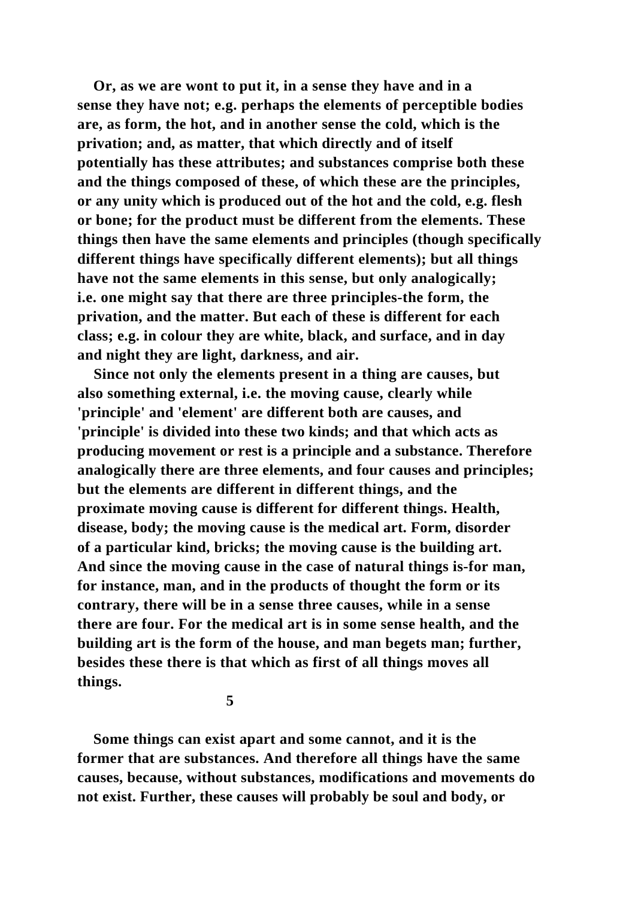Or, as we are wont to put it, in a sense they have and in a sense they have not; e.g. perhaps the elements of perceptible bodies are, as form, the hot, and in another sense the cold, which is the privation; and, as matter, that which directly and of itself potentially has these attributes; and substances comprise both these and the things composed of these, of which these are the principles, or any unity which is produced out of the hot and the cold, e.g. flesh or bone; for the product must be different from the elements. These things then have the same elements and principles (though specifically different things have specifically different elements); but all things have not the same elements in this sense, but only analogically; i.e. one might say that there are three principles-the form, the privation, and the matter. But each of these is different for each class; e.g. in colour they are white, black, and surface, and in day and night they are light, darkness, and air.

Since not only the elements present in a thing are causes, but also something external, i.e. the moving cause, clearly while 'principle' and 'element' are different both are causes, and 'principle' is divided into these two kinds; and that which acts as producing movement or rest is a principle and a substance. Therefore analogically there are three elements, and four causes and principles; but the elements are different in different things, and the proximate moving cause is different for different things. Health, disease, body; the moving cause is the medical art. Form, disorder of a particular kind, bricks; the moving cause is the building art. And since the moving cause in the case of natural things is-for man, for instance, man, and in the products of thought the form or its contrary, there will be in a sense three causes, while in a sense there are four. For the medical art is in some sense health, and the building art is the form of the house, and man begets man; further, besides these there is that which as first of all things moves all things.

## 5

Some things can exist apart and some cannot, and it is the former that are substances. And therefore all things have the same causes, because, without substances, modifications and movements do not exist. Further, these causes will probably be soul and body, or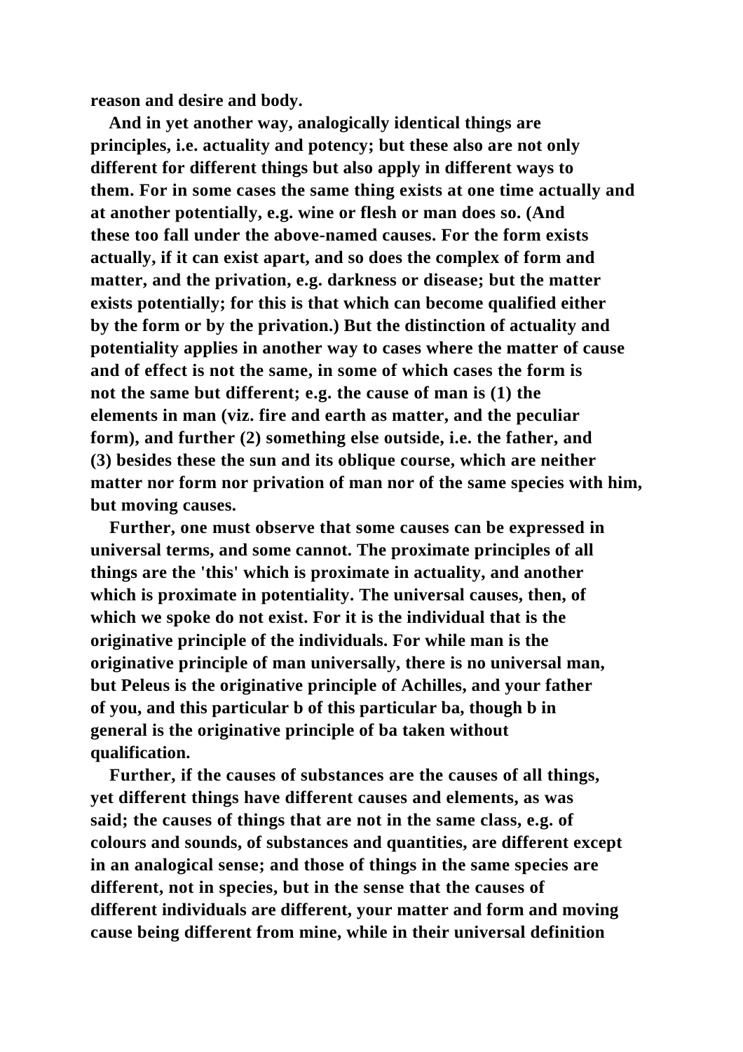reason and desire and body.

And in yet another way, analogically identical things are principles, i.e. actuality and potency; but these also are not only different for different things but also apply in different ways to them. For in some cases the same thing exists at one time actually and at another potentially, e.g. wine or flesh or man does so. (And these too fall under the above-named causes. For the form exists actually, if it can exist apart, and so does the complex of form and matter, and the privation, e.g. darkness or disease; but the matter exists potentially; for this is that which can become qualified either by the form or by the privation.) But the distinction of actuality and potentiality applies in another way to cases where the matter of cause and of effect is not the same, in some of which cases the form is not the same but different; e.g. the cause of man is (1) the elements in man (viz. fire and earth as matter, and the peculiar form), and further (2) something else outside, i.e. the father, and (3) besides these the sun and its oblique course, which are neither matter nor form nor privation of man nor of the same species with him, but moving causes.

Further, one must observe that some causes can be expressed in universal terms, and some cannot. The proximate principles of all things are the 'this' which is proximate in actuality, and another which is proximate in potentiality. The universal causes, then, of which we spoke do not exist. For it is the individual that is the originative principle of the individuals. For while man is the originative principle of man universally, there is no universal man, but Peleus is the originative principle of Achilles, and your father of you, and this particular b of this particular ba, though b in general is the originative principle of ba taken without qualification.

Further, if the causes of substances are the causes of all things, yet different things have different causes and elements, as was said; the causes of things that are not in the same class, e.g. of colours and sounds, of substances and quantities, are different except in an analogical sense; and those of things in the same species are different, not in species, but in the sense that the causes of different individuals are different, your matter and form and moving cause being different from mine, while in their universal definition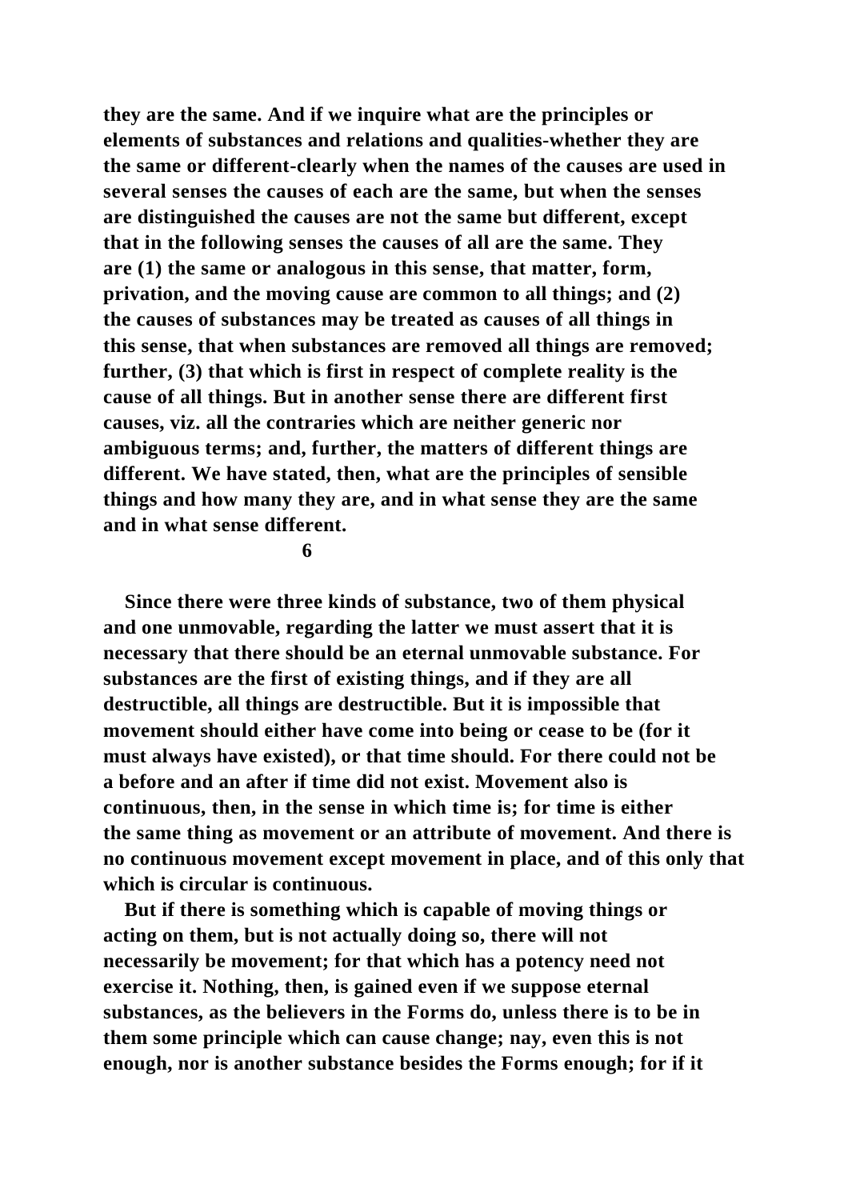they are the same. And if we inquire what are the principles or elements of substances and relations and qualities-whether they are the same or different-clearly when the names of the causes are used in several senses the causes of each are the same, but when the senses are distinguished the causes are not the same but different, except that in the following senses the causes of all are the same. They are (1) the same or analogous in this sense, that matter, form, privation, and the moving cause are common to all things; and (2) the causes of substances may be treated as causes of all things in this sense, that when substances are removed all things are removed; further, (3) that which is first in respect of complete reality is the cause of all things. But in another sense there are different first causes, viz. all the contraries which are neither generic nor ambiguous terms; and, further, the matters of different things are different. We have stated, then, what are the principles of sensible things and how many they are, and in what sense they are the same and in what sense different.

## 6

Since there were three kinds of substance, two of them physical and one unmovable, regarding the latter we must assert that it is necessary that there should be an eternal unmovable substance. For substances are the first of existing things, and if they are all destructible, all things are destructible. But it is impossible that movement should either have come into being or cease to be (for it must always have existed), or that time should. For there could not be a before and an after if time did not exist. Movement also is continuous, then, in the sense in which time is; for time is either the same thing as movement or an attribute of movement. And there is no continuous movement except movement in place, and of this only that which is circular is continuous.

But if there is something which is capable of moving things or acting on them, but is not actually doing so, there will not necessarily be movement; for that which has a potency need not exercise it. Nothing, then, is gained even if we suppose eternal substances, as the believers in the Forms do, unless there is to be in them some principle which can cause change; nay, even this is not enough, nor is another substance besides the Forms enough; for if it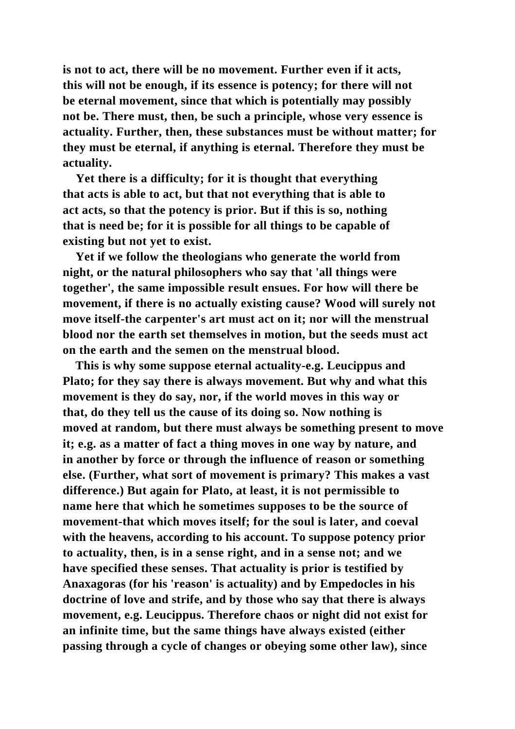is not to act, there will be no movement. Further even if it acts, this will not be enough, if its essence is potency; for there will not be eternal movement, since that which is potentially may possibly not be. There must, then, be such a principle, whose very essence is actuality. Further, then, these substances must be without matter; for they must be eternal, if anything is eternal. Therefore they must be actuality.

Yet there is a difficulty; for it is thought that everything that acts is able to act, but that not everything that is able to act acts, so that the potency is prior. But if this is so, nothing that is need be; for it is possible for all things to be capable of existing but not yet to exist.

Yet if we follow the theologians who generate the world from night, or the natural philosophers who say that 'all things were together', the same impossible result ensues. For how will there be movement, if there is no actually existing cause? Wood will surely not move itself-the carpenter's art must act on it; nor will the menstrual blood nor the earth set themselves in motion, but the seeds must act on the earth and the semen on the menstrual blood.

This is why some suppose eternal actuality-e.g. Leucippus and Plato; for they say there is always movement. But why and what this movement is they do say, nor, if the world moves in this way or that, do they tell us the cause of its doing so. Now nothing is moved at random, but there must always be something present to move it; e.g. as a matter of fact a thing moves in one way by nature, and in another by force or through the influence of reason or something else. (Further, what sort of movement is primary? This makes a vast difference.) But again for Plato, at least, it is not permissible to name here that which he sometimes supposes to be the source of movement-that which moves itself; for the soul is later, and coeval with the heavens, according to his account. To suppose potency prior to actuality, then, is in a sense right, and in a sense not; and we have specified these senses. That actuality is prior is testified by Anaxagoras (for his 'reason' is actuality) and by Empedocles in his doctrine of love and strife, and by those who say that there is always movement, e.g. Leucippus. Therefore chaos or night did not exist for an infinite time, but the same things have always existed (either passing through a cycle of changes or obeying some other law), since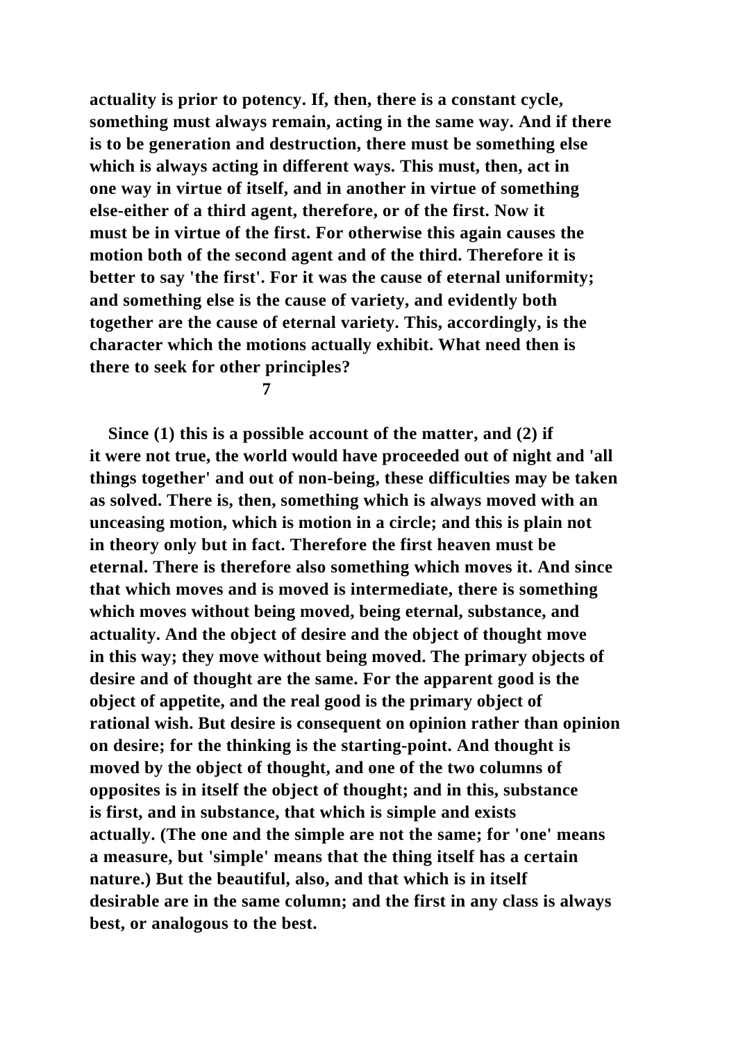actuality is prior to potency. If, then, there is a constant cycle, something must always remain, acting in the same way. And if there is to be generation and destruction, there must be something else which is always acting in different ways. This must, then, act in one way in virtue of itself, and in another in virtue of something else-either of a third agent, therefore, or of the first. Now it must be in virtue of the first. For otherwise this again causes the motion both of the second agent and of the third. Therefore it is better to say 'the first'. For it was the cause of eternal uniformity; and something else is the cause of variety, and evidently both together are the cause of eternal variety. This, accordingly, is the character which the motions actually exhibit. What need then is there to seek for other principles?

## 7

Since (1) this is a possible account of the matter, and (2) if it were not true, the world would have proceeded out of night and 'all things together' and out of non-being, these difficulties may be taken as solved. There is, then, something which is always moved with an unceasing motion, which is motion in a circle; and this is plain not in theory only but in fact. Therefore the first heaven must be eternal. There is therefore also something which moves it. And since that which moves and is moved is intermediate, there is something which moves without being moved, being eternal, substance, and actuality. And the object of desire and the object of thought move in this way; they move without being moved. The primary objects of desire and of thought are the same. For the apparent good is the object of appetite, and the real good is the primary object of rational wish. But desire is consequent on opinion rather than opinion on desire; for the thinking is the starting-point. And thought is moved by the object of thought, and one of the two columns of opposites is in itself the object of thought; and in this, substance is first, and in substance, that which is simple and exists actually. (The one and the simple are not the same; for 'one' means a measure, but 'simple' means that the thing itself has a certain nature.) But the beautiful, also, and that which is in itself desirable are in the same column; and the first in any class is always best, or analogous to the best.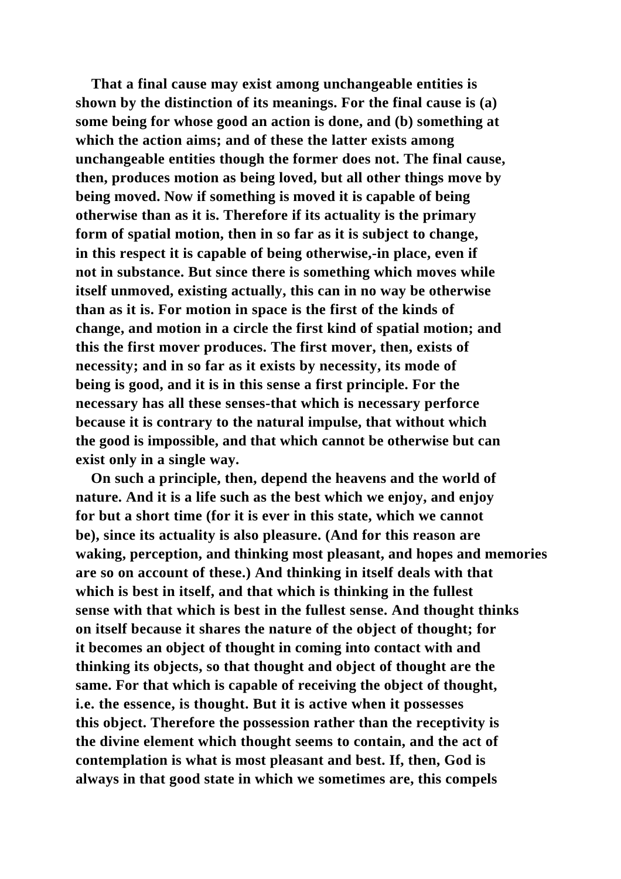That a final cause may exist among unchangeable entities is shown by the distinction of its meanings. For the final cause is (a) some being for whose good an action is done, and (b) something at which the action aims; and of these the latter exists among unchangeable entities though the former does not. The final cause, then, produces motion as being loved, but all other things move by being moved. Now if something is moved it is capable of being otherwise than as it is. Therefore if its actuality is the primary form of spatial motion, then in so far as it is subject to change, in this respect it is capable of being otherwise,-in place, even if not in substance. But since there is something which moves while itself unmoved, existing actually, this can in no way be otherwise than as it is. For motion in space is the first of the kinds of change, and motion in a circle the first kind of spatial motion; and this the first mover produces. The first mover, then, exists of necessity; and in so far as it exists by necessity, its mode of being is good, and it is in this sense a first principle. For the necessary has all these senses-that which is necessary perforce because it is contrary to the natural impulse, that without which the good is impossible, and that which cannot be otherwise but can exist only in a single way.

On such a principle, then, depend the heavens and the world of nature. And it is a life such as the best which we enjoy, and enjoy for but a short time (for it is ever in this state, which we cannot be), since its actuality is also pleasure. (And for this reason are waking, perception, and thinking most pleasant, and hopes and memories are so on account of these.) And thinking in itself deals with that which is best in itself, and that which is thinking in the fullest sense with that which is best in the fullest sense. And thought thinks on itself because it shares the nature of the object of thought; for it becomes an object of thought in coming into contact with and thinking its objects, so that thought and object of thought are the same. For that which is capable of receiving the object of thought, i.e. the essence, is thought. But it is active when it possesses this object. Therefore the possession rather than the receptivity is the divine element which thought seems to contain, and the act of contemplation is what is most pleasant and best. If, then, God is always in that good state in which we sometimes are, this compels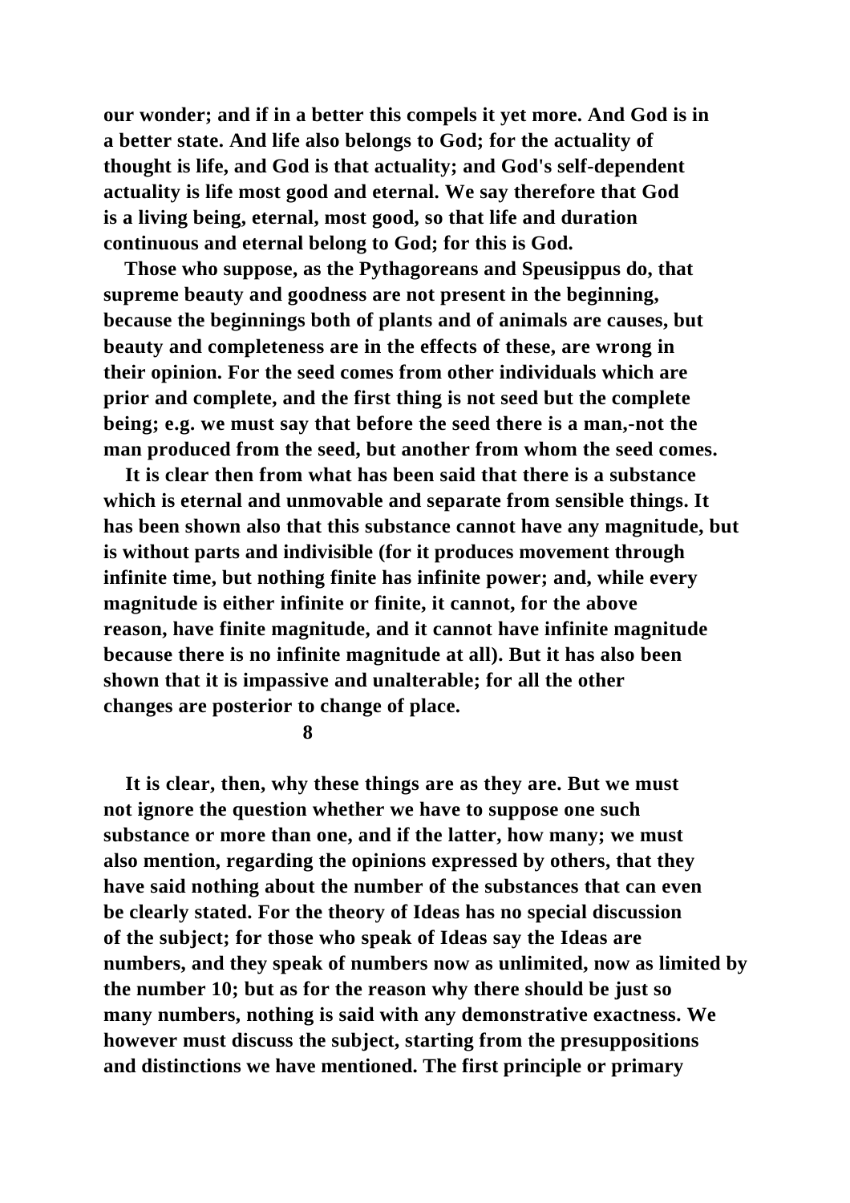our wonder; and if in a better this compels it yet more. And God is in a better state. And life also belongs to God; for the actuality of thought is life, and God is that actuality; and God's self-dependent actuality is life most good and eternal. We say therefore that God is a living being, eternal, most good, so that life and duration continuous and eternal belong to God; for this is God.

Those who suppose, as the Pythagoreans and Speusippus do, that supreme beauty and goodness are not present in the beginning, because the beginnings both of plants and of animals are causes, but beauty and completeness are in the effects of these, are wrong in their opinion. For the seed comes from other individuals which are prior and complete, and the first thing is not seed but the complete being; e.g. we must say that before the seed there is a man,-not the man produced from the seed, but another from whom the seed comes.

It is clear then from what has been said that there is a substance which is eternal and unmovable and separate from sensible things. It has been shown also that this substance cannot have any magnitude, but is without parts and indivisible (for it produces movement through infinite time, but nothing finite has infinite power; and, while every magnitude is either infinite or finite, it cannot, for the above reason, have finite magnitude, and it cannot have infinite magnitude because there is no infinite magnitude at all). But it has also been shown that it is impassive and unalterable; for all the other changes are posterior to change of place.

## 8

It is clear, then, why these things are as they are. But we must not ignore the question whether we have to suppose one such substance or more than one, and if the latter, how many; we must also mention, regarding the opinions expressed by others, that they have said nothing about the number of the substances that can even be clearly stated. For the theory of Ideas has no special discussion of the subject; for those who speak of Ideas say the Ideas are numbers, and they speak of numbers now as unlimited, now as limited by the number 10; but as for the reason why there should be just so many numbers, nothing is said with any demonstrative exactness. We however must discuss the subject, starting from the presuppositions and distinctions we have mentioned. The first principle or primary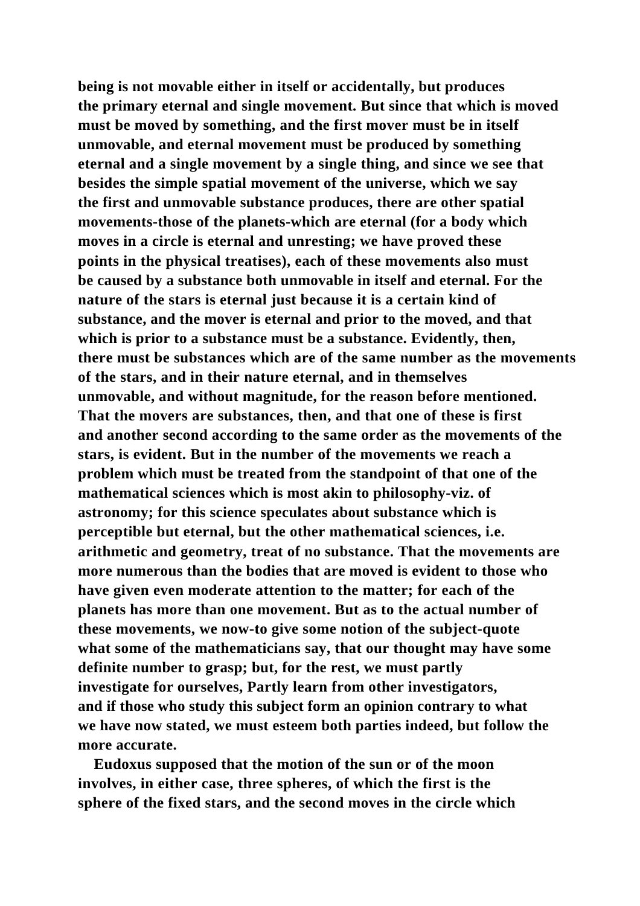being is not movable either in itself or accidentally, but produces the primary eternal and single movement. But since that which is moved must be moved by something, and the first mover must be in itself unmovable, and eternal movement must be produced by something eternal and a single movement by a single thing, and since we see that besides the simple spatial movement of the universe, which we say the first and unmovable substance produces, there are other spatial movements-those of the planets-which are eternal (for a body which moves in a circle is eternal and unresting; we have proved these points in the physical treatises), each of these movements also must be caused by a substance both unmovable in itself and eternal. For the nature of the stars is eternal just because it is a certain kind of substance, and the mover is eternal and prior to the moved, and that which is prior to a substance must be a substance. Evidently, then, there must be substances which are of the same number as the movements of the stars, and in their nature eternal, and in themselves unmovable, and without magnitude, for the reason before mentioned. That the movers are substances, then, and that one of these is first and another second according to the same order as the movements of the stars, is evident. But in the number of the movements we reach a problem which must be treated from the standpoint of that one of the mathematical sciences which is most akin to philosophy-viz. of astronomy; for this science speculates about substance which is perceptible but eternal, but the other mathematical sciences, i.e. arithmetic and geometry, treat of no substance. That the movements are more numerous than the bodies that are moved is evident to those who have given even moderate attention to the matter; for each of the planets has more than one movement. But as to the actual number of these movements, we now-to give some notion of the subject-quote what some of the mathematicians say, that our thought may have some definite number to grasp; but, for the rest, we must partly investigate for ourselves, Partly learn from other investigators, and if those who study this subject form an opinion contrary to what we have now stated, we must esteem both parties indeed, but follow the more accurate.

Eudoxus supposed that the motion of the sun or of the moon involves, in either case, three spheres, of which the first is the sphere of the fixed stars, and the second moves in the circle which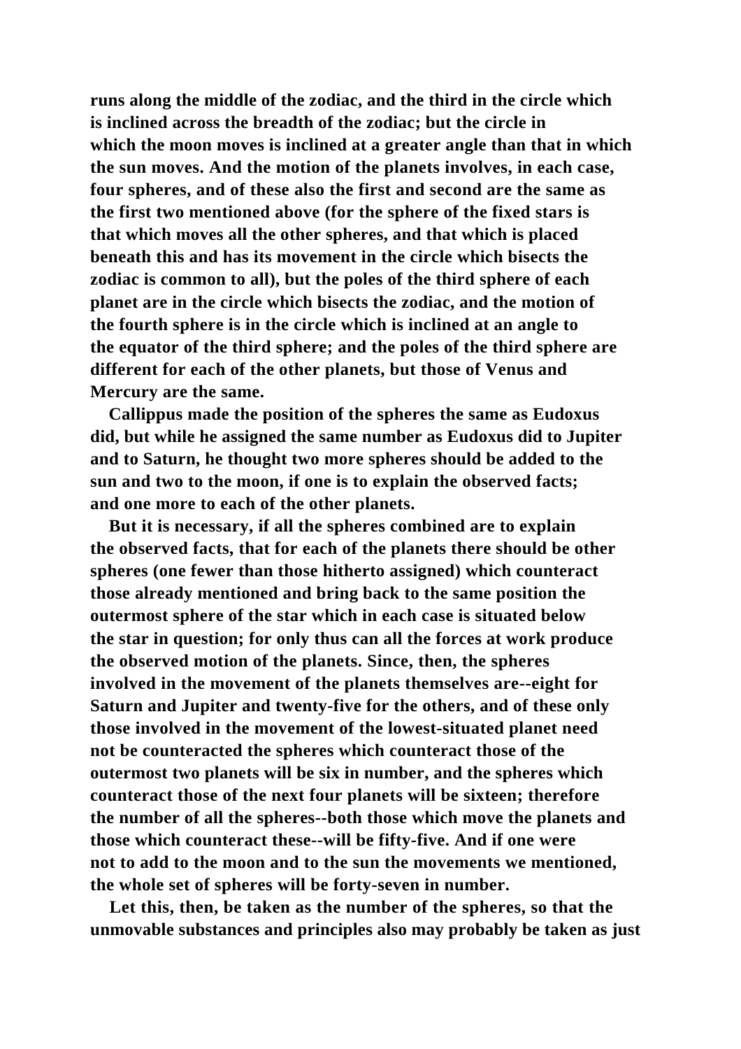runs along the middle of the zodiac, and the third in the circle which is inclined across the breadth of the zodiac; but the circle in which the moon moves is inclined at a greater angle than that in which the sun moves. And the motion of the planets involves, in each case, four spheres, and of these also the first and second are the same as the first two mentioned above (for the sphere of the fixed stars is that which moves all the other spheres, and that which is placed beneath this and has its movement in the circle which bisects the zodiac is common to all), but the poles of the third sphere of each planet are in the circle which bisects the zodiac, and the motion of the fourth sphere is in the circle which is inclined at an angle to the equator of the third sphere; and the poles of the third sphere are different for each of the other planets, but those of Venus and Mercury are the same.

Callippus made the position of the spheres the same as Eudoxus did, but while he assigned the same number as Eudoxus did to Jupiter and to Saturn, he thought two more spheres should be added to the sun and two to the moon, if one is to explain the observed facts; and one more to each of the other planets.

But it is necessary, if all the spheres combined are to explain the observed facts, that for each of the planets there should be other spheres (one fewer than those hitherto assigned) which counteract those already mentioned and bring back to the same position the outermost sphere of the star which in each case is situated below the star in question; for only thus can all the forces at work produce the observed motion of the planets. Since, then, the spheres involved in the movement of the planets themselves are--eight for Saturn and Jupiter and twenty-five for the others, and of these only those involved in the movement of the lowest-situated planet need not be counteracted the spheres which counteract those of the outermost two planets will be six in number, and the spheres which counteract those of the next four planets will be sixteen; therefore the number of all the spheres--both those which move the planets and those which counteract these--will be fifty-five. And if one were not to add to the moon and to the sun the movements we mentioned, the whole set of spheres will be forty-seven in number.

Let this, then, be taken as the number of the spheres, so that the unmovable substances and principles also may probably be taken as just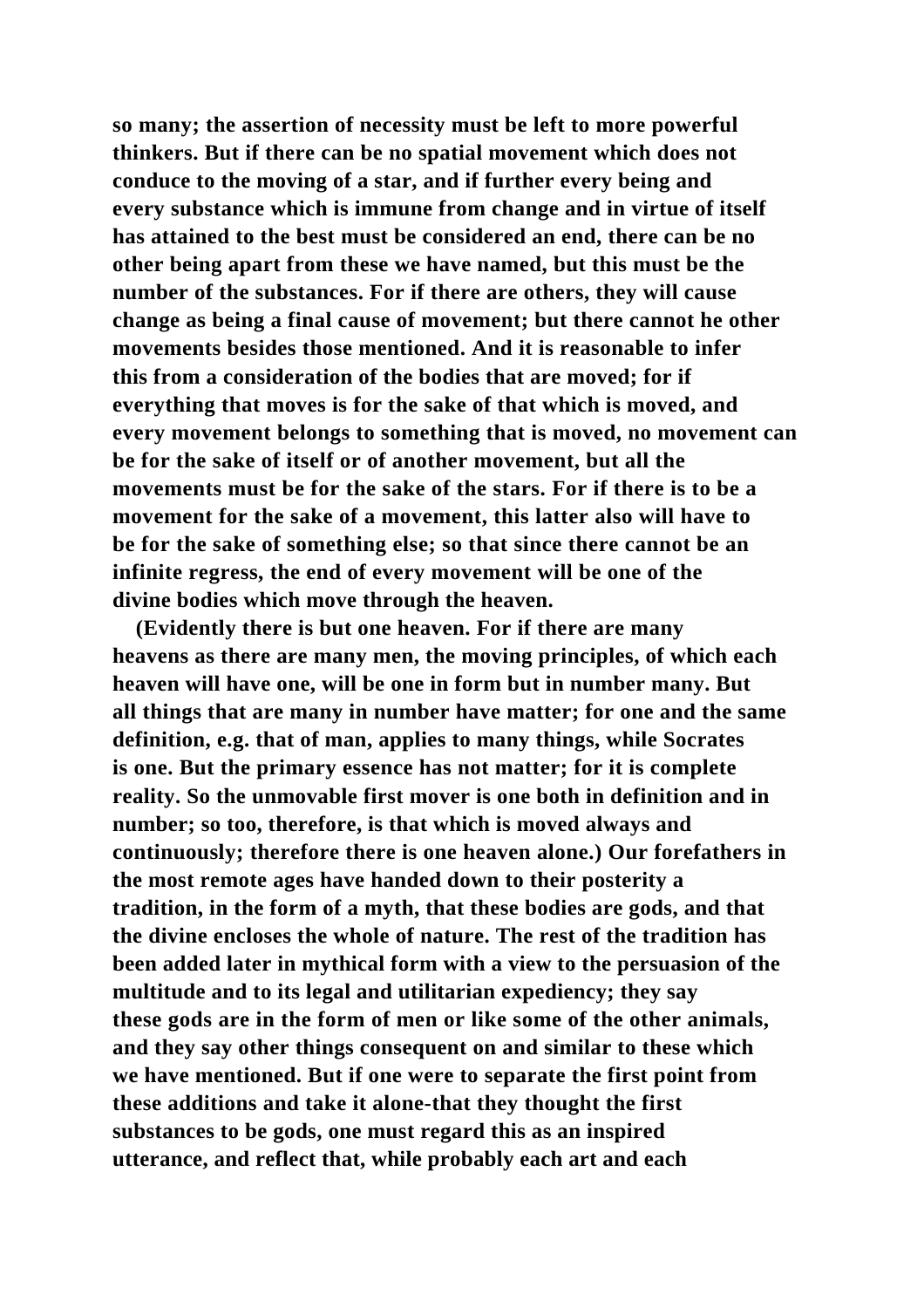so many; the assertion of necessity must be left to more powerful thinkers. But if there can be no spatial movement which does not conduce to the moving of a star, and if further every being and every substance which is immune from change and in virtue of itself has attained to the best must be considered an end, there can be no other being apart from these we have named, but this must be the number of the substances. For if there are others, they will cause change as being a final cause of movement; but there cannot he other movements besides those mentioned. And it is reasonable to infer this from a consideration of the bodies that are moved; for if everything that moves is for the sake of that which is moved, and every movement belongs to something that is moved, no movement can be for the sake of itself or of another movement, but all the movements must be for the sake of the stars. For if there is to be a movement for the sake of a movement, this latter also will have to be for the sake of something else; so that since there cannot be an infinite regress, the end of every movement will be one of the divine bodies which move through the heaven.

(Evidently there is but one heaven. For if there are many heavens as there are many men, the moving principles, of which each heaven will have one, will be one in form but in number many. But all things that are many in number have matter; for one and the same definition, e.g. that of man, applies to many things, while Socrates is one. But the primary essence has not matter; for it is complete reality. So the unmovable first mover is one both in definition and in number; so too, therefore, is that which is moved always and continuously; therefore there is one heaven alone.) Our forefathers in the most remote ages have handed down to their posterity a tradition, in the form of a myth, that these bodies are gods, and that the divine encloses the whole of nature. The rest of the tradition has been added later in mythical form with a view to the persuasion of the multitude and to its legal and utilitarian expediency; they say these gods are in the form of men or like some of the other animals, and they say other things consequent on and similar to these which we have mentioned. But if one were to separate the first point from these additions and take it alone-that they thought the first substances to be gods, one must regard this as an inspired utterance, and reflect that, while probably each art and each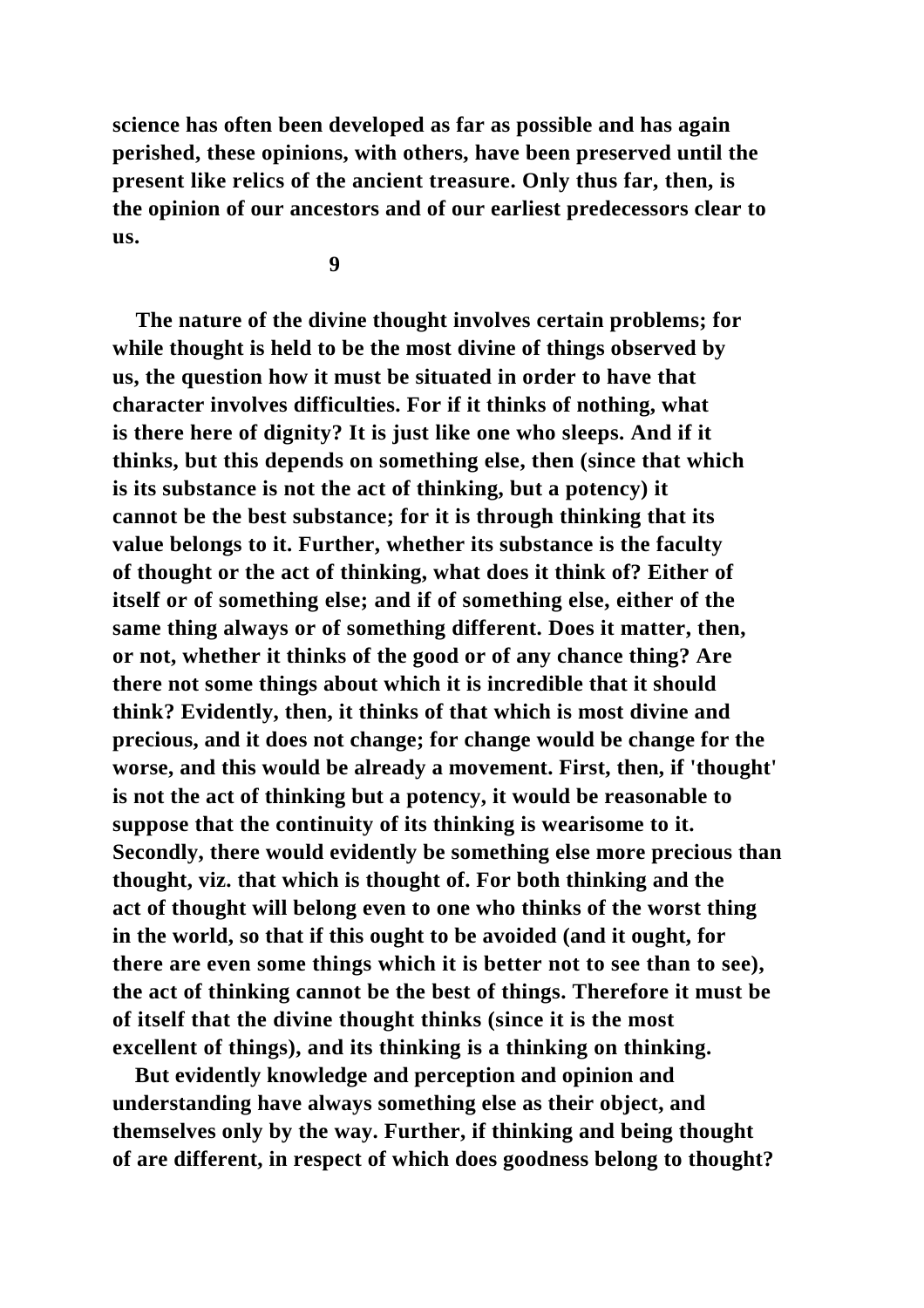science has often been developed as far as possible and has again perished, these opinions, with others, have been preserved until the present like relics of the ancient treasure. Only thus far, then, is the opinion of our ancestors and of our earliest predecessors clear to us.

## 9

The nature of the divine thought involves certain problems; for while thought is held to be the most divine of things observed by us, the question how it must be situated in order to have that character involves difficulties. For if it thinks of nothing, what is there here of dignity? It is just like one who sleeps. And if it thinks, but this depends on something else, then (since that which is its substance is not the act of thinking, but a potency) it cannot be the best substance; for it is through thinking that its value belongs to it. Further, whether its substance is the faculty of thought or the act of thinking, what does it think of? Either of itself or of something else; and if of something else, either of the same thing always or of something different. Does it matter, then, or not, whether it thinks of the good or of any chance thing? Are there not some things about which it is incredible that it should think? Evidently, then, it thinks of that which is most divine and precious, and it does not change; for change would be change for the worse, and this would be already a movement. First, then, if 'thought' is not the act of thinking but a potency, it would be reasonable to suppose that the continuity of its thinking is wearisome to it. Secondly, there would evidently be something else more precious than thought, viz. that which is thought of. For both thinking and the act of thought will belong even to one who thinks of the worst thing in the world, so that if this ought to be avoided (and it ought, for there are even some things which it is better not to see than to see), the act of thinking cannot be the best of things. Therefore it must be of itself that the divine thought thinks (since it is the most excellent of things), and its thinking is a thinking on thinking.

But evidently knowledge and perception and opinion and understanding have always something else as their object, and themselves only by the way. Further, if thinking and being thought of are different, in respect of which does goodness belong to thought?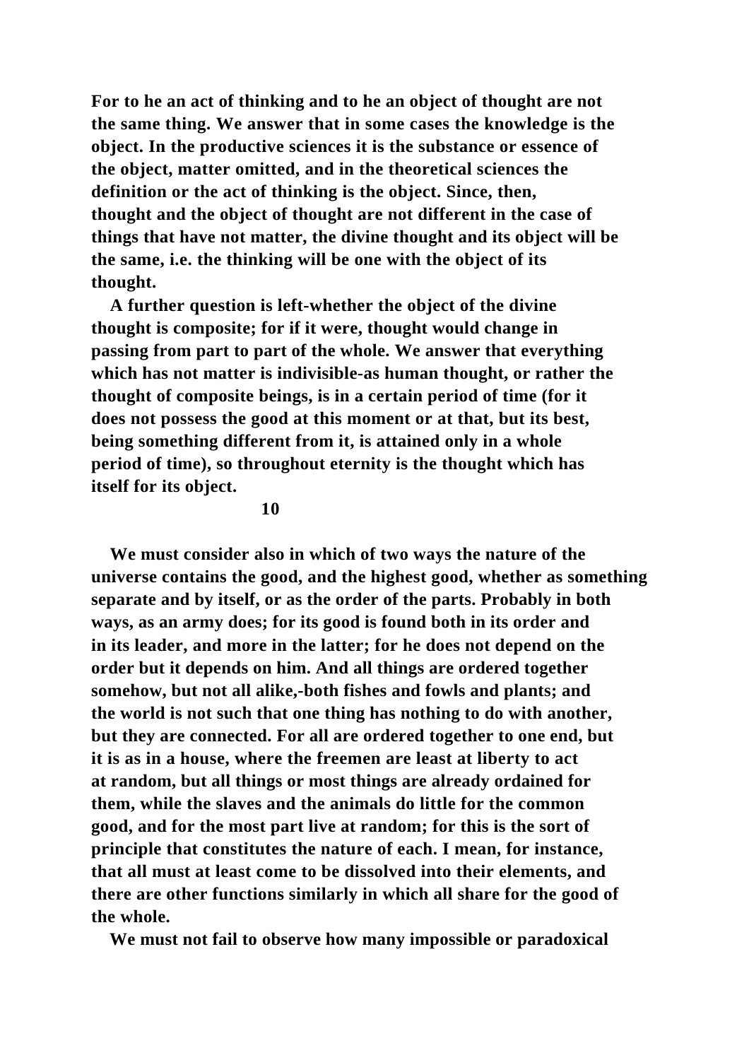For to he an act of thinking and to he an object of thought are not the same thing. We answer that in some cases the knowledge is the object. In the productive sciences it is the substance or essence of the object, matter omitted, and in the theoretical sciences the definition or the act of thinking is the object. Since, then, thought and the object of thought are not different in the case of things that have not matter, the divine thought and its object will be the same, i.e. the thinking will be one with the object of its thought.

A further question is left-whether the object of the divine thought is composite; for if it were, thought would change in passing from part to part of the whole. We answer that everything which has not matter is indivisible-as human thought, or rather the thought of composite beings, is in a certain period of time (for it does not possess the good at this moment or at that, but its best, being something different from it, is attained only in a whole period of time), so throughout eternity is the thought which has itself for its object.

## 10

We must consider also in which of two ways the nature of the universe contains the good, and the highest good, whether as something separate and by itself, or as the order of the parts. Probably in both ways, as an army does; for its good is found both in its order and in its leader, and more in the latter; for he does not depend on the order but it depends on him. And all things are ordered together somehow, but not all alike,-both fishes and fowls and plants; and the world is not such that one thing has nothing to do with another, but they are connected. For all are ordered together to one end, but it is as in a house, where the freemen are least at liberty to act at random, but all things or most things are already ordained for them, while the slaves and the animals do little for the common good, and for the most part live at random; for this is the sort of principle that constitutes the nature of each. I mean, for instance, that all must at least come to be dissolved into their elements, and there are other functions similarly in which all share for the good of the whole.

We must not fail to observe how many impossible or paradoxical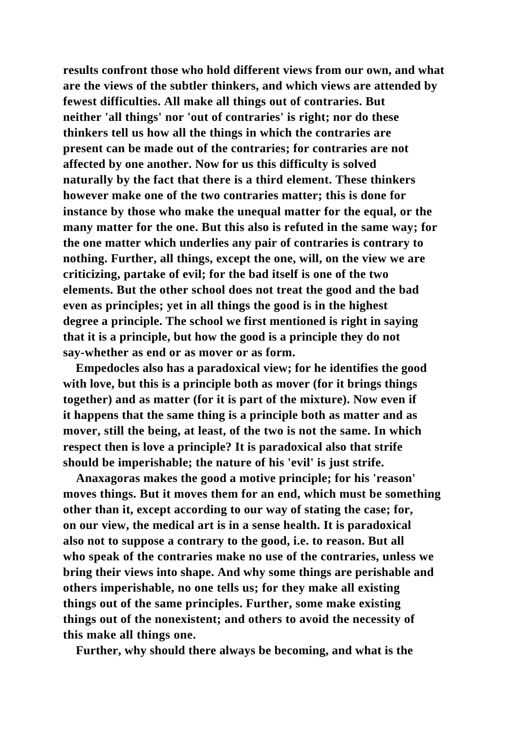results confront those who hold different views from our own, and what are the views of the subtler thinkers, and which views are attended by fewest difficulties. All make all things out of contraries. But neither 'all things' nor 'out of contraries' is right; nor do these thinkers tell us how all the things in which the contraries are present can be made out of the contraries; for contraries are not affected by one another. Now for us this difficulty is solved naturally by the fact that there is a third element. These thinkers however make one of the two contraries matter; this is done for instance by those who make the unequal matter for the equal, or the many matter for the one. But this also is refuted in the same way; for the one matter which underlies any pair of contraries is contrary to nothing. Further, all things, except the one, will, on the view we are criticizing, partake of evil; for the bad itself is one of the two elements. But the other school does not treat the good and the bad even as principles; yet in all things the good is in the highest degree a principle. The school we first mentioned is right in saying that it is a principle, but how the good is a principle they do not say-whether as end or as mover or as form.

Empedocles also has a paradoxical view; for he identifies the good with love, but this is a principle both as mover (for it brings things together) and as matter (for it is part of the mixture). Now even if it happens that the same thing is a principle both as matter and as mover, still the being, at least, of the two is not the same. In which respect then is love a principle? It is paradoxical also that strife should be imperishable; the nature of his 'evil' is just strife.

Anaxagoras makes the good a motive principle; for his 'reason' moves things. But it moves them for an end, which must be something other than it, except according to our way of stating the case; for, on our view, the medical art is in a sense health. It is paradoxical also not to suppose a contrary to the good, i.e. to reason. But all who speak of the contraries make no use of the contraries, unless we bring their views into shape. And why some things are perishable and others imperishable, no one tells us; for they make all existing things out of the same principles. Further, some make existing things out of the nonexistent; and others to avoid the necessity of this make all things one.

Further, why should there always be becoming, and what is the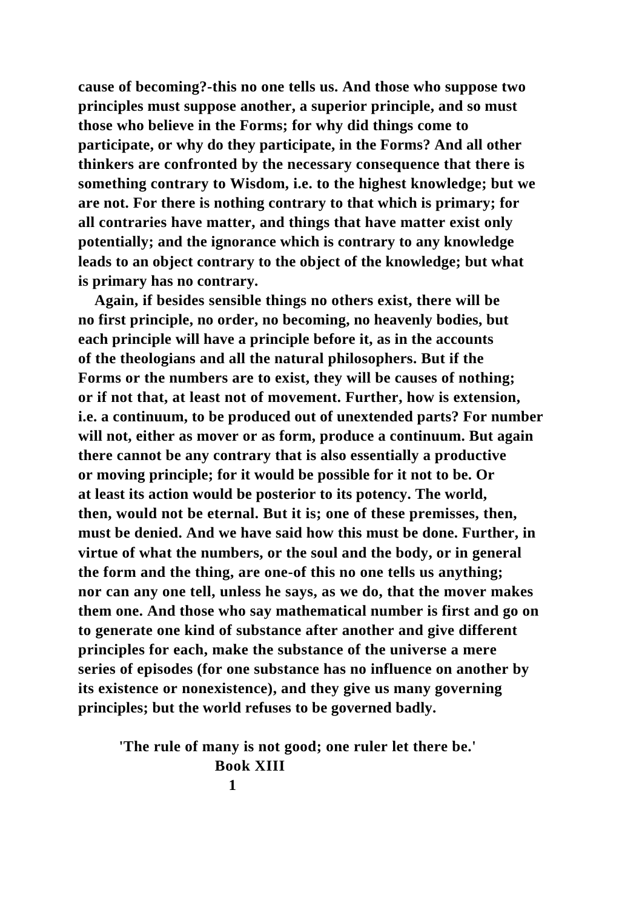cause of becoming?-this no one tells us. And those who suppose two principles must suppose another, a superior principle, and so must those who believe in the Forms; for why did things come to participate, or why do they participate, in the Forms? And all other thinkers are confronted by the necessary consequence that there is something contrary to Wisdom, i.e. to the highest knowledge; but we are not. For there is nothing contrary to that which is primary; for all contraries have matter, and things that have matter exist only potentially; and the ignorance which is contrary to any knowledge leads to an object contrary to the object of the knowledge; but what is primary has no contrary.

Again, if besides sensible things no others exist, there will be no first principle, no order, no becoming, no heavenly bodies, but each principle will have a principle before it, as in the accounts of the theologians and all the natural philosophers. But if the Forms or the numbers are to exist, they will be causes of nothing; or if not that, at least not of movement. Further, how is extension, i.e. a continuum, to be produced out of unextended parts? For number will not, either as mover or as form, produce a continuum. But again there cannot be any contrary that is also essentially a productive or moving principle; for it would be possible for it not to be. Or at least its action would be posterior to its potency. The world, then, would not be eternal. But it is; one of these premisses, then, must be denied. And we have said how this must be done. Further, in virtue of what the numbers, or the soul and the body, or in general the form and the thing, are one-of this no one tells us anything; nor can any one tell, unless he says, as we do, that the mover makes them one. And those who say mathematical number is first and go on to generate one kind of substance after another and give different principles for each, make the substance of the universe a mere series of episodes (for one substance has no influence on another by its existence or nonexistence), and they give us many governing principles; but the world refuses to be governed badly.

'The rule of many is not good; one ruler let there be.'

## Book XIII

### 1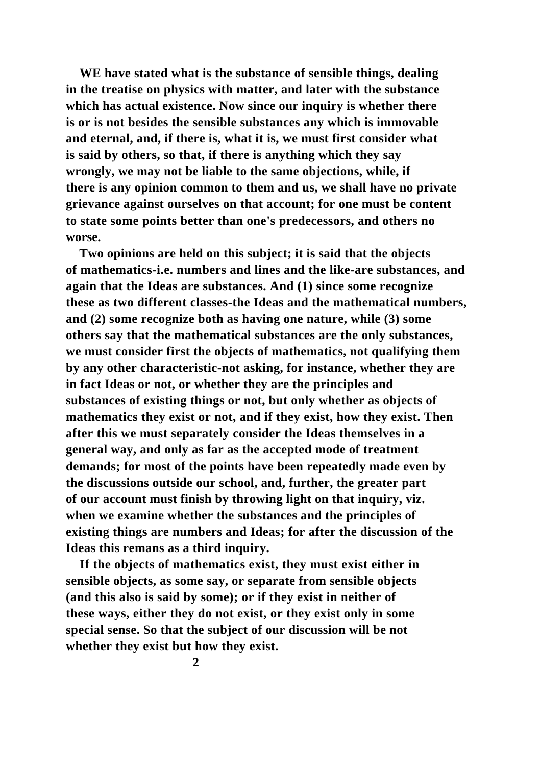WE have stated what is the substance of sensible things, dealing in the treatise on physics with matter, and later with the substance which has actual existence. Now since our inquiry is whether there is or is not besides the sensible substances any which is immovable and eternal, and, if there is, what it is, we must first consider what is said by others, so that, if there is anything which they say wrongly, we may not be liable to the same objections, while, if there is any opinion common to them and us, we shall have no private grievance against ourselves on that account; for one must be content to state some points better than one's predecessors, and others no worse.

Two opinions are held on this subject; it is said that the objects of mathematics-i.e. numbers and lines and the like-are substances, and again that the Ideas are substances. And (1) since some recognize these as two different classes-the Ideas and the mathematical numbers, and (2) some recognize both as having one nature, while (3) some others say that the mathematical substances are the only substances, we must consider first the objects of mathematics, not qualifying them by any other characteristic-not asking, for instance, whether they are in fact Ideas or not, or whether they are the principles and substances of existing things or not, but only whether as objects of mathematics they exist or not, and if they exist, how they exist. Then after this we must separately consider the Ideas themselves in a general way, and only as far as the accepted mode of treatment demands; for most of the points have been repeatedly made even by the discussions outside our school, and, further, the greater part of our account must finish by throwing light on that inquiry, viz. when we examine whether the substances and the principles of existing things are numbers and Ideas; for after the discussion of the Ideas this remans as a third inquiry.

If the objects of mathematics exist, they must exist either in sensible objects, as some say, or separate from sensible objects (and this also is said by some); or if they exist in neither of these ways, either they do not exist, or they exist only in some special sense. So that the subject of our discussion will be not whether they exist but how they exist.

## 2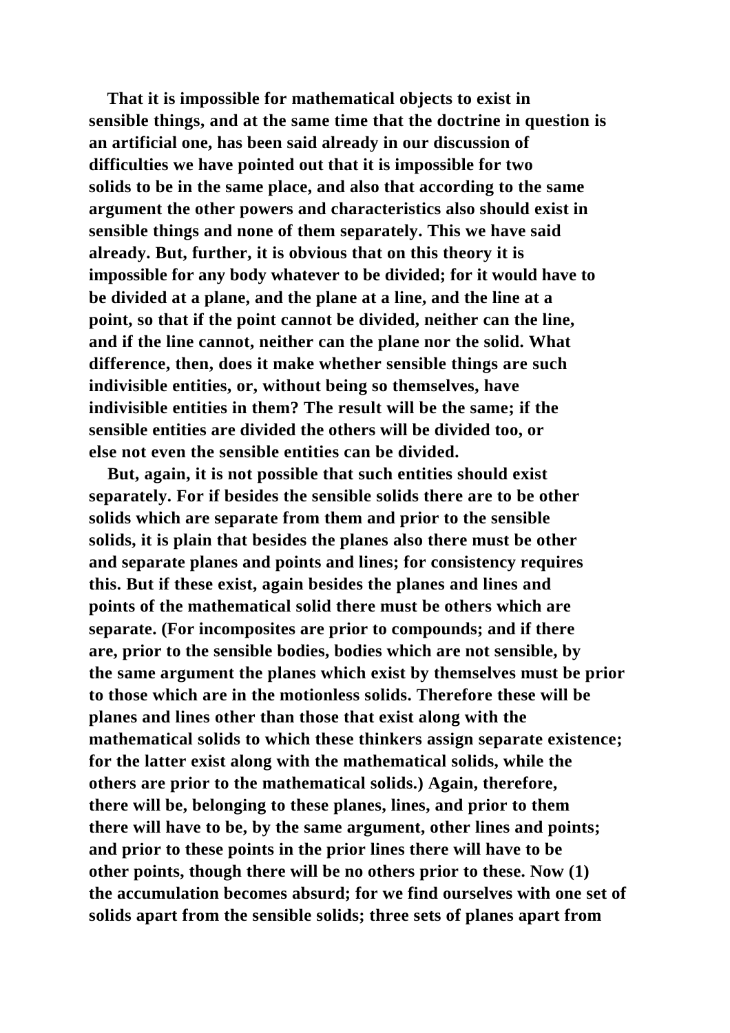That it is impossible for mathematical objects to exist in sensible things, and at the same time that the doctrine in question is an artificial one, has been said already in our discussion of difficulties we have pointed out that it is impossible for two solids to be in the same place, and also that according to the same argument the other powers and characteristics also should exist in sensible things and none of them separately. This we have said already. But, further, it is obvious that on this theory it is impossible for any body whatever to be divided; for it would have to be divided at a plane, and the plane at a line, and the line at a point, so that if the point cannot be divided, neither can the line, and if the line cannot, neither can the plane nor the solid. What difference, then, does it make whether sensible things are such indivisible entities, or, without being so themselves, have indivisible entities in them? The result will be the same; if the sensible entities are divided the others will be divided too, or else not even the sensible entities can be divided.

But, again, it is not possible that such entities should exist separately. For if besides the sensible solids there are to be other solids which are separate from them and prior to the sensible solids, it is plain that besides the planes also there must be other and separate planes and points and lines; for consistency requires this. But if these exist, again besides the planes and lines and points of the mathematical solid there must be others which are separate. (For incomposites are prior to compounds; and if there are, prior to the sensible bodies, bodies which are not sensible, by the same argument the planes which exist by themselves must be prior to those which are in the motionless solids. Therefore these will be planes and lines other than those that exist along with the mathematical solids to which these thinkers assign separate existence; for the latter exist along with the mathematical solids, while the others are prior to the mathematical solids.) Again, therefore, there will be, belonging to these planes, lines, and prior to them there will have to be, by the same argument, other lines and points; and prior to these points in the prior lines there will have to be other points, though there will be no others prior to these. Now (1) the accumulation becomes absurd; for we find ourselves with one set of solids apart from the sensible solids; three sets of planes apart from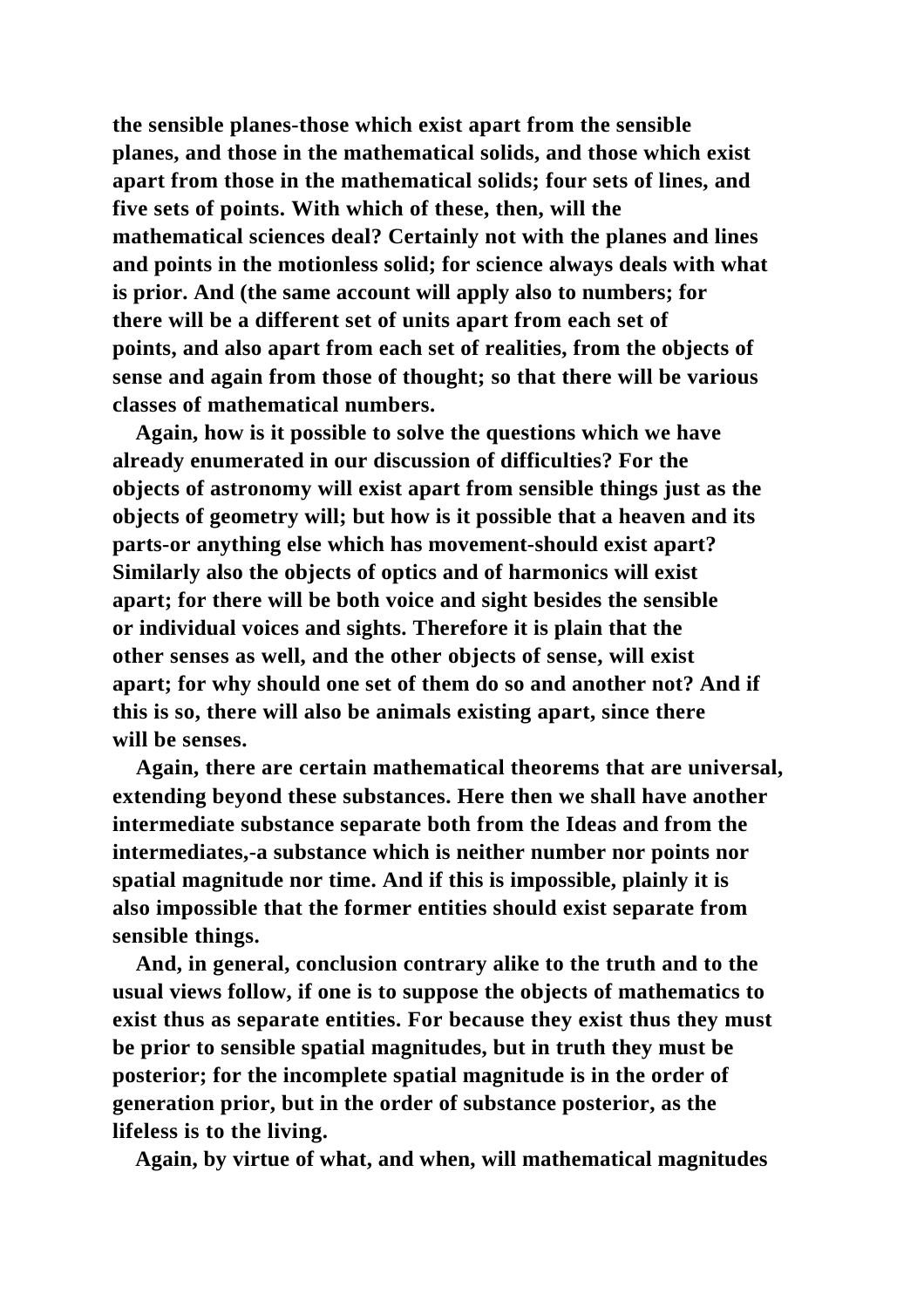the sensible planes-those which exist apart from the sensible planes, and those in the mathematical solids, and those which exist apart from those in the mathematical solids; four sets of lines, and five sets of points. With which of these, then, will the mathematical sciences deal? Certainly not with the planes and lines and points in the motionless solid; for science always deals with what is prior. And (the same account will apply also to numbers; for there will be a different set of units apart from each set of points, and also apart from each set of realities, from the objects of sense and again from those of thought; so that there will be various classes of mathematical numbers.

Again, how is it possible to solve the questions which we have already enumerated in our discussion of difficulties? For the objects of astronomy will exist apart from sensible things just as the objects of geometry will; but how is it possible that a heaven and its parts-or anything else which has movement-should exist apart? Similarly also the objects of optics and of harmonics will exist apart; for there will be both voice and sight besides the sensible or individual voices and sights. Therefore it is plain that the other senses as well, and the other objects of sense, will exist apart; for why should one set of them do so and another not? And if this is so, there will also be animals existing apart, since there will be senses.

Again, there are certain mathematical theorems that are universal, extending beyond these substances. Here then we shall have another intermediate substance separate both from the Ideas and from the intermediates,-a substance which is neither number nor points nor spatial magnitude nor time. And if this is impossible, plainly it is also impossible that the former entities should exist separate from sensible things.

And, in general, conclusion contrary alike to the truth and to the usual views follow, if one is to suppose the objects of mathematics to exist thus as separate entities. For because they exist thus they must be prior to sensible spatial magnitudes, but in truth they must be posterior; for the incomplete spatial magnitude is in the order of generation prior, but in the order of substance posterior, as the lifeless is to the living.

Again, by virtue of what, and when, will mathematical magnitudes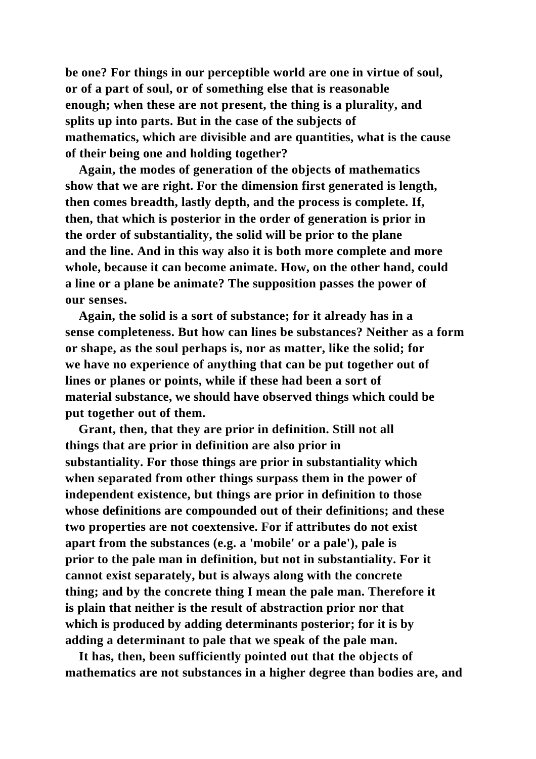be one? For things in our perceptible world are one in virtue of soul, or of a part of soul, or of something else that is reasonable enough; when these are not present, the thing is a plurality, and splits up into parts. But in the case of the subjects of mathematics, which are divisible and are quantities, what is the cause of their being one and holding together?

Again, the modes of generation of the objects of mathematics show that we are right. For the dimension first generated is length, then comes breadth, lastly depth, and the process is complete. If, then, that which is posterior in the order of generation is prior in the order of substantiality, the solid will be prior to the plane and the line. And in this way also it is both more complete and more whole, because it can become animate. How, on the other hand, could a line or a plane be animate? The supposition passes the power of our senses.

Again, the solid is a sort of substance; for it already has in a sense completeness. But how can lines be substances? Neither as a form or shape, as the soul perhaps is, nor as matter, like the solid; for we have no experience of anything that can be put together out of lines or planes or points, while if these had been a sort of material substance, we should have observed things which could be put together out of them.

Grant, then, that they are prior in definition. Still not all things that are prior in definition are also prior in substantiality. For those things are prior in substantiality which when separated from other things surpass them in the power of independent existence, but things are prior in definition to those whose definitions are compounded out of their definitions; and these two properties are not coextensive. For if attributes do not exist apart from the substances (e.g. a 'mobile' or a pale'), pale is prior to the pale man in definition, but not in substantiality. For it cannot exist separately, but is always along with the concrete thing; and by the concrete thing I mean the pale man. Therefore it is plain that neither is the result of abstraction prior nor that which is produced by adding determinants posterior; for it is by adding a determinant to pale that we speak of the pale man.

It has, then, been sufficiently pointed out that the objects of mathematics are not substances in a higher degree than bodies are, and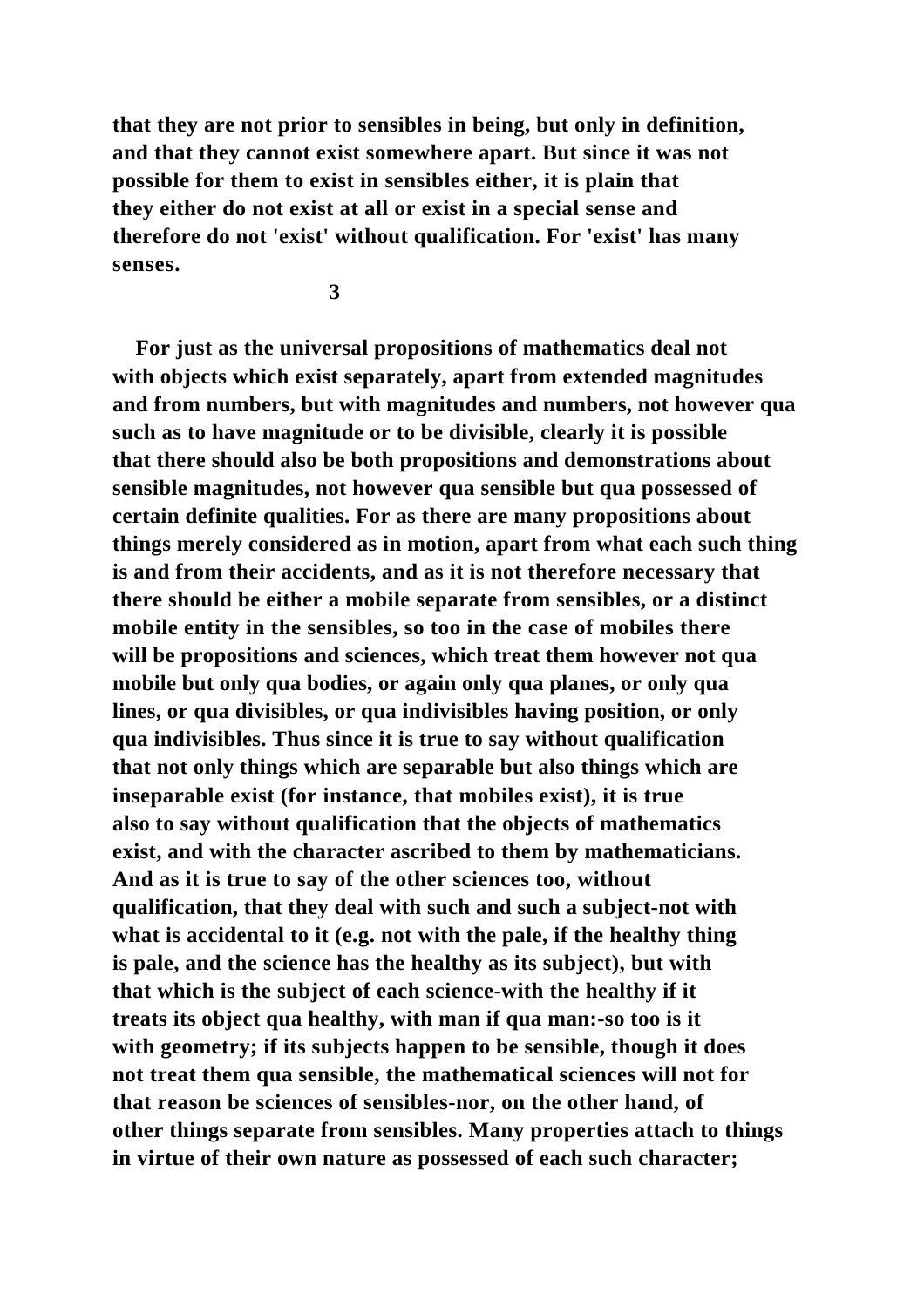that they are not prior to sensibles in being, but only in definition, and that they cannot exist somewhere apart. But since it was not possible for them to exist in sensibles either, it is plain that they either do not exist at all or exist in a special sense and therefore do not 'exist' without qualification. For 'exist' has many senses.

## 3

For just as the universal propositions of mathematics deal not with objects which exist separately, apart from extended magnitudes and from numbers, but with magnitudes and numbers, not however qua such as to have magnitude or to be divisible, clearly it is possible that there should also be both propositions and demonstrations about sensible magnitudes, not however qua sensible but qua possessed of certain definite qualities. For as there are many propositions about things merely considered as in motion, apart from what each such thing is and from their accidents, and as it is not therefore necessary that there should be either a mobile separate from sensibles, or a distinct mobile entity in the sensibles, so too in the case of mobiles there will be propositions and sciences, which treat them however not qua mobile but only qua bodies, or again only qua planes, or only qua lines, or qua divisibles, or qua indivisibles having position, or only qua indivisibles. Thus since it is true to say without qualification that not only things which are separable but also things which are inseparable exist (for instance, that mobiles exist), it is true also to say without qualification that the objects of mathematics exist, and with the character ascribed to them by mathematicians. And as it is true to say of the other sciences too, without qualification, that they deal with such and such a subject-not with what is accidental to it (e.g. not with the pale, if the healthy thing is pale, and the science has the healthy as its subject), but with that which is the subject of each science-with the healthy if it treats its object qua healthy, with man if qua man:-so too is it with geometry; if its subjects happen to be sensible, though it does not treat them qua sensible, the mathematical sciences will not for that reason be sciences of sensibles-nor, on the other hand, of other things separate from sensibles. Many properties attach to things in virtue of their own nature as possessed of each such character;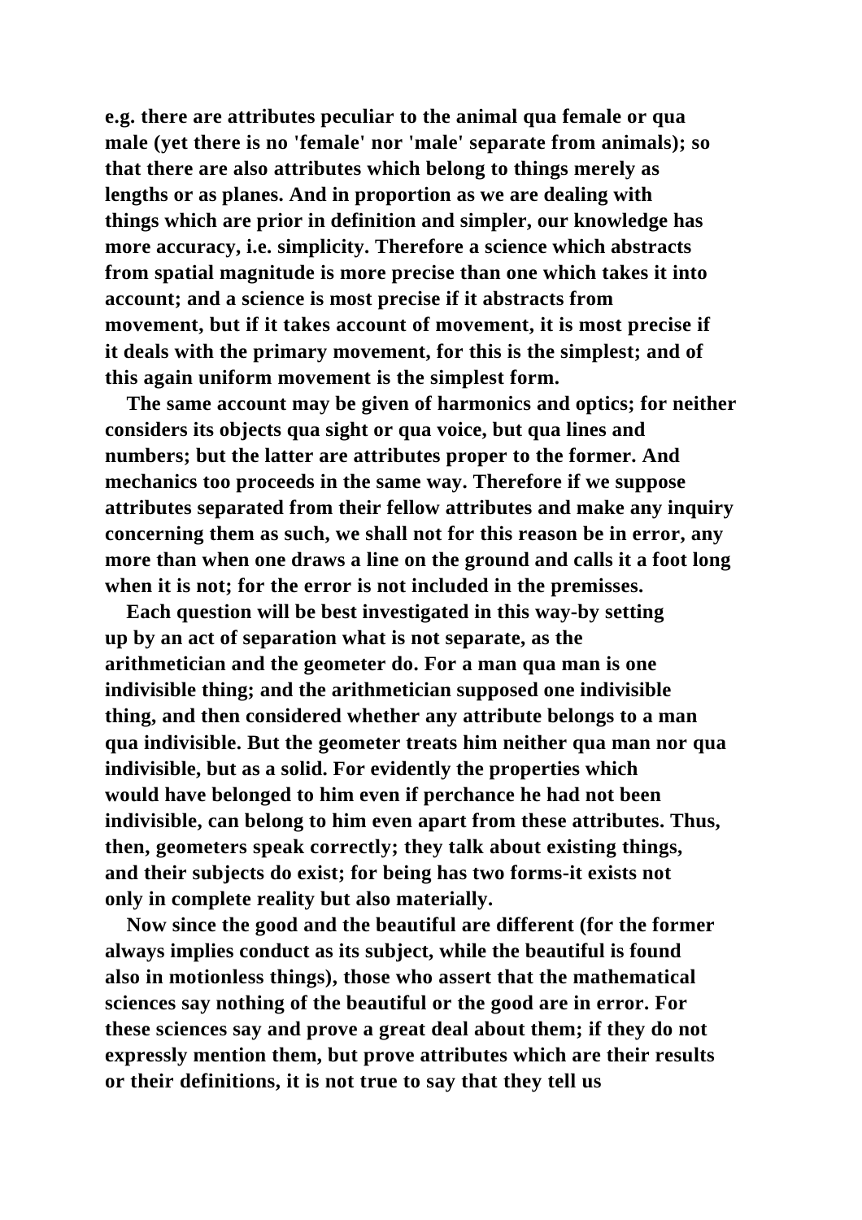e.g. there are attributes peculiar to the animal qua female or qua male (yet there is no 'female' nor 'male' separate from animals); so that there are also attributes which belong to things merely as lengths or as planes. And in proportion as we are dealing with things which are prior in definition and simpler, our knowledge has more accuracy, i.e. simplicity. Therefore a science which abstracts from spatial magnitude is more precise than one which takes it into account; and a science is most precise if it abstracts from movement, but if it takes account of movement, it is most precise if it deals with the primary movement, for this is the simplest; and of this again uniform movement is the simplest form.

The same account may be given of harmonics and optics; for neither considers its objects qua sight or qua voice, but qua lines and numbers; but the latter are attributes proper to the former. And mechanics too proceeds in the same way. Therefore if we suppose attributes separated from their fellow attributes and make any inquiry concerning them as such, we shall not for this reason be in error, any more than when one draws a line on the ground and calls it a foot long when it is not; for the error is not included in the premisses.

Each question will be best investigated in this way-by setting up by an act of separation what is not separate, as the arithmetician and the geometer do. For a man qua man is one indivisible thing; and the arithmetician supposed one indivisible thing, and then considered whether any attribute belongs to a man qua indivisible. But the geometer treats him neither qua man nor qua indivisible, but as a solid. For evidently the properties which would have belonged to him even if perchance he had not been indivisible, can belong to him even apart from these attributes. Thus, then, geometers speak correctly; they talk about existing things, and their subjects do exist; for being has two forms-it exists not only in complete reality but also materially.

Now since the good and the beautiful are different (for the former always implies conduct as its subject, while the beautiful is found also in motionless things), those who assert that the mathematical sciences say nothing of the beautiful or the good are in error. For these sciences say and prove a great deal about them; if they do not expressly mention them, but prove attributes which are their results or their definitions, it is not true to say that they tell us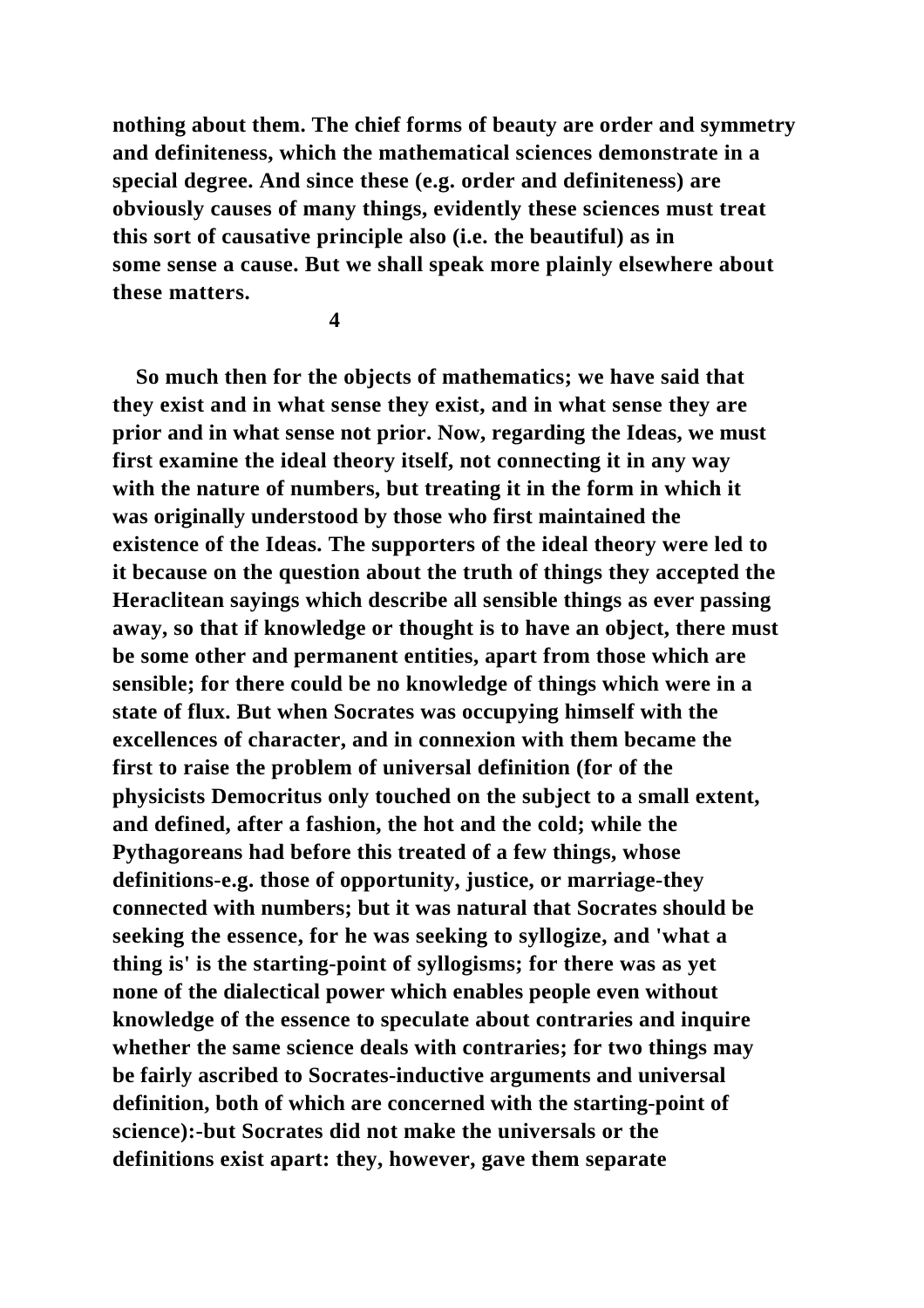nothing about them. The chief forms of beauty are order and symmetry and definiteness, which the mathematical sciences demonstrate in a special degree. And since these (e.g. order and definiteness) are obviously causes of many things, evidently these sciences must treat this sort of causative principle also (i.e. the beautiful) as in some sense a cause. But we shall speak more plainly elsewhere about these matters.

## 4

So much then for the objects of mathematics; we have said that they exist and in what sense they exist, and in what sense they are prior and in what sense not prior. Now, regarding the Ideas, we must first examine the ideal theory itself, not connecting it in any way with the nature of numbers, but treating it in the form in which it was originally understood by those who first maintained the existence of the Ideas. The supporters of the ideal theory were led to it because on the question about the truth of things they accepted the Heraclitean sayings which describe all sensible things as ever passing away, so that if knowledge or thought is to have an object, there must be some other and permanent entities, apart from those which are sensible; for there could be no knowledge of things which were in a state of flux. But when Socrates was occupying himself with the excellences of character, and in connexion with them became the first to raise the problem of universal definition (for of the physicists Democritus only touched on the subject to a small extent, and defined, after a fashion, the hot and the cold; while the Pythagoreans had before this treated of a few things, whose definitions-e.g. those of opportunity, justice, or marriage-they connected with numbers; but it was natural that Socrates should be seeking the essence, for he was seeking to syllogize, and 'what a thing is' is the starting-point of syllogisms; for there was as yet none of the dialectical power which enables people even without knowledge of the essence to speculate about contraries and inquire whether the same science deals with contraries; for two things may be fairly ascribed to Socrates-inductive arguments and universal definition, both of which are concerned with the starting-point of science):-but Socrates did not make the universals or the definitions exist apart: they, however, gave them separate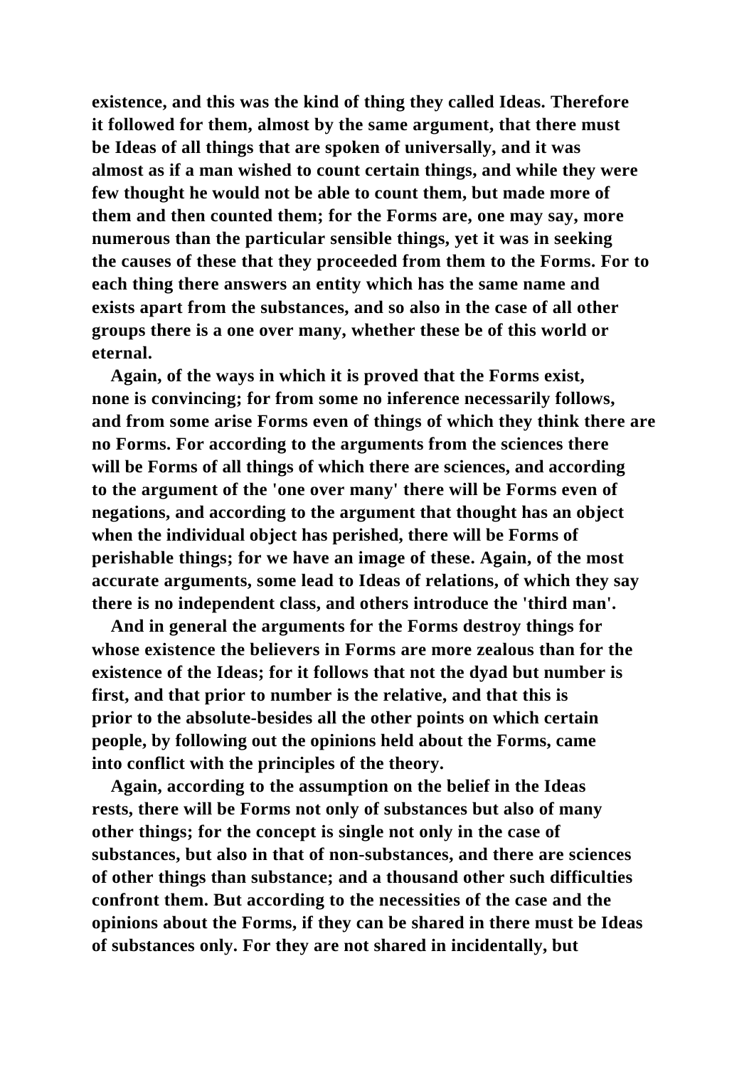existence, and this was the kind of thing they called Ideas. Therefore it followed for them, almost by the same argument, that there must be Ideas of all things that are spoken of universally, and it was almost as if a man wished to count certain things, and while they were few thought he would not be able to count them, but made more of them and then counted them; for the Forms are, one may say, more numerous than the particular sensible things, yet it was in seeking the causes of these that they proceeded from them to the Forms. For to each thing there answers an entity which has the same name and exists apart from the substances, and so also in the case of all other groups there is a one over many, whether these be of this world or eternal.

Again, of the ways in which it is proved that the Forms exist, none is convincing; for from some no inference necessarily follows, and from some arise Forms even of things of which they think there are no Forms. For according to the arguments from the sciences there will be Forms of all things of which there are sciences, and according to the argument of the 'one over many' there will be Forms even of negations, and according to the argument that thought has an object when the individual object has perished, there will be Forms of perishable things; for we have an image of these. Again, of the most accurate arguments, some lead to Ideas of relations, of which they say there is no independent class, and others introduce the 'third man'.

And in general the arguments for the Forms destroy things for whose existence the believers in Forms are more zealous than for the existence of the Ideas; for it follows that not the dyad but number is first, and that prior to number is the relative, and that this is prior to the absolute-besides all the other points on which certain people, by following out the opinions held about the Forms, came into conflict with the principles of the theory.

Again, according to the assumption on the belief in the Ideas rests, there will be Forms not only of substances but also of many other things; for the concept is single not only in the case of substances, but also in that of non-substances, and there are sciences of other things than substance; and a thousand other such difficulties confront them. But according to the necessities of the case and the opinions about the Forms, if they can be shared in there must be Ideas of substances only. For they are not shared in incidentally, but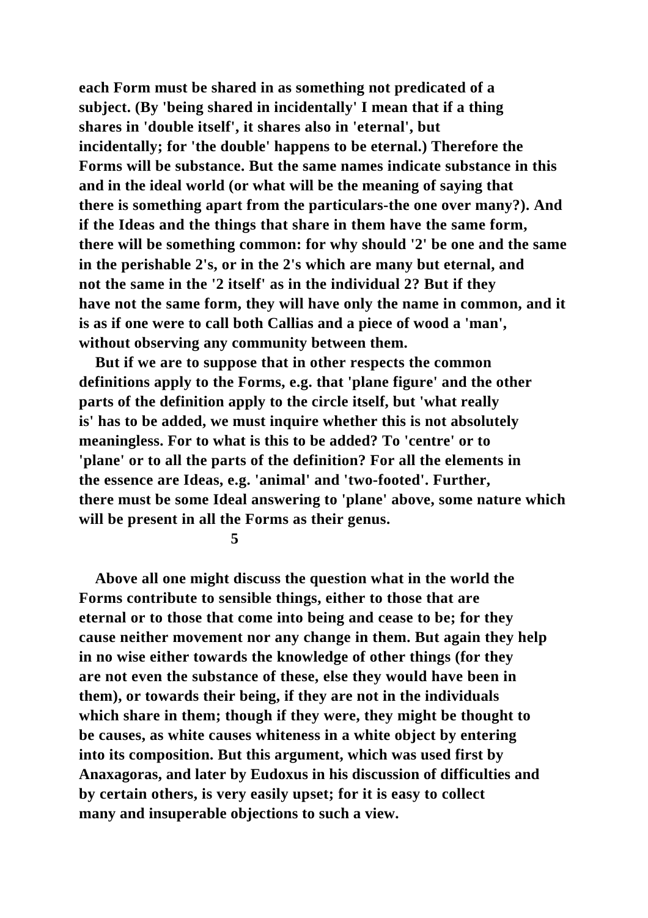each Form must be shared in as something not predicated of a subject. (By 'being shared in incidentally' I mean that if a thing shares in 'double itself', it shares also in 'eternal', but incidentally; for 'the double' happens to be eternal.) Therefore the Forms will be substance. But the same names indicate substance in this and in the ideal world (or what will be the meaning of saying that there is something apart from the particulars-the one over many?). And if the Ideas and the things that share in them have the same form, there will be something common: for why should '2' be one and the same in the perishable 2's, or in the 2's which are many but eternal, and not the same in the '2 itself' as in the individual 2? But if they have not the same form, they will have only the name in common, and it is as if one were to call both Callias and a piece of wood a 'man', without observing any community between them.

But if we are to suppose that in other respects the common definitions apply to the Forms, e.g. that 'plane figure' and the other parts of the definition apply to the circle itself, but 'what really is' has to be added, we must inquire whether this is not absolutely meaningless. For to what is this to be added? To 'centre' or to 'plane' or to all the parts of the definition? For all the elements in the essence are Ideas, e.g. 'animal' and 'two-footed'. Further, there must be some Ideal answering to 'plane' above, some nature which will be present in all the Forms as their genus.

## 5

Above all one might discuss the question what in the world the Forms contribute to sensible things, either to those that are eternal or to those that come into being and cease to be; for they cause neither movement nor any change in them. But again they help in no wise either towards the knowledge of other things (for they are not even the substance of these, else they would have been in them), or towards their being, if they are not in the individuals which share in them; though if they were, they might be thought to be causes, as white causes whiteness in a white object by entering into its composition. But this argument, which was used first by Anaxagoras, and later by Eudoxus in his discussion of difficulties and by certain others, is very easily upset; for it is easy to collect many and insuperable objections to such a view.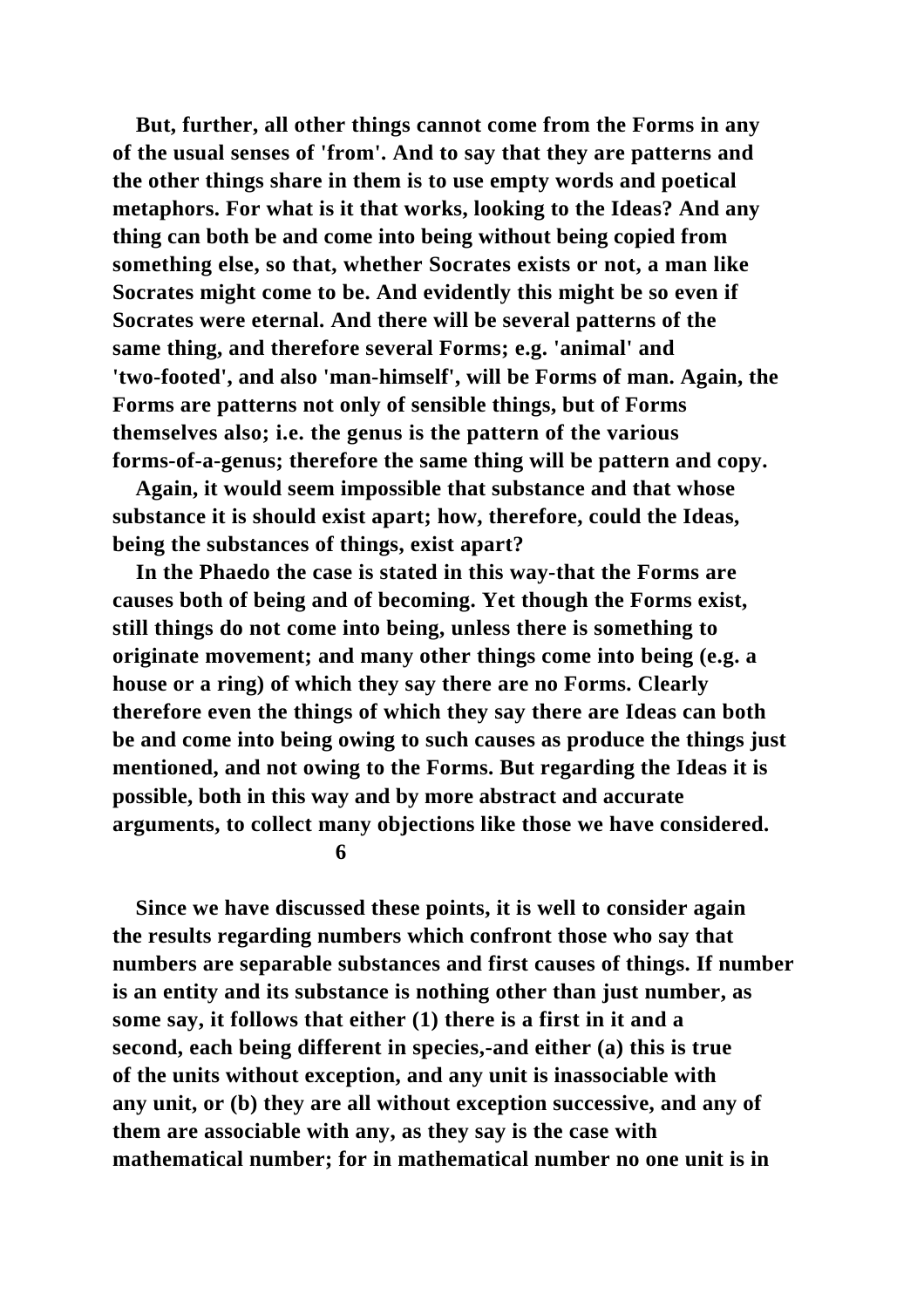But, further, all other things cannot come from the Forms in any of the usual senses of 'from'. And to say that they are patterns and the other things share in them is to use empty words and poetical metaphors. For what is it that works, looking to the Ideas? And any thing can both be and come into being without being copied from something else, so that, whether Socrates exists or not, a man like Socrates might come to be. And evidently this might be so even if Socrates were eternal. And there will be several patterns of the same thing, and therefore several Forms; e.g. 'animal' and 'two-footed', and also 'man-himself', will be Forms of man. Again, the Forms are patterns not only of sensible things, but of Forms themselves also; i.e. the genus is the pattern of the various forms-of-a-genus; therefore the same thing will be pattern and copy.

Again, it would seem impossible that substance and that whose substance it is should exist apart; how, therefore, could the Ideas, being the substances of things, exist apart?

In the Phaedo the case is stated in this way-that the Forms are causes both of being and of becoming. Yet though the Forms exist, still things do not come into being, unless there is something to originate movement; and many other things come into being (e.g. a house or a ring) of which they say there are no Forms. Clearly therefore even the things of which they say there are Ideas can both be and come into being owing to such causes as produce the things just mentioned, and not owing to the Forms. But regarding the Ideas it is possible, both in this way and by more abstract and accurate arguments, to collect many objections like those we have considered.

## 6

Since we have discussed these points, it is well to consider again the results regarding numbers which confront those who say that numbers are separable substances and first causes of things. If number is an entity and its substance is nothing other than just number, as some say, it follows that either (1) there is a first in it and a second, each being different in species,-and either (a) this is true of the units without exception, and any unit is inassociable with any unit, or (b) they are all without exception successive, and any of them are associable with any, as they say is the case with mathematical number; for in mathematical number no one unit is in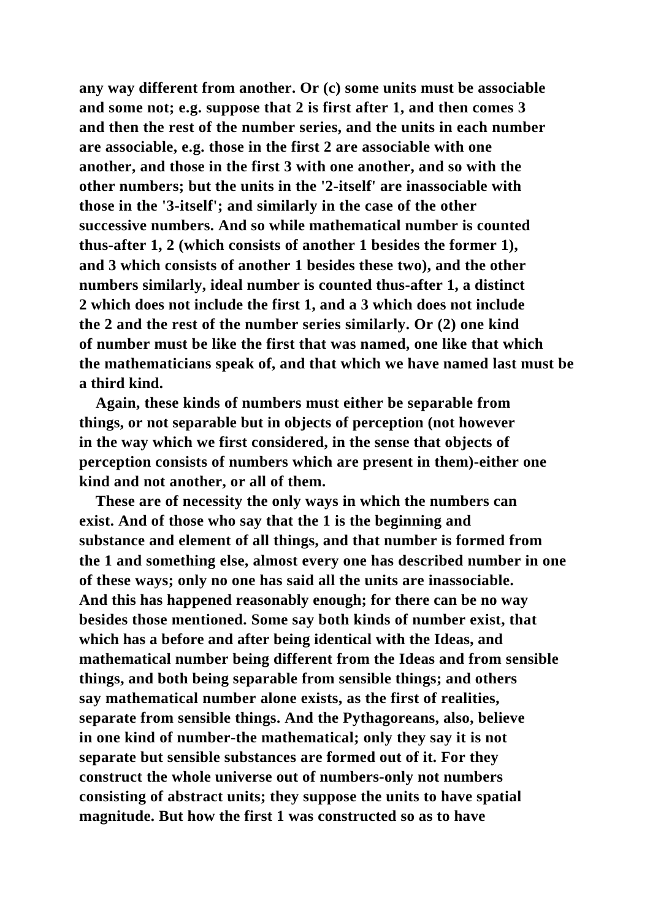any way different from another. Or (c) some units must be associable and some not; e.g. suppose that 2 is first after 1, and then comes 3 and then the rest of the number series, and the units in each number are associable, e.g. those in the first 2 are associable with one another, and those in the first 3 with one another, and so with the other numbers; but the units in the '2-itself' are inassociable with those in the '3-itself'; and similarly in the case of the other successive numbers. And so while mathematical number is counted thus-after 1, 2 (which consists of another 1 besides the former 1), and 3 which consists of another 1 besides these two), and the other numbers similarly, ideal number is counted thus-after 1, a distinct 2 which does not include the first 1, and a 3 which does not include the 2 and the rest of the number series similarly. Or (2) one kind of number must be like the first that was named, one like that which the mathematicians speak of, and that which we have named last must be a third kind.

Again, these kinds of numbers must either be separable from things, or not separable but in objects of perception (not however in the way which we first considered, in the sense that objects of perception consists of numbers which are present in them)-either one kind and not another, or all of them.

These are of necessity the only ways in which the numbers can exist. And of those who say that the 1 is the beginning and substance and element of all things, and that number is formed from the 1 and something else, almost every one has described number in one of these ways; only no one has said all the units are inassociable. And this has happened reasonably enough; for there can be no way besides those mentioned. Some say both kinds of number exist, that which has a before and after being identical with the Ideas, and mathematical number being different from the Ideas and from sensible things, and both being separable from sensible things; and others say mathematical number alone exists, as the first of realities, separate from sensible things. And the Pythagoreans, also, believe in one kind of number-the mathematical; only they say it is not separate but sensible substances are formed out of it. For they construct the whole universe out of numbers-only not numbers consisting of abstract units; they suppose the units to have spatial magnitude. But how the first 1 was constructed so as to have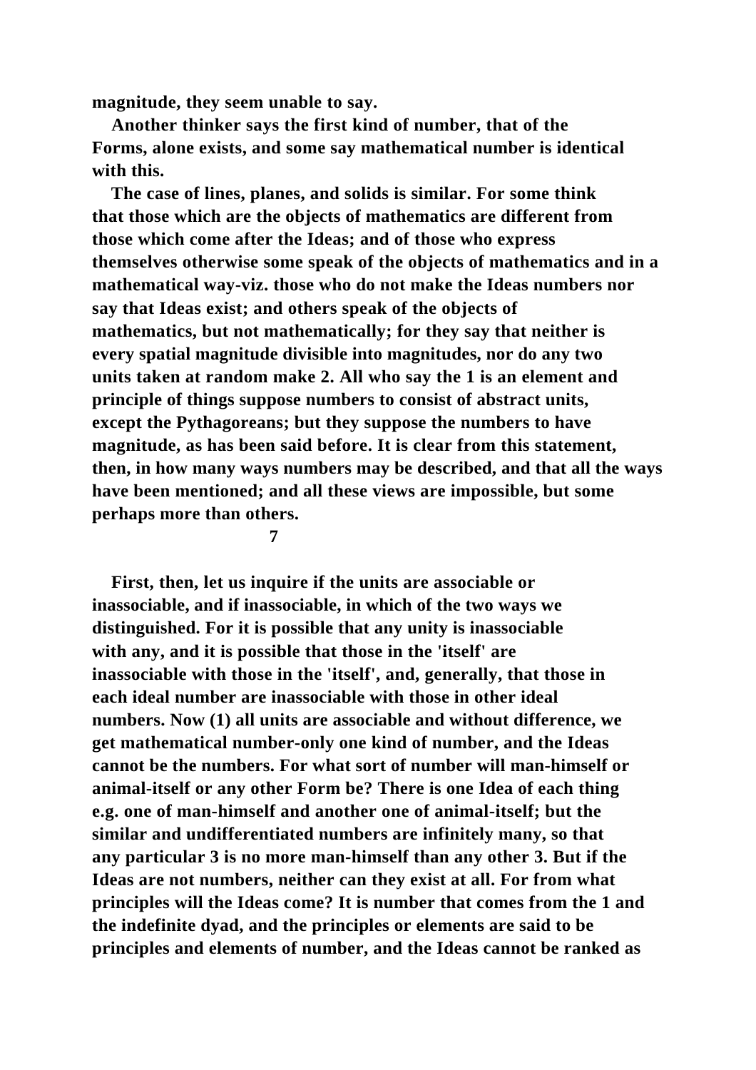magnitude, they seem unable to say.

Another thinker says the first kind of number, that of the Forms, alone exists, and some say mathematical number is identical with this.

The case of lines, planes, and solids is similar. For some think that those which are the objects of mathematics are different from those which come after the Ideas; and of those who express themselves otherwise some speak of the objects of mathematics and in a mathematical way-viz. those who do not make the Ideas numbers nor say that Ideas exist; and others speak of the objects of mathematics, but not mathematically; for they say that neither is every spatial magnitude divisible into magnitudes, nor do any two units taken at random make 2. All who say the 1 is an element and principle of things suppose numbers to consist of abstract units, except the Pythagoreans; but they suppose the numbers to have magnitude, as has been said before. It is clear from this statement, then, in how many ways numbers may be described, and that all the ways have been mentioned; and all these views are impossible, but some perhaps more than others.

## 7

First, then, let us inquire if the units are associable or inassociable, and if inassociable, in which of the two ways we distinguished. For it is possible that any unity is inassociable with any, and it is possible that those in the 'itself' are inassociable with those in the 'itself', and, generally, that those in each ideal number are inassociable with those in other ideal numbers. Now (1) all units are associable and without difference, we get mathematical number-only one kind of number, and the Ideas cannot be the numbers. For what sort of number will man-himself or animal-itself or any other Form be? There is one Idea of each thing e.g. one of man-himself and another one of animal-itself; but the similar and undifferentiated numbers are infinitely many, so that any particular 3 is no more man-himself than any other 3. But if the Ideas are not numbers, neither can they exist at all. For from what principles will the Ideas come? It is number that comes from the 1 and the indefinite dyad, and the principles or elements are said to be principles and elements of number, and the Ideas cannot be ranked as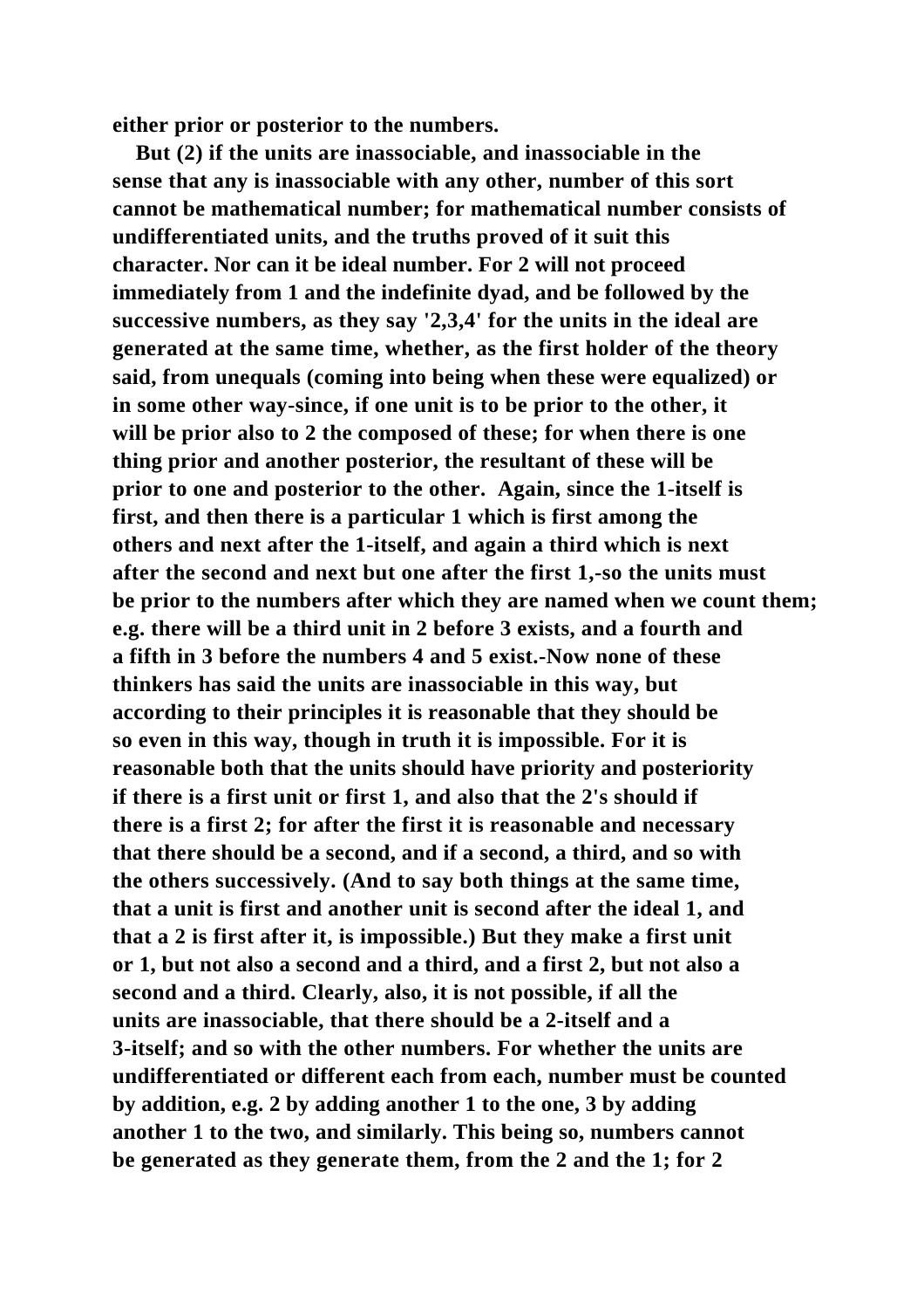either prior or posterior to the numbers.

But (2) if the units are inassociable, and inassociable in the sense that any is inassociable with any other, number of this sort cannot be mathematical number; for mathematical number consists of undifferentiated units, and the truths proved of it suit this character. Nor can it be ideal number. For 2 will not proceed immediately from 1 and the indefinite dyad, and be followed by the successive numbers, as they say '2,3,4' for the units in the ideal are generated at the same time, whether, as the first holder of the theory said, from unequals (coming into being when these were equalized) or in some other way-since, if one unit is to be prior to the other, it will be prior also to 2 the composed of these; for when there is one thing prior and another posterior, the resultant of these will be prior to one and posterior to the other. Again, since the 1-itself is first, and then there is a particular 1 which is first among the others and next after the 1-itself, and again a third which is next after the second and next but one after the first 1,-so the units must be prior to the numbers after which they are named when we count them; e.g. there will be a third unit in 2 before 3 exists, and a fourth and a fifth in 3 before the numbers 4 and 5 exist.-Now none of these thinkers has said the units are inassociable in this way, but according to their principles it is reasonable that they should be so even in this way, though in truth it is impossible. For it is reasonable both that the units should have priority and posteriority if there is a first unit or first 1, and also that the 2's should if there is a first 2; for after the first it is reasonable and necessary that there should be a second, and if a second, a third, and so with the others successively. (And to say both things at the same time, that a unit is first and another unit is second after the ideal 1, and that a 2 is first after it, is impossible.) But they make a first unit or 1, but not also a second and a third, and a first 2, but not also a second and a third. Clearly, also, it is not possible, if all the units are inassociable, that there should be a 2-itself and a 3-itself; and so with the other numbers. For whether the units are undifferentiated or different each from each, number must be counted by addition, e.g. 2 by adding another 1 to the one, 3 by adding another 1 to the two, and similarly. This being so, numbers cannot be generated as they generate them, from the 2 and the 1; for 2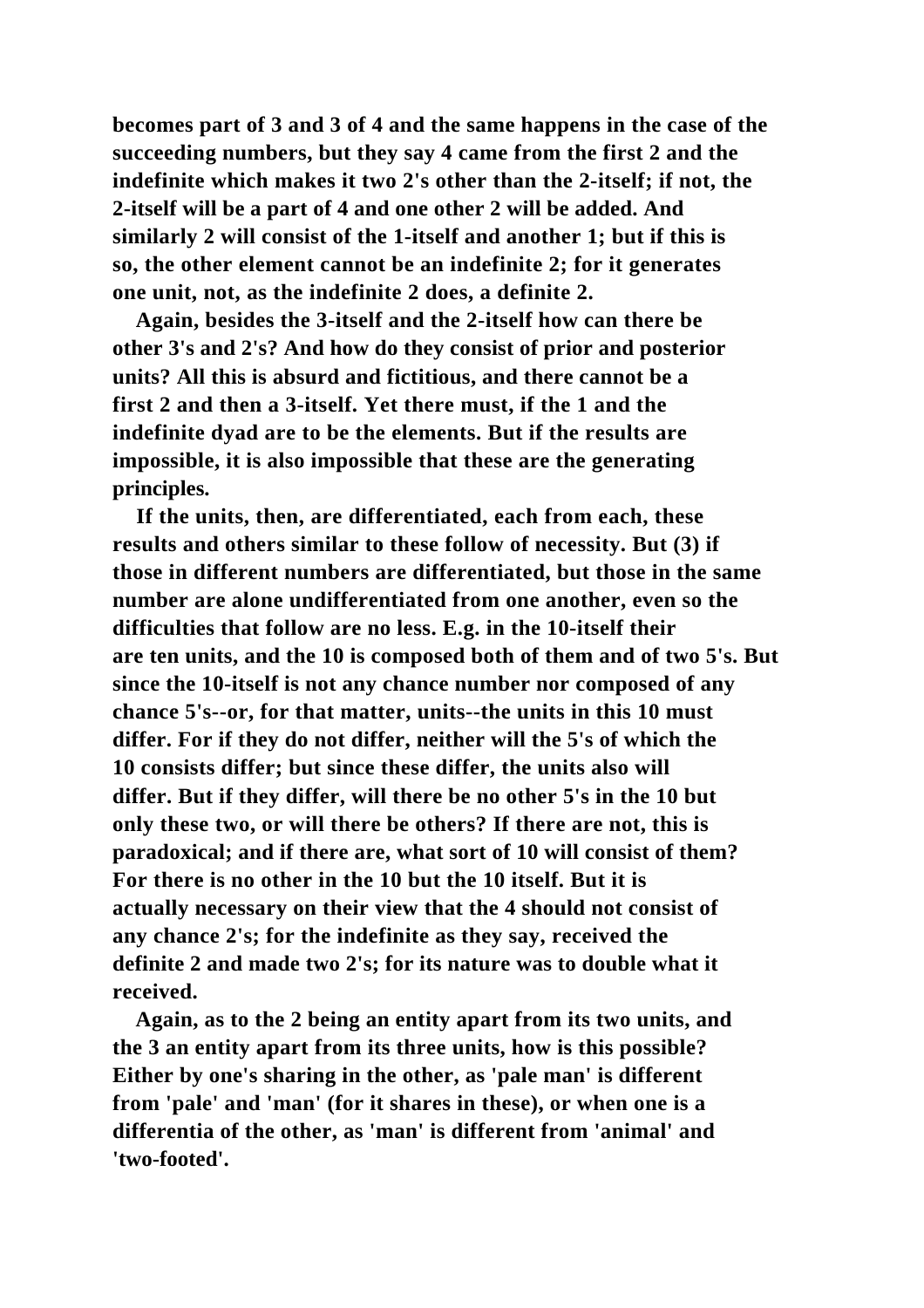becomes part of 3 and 3 of 4 and the same happens in the case of the succeeding numbers, but they say 4 came from the first 2 and the indefinite which makes it two 2's other than the 2-itself; if not, the 2-itself will be a part of 4 and one other 2 will be added. And similarly 2 will consist of the 1-itself and another 1; but if this is so, the other element cannot be an indefinite 2; for it generates one unit, not, as the indefinite 2 does, a definite 2.

Again, besides the 3-itself and the 2-itself how can there be other 3's and 2's? And how do they consist of prior and posterior units? All this is absurd and fictitious, and there cannot be a first 2 and then a 3-itself. Yet there must, if the 1 and the indefinite dyad are to be the elements. But if the results are impossible, it is also impossible that these are the generating principles.

If the units, then, are differentiated, each from each, these results and others similar to these follow of necessity. But (3) if those in different numbers are differentiated, but those in the same number are alone undifferentiated from one another, even so the difficulties that follow are no less. E.g. in the 10-itself their are ten units, and the 10 is composed both of them and of two 5's. But since the 10-itself is not any chance number nor composed of any chance 5's--or, for that matter, units--the units in this 10 must differ. For if they do not differ, neither will the 5's of which the 10 consists differ; but since these differ, the units also will differ. But if they differ, will there be no other 5's in the 10 but only these two, or will there be others? If there are not, this is paradoxical; and if there are, what sort of 10 will consist of them? For there is no other in the 10 but the 10 itself. But it is actually necessary on their view that the 4 should not consist of any chance 2's; for the indefinite as they say, received the definite 2 and made two 2's; for its nature was to double what it received.

Again, as to the 2 being an entity apart from its two units, and the 3 an entity apart from its three units, how is this possible? Either by one's sharing in the other, as 'pale man' is different from 'pale' and 'man' (for it shares in these), or when one is a differentia of the other, as 'man' is different from 'animal' and 'two-footed'.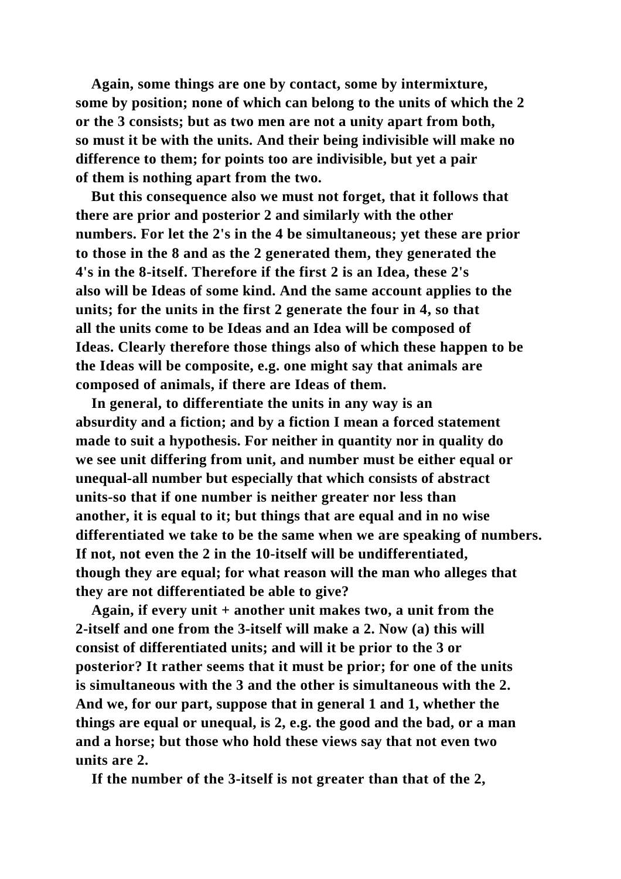Again, some things are one by contact, some by intermixture, some by position; none of which can belong to the units of which the 2 or the 3 consists; but as two men are not a unity apart from both, so must it be with the units. And their being indivisible will make no difference to them; for points too are indivisible, but yet a pair of them is nothing apart from the two.

But this consequence also we must not forget, that it follows that there are prior and posterior 2 and similarly with the other numbers. For let the 2's in the 4 be simultaneous; yet these are prior to those in the 8 and as the 2 generated them, they generated the 4's in the 8-itself. Therefore if the first 2 is an Idea, these 2's also will be Ideas of some kind. And the same account applies to the units; for the units in the first 2 generate the four in 4, so that all the units come to be Ideas and an Idea will be composed of Ideas. Clearly therefore those things also of which these happen to be the Ideas will be composite, e.g. one might say that animals are composed of animals, if there are Ideas of them.

In general, to differentiate the units in any way is an absurdity and a fiction; and by a fiction I mean a forced statement made to suit a hypothesis. For neither in quantity nor in quality do we see unit differing from unit, and number must be either equal or unequal-all number but especially that which consists of abstract units-so that if one number is neither greater nor less than another, it is equal to it; but things that are equal and in no wise differentiated we take to be the same when we are speaking of numbers. If not, not even the 2 in the 10-itself will be undifferentiated, though they are equal; for what reason will the man who alleges that they are not differentiated be able to give?

Again, if every unit + another unit makes two, a unit from the 2-itself and one from the 3-itself will make a 2. Now (a) this will consist of differentiated units; and will it be prior to the 3 or posterior? It rather seems that it must be prior; for one of the units is simultaneous with the 3 and the other is simultaneous with the 2. And we, for our part, suppose that in general 1 and 1, whether the things are equal or unequal, is 2, e.g. the good and the bad, or a man and a horse; but those who hold these views say that not even two units are 2.

If the number of the 3-itself is not greater than that of the 2,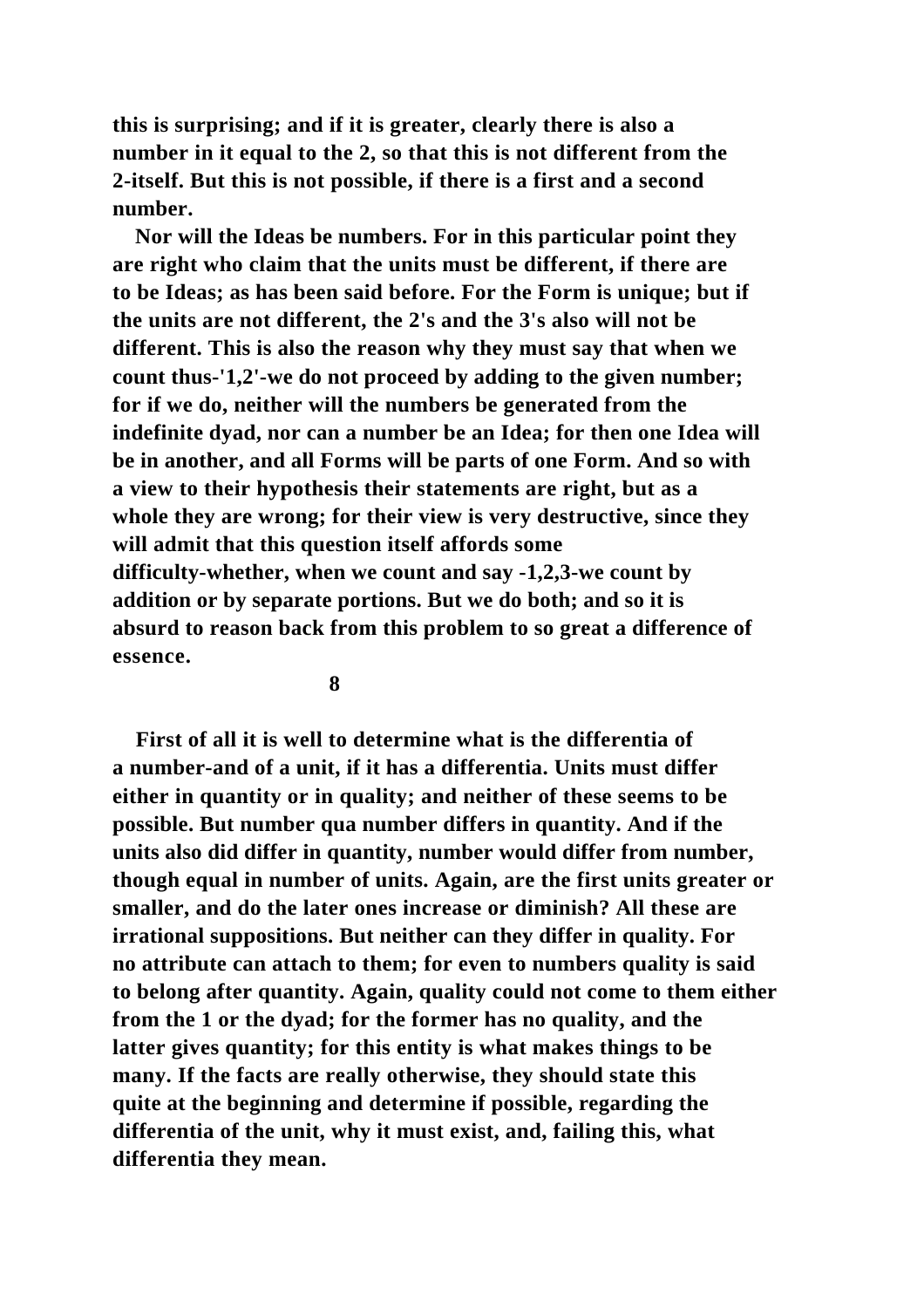this is surprising; and if it is greater, clearly there is also a number in it equal to the 2, so that this is not different from the 2-itself. But this is not possible, if there is a first and a second number.

Nor will the Ideas be numbers. For in this particular point they are right who claim that the units must be different, if there are to be Ideas; as has been said before. For the Form is unique; but if the units are not different, the 2's and the 3's also will not be different. This is also the reason why they must say that when we count thus-'1,2'-we do not proceed by adding to the given number; for if we do, neither will the numbers be generated from the indefinite dyad, nor can a number be an Idea; for then one Idea will be in another, and all Forms will be parts of one Form. And so with a view to their hypothesis their statements are right, but as a whole they are wrong; for their view is very destructive, since they will admit that this question itself affords some difficulty-whether, when we count and say -1,2,3-we count by addition or by separate portions. But we do both; and so it is absurd to reason back from this problem to so great a difference of essence.

## 8

First of all it is well to determine what is the differentia of a number-and of a unit, if it has a differentia. Units must differ either in quantity or in quality; and neither of these seems to be possible. But number qua number differs in quantity. And if the units also did differ in quantity, number would differ from number, though equal in number of units. Again, are the first units greater or smaller, and do the later ones increase or diminish? All these are irrational suppositions. But neither can they differ in quality. For no attribute can attach to them; for even to numbers quality is said to belong after quantity. Again, quality could not come to them either from the 1 or the dyad; for the former has no quality, and the latter gives quantity; for this entity is what makes things to be many. If the facts are really otherwise, they should state this quite at the beginning and determine if possible, regarding the differentia of the unit, why it must exist, and, failing this, what differentia they mean.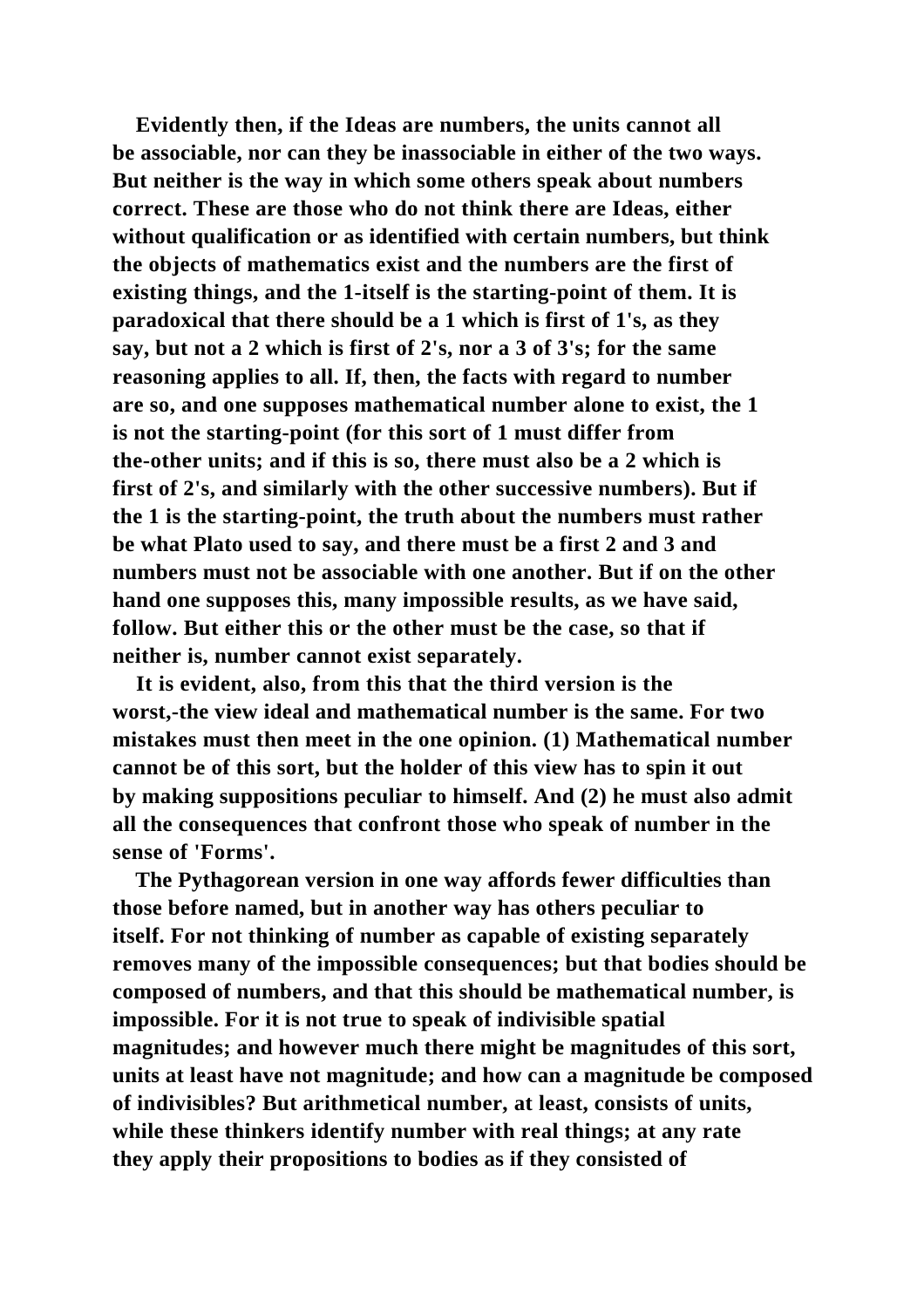Evidently then, if the Ideas are numbers, the units cannot all be associable, nor can they be inassociable in either of the two ways. But neither is the way in which some others speak about numbers correct. These are those who do not think there are Ideas, either without qualification or as identified with certain numbers, but think the objects of mathematics exist and the numbers are the first of existing things, and the 1-itself is the starting-point of them. It is paradoxical that there should be a 1 which is first of 1's, as they say, but not a 2 which is first of 2's, nor a 3 of 3's; for the same reasoning applies to all. If, then, the facts with regard to number are so, and one supposes mathematical number alone to exist, the 1 is not the starting-point (for this sort of 1 must differ from the-other units; and if this is so, there must also be a 2 which is first of 2's, and similarly with the other successive numbers). But if the 1 is the starting-point, the truth about the numbers must rather be what Plato used to say, and there must be a first 2 and 3 and numbers must not be associable with one another. But if on the other hand one supposes this, many impossible results, as we have said, follow. But either this or the other must be the case, so that if neither is, number cannot exist separately.

It is evident, also, from this that the third version is the worst,-the view ideal and mathematical number is the same. For two mistakes must then meet in the one opinion. (1) Mathematical number cannot be of this sort, but the holder of this view has to spin it out by making suppositions peculiar to himself. And (2) he must also admit all the consequences that confront those who speak of number in the sense of 'Forms'.

The Pythagorean version in one way affords fewer difficulties than those before named, but in another way has others peculiar to itself. For not thinking of number as capable of existing separately removes many of the impossible consequences; but that bodies should be composed of numbers, and that this should be mathematical number, is impossible. For it is not true to speak of indivisible spatial magnitudes; and however much there might be magnitudes of this sort, units at least have not magnitude; and how can a magnitude be composed of indivisibles? But arithmetical number, at least, consists of units, while these thinkers identify number with real things; at any rate they apply their propositions to bodies as if they consisted of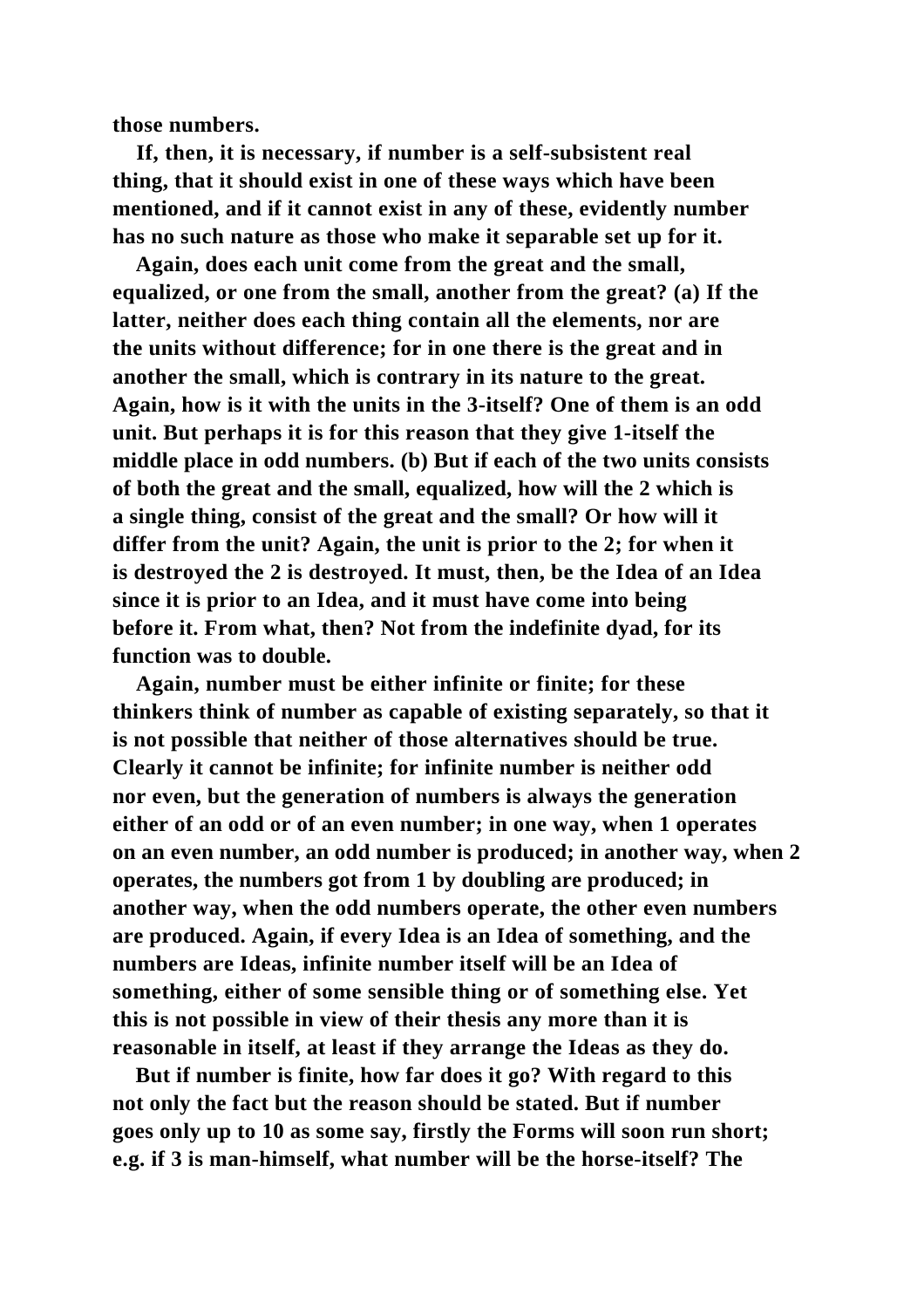those numbers.

If, then, it is necessary, if number is a self-subsistent real thing, that it should exist in one of these ways which have been mentioned, and if it cannot exist in any of these, evidently number has no such nature as those who make it separable set up for it.

Again, does each unit come from the great and the small, equalized, or one from the small, another from the great? (a) If the latter, neither does each thing contain all the elements, nor are the units without difference; for in one there is the great and in another the small, which is contrary in its nature to the great. Again, how is it with the units in the 3-itself? One of them is an odd unit. But perhaps it is for this reason that they give 1-itself the middle place in odd numbers. (b) But if each of the two units consists of both the great and the small, equalized, how will the 2 which is a single thing, consist of the great and the small? Or how will it differ from the unit? Again, the unit is prior to the 2; for when it is destroyed the 2 is destroyed. It must, then, be the Idea of an Idea since it is prior to an Idea, and it must have come into being before it. From what, then? Not from the indefinite dyad, for its function was to double.

Again, number must be either infinite or finite; for these thinkers think of number as capable of existing separately, so that it is not possible that neither of those alternatives should be true. Clearly it cannot be infinite; for infinite number is neither odd nor even, but the generation of numbers is always the generation either of an odd or of an even number; in one way, when 1 operates on an even number, an odd number is produced; in another way, when 2 operates, the numbers got from 1 by doubling are produced; in another way, when the odd numbers operate, the other even numbers are produced. Again, if every Idea is an Idea of something, and the numbers are Ideas, infinite number itself will be an Idea of something, either of some sensible thing or of something else. Yet this is not possible in view of their thesis any more than it is reasonable in itself, at least if they arrange the Ideas as they do.

But if number is finite, how far does it go? With regard to this not only the fact but the reason should be stated. But if number goes only up to 10 as some say, firstly the Forms will soon run short; e.g. if 3 is man-himself, what number will be the horse-itself? The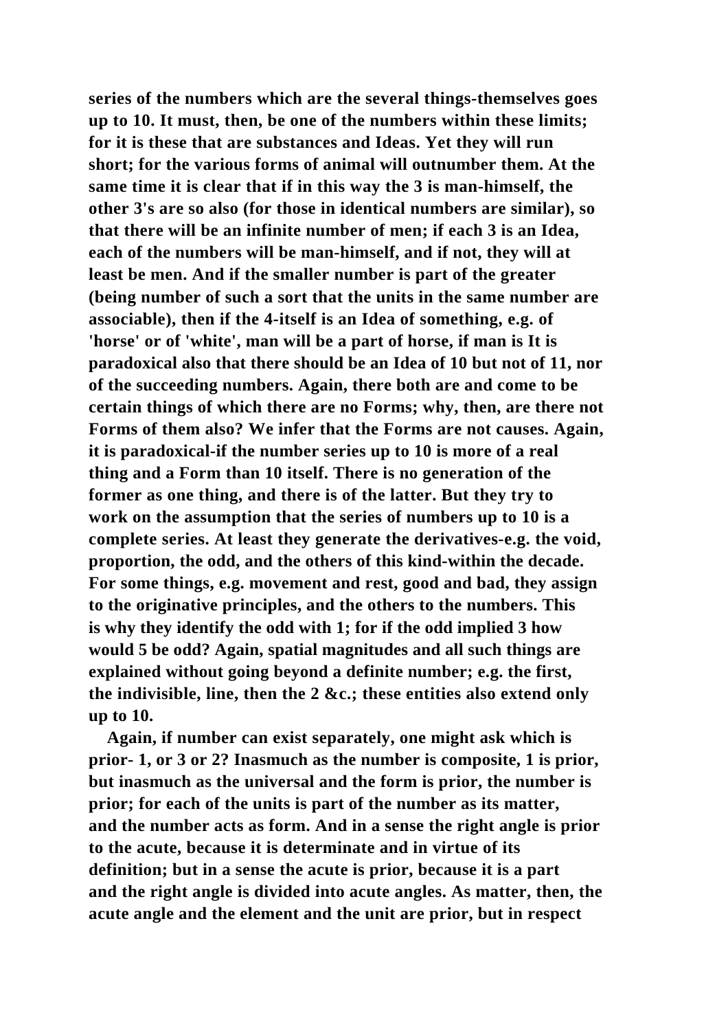series of the numbers which are the several things-themselves goes up to 10. It must, then, be one of the numbers within these limits; for it is these that are substances and Ideas. Yet they will run short; for the various forms of animal will outnumber them. At the same time it is clear that if in this way the 3 is man-himself, the other 3's are so also (for those in identical numbers are similar), so that there will be an infinite number of men; if each 3 is an Idea, each of the numbers will be man-himself, and if not, they will at least be men. And if the smaller number is part of the greater (being number of such a sort that the units in the same number are associable), then if the 4-itself is an Idea of something, e.g. of 'horse' or of 'white', man will be a part of horse, if man is It is paradoxical also that there should be an Idea of 10 but not of 11, nor of the succeeding numbers. Again, there both are and come to be certain things of which there are no Forms; why, then, are there not Forms of them also? We infer that the Forms are not causes. Again, it is paradoxical-if the number series up to 10 is more of a real thing and a Form than 10 itself. There is no generation of the former as one thing, and there is of the latter. But they try to work on the assumption that the series of numbers up to 10 is a complete series. At least they generate the derivatives-e.g. the void, proportion, the odd, and the others of this kind-within the decade. For some things, e.g. movement and rest, good and bad, they assign to the originative principles, and the others to the numbers. This is why they identify the odd with 1; for if the odd implied 3 how would 5 be odd? Again, spatial magnitudes and all such things are explained without going beyond a definite number; e.g. the first, the indivisible, line, then the 2 &c.; these entities also extend only up to 10.

Again, if number can exist separately, one might ask which is prior- 1, or 3 or 2? Inasmuch as the number is composite, 1 is prior, but inasmuch as the universal and the form is prior, the number is prior; for each of the units is part of the number as its matter, and the number acts as form. And in a sense the right angle is prior to the acute, because it is determinate and in virtue of its definition; but in a sense the acute is prior, because it is a part and the right angle is divided into acute angles. As matter, then, the acute angle and the element and the unit are prior, but in respect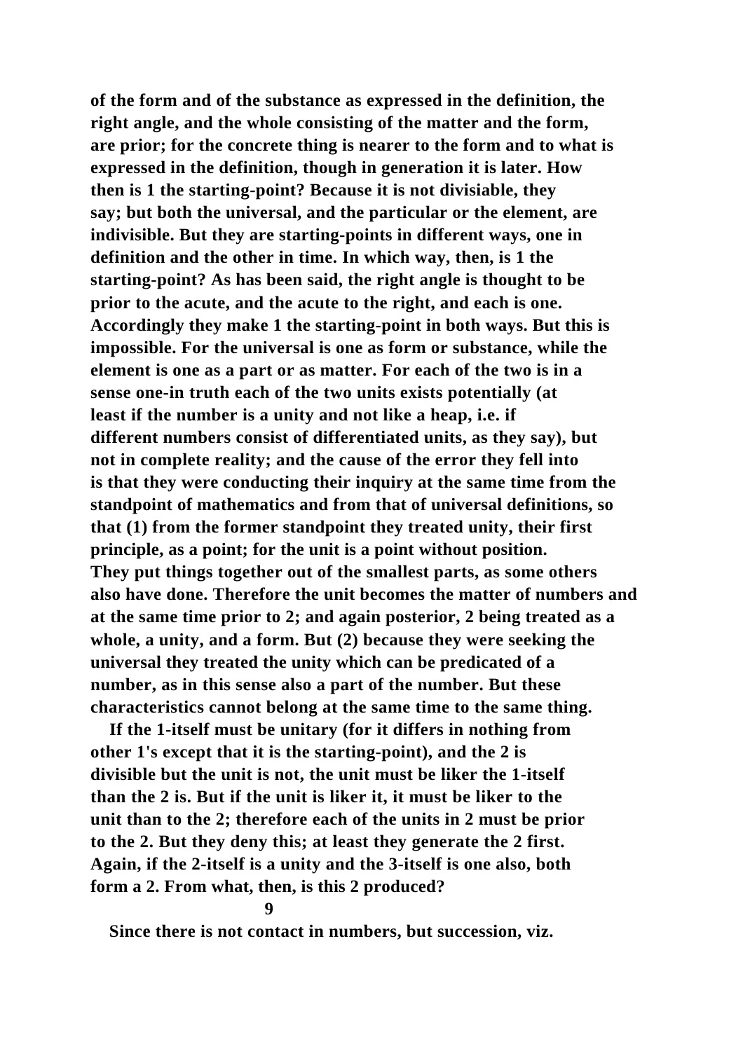of the form and of the substance as expressed in the definition, the right angle, and the whole consisting of the matter and the form, are prior; for the concrete thing is nearer to the form and to what is expressed in the definition, though in generation it is later. How then is 1 the starting-point? Because it is not divisiable, they say; but both the universal, and the particular or the element, are indivisible. But they are starting-points in different ways, one in definition and the other in time. In which way, then, is 1 the starting-point? As has been said, the right angle is thought to be prior to the acute, and the acute to the right, and each is one. Accordingly they make 1 the starting-point in both ways. But this is impossible. For the universal is one as form or substance, while the element is one as a part or as matter. For each of the two is in a sense one-in truth each of the two units exists potentially (at least if the number is a unity and not like a heap, i.e. if different numbers consist of differentiated units, as they say), but not in complete reality; and the cause of the error they fell into is that they were conducting their inquiry at the same time from the standpoint of mathematics and from that of universal definitions, so that (1) from the former standpoint they treated unity, their first principle, as a point; for the unit is a point without position. They put things together out of the smallest parts, as some others also have done. Therefore the unit becomes the matter of numbers and at the same time prior to 2; and again posterior, 2 being treated as a whole, a unity, and a form. But (2) because they were seeking the universal they treated the unity which can be predicated of a number, as in this sense also a part of the number. But these characteristics cannot belong at the same time to the same thing.

If the 1-itself must be unitary (for it differs in nothing from other 1's except that it is the starting-point), and the 2 is divisible but the unit is not, the unit must be liker the 1-itself than the 2 is. But if the unit is liker it, it must be liker to the unit than to the 2; therefore each of the units in 2 must be prior to the 2. But they deny this; at least they generate the 2 first. Again, if the 2-itself is a unity and the 3-itself is one also, both form a 2. From what, then, is this 2 produced?

## 9

Since there is not contact in numbers, but succession, viz.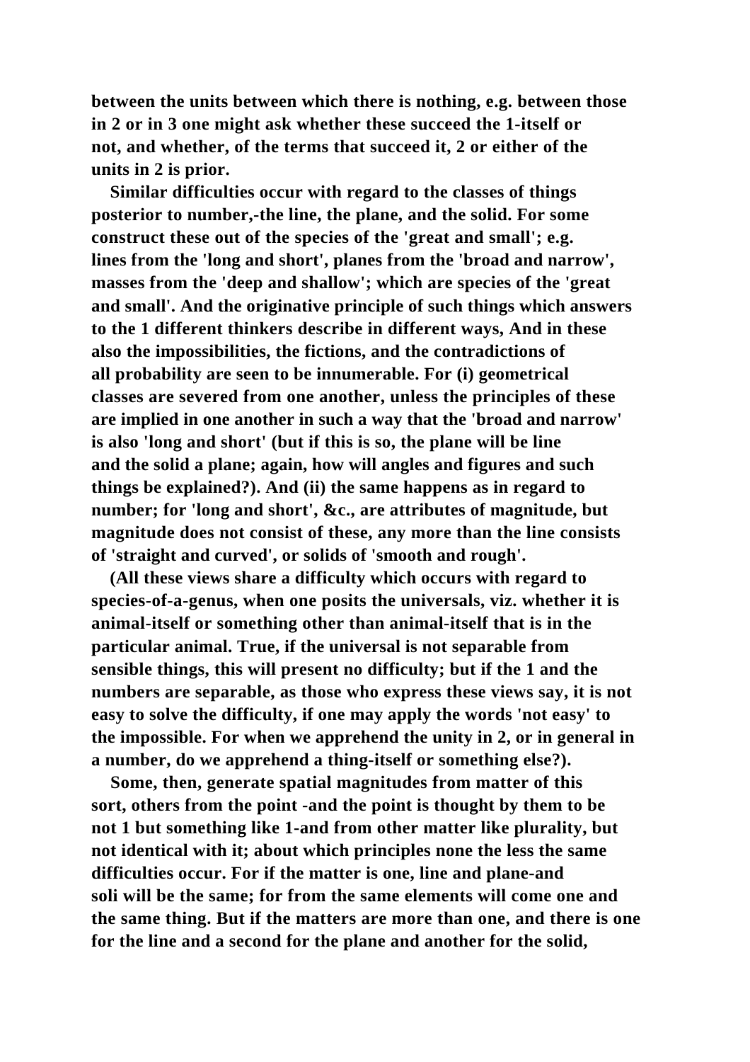between the units between which there is nothing, e.g. between those in 2 or in 3 one might ask whether these succeed the 1-itself or not, and whether, of the terms that succeed it, 2 or either of the units in 2 is prior.

Similar difficulties occur with regard to the classes of things posterior to number,-the line, the plane, and the solid. For some construct these out of the species of the 'great and small'; e.g. lines from the 'long and short', planes from the 'broad and narrow', masses from the 'deep and shallow'; which are species of the 'great and small'. And the originative principle of such things which answers to the 1 different thinkers describe in different ways, And in these also the impossibilities, the fictions, and the contradictions of all probability are seen to be innumerable. For (i) geometrical classes are severed from one another, unless the principles of these are implied in one another in such a way that the 'broad and narrow' is also 'long and short' (but if this is so, the plane will be line and the solid a plane; again, how will angles and figures and such things be explained?). And (ii) the same happens as in regard to number; for 'long and short', &c., are attributes of magnitude, but magnitude does not consist of these, any more than the line consists of 'straight and curved', or solids of 'smooth and rough'.

(All these views share a difficulty which occurs with regard to species-of-a-genus, when one posits the universals, viz. whether it is animal-itself or something other than animal-itself that is in the particular animal. True, if the universal is not separable from sensible things, this will present no difficulty; but if the 1 and the numbers are separable, as those who express these views say, it is not easy to solve the difficulty, if one may apply the words 'not easy' to the impossible. For when we apprehend the unity in 2, or in general in a number, do we apprehend a thing-itself or something else?).

Some, then, generate spatial magnitudes from matter of this sort, others from the point -and the point is thought by them to be not 1 but something like 1-and from other matter like plurality, but not identical with it; about which principles none the less the same difficulties occur. For if the matter is one, line and plane-and soli will be the same; for from the same elements will come one and the same thing. But if the matters are more than one, and there is one for the line and a second for the plane and another for the solid,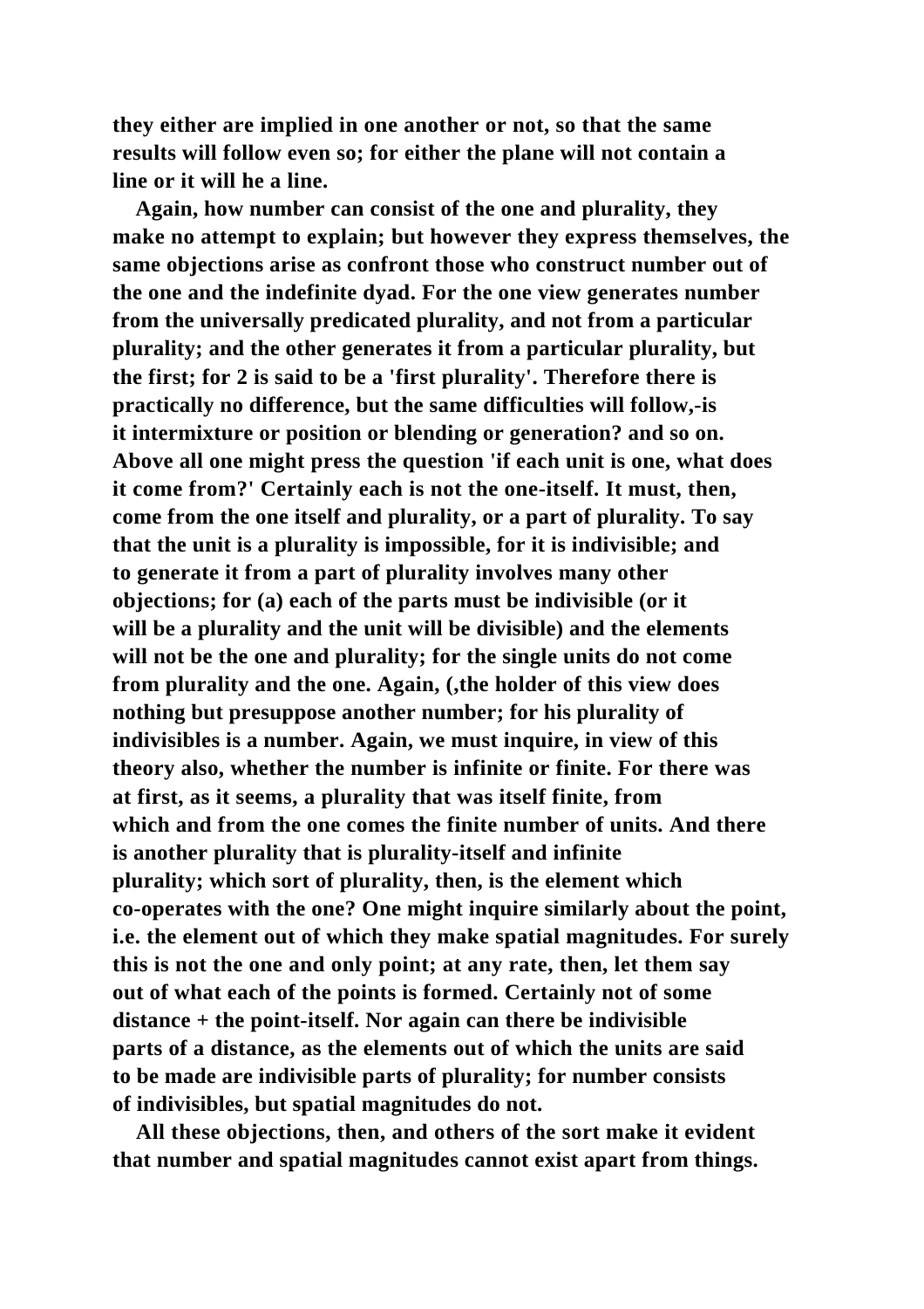they either are implied in one another or not, so that the same results will follow even so; for either the plane will not contain a line or it will he a line.

Again, how number can consist of the one and plurality, they make no attempt to explain; but however they express themselves, the same objections arise as confront those who construct number out of the one and the indefinite dyad. For the one view generates number from the universally predicated plurality, and not from a particular plurality; and the other generates it from a particular plurality, but the first; for 2 is said to be a 'first plurality'. Therefore there is practically no difference, but the same difficulties will follow,-is it intermixture or position or blending or generation? and so on. Above all one might press the question 'if each unit is one, what does it come from?' Certainly each is not the one-itself. It must, then, come from the one itself and plurality, or a part of plurality. To say that the unit is a plurality is impossible, for it is indivisible; and to generate it from a part of plurality involves many other objections; for (a) each of the parts must be indivisible (or it will be a plurality and the unit will be divisible) and the elements will not be the one and plurality; for the single units do not come from plurality and the one. Again, (,the holder of this view does nothing but presuppose another number; for his plurality of indivisibles is a number. Again, we must inquire, in view of this theory also, whether the number is infinite or finite. For there was at first, as it seems, a plurality that was itself finite, from which and from the one comes the finite number of units. And there is another plurality that is plurality-itself and infinite plurality; which sort of plurality, then, is the element which co-operates with the one? One might inquire similarly about the point, i.e. the element out of which they make spatial magnitudes. For surely this is not the one and only point; at any rate, then, let them say out of what each of the points is formed. Certainly not of some distance + the point-itself. Nor again can there be indivisible parts of a distance, as the elements out of which the units are said to be made are indivisible parts of plurality; for number consists of indivisibles, but spatial magnitudes do not.

All these objections, then, and others of the sort make it evident that number and spatial magnitudes cannot exist apart from things.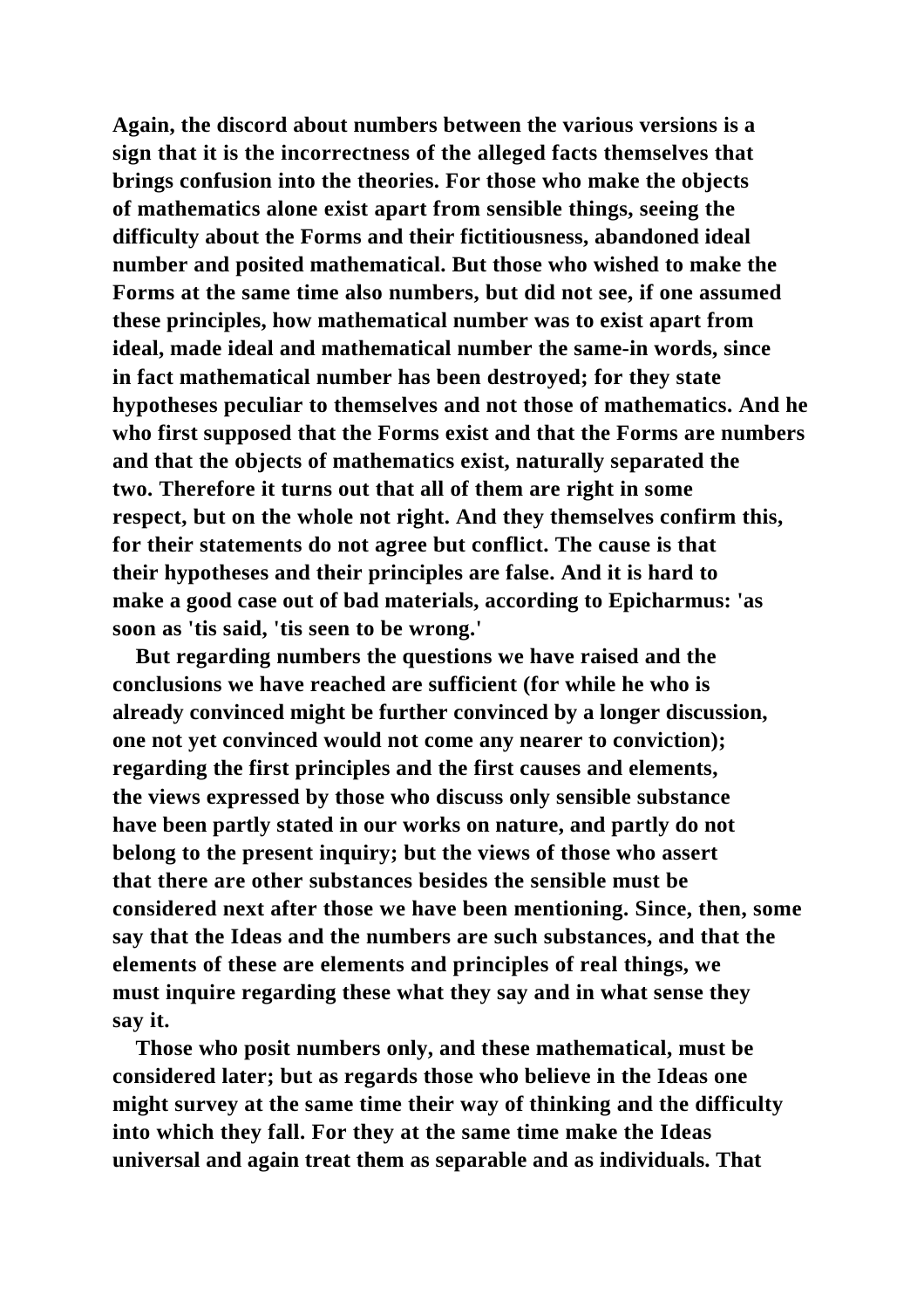Again, the discord about numbers between the various versions is a sign that it is the incorrectness of the alleged facts themselves that brings confusion into the theories. For those who make the objects of mathematics alone exist apart from sensible things, seeing the difficulty about the Forms and their fictitiousness, abandoned ideal number and posited mathematical. But those who wished to make the Forms at the same time also numbers, but did not see, if one assumed these principles, how mathematical number was to exist apart from ideal, made ideal and mathematical number the same-in words, since in fact mathematical number has been destroyed; for they state hypotheses peculiar to themselves and not those of mathematics. And he who first supposed that the Forms exist and that the Forms are numbers and that the objects of mathematics exist, naturally separated the two. Therefore it turns out that all of them are right in some respect, but on the whole not right. And they themselves confirm this, for their statements do not agree but conflict. The cause is that their hypotheses and their principles are false. And it is hard to make a good case out of bad materials, according to Epicharmus: 'as soon as 'tis said, 'tis seen to be wrong.'

But regarding numbers the questions we have raised and the conclusions we have reached are sufficient (for while he who is already convinced might be further convinced by a longer discussion, one not yet convinced would not come any nearer to conviction); regarding the first principles and the first causes and elements, the views expressed by those who discuss only sensible substance have been partly stated in our works on nature, and partly do not belong to the present inquiry; but the views of those who assert that there are other substances besides the sensible must be considered next after those we have been mentioning. Since, then, some say that the Ideas and the numbers are such substances, and that the elements of these are elements and principles of real things, we must inquire regarding these what they say and in what sense they say it.

Those who posit numbers only, and these mathematical, must be considered later; but as regards those who believe in the Ideas one might survey at the same time their way of thinking and the difficulty into which they fall. For they at the same time make the Ideas universal and again treat them as separable and as individuals. That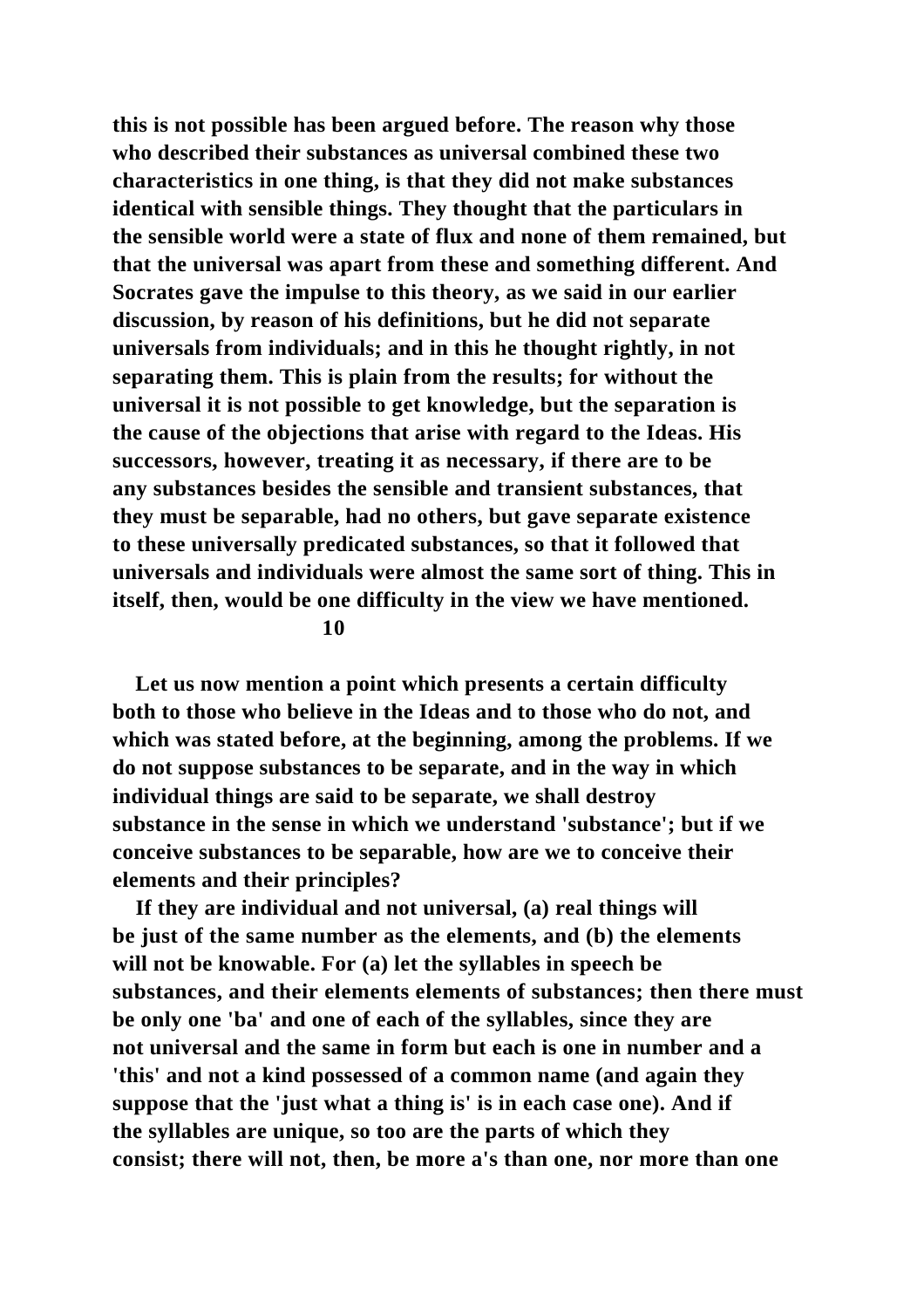this is not possible has been argued before. The reason why those who described their substances as universal combined these two characteristics in one thing, is that they did not make substances identical with sensible things. They thought that the particulars in the sensible world were a state of flux and none of them remained, but that the universal was apart from these and something different. And Socrates gave the impulse to this theory, as we said in our earlier discussion, by reason of his definitions, but he did not separate universals from individuals; and in this he thought rightly, in not separating them. This is plain from the results; for without the universal it is not possible to get knowledge, but the separation is the cause of the objections that arise with regard to the Ideas. His successors, however, treating it as necessary, if there are to be any substances besides the sensible and transient substances, that they must be separable, had no others, but gave separate existence to these universally predicated substances, so that it followed that universals and individuals were almost the same sort of thing. This in itself, then, would be one difficulty in the view we have mentioned.

## 10

Let us now mention a point which presents a certain difficulty both to those who believe in the Ideas and to those who do not, and which was stated before, at the beginning, among the problems. If we do not suppose substances to be separate, and in the way in which individual things are said to be separate, we shall destroy substance in the sense in which we understand 'substance'; but if we conceive substances to be separable, how are we to conceive their elements and their principles?

If they are individual and not universal, (a) real things will be just of the same number as the elements, and (b) the elements will not be knowable. For (a) let the syllables in speech be substances, and their elements elements of substances; then there must be only one 'ba' and one of each of the syllables, since they are not universal and the same in form but each is one in number and a 'this' and not a kind possessed of a common name (and again they suppose that the 'just what a thing is' is in each case one). And if the syllables are unique, so too are the parts of which they consist; there will not, then, be more a's than one, nor more than one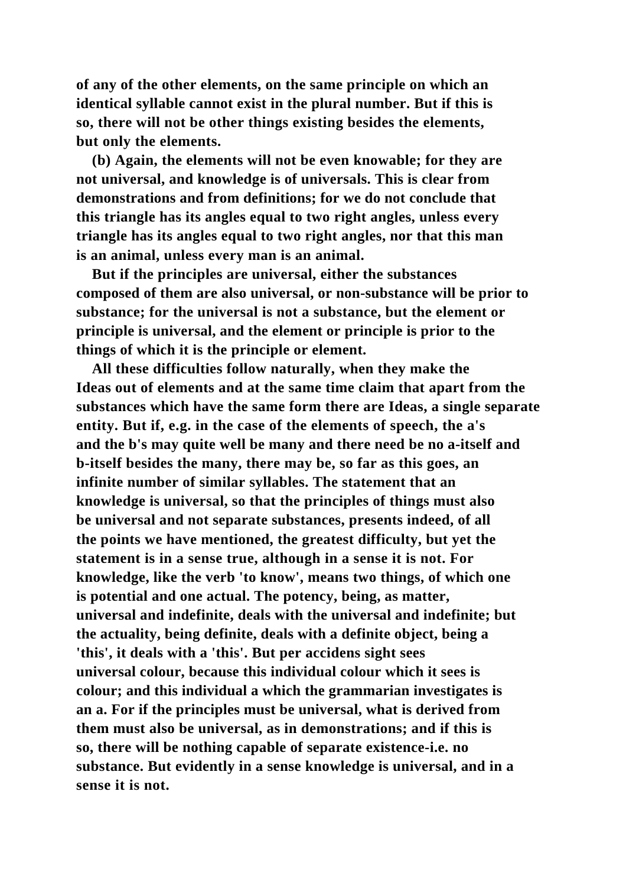of any of the other elements, on the same principle on which an identical syllable cannot exist in the plural number. But if this is so, there will not be other things existing besides the elements, but only the elements.

(b) Again, the elements will not be even knowable; for they are not universal, and knowledge is of universals. This is clear from demonstrations and from definitions; for we do not conclude that this triangle has its angles equal to two right angles, unless every triangle has its angles equal to two right angles, nor that this man is an animal, unless every man is an animal.

But if the principles are universal, either the substances composed of them are also universal, or non-substance will be prior to substance; for the universal is not a substance, but the element or principle is universal, and the element or principle is prior to the things of which it is the principle or element.

All these difficulties follow naturally, when they make the Ideas out of elements and at the same time claim that apart from the substances which have the same form there are Ideas, a single separate entity. But if, e.g. in the case of the elements of speech, the a's and the b's may quite well be many and there need be no a-itself and b-itself besides the many, there may be, so far as this goes, an infinite number of similar syllables. The statement that an knowledge is universal, so that the principles of things must also be universal and not separate substances, presents indeed, of all the points we have mentioned, the greatest difficulty, but yet the statement is in a sense true, although in a sense it is not. For knowledge, like the verb 'to know', means two things, of which one is potential and one actual. The potency, being, as matter, universal and indefinite, deals with the universal and indefinite; but the actuality, being definite, deals with a definite object, being a 'this', it deals with a 'this'. But per accidens sight sees universal colour, because this individual colour which it sees is colour; and this individual a which the grammarian investigates is an a. For if the principles must be universal, what is derived from them must also be universal, as in demonstrations; and if this is so, there will be nothing capable of separate existence-i.e. no substance. But evidently in a sense knowledge is universal, and in a sense it is not.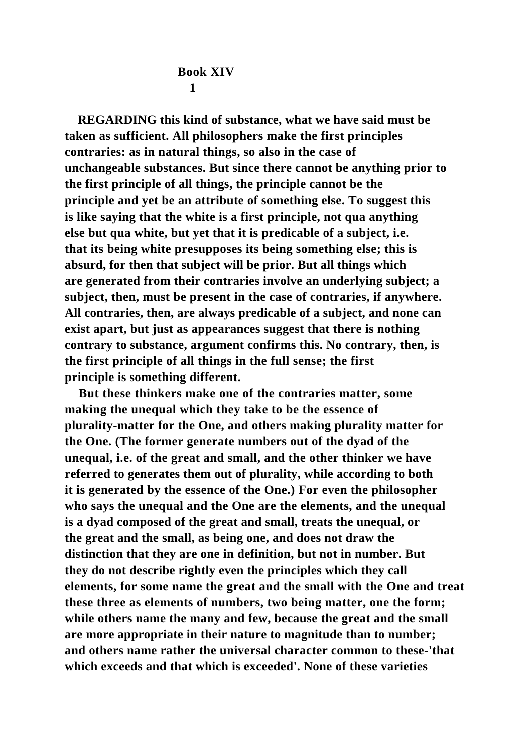## Book XIV

### 1

REGARDING this kind of substance, what we have said must be taken as sufficient. All philosophers make the first principles contraries: as in natural things, so also in the case of unchangeable substances. But since there cannot be anything prior to the first principle of all things, the principle cannot be the principle and yet be an attribute of something else. To suggest this is like saying that the white is a first principle, not qua anything else but qua white, but yet that it is predicable of a subject, i.e. that its being white presupposes its being something else; this is absurd, for then that subject will be prior. But all things which are generated from their contraries involve an underlying subject; a subject, then, must be present in the case of contraries, if anywhere. All contraries, then, are always predicable of a subject, and none can exist apart, but just as appearances suggest that there is nothing contrary to substance, argument confirms this. No contrary, then, is the first principle of all things in the full sense; the first principle is something different.

But these thinkers make one of the contraries matter, some making the unequal which they take to be the essence of plurality-matter for the One, and others making plurality matter for the One. (The former generate numbers out of the dyad of the unequal, i.e. of the great and small, and the other thinker we have referred to generates them out of plurality, while according to both it is generated by the essence of the One.) For even the philosopher who says the unequal and the One are the elements, and the unequal is a dyad composed of the great and small, treats the unequal, or the great and the small, as being one, and does not draw the distinction that they are one in definition, but not in number. But they do not describe rightly even the principles which they call elements, for some name the great and the small with the One and treat these three as elements of numbers, two being matter, one the form; while others name the many and few, because the great and the small are more appropriate in their nature to magnitude than to number; and others name rather the universal character common to these-'that which exceeds and that which is exceeded'. None of these varieties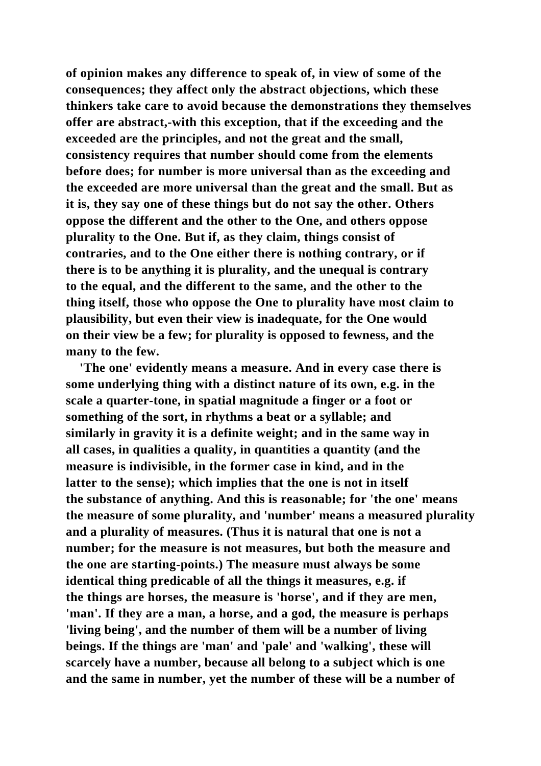of opinion makes any difference to speak of, in view of some of the consequences; they affect only the abstract objections, which these thinkers take care to avoid because the demonstrations they themselves offer are abstract,-with this exception, that if the exceeding and the exceeded are the principles, and not the great and the small, consistency requires that number should come from the elements before does; for number is more universal than as the exceeding and the exceeded are more universal than the great and the small. But as it is, they say one of these things but do not say the other. Others oppose the different and the other to the One, and others oppose plurality to the One. But if, as they claim, things consist of contraries, and to the One either there is nothing contrary, or if there is to be anything it is plurality, and the unequal is contrary to the equal, and the different to the same, and the other to the thing itself, those who oppose the One to plurality have most claim to plausibility, but even their view is inadequate, for the One would on their view be a few; for plurality is opposed to fewness, and the many to the few.

'The one' evidently means a measure. And in every case there is some underlying thing with a distinct nature of its own, e.g. in the scale a quarter-tone, in spatial magnitude a finger or a foot or something of the sort, in rhythms a beat or a syllable; and similarly in gravity it is a definite weight; and in the same way in all cases, in qualities a quality, in quantities a quantity (and the measure is indivisible, in the former case in kind, and in the latter to the sense); which implies that the one is not in itself the substance of anything. And this is reasonable; for 'the one' means the measure of some plurality, and 'number' means a measured plurality and a plurality of measures. (Thus it is natural that one is not a number; for the measure is not measures, but both the measure and the one are starting-points.) The measure must always be some identical thing predicable of all the things it measures, e.g. if the things are horses, the measure is 'horse', and if they are men, 'man'. If they are a man, a horse, and a god, the measure is perhaps 'living being', and the number of them will be a number of living beings. If the things are 'man' and 'pale' and 'walking', these will scarcely have a number, because all belong to a subject which is one and the same in number, yet the number of these will be a number of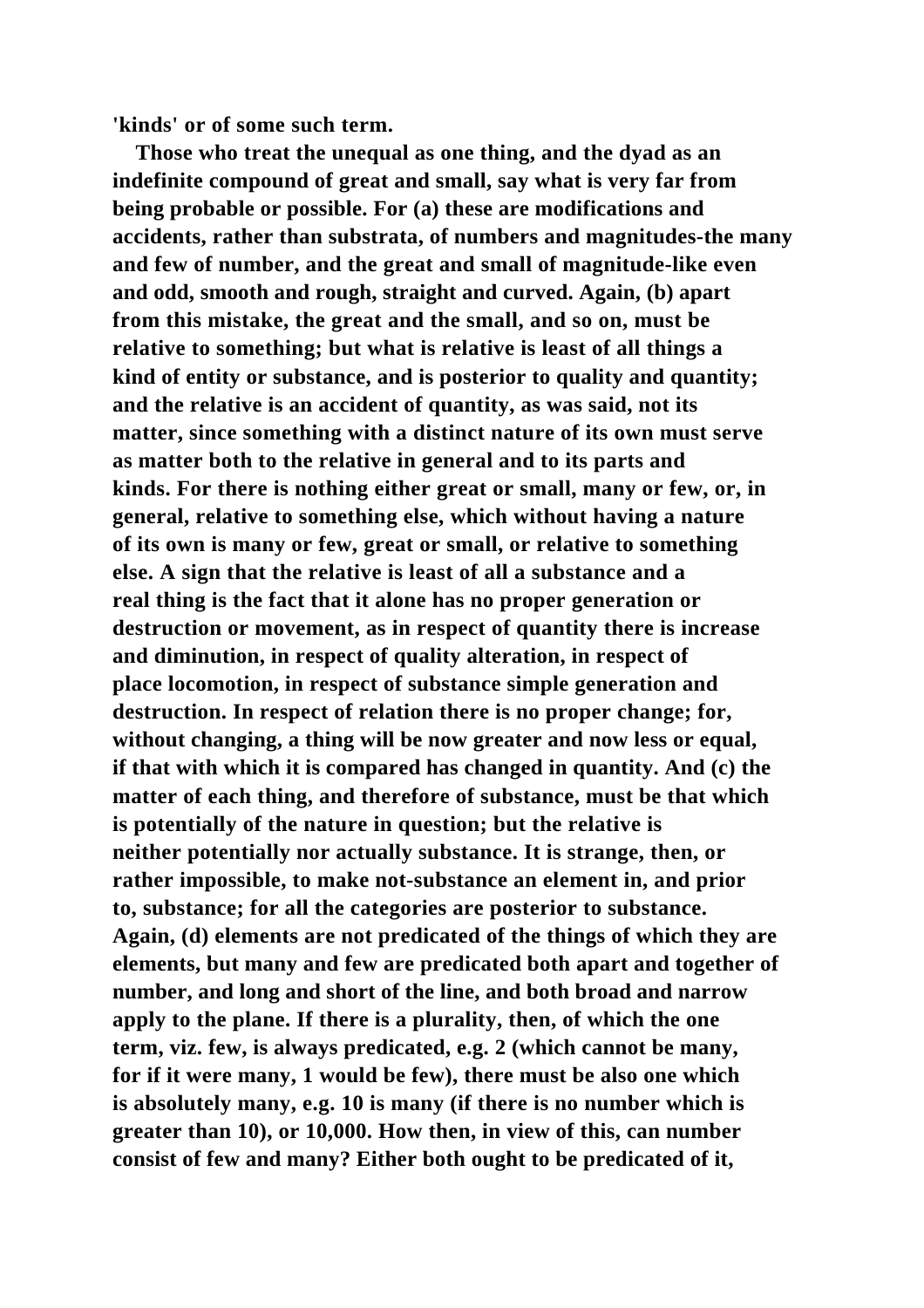'kinds' or of some such term.

Those who treat the unequal as one thing, and the dyad as an indefinite compound of great and small, say what is very far from being probable or possible. For (a) these are modifications and accidents, rather than substrata, of numbers and magnitudes-the many and few of number, and the great and small of magnitude-like even and odd, smooth and rough, straight and curved. Again, (b) apart from this mistake, the great and the small, and so on, must be relative to something; but what is relative is least of all things a kind of entity or substance, and is posterior to quality and quantity; and the relative is an accident of quantity, as was said, not its matter, since something with a distinct nature of its own must serve as matter both to the relative in general and to its parts and kinds. For there is nothing either great or small, many or few, or, in general, relative to something else, which without having a nature of its own is many or few, great or small, or relative to something else. A sign that the relative is least of all a substance and a real thing is the fact that it alone has no proper generation or destruction or movement, as in respect of quantity there is increase and diminution, in respect of quality alteration, in respect of place locomotion, in respect of substance simple generation and destruction. In respect of relation there is no proper change; for, without changing, a thing will be now greater and now less or equal, if that with which it is compared has changed in quantity. And (c) the matter of each thing, and therefore of substance, must be that which is potentially of the nature in question; but the relative is neither potentially nor actually substance. It is strange, then, or rather impossible, to make not-substance an element in, and prior to, substance; for all the categories are posterior to substance. Again, (d) elements are not predicated of the things of which they are elements, but many and few are predicated both apart and together of number, and long and short of the line, and both broad and narrow apply to the plane. If there is a plurality, then, of which the one term, viz. few, is always predicated, e.g. 2 (which cannot be many, for if it were many, 1 would be few), there must be also one which is absolutely many, e.g. 10 is many (if there is no number which is greater than 10), or 10,000. How then, in view of this, can number consist of few and many? Either both ought to be predicated of it,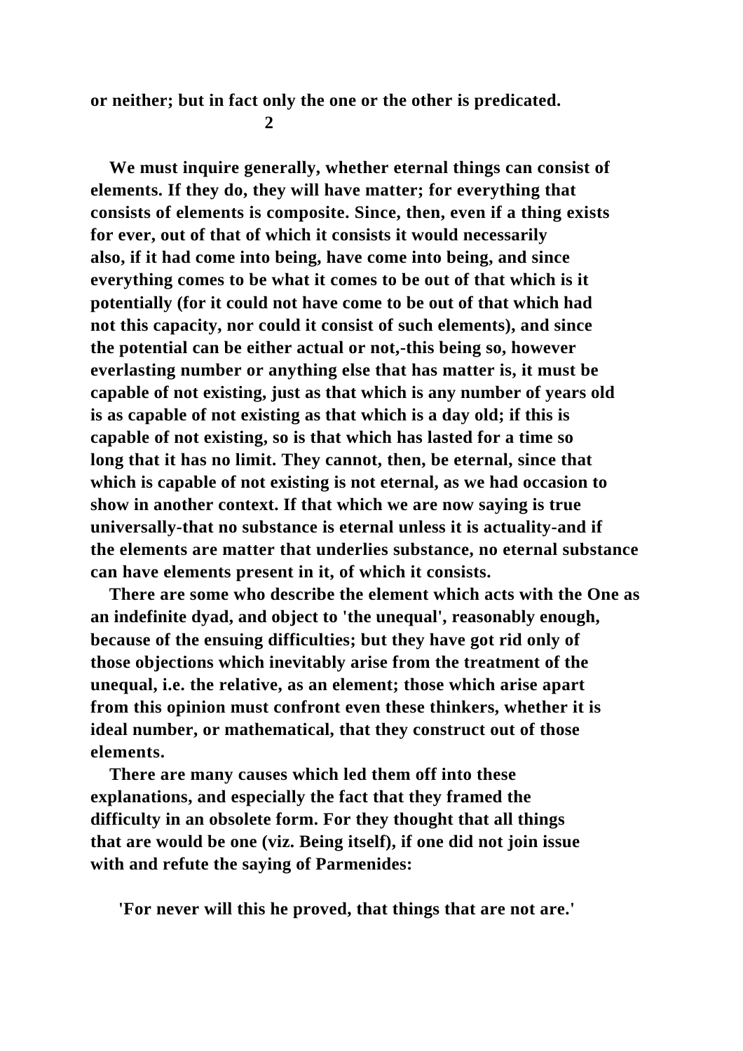or neither; but in fact only the one or the other is predicated.

## 2

We must inquire generally, whether eternal things can consist of elements. If they do, they will have matter; for everything that consists of elements is composite. Since, then, even if a thing exists for ever, out of that of which it consists it would necessarily also, if it had come into being, have come into being, and since everything comes to be what it comes to be out of that which is it potentially (for it could not have come to be out of that which had not this capacity, nor could it consist of such elements), and since the potential can be either actual or not,-this being so, however everlasting number or anything else that has matter is, it must be capable of not existing, just as that which is any number of years old is as capable of not existing as that which is a day old; if this is capable of not existing, so is that which has lasted for a time so long that it has no limit. They cannot, then, be eternal, since that which is capable of not existing is not eternal, as we had occasion to show in another context. If that which we are now saying is true universally-that no substance is eternal unless it is actuality-and if the elements are matter that underlies substance, no eternal substance can have elements present in it, of which it consists.

There are some who describe the element which acts with the One as an indefinite dyad, and object to 'the unequal', reasonably enough, because of the ensuing difficulties; but they have got rid only of those objections which inevitably arise from the treatment of the unequal, i.e. the relative, as an element; those which arise apart from this opinion must confront even these thinkers, whether it is ideal number, or mathematical, that they construct out of those elements.

There are many causes which led them off into these explanations, and especially the fact that they framed the difficulty in an obsolete form. For they thought that all things that are would be one (viz. Being itself), if one did not join issue with and refute the saying of Parmenides:

'For never will this he proved, that things that are not are.'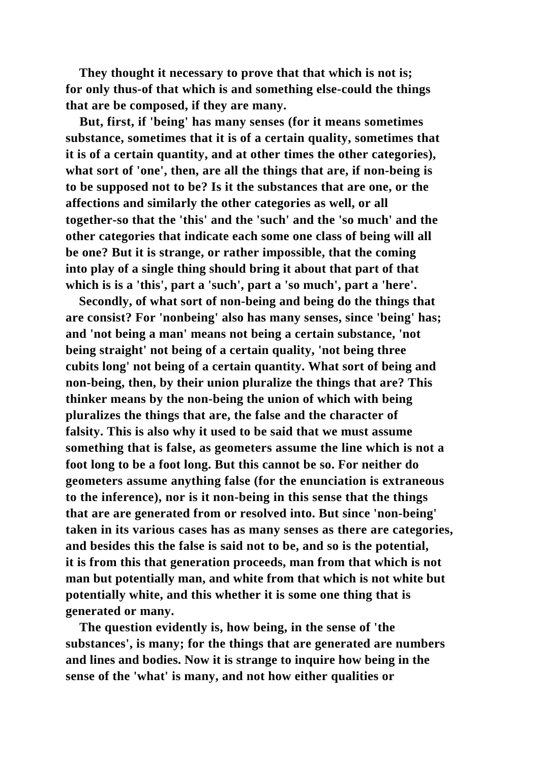They thought it necessary to prove that that which is not is; for only thus-of that which is and something else-could the things that are be composed, if they are many.

But, first, if 'being' has many senses (for it means sometimes substance, sometimes that it is of a certain quality, sometimes that it is of a certain quantity, and at other times the other categories), what sort of 'one', then, are all the things that are, if non-being is to be supposed not to be? Is it the substances that are one, or the affections and similarly the other categories as well, or all together-so that the 'this' and the 'such' and the 'so much' and the other categories that indicate each some one class of being will all be one? But it is strange, or rather impossible, that the coming into play of a single thing should bring it about that part of that which is is a 'this', part a 'such', part a 'so much', part a 'here'.

Secondly, of what sort of non-being and being do the things that are consist? For 'nonbeing' also has many senses, since 'being' has; and 'not being a man' means not being a certain substance, 'not being straight' not being of a certain quality, 'not being three cubits long' not being of a certain quantity. What sort of being and non-being, then, by their union pluralize the things that are? This thinker means by the non-being the union of which with being pluralizes the things that are, the false and the character of falsity. This is also why it used to be said that we must assume something that is false, as geometers assume the line which is not a foot long to be a foot long. But this cannot be so. For neither do geometers assume anything false (for the enunciation is extraneous to the inference), nor is it non-being in this sense that the things that are are generated from or resolved into. But since 'non-being' taken in its various cases has as many senses as there are categories, and besides this the false is said not to be, and so is the potential, it is from this that generation proceeds, man from that which is not man but potentially man, and white from that which is not white but potentially white, and this whether it is some one thing that is generated or many.

The question evidently is, how being, in the sense of 'the substances', is many; for the things that are generated are numbers and lines and bodies. Now it is strange to inquire how being in the sense of the 'what' is many, and not how either qualities or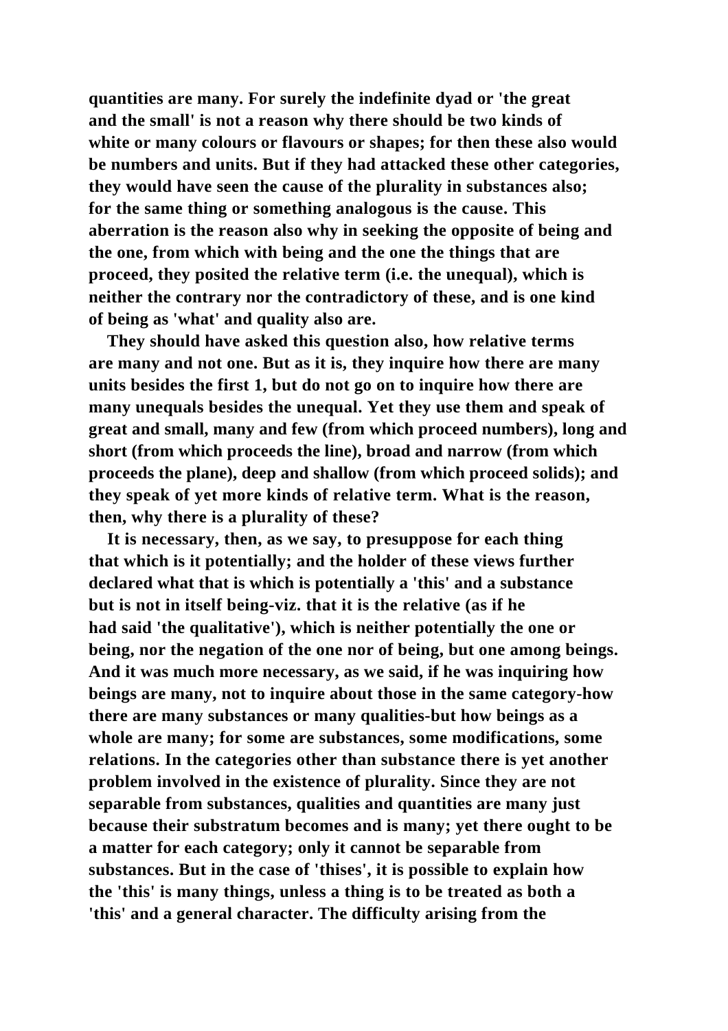quantities are many. For surely the indefinite dyad or 'the great and the small' is not a reason why there should be two kinds of white or many colours or flavours or shapes; for then these also would be numbers and units. But if they had attacked these other categories, they would have seen the cause of the plurality in substances also; for the same thing or something analogous is the cause. This aberration is the reason also why in seeking the opposite of being and the one, from which with being and the one the things that are proceed, they posited the relative term (i.e. the unequal), which is neither the contrary nor the contradictory of these, and is one kind of being as 'what' and quality also are.

They should have asked this question also, how relative terms are many and not one. But as it is, they inquire how there are many units besides the first 1, but do not go on to inquire how there are many unequals besides the unequal. Yet they use them and speak of great and small, many and few (from which proceed numbers), long and short (from which proceeds the line), broad and narrow (from which proceeds the plane), deep and shallow (from which proceed solids); and they speak of yet more kinds of relative term. What is the reason, then, why there is a plurality of these?

It is necessary, then, as we say, to presuppose for each thing that which is it potentially; and the holder of these views further declared what that is which is potentially a 'this' and a substance but is not in itself being-viz. that it is the relative (as if he had said 'the qualitative'), which is neither potentially the one or being, nor the negation of the one nor of being, but one among beings. And it was much more necessary, as we said, if he was inquiring how beings are many, not to inquire about those in the same category-how there are many substances or many qualities-but how beings as a whole are many; for some are substances, some modifications, some relations. In the categories other than substance there is yet another problem involved in the existence of plurality. Since they are not separable from substances, qualities and quantities are many just because their substratum becomes and is many; yet there ought to be a matter for each category; only it cannot be separable from substances. But in the case of 'thises', it is possible to explain how the 'this' is many things, unless a thing is to be treated as both a 'this' and a general character. The difficulty arising from the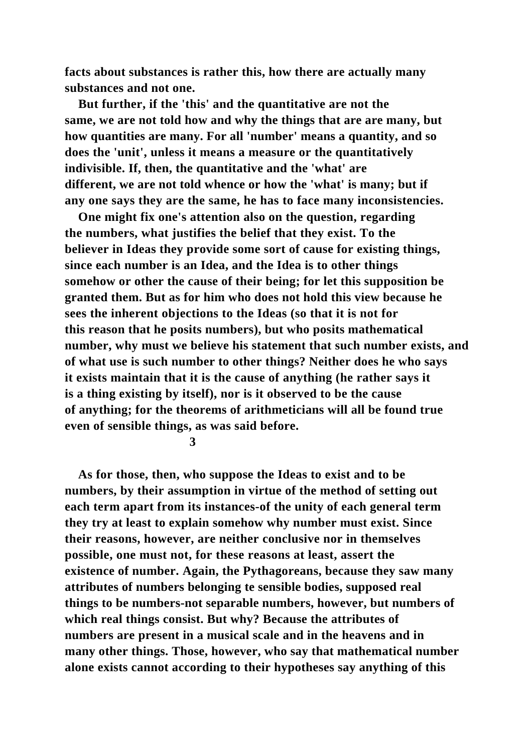facts about substances is rather this, how there are actually many substances and not one.

But further, if the 'this' and the quantitative are not the same, we are not told how and why the things that are are many, but how quantities are many. For all 'number' means a quantity, and so does the 'unit', unless it means a measure or the quantitatively indivisible. If, then, the quantitative and the 'what' are different, we are not told whence or how the 'what' is many; but if any one says they are the same, he has to face many inconsistencies.

One might fix one's attention also on the question, regarding the numbers, what justifies the belief that they exist. To the believer in Ideas they provide some sort of cause for existing things, since each number is an Idea, and the Idea is to other things somehow or other the cause of their being; for let this supposition be granted them. But as for him who does not hold this view because he sees the inherent objections to the Ideas (so that it is not for this reason that he posits numbers), but who posits mathematical number, why must we believe his statement that such number exists, and of what use is such number to other things? Neither does he who says it exists maintain that it is the cause of anything (he rather says it is a thing existing by itself), nor is it observed to be the cause of anything; for the theorems of arithmeticians will all be found true even of sensible things, as was said before.

### 3

As for those, then, who suppose the Ideas to exist and to be numbers, by their assumption in virtue of the method of setting out each term apart from its instances-of the unity of each general term they try at least to explain somehow why number must exist. Since their reasons, however, are neither conclusive nor in themselves possible, one must not, for these reasons at least, assert the existence of number. Again, the Pythagoreans, because they saw many attributes of numbers belonging te sensible bodies, supposed real things to be numbers-not separable numbers, however, but numbers of which real things consist. But why? Because the attributes of numbers are present in a musical scale and in the heavens and in many other things. Those, however, who say that mathematical number alone exists cannot according to their hypotheses say anything of this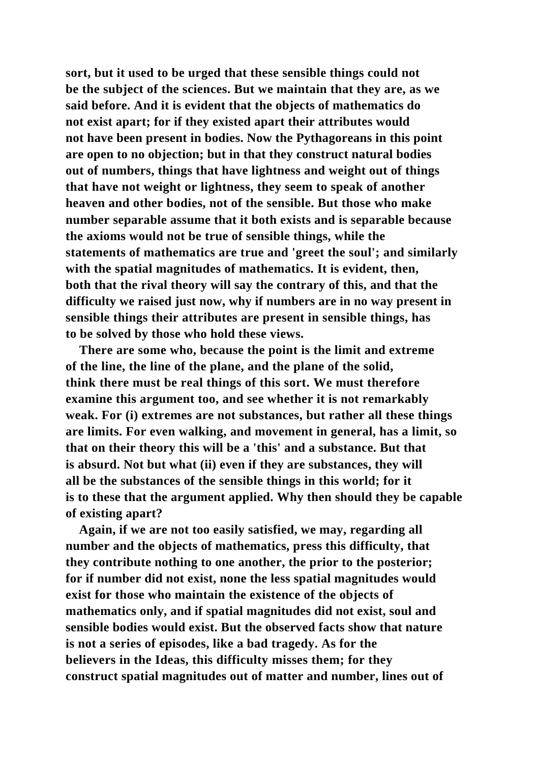sort, but it used to be urged that these sensible things could not be the subject of the sciences. But we maintain that they are, as we said before. And it is evident that the objects of mathematics do not exist apart; for if they existed apart their attributes would not have been present in bodies. Now the Pythagoreans in this point are open to no objection; but in that they construct natural bodies out of numbers, things that have lightness and weight out of things that have not weight or lightness, they seem to speak of another heaven and other bodies, not of the sensible. But those who make number separable assume that it both exists and is separable because the axioms would not be true of sensible things, while the statements of mathematics are true and 'greet the soul'; and similarly with the spatial magnitudes of mathematics. It is evident, then, both that the rival theory will say the contrary of this, and that the difficulty we raised just now, why if numbers are in no way present in sensible things their attributes are present in sensible things, has to be solved by those who hold these views.

There are some who, because the point is the limit and extreme of the line, the line of the plane, and the plane of the solid, think there must be real things of this sort. We must therefore examine this argument too, and see whether it is not remarkably weak. For (i) extremes are not substances, but rather all these things are limits. For even walking, and movement in general, has a limit, so that on their theory this will be a 'this' and a substance. But that is absurd. Not but what (ii) even if they are substances, they will all be the substances of the sensible things in this world; for it is to these that the argument applied. Why then should they be capable of existing apart?

Again, if we are not too easily satisfied, we may, regarding all number and the objects of mathematics, press this difficulty, that they contribute nothing to one another, the prior to the posterior; for if number did not exist, none the less spatial magnitudes would exist for those who maintain the existence of the objects of mathematics only, and if spatial magnitudes did not exist, soul and sensible bodies would exist. But the observed facts show that nature is not a series of episodes, like a bad tragedy. As for the believers in the Ideas, this difficulty misses them; for they construct spatial magnitudes out of matter and number, lines out of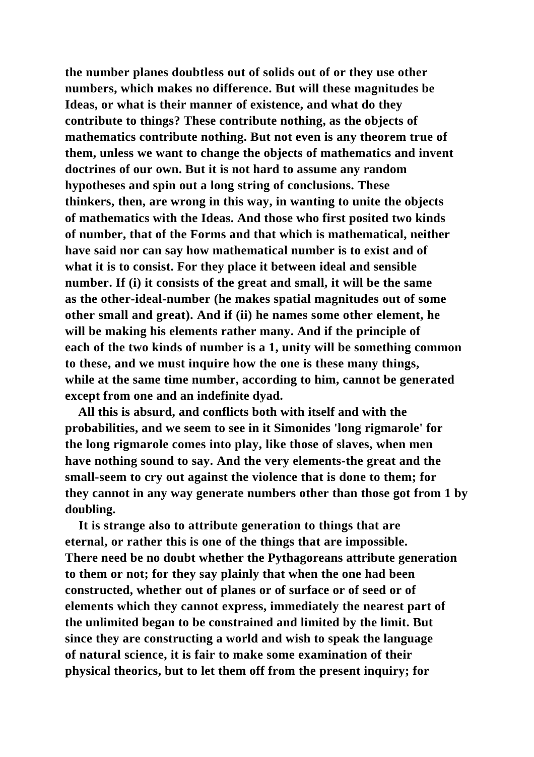the number planes doubtless out of solids out of or they use other numbers, which makes no difference. But will these magnitudes be Ideas, or what is their manner of existence, and what do they contribute to things? These contribute nothing, as the objects of mathematics contribute nothing. But not even is any theorem true of them, unless we want to change the objects of mathematics and invent doctrines of our own. But it is not hard to assume any random hypotheses and spin out a long string of conclusions. These thinkers, then, are wrong in this way, in wanting to unite the objects of mathematics with the Ideas. And those who first posited two kinds of number, that of the Forms and that which is mathematical, neither have said nor can say how mathematical number is to exist and of what it is to consist. For they place it between ideal and sensible number. If (i) it consists of the great and small, it will be the same as the other-ideal-number (he makes spatial magnitudes out of some other small and great). And if (ii) he names some other element, he will be making his elements rather many. And if the principle of each of the two kinds of number is a 1, unity will be something common to these, and we must inquire how the one is these many things, while at the same time number, according to him, cannot be generated except from one and an indefinite dyad.

All this is absurd, and conflicts both with itself and with the probabilities, and we seem to see in it Simonides 'long rigmarole' for the long rigmarole comes into play, like those of slaves, when men have nothing sound to say. And the very elements-the great and the small-seem to cry out against the violence that is done to them; for they cannot in any way generate numbers other than those got from 1 by doubling.

It is strange also to attribute generation to things that are eternal, or rather this is one of the things that are impossible. There need be no doubt whether the Pythagoreans attribute generation to them or not; for they say plainly that when the one had been constructed, whether out of planes or of surface or of seed or of elements which they cannot express, immediately the nearest part of the unlimited began to be constrained and limited by the limit. But since they are constructing a world and wish to speak the language of natural science, it is fair to make some examination of their physical theorics, but to let them off from the present inquiry; for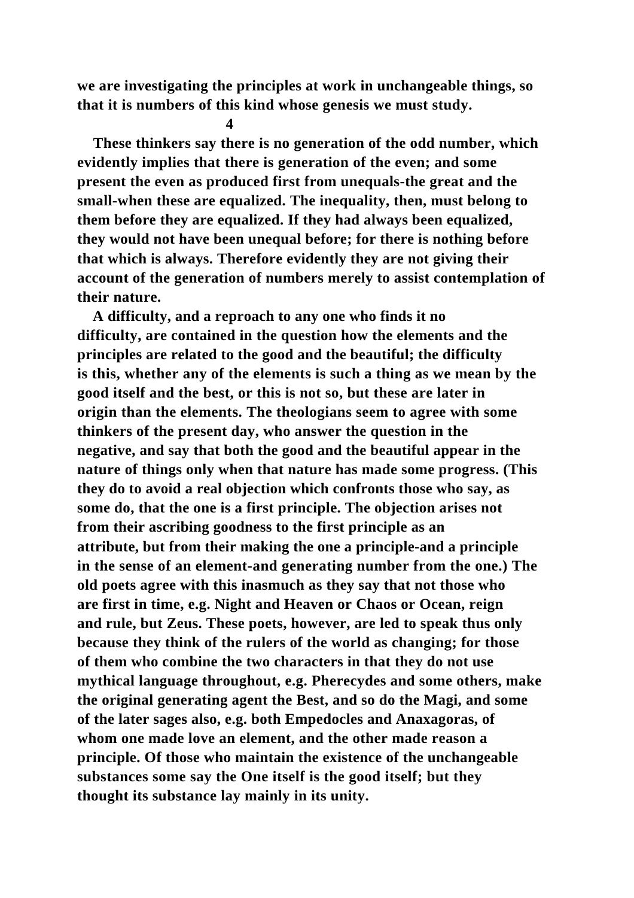we are investigating the principles at work in unchangeable things, so that it is numbers of this kind whose genesis we must study.

## 4

These thinkers say there is no generation of the odd number, which evidently implies that there is generation of the even; and some present the even as produced first from unequals-the great and the small-when these are equalized. The inequality, then, must belong to them before they are equalized. If they had always been equalized, they would not have been unequal before; for there is nothing before that which is always. Therefore evidently they are not giving their account of the generation of numbers merely to assist contemplation of their nature.

A difficulty, and a reproach to any one who finds it no difficulty, are contained in the question how the elements and the principles are related to the good and the beautiful; the difficulty is this, whether any of the elements is such a thing as we mean by the good itself and the best, or this is not so, but these are later in origin than the elements. The theologians seem to agree with some thinkers of the present day, who answer the question in the negative, and say that both the good and the beautiful appear in the nature of things only when that nature has made some progress. (This they do to avoid a real objection which confronts those who say, as some do, that the one is a first principle. The objection arises not from their ascribing goodness to the first principle as an attribute, but from their making the one a principle-and a principle in the sense of an element-and generating number from the one.) The old poets agree with this inasmuch as they say that not those who are first in time, e.g. Night and Heaven or Chaos or Ocean, reign and rule, but Zeus. These poets, however, are led to speak thus only because they think of the rulers of the world as changing; for those of them who combine the two characters in that they do not use mythical language throughout, e.g. Pherecydes and some others, make the original generating agent the Best, and so do the Magi, and some of the later sages also, e.g. both Empedocles and Anaxagoras, of whom one made love an element, and the other made reason a principle. Of those who maintain the existence of the unchangeable substances some say the One itself is the good itself; but they thought its substance lay mainly in its unity.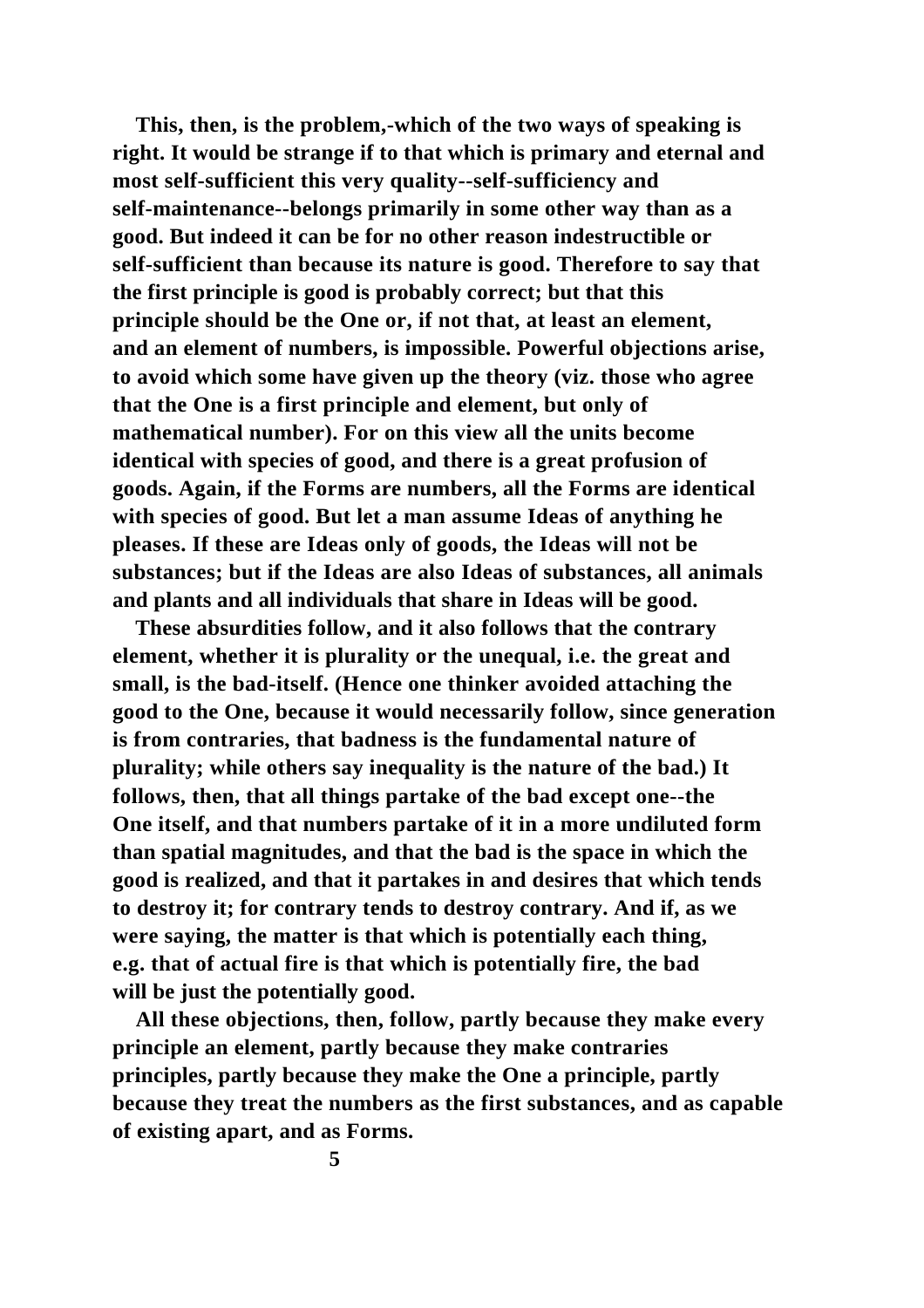This, then, is the problem,-which of the two ways of speaking is right. It would be strange if to that which is primary and eternal and most self-sufficient this very quality--self-sufficiency and self-maintenance--belongs primarily in some other way than as a good. But indeed it can be for no other reason indestructible or self-sufficient than because its nature is good. Therefore to say that the first principle is good is probably correct; but that this principle should be the One or, if not that, at least an element, and an element of numbers, is impossible. Powerful objections arise, to avoid which some have given up the theory (viz. those who agree that the One is a first principle and element, but only of mathematical number). For on this view all the units become identical with species of good, and there is a great profusion of goods. Again, if the Forms are numbers, all the Forms are identical with species of good. But let a man assume Ideas of anything he pleases. If these are Ideas only of goods, the Ideas will not be substances; but if the Ideas are also Ideas of substances, all animals and plants and all individuals that share in Ideas will be good.

These absurdities follow, and it also follows that the contrary element, whether it is plurality or the unequal, i.e. the great and small, is the bad-itself. (Hence one thinker avoided attaching the good to the One, because it would necessarily follow, since generation is from contraries, that badness is the fundamental nature of plurality; while others say inequality is the nature of the bad.) It follows, then, that all things partake of the bad except one--the One itself, and that numbers partake of it in a more undiluted form than spatial magnitudes, and that the bad is the space in which the good is realized, and that it partakes in and desires that which tends to destroy it; for contrary tends to destroy contrary. And if, as we were saying, the matter is that which is potentially each thing, e.g. that of actual fire is that which is potentially fire, the bad will be just the potentially good.

All these objections, then, follow, partly because they make every principle an element, partly because they make contraries principles, partly because they make the One a principle, partly because they treat the numbers as the first substances, and as capable of existing apart, and as Forms.

5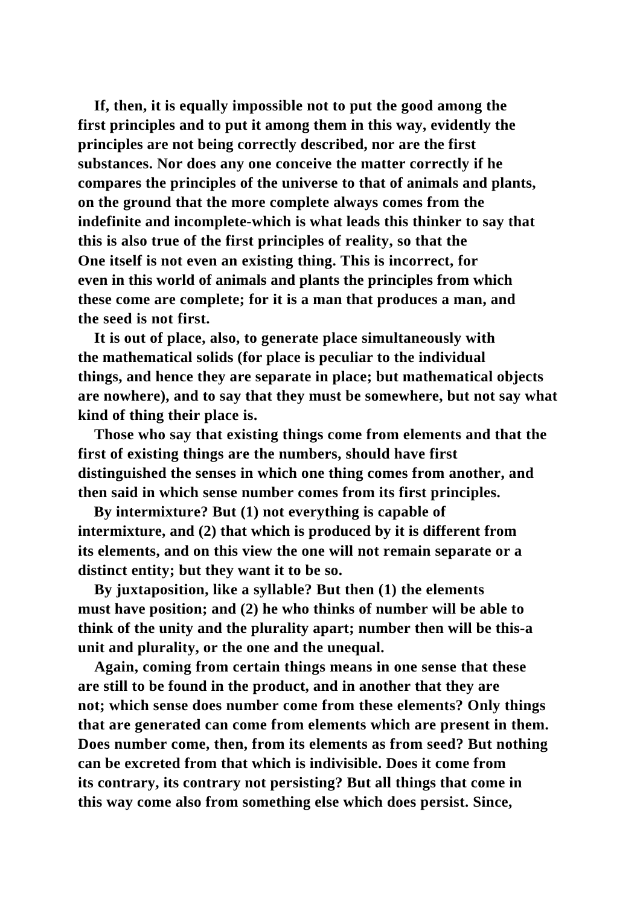If, then, it is equally impossible not to put the good among the first principles and to put it among them in this way, evidently the principles are not being correctly described, nor are the first substances. Nor does any one conceive the matter correctly if he compares the principles of the universe to that of animals and plants, on the ground that the more complete always comes from the indefinite and incomplete-which is what leads this thinker to say that this is also true of the first principles of reality, so that the One itself is not even an existing thing. This is incorrect, for even in this world of animals and plants the principles from which these come are complete; for it is a man that produces a man, and the seed is not first.

It is out of place, also, to generate place simultaneously with the mathematical solids (for place is peculiar to the individual things, and hence they are separate in place; but mathematical objects are nowhere), and to say that they must be somewhere, but not say what kind of thing their place is.

Those who say that existing things come from elements and that the first of existing things are the numbers, should have first distinguished the senses in which one thing comes from another, and then said in which sense number comes from its first principles.

By intermixture? But (1) not everything is capable of intermixture, and (2) that which is produced by it is different from its elements, and on this view the one will not remain separate or a distinct entity; but they want it to be so.

By juxtaposition, like a syllable? But then (1) the elements must have position; and (2) he who thinks of number will be able to think of the unity and the plurality apart; number then will be this-a unit and plurality, or the one and the unequal.

Again, coming from certain things means in one sense that these are still to be found in the product, and in another that they are not; which sense does number come from these elements? Only things that are generated can come from elements which are present in them. Does number come, then, from its elements as from seed? But nothing can be excreted from that which is indivisible. Does it come from its contrary, its contrary not persisting? But all things that come in this way come also from something else which does persist. Since,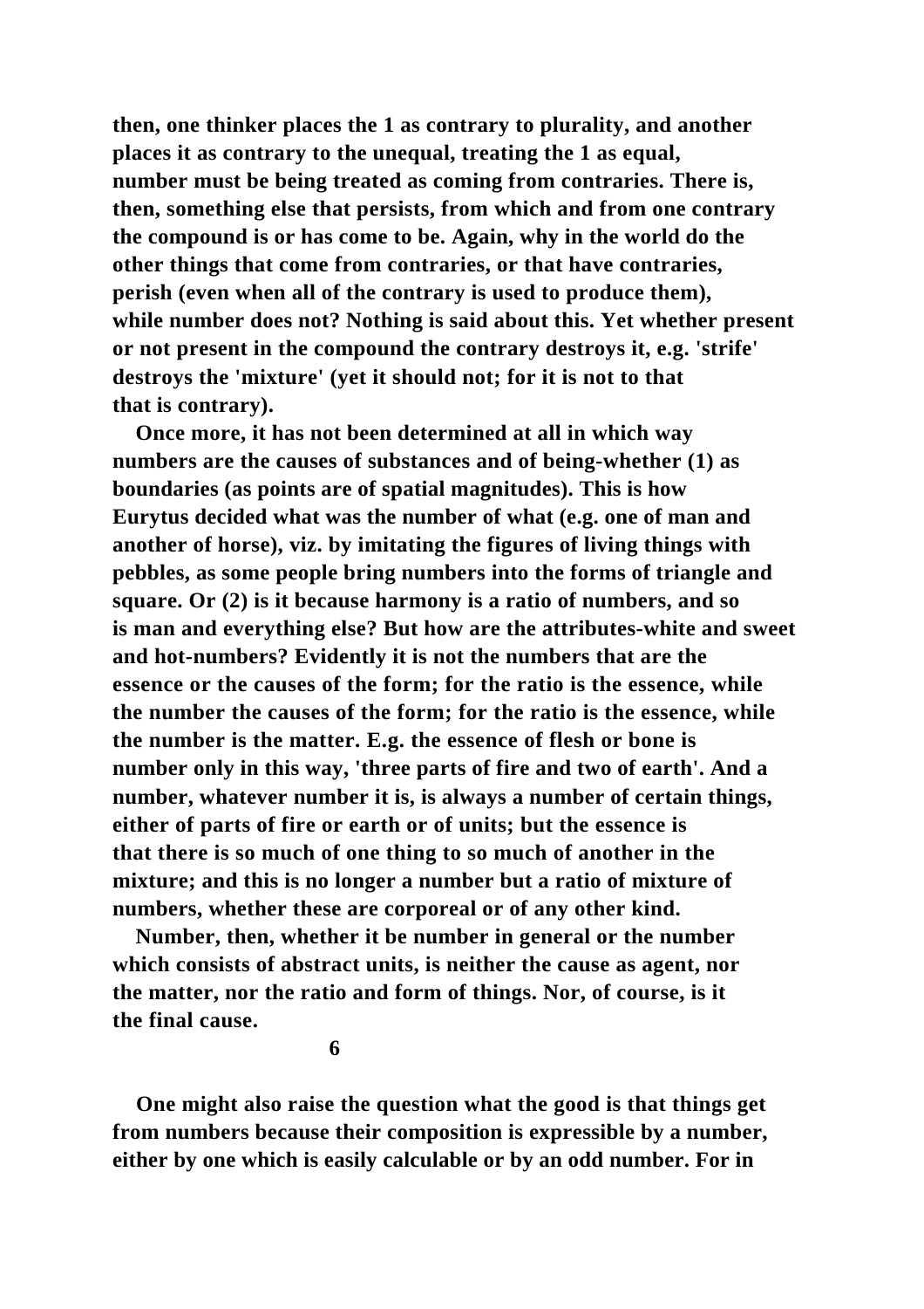then, one thinker places the 1 as contrary to plurality, and another places it as contrary to the unequal, treating the 1 as equal, number must be being treated as coming from contraries. There is, then, something else that persists, from which and from one contrary the compound is or has come to be. Again, why in the world do the other things that come from contraries, or that have contraries, perish (even when all of the contrary is used to produce them), while number does not? Nothing is said about this. Yet whether present or not present in the compound the contrary destroys it, e.g. 'strife' destroys the 'mixture' (yet it should not; for it is not to that that is contrary).

Once more, it has not been determined at all in which way numbers are the causes of substances and of being-whether (1) as boundaries (as points are of spatial magnitudes). This is how Eurytus decided what was the number of what (e.g. one of man and another of horse), viz. by imitating the figures of living things with pebbles, as some people bring numbers into the forms of triangle and square. Or (2) is it because harmony is a ratio of numbers, and so is man and everything else? But how are the attributes-white and sweet and hot-numbers? Evidently it is not the numbers that are the essence or the causes of the form; for the ratio is the essence, while the number the causes of the form; for the ratio is the essence, while the number is the matter. E.g. the essence of flesh or bone is number only in this way, 'three parts of fire and two of earth'. And a number, whatever number it is, is always a number of certain things, either of parts of fire or earth or of units; but the essence is that there is so much of one thing to so much of another in the mixture; and this is no longer a number but a ratio of mixture of numbers, whether these are corporeal or of any other kind.

Number, then, whether it be number in general or the number which consists of abstract units, is neither the cause as agent, nor the matter, nor the ratio and form of things. Nor, of course, is it the final cause.

## 6

One might also raise the question what the good is that things get from numbers because their composition is expressible by a number, either by one which is easily calculable or by an odd number. For in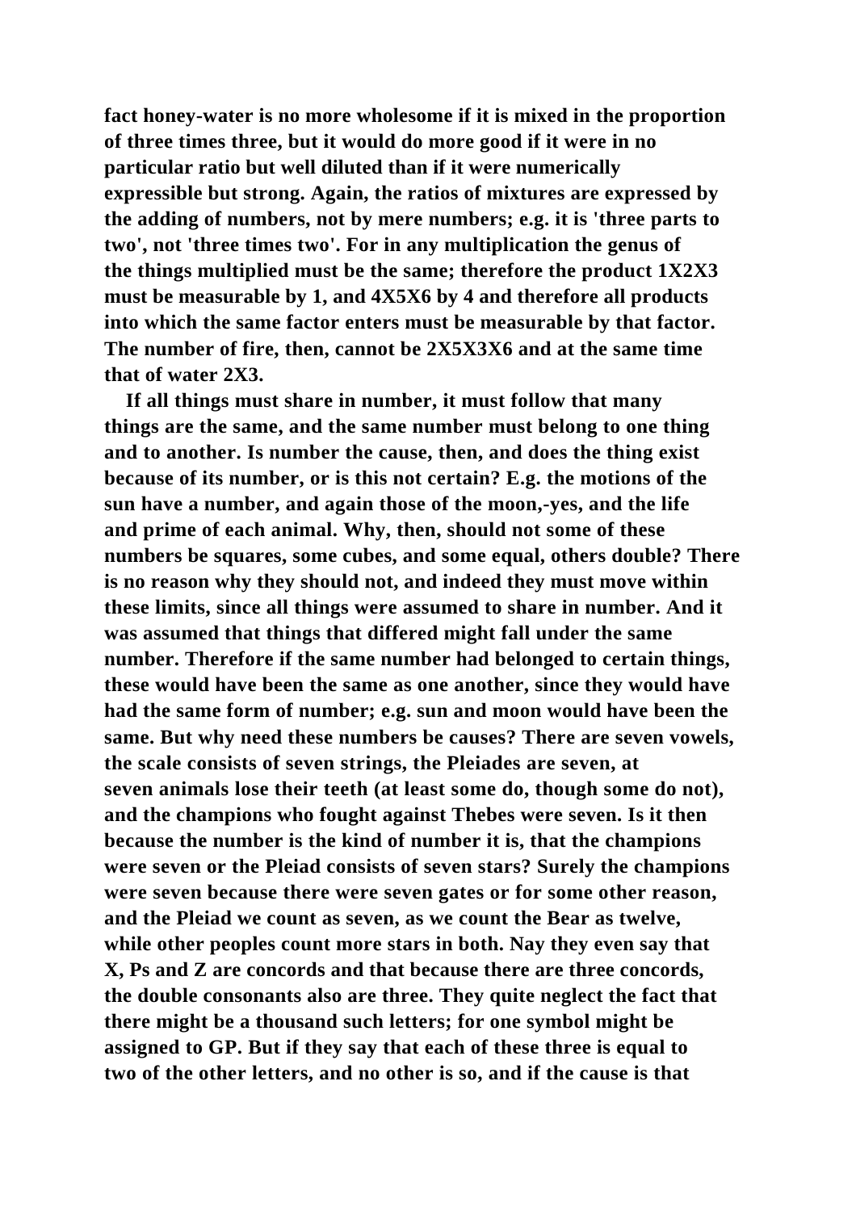fact honey-water is no more wholesome if it is mixed in the proportion of three times three, but it would do more good if it were in no particular ratio but well diluted than if it were numerically expressible but strong. Again, the ratios of mixtures are expressed by the adding of numbers, not by mere numbers; e.g. it is 'three parts to two', not 'three times two'. For in any multiplication the genus of the things multiplied must be the same; therefore the product 1X2X3 must be measurable by 1, and 4X5X6 by 4 and therefore all products into which the same factor enters must be measurable by that factor. The number of fire, then, cannot be 2X5X3X6 and at the same time that of water 2X3.

If all things must share in number, it must follow that many things are the same, and the same number must belong to one thing and to another. Is number the cause, then, and does the thing exist because of its number, or is this not certain? E.g. the motions of the sun have a number, and again those of the moon,-yes, and the life and prime of each animal. Why, then, should not some of these numbers be squares, some cubes, and some equal, others double? There is no reason why they should not, and indeed they must move within these limits, since all things were assumed to share in number. And it was assumed that things that differed might fall under the same number. Therefore if the same number had belonged to certain things, these would have been the same as one another, since they would have had the same form of number; e.g. sun and moon would have been the same. But why need these numbers be causes? There are seven vowels, the scale consists of seven strings, the Pleiades are seven, at seven animals lose their teeth (at least some do, though some do not), and the champions who fought against Thebes were seven. Is it then because the number is the kind of number it is, that the champions were seven or the Pleiad consists of seven stars? Surely the champions were seven because there were seven gates or for some other reason, and the Pleiad we count as seven, as we count the Bear as twelve, while other peoples count more stars in both. Nay they even say that X, Ps and Z are concords and that because there are three concords, the double consonants also are three. They quite neglect the fact that there might be a thousand such letters; for one symbol might be assigned to GP. But if they say that each of these three is equal to two of the other letters, and no other is so, and if the cause is that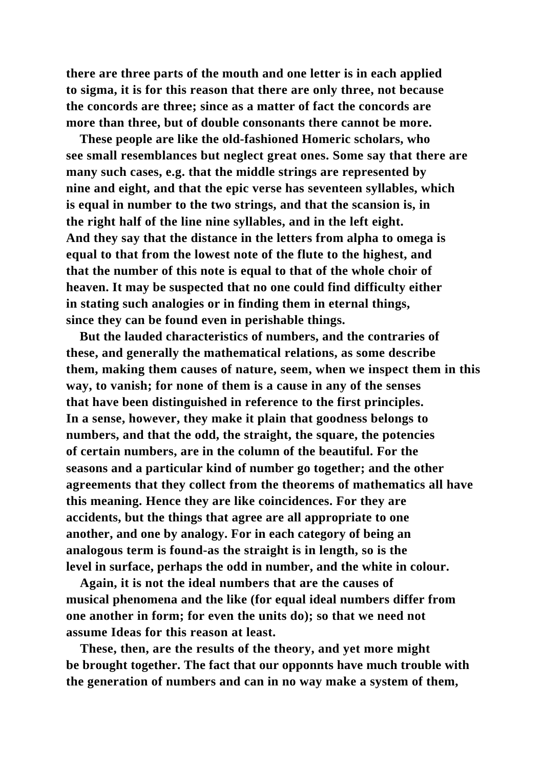there are three parts of the mouth and one letter is in each applied to sigma, it is for this reason that there are only three, not because the concords are three; since as a matter of fact the concords are more than three, but of double consonants there cannot be more.

These people are like the old-fashioned Homeric scholars, who see small resemblances but neglect great ones. Some say that there are many such cases, e.g. that the middle strings are represented by nine and eight, and that the epic verse has seventeen syllables, which is equal in number to the two strings, and that the scansion is, in the right half of the line nine syllables, and in the left eight. And they say that the distance in the letters from alpha to omega is equal to that from the lowest note of the flute to the highest, and that the number of this note is equal to that of the whole choir of heaven. It may be suspected that no one could find difficulty either in stating such analogies or in finding them in eternal things, since they can be found even in perishable things.

But the lauded characteristics of numbers, and the contraries of these, and generally the mathematical relations, as some describe them, making them causes of nature, seem, when we inspect them in this way, to vanish; for none of them is a cause in any of the senses that have been distinguished in reference to the first principles. In a sense, however, they make it plain that goodness belongs to numbers, and that the odd, the straight, the square, the potencies of certain numbers, are in the column of the beautiful. For the seasons and a particular kind of number go together; and the other agreements that they collect from the theorems of mathematics all have this meaning. Hence they are like coincidences. For they are accidents, but the things that agree are all appropriate to one another, and one by analogy. For in each category of being an analogous term is found-as the straight is in length, so is the level in surface, perhaps the odd in number, and the white in colour.

Again, it is not the ideal numbers that are the causes of musical phenomena and the like (for equal ideal numbers differ from one another in form; for even the units do); so that we need not assume Ideas for this reason at least.

These, then, are the results of the theory, and yet more might be brought together. The fact that our opponnts have much trouble with the generation of numbers and can in no way make a system of them,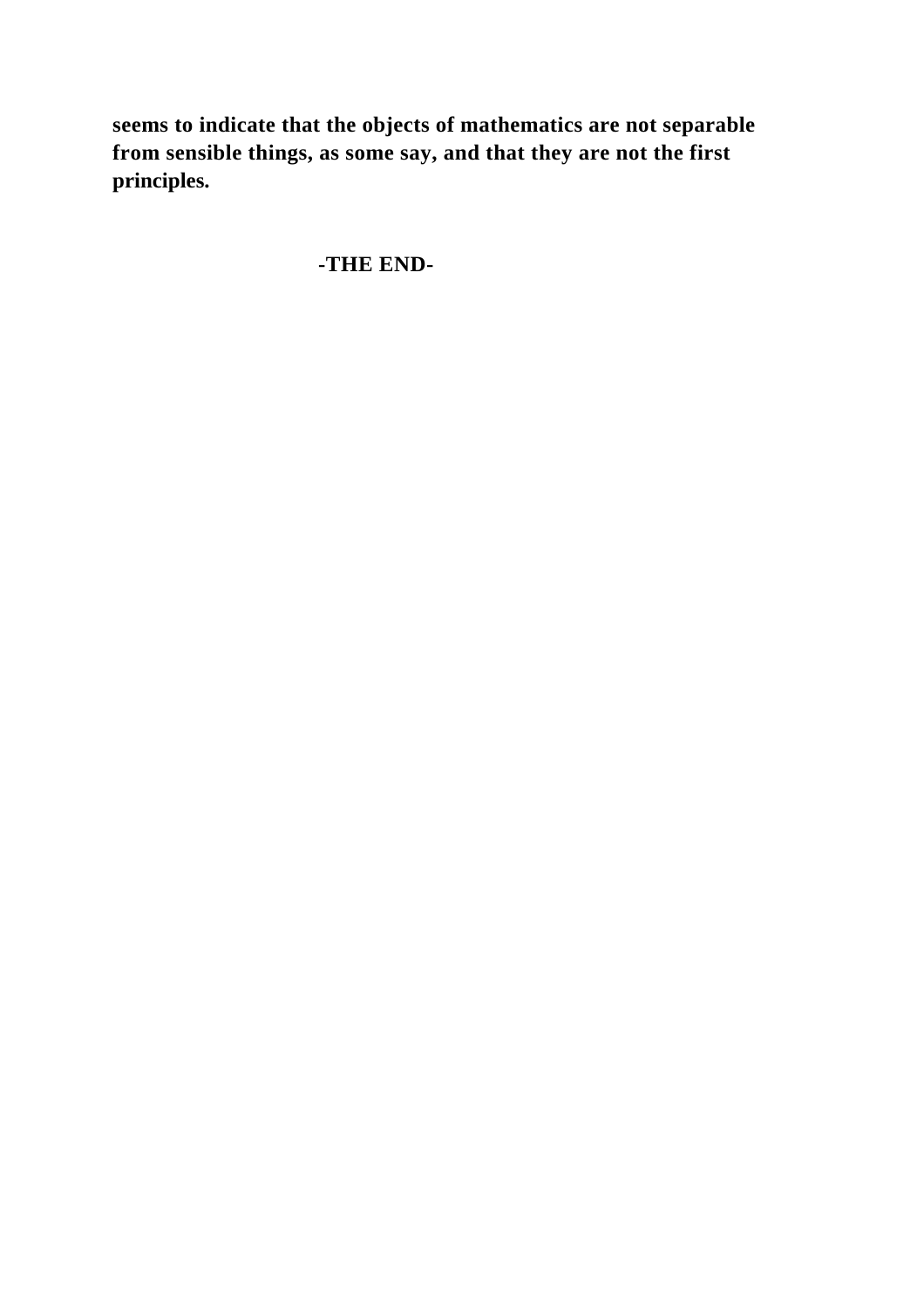**seems to indicate that the objects of mathematics are not separable from sensible things, as some say, and that they are not the first principles.**

**-THE END-**